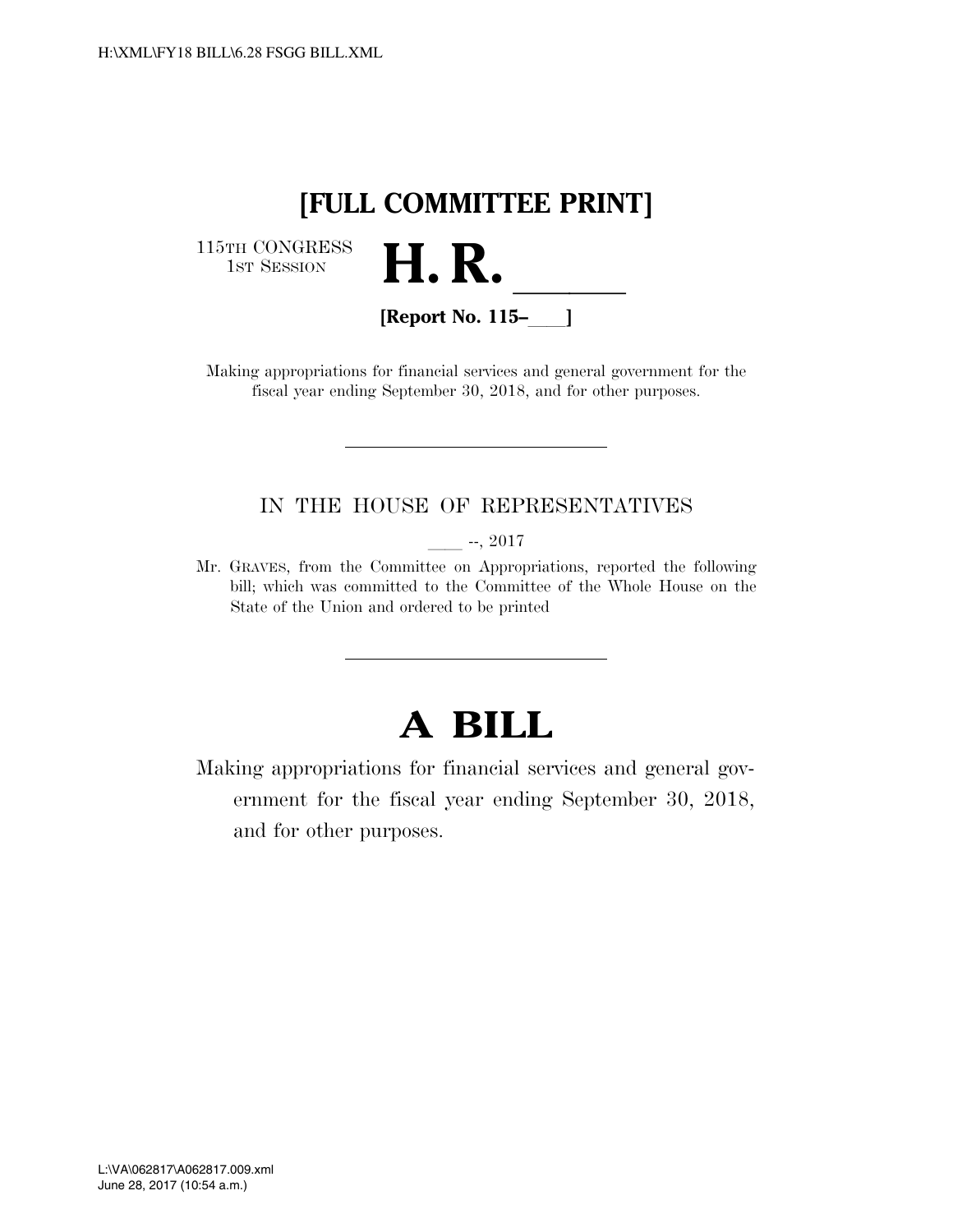# [FULL COMMITTEE PRINT]

115TH CONGRESS
1ST SESSION

# H. R. ____

**[Report No. 115–___]**

Making appropriations for financial services and general government for the fiscal year ending September 30, 2018, and for other purposes.

---

IN THE HOUSE OF REPRESENTATIVES

____ --, 2017

Mr. GRAVES, from the Committee on Appropriations, reported the following bill; which was committed to the Committee of the Whole House on the State of the Union and ordered to be printed

---

# A BILL

Making appropriations for financial services and general government for the fiscal year ending September 30, 2018, and for other purposes.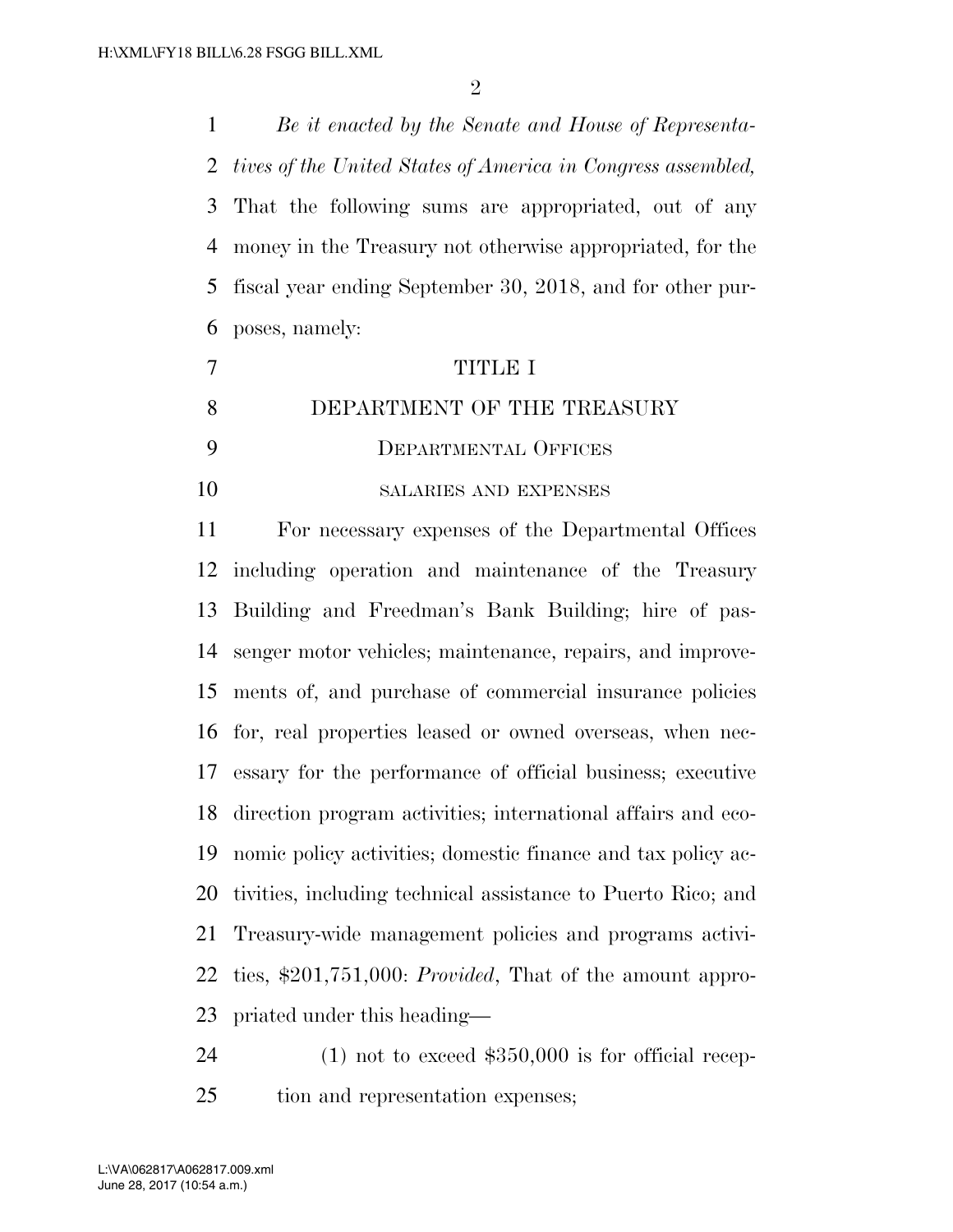*Be it enacted by the Senate and House of Representatives of the United States of America in Congress assembled,* That the following sums are appropriated, out of any money in the Treasury not otherwise appropriated, for the fiscal year ending September 30, 2018, and for other purposes, namely:

# TITLE I

# DEPARTMENT OF THE TREASURY

## DEPARTMENTAL OFFICES

### SALARIES AND EXPENSES

For necessary expenses of the Departmental Offices including operation and maintenance of the Treasury Building and Freedman's Bank Building; hire of passenger motor vehicles; maintenance, repairs, and improvements of, and purchase of commercial insurance policies for, real properties leased or owned overseas, when necessary for the performance of official business; executive direction program activities; international affairs and economic policy activities; domestic finance and tax policy activities, including technical assistance to Puerto Rico; and Treasury-wide management policies and programs activities, $201,751,000: *Provided*, That of the amount appropriated under this heading—

(1) not to exceed $350,000 is for official reception and representation expenses;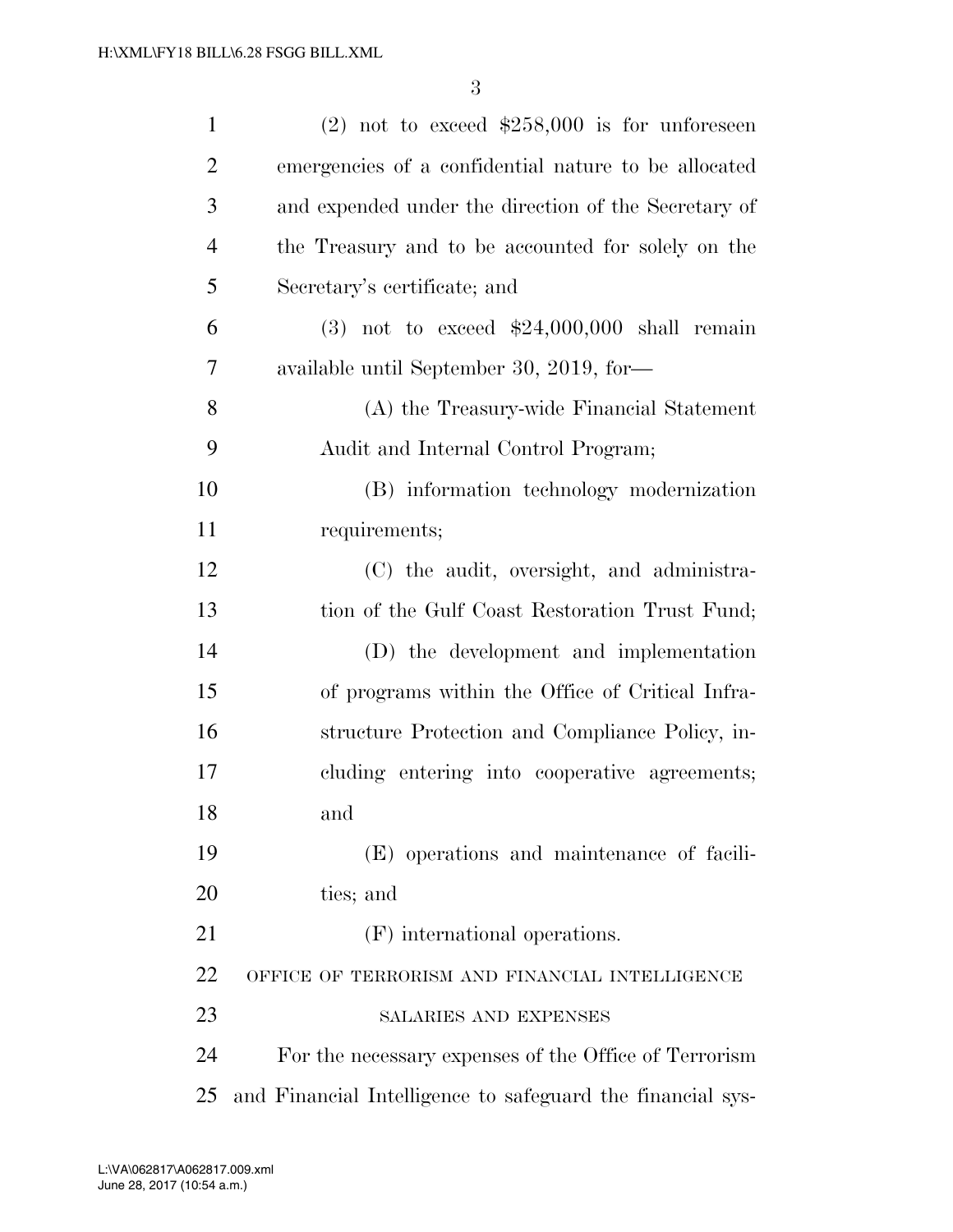(2) not to exceed $258,000 is for unforeseen emergencies of a confidential nature to be allocated and expended under the direction of the Secretary of the Treasury and to be accounted for solely on the Secretary's certificate; and

(3) not to exceed $24,000,000 shall remain available until September 30, 2019, for—

(A) the Treasury-wide Financial Statement Audit and Internal Control Program;

(B) information technology modernization requirements;

(C) the audit, oversight, and administration of the Gulf Coast Restoration Trust Fund;

(D) the development and implementation of programs within the Office of Critical Infrastructure Protection and Compliance Policy, including entering into cooperative agreements; and

(E) operations and maintenance of facilities; and

(F) international operations.

OFFICE OF TERRORISM AND FINANCIAL INTELLIGENCE

SALARIES AND EXPENSES

For the necessary expenses of the Office of Terrorism and Financial Intelligence to safeguard the financial sys-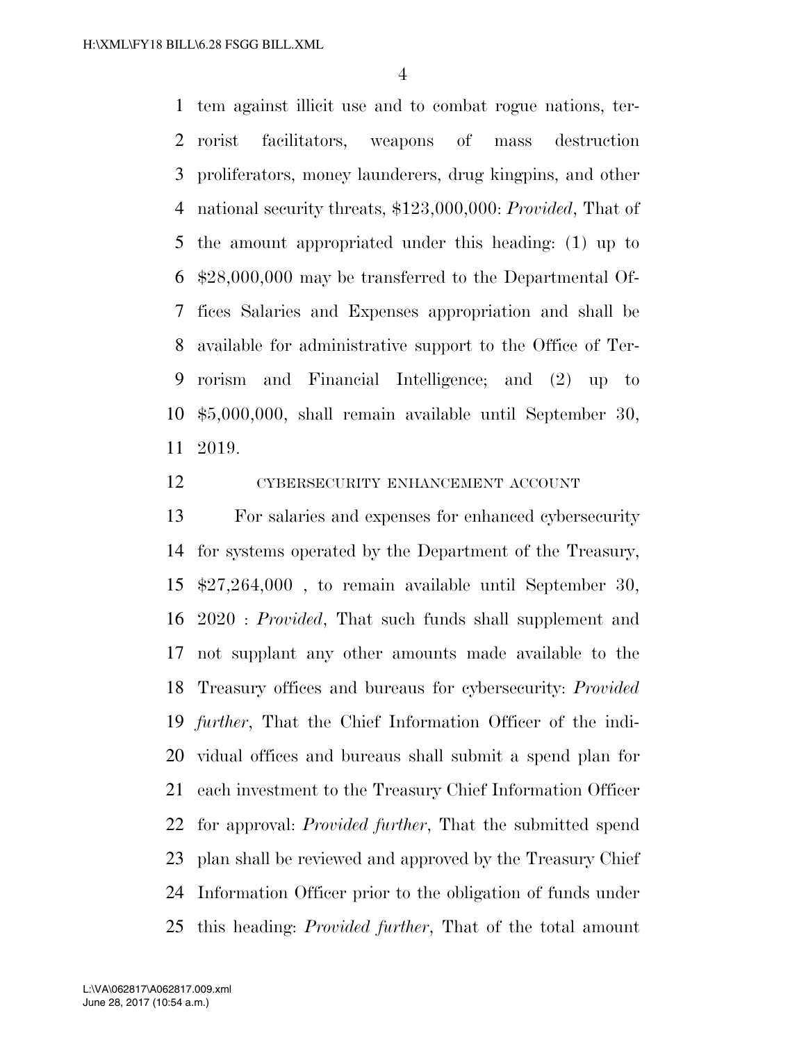tem against illicit use and to combat rogue nations, terrorist facilitators, weapons of mass destruction proliferators, money launderers, drug kingpins, and other national security threats, $123,000,000: *Provided*, That of the amount appropriated under this heading: (1) up to $28,000,000 may be transferred to the Departmental Offices Salaries and Expenses appropriation and shall be available for administrative support to the Office of Terrorism and Financial Intelligence; and (2) up to $5,000,000, shall remain available until September 30, 2019.

CYBERSECURITY ENHANCEMENT ACCOUNT

For salaries and expenses for enhanced cybersecurity for systems operated by the Department of the Treasury, $27,264,000 , to remain available until September 30, 2020 : *Provided*, That such funds shall supplement and not supplant any other amounts made available to the Treasury offices and bureaus for cybersecurity: *Provided further*, That the Chief Information Officer of the individual offices and bureaus shall submit a spend plan for each investment to the Treasury Chief Information Officer for approval: *Provided further*, That the submitted spend plan shall be reviewed and approved by the Treasury Chief Information Officer prior to the obligation of funds under this heading: *Provided further*, That of the total amount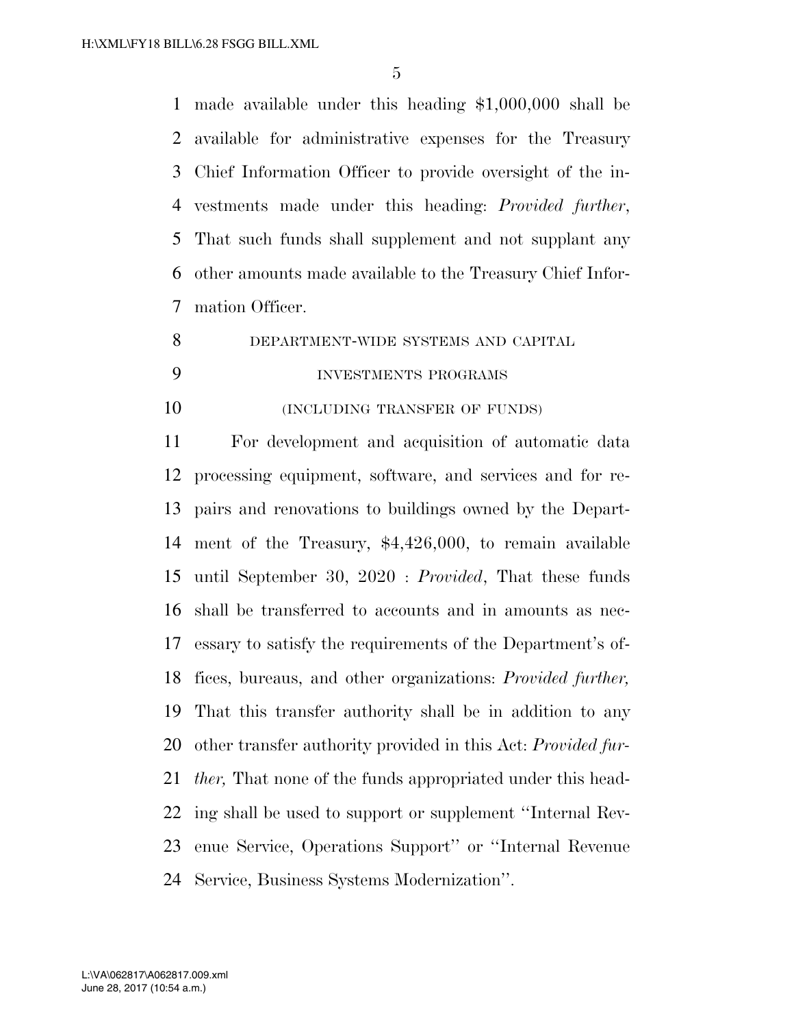made available under this heading $1,000,000 shall be available for administrative expenses for the Treasury Chief Information Officer to provide oversight of the investments made under this heading: *Provided further*, That such funds shall supplement and not supplant any other amounts made available to the Treasury Chief Information Officer.

DEPARTMENT-WIDE SYSTEMS AND CAPITAL INVESTMENTS PROGRAMS

(INCLUDING TRANSFER OF FUNDS)

For development and acquisition of automatic data processing equipment, software, and services and for repairs and renovations to buildings owned by the Department of the Treasury, $4,426,000, to remain available until September 30, 2020 : *Provided*, That these funds shall be transferred to accounts and in amounts as necessary to satisfy the requirements of the Department's offices, bureaus, and other organizations: *Provided further,* That this transfer authority shall be in addition to any other transfer authority provided in this Act: *Provided further,* That none of the funds appropriated under this heading shall be used to support or supplement ''Internal Revenue Service, Operations Support'' or ''Internal Revenue Service, Business Systems Modernization''.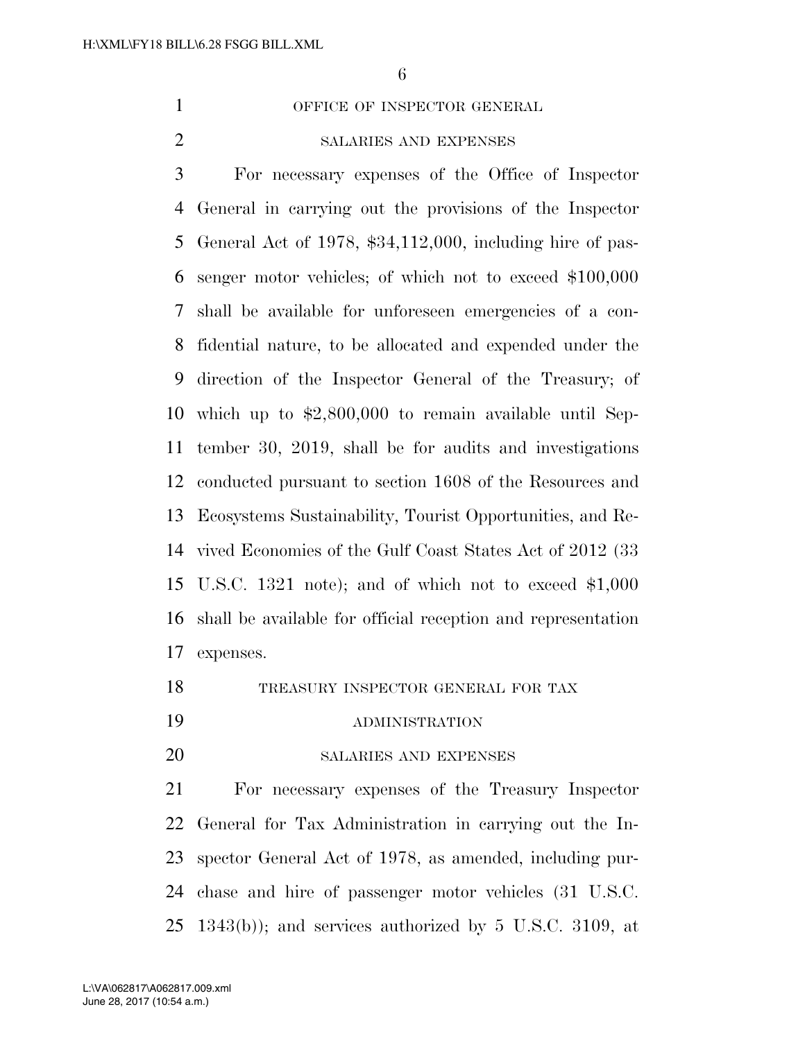## OFFICE OF INSPECTOR GENERAL

### SALARIES AND EXPENSES

For necessary expenses of the Office of Inspector General in carrying out the provisions of the Inspector General Act of 1978, $34,112,000, including hire of passenger motor vehicles; of which not to exceed $100,000 shall be available for unforeseen emergencies of a confidential nature, to be allocated and expended under the direction of the Inspector General of the Treasury; of which up to $2,800,000 to remain available until September 30, 2019, shall be for audits and investigations conducted pursuant to section 1608 of the Resources and Ecosystems Sustainability, Tourist Opportunities, and Revived Economies of the Gulf Coast States Act of 2012 (33 U.S.C. 1321 note); and of which not to exceed $1,000 shall be available for official reception and representation expenses.

## TREASURY INSPECTOR GENERAL FOR TAX ADMINISTRATION

### SALARIES AND EXPENSES

For necessary expenses of the Treasury Inspector General for Tax Administration in carrying out the Inspector General Act of 1978, as amended, including purchase and hire of passenger motor vehicles (31 U.S.C. 1343(b)); and services authorized by 5 U.S.C. 3109, at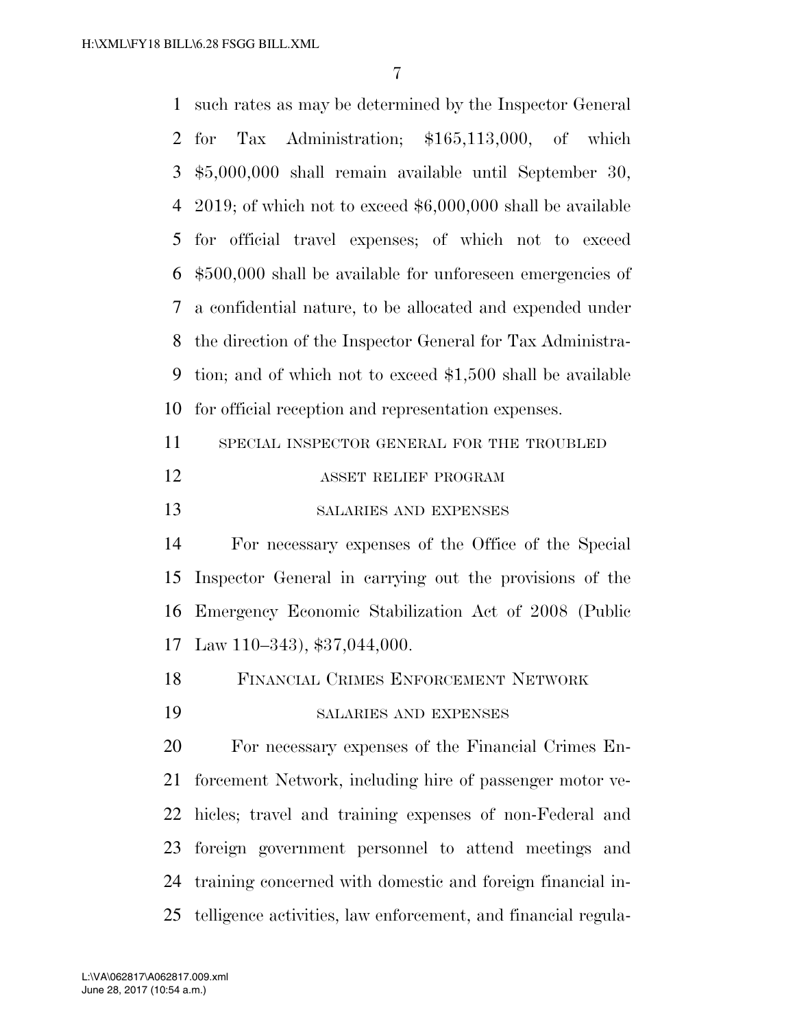such rates as may be determined by the Inspector General for Tax Administration; $165,113,000, of which $5,000,000 shall remain available until September 30, 2019; of which not to exceed $6,000,000 shall be available for official travel expenses; of which not to exceed $500,000 shall be available for unforeseen emergencies of a confidential nature, to be allocated and expended under the direction of the Inspector General for Tax Administration; and of which not to exceed $1,500 shall be available for official reception and representation expenses.

SPECIAL INSPECTOR GENERAL FOR THE TROUBLED ASSET RELIEF PROGRAM

SALARIES AND EXPENSES

For necessary expenses of the Office of the Special Inspector General in carrying out the provisions of the Emergency Economic Stabilization Act of 2008 (Public Law 110–343), $37,044,000.

FINANCIAL CRIMES ENFORCEMENT NETWORK

SALARIES AND EXPENSES

For necessary expenses of the Financial Crimes Enforcement Network, including hire of passenger motor vehicles; travel and training expenses of non-Federal and foreign government personnel to attend meetings and training concerned with domestic and foreign financial intelligence activities, law enforcement, and financial regula-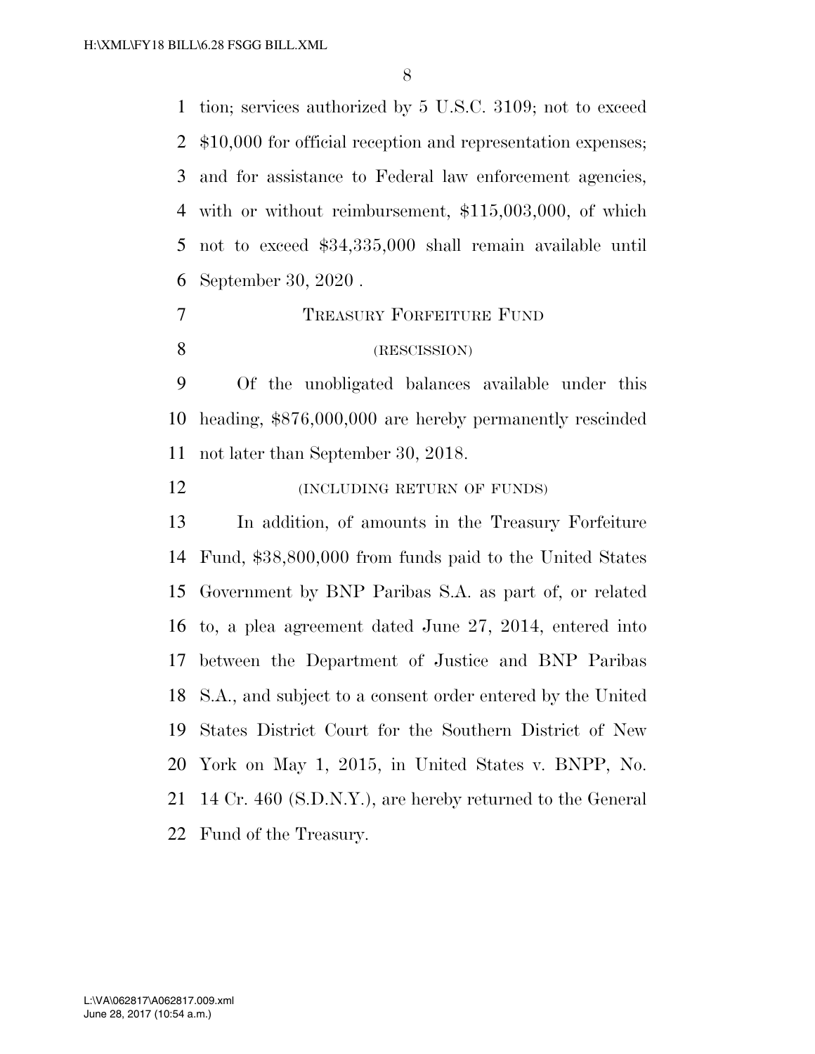tion; services authorized by 5 U.S.C. 3109; not to exceed $10,000 for official reception and representation expenses; and for assistance to Federal law enforcement agencies, with or without reimbursement, $115,003,000, of which not to exceed $34,335,000 shall remain available until September 30, 2020 .

TREASURY FORFEITURE FUND

(RESCISSION)

Of the unobligated balances available under this heading, $876,000,000 are hereby permanently rescinded not later than September 30, 2018.

(INCLUDING RETURN OF FUNDS)

In addition, of amounts in the Treasury Forfeiture Fund, $38,800,000 from funds paid to the United States Government by BNP Paribas S.A. as part of, or related to, a plea agreement dated June 27, 2014, entered into between the Department of Justice and BNP Paribas S.A., and subject to a consent order entered by the United States District Court for the Southern District of New York on May 1, 2015, in United States v. BNPP, No. 14 Cr. 460 (S.D.N.Y.), are hereby returned to the General Fund of the Treasury.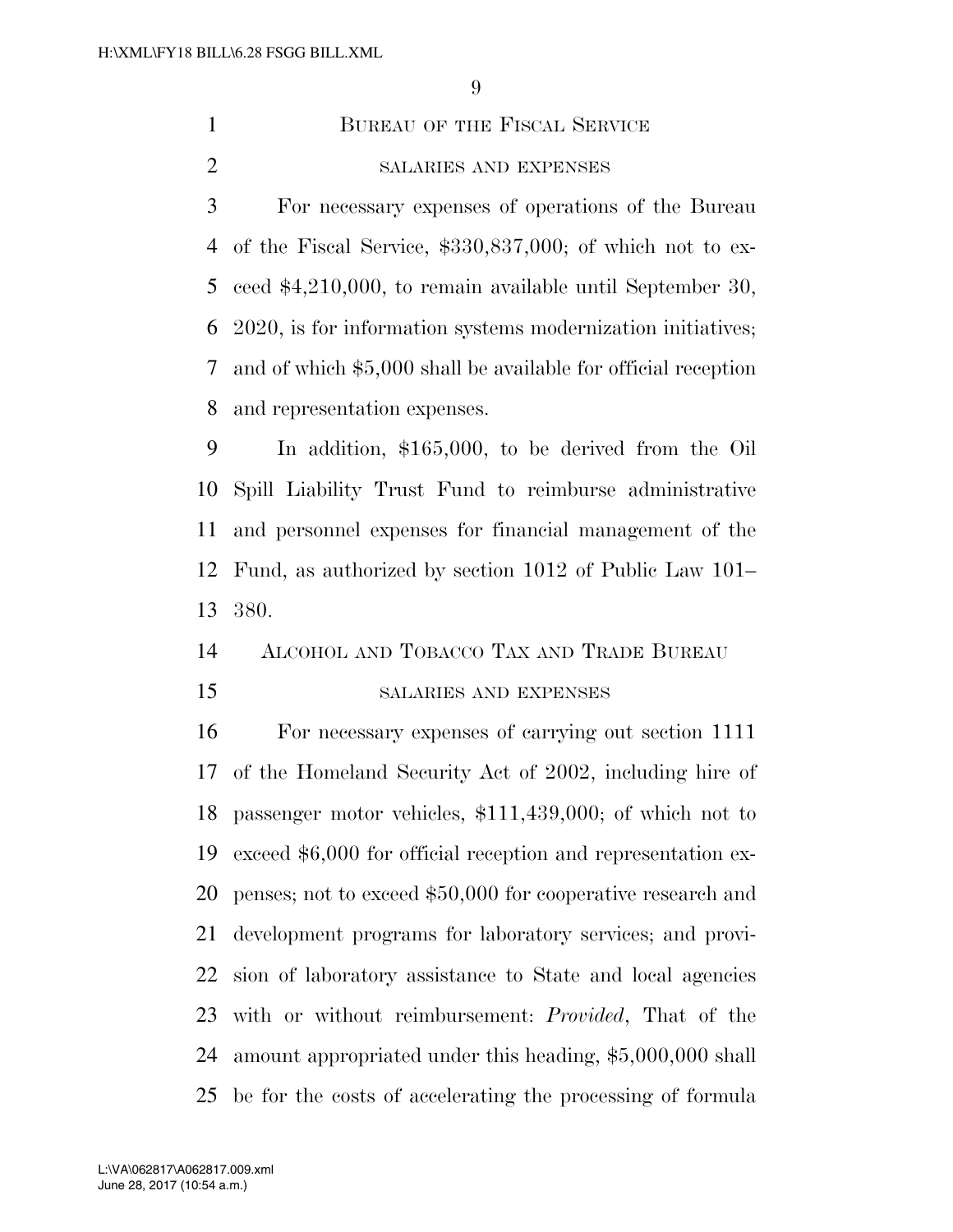## BUREAU OF THE FISCAL SERVICE

### SALARIES AND EXPENSES

For necessary expenses of operations of the Bureau of the Fiscal Service, $330,837,000; of which not to exceed $4,210,000, to remain available until September 30, 2020, is for information systems modernization initiatives; and of which $5,000 shall be available for official reception and representation expenses.

In addition, $165,000, to be derived from the Oil Spill Liability Trust Fund to reimburse administrative and personnel expenses for financial management of the Fund, as authorized by section 1012 of Public Law 101–380.

## ALCOHOL AND TOBACCO TAX AND TRADE BUREAU

### SALARIES AND EXPENSES

For necessary expenses of carrying out section 1111 of the Homeland Security Act of 2002, including hire of passenger motor vehicles, $111,439,000; of which not to exceed $6,000 for official reception and representation expenses; not to exceed $50,000 for cooperative research and development programs for laboratory services; and provision of laboratory assistance to State and local agencies with or without reimbursement: *Provided*, That of the amount appropriated under this heading, $5,000,000 shall be for the costs of accelerating the processing of formula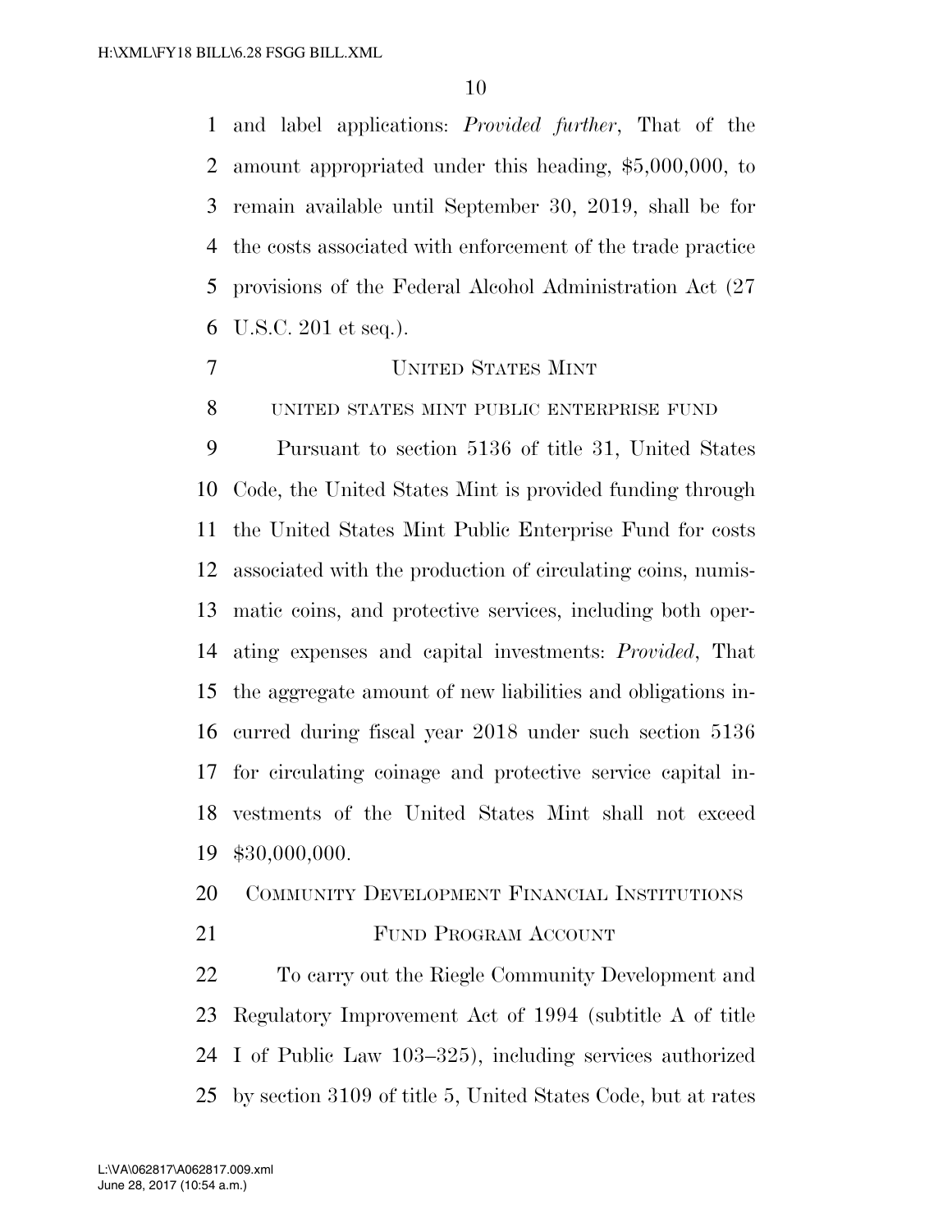and label applications: *Provided further*, That of the amount appropriated under this heading, $5,000,000, to remain available until September 30, 2019, shall be for the costs associated with enforcement of the trade practice provisions of the Federal Alcohol Administration Act (27 U.S.C. 201 et seq.).

## UNITED STATES MINT

### UNITED STATES MINT PUBLIC ENTERPRISE FUND

Pursuant to section 5136 of title 31, United States Code, the United States Mint is provided funding through the United States Mint Public Enterprise Fund for costs associated with the production of circulating coins, numismatic coins, and protective services, including both operating expenses and capital investments: *Provided*, That the aggregate amount of new liabilities and obligations incurred during fiscal year 2018 under such section 5136 for circulating coinage and protective service capital investments of the United States Mint shall not exceed $30,000,000.

## COMMUNITY DEVELOPMENT FINANCIAL INSTITUTIONS FUND PROGRAM ACCOUNT

To carry out the Riegle Community Development and Regulatory Improvement Act of 1994 (subtitle A of title I of Public Law 103–325), including services authorized by section 3109 of title 5, United States Code, but at rates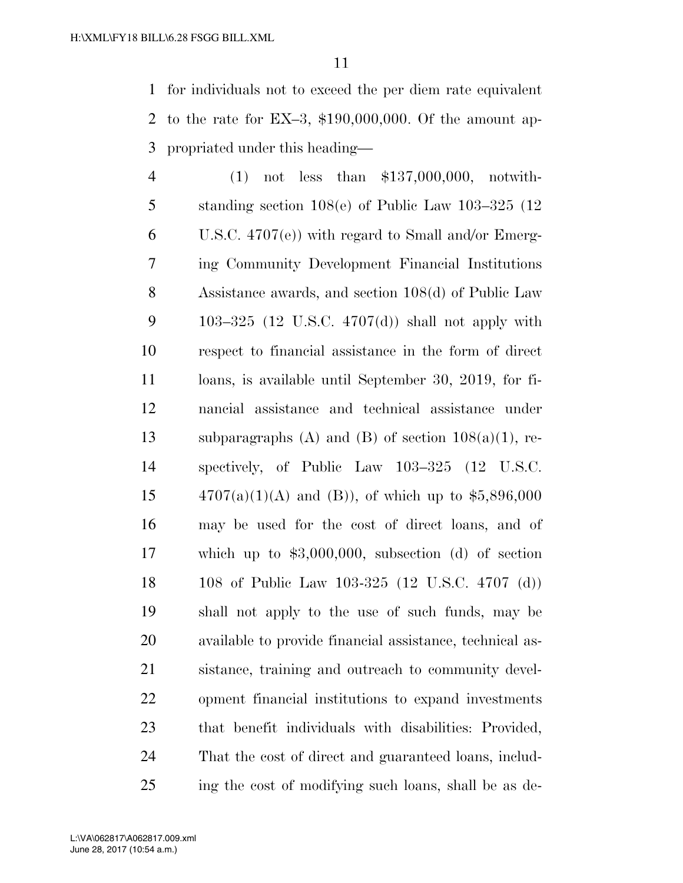for individuals not to exceed the per diem rate equivalent to the rate for EX–3, $190,000,000. Of the amount appropriated under this heading—

(1) not less than $137,000,000, notwithstanding section 108(e) of Public Law 103–325 (12 U.S.C. 4707(e)) with regard to Small and/or Emerging Community Development Financial Institutions Assistance awards, and section 108(d) of Public Law 103–325 (12 U.S.C. 4707(d)) shall not apply with respect to financial assistance in the form of direct loans, is available until September 30, 2019, for financial assistance and technical assistance under subparagraphs (A) and (B) of section 108(a)(1), respectively, of Public Law 103–325 (12 U.S.C. 4707(a)(1)(A) and (B)), of which up to $5,896,000 may be used for the cost of direct loans, and of which up to $3,000,000, subsection (d) of section 108 of Public Law 103-325 (12 U.S.C. 4707 (d)) shall not apply to the use of such funds, may be available to provide financial assistance, technical assistance, training and outreach to community development financial institutions to expand investments that benefit individuals with disabilities: *Provided*, That the cost of direct and guaranteed loans, including the cost of modifying such loans, shall be as de-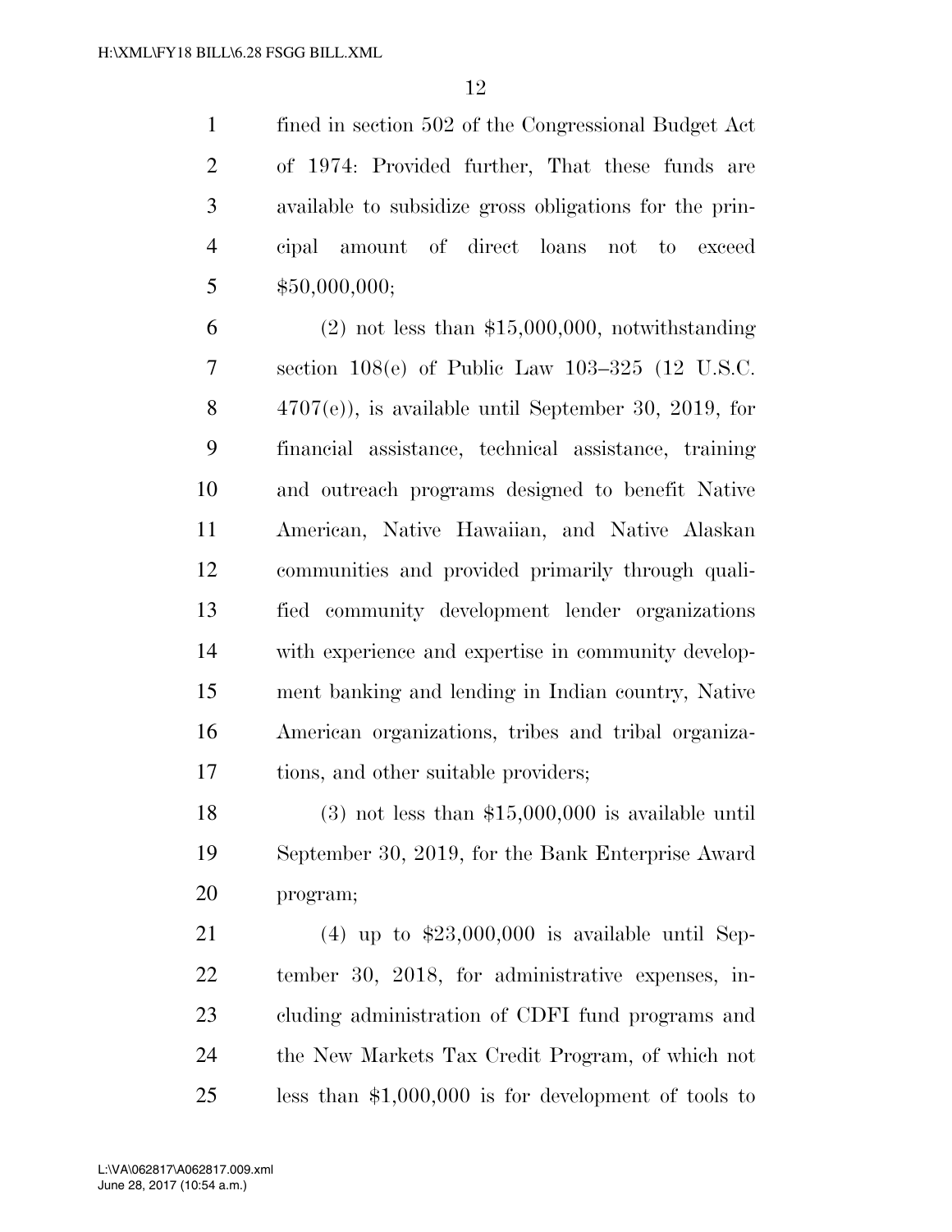fined in section 502 of the Congressional Budget Act of 1974: Provided further, That these funds are available to subsidize gross obligations for the principal amount of direct loans not to exceed $50,000,000;

(2) not less than $15,000,000, notwithstanding section 108(e) of Public Law 103–325 (12 U.S.C. 4707(e)), is available until September 30, 2019, for financial assistance, technical assistance, training and outreach programs designed to benefit Native American, Native Hawaiian, and Native Alaskan communities and provided primarily through qualified community development lender organizations with experience and expertise in community development banking and lending in Indian country, Native American organizations, tribes and tribal organizations, and other suitable providers;

(3) not less than $15,000,000 is available until September 30, 2019, for the Bank Enterprise Award program;

(4) up to $23,000,000 is available until September 30, 2018, for administrative expenses, including administration of CDFI fund programs and the New Markets Tax Credit Program, of which not less than $1,000,000 is for development of tools to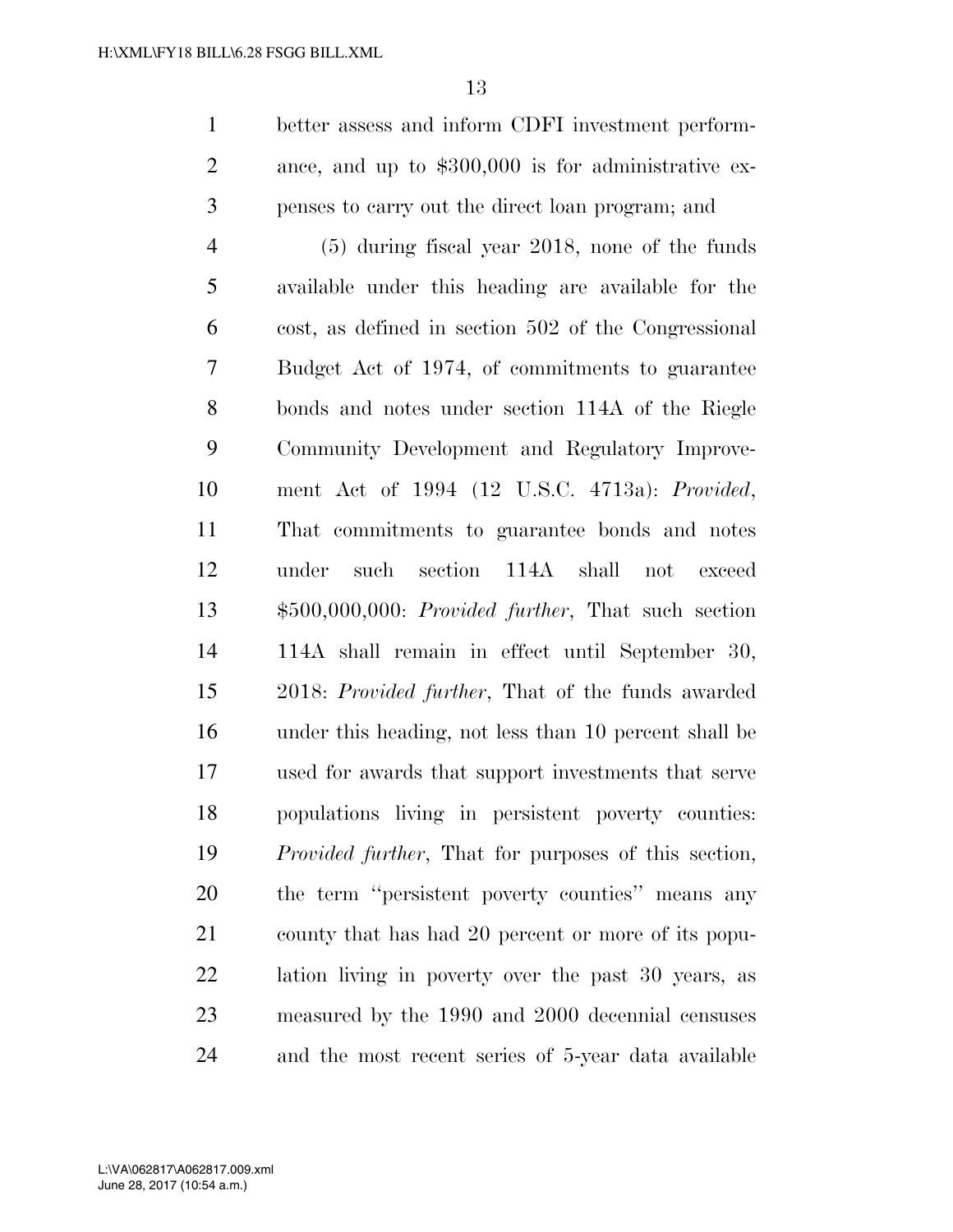better assess and inform CDFI investment performance, and up to $300,000 is for administrative expenses to carry out the direct loan program; and

(5) during fiscal year 2018, none of the funds available under this heading are available for the cost, as defined in section 502 of the Congressional Budget Act of 1974, of commitments to guarantee bonds and notes under section 114A of the Riegle Community Development and Regulatory Improvement Act of 1994 (12 U.S.C. 4713a): *Provided*, That commitments to guarantee bonds and notes under such section 114A shall not exceed $500,000,000: *Provided further*, That such section 114A shall remain in effect until September 30, 2018: *Provided further*, That of the funds awarded under this heading, not less than 10 percent shall be used for awards that support investments that serve populations living in persistent poverty counties: *Provided further*, That for purposes of this section, the term ''persistent poverty counties'' means any county that has had 20 percent or more of its population living in poverty over the past 30 years, as measured by the 1990 and 2000 decennial censuses and the most recent series of 5-year data available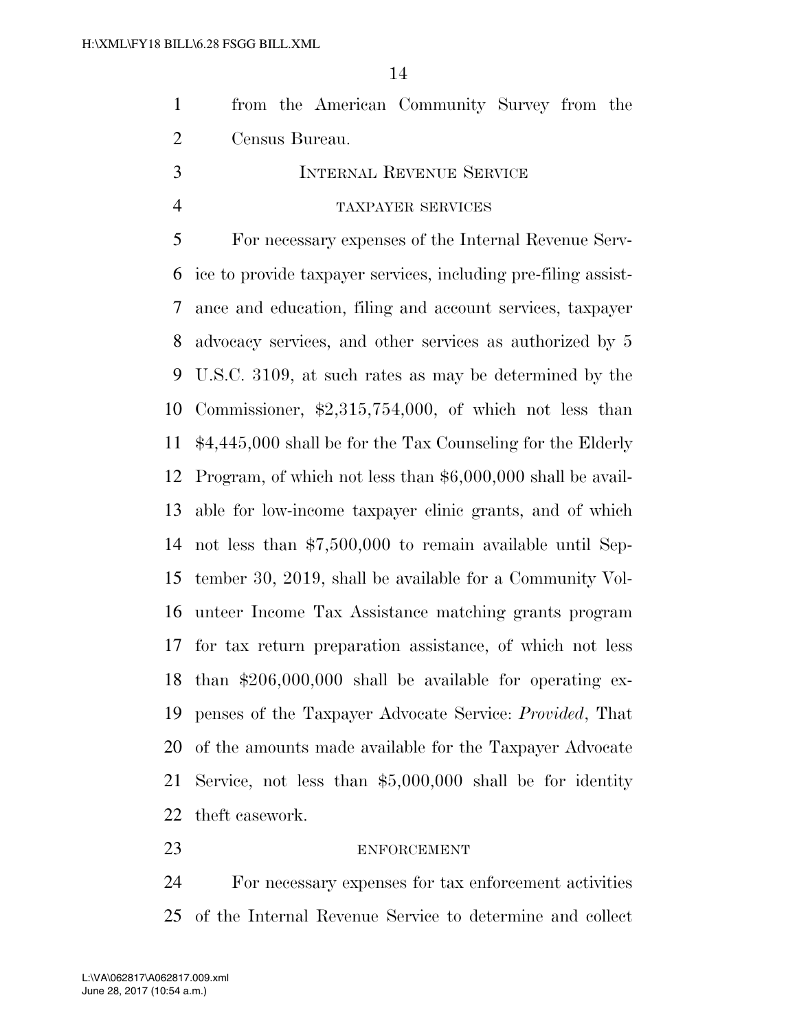from the American Community Survey from the Census Bureau.

## INTERNAL REVENUE SERVICE

### TAXPAYER SERVICES

For necessary expenses of the Internal Revenue Service to provide taxpayer services, including pre-filing assistance and education, filing and account services, taxpayer advocacy services, and other services as authorized by 5 U.S.C. 3109, at such rates as may be determined by the Commissioner, $2,315,754,000, of which not less than $4,445,000 shall be for the Tax Counseling for the Elderly Program, of which not less than $6,000,000 shall be available for low-income taxpayer clinic grants, and of which not less than $7,500,000 to remain available until September 30, 2019, shall be available for a Community Volunteer Income Tax Assistance matching grants program for tax return preparation assistance, of which not less than $206,000,000 shall be available for operating expenses of the Taxpayer Advocate Service: *Provided*, That of the amounts made available for the Taxpayer Advocate Service, not less than $5,000,000 shall be for identity theft casework.

### ENFORCEMENT

For necessary expenses for tax enforcement activities of the Internal Revenue Service to determine and collect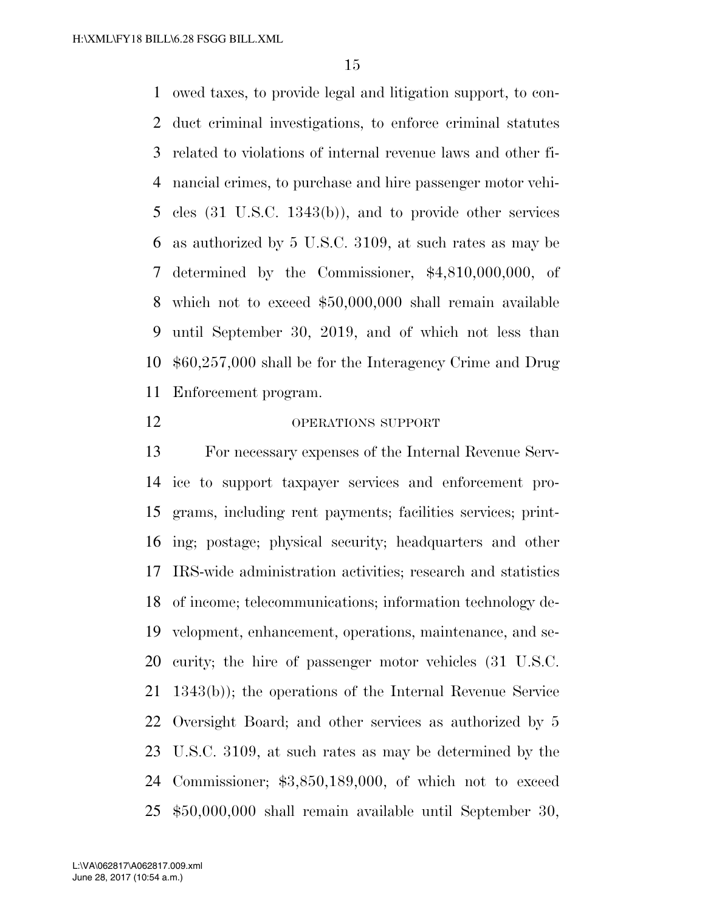owed taxes, to provide legal and litigation support, to conduct criminal investigations, to enforce criminal statutes related to violations of internal revenue laws and other financial crimes, to purchase and hire passenger motor vehicles (31 U.S.C. 1343(b)), and to provide other services as authorized by 5 U.S.C. 3109, at such rates as may be determined by the Commissioner, $4,810,000,000, of which not to exceed $50,000,000 shall remain available until September 30, 2019, and of which not less than $60,257,000 shall be for the Interagency Crime and Drug Enforcement program.

OPERATIONS SUPPORT

For necessary expenses of the Internal Revenue Service to support taxpayer services and enforcement programs, including rent payments; facilities services; printing; postage; physical security; headquarters and other IRS-wide administration activities; research and statistics of income; telecommunications; information technology development, enhancement, operations, maintenance, and security; the hire of passenger motor vehicles (31 U.S.C. 1343(b)); the operations of the Internal Revenue Service Oversight Board; and other services as authorized by 5 U.S.C. 3109, at such rates as may be determined by the Commissioner; $3,850,189,000, of which not to exceed $50,000,000 shall remain available until September 30,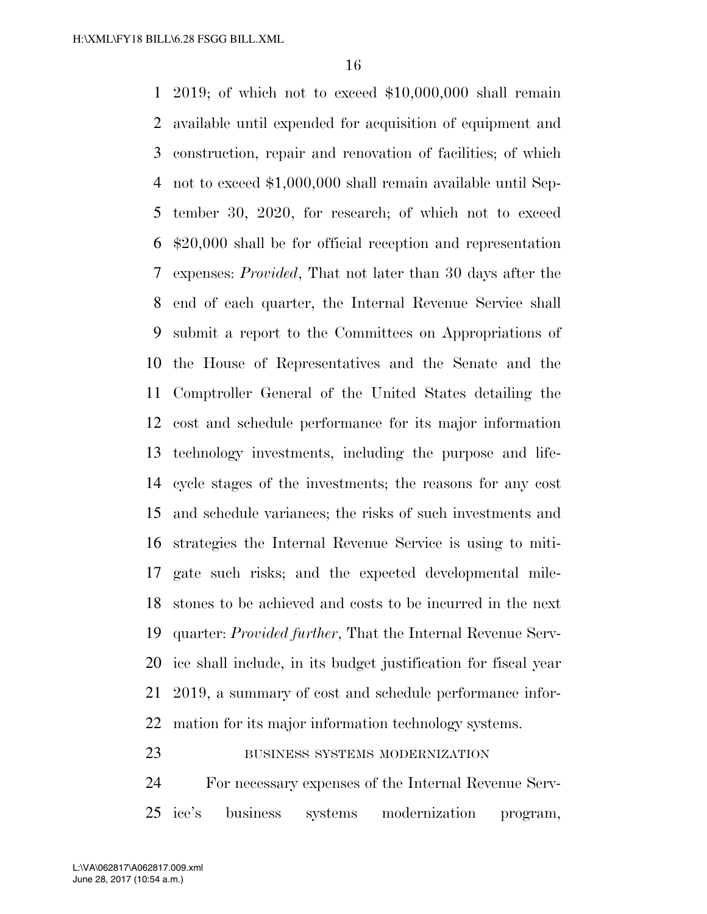2019; of which not to exceed $10,000,000 shall remain available until expended for acquisition of equipment and construction, repair and renovation of facilities; of which not to exceed $1,000,000 shall remain available until September 30, 2020, for research; of which not to exceed $20,000 shall be for official reception and representation expenses: *Provided*, That not later than 30 days after the end of each quarter, the Internal Revenue Service shall submit a report to the Committees on Appropriations of the House of Representatives and the Senate and the Comptroller General of the United States detailing the cost and schedule performance for its major information technology investments, including the purpose and life-cycle stages of the investments; the reasons for any cost and schedule variances; the risks of such investments and strategies the Internal Revenue Service is using to mitigate such risks; and the expected developmental milestones to be achieved and costs to be incurred in the next quarter: *Provided further*, That the Internal Revenue Service shall include, in its budget justification for fiscal year 2019, a summary of cost and schedule performance information for its major information technology systems.

BUSINESS SYSTEMS MODERNIZATION

For necessary expenses of the Internal Revenue Service's business systems modernization program,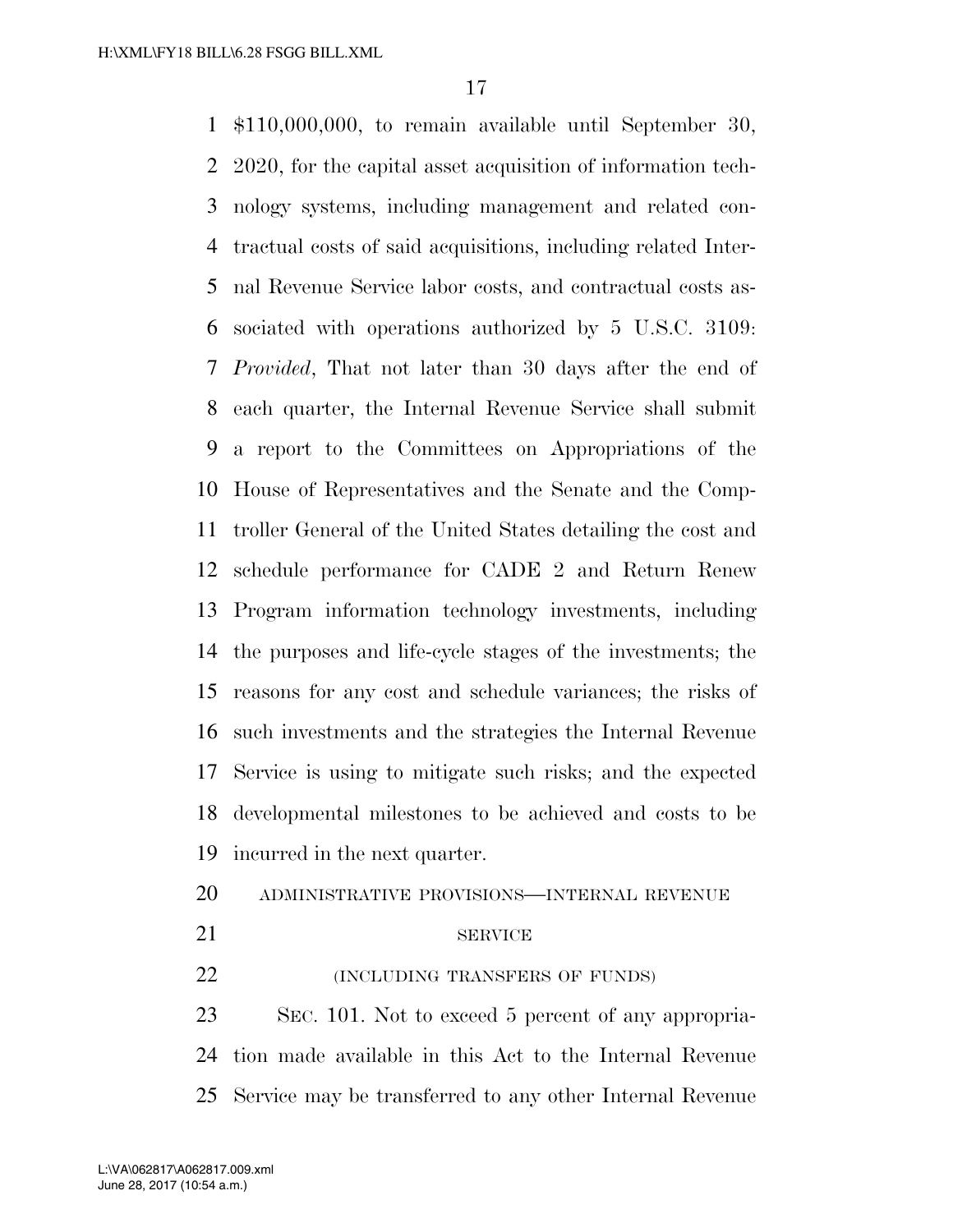$110,000,000, to remain available until September 30, 2020, for the capital asset acquisition of information technology systems, including management and related contractual costs of said acquisitions, including related Internal Revenue Service labor costs, and contractual costs associated with operations authorized by 5 U.S.C. 3109: *Provided*, That not later than 30 days after the end of each quarter, the Internal Revenue Service shall submit a report to the Committees on Appropriations of the House of Representatives and the Senate and the Comptroller General of the United States detailing the cost and schedule performance for CADE 2 and Return Renew Program information technology investments, including the purposes and life-cycle stages of the investments; the reasons for any cost and schedule variances; the risks of such investments and the strategies the Internal Revenue Service is using to mitigate such risks; and the expected developmental milestones to be achieved and costs to be incurred in the next quarter.

ADMINISTRATIVE PROVISIONS—INTERNAL REVENUE SERVICE

(INCLUDING TRANSFERS OF FUNDS)

SEC. 101. Not to exceed 5 percent of any appropriation made available in this Act to the Internal Revenue Service may be transferred to any other Internal Revenue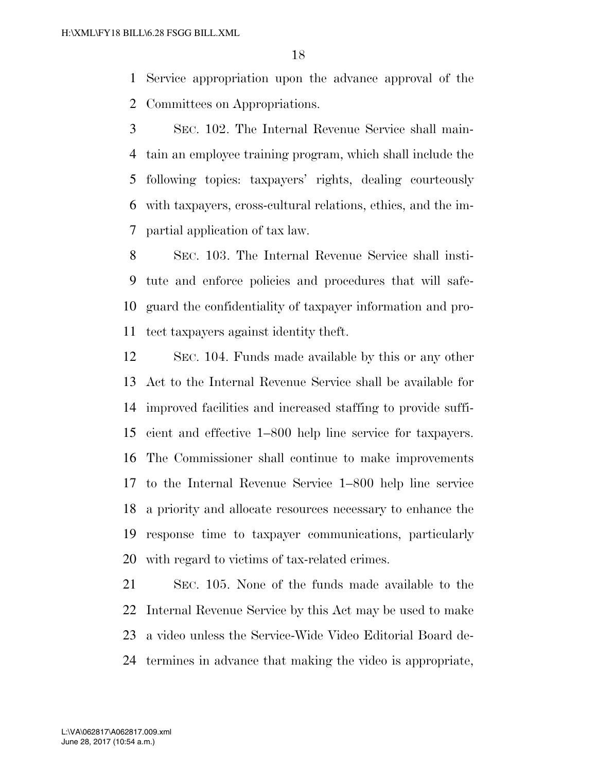Service appropriation upon the advance approval of the Committees on Appropriations.

SEC. 102. The Internal Revenue Service shall maintain an employee training program, which shall include the following topics: taxpayers' rights, dealing courteously with taxpayers, cross-cultural relations, ethics, and the impartial application of tax law.

SEC. 103. The Internal Revenue Service shall institute and enforce policies and procedures that will safeguard the confidentiality of taxpayer information and protect taxpayers against identity theft.

SEC. 104. Funds made available by this or any other Act to the Internal Revenue Service shall be available for improved facilities and increased staffing to provide sufficient and effective 1–800 help line service for taxpayers. The Commissioner shall continue to make improvements to the Internal Revenue Service 1–800 help line service a priority and allocate resources necessary to enhance the response time to taxpayer communications, particularly with regard to victims of tax-related crimes.

SEC. 105. None of the funds made available to the Internal Revenue Service by this Act may be used to make a video unless the Service-Wide Video Editorial Board determines in advance that making the video is appropriate,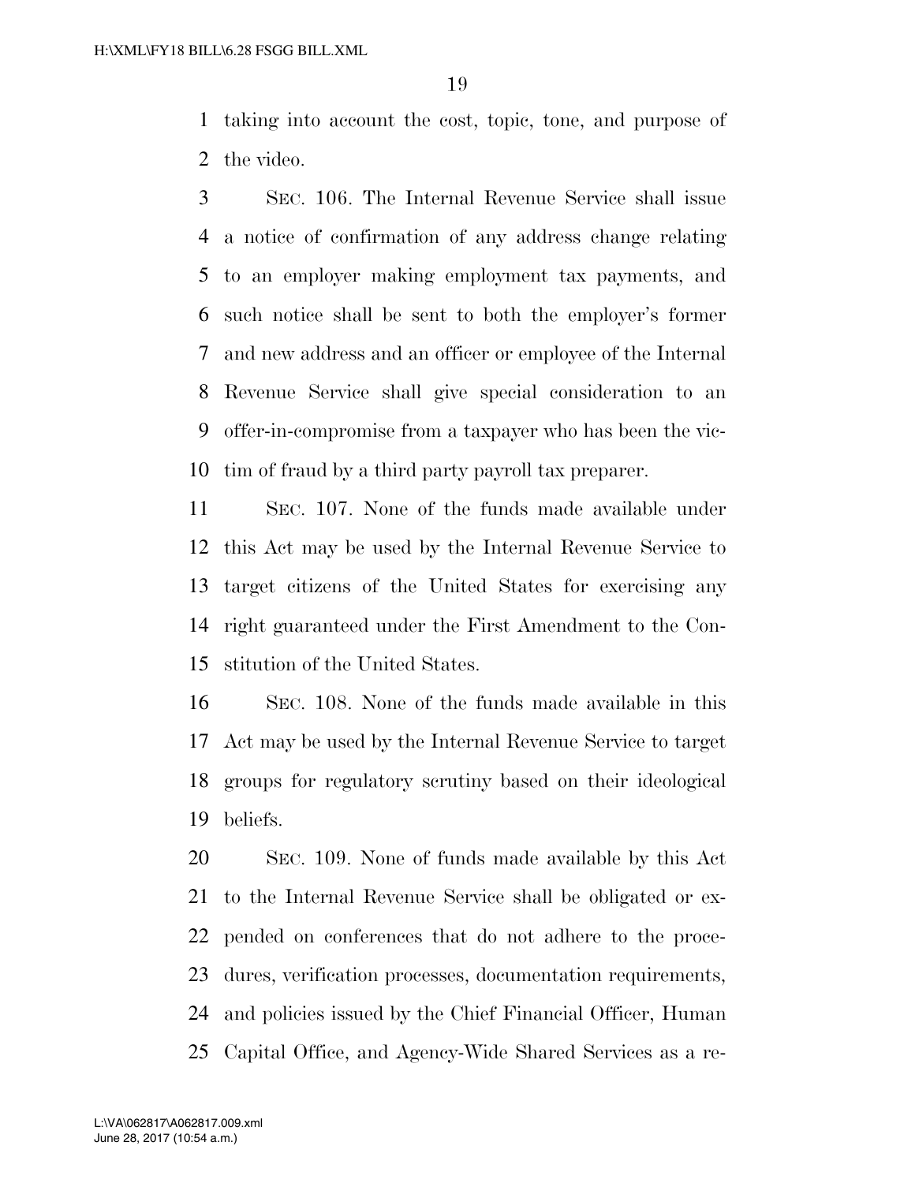taking into account the cost, topic, tone, and purpose of the video.

SEC. 106. The Internal Revenue Service shall issue a notice of confirmation of any address change relating to an employer making employment tax payments, and such notice shall be sent to both the employer's former and new address and an officer or employee of the Internal Revenue Service shall give special consideration to an offer-in-compromise from a taxpayer who has been the victim of fraud by a third party payroll tax preparer.

SEC. 107. None of the funds made available under this Act may be used by the Internal Revenue Service to target citizens of the United States for exercising any right guaranteed under the First Amendment to the Constitution of the United States.

SEC. 108. None of the funds made available in this Act may be used by the Internal Revenue Service to target groups for regulatory scrutiny based on their ideological beliefs.

SEC. 109. None of funds made available by this Act to the Internal Revenue Service shall be obligated or expended on conferences that do not adhere to the procedures, verification processes, documentation requirements, and policies issued by the Chief Financial Officer, Human Capital Office, and Agency-Wide Shared Services as a re-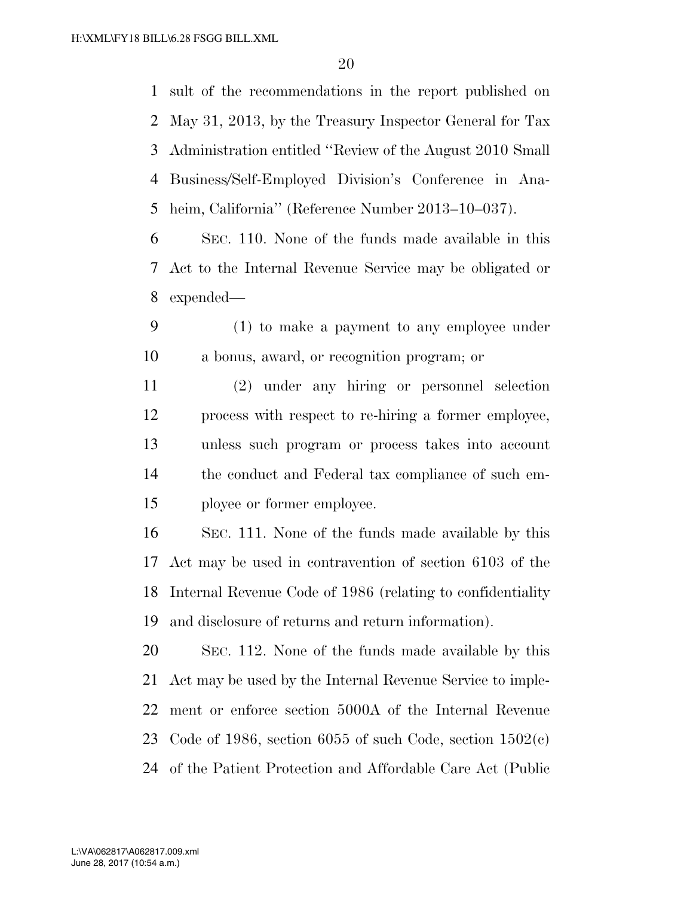sult of the recommendations in the report published on May 31, 2013, by the Treasury Inspector General for Tax Administration entitled ''Review of the August 2010 Small Business/Self-Employed Division's Conference in Anaheim, California'' (Reference Number 2013–10–037).

SEC. 110. None of the funds made available in this Act to the Internal Revenue Service may be obligated or expended—

(1) to make a payment to any employee under a bonus, award, or recognition program; or

(2) under any hiring or personnel selection process with respect to re-hiring a former employee, unless such program or process takes into account the conduct and Federal tax compliance of such employee or former employee.

SEC. 111. None of the funds made available by this Act may be used in contravention of section 6103 of the Internal Revenue Code of 1986 (relating to confidentiality and disclosure of returns and return information).

SEC. 112. None of the funds made available by this Act may be used by the Internal Revenue Service to implement or enforce section 5000A of the Internal Revenue Code of 1986, section 6055 of such Code, section 1502(c) of the Patient Protection and Affordable Care Act (Public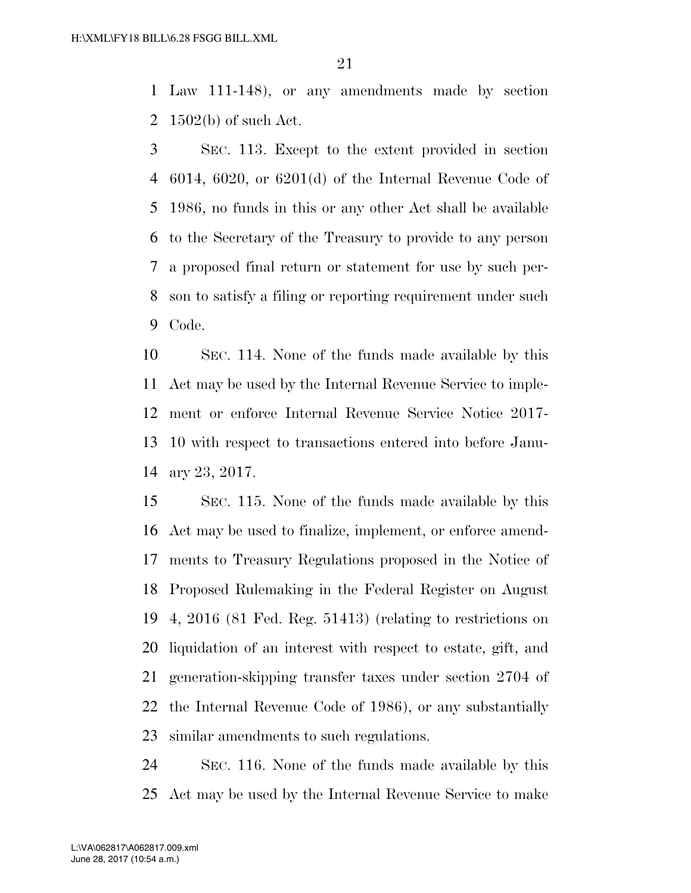Law 111-148), or any amendments made by section 1502(b) of such Act.

SEC. 113. Except to the extent provided in section 6014, 6020, or 6201(d) of the Internal Revenue Code of 1986, no funds in this or any other Act shall be available to the Secretary of the Treasury to provide to any person a proposed final return or statement for use by such person to satisfy a filing or reporting requirement under such Code.

SEC. 114. None of the funds made available by this Act may be used by the Internal Revenue Service to implement or enforce Internal Revenue Service Notice 2017-10 with respect to transactions entered into before January 23, 2017.

SEC. 115. None of the funds made available by this Act may be used to finalize, implement, or enforce amendments to Treasury Regulations proposed in the Notice of Proposed Rulemaking in the Federal Register on August 4, 2016 (81 Fed. Reg. 51413) (relating to restrictions on liquidation of an interest with respect to estate, gift, and generation-skipping transfer taxes under section 2704 of the Internal Revenue Code of 1986), or any substantially similar amendments to such regulations.

SEC. 116. None of the funds made available by this Act may be used by the Internal Revenue Service to make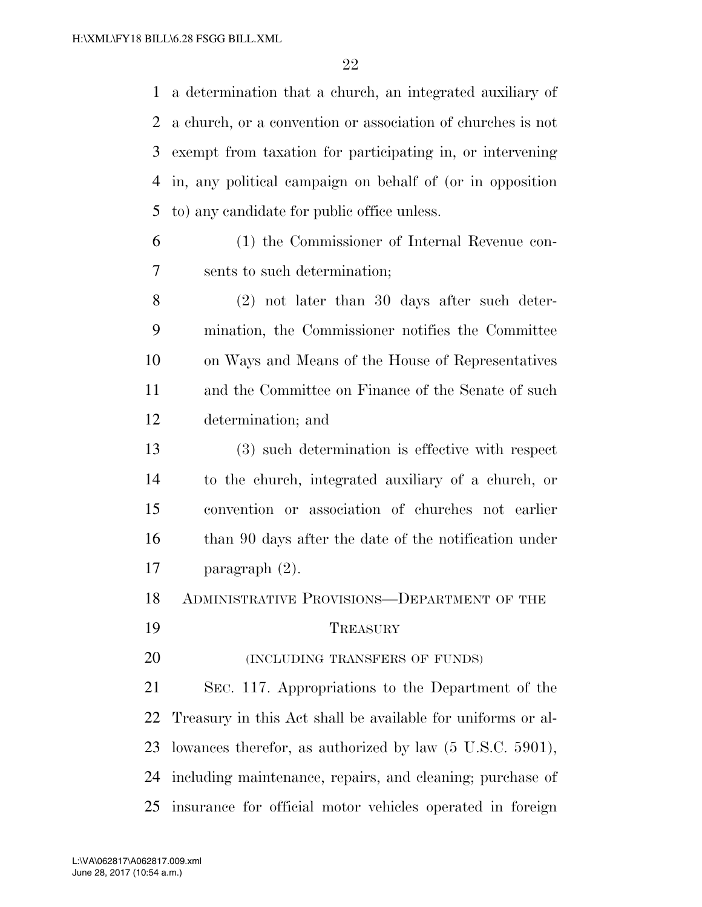a determination that a church, an integrated auxiliary of a church, or a convention or association of churches is not exempt from taxation for participating in, or intervening in, any political campaign on behalf of (or in opposition to) any candidate for public office unless.

(1) the Commissioner of Internal Revenue consents to such determination;

(2) not later than 30 days after such determination, the Commissioner notifies the Committee on Ways and Means of the House of Representatives and the Committee on Finance of the Senate of such determination; and

(3) such determination is effective with respect to the church, integrated auxiliary of a church, or convention or association of churches not earlier than 90 days after the date of the notification under paragraph (2).

## ADMINISTRATIVE PROVISIONS—DEPARTMENT OF THE TREASURY

(INCLUDING TRANSFERS OF FUNDS)

SEC. 117. Appropriations to the Department of the Treasury in this Act shall be available for uniforms or allowances therefor, as authorized by law (5 U.S.C. 5901), including maintenance, repairs, and cleaning; purchase of insurance for official motor vehicles operated in foreign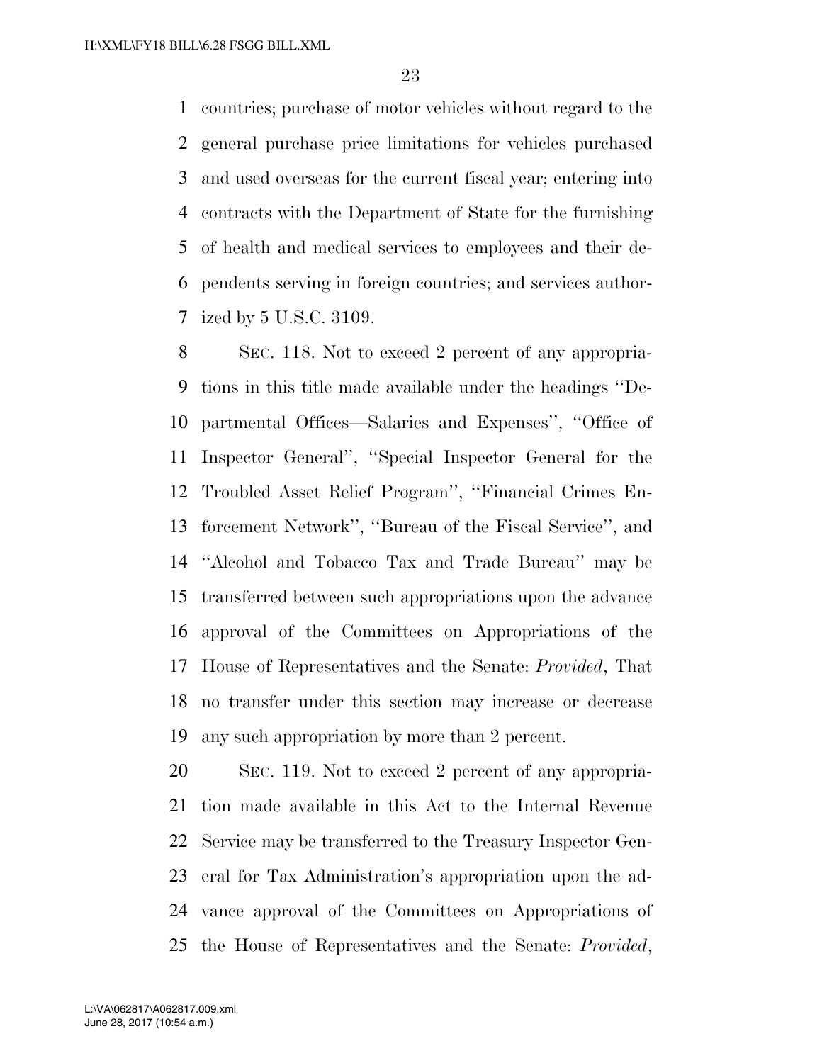countries; purchase of motor vehicles without regard to the general purchase price limitations for vehicles purchased and used overseas for the current fiscal year; entering into contracts with the Department of State for the furnishing of health and medical services to employees and their dependents serving in foreign countries; and services authorized by 5 U.S.C. 3109.

SEC. 118. Not to exceed 2 percent of any appropriations in this title made available under the headings ''Departmental Offices—Salaries and Expenses'', ''Office of Inspector General'', ''Special Inspector General for the Troubled Asset Relief Program'', ''Financial Crimes Enforcement Network'', ''Bureau of the Fiscal Service'', and ''Alcohol and Tobacco Tax and Trade Bureau'' may be transferred between such appropriations upon the advance approval of the Committees on Appropriations of the House of Representatives and the Senate: *Provided*, That no transfer under this section may increase or decrease any such appropriation by more than 2 percent.

SEC. 119. Not to exceed 2 percent of any appropriation made available in this Act to the Internal Revenue Service may be transferred to the Treasury Inspector General for Tax Administration's appropriation upon the advance approval of the Committees on Appropriations of the House of Representatives and the Senate: *Provided*,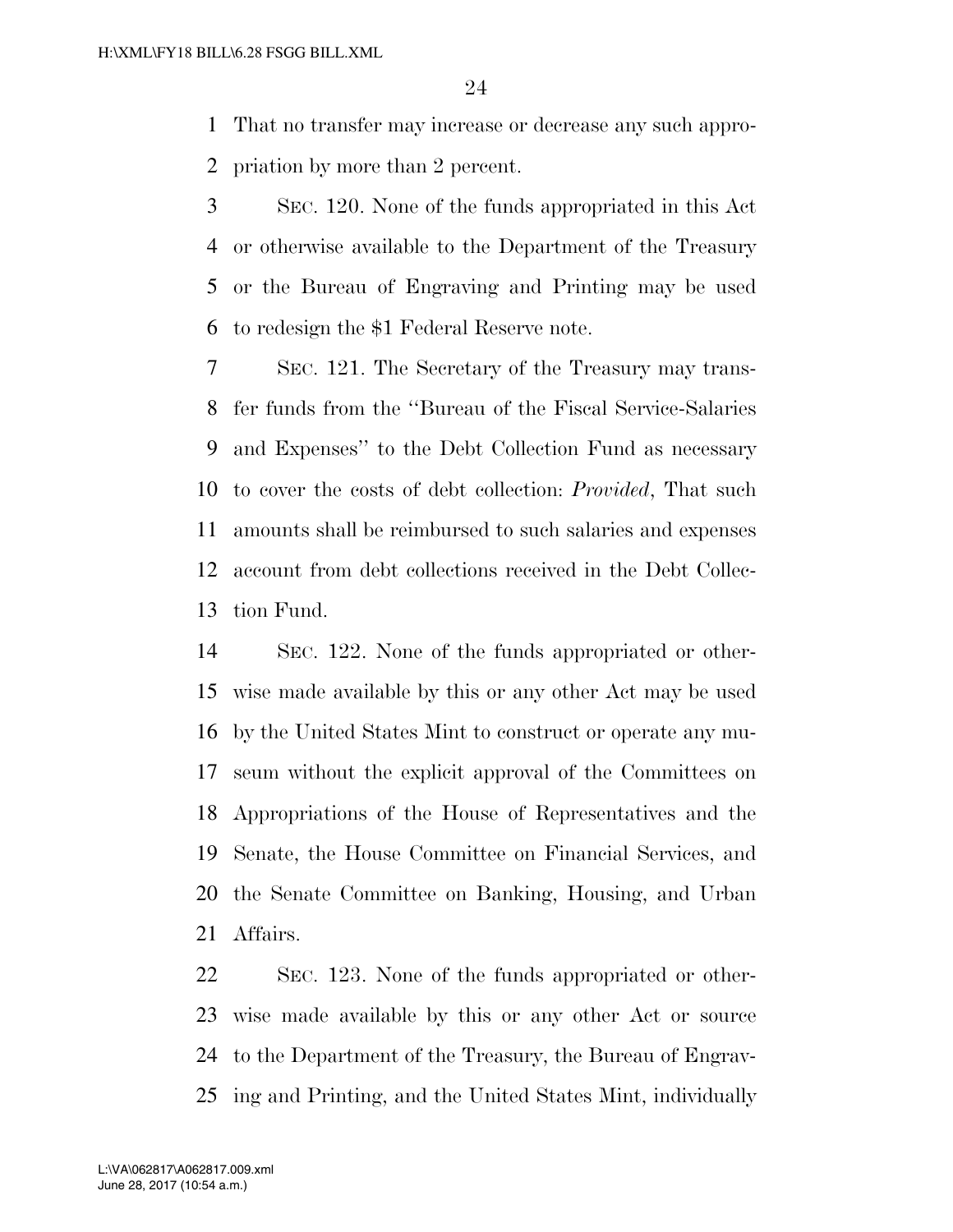That no transfer may increase or decrease any such appropriation by more than 2 percent.

SEC. 120. None of the funds appropriated in this Act or otherwise available to the Department of the Treasury or the Bureau of Engraving and Printing may be used to redesign the $1 Federal Reserve note.

SEC. 121. The Secretary of the Treasury may transfer funds from the ''Bureau of the Fiscal Service-Salaries and Expenses'' to the Debt Collection Fund as necessary to cover the costs of debt collection: *Provided*, That such amounts shall be reimbursed to such salaries and expenses account from debt collections received in the Debt Collection Fund.

SEC. 122. None of the funds appropriated or otherwise made available by this or any other Act may be used by the United States Mint to construct or operate any museum without the explicit approval of the Committees on Appropriations of the House of Representatives and the Senate, the House Committee on Financial Services, and the Senate Committee on Banking, Housing, and Urban Affairs.

SEC. 123. None of the funds appropriated or otherwise made available by this or any other Act or source to the Department of the Treasury, the Bureau of Engraving and Printing, and the United States Mint, individually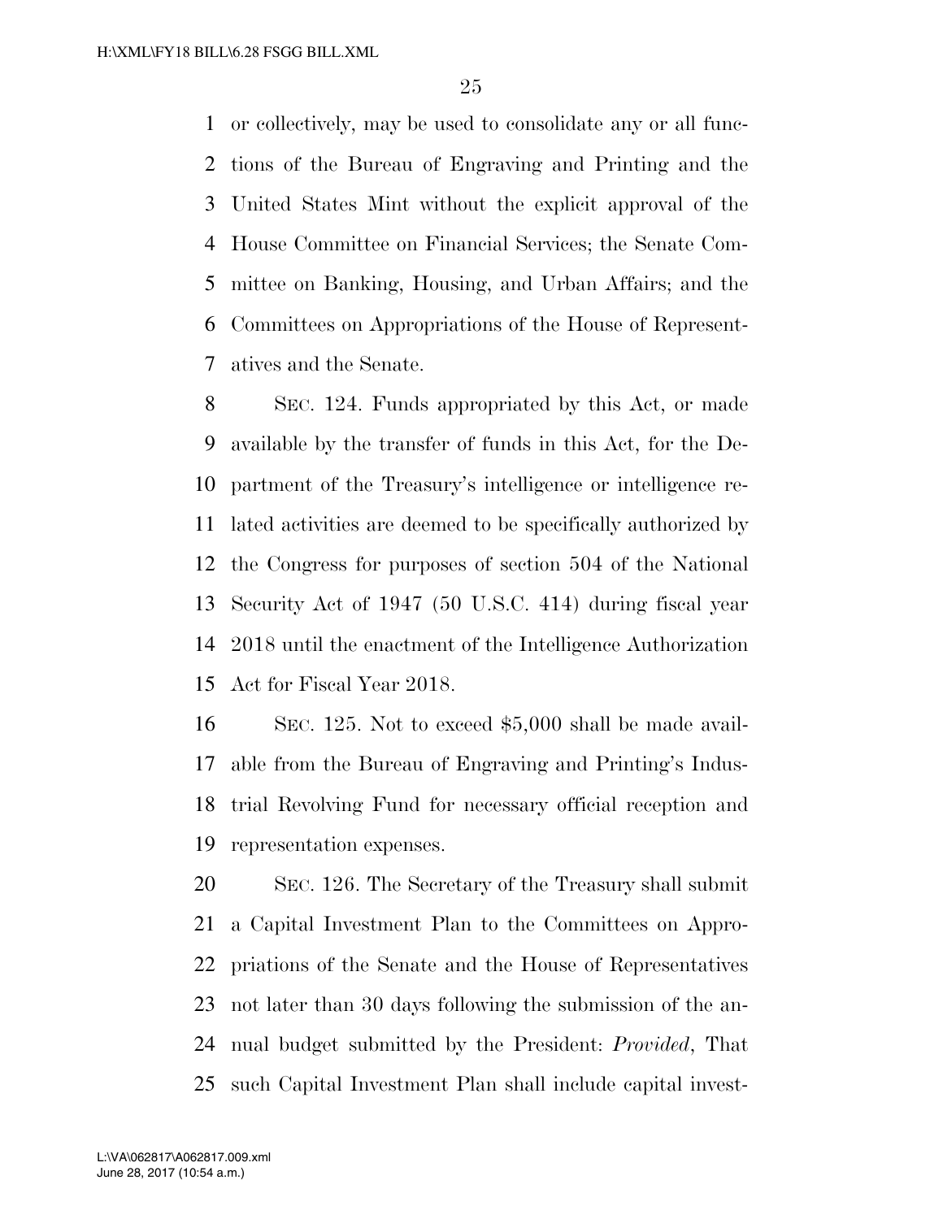or collectively, may be used to consolidate any or all functions of the Bureau of Engraving and Printing and the United States Mint without the explicit approval of the House Committee on Financial Services; the Senate Committee on Banking, Housing, and Urban Affairs; and the Committees on Appropriations of the House of Representatives and the Senate.

SEC. 124. Funds appropriated by this Act, or made available by the transfer of funds in this Act, for the Department of the Treasury's intelligence or intelligence related activities are deemed to be specifically authorized by the Congress for purposes of section 504 of the National Security Act of 1947 (50 U.S.C. 414) during fiscal year 2018 until the enactment of the Intelligence Authorization Act for Fiscal Year 2018.

SEC. 125. Not to exceed $5,000 shall be made available from the Bureau of Engraving and Printing's Industrial Revolving Fund for necessary official reception and representation expenses.

SEC. 126. The Secretary of the Treasury shall submit a Capital Investment Plan to the Committees on Appropriations of the Senate and the House of Representatives not later than 30 days following the submission of the annual budget submitted by the President: *Provided*, That such Capital Investment Plan shall include capital invest-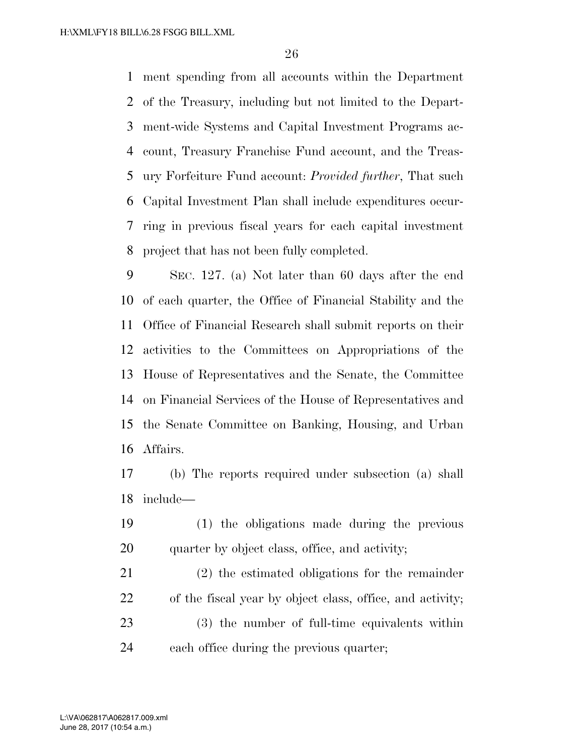ment spending from all accounts within the Department of the Treasury, including but not limited to the Department-wide Systems and Capital Investment Programs account, Treasury Franchise Fund account, and the Treasury Forfeiture Fund account: *Provided further*, That such Capital Investment Plan shall include expenditures occurring in previous fiscal years for each capital investment project that has not been fully completed.

SEC. 127. (a) Not later than 60 days after the end of each quarter, the Office of Financial Stability and the Office of Financial Research shall submit reports on their activities to the Committees on Appropriations of the House of Representatives and the Senate, the Committee on Financial Services of the House of Representatives and the Senate Committee on Banking, Housing, and Urban Affairs.

(b) The reports required under subsection (a) shall include—

(1) the obligations made during the previous quarter by object class, office, and activity;

(2) the estimated obligations for the remainder of the fiscal year by object class, office, and activity;

(3) the number of full-time equivalents within each office during the previous quarter;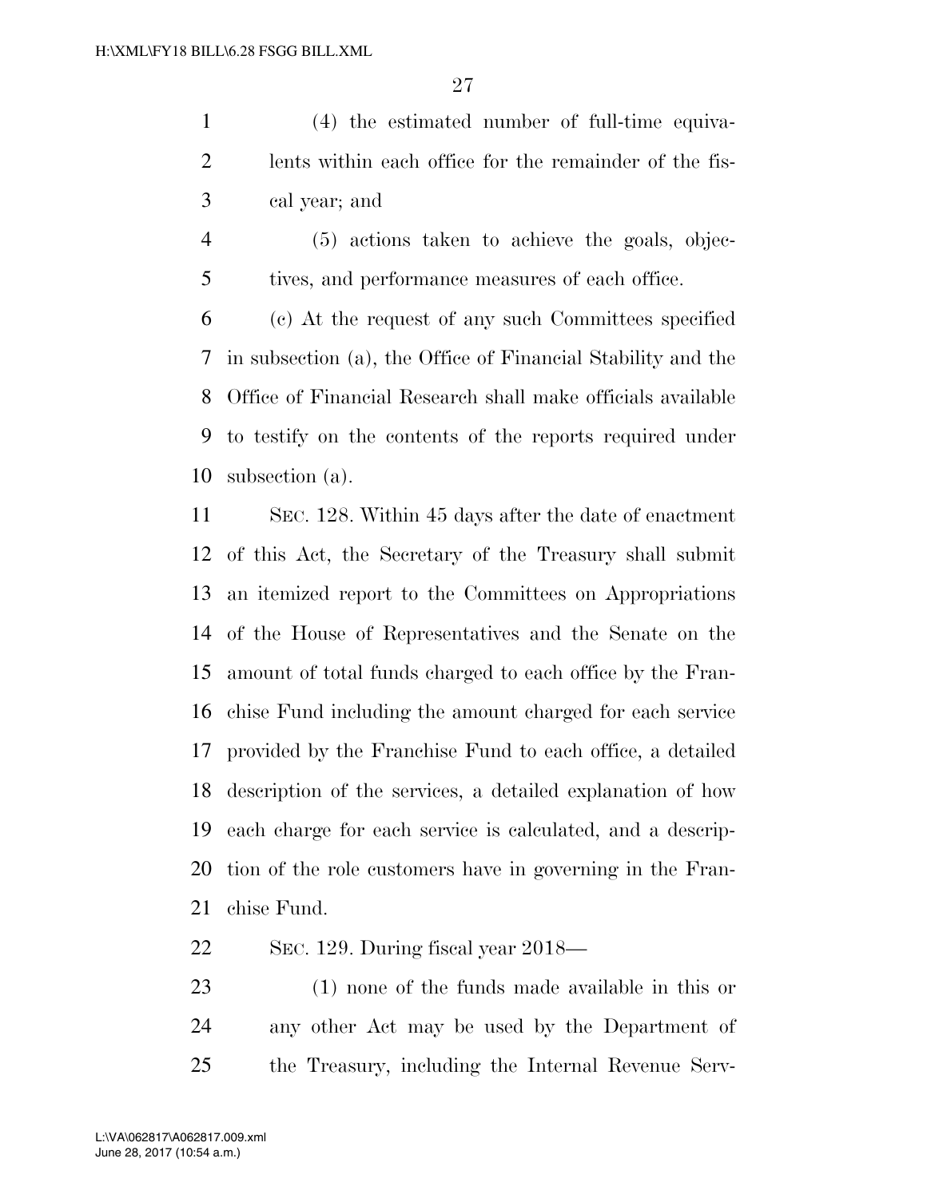(4) the estimated number of full-time equivalents within each office for the remainder of the fiscal year; and

(5) actions taken to achieve the goals, objectives, and performance measures of each office.

(c) At the request of any such Committees specified in subsection (a), the Office of Financial Stability and the Office of Financial Research shall make officials available to testify on the contents of the reports required under subsection (a).

SEC. 128. Within 45 days after the date of enactment of this Act, the Secretary of the Treasury shall submit an itemized report to the Committees on Appropriations of the House of Representatives and the Senate on the amount of total funds charged to each office by the Franchise Fund including the amount charged for each service provided by the Franchise Fund to each office, a detailed description of the services, a detailed explanation of how each charge for each service is calculated, and a description of the role customers have in governing in the Franchise Fund.

SEC. 129. During fiscal year 2018—

(1) none of the funds made available in this or any other Act may be used by the Department of the Treasury, including the Internal Revenue Serv-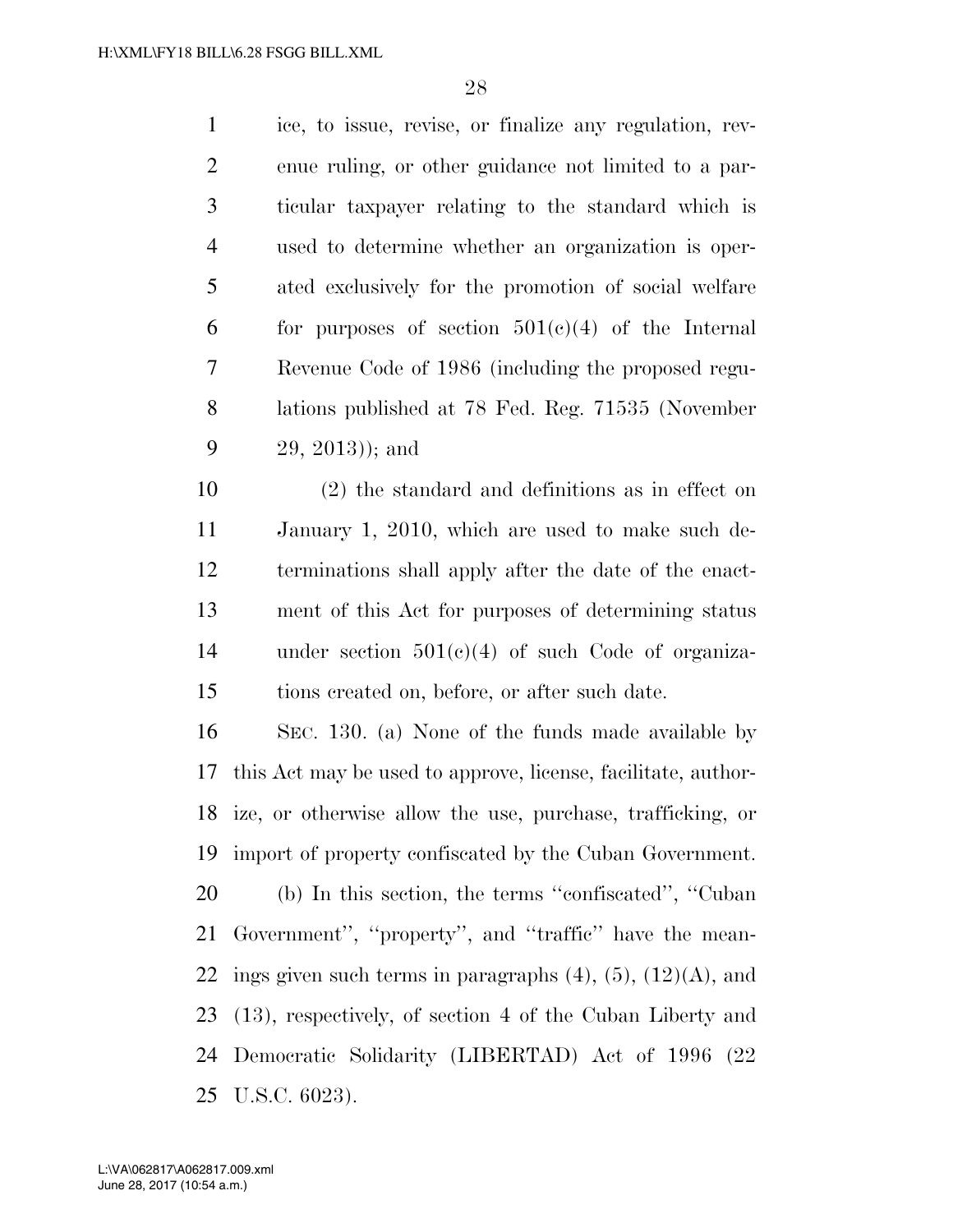ice, to issue, revise, or finalize any regulation, revenue ruling, or other guidance not limited to a particular taxpayer relating to the standard which is used to determine whether an organization is operated exclusively for the promotion of social welfare for purposes of section 501(c)(4) of the Internal Revenue Code of 1986 (including the proposed regulations published at 78 Fed. Reg. 71535 (November 29, 2013)); and

(2) the standard and definitions as in effect on January 1, 2010, which are used to make such determinations shall apply after the date of the enactment of this Act for purposes of determining status under section 501(c)(4) of such Code of organizations created on, before, or after such date.

SEC. 130. (a) None of the funds made available by this Act may be used to approve, license, facilitate, authorize, or otherwise allow the use, purchase, trafficking, or import of property confiscated by the Cuban Government.

(b) In this section, the terms "confiscated", "Cuban Government", "property", and "traffic" have the meanings given such terms in paragraphs (4), (5), (12)(A), and (13), respectively, of section 4 of the Cuban Liberty and Democratic Solidarity (LIBERTAD) Act of 1996 (22 U.S.C. 6023).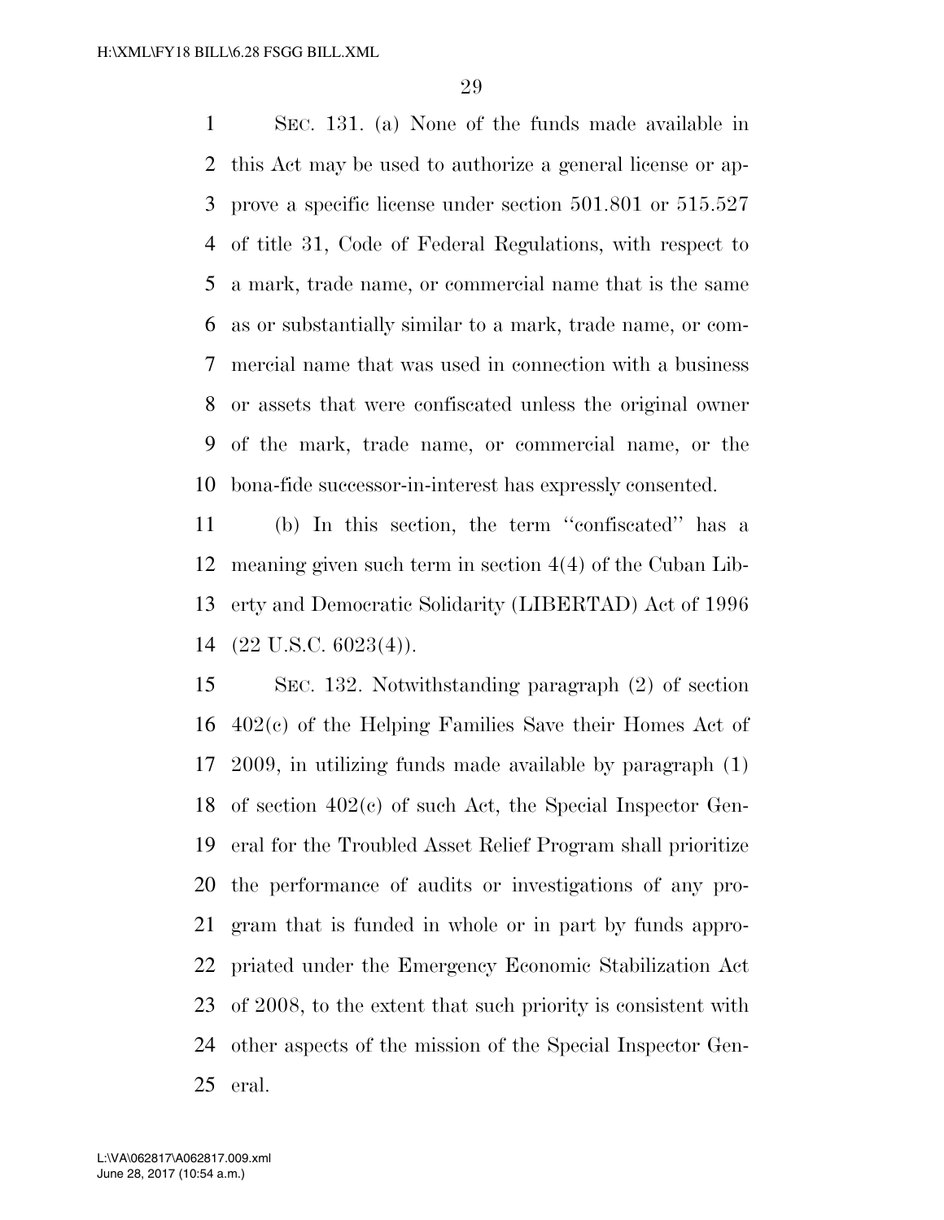SEC. 131. (a) None of the funds made available in this Act may be used to authorize a general license or approve a specific license under section 501.801 or 515.527 of title 31, Code of Federal Regulations, with respect to a mark, trade name, or commercial name that is the same as or substantially similar to a mark, trade name, or commercial name that was used in connection with a business or assets that were confiscated unless the original owner of the mark, trade name, or commercial name, or the bona-fide successor-in-interest has expressly consented.

(b) In this section, the term ''confiscated'' has a meaning given such term in section 4(4) of the Cuban Liberty and Democratic Solidarity (LIBERTAD) Act of 1996 (22 U.S.C. 6023(4)).

SEC. 132. Notwithstanding paragraph (2) of section 402(c) of the Helping Families Save their Homes Act of 2009, in utilizing funds made available by paragraph (1) of section 402(c) of such Act, the Special Inspector General for the Troubled Asset Relief Program shall prioritize the performance of audits or investigations of any program that is funded in whole or in part by funds appropriated under the Emergency Economic Stabilization Act of 2008, to the extent that such priority is consistent with other aspects of the mission of the Special Inspector General.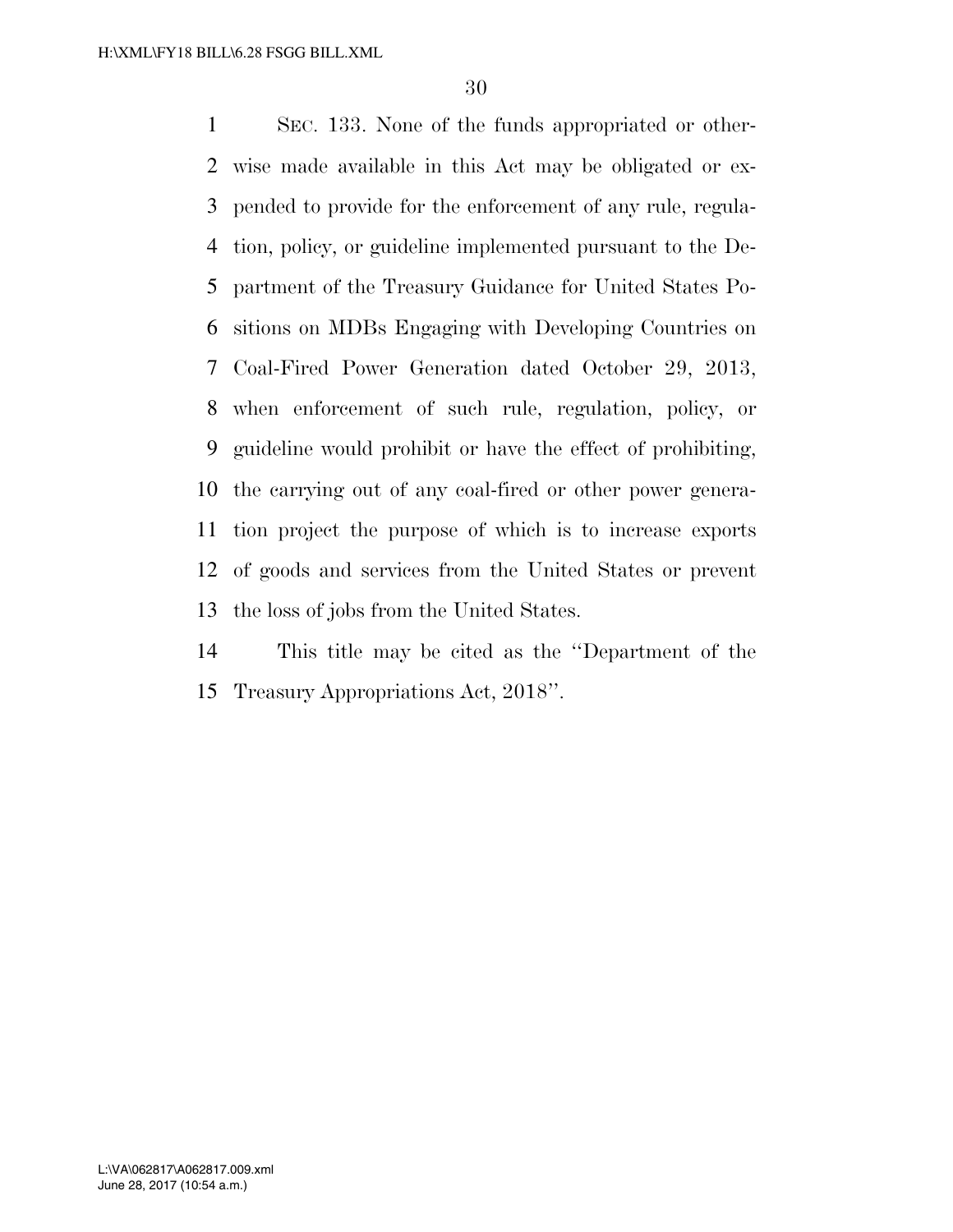SEC. 133. None of the funds appropriated or otherwise made available in this Act may be obligated or expended to provide for the enforcement of any rule, regulation, policy, or guideline implemented pursuant to the Department of the Treasury Guidance for United States Positions on MDBs Engaging with Developing Countries on Coal-Fired Power Generation dated October 29, 2013, when enforcement of such rule, regulation, policy, or guideline would prohibit or have the effect of prohibiting, the carrying out of any coal-fired or other power generation project the purpose of which is to increase exports of goods and services from the United States or prevent the loss of jobs from the United States.

This title may be cited as the ''Department of the Treasury Appropriations Act, 2018''.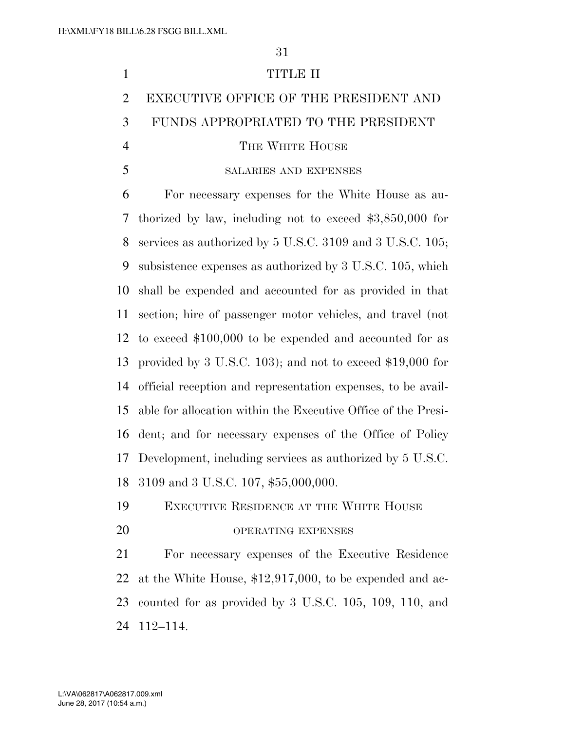# TITLE II

## EXECUTIVE OFFICE OF THE PRESIDENT AND FUNDS APPROPRIATED TO THE PRESIDENT

### THE WHITE HOUSE

#### SALARIES AND EXPENSES

For necessary expenses for the White House as authorized by law, including not to exceed $3,850,000 for services as authorized by 5 U.S.C. 3109 and 3 U.S.C. 105; subsistence expenses as authorized by 3 U.S.C. 105, which shall be expended and accounted for as provided in that section; hire of passenger motor vehicles, and travel (not to exceed $100,000 to be expended and accounted for as provided by 3 U.S.C. 103); and not to exceed $19,000 for official reception and representation expenses, to be available for allocation within the Executive Office of the President; and for necessary expenses of the Office of Policy Development, including services as authorized by 5 U.S.C. 3109 and 3 U.S.C. 107, $55,000,000.

### EXECUTIVE RESIDENCE AT THE WHITE HOUSE

#### OPERATING EXPENSES

For necessary expenses of the Executive Residence at the White House, $12,917,000, to be expended and accounted for as provided by 3 U.S.C. 105, 109, 110, and 112–114.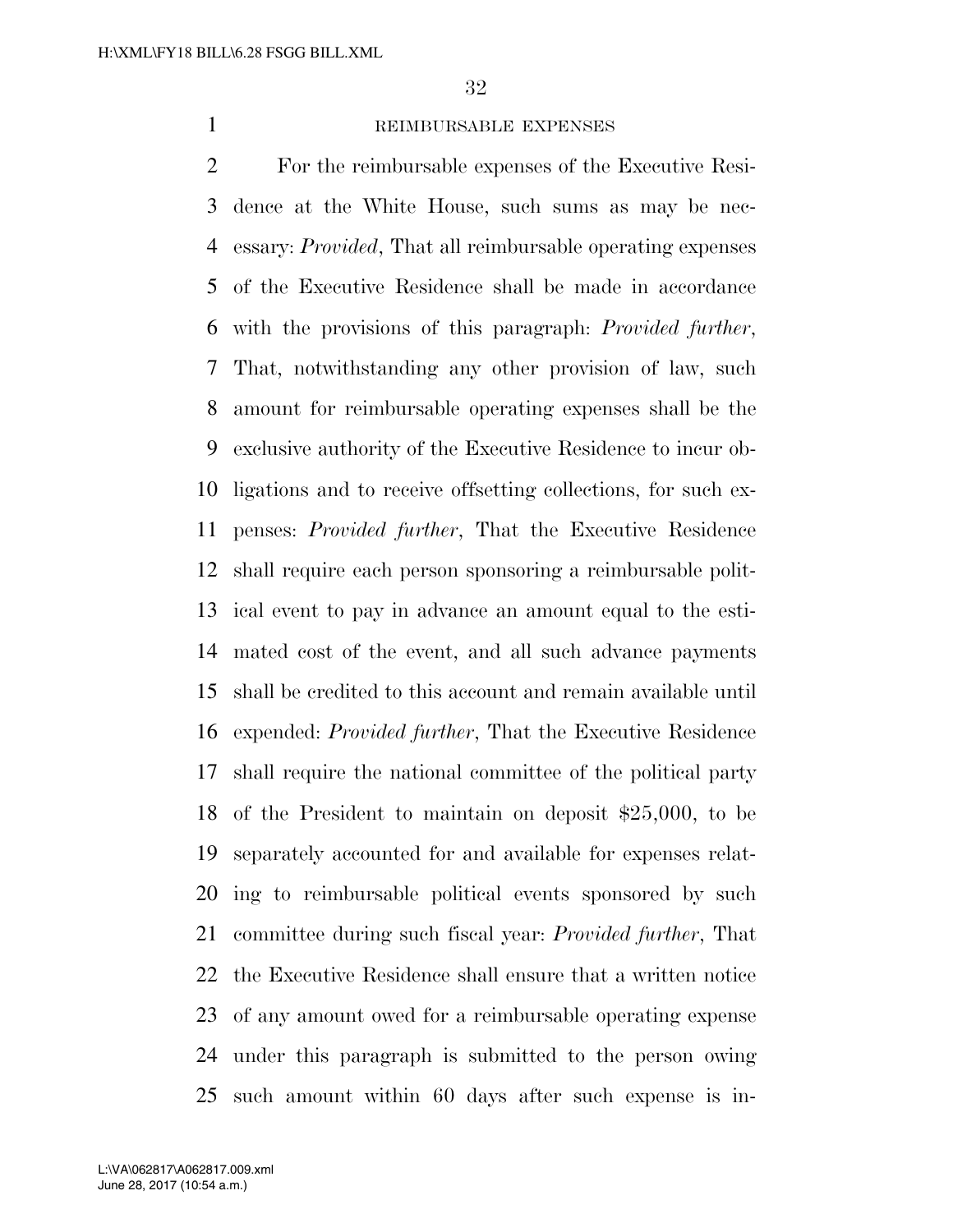REIMBURSABLE EXPENSES

For the reimbursable expenses of the Executive Residence at the White House, such sums as may be necessary: *Provided*, That all reimbursable operating expenses of the Executive Residence shall be made in accordance with the provisions of this paragraph: *Provided further*, That, notwithstanding any other provision of law, such amount for reimbursable operating expenses shall be the exclusive authority of the Executive Residence to incur obligations and to receive offsetting collections, for such expenses: *Provided further*, That the Executive Residence shall require each person sponsoring a reimbursable political event to pay in advance an amount equal to the estimated cost of the event, and all such advance payments shall be credited to this account and remain available until expended: *Provided further*, That the Executive Residence shall require the national committee of the political party of the President to maintain on deposit $25,000, to be separately accounted for and available for expenses relating to reimbursable political events sponsored by such committee during such fiscal year: *Provided further*, That the Executive Residence shall ensure that a written notice of any amount owed for a reimbursable operating expense under this paragraph is submitted to the person owing such amount within 60 days after such expense is in-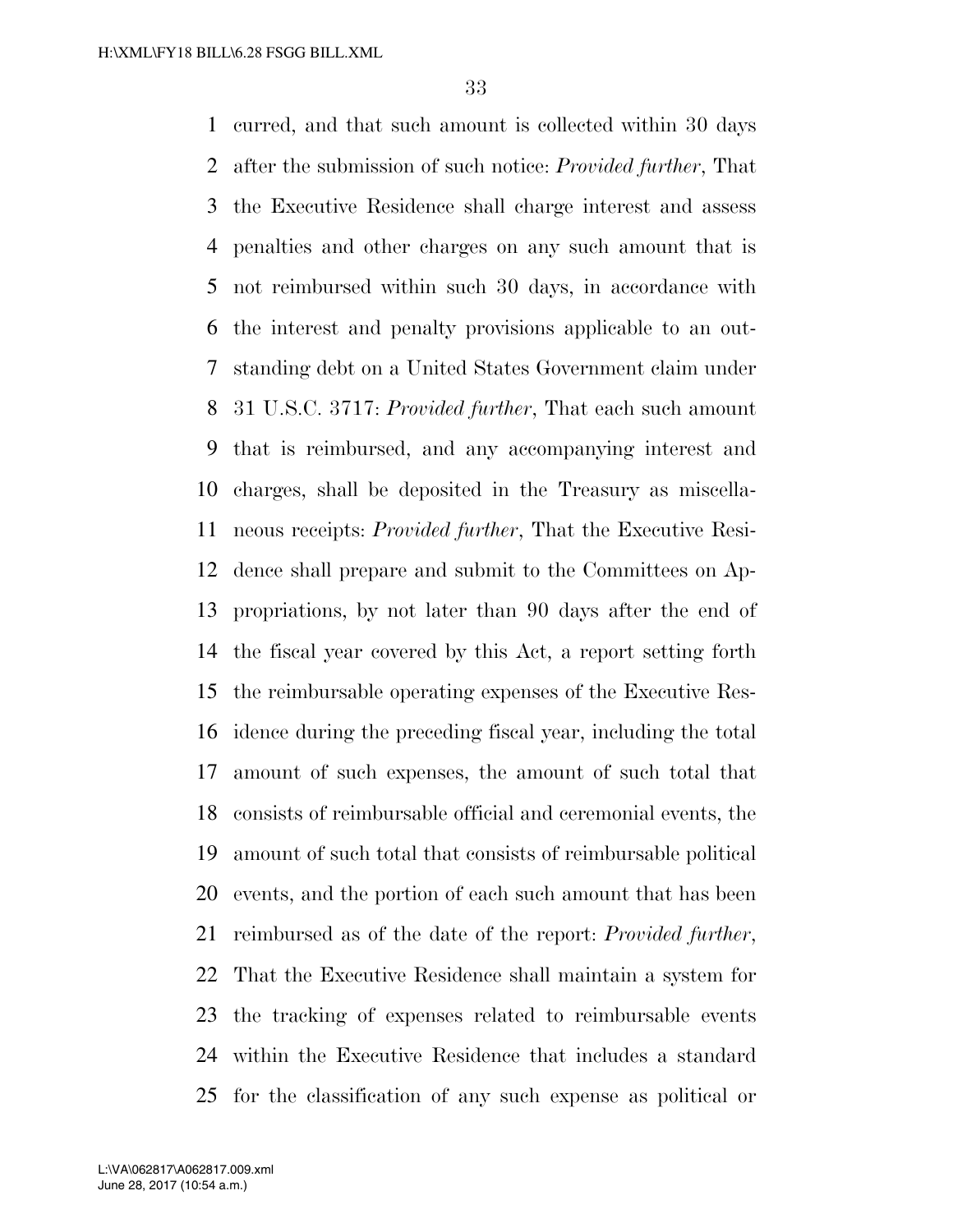curred, and that such amount is collected within 30 days after the submission of such notice: *Provided further*, That the Executive Residence shall charge interest and assess penalties and other charges on any such amount that is not reimbursed within such 30 days, in accordance with the interest and penalty provisions applicable to an outstanding debt on a United States Government claim under 31 U.S.C. 3717: *Provided further*, That each such amount that is reimbursed, and any accompanying interest and charges, shall be deposited in the Treasury as miscellaneous receipts: *Provided further*, That the Executive Residence shall prepare and submit to the Committees on Appropriations, by not later than 90 days after the end of the fiscal year covered by this Act, a report setting forth the reimbursable operating expenses of the Executive Residence during the preceding fiscal year, including the total amount of such expenses, the amount of such total that consists of reimbursable official and ceremonial events, the amount of such total that consists of reimbursable political events, and the portion of each such amount that has been reimbursed as of the date of the report: *Provided further*, That the Executive Residence shall maintain a system for the tracking of expenses related to reimbursable events within the Executive Residence that includes a standard for the classification of any such expense as political or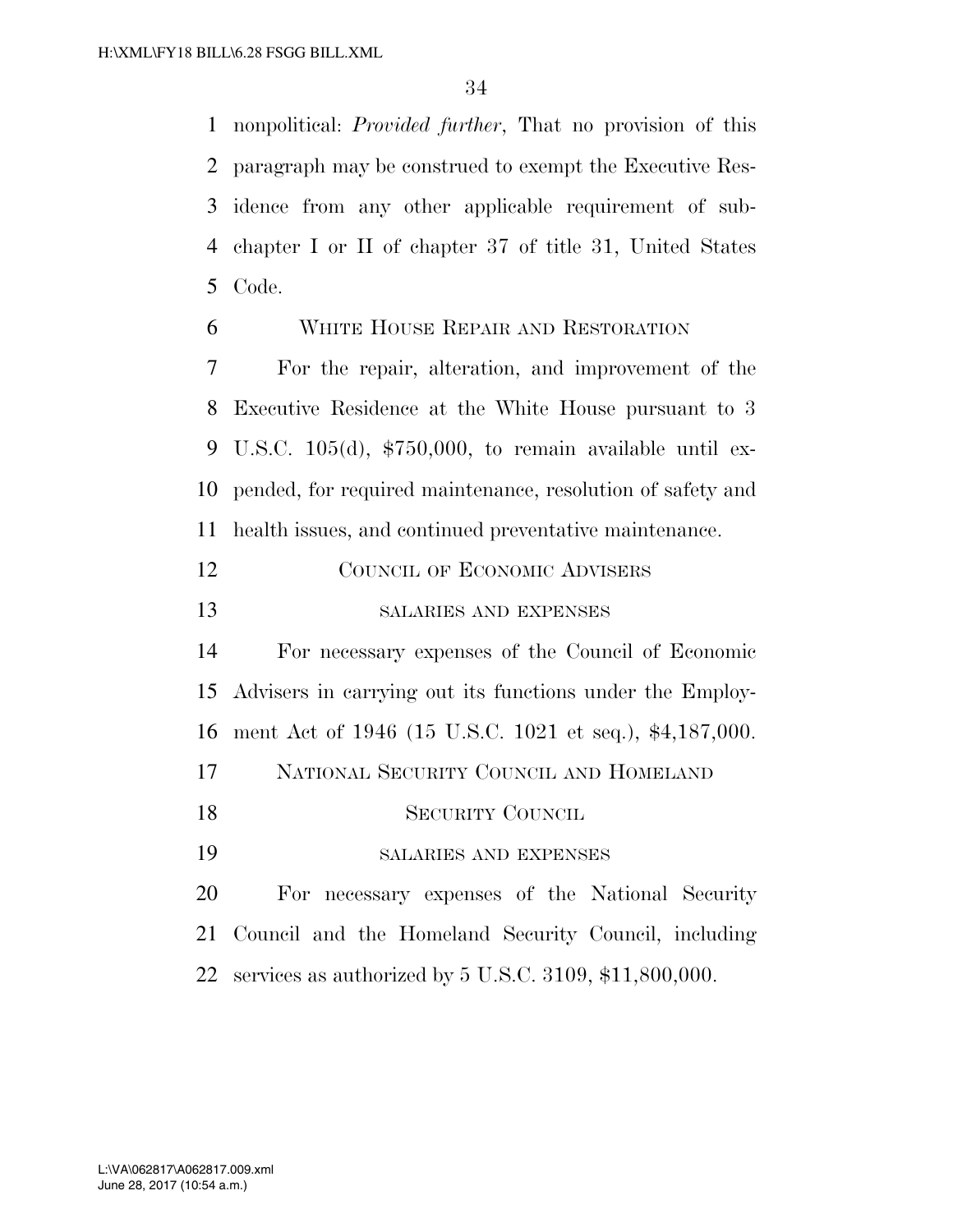nonpolitical: *Provided further*, That no provision of this paragraph may be construed to exempt the Executive Residence from any other applicable requirement of subchapter I or II of chapter 37 of title 31, United States Code.

## WHITE HOUSE REPAIR AND RESTORATION

For the repair, alteration, and improvement of the Executive Residence at the White House pursuant to 3 U.S.C. 105(d), $750,000, to remain available until expended, for required maintenance, resolution of safety and health issues, and continued preventative maintenance.

## COUNCIL OF ECONOMIC ADVISERS

### SALARIES AND EXPENSES

For necessary expenses of the Council of Economic Advisers in carrying out its functions under the Employment Act of 1946 (15 U.S.C. 1021 et seq.), $4,187,000.

## NATIONAL SECURITY COUNCIL AND HOMELAND SECURITY COUNCIL

### SALARIES AND EXPENSES

For necessary expenses of the National Security Council and the Homeland Security Council, including services as authorized by 5 U.S.C. 3109, $11,800,000.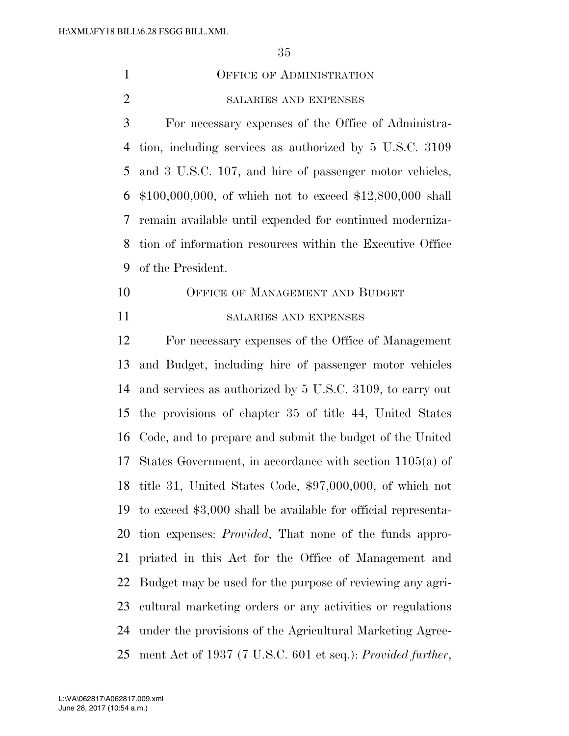## Office of Administration

### salaries and expenses

For necessary expenses of the Office of Administration, including services as authorized by 5 U.S.C. 3109 and 3 U.S.C. 107, and hire of passenger motor vehicles, $100,000,000, of which not to exceed $12,800,000 shall remain available until expended for continued modernization of information resources within the Executive Office of the President.

## Office of Management and Budget

### salaries and expenses

For necessary expenses of the Office of Management and Budget, including hire of passenger motor vehicles and services as authorized by 5 U.S.C. 3109, to carry out the provisions of chapter 35 of title 44, United States Code, and to prepare and submit the budget of the United States Government, in accordance with section 1105(a) of title 31, United States Code, $97,000,000, of which not to exceed $3,000 shall be available for official representation expenses: *Provided*, That none of the funds appropriated in this Act for the Office of Management and Budget may be used for the purpose of reviewing any agricultural marketing orders or any activities or regulations under the provisions of the Agricultural Marketing Agreement Act of 1937 (7 U.S.C. 601 et seq.): *Provided further*,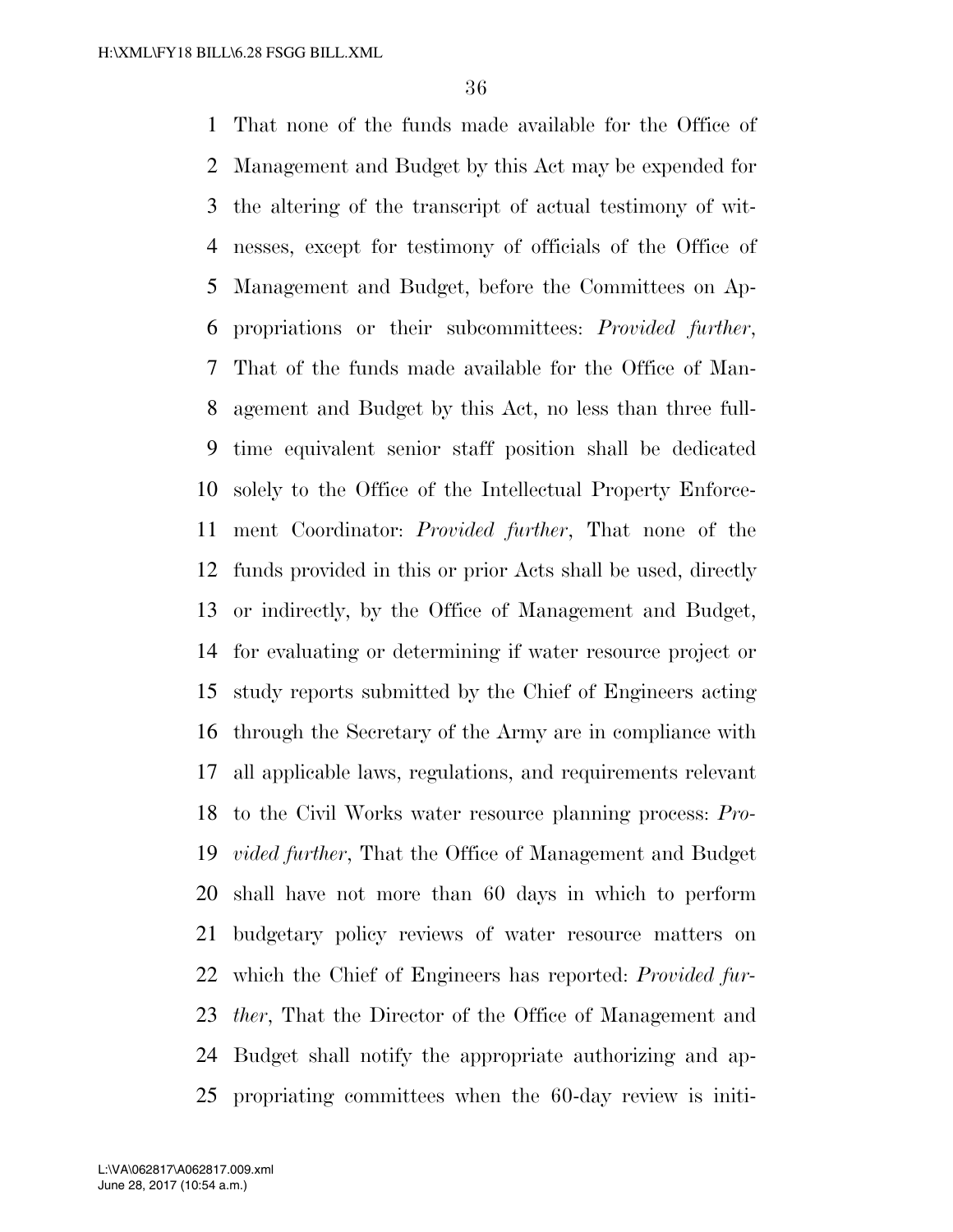That none of the funds made available for the Office of Management and Budget by this Act may be expended for the altering of the transcript of actual testimony of witnesses, except for testimony of officials of the Office of Management and Budget, before the Committees on Appropriations or their subcommittees: *Provided further*, That of the funds made available for the Office of Management and Budget by this Act, no less than three full-time equivalent senior staff position shall be dedicated solely to the Office of the Intellectual Property Enforcement Coordinator: *Provided further*, That none of the funds provided in this or prior Acts shall be used, directly or indirectly, by the Office of Management and Budget, for evaluating or determining if water resource project or study reports submitted by the Chief of Engineers acting through the Secretary of the Army are in compliance with all applicable laws, regulations, and requirements relevant to the Civil Works water resource planning process: *Provided further*, That the Office of Management and Budget shall have not more than 60 days in which to perform budgetary policy reviews of water resource matters on which the Chief of Engineers has reported: *Provided further*, That the Director of the Office of Management and Budget shall notify the appropriate authorizing and appropriating committees when the 60-day review is initi-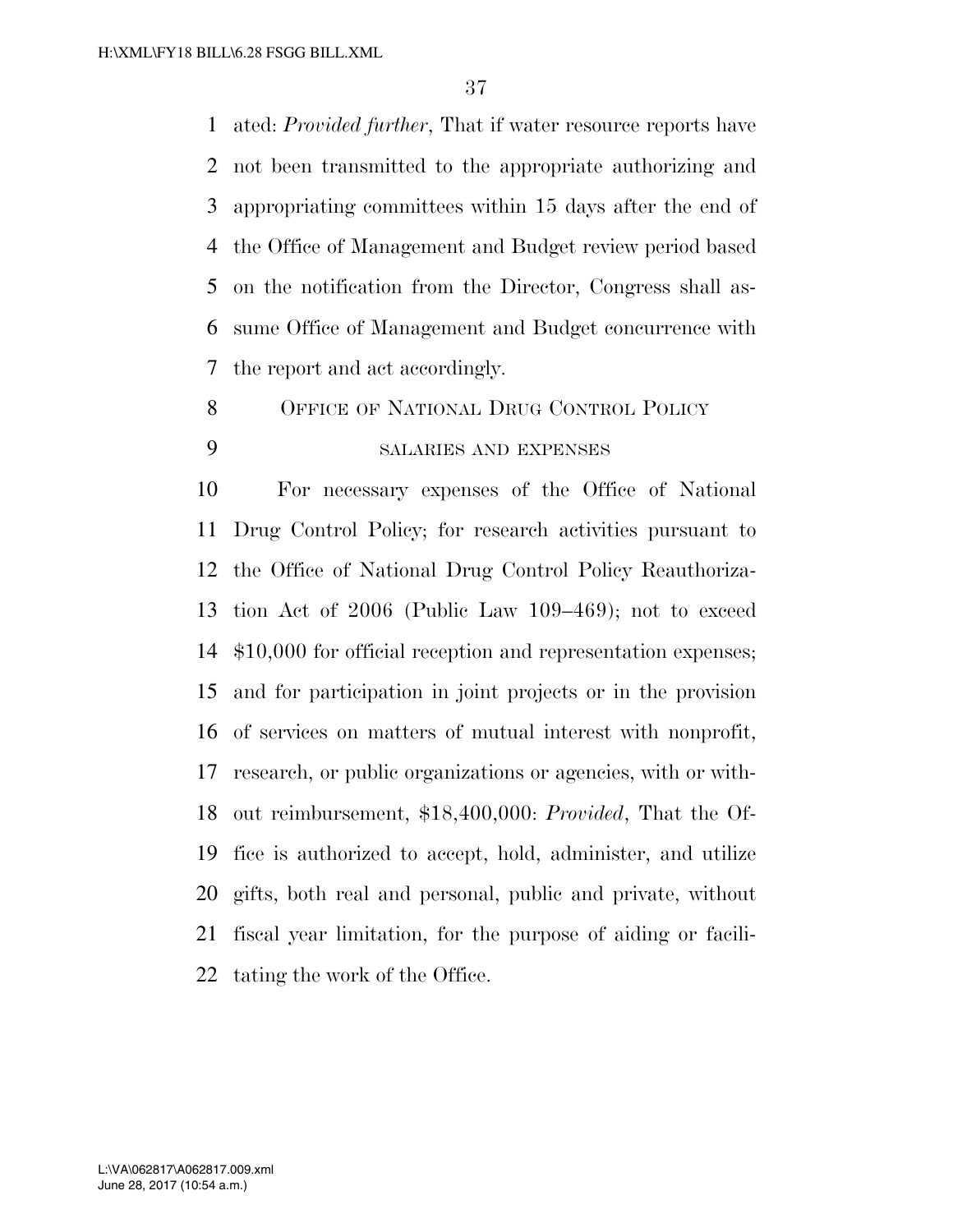ated: *Provided further*, That if water resource reports have not been transmitted to the appropriate authorizing and appropriating committees within 15 days after the end of the Office of Management and Budget review period based on the notification from the Director, Congress shall assume Office of Management and Budget concurrence with the report and act accordingly.

## OFFICE OF NATIONAL DRUG CONTROL POLICY

### SALARIES AND EXPENSES

For necessary expenses of the Office of National Drug Control Policy; for research activities pursuant to the Office of National Drug Control Policy Reauthorization Act of 2006 (Public Law 109–469); not to exceed $10,000 for official reception and representation expenses; and for participation in joint projects or in the provision of services on matters of mutual interest with nonprofit, research, or public organizations or agencies, with or without reimbursement, $18,400,000: *Provided*, That the Office is authorized to accept, hold, administer, and utilize gifts, both real and personal, public and private, without fiscal year limitation, for the purpose of aiding or facilitating the work of the Office.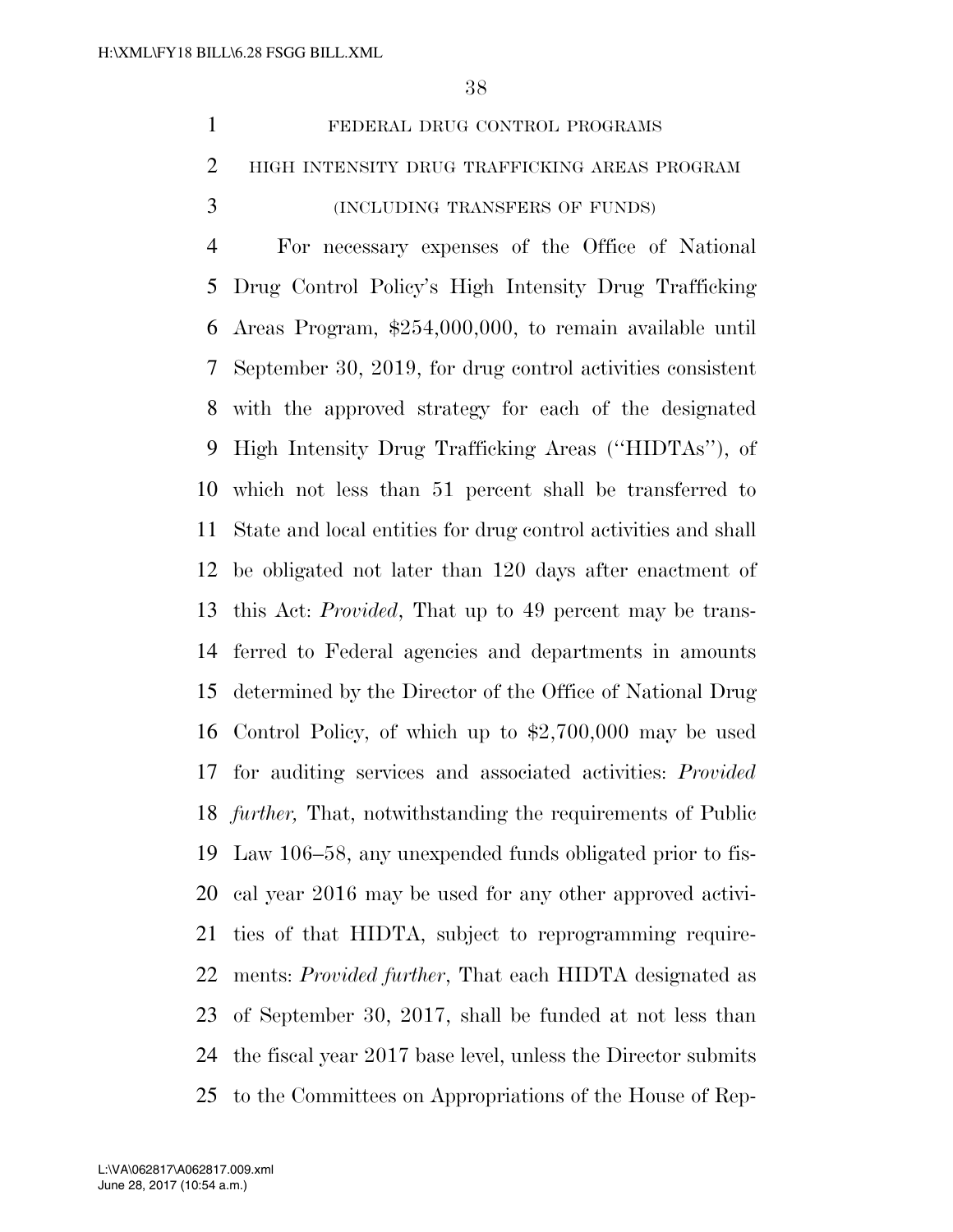FEDERAL DRUG CONTROL PROGRAMS

HIGH INTENSITY DRUG TRAFFICKING AREAS PROGRAM

(INCLUDING TRANSFERS OF FUNDS)

For necessary expenses of the Office of National Drug Control Policy's High Intensity Drug Trafficking Areas Program, $254,000,000, to remain available until September 30, 2019, for drug control activities consistent with the approved strategy for each of the designated High Intensity Drug Trafficking Areas (''HIDTAs''), of which not less than 51 percent shall be transferred to State and local entities for drug control activities and shall be obligated not later than 120 days after enactment of this Act: *Provided*, That up to 49 percent may be transferred to Federal agencies and departments in amounts determined by the Director of the Office of National Drug Control Policy, of which up to $2,700,000 may be used for auditing services and associated activities: *Provided further,* That, notwithstanding the requirements of Public Law 106–58, any unexpended funds obligated prior to fiscal year 2016 may be used for any other approved activities of that HIDTA, subject to reprogramming requirements: *Provided further*, That each HIDTA designated as of September 30, 2017, shall be funded at not less than the fiscal year 2017 base level, unless the Director submits to the Committees on Appropriations of the House of Rep-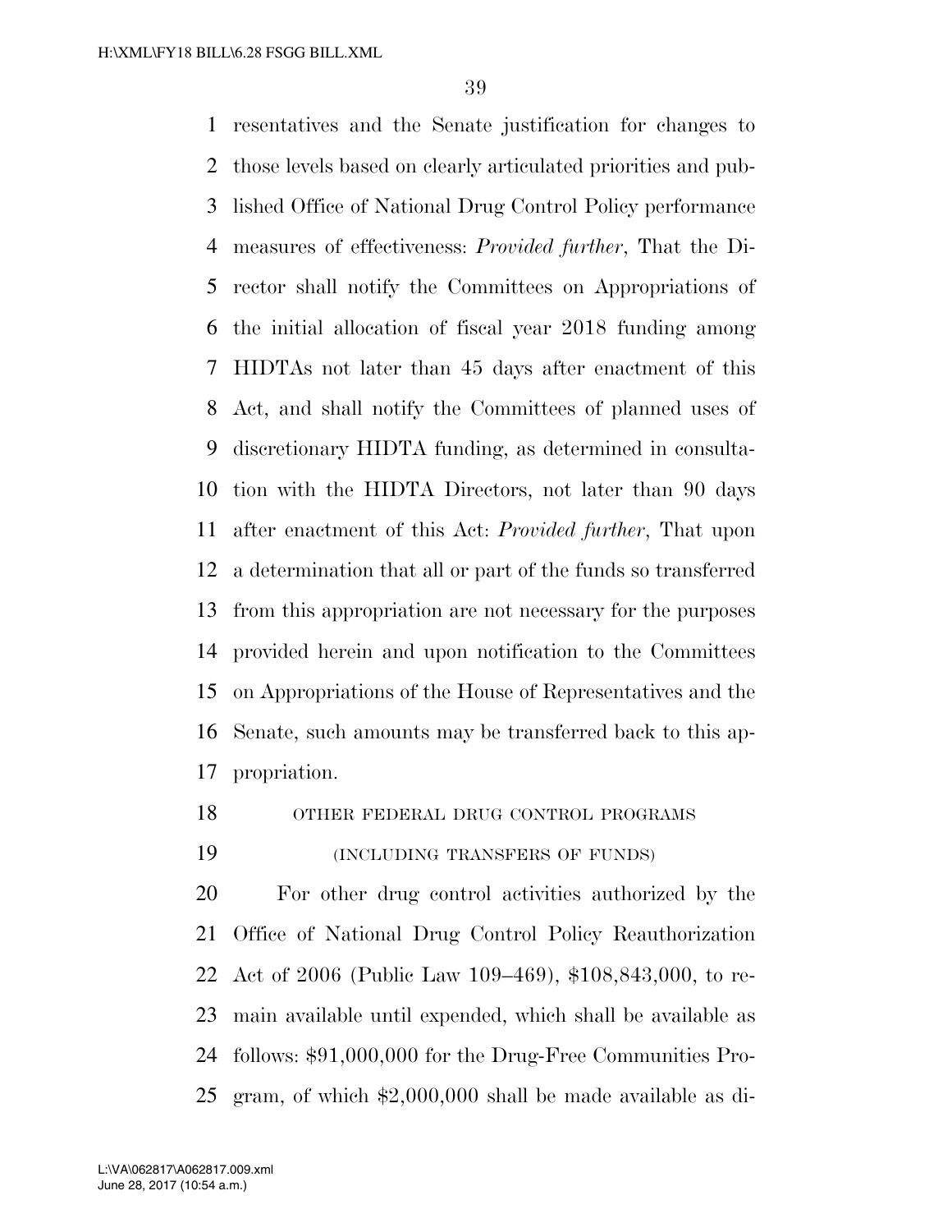resentatives and the Senate justification for changes to those levels based on clearly articulated priorities and published Office of National Drug Control Policy performance measures of effectiveness: *Provided further*, That the Director shall notify the Committees on Appropriations of the initial allocation of fiscal year 2018 funding among HIDTAs not later than 45 days after enactment of this Act, and shall notify the Committees of planned uses of discretionary HIDTA funding, as determined in consultation with the HIDTA Directors, not later than 90 days after enactment of this Act: *Provided further*, That upon a determination that all or part of the funds so transferred from this appropriation are not necessary for the purposes provided herein and upon notification to the Committees on Appropriations of the House of Representatives and the Senate, such amounts may be transferred back to this appropriation.

OTHER FEDERAL DRUG CONTROL PROGRAMS

(INCLUDING TRANSFERS OF FUNDS)

For other drug control activities authorized by the Office of National Drug Control Policy Reauthorization Act of 2006 (Public Law 109–469), $108,843,000, to remain available until expended, which shall be available as follows: $91,000,000 for the Drug-Free Communities Program, of which $2,000,000 shall be made available as di-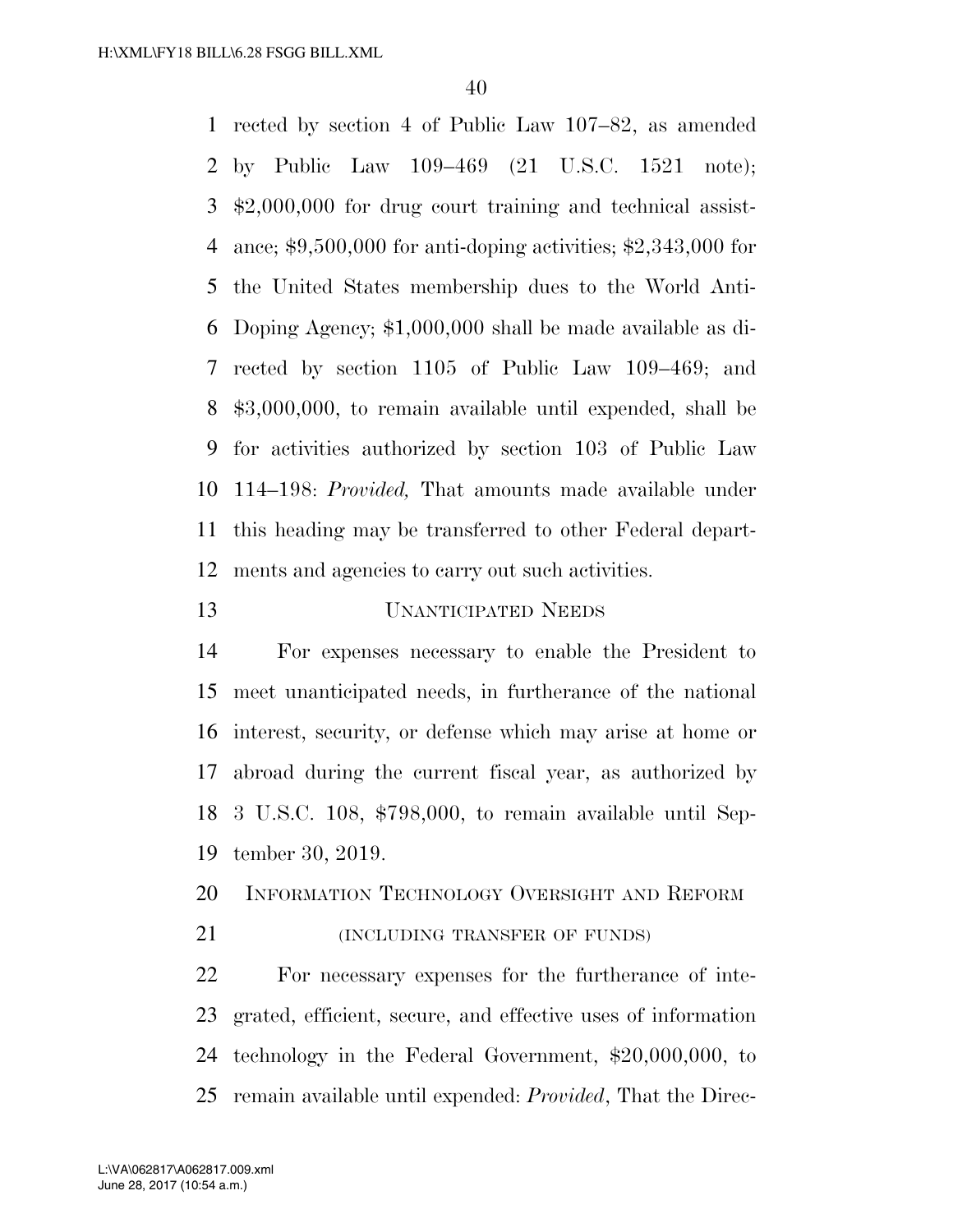rected by section 4 of Public Law 107–82, as amended by Public Law 109–469 (21 U.S.C. 1521 note); $2,000,000 for drug court training and technical assistance; $9,500,000 for anti-doping activities; $2,343,000 for the United States membership dues to the World Anti-Doping Agency; $1,000,000 shall be made available as directed by section 1105 of Public Law 109–469; and $3,000,000, to remain available until expended, shall be for activities authorized by section 103 of Public Law 114–198: *Provided,* That amounts made available under this heading may be transferred to other Federal departments and agencies to carry out such activities.

UNANTICIPATED NEEDS

For expenses necessary to enable the President to meet unanticipated needs, in furtherance of the national interest, security, or defense which may arise at home or abroad during the current fiscal year, as authorized by 3 U.S.C. 108, $798,000, to remain available until September 30, 2019.

INFORMATION TECHNOLOGY OVERSIGHT AND REFORM

(INCLUDING TRANSFER OF FUNDS)

For necessary expenses for the furtherance of integrated, efficient, secure, and effective uses of information technology in the Federal Government, $20,000,000, to remain available until expended: *Provided*, That the Direc-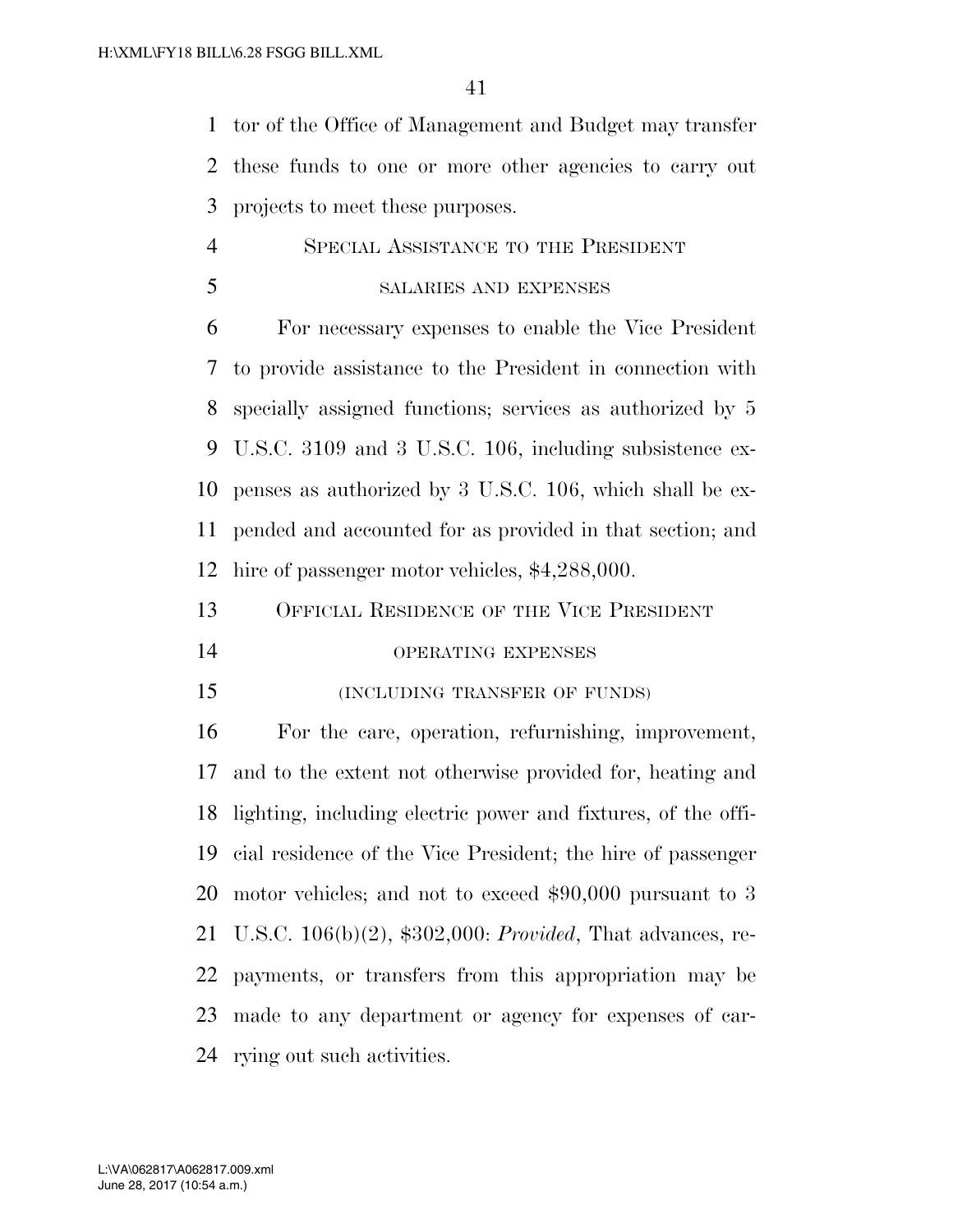tor of the Office of Management and Budget may transfer these funds to one or more other agencies to carry out projects to meet these purposes.

### Special Assistance to the President

#### salaries and expenses

For necessary expenses to enable the Vice President to provide assistance to the President in connection with specially assigned functions; services as authorized by 5 U.S.C. 3109 and 3 U.S.C. 106, including subsistence expenses as authorized by 3 U.S.C. 106, which shall be expended and accounted for as provided in that section; and hire of passenger motor vehicles, $4,288,000.

### Official Residence of the Vice President

#### operating expenses

#### (including transfer of funds)

For the care, operation, refurnishing, improvement, and to the extent not otherwise provided for, heating and lighting, including electric power and fixtures, of the official residence of the Vice President; the hire of passenger motor vehicles; and not to exceed $90,000 pursuant to 3 U.S.C. 106(b)(2), $302,000: *Provided*, That advances, repayments, or transfers from this appropriation may be made to any department or agency for expenses of carrying out such activities.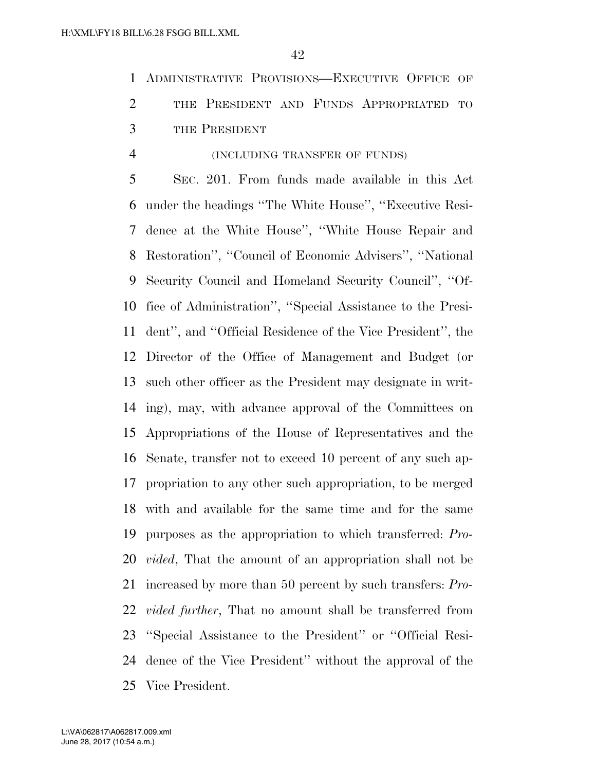## ADMINISTRATIVE PROVISIONS—EXECUTIVE OFFICE OF THE PRESIDENT AND FUNDS APPROPRIATED TO THE PRESIDENT

(INCLUDING TRANSFER OF FUNDS)

SEC. 201. From funds made available in this Act under the headings ''The White House'', ''Executive Residence at the White House'', ''White House Repair and Restoration'', ''Council of Economic Advisers'', ''National Security Council and Homeland Security Council'', ''Office of Administration'', ''Special Assistance to the President'', and ''Official Residence of the Vice President'', the Director of the Office of Management and Budget (or such other officer as the President may designate in writing), may, with advance approval of the Committees on Appropriations of the House of Representatives and the Senate, transfer not to exceed 10 percent of any such appropriation to any other such appropriation, to be merged with and available for the same time and for the same purposes as the appropriation to which transferred: *Provided*, That the amount of an appropriation shall not be increased by more than 50 percent by such transfers: *Provided further*, That no amount shall be transferred from ''Special Assistance to the President'' or ''Official Residence of the Vice President'' without the approval of the Vice President.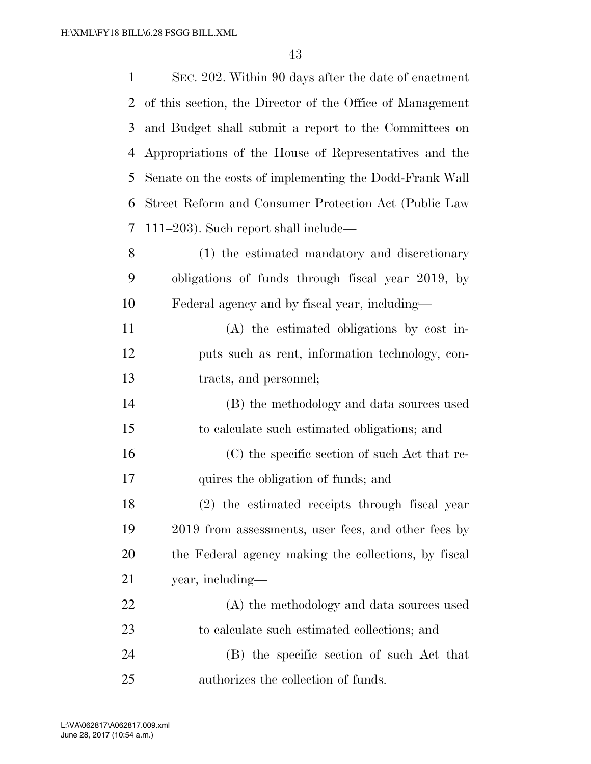SEC. 202. Within 90 days after the date of enactment of this section, the Director of the Office of Management and Budget shall submit a report to the Committees on Appropriations of the House of Representatives and the Senate on the costs of implementing the Dodd-Frank Wall Street Reform and Consumer Protection Act (Public Law 111–203). Such report shall include—

(1) the estimated mandatory and discretionary obligations of funds through fiscal year 2019, by Federal agency and by fiscal year, including—

(A) the estimated obligations by cost inputs such as rent, information technology, contracts, and personnel;

(B) the methodology and data sources used to calculate such estimated obligations; and

(C) the specific section of such Act that requires the obligation of funds; and

(2) the estimated receipts through fiscal year 2019 from assessments, user fees, and other fees by the Federal agency making the collections, by fiscal year, including—

(A) the methodology and data sources used to calculate such estimated collections; and

(B) the specific section of such Act that authorizes the collection of funds.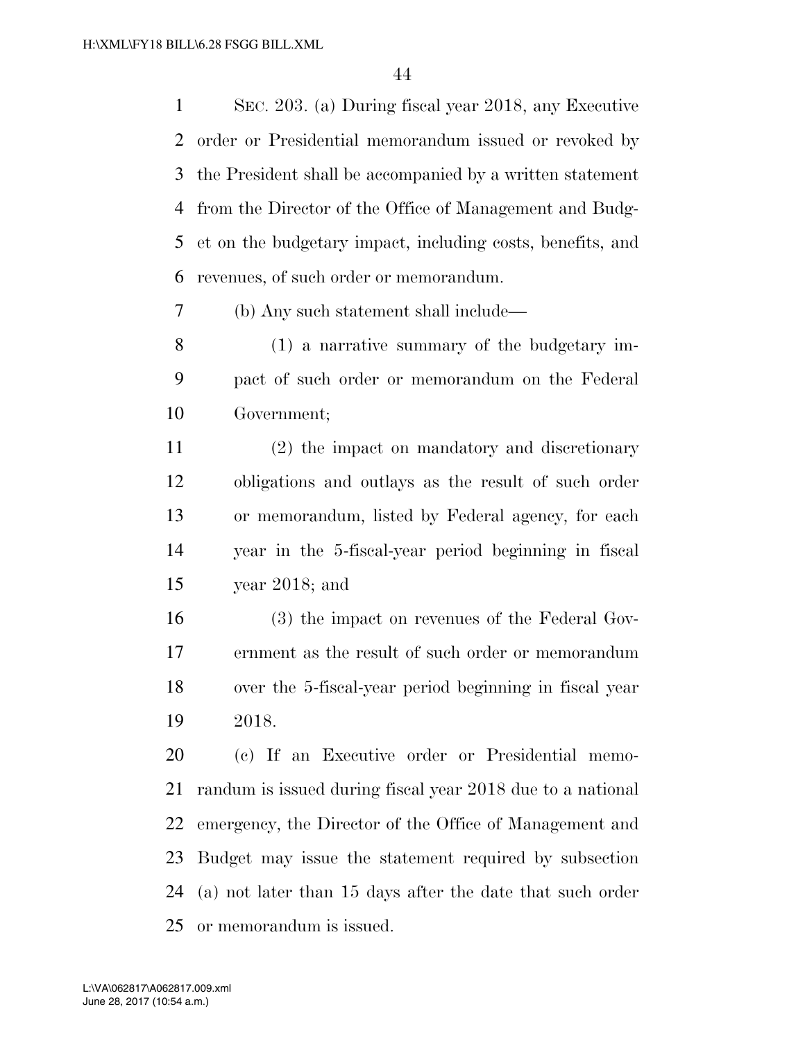SEC. 203. (a) During fiscal year 2018, any Executive order or Presidential memorandum issued or revoked by the President shall be accompanied by a written statement from the Director of the Office of Management and Budget on the budgetary impact, including costs, benefits, and revenues, of such order or memorandum.

(b) Any such statement shall include—

(1) a narrative summary of the budgetary impact of such order or memorandum on the Federal Government;

(2) the impact on mandatory and discretionary obligations and outlays as the result of such order or memorandum, listed by Federal agency, for each year in the 5-fiscal-year period beginning in fiscal year 2018; and

(3) the impact on revenues of the Federal Government as the result of such order or memorandum over the 5-fiscal-year period beginning in fiscal year 2018.

(c) If an Executive order or Presidential memorandum is issued during fiscal year 2018 due to a national emergency, the Director of the Office of Management and Budget may issue the statement required by subsection (a) not later than 15 days after the date that such order or memorandum is issued.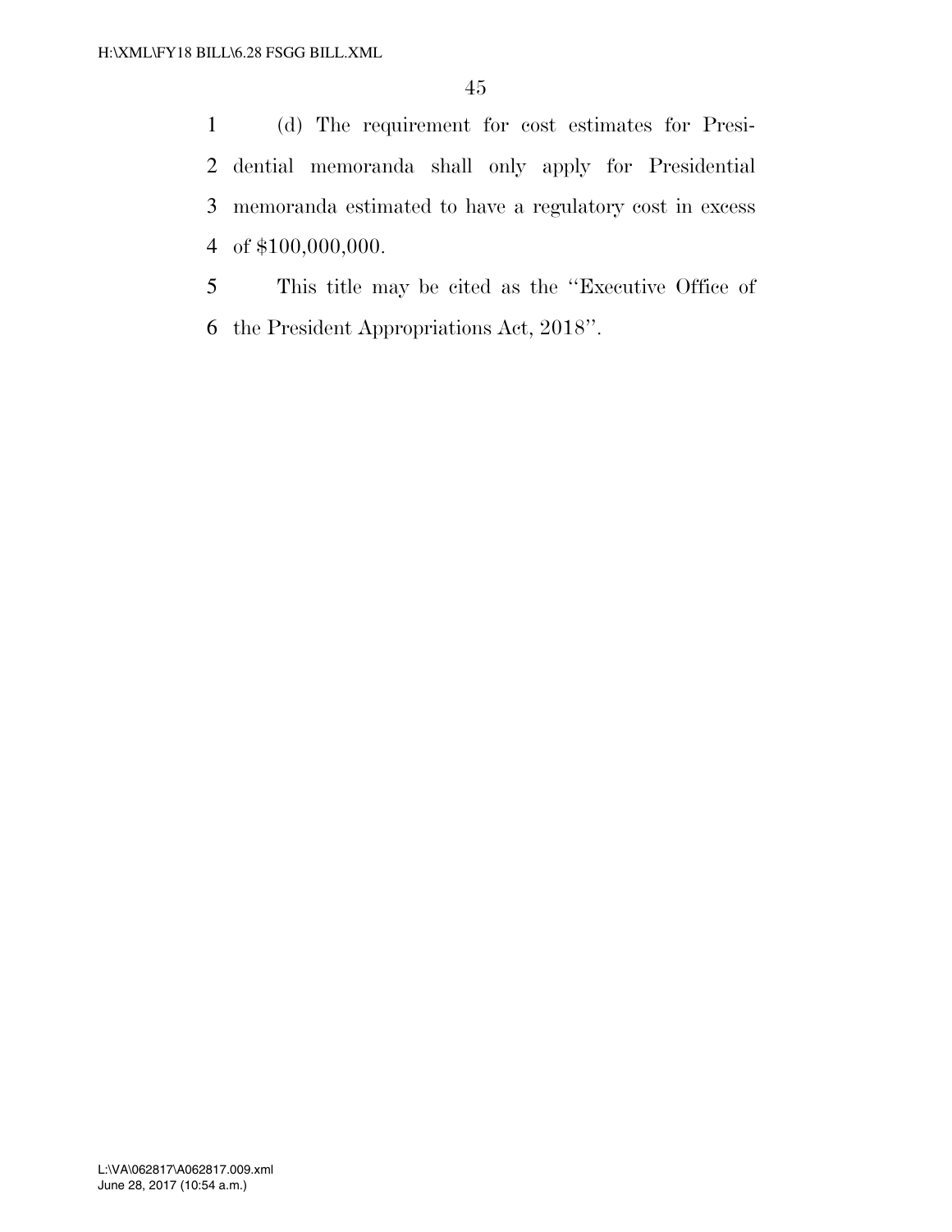(d) The requirement for cost estimates for Presidential memoranda shall only apply for Presidential memoranda estimated to have a regulatory cost in excess of $100,000,000.

This title may be cited as the ''Executive Office of the President Appropriations Act, 2018''.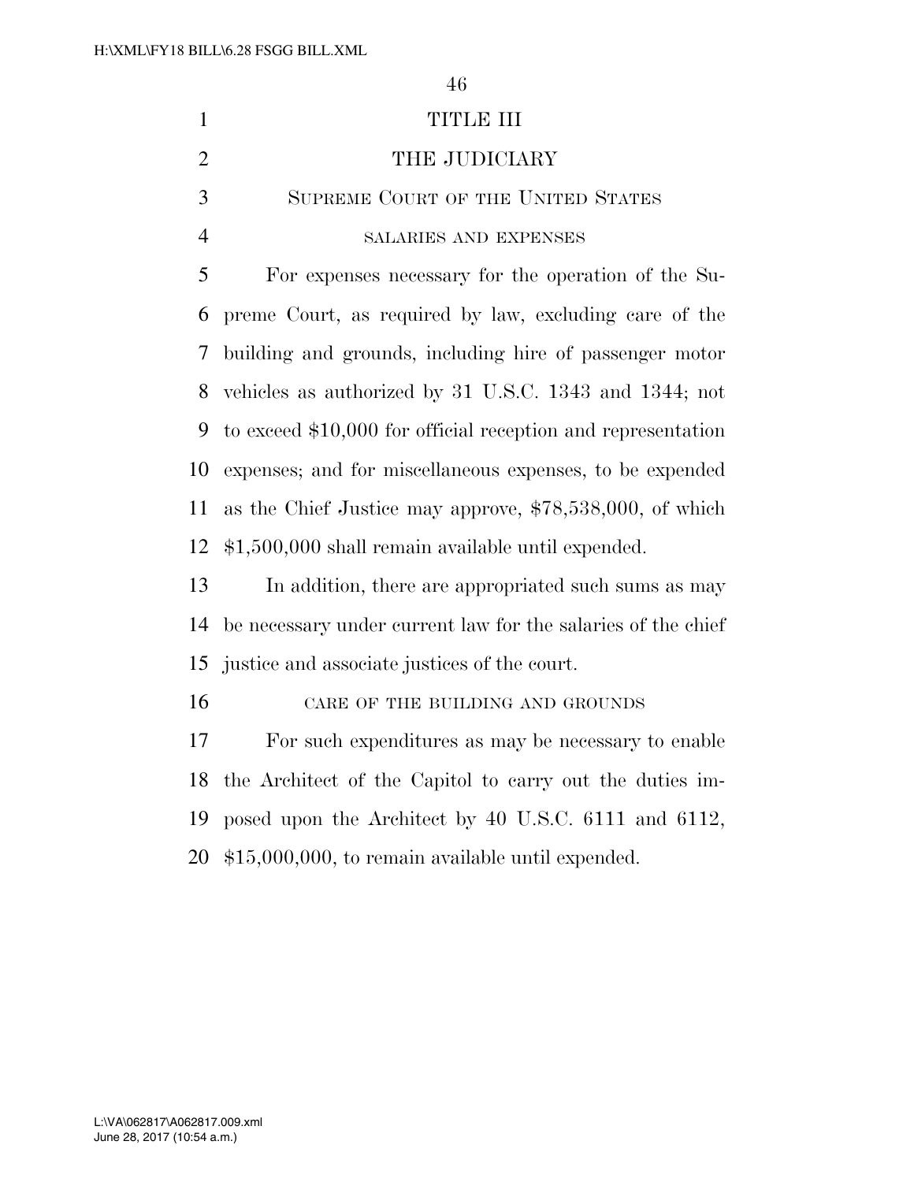# TITLE III

# THE JUDICIARY

## Supreme Court of the United States

### salaries and expenses

For expenses necessary for the operation of the Supreme Court, as required by law, excluding care of the building and grounds, including hire of passenger motor vehicles as authorized by 31 U.S.C. 1343 and 1344; not to exceed $10,000 for official reception and representation expenses; and for miscellaneous expenses, to be expended as the Chief Justice may approve, $78,538,000, of which $1,500,000 shall remain available until expended.

In addition, there are appropriated such sums as may be necessary under current law for the salaries of the chief justice and associate justices of the court.

### care of the building and grounds

For such expenditures as may be necessary to enable the Architect of the Capitol to carry out the duties imposed upon the Architect by 40 U.S.C. 6111 and 6112, $15,000,000, to remain available until expended.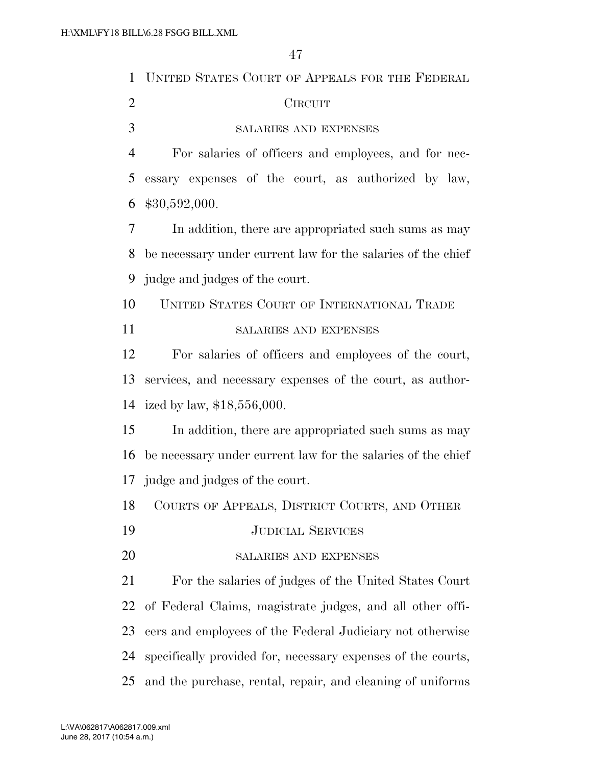## UNITED STATES COURT OF APPEALS FOR THE FEDERAL CIRCUIT

### SALARIES AND EXPENSES

For salaries of officers and employees, and for necessary expenses of the court, as authorized by law, $30,592,000.

In addition, there are appropriated such sums as may be necessary under current law for the salaries of the chief judge and judges of the court.

## UNITED STATES COURT OF INTERNATIONAL TRADE

### SALARIES AND EXPENSES

For salaries of officers and employees of the court, services, and necessary expenses of the court, as authorized by law, $18,556,000.

In addition, there are appropriated such sums as may be necessary under current law for the salaries of the chief judge and judges of the court.

## COURTS OF APPEALS, DISTRICT COURTS, AND OTHER JUDICIAL SERVICES

### SALARIES AND EXPENSES

For the salaries of judges of the United States Court of Federal Claims, magistrate judges, and all other officers and employees of the Federal Judiciary not otherwise specifically provided for, necessary expenses of the courts, and the purchase, rental, repair, and cleaning of uniforms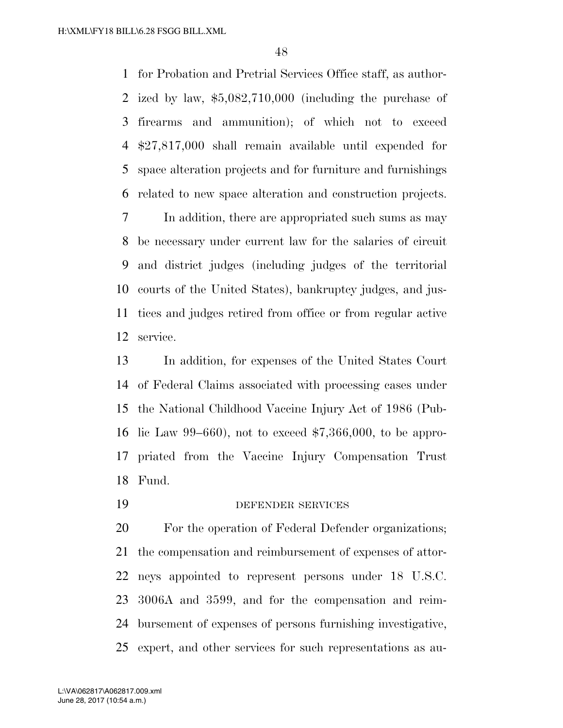for Probation and Pretrial Services Office staff, as authorized by law, $5,082,710,000 (including the purchase of firearms and ammunition); of which not to exceed $27,817,000 shall remain available until expended for space alteration projects and for furniture and furnishings related to new space alteration and construction projects.

In addition, there are appropriated such sums as may be necessary under current law for the salaries of circuit and district judges (including judges of the territorial courts of the United States), bankruptcy judges, and justices and judges retired from office or from regular active service.

In addition, for expenses of the United States Court of Federal Claims associated with processing cases under the National Childhood Vaccine Injury Act of 1986 (Public Law 99–660), not to exceed $7,366,000, to be appropriated from the Vaccine Injury Compensation Trust Fund.

DEFENDER SERVICES

For the operation of Federal Defender organizations; the compensation and reimbursement of expenses of attorneys appointed to represent persons under 18 U.S.C. 3006A and 3599, and for the compensation and reimbursement of expenses of persons furnishing investigative, expert, and other services for such representations as au-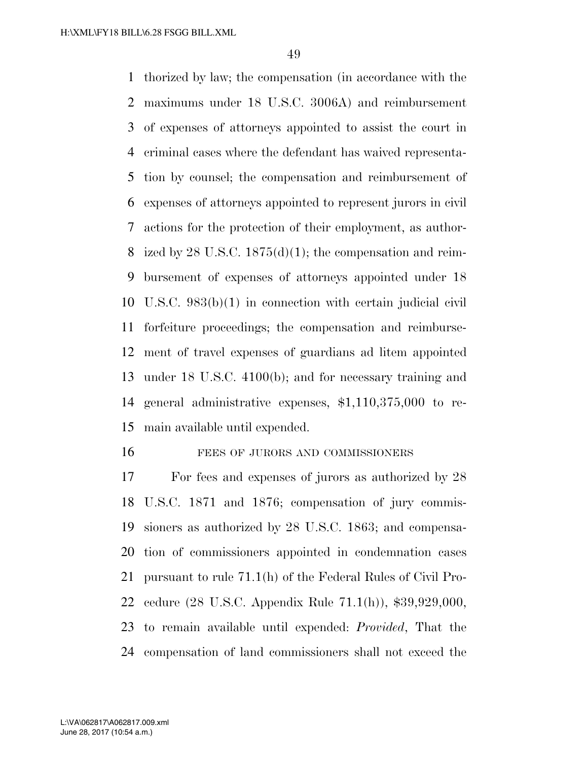thorized by law; the compensation (in accordance with the maximums under 18 U.S.C. 3006A) and reimbursement of expenses of attorneys appointed to assist the court in criminal cases where the defendant has waived representation by counsel; the compensation and reimbursement of expenses of attorneys appointed to represent jurors in civil actions for the protection of their employment, as authorized by 28 U.S.C. 1875(d)(1); the compensation and reimbursement of expenses of attorneys appointed under 18 U.S.C. 983(b)(1) in connection with certain judicial civil forfeiture proceedings; the compensation and reimbursement of travel expenses of guardians ad litem appointed under 18 U.S.C. 4100(b); and for necessary training and general administrative expenses, $1,110,375,000 to remain available until expended.

FEES OF JURORS AND COMMISSIONERS

For fees and expenses of jurors as authorized by 28 U.S.C. 1871 and 1876; compensation of jury commissioners as authorized by 28 U.S.C. 1863; and compensation of commissioners appointed in condemnation cases pursuant to rule 71.1(h) of the Federal Rules of Civil Procedure (28 U.S.C. Appendix Rule 71.1(h)), $39,929,000, to remain available until expended: *Provided*, That the compensation of land commissioners shall not exceed the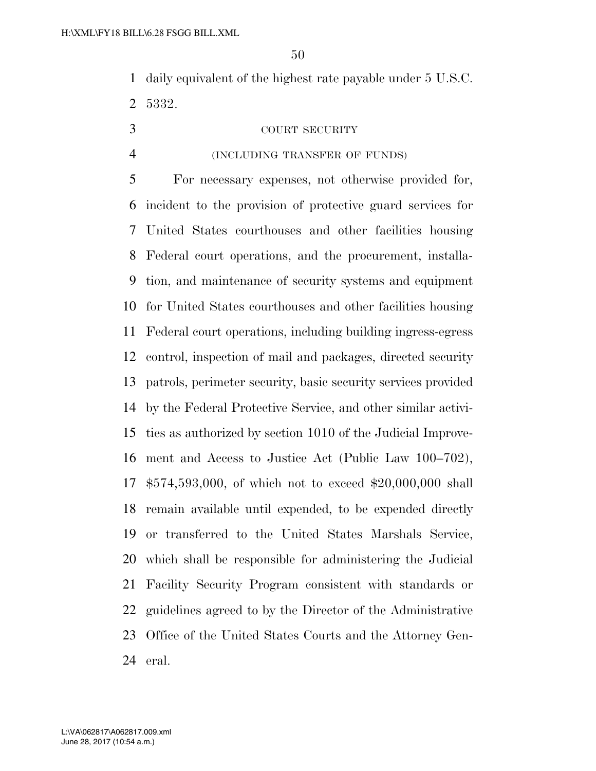daily equivalent of the highest rate payable under 5 U.S.C. 5332.

COURT SECURITY

(INCLUDING TRANSFER OF FUNDS)

For necessary expenses, not otherwise provided for, incident to the provision of protective guard services for United States courthouses and other facilities housing Federal court operations, and the procurement, installation, and maintenance of security systems and equipment for United States courthouses and other facilities housing Federal court operations, including building ingress-egress control, inspection of mail and packages, directed security patrols, perimeter security, basic security services provided by the Federal Protective Service, and other similar activities as authorized by section 1010 of the Judicial Improvement and Access to Justice Act (Public Law 100–702), $574,593,000, of which not to exceed $20,000,000 shall remain available until expended, to be expended directly or transferred to the United States Marshals Service, which shall be responsible for administering the Judicial Facility Security Program consistent with standards or guidelines agreed to by the Director of the Administrative Office of the United States Courts and the Attorney General.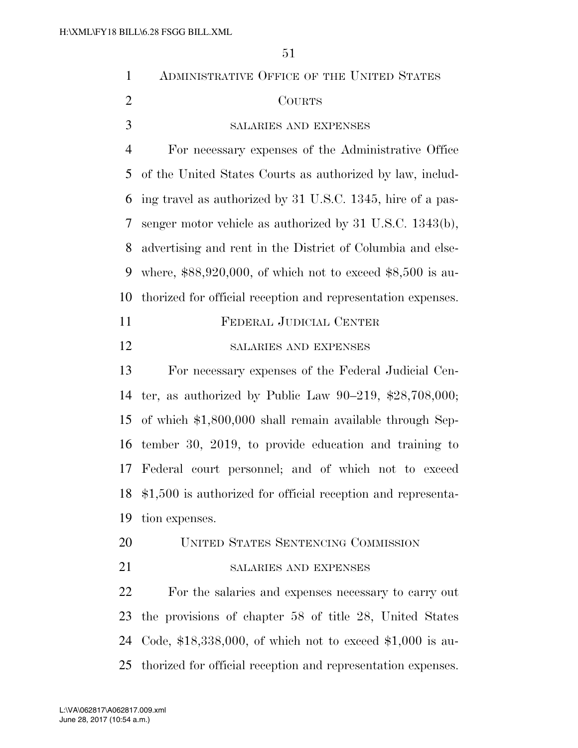## Administrative Office of the United States Courts

### salaries and expenses

For necessary expenses of the Administrative Office of the United States Courts as authorized by law, including travel as authorized by 31 U.S.C. 1345, hire of a passenger motor vehicle as authorized by 31 U.S.C. 1343(b), advertising and rent in the District of Columbia and elsewhere, $88,920,000, of which not to exceed $8,500 is authorized for official reception and representation expenses.

## Federal Judicial Center

### salaries and expenses

For necessary expenses of the Federal Judicial Center, as authorized by Public Law 90–219, $28,708,000; of which $1,800,000 shall remain available through September 30, 2019, to provide education and training to Federal court personnel; and of which not to exceed $1,500 is authorized for official reception and representation expenses.

## United States Sentencing Commission

### salaries and expenses

For the salaries and expenses necessary to carry out the provisions of chapter 58 of title 28, United States Code, $18,338,000, of which not to exceed $1,000 is authorized for official reception and representation expenses.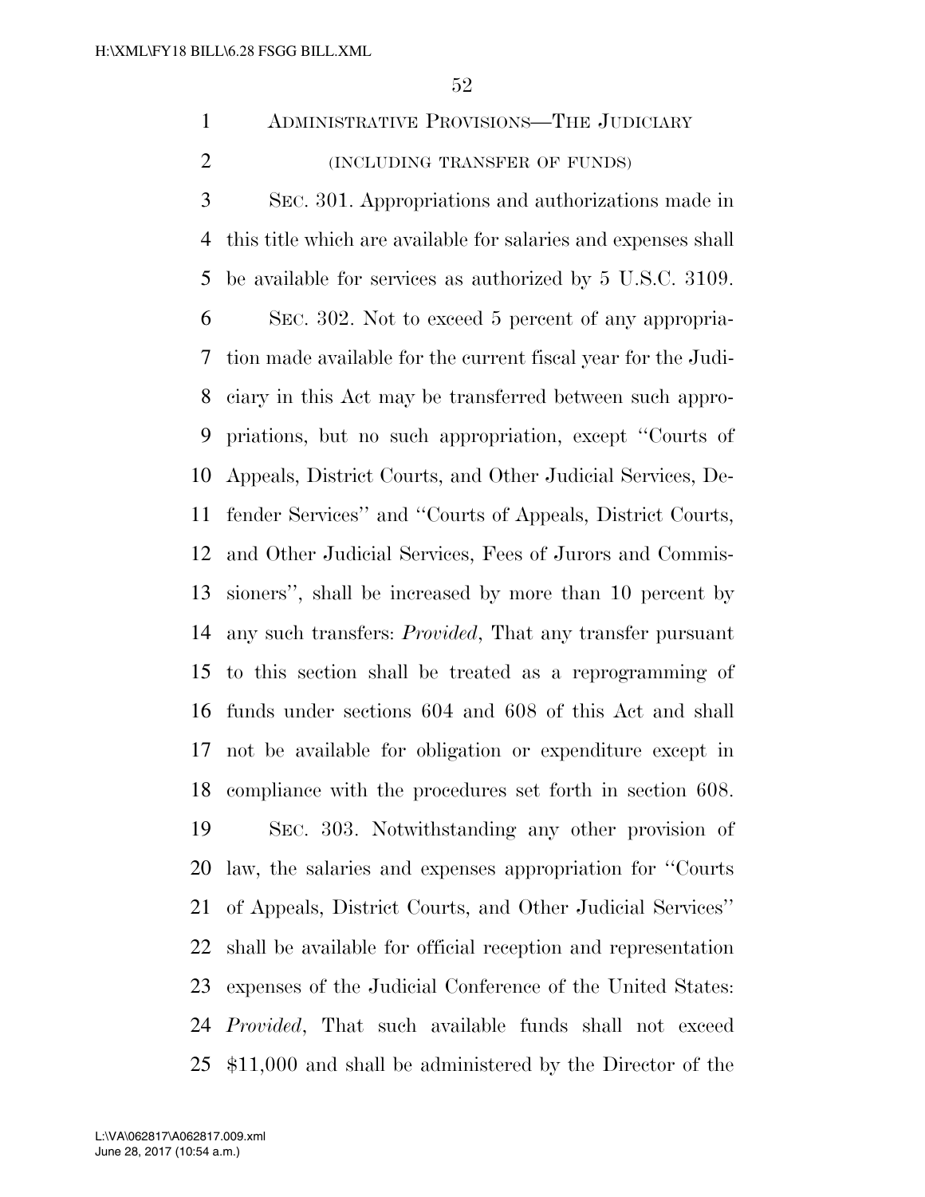## ADMINISTRATIVE PROVISIONS—THE JUDICIARY

(INCLUDING TRANSFER OF FUNDS)

SEC. 301. Appropriations and authorizations made in this title which are available for salaries and expenses shall be available for services as authorized by 5 U.S.C. 3109.

SEC. 302. Not to exceed 5 percent of any appropriation made available for the current fiscal year for the Judiciary in this Act may be transferred between such appropriations, but no such appropriation, except "Courts of Appeals, District Courts, and Other Judicial Services, Defender Services" and "Courts of Appeals, District Courts, and Other Judicial Services, Fees of Jurors and Commissioners", shall be increased by more than 10 percent by any such transfers: *Provided*, That any transfer pursuant to this section shall be treated as a reprogramming of funds under sections 604 and 608 of this Act and shall not be available for obligation or expenditure except in compliance with the procedures set forth in section 608.

SEC. 303. Notwithstanding any other provision of law, the salaries and expenses appropriation for "Courts of Appeals, District Courts, and Other Judicial Services" shall be available for official reception and representation expenses of the Judicial Conference of the United States: *Provided*, That such available funds shall not exceed $11,000 and shall be administered by the Director of the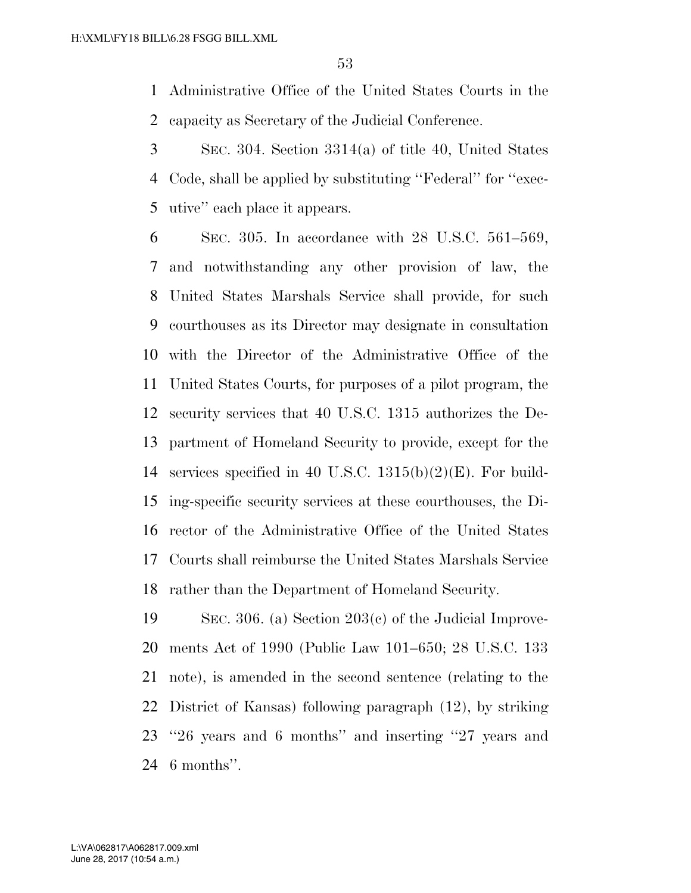Administrative Office of the United States Courts in the capacity as Secretary of the Judicial Conference.

SEC. 304. Section 3314(a) of title 40, United States Code, shall be applied by substituting ''Federal'' for ''executive'' each place it appears.

SEC. 305. In accordance with 28 U.S.C. 561–569, and notwithstanding any other provision of law, the United States Marshals Service shall provide, for such courthouses as its Director may designate in consultation with the Director of the Administrative Office of the United States Courts, for purposes of a pilot program, the security services that 40 U.S.C. 1315 authorizes the Department of Homeland Security to provide, except for the services specified in 40 U.S.C. 1315(b)(2)(E). For building-specific security services at these courthouses, the Director of the Administrative Office of the United States Courts shall reimburse the United States Marshals Service rather than the Department of Homeland Security.

SEC. 306. (a) Section 203(c) of the Judicial Improvements Act of 1990 (Public Law 101–650; 28 U.S.C. 133 note), is amended in the second sentence (relating to the District of Kansas) following paragraph (12), by striking ''26 years and 6 months'' and inserting ''27 years and 6 months''.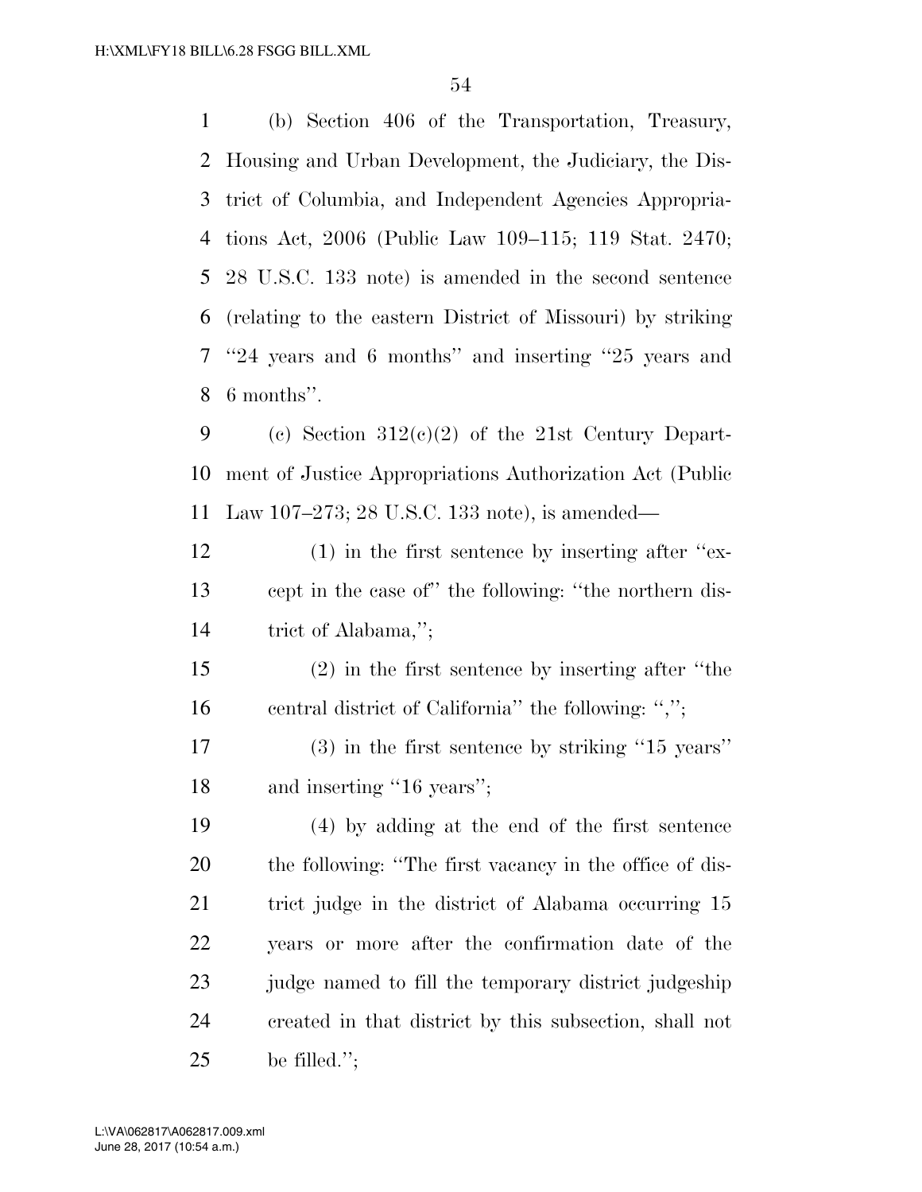(b) Section 406 of the Transportation, Treasury, Housing and Urban Development, the Judiciary, the District of Columbia, and Independent Agencies Appropriations Act, 2006 (Public Law 109–115; 119 Stat. 2470; 28 U.S.C. 133 note) is amended in the second sentence (relating to the eastern District of Missouri) by striking ''24 years and 6 months'' and inserting ''25 years and 6 months''.

(c) Section 312(c)(2) of the 21st Century Department of Justice Appropriations Authorization Act (Public Law 107–273; 28 U.S.C. 133 note), is amended—

(1) in the first sentence by inserting after ''except in the case of'' the following: ''the northern district of Alabama,'';

(2) in the first sentence by inserting after ''the central district of California'' the following: '','';

(3) in the first sentence by striking ''15 years'' and inserting ''16 years'';

(4) by adding at the end of the first sentence the following: ''The first vacancy in the office of district judge in the district of Alabama occurring 15 years or more after the confirmation date of the judge named to fill the temporary district judgeship created in that district by this subsection, shall not be filled.'';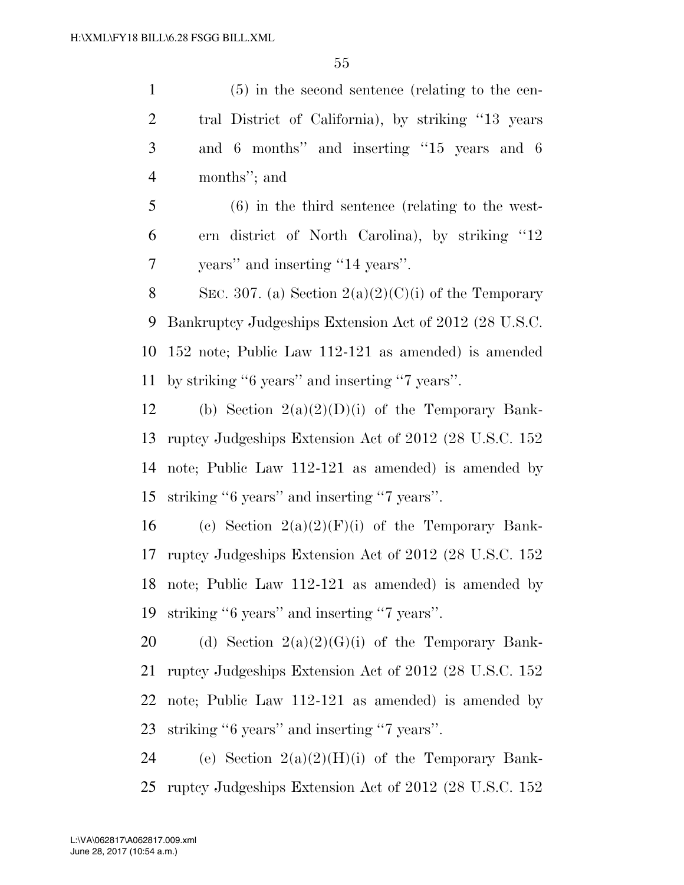(5) in the second sentence (relating to the central District of California), by striking "13 years and 6 months" and inserting "15 years and 6 months"; and

(6) in the third sentence (relating to the western district of North Carolina), by striking "12 years" and inserting "14 years".

SEC. 307. (a) Section 2(a)(2)(C)(i) of the Temporary Bankruptcy Judgeships Extension Act of 2012 (28 U.S.C. 152 note; Public Law 112-121 as amended) is amended by striking "6 years" and inserting "7 years".

(b) Section 2(a)(2)(D)(i) of the Temporary Bankruptcy Judgeships Extension Act of 2012 (28 U.S.C. 152 note; Public Law 112-121 as amended) is amended by striking "6 years" and inserting "7 years".

(c) Section 2(a)(2)(F)(i) of the Temporary Bankruptcy Judgeships Extension Act of 2012 (28 U.S.C. 152 note; Public Law 112-121 as amended) is amended by striking "6 years" and inserting "7 years".

(d) Section 2(a)(2)(G)(i) of the Temporary Bankruptcy Judgeships Extension Act of 2012 (28 U.S.C. 152 note; Public Law 112-121 as amended) is amended by striking "6 years" and inserting "7 years".

(e) Section 2(a)(2)(H)(i) of the Temporary Bankruptcy Judgeships Extension Act of 2012 (28 U.S.C. 152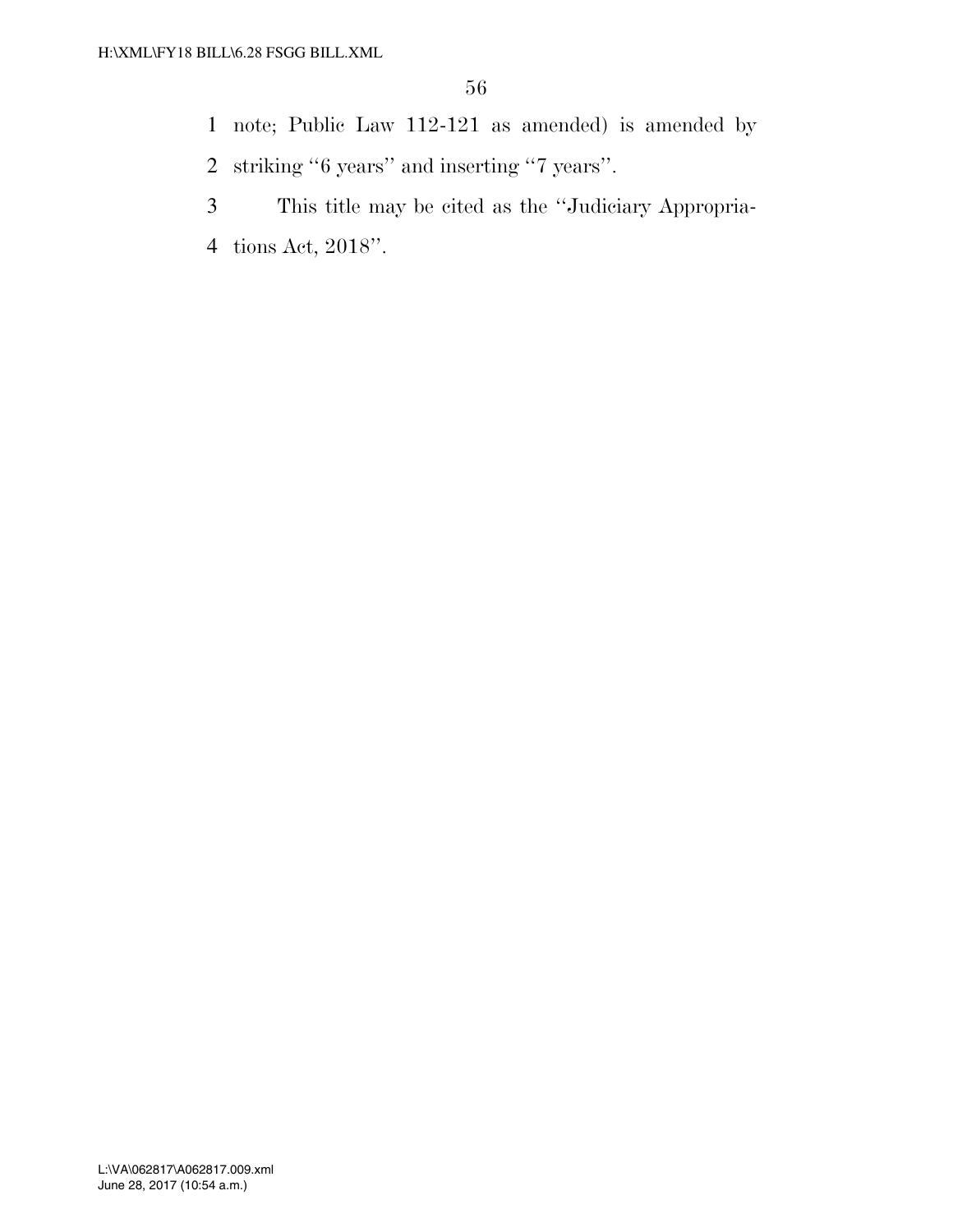note; Public Law 112-121 as amended) is amended by striking "6 years" and inserting "7 years".

This title may be cited as the "Judiciary Appropriations Act, 2018".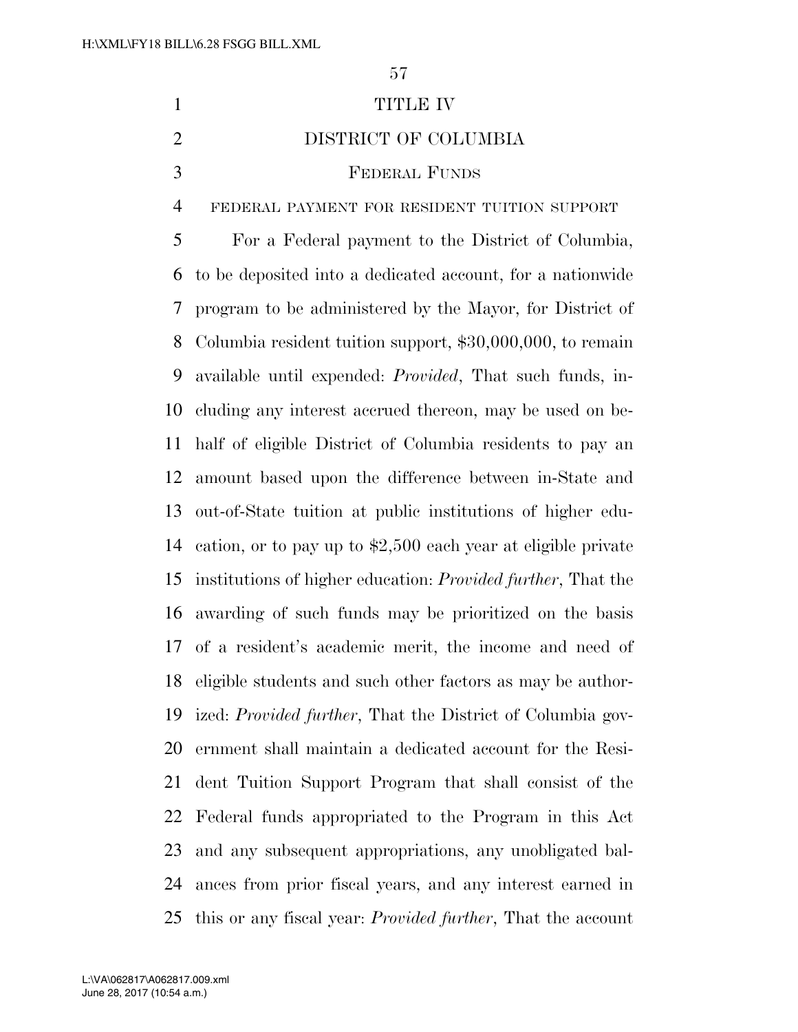# TITLE IV

## DISTRICT OF COLUMBIA

### FEDERAL FUNDS

#### FEDERAL PAYMENT FOR RESIDENT TUITION SUPPORT

For a Federal payment to the District of Columbia, to be deposited into a dedicated account, for a nationwide program to be administered by the Mayor, for District of Columbia resident tuition support, $30,000,000, to remain available until expended: *Provided*, That such funds, including any interest accrued thereon, may be used on behalf of eligible District of Columbia residents to pay an amount based upon the difference between in-State and out-of-State tuition at public institutions of higher education, or to pay up to $2,500 each year at eligible private institutions of higher education: *Provided further*, That the awarding of such funds may be prioritized on the basis of a resident's academic merit, the income and need of eligible students and such other factors as may be authorized: *Provided further*, That the District of Columbia government shall maintain a dedicated account for the Resident Tuition Support Program that shall consist of the Federal funds appropriated to the Program in this Act and any subsequent appropriations, any unobligated balances from prior fiscal years, and any interest earned in this or any fiscal year: *Provided further*, That the account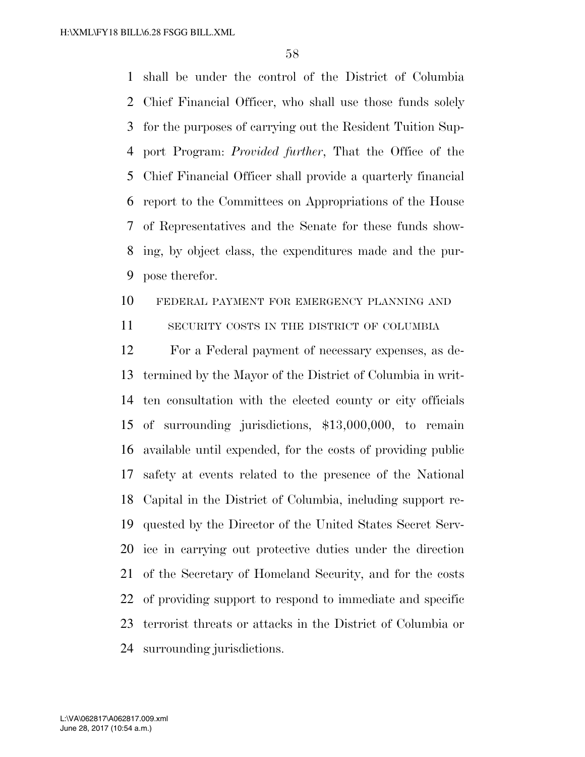shall be under the control of the District of Columbia Chief Financial Officer, who shall use those funds solely for the purposes of carrying out the Resident Tuition Support Program: *Provided further*, That the Office of the Chief Financial Officer shall provide a quarterly financial report to the Committees on Appropriations of the House of Representatives and the Senate for these funds showing, by object class, the expenditures made and the purpose therefor.

FEDERAL PAYMENT FOR EMERGENCY PLANNING AND SECURITY COSTS IN THE DISTRICT OF COLUMBIA

For a Federal payment of necessary expenses, as determined by the Mayor of the District of Columbia in written consultation with the elected county or city officials of surrounding jurisdictions, $13,000,000, to remain available until expended, for the costs of providing public safety at events related to the presence of the National Capital in the District of Columbia, including support requested by the Director of the United States Secret Service in carrying out protective duties under the direction of the Secretary of Homeland Security, and for the costs of providing support to respond to immediate and specific terrorist threats or attacks in the District of Columbia or surrounding jurisdictions.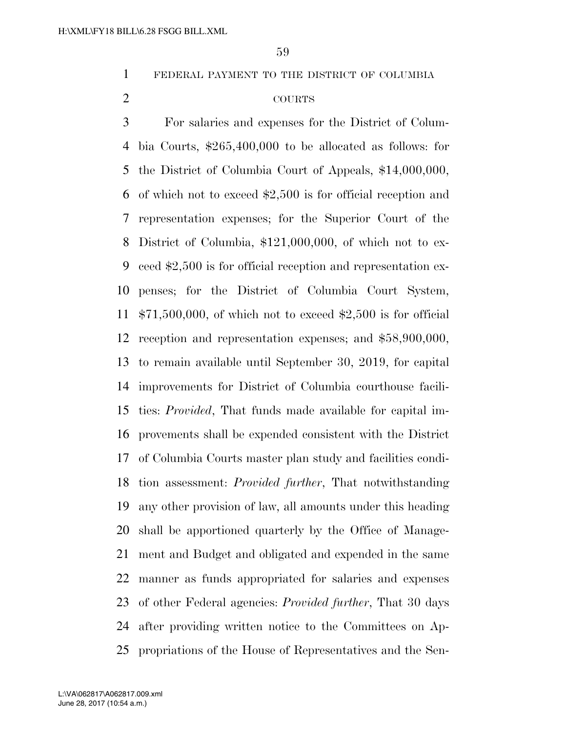FEDERAL PAYMENT TO THE DISTRICT OF COLUMBIA COURTS

For salaries and expenses for the District of Columbia Courts, $265,400,000 to be allocated as follows: for the District of Columbia Court of Appeals, $14,000,000, of which not to exceed $2,500 is for official reception and representation expenses; for the Superior Court of the District of Columbia, $121,000,000, of which not to exceed $2,500 is for official reception and representation expenses; for the District of Columbia Court System, $71,500,000, of which not to exceed $2,500 is for official reception and representation expenses; and $58,900,000, to remain available until September 30, 2019, for capital improvements for District of Columbia courthouse facilities: *Provided*, That funds made available for capital improvements shall be expended consistent with the District of Columbia Courts master plan study and facilities condition assessment: *Provided further*, That notwithstanding any other provision of law, all amounts under this heading shall be apportioned quarterly by the Office of Management and Budget and obligated and expended in the same manner as funds appropriated for salaries and expenses of other Federal agencies: *Provided further*, That 30 days after providing written notice to the Committees on Appropriations of the House of Representatives and the Sen-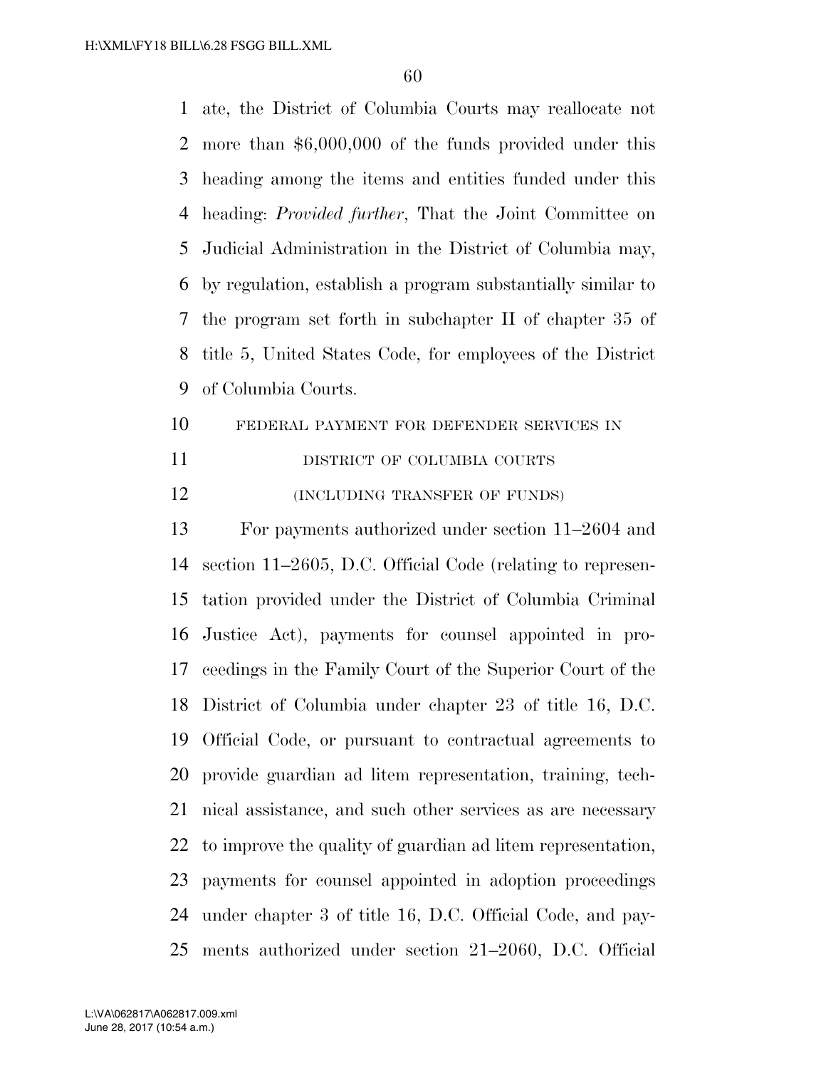ate, the District of Columbia Courts may reallocate not more than $6,000,000 of the funds provided under this heading among the items and entities funded under this heading: *Provided further*, That the Joint Committee on Judicial Administration in the District of Columbia may, by regulation, establish a program substantially similar to the program set forth in subchapter II of chapter 35 of title 5, United States Code, for employees of the District of Columbia Courts.

FEDERAL PAYMENT FOR DEFENDER SERVICES IN DISTRICT OF COLUMBIA COURTS

(INCLUDING TRANSFER OF FUNDS)

For payments authorized under section 11–2604 and section 11–2605, D.C. Official Code (relating to representation provided under the District of Columbia Criminal Justice Act), payments for counsel appointed in proceedings in the Family Court of the Superior Court of the District of Columbia under chapter 23 of title 16, D.C. Official Code, or pursuant to contractual agreements to provide guardian ad litem representation, training, technical assistance, and such other services as are necessary to improve the quality of guardian ad litem representation, payments for counsel appointed in adoption proceedings under chapter 3 of title 16, D.C. Official Code, and payments authorized under section 21–2060, D.C. Official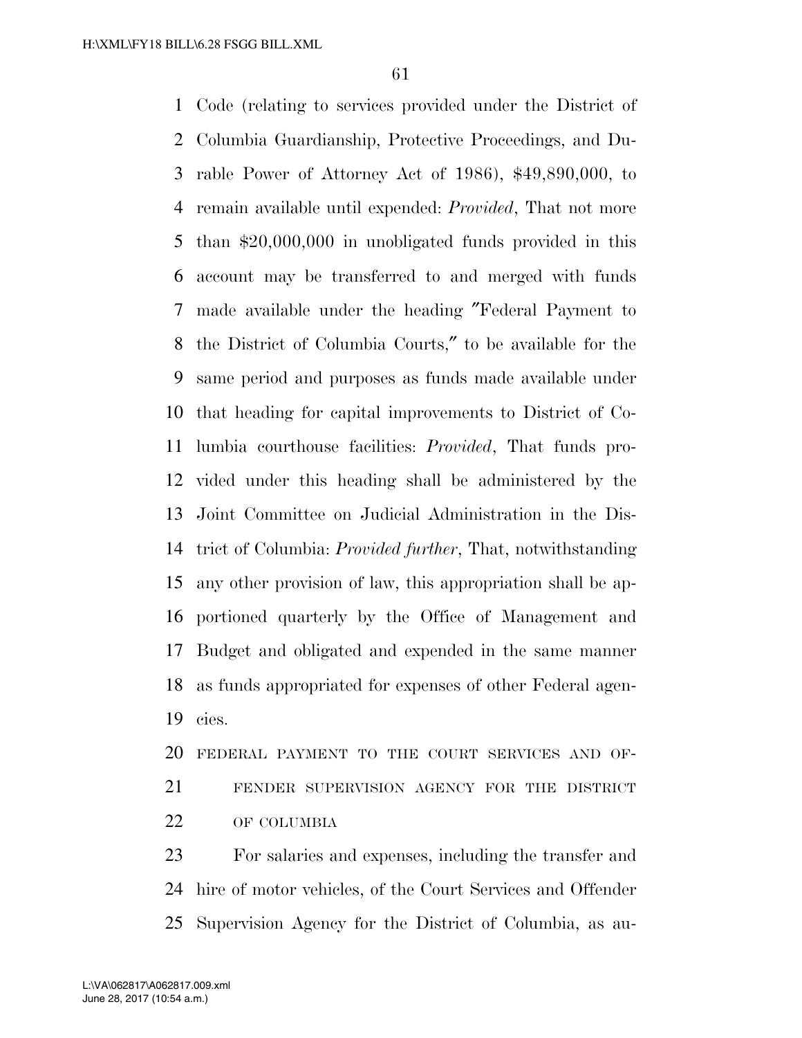Code (relating to services provided under the District of Columbia Guardianship, Protective Proceedings, and Durable Power of Attorney Act of 1986), $49,890,000, to remain available until expended: *Provided*, That not more than $20,000,000 in unobligated funds provided in this account may be transferred to and merged with funds made available under the heading ″Federal Payment to the District of Columbia Courts,″ to be available for the same period and purposes as funds made available under that heading for capital improvements to District of Columbia courthouse facilities: *Provided*, That funds provided under this heading shall be administered by the Joint Committee on Judicial Administration in the District of Columbia: *Provided further*, That, notwithstanding any other provision of law, this appropriation shall be apportioned quarterly by the Office of Management and Budget and obligated and expended in the same manner as funds appropriated for expenses of other Federal agencies.

FEDERAL PAYMENT TO THE COURT SERVICES AND OFFENDER SUPERVISION AGENCY FOR THE DISTRICT OF COLUMBIA

For salaries and expenses, including the transfer and hire of motor vehicles, of the Court Services and Offender Supervision Agency for the District of Columbia, as au-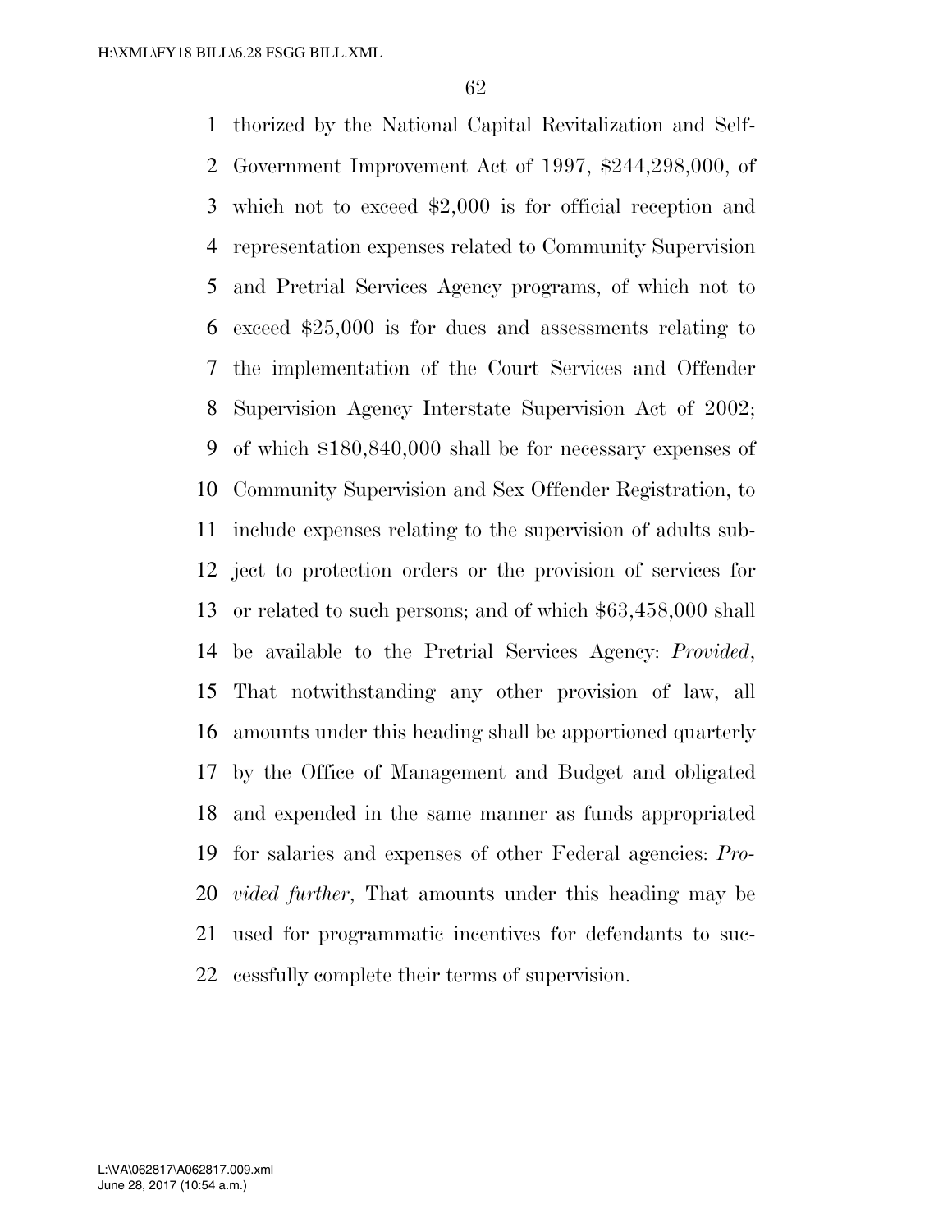thorized by the National Capital Revitalization and Self-Government Improvement Act of 1997, $244,298,000, of which not to exceed $2,000 is for official reception and representation expenses related to Community Supervision and Pretrial Services Agency programs, of which not to exceed $25,000 is for dues and assessments relating to the implementation of the Court Services and Offender Supervision Agency Interstate Supervision Act of 2002; of which $180,840,000 shall be for necessary expenses of Community Supervision and Sex Offender Registration, to include expenses relating to the supervision of adults subject to protection orders or the provision of services for or related to such persons; and of which $63,458,000 shall be available to the Pretrial Services Agency: *Provided*, That notwithstanding any other provision of law, all amounts under this heading shall be apportioned quarterly by the Office of Management and Budget and obligated and expended in the same manner as funds appropriated for salaries and expenses of other Federal agencies: *Provided further*, That amounts under this heading may be used for programmatic incentives for defendants to successfully complete their terms of supervision.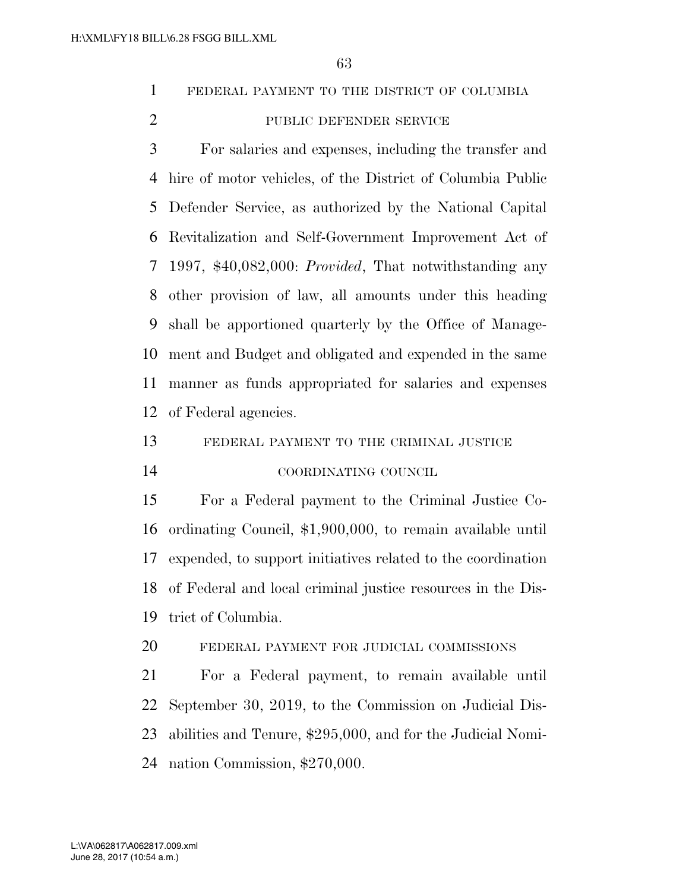FEDERAL PAYMENT TO THE DISTRICT OF COLUMBIA PUBLIC DEFENDER SERVICE

For salaries and expenses, including the transfer and hire of motor vehicles, of the District of Columbia Public Defender Service, as authorized by the National Capital Revitalization and Self-Government Improvement Act of 1997, $40,082,000: *Provided*, That notwithstanding any other provision of law, all amounts under this heading shall be apportioned quarterly by the Office of Management and Budget and obligated and expended in the same manner as funds appropriated for salaries and expenses of Federal agencies.

FEDERAL PAYMENT TO THE CRIMINAL JUSTICE COORDINATING COUNCIL

For a Federal payment to the Criminal Justice Coordinating Council, $1,900,000, to remain available until expended, to support initiatives related to the coordination of Federal and local criminal justice resources in the District of Columbia.

FEDERAL PAYMENT FOR JUDICIAL COMMISSIONS

For a Federal payment, to remain available until September 30, 2019, to the Commission on Judicial Disabilities and Tenure, $295,000, and for the Judicial Nomination Commission, $270,000.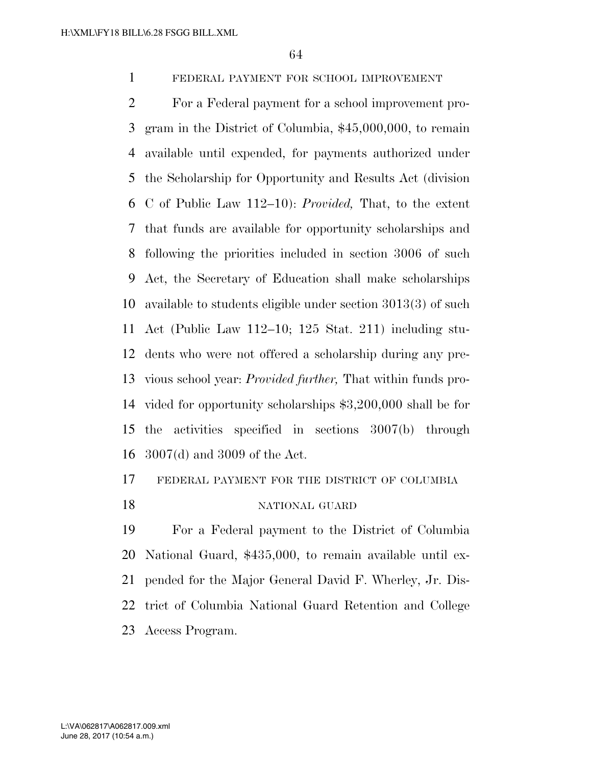FEDERAL PAYMENT FOR SCHOOL IMPROVEMENT

For a Federal payment for a school improvement program in the District of Columbia, $45,000,000, to remain available until expended, for payments authorized under the Scholarship for Opportunity and Results Act (division C of Public Law 112–10): *Provided,* That, to the extent that funds are available for opportunity scholarships and following the priorities included in section 3006 of such Act, the Secretary of Education shall make scholarships available to students eligible under section 3013(3) of such Act (Public Law 112–10; 125 Stat. 211) including students who were not offered a scholarship during any previous school year: *Provided further,* That within funds provided for opportunity scholarships $3,200,000 shall be for the activities specified in sections 3007(b) through 3007(d) and 3009 of the Act.

FEDERAL PAYMENT FOR THE DISTRICT OF COLUMBIA NATIONAL GUARD

For a Federal payment to the District of Columbia National Guard, $435,000, to remain available until expended for the Major General David F. Wherley, Jr. District of Columbia National Guard Retention and College Access Program.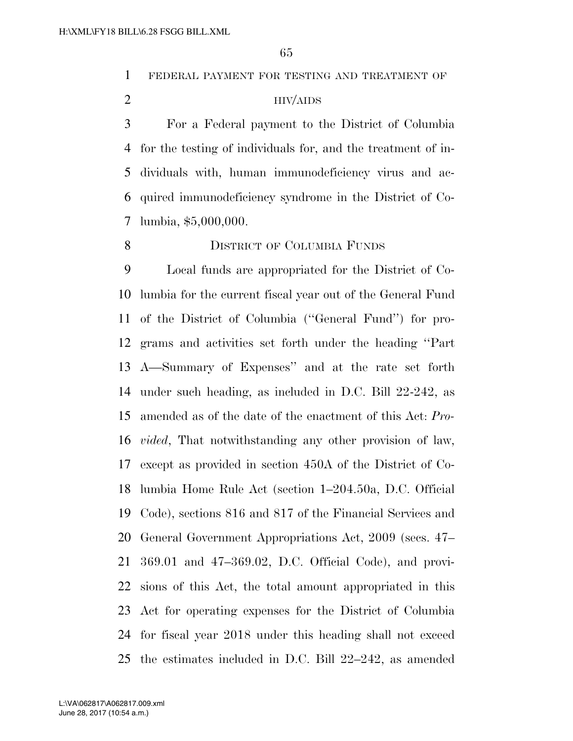FEDERAL PAYMENT FOR TESTING AND TREATMENT OF HIV/AIDS

For a Federal payment to the District of Columbia for the testing of individuals for, and the treatment of individuals with, human immunodeficiency virus and acquired immunodeficiency syndrome in the District of Columbia, $5,000,000.

DISTRICT OF COLUMBIA FUNDS

Local funds are appropriated for the District of Columbia for the current fiscal year out of the General Fund of the District of Columbia (''General Fund'') for programs and activities set forth under the heading ''Part A—Summary of Expenses'' and at the rate set forth under such heading, as included in D.C. Bill 22-242, as amended as of the date of the enactment of this Act: *Provided*, That notwithstanding any other provision of law, except as provided in section 450A of the District of Columbia Home Rule Act (section 1–204.50a, D.C. Official Code), sections 816 and 817 of the Financial Services and General Government Appropriations Act, 2009 (secs. 47–369.01 and 47–369.02, D.C. Official Code), and provisions of this Act, the total amount appropriated in this Act for operating expenses for the District of Columbia for fiscal year 2018 under this heading shall not exceed the estimates included in D.C. Bill 22–242, as amended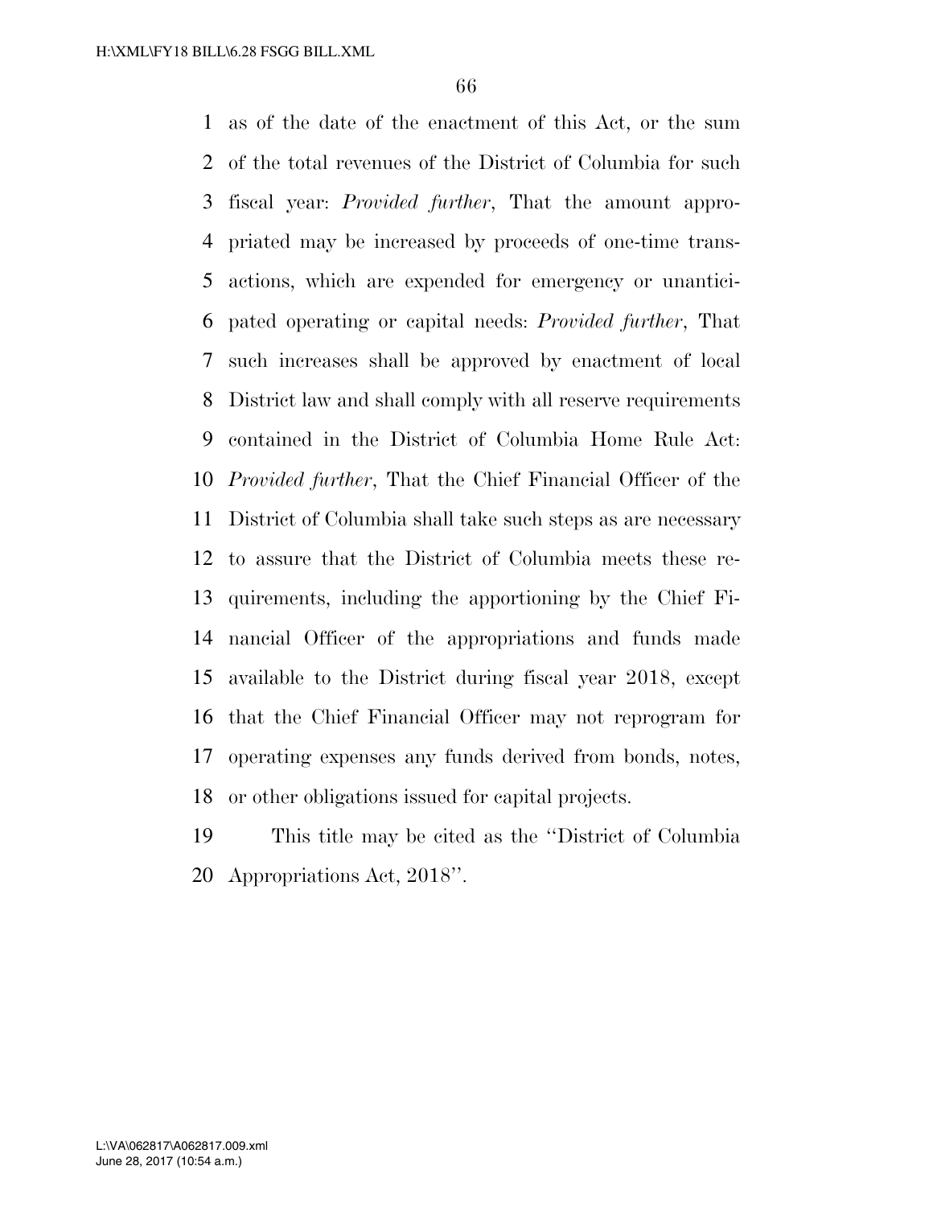as of the date of the enactment of this Act, or the sum of the total revenues of the District of Columbia for such fiscal year: *Provided further*, That the amount appropriated may be increased by proceeds of one-time transactions, which are expended for emergency or unanticipated operating or capital needs: *Provided further*, That such increases shall be approved by enactment of local District law and shall comply with all reserve requirements contained in the District of Columbia Home Rule Act: *Provided further*, That the Chief Financial Officer of the District of Columbia shall take such steps as are necessary to assure that the District of Columbia meets these requirements, including the apportioning by the Chief Financial Officer of the appropriations and funds made available to the District during fiscal year 2018, except that the Chief Financial Officer may not reprogram for operating expenses any funds derived from bonds, notes, or other obligations issued for capital projects.

This title may be cited as the ''District of Columbia Appropriations Act, 2018''.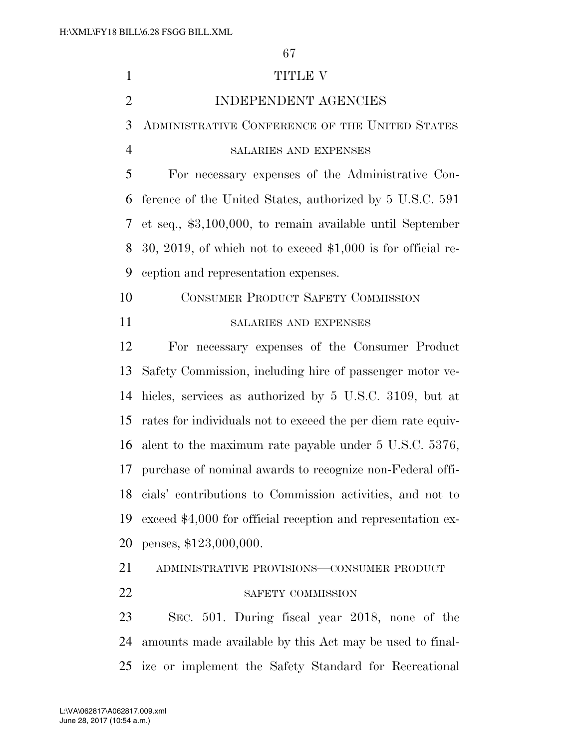# TITLE V

# INDEPENDENT AGENCIES

## Administrative Conference of the United States

### salaries and expenses

For necessary expenses of the Administrative Conference of the United States, authorized by 5 U.S.C. 591 et seq., $3,100,000, to remain available until September 30, 2019, of which not to exceed $1,000 is for official reception and representation expenses.

## Consumer Product Safety Commission

### salaries and expenses

For necessary expenses of the Consumer Product Safety Commission, including hire of passenger motor vehicles, services as authorized by 5 U.S.C. 3109, but at rates for individuals not to exceed the per diem rate equivalent to the maximum rate payable under 5 U.S.C. 5376, purchase of nominal awards to recognize non-Federal officials' contributions to Commission activities, and not to exceed $4,000 for official reception and representation expenses, $123,000,000.

### administrative provisions—consumer product safety commission

Sec. 501. During fiscal year 2018, none of the amounts made available by this Act may be used to finalize or implement the Safety Standard for Recreational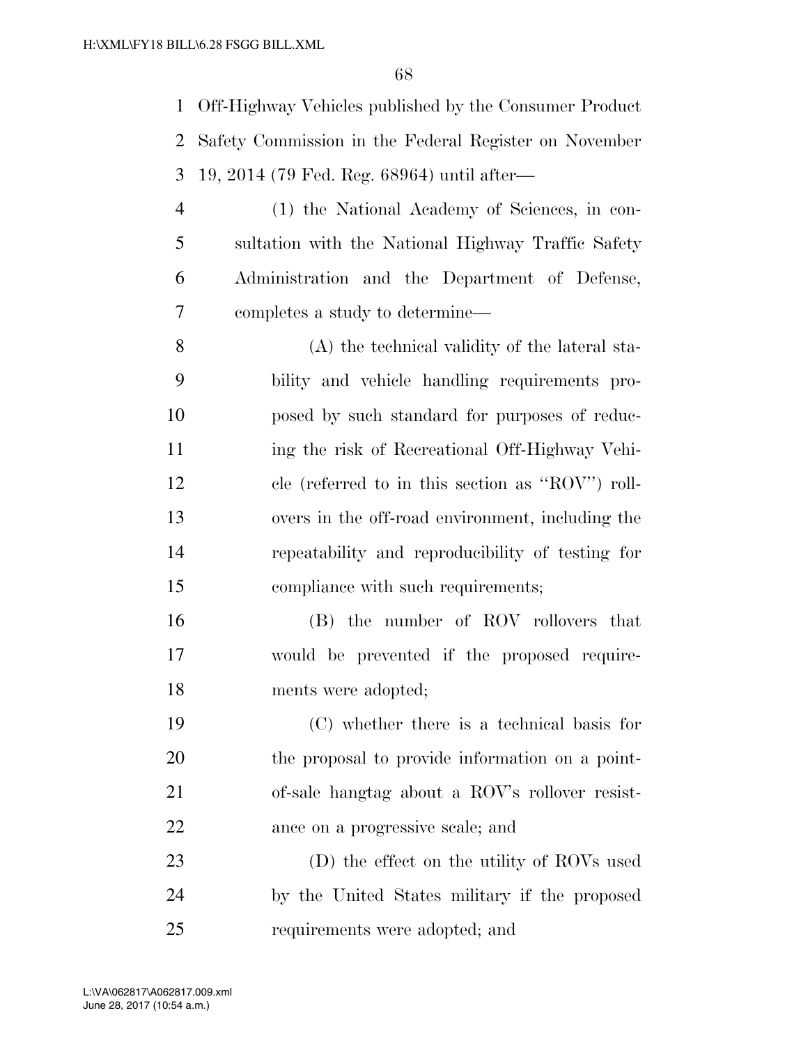Off-Highway Vehicles published by the Consumer Product Safety Commission in the Federal Register on November 19, 2014 (79 Fed. Reg. 68964) until after—

(1) the National Academy of Sciences, in consultation with the National Highway Traffic Safety Administration and the Department of Defense, completes a study to determine—

(A) the technical validity of the lateral stability and vehicle handling requirements proposed by such standard for purposes of reducing the risk of Recreational Off-Highway Vehicle (referred to in this section as "ROV") rollovers in the off-road environment, including the repeatability and reproducibility of testing for compliance with such requirements;

(B) the number of ROV rollovers that would be prevented if the proposed requirements were adopted;

(C) whether there is a technical basis for the proposal to provide information on a point-of-sale hangtag about a ROV's rollover resistance on a progressive scale; and

(D) the effect on the utility of ROVs used by the United States military if the proposed requirements were adopted; and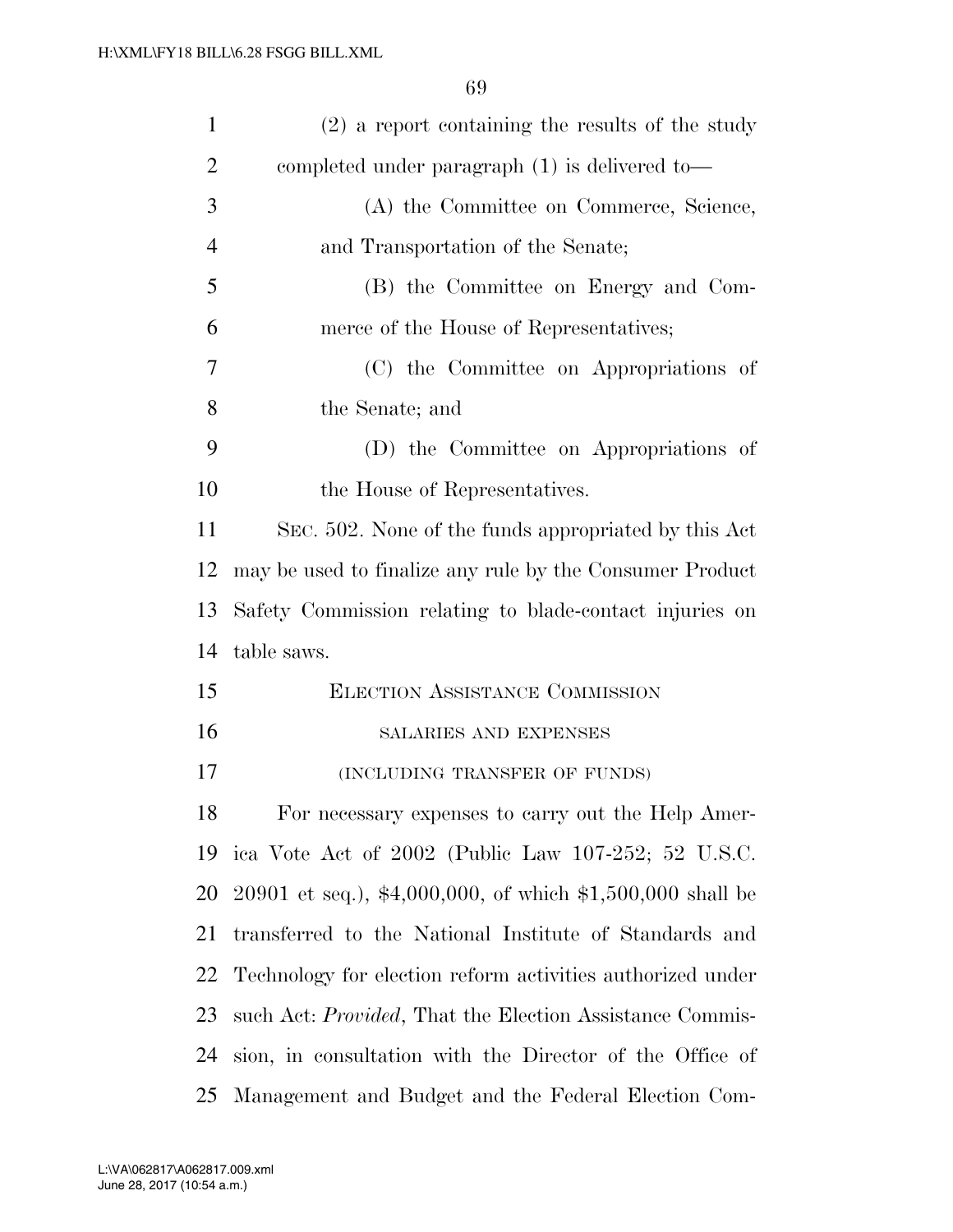(2) a report containing the results of the study completed under paragraph (1) is delivered to—

(A) the Committee on Commerce, Science, and Transportation of the Senate;

(B) the Committee on Energy and Commerce of the House of Representatives;

(C) the Committee on Appropriations of the Senate; and

(D) the Committee on Appropriations of the House of Representatives.

SEC. 502. None of the funds appropriated by this Act may be used to finalize any rule by the Consumer Product Safety Commission relating to blade-contact injuries on table saws.

## ELECTION ASSISTANCE COMMISSION

### SALARIES AND EXPENSES

### (INCLUDING TRANSFER OF FUNDS)

For necessary expenses to carry out the Help America Vote Act of 2002 (Public Law 107-252; 52 U.S.C. 20901 et seq.), $4,000,000, of which $1,500,000 shall be transferred to the National Institute of Standards and Technology for election reform activities authorized under such Act: *Provided*, That the Election Assistance Commission, in consultation with the Director of the Office of Management and Budget and the Federal Election Com-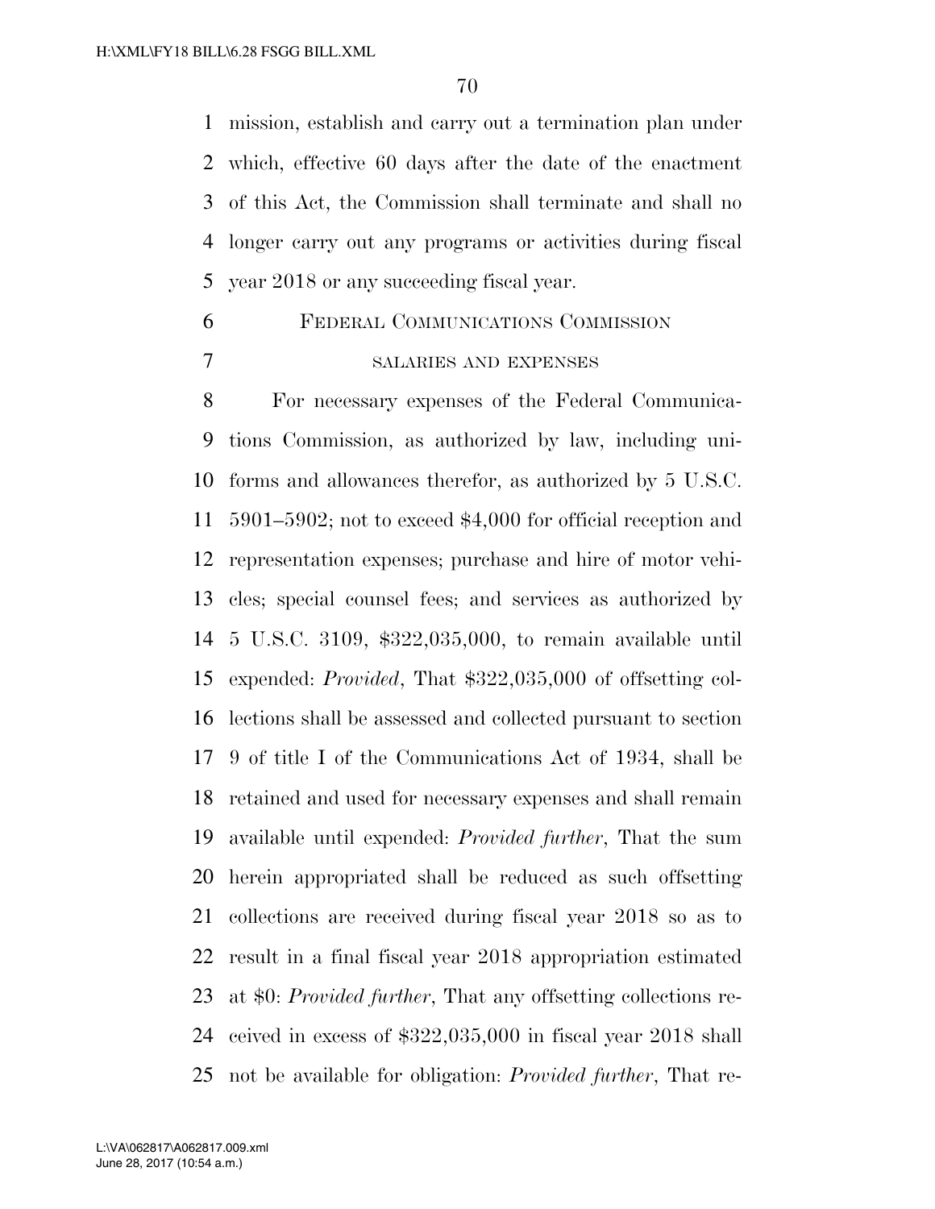mission, establish and carry out a termination plan under which, effective 60 days after the date of the enactment of this Act, the Commission shall terminate and shall no longer carry out any programs or activities during fiscal year 2018 or any succeeding fiscal year.

## Federal Communications Commission

### salaries and expenses

For necessary expenses of the Federal Communications Commission, as authorized by law, including uniforms and allowances therefor, as authorized by 5 U.S.C. 5901–5902; not to exceed $4,000 for official reception and representation expenses; purchase and hire of motor vehicles; special counsel fees; and services as authorized by 5 U.S.C. 3109, $322,035,000, to remain available until expended: *Provided*, That $322,035,000 of offsetting collections shall be assessed and collected pursuant to section 9 of title I of the Communications Act of 1934, shall be retained and used for necessary expenses and shall remain available until expended: *Provided further*, That the sum herein appropriated shall be reduced as such offsetting collections are received during fiscal year 2018 so as to result in a final fiscal year 2018 appropriation estimated at $0: *Provided further*, That any offsetting collections received in excess of $322,035,000 in fiscal year 2018 shall not be available for obligation: *Provided further*, That re-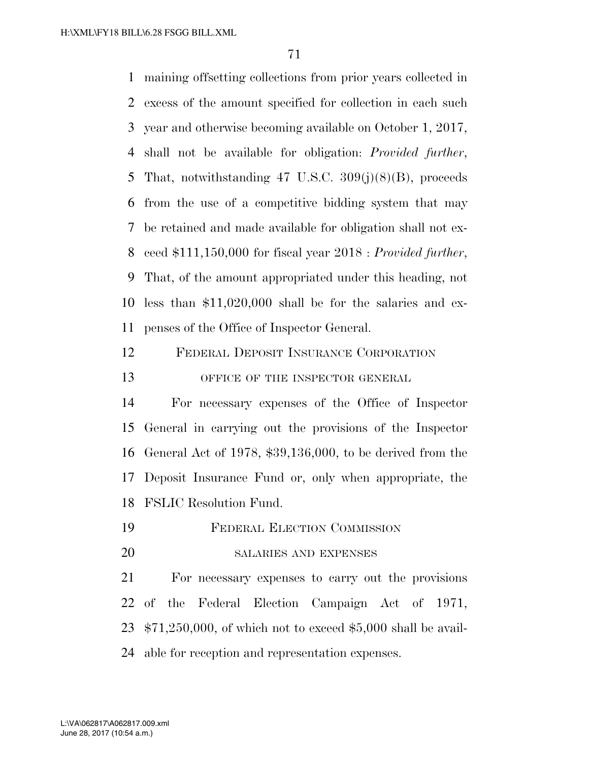maining offsetting collections from prior years collected in excess of the amount specified for collection in each such year and otherwise becoming available on October 1, 2017, shall not be available for obligation: *Provided further*, That, notwithstanding 47 U.S.C. 309(j)(8)(B), proceeds from the use of a competitive bidding system that may be retained and made available for obligation shall not exceed $111,150,000 for fiscal year 2018 : *Provided further*, That, of the amount appropriated under this heading, not less than $11,020,000 shall be for the salaries and expenses of the Office of Inspector General.

## Federal Deposit Insurance Corporation

### office of the inspector general

For necessary expenses of the Office of Inspector General in carrying out the provisions of the Inspector General Act of 1978, $39,136,000, to be derived from the Deposit Insurance Fund or, only when appropriate, the FSLIC Resolution Fund.

## Federal Election Commission

### salaries and expenses

For necessary expenses to carry out the provisions of the Federal Election Campaign Act of 1971, $71,250,000, of which not to exceed $5,000 shall be available for reception and representation expenses.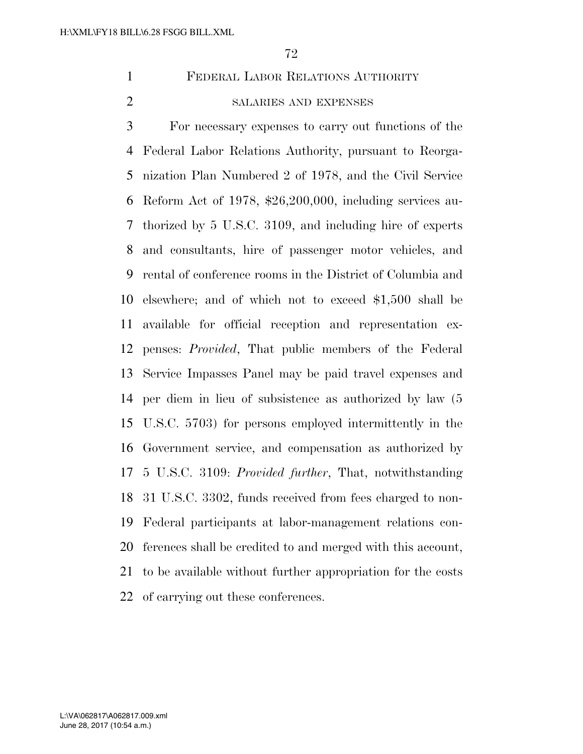## FEDERAL LABOR RELATIONS AUTHORITY

### SALARIES AND EXPENSES

For necessary expenses to carry out functions of the Federal Labor Relations Authority, pursuant to Reorganization Plan Numbered 2 of 1978, and the Civil Service Reform Act of 1978, $26,200,000, including services authorized by 5 U.S.C. 3109, and including hire of experts and consultants, hire of passenger motor vehicles, and rental of conference rooms in the District of Columbia and elsewhere; and of which not to exceed $1,500 shall be available for official reception and representation expenses: *Provided*, That public members of the Federal Service Impasses Panel may be paid travel expenses and per diem in lieu of subsistence as authorized by law (5 U.S.C. 5703) for persons employed intermittently in the Government service, and compensation as authorized by 5 U.S.C. 3109: *Provided further*, That, notwithstanding 31 U.S.C. 3302, funds received from fees charged to non-Federal participants at labor-management relations conferences shall be credited to and merged with this account, to be available without further appropriation for the costs of carrying out these conferences.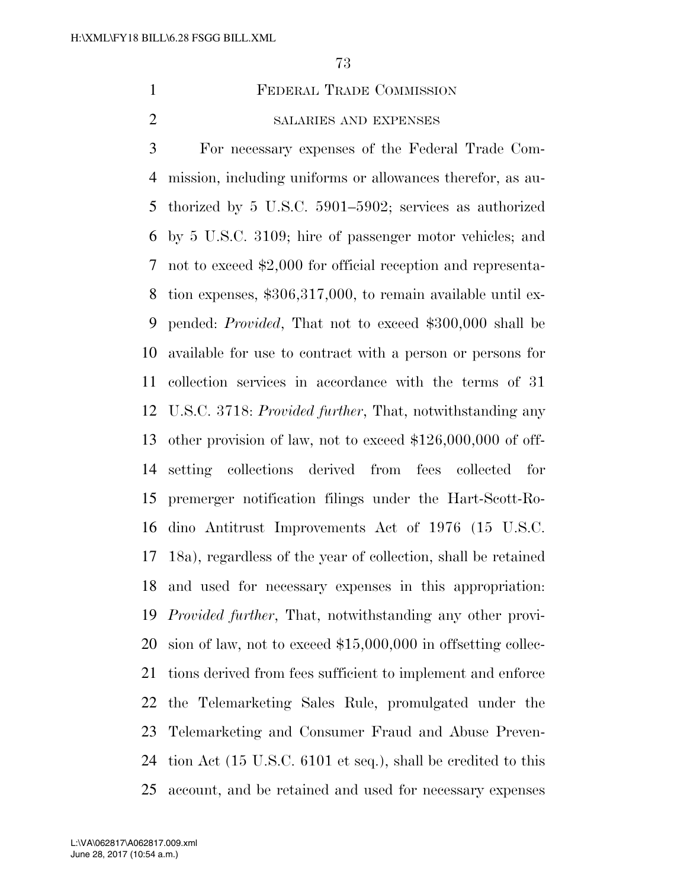## Federal Trade Commission

### salaries and expenses

For necessary expenses of the Federal Trade Commission, including uniforms or allowances therefor, as authorized by 5 U.S.C. 5901–5902; services as authorized by 5 U.S.C. 3109; hire of passenger motor vehicles; and not to exceed $2,000 for official reception and representation expenses, $306,317,000, to remain available until expended: *Provided*, That not to exceed $300,000 shall be available for use to contract with a person or persons for collection services in accordance with the terms of 31 U.S.C. 3718: *Provided further*, That, notwithstanding any other provision of law, not to exceed $126,000,000 of offsetting collections derived from fees collected for premerger notification filings under the Hart-Scott-Rodino Antitrust Improvements Act of 1976 (15 U.S.C. 18a), regardless of the year of collection, shall be retained and used for necessary expenses in this appropriation: *Provided further*, That, notwithstanding any other provision of law, not to exceed $15,000,000 in offsetting collections derived from fees sufficient to implement and enforce the Telemarketing Sales Rule, promulgated under the Telemarketing and Consumer Fraud and Abuse Prevention Act (15 U.S.C. 6101 et seq.), shall be credited to this account, and be retained and used for necessary expenses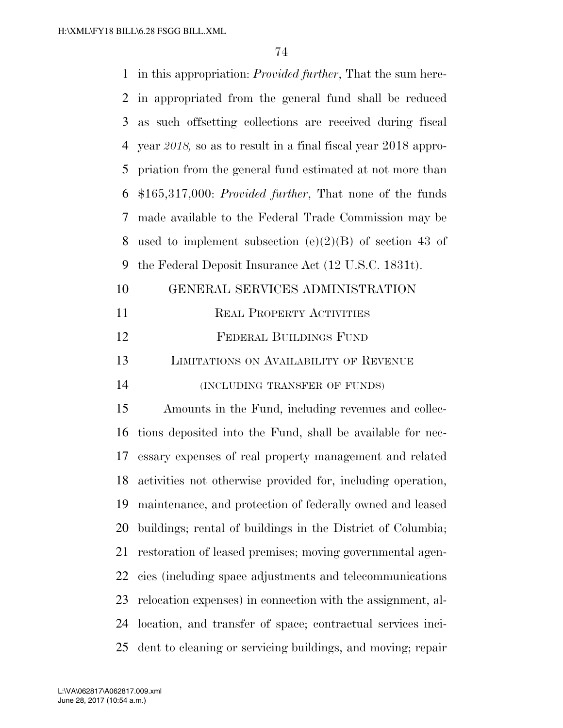in this appropriation: *Provided further*, That the sum herein appropriated from the general fund shall be reduced as such offsetting collections are received during fiscal year *2018,* so as to result in a final fiscal year 2018 appropriation from the general fund estimated at not more than $165,317,000: *Provided further*, That none of the funds made available to the Federal Trade Commission may be used to implement subsection (e)(2)(B) of section 43 of the Federal Deposit Insurance Act (12 U.S.C. 1831t).

## GENERAL SERVICES ADMINISTRATION

### Real Property Activities

### Federal Buildings Fund

### Limitations on Availability of Revenue

(INCLUDING TRANSFER OF FUNDS)

Amounts in the Fund, including revenues and collections deposited into the Fund, shall be available for necessary expenses of real property management and related activities not otherwise provided for, including operation, maintenance, and protection of federally owned and leased buildings; rental of buildings in the District of Columbia; restoration of leased premises; moving governmental agencies (including space adjustments and telecommunications relocation expenses) in connection with the assignment, allocation, and transfer of space; contractual services incident to cleaning or servicing buildings, and moving; repair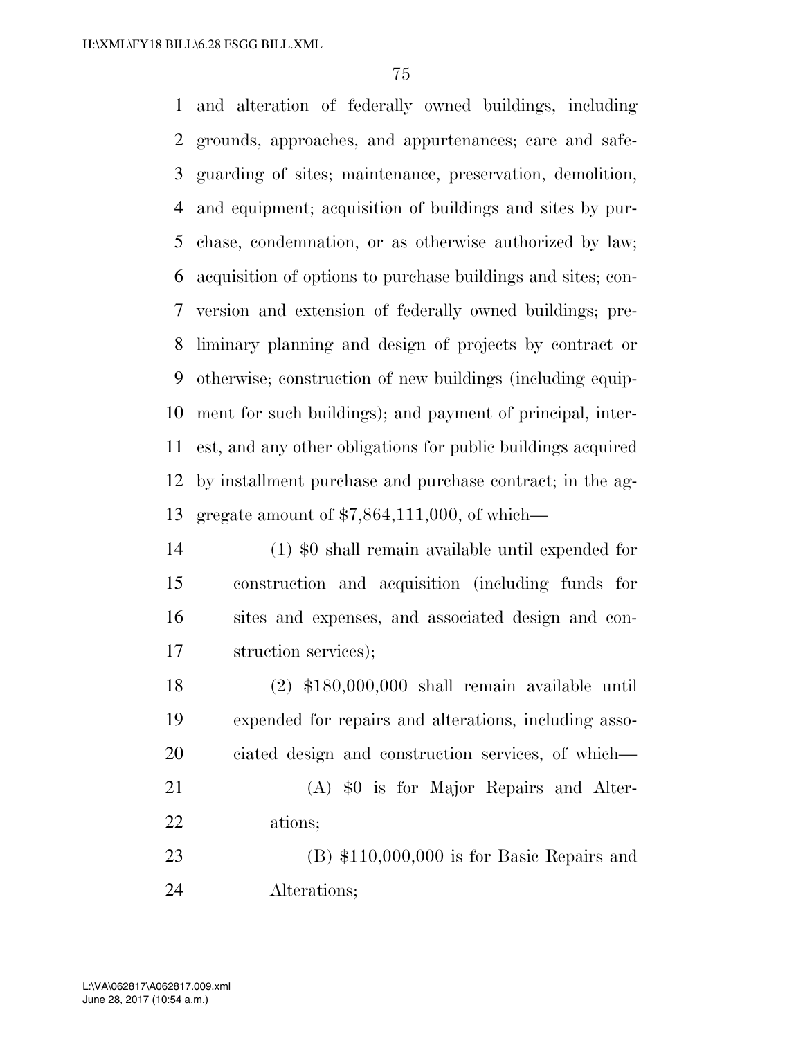and alteration of federally owned buildings, including grounds, approaches, and appurtenances; care and safeguarding of sites; maintenance, preservation, demolition, and equipment; acquisition of buildings and sites by purchase, condemnation, or as otherwise authorized by law; acquisition of options to purchase buildings and sites; conversion and extension of federally owned buildings; preliminary planning and design of projects by contract or otherwise; construction of new buildings (including equipment for such buildings); and payment of principal, interest, and any other obligations for public buildings acquired by installment purchase and purchase contract; in the aggregate amount of $7,864,111,000, of which—

(1) $0 shall remain available until expended for construction and acquisition (including funds for sites and expenses, and associated design and construction services);

(2) $180,000,000 shall remain available until expended for repairs and alterations, including associated design and construction services, of which—

(A) $0 is for Major Repairs and Alterations;

(B) $110,000,000 is for Basic Repairs and Alterations;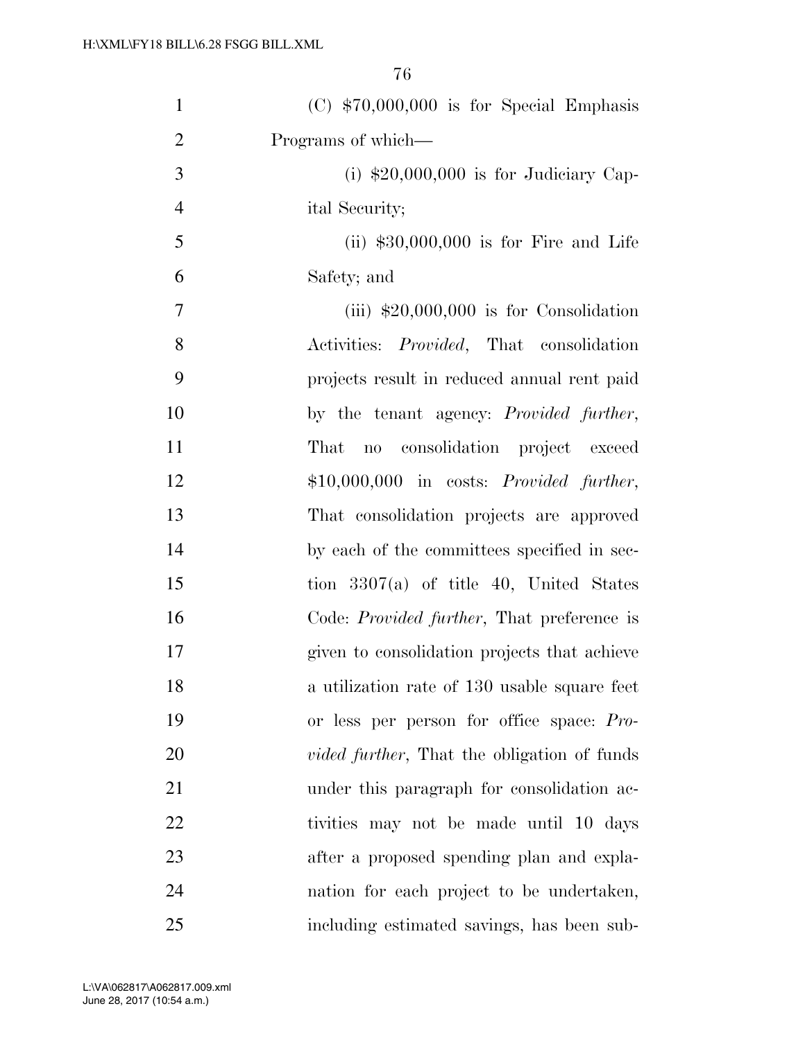(C) $70,000,000 is for Special Emphasis Programs of which—

(i) $20,000,000 is for Judiciary Capital Security;

(ii) $30,000,000 is for Fire and Life Safety; and

(iii) $20,000,000 is for Consolidation Activities: *Provided*, That consolidation projects result in reduced annual rent paid by the tenant agency: *Provided further*, That no consolidation project exceed $10,000,000 in costs: *Provided further*, That consolidation projects are approved by each of the committees specified in section 3307(a) of title 40, United States Code: *Provided further*, That preference is given to consolidation projects that achieve a utilization rate of 130 usable square feet or less per person for office space: *Provided further*, That the obligation of funds under this paragraph for consolidation activities may not be made until 10 days after a proposed spending plan and explanation for each project to be undertaken, including estimated savings, has been sub-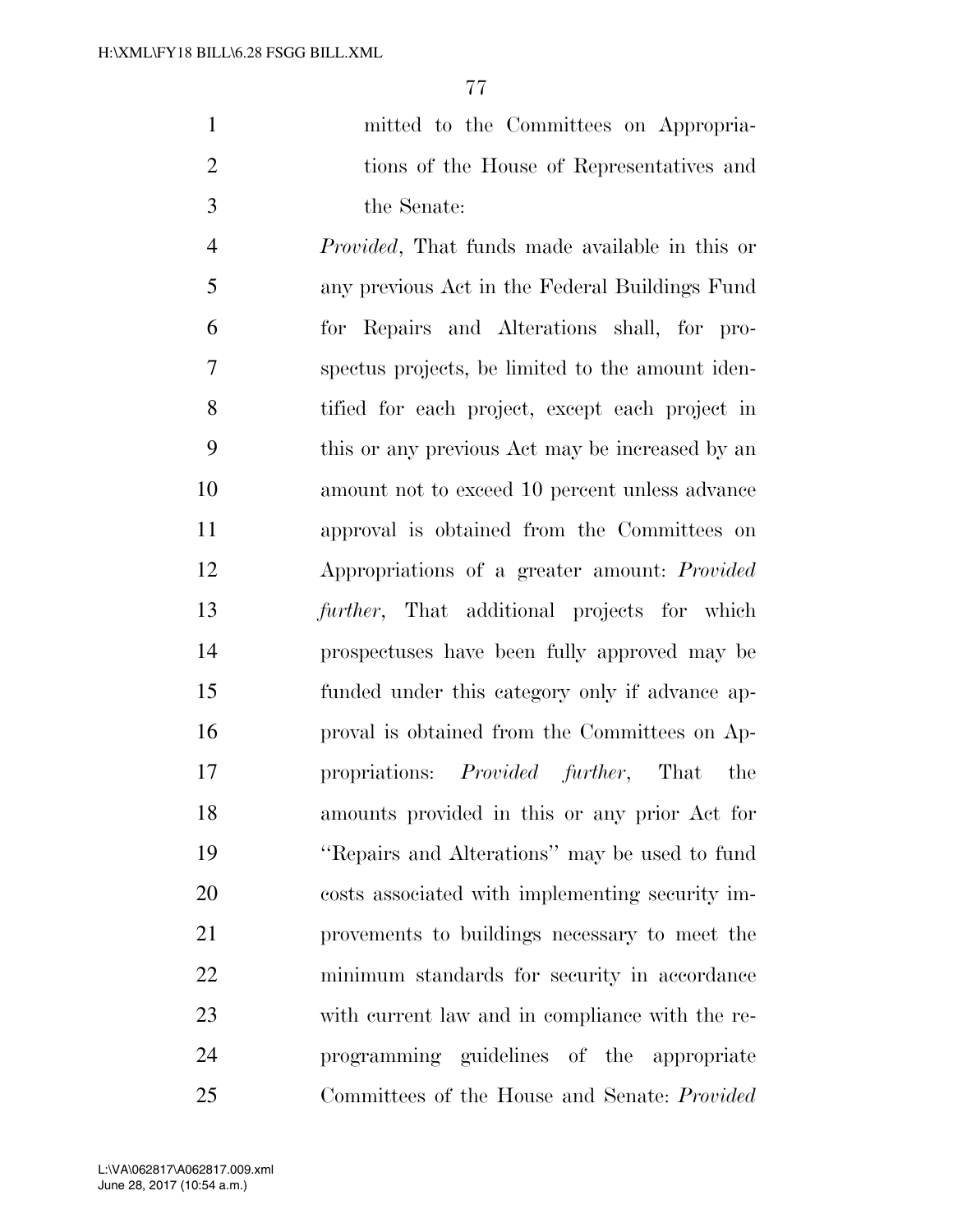mitted to the Committees on Appropriations of the House of Representatives and the Senate:

*Provided*, That funds made available in this or any previous Act in the Federal Buildings Fund for Repairs and Alterations shall, for prospectus projects, be limited to the amount identified for each project, except each project in this or any previous Act may be increased by an amount not to exceed 10 percent unless advance approval is obtained from the Committees on Appropriations of a greater amount: *Provided further*, That additional projects for which prospectuses have been fully approved may be funded under this category only if advance approval is obtained from the Committees on Appropriations: *Provided further*, That the amounts provided in this or any prior Act for ''Repairs and Alterations'' may be used to fund costs associated with implementing security improvements to buildings necessary to meet the minimum standards for security in accordance with current law and in compliance with the reprogramming guidelines of the appropriate Committees of the House and Senate: *Provided*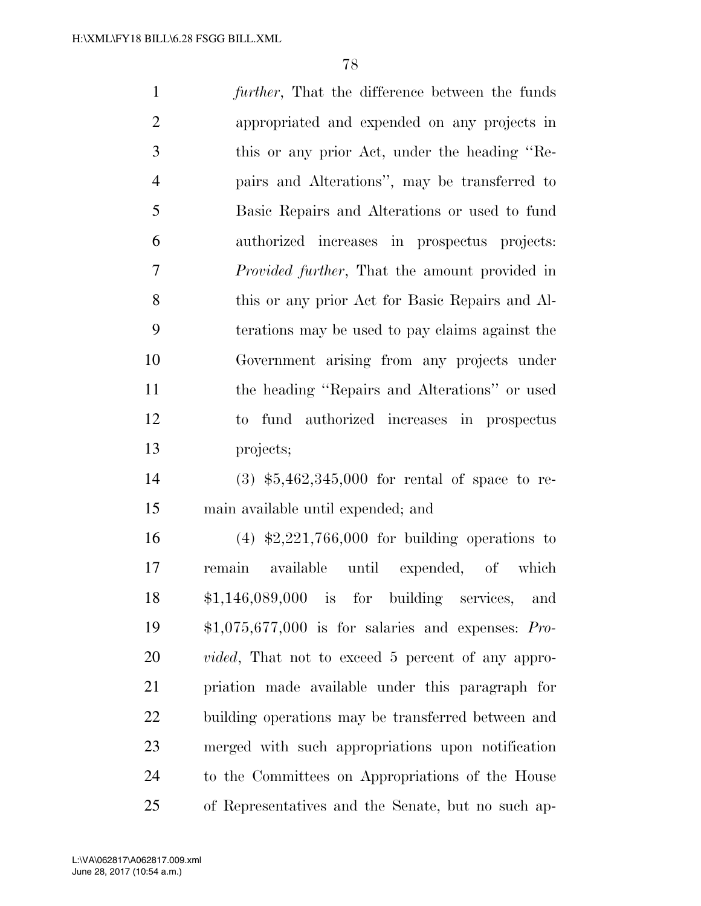*further*, That the difference between the funds appropriated and expended on any projects in this or any prior Act, under the heading ''Repairs and Alterations'', may be transferred to Basic Repairs and Alterations or used to fund authorized increases in prospectus projects: *Provided further*, That the amount provided in this or any prior Act for Basic Repairs and Alterations may be used to pay claims against the Government arising from any projects under the heading ''Repairs and Alterations'' or used to fund authorized increases in prospectus projects;

(3) $5,462,345,000 for rental of space to remain available until expended; and

(4) $2,221,766,000 for building operations to remain available until expended, of which $1,146,089,000 is for building services, and $1,075,677,000 is for salaries and expenses: *Provided*, That not to exceed 5 percent of any appropriation made available under this paragraph for building operations may be transferred between and merged with such appropriations upon notification to the Committees on Appropriations of the House of Representatives and the Senate, but no such ap-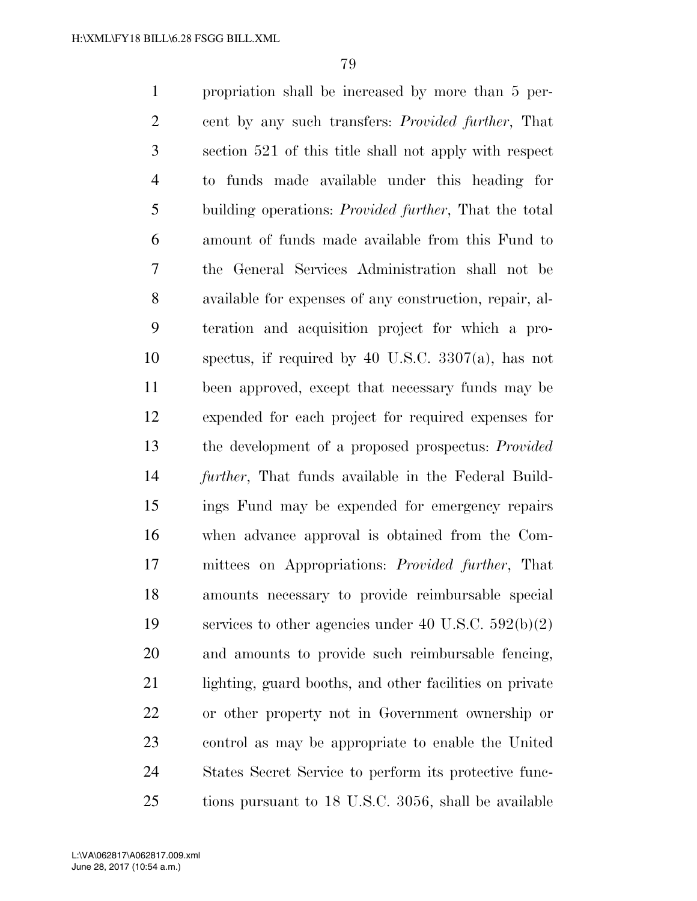propriation shall be increased by more than 5 percent by any such transfers: *Provided further*, That section 521 of this title shall not apply with respect to funds made available under this heading for building operations: *Provided further*, That the total amount of funds made available from this Fund to the General Services Administration shall not be available for expenses of any construction, repair, alteration and acquisition project for which a prospectus, if required by 40 U.S.C. 3307(a), has not been approved, except that necessary funds may be expended for each project for required expenses for the development of a proposed prospectus: *Provided further*, That funds available in the Federal Buildings Fund may be expended for emergency repairs when advance approval is obtained from the Committees on Appropriations: *Provided further*, That amounts necessary to provide reimbursable special services to other agencies under 40 U.S.C. 592(b)(2) and amounts to provide such reimbursable fencing, lighting, guard booths, and other facilities on private or other property not in Government ownership or control as may be appropriate to enable the United States Secret Service to perform its protective functions pursuant to 18 U.S.C. 3056, shall be available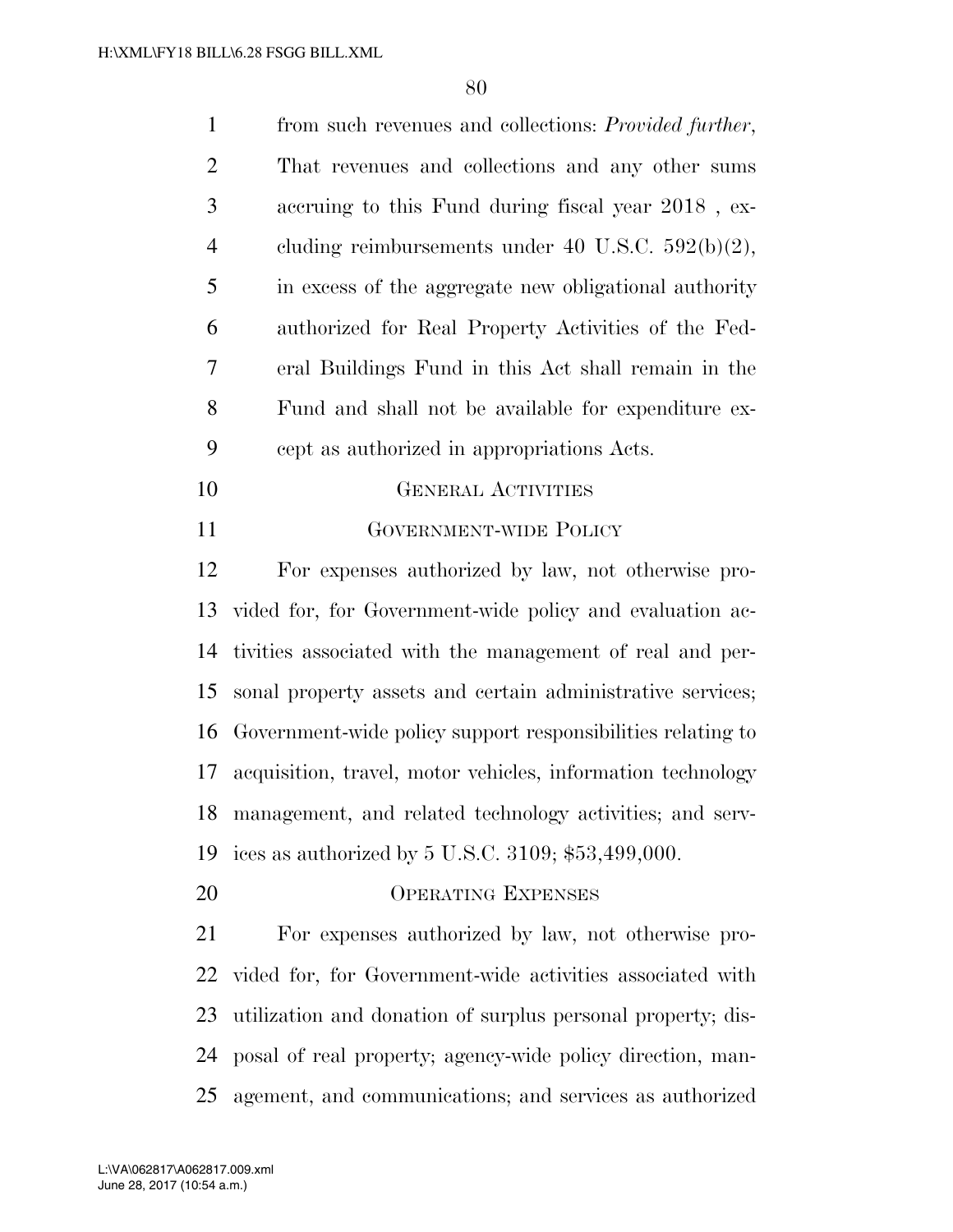from such revenues and collections: *Provided further*, That revenues and collections and any other sums accruing to this Fund during fiscal year 2018 , excluding reimbursements under 40 U.S.C. 592(b)(2), in excess of the aggregate new obligational authority authorized for Real Property Activities of the Federal Buildings Fund in this Act shall remain in the Fund and shall not be available for expenditure except as authorized in appropriations Acts.

GENERAL ACTIVITIES

GOVERNMENT-WIDE POLICY

For expenses authorized by law, not otherwise provided for, for Government-wide policy and evaluation activities associated with the management of real and personal property assets and certain administrative services; Government-wide policy support responsibilities relating to acquisition, travel, motor vehicles, information technology management, and related technology activities; and services as authorized by 5 U.S.C. 3109; $53,499,000.

OPERATING EXPENSES

For expenses authorized by law, not otherwise provided for, for Government-wide activities associated with utilization and donation of surplus personal property; disposal of real property; agency-wide policy direction, management, and communications; and services as authorized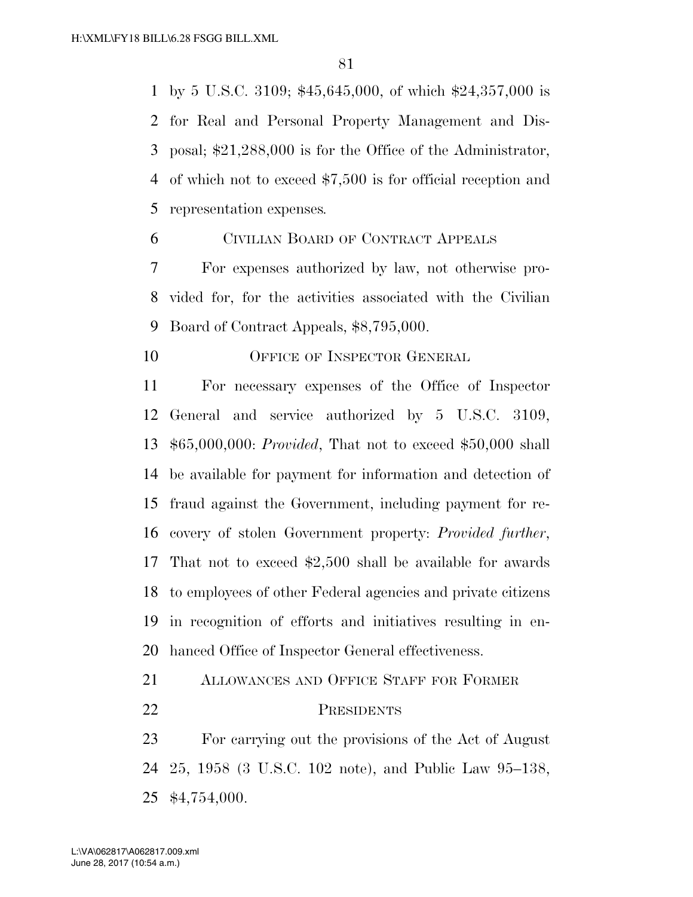by 5 U.S.C. 3109; $45,645,000, of which $24,357,000 is for Real and Personal Property Management and Disposal; $21,288,000 is for the Office of the Administrator, of which not to exceed $7,500 is for official reception and representation expenses.

### CIVILIAN BOARD OF CONTRACT APPEALS

For expenses authorized by law, not otherwise provided for, for the activities associated with the Civilian Board of Contract Appeals, $8,795,000.

### OFFICE OF INSPECTOR GENERAL

For necessary expenses of the Office of Inspector General and service authorized by 5 U.S.C. 3109, $65,000,000: *Provided*, That not to exceed $50,000 shall be available for payment for information and detection of fraud against the Government, including payment for recovery of stolen Government property: *Provided further*, That not to exceed $2,500 shall be available for awards to employees of other Federal agencies and private citizens in recognition of efforts and initiatives resulting in enhanced Office of Inspector General effectiveness.

### ALLOWANCES AND OFFICE STAFF FOR FORMER PRESIDENTS

For carrying out the provisions of the Act of August 25, 1958 (3 U.S.C. 102 note), and Public Law 95–138, $4,754,000.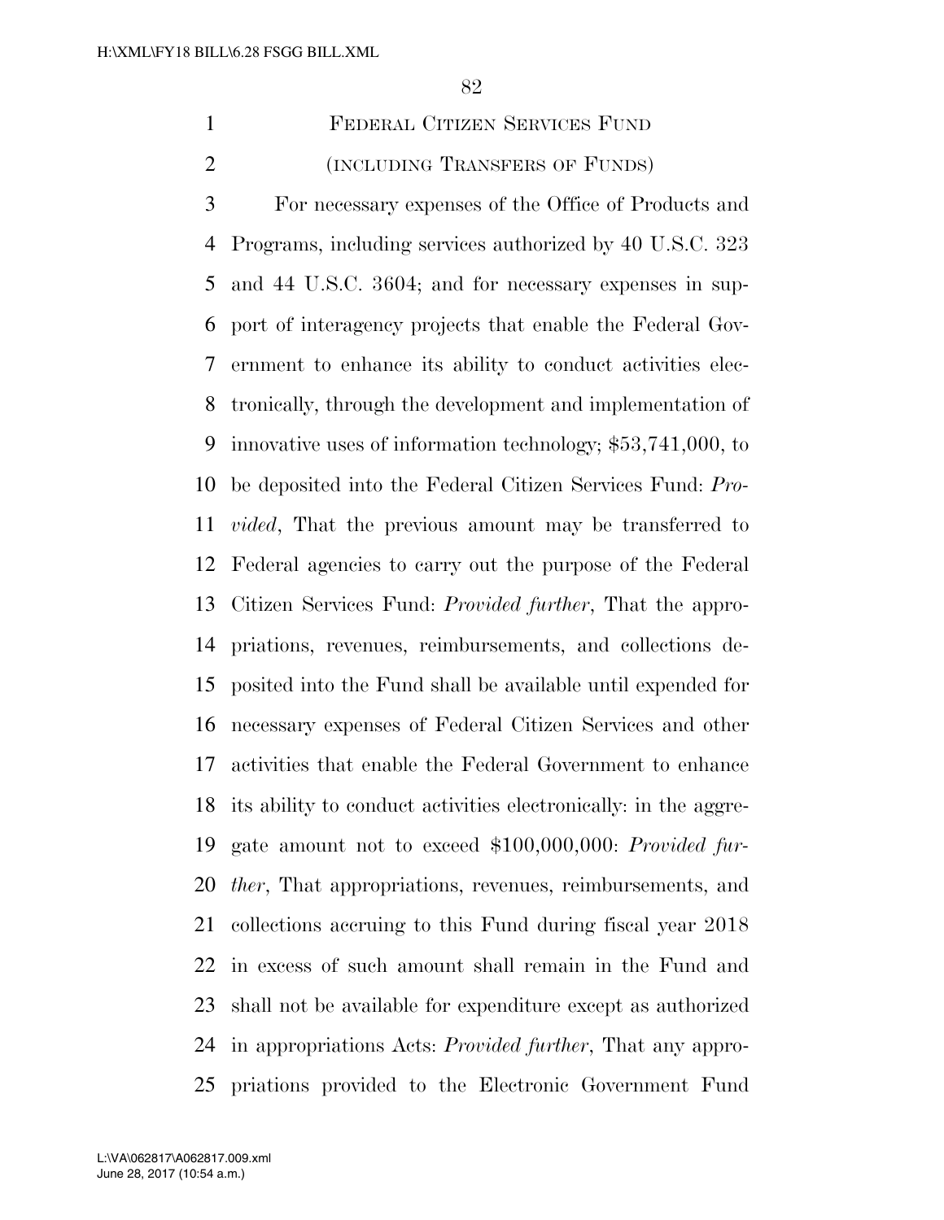FEDERAL CITIZEN SERVICES FUND

(INCLUDING TRANSFERS OF FUNDS)

For necessary expenses of the Office of Products and Programs, including services authorized by 40 U.S.C. 323 and 44 U.S.C. 3604; and for necessary expenses in support of interagency projects that enable the Federal Government to enhance its ability to conduct activities electronically, through the development and implementation of innovative uses of information technology; $53,741,000, to be deposited into the Federal Citizen Services Fund: *Provided*, That the previous amount may be transferred to Federal agencies to carry out the purpose of the Federal Citizen Services Fund: *Provided further*, That the appropriations, revenues, reimbursements, and collections deposited into the Fund shall be available until expended for necessary expenses of Federal Citizen Services and other activities that enable the Federal Government to enhance its ability to conduct activities electronically: in the aggregate amount not to exceed $100,000,000: *Provided further*, That appropriations, revenues, reimbursements, and collections accruing to this Fund during fiscal year 2018 in excess of such amount shall remain in the Fund and shall not be available for expenditure except as authorized in appropriations Acts: *Provided further*, That any appropriations provided to the Electronic Government Fund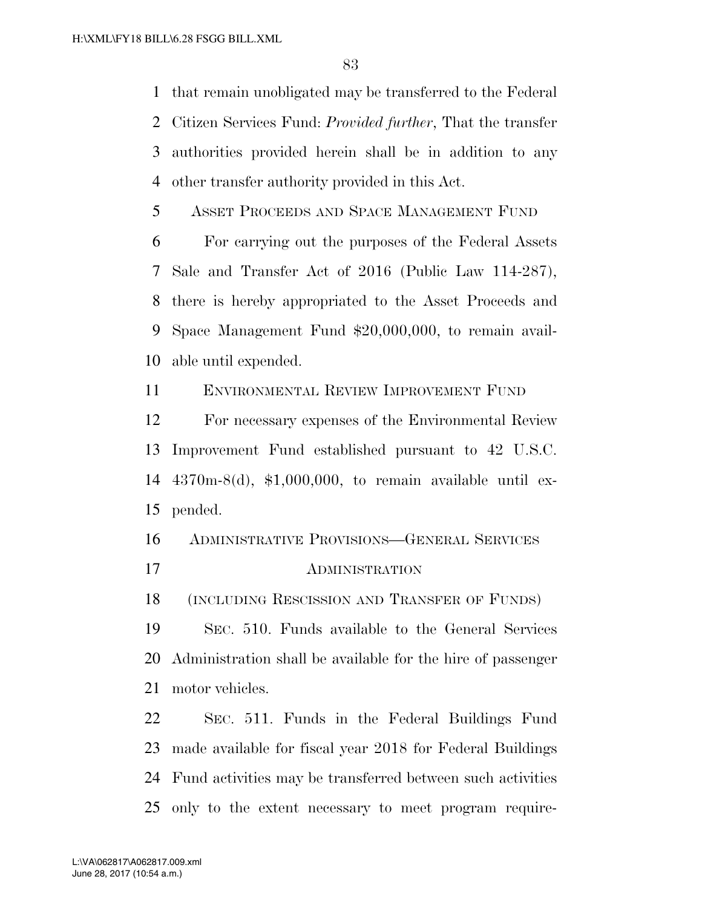that remain unobligated may be transferred to the Federal Citizen Services Fund: *Provided further*, That the transfer authorities provided herein shall be in addition to any other transfer authority provided in this Act.

ASSET PROCEEDS AND SPACE MANAGEMENT FUND

For carrying out the purposes of the Federal Assets Sale and Transfer Act of 2016 (Public Law 114-287), there is hereby appropriated to the Asset Proceeds and Space Management Fund $20,000,000, to remain available until expended.

ENVIRONMENTAL REVIEW IMPROVEMENT FUND

For necessary expenses of the Environmental Review Improvement Fund established pursuant to 42 U.S.C. 4370m-8(d), $1,000,000, to remain available until expended.

ADMINISTRATIVE PROVISIONS—GENERAL SERVICES ADMINISTRATION

(INCLUDING RESCISSION AND TRANSFER OF FUNDS)

SEC. 510. Funds available to the General Services Administration shall be available for the hire of passenger motor vehicles.

SEC. 511. Funds in the Federal Buildings Fund made available for fiscal year 2018 for Federal Buildings Fund activities may be transferred between such activities only to the extent necessary to meet program require-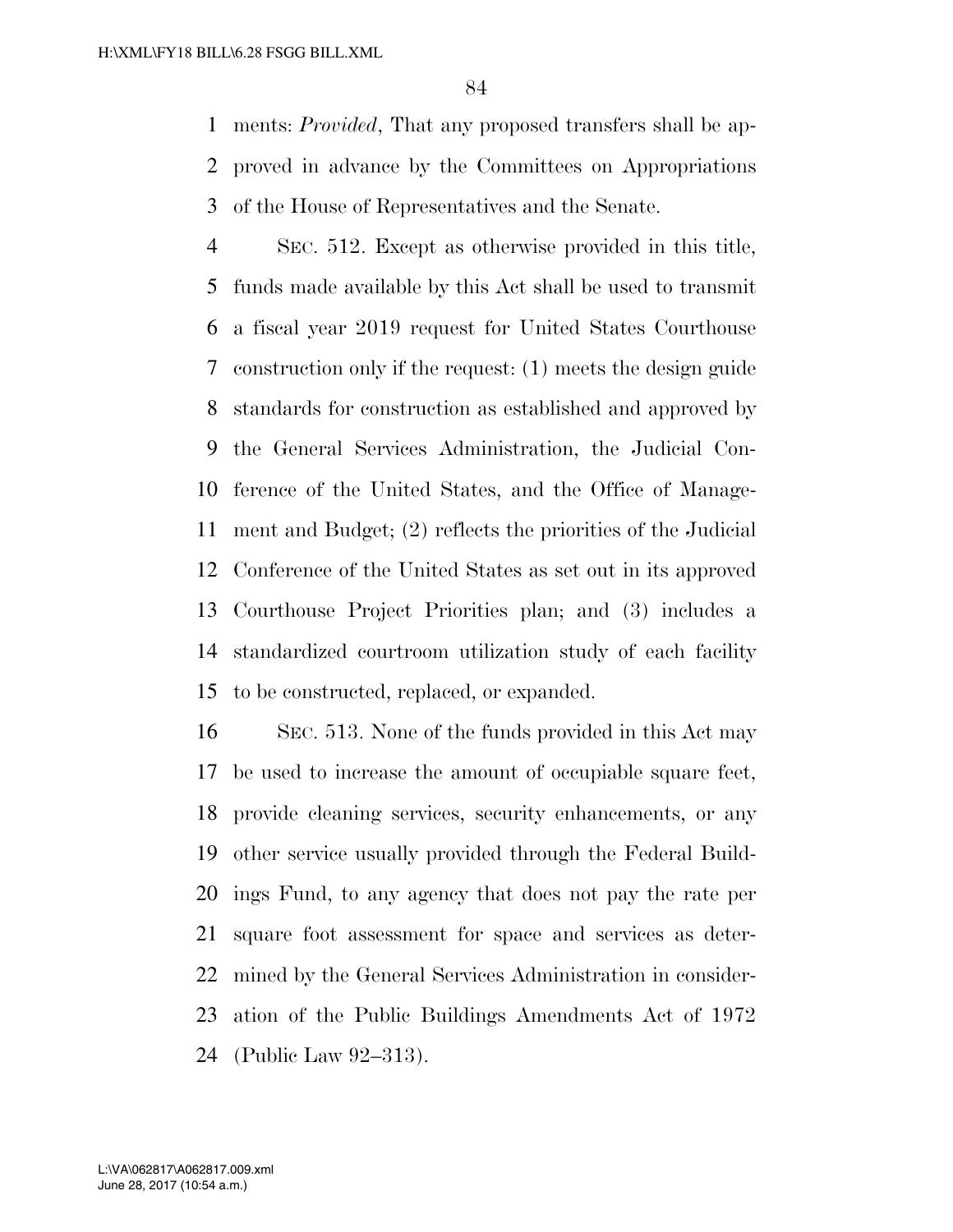ments: *Provided*, That any proposed transfers shall be approved in advance by the Committees on Appropriations of the House of Representatives and the Senate.

SEC. 512. Except as otherwise provided in this title, funds made available by this Act shall be used to transmit a fiscal year 2019 request for United States Courthouse construction only if the request: (1) meets the design guide standards for construction as established and approved by the General Services Administration, the Judicial Conference of the United States, and the Office of Management and Budget; (2) reflects the priorities of the Judicial Conference of the United States as set out in its approved Courthouse Project Priorities plan; and (3) includes a standardized courtroom utilization study of each facility to be constructed, replaced, or expanded.

SEC. 513. None of the funds provided in this Act may be used to increase the amount of occupiable square feet, provide cleaning services, security enhancements, or any other service usually provided through the Federal Buildings Fund, to any agency that does not pay the rate per square foot assessment for space and services as determined by the General Services Administration in consideration of the Public Buildings Amendments Act of 1972 (Public Law 92–313).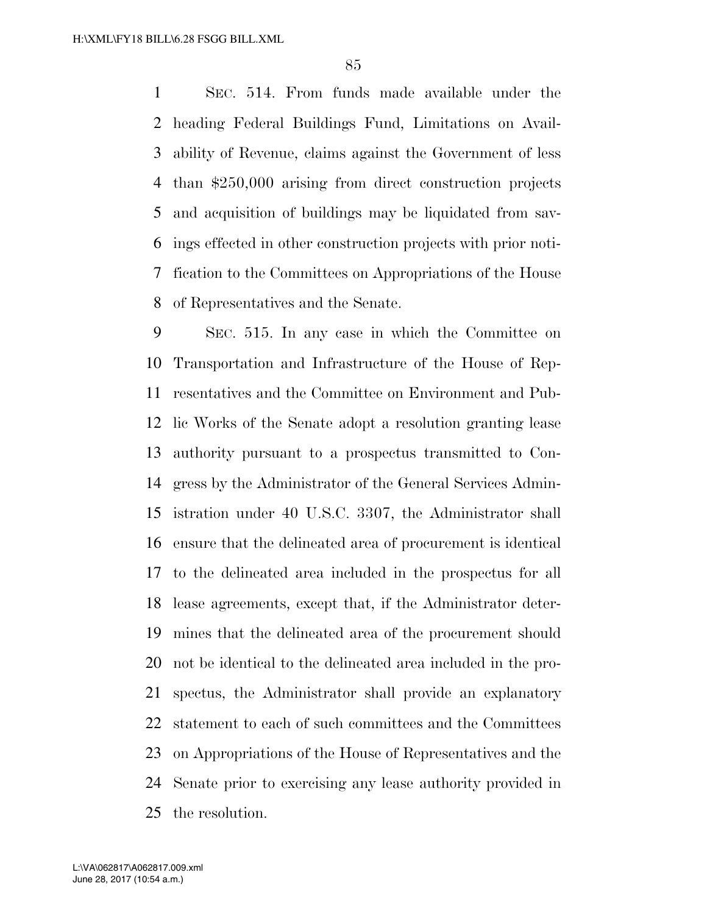SEC. 514. From funds made available under the heading Federal Buildings Fund, Limitations on Availability of Revenue, claims against the Government of less than $250,000 arising from direct construction projects and acquisition of buildings may be liquidated from savings effected in other construction projects with prior notification to the Committees on Appropriations of the House of Representatives and the Senate.

SEC. 515. In any case in which the Committee on Transportation and Infrastructure of the House of Representatives and the Committee on Environment and Public Works of the Senate adopt a resolution granting lease authority pursuant to a prospectus transmitted to Congress by the Administrator of the General Services Administration under 40 U.S.C. 3307, the Administrator shall ensure that the delineated area of procurement is identical to the delineated area included in the prospectus for all lease agreements, except that, if the Administrator determines that the delineated area of the procurement should not be identical to the delineated area included in the prospectus, the Administrator shall provide an explanatory statement to each of such committees and the Committees on Appropriations of the House of Representatives and the Senate prior to exercising any lease authority provided in the resolution.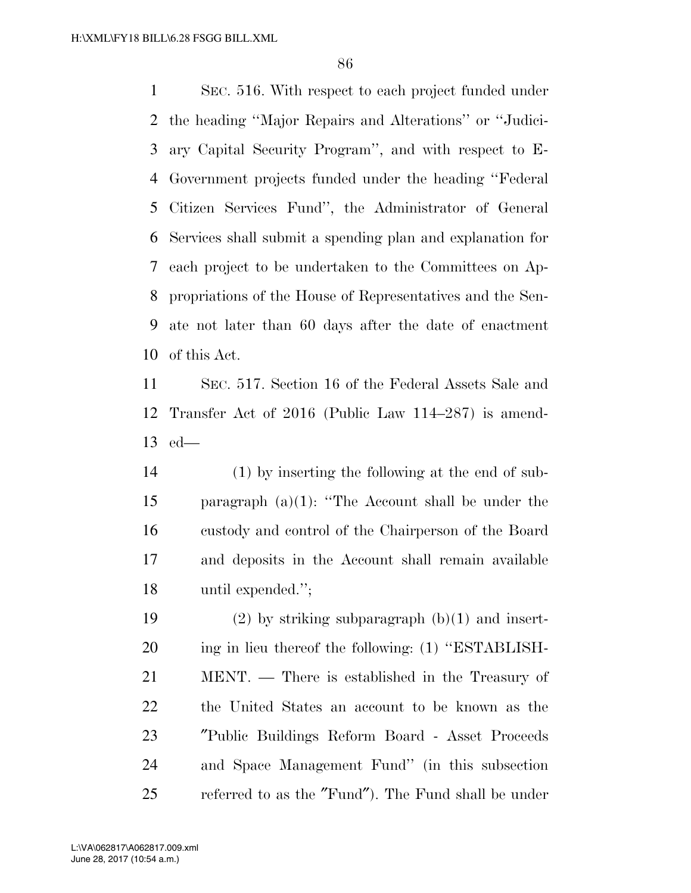SEC. 516. With respect to each project funded under the heading ''Major Repairs and Alterations'' or ''Judiciary Capital Security Program'', and with respect to E-Government projects funded under the heading ''Federal Citizen Services Fund'', the Administrator of General Services shall submit a spending plan and explanation for each project to be undertaken to the Committees on Appropriations of the House of Representatives and the Senate not later than 60 days after the date of enactment of this Act.

SEC. 517. Section 16 of the Federal Assets Sale and Transfer Act of 2016 (Public Law 114–287) is amended—

(1) by inserting the following at the end of subparagraph (a)(1): ''The Account shall be under the custody and control of the Chairperson of the Board and deposits in the Account shall remain available until expended.'';

(2) by striking subparagraph (b)(1) and inserting in lieu thereof the following: (1) ''ESTABLISHMENT. — There is established in the Treasury of the United States an account to be known as the ″Public Buildings Reform Board - Asset Proceeds and Space Management Fund'' (in this subsection referred to as the ″Fund″). The Fund shall be under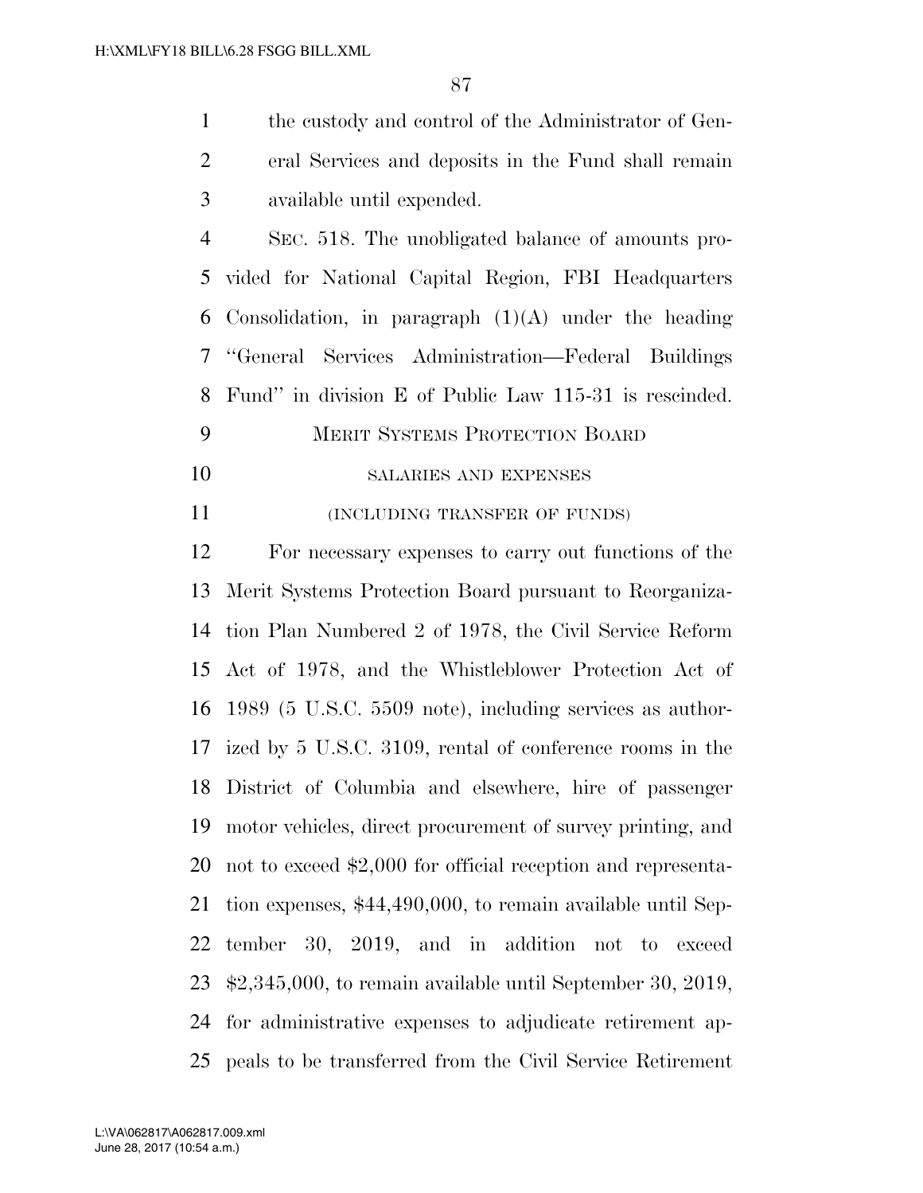the custody and control of the Administrator of General Services and deposits in the Fund shall remain available until expended.

SEC. 518. The unobligated balance of amounts provided for National Capital Region, FBI Headquarters Consolidation, in paragraph (1)(A) under the heading "General Services Administration—Federal Buildings Fund" in division E of Public Law 115-31 is rescinded.

MERIT SYSTEMS PROTECTION BOARD

SALARIES AND EXPENSES

(INCLUDING TRANSFER OF FUNDS)

For necessary expenses to carry out functions of the Merit Systems Protection Board pursuant to Reorganization Plan Numbered 2 of 1978, the Civil Service Reform Act of 1978, and the Whistleblower Protection Act of 1989 (5 U.S.C. 5509 note), including services as authorized by 5 U.S.C. 3109, rental of conference rooms in the District of Columbia and elsewhere, hire of passenger motor vehicles, direct procurement of survey printing, and not to exceed $2,000 for official reception and representation expenses, $44,490,000, to remain available until September 30, 2019, and in addition not to exceed $2,345,000, to remain available until September 30, 2019, for administrative expenses to adjudicate retirement appeals to be transferred from the Civil Service Retirement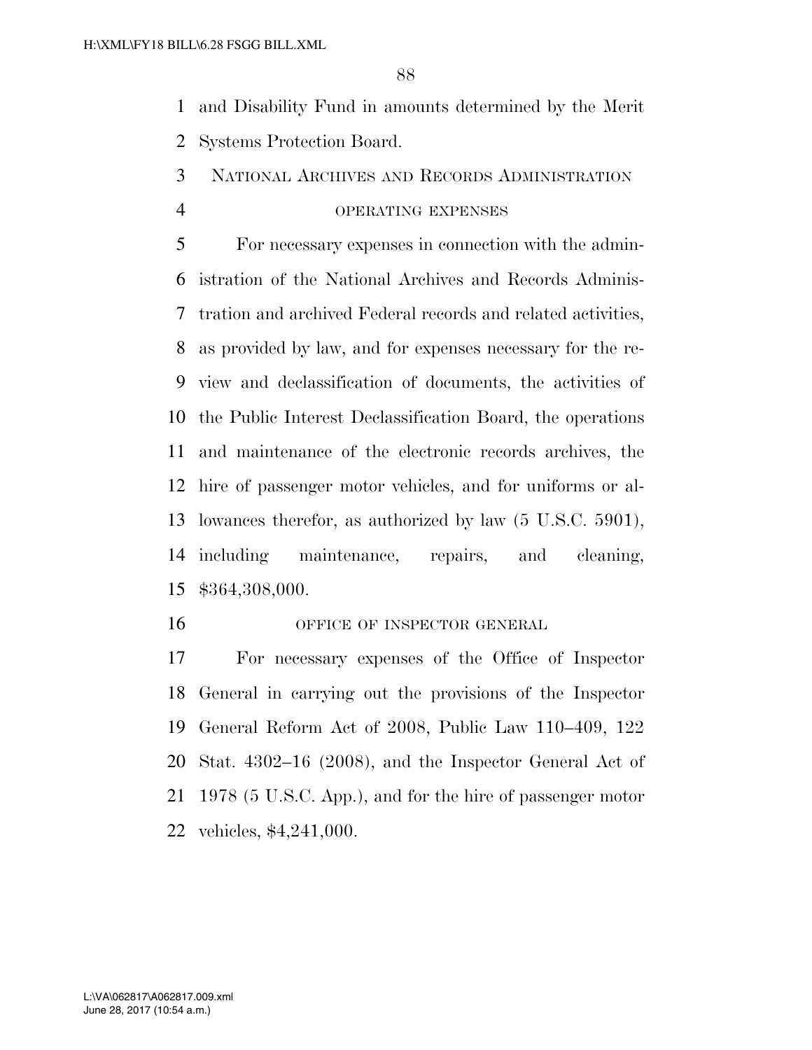and Disability Fund in amounts determined by the Merit Systems Protection Board.

## National Archives and Records Administration

### operating expenses

For necessary expenses in connection with the administration of the National Archives and Records Administration and archived Federal records and related activities, as provided by law, and for expenses necessary for the review and declassification of documents, the activities of the Public Interest Declassification Board, the operations and maintenance of the electronic records archives, the hire of passenger motor vehicles, and for uniforms or allowances therefor, as authorized by law (5 U.S.C. 5901), including maintenance, repairs, and cleaning, $364,308,000.

### office of inspector general

For necessary expenses of the Office of Inspector General in carrying out the provisions of the Inspector General Reform Act of 2008, Public Law 110–409, 122 Stat. 4302–16 (2008), and the Inspector General Act of 1978 (5 U.S.C. App.), and for the hire of passenger motor vehicles, $4,241,000.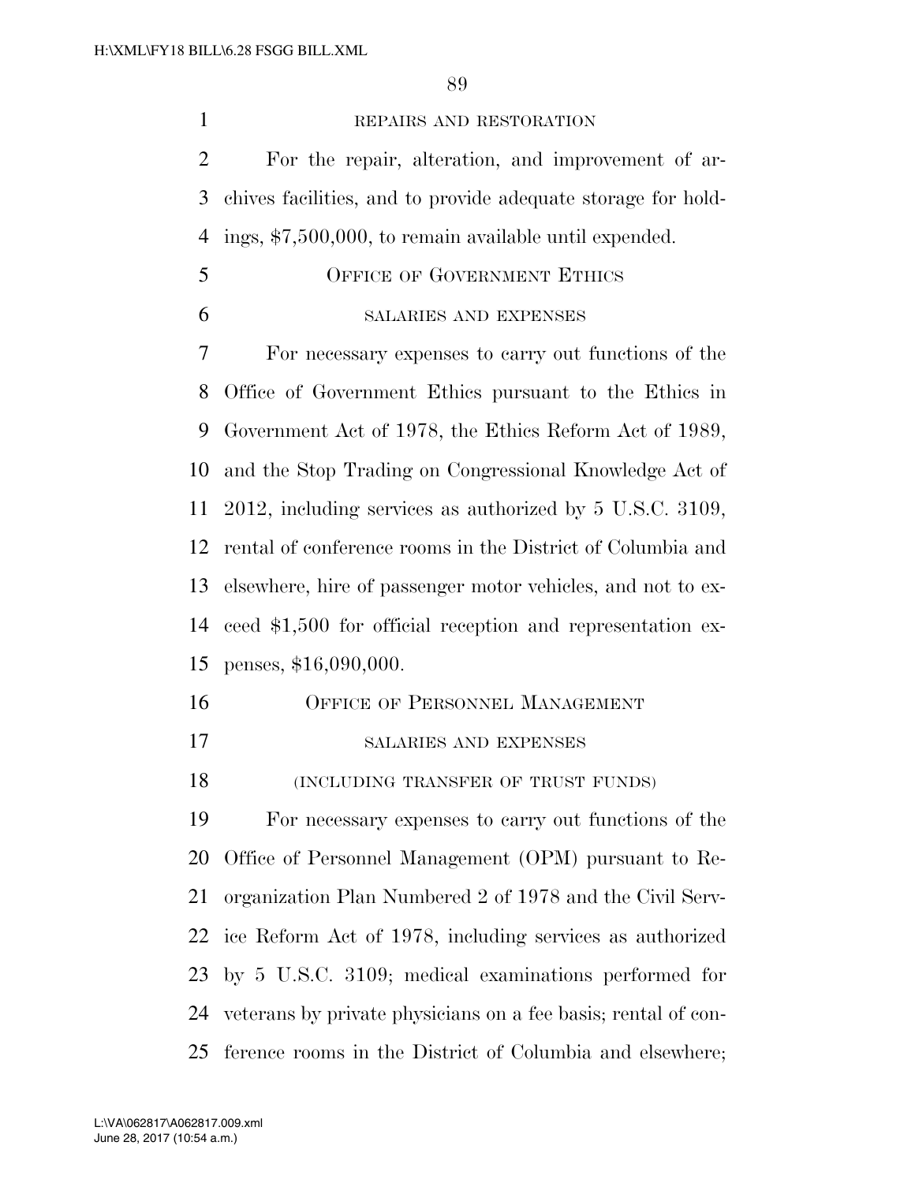REPAIRS AND RESTORATION

For the repair, alteration, and improvement of archives facilities, and to provide adequate storage for holdings, $7,500,000, to remain available until expended.

OFFICE OF GOVERNMENT ETHICS

SALARIES AND EXPENSES

For necessary expenses to carry out functions of the Office of Government Ethics pursuant to the Ethics in Government Act of 1978, the Ethics Reform Act of 1989, and the Stop Trading on Congressional Knowledge Act of 2012, including services as authorized by 5 U.S.C. 3109, rental of conference rooms in the District of Columbia and elsewhere, hire of passenger motor vehicles, and not to exceed $1,500 for official reception and representation expenses, $16,090,000.

OFFICE OF PERSONNEL MANAGEMENT

SALARIES AND EXPENSES

(INCLUDING TRANSFER OF TRUST FUNDS)

For necessary expenses to carry out functions of the Office of Personnel Management (OPM) pursuant to Reorganization Plan Numbered 2 of 1978 and the Civil Service Reform Act of 1978, including services as authorized by 5 U.S.C. 3109; medical examinations performed for veterans by private physicians on a fee basis; rental of conference rooms in the District of Columbia and elsewhere;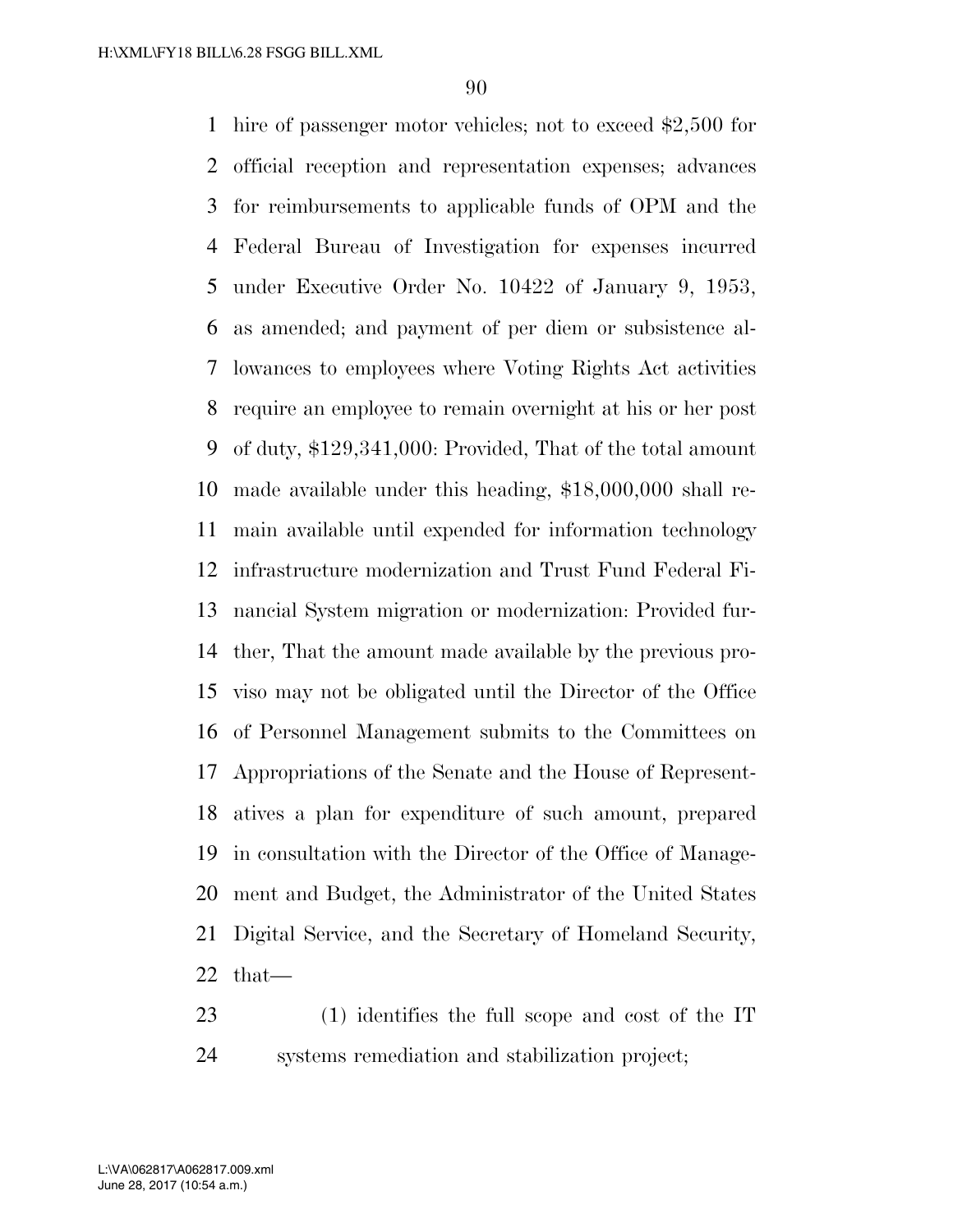hire of passenger motor vehicles; not to exceed $2,500 for official reception and representation expenses; advances for reimbursements to applicable funds of OPM and the Federal Bureau of Investigation for expenses incurred under Executive Order No. 10422 of January 9, 1953, as amended; and payment of per diem or subsistence allowances to employees where Voting Rights Act activities require an employee to remain overnight at his or her post of duty, $129,341,000: Provided, That of the total amount made available under this heading, $18,000,000 shall remain available until expended for information technology infrastructure modernization and Trust Fund Federal Financial System migration or modernization: Provided further, That the amount made available by the previous proviso may not be obligated until the Director of the Office of Personnel Management submits to the Committees on Appropriations of the Senate and the House of Representatives a plan for expenditure of such amount, prepared in consultation with the Director of the Office of Management and Budget, the Administrator of the United States Digital Service, and the Secretary of Homeland Security, that—

(1) identifies the full scope and cost of the IT systems remediation and stabilization project;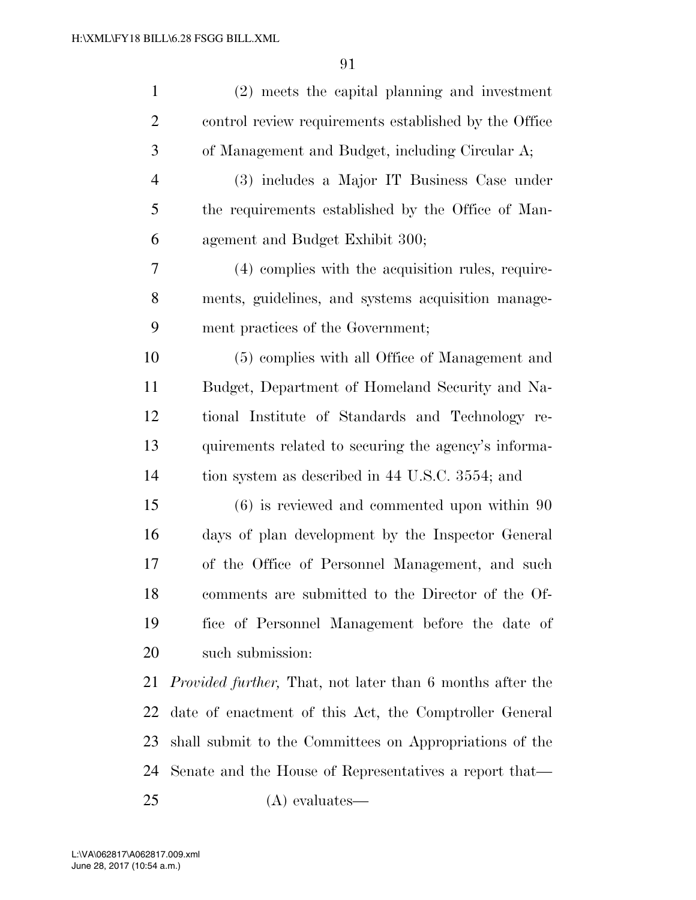(2) meets the capital planning and investment control review requirements established by the Office of Management and Budget, including Circular A;

(3) includes a Major IT Business Case under the requirements established by the Office of Management and Budget Exhibit 300;

(4) complies with the acquisition rules, requirements, guidelines, and systems acquisition management practices of the Government;

(5) complies with all Office of Management and Budget, Department of Homeland Security and National Institute of Standards and Technology requirements related to securing the agency's information system as described in 44 U.S.C. 3554; and

(6) is reviewed and commented upon within 90 days of plan development by the Inspector General of the Office of Personnel Management, and such comments are submitted to the Director of the Office of Personnel Management before the date of such submission:

*Provided further,* That, not later than 6 months after the date of enactment of this Act, the Comptroller General shall submit to the Committees on Appropriations of the Senate and the House of Representatives a report that—

(A) evaluates—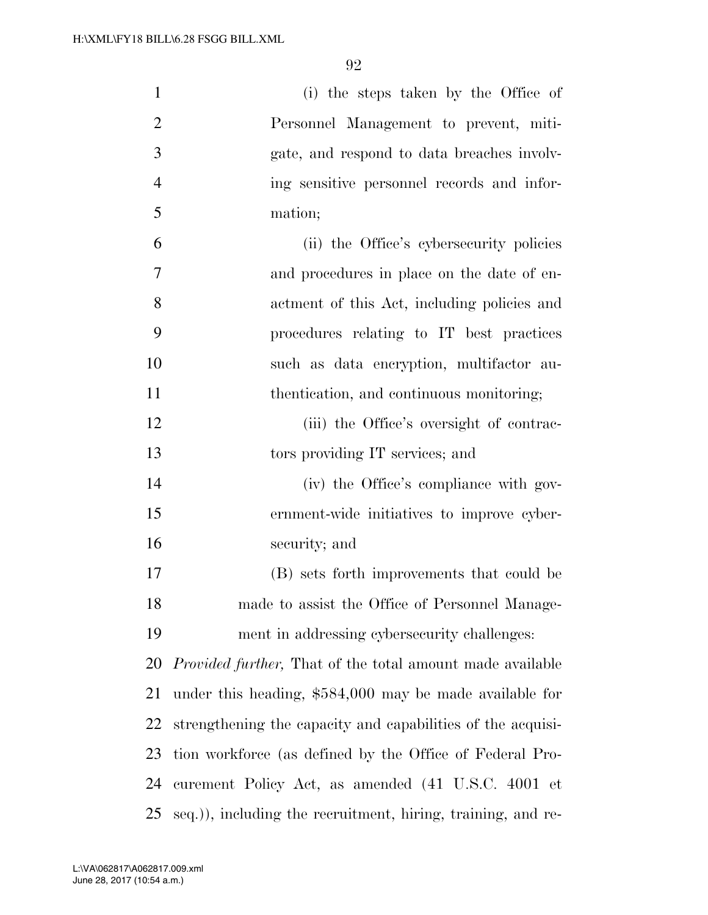(i) the steps taken by the Office of Personnel Management to prevent, mitigate, and respond to data breaches involving sensitive personnel records and information;

(ii) the Office's cybersecurity policies and procedures in place on the date of enactment of this Act, including policies and procedures relating to IT best practices such as data encryption, multifactor authentication, and continuous monitoring;

(iii) the Office's oversight of contractors providing IT services; and

(iv) the Office's compliance with government-wide initiatives to improve cybersecurity; and

(B) sets forth improvements that could be made to assist the Office of Personnel Management in addressing cybersecurity challenges:

*Provided further,* That of the total amount made available under this heading, $584,000 may be made available for strengthening the capacity and capabilities of the acquisition workforce (as defined by the Office of Federal Procurement Policy Act, as amended (41 U.S.C. 4001 et seq.)), including the recruitment, hiring, training, and re-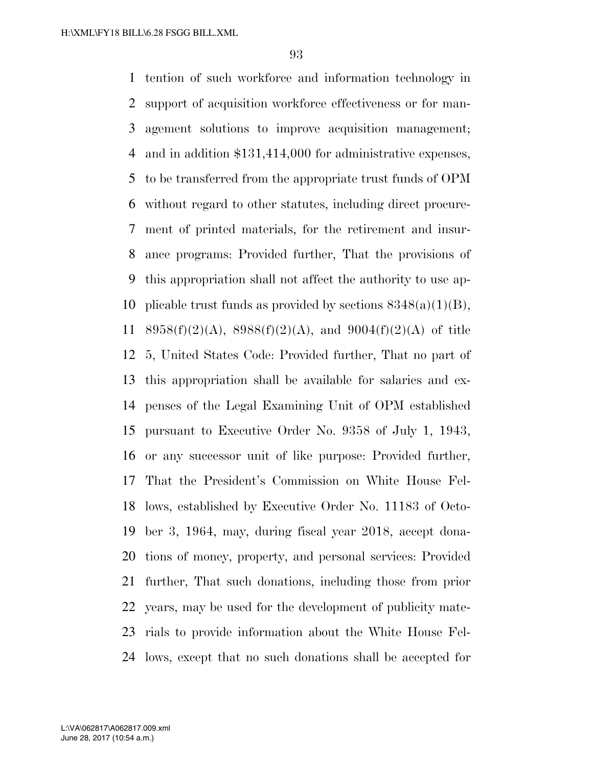tention of such workforce and information technology in support of acquisition workforce effectiveness or for management solutions to improve acquisition management; and in addition $131,414,000 for administrative expenses, to be transferred from the appropriate trust funds of OPM without regard to other statutes, including direct procurement of printed materials, for the retirement and insurance programs: Provided further, That the provisions of this appropriation shall not affect the authority to use applicable trust funds as provided by sections 8348(a)(1)(B), 8958(f)(2)(A), 8988(f)(2)(A), and 9004(f)(2)(A) of title 5, United States Code: Provided further, That no part of this appropriation shall be available for salaries and expenses of the Legal Examining Unit of OPM established pursuant to Executive Order No. 9358 of July 1, 1943, or any successor unit of like purpose: Provided further, That the President's Commission on White House Fellows, established by Executive Order No. 11183 of October 3, 1964, may, during fiscal year 2018, accept donations of money, property, and personal services: Provided further, That such donations, including those from prior years, may be used for the development of publicity materials to provide information about the White House Fellows, except that no such donations shall be accepted for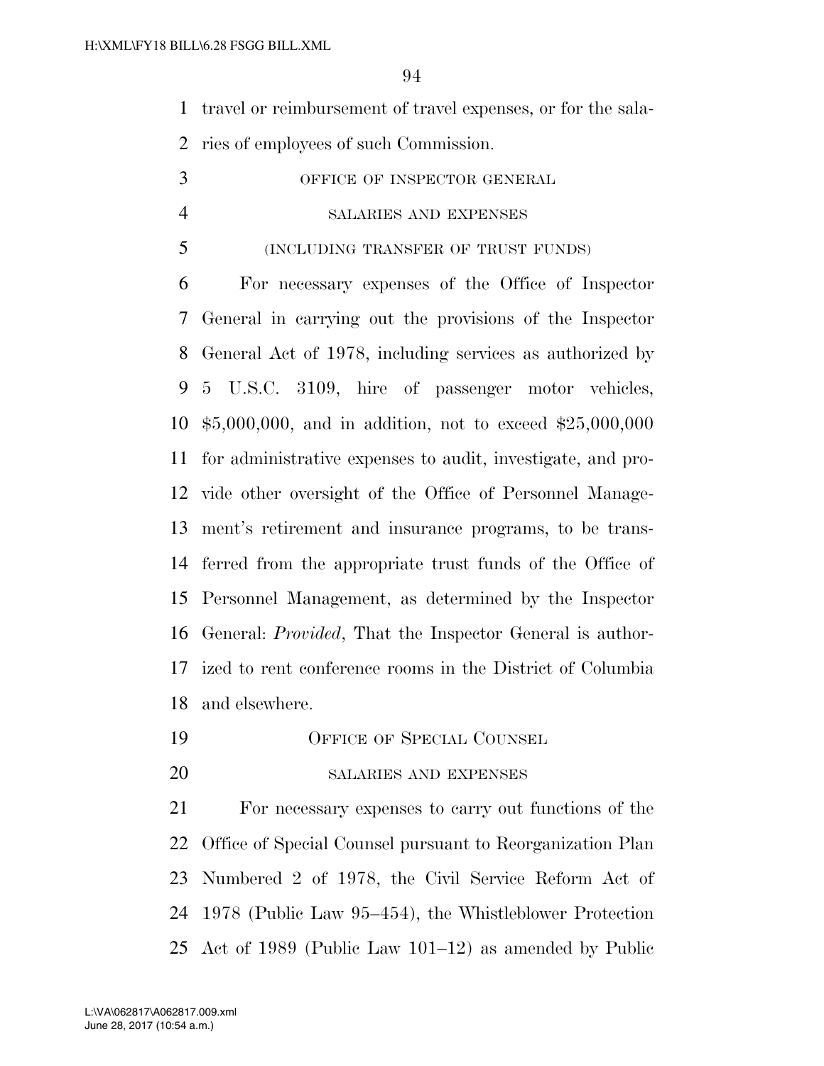travel or reimbursement of travel expenses, or for the salaries of employees of such Commission.

OFFICE OF INSPECTOR GENERAL

SALARIES AND EXPENSES

(INCLUDING TRANSFER OF TRUST FUNDS)

For necessary expenses of the Office of Inspector General in carrying out the provisions of the Inspector General Act of 1978, including services as authorized by 5 U.S.C. 3109, hire of passenger motor vehicles, $5,000,000, and in addition, not to exceed $25,000,000 for administrative expenses to audit, investigate, and provide other oversight of the Office of Personnel Management's retirement and insurance programs, to be transferred from the appropriate trust funds of the Office of Personnel Management, as determined by the Inspector General: *Provided*, That the Inspector General is authorized to rent conference rooms in the District of Columbia and elsewhere.

OFFICE OF SPECIAL COUNSEL

SALARIES AND EXPENSES

For necessary expenses to carry out functions of the Office of Special Counsel pursuant to Reorganization Plan Numbered 2 of 1978, the Civil Service Reform Act of 1978 (Public Law 95–454), the Whistleblower Protection Act of 1989 (Public Law 101–12) as amended by Public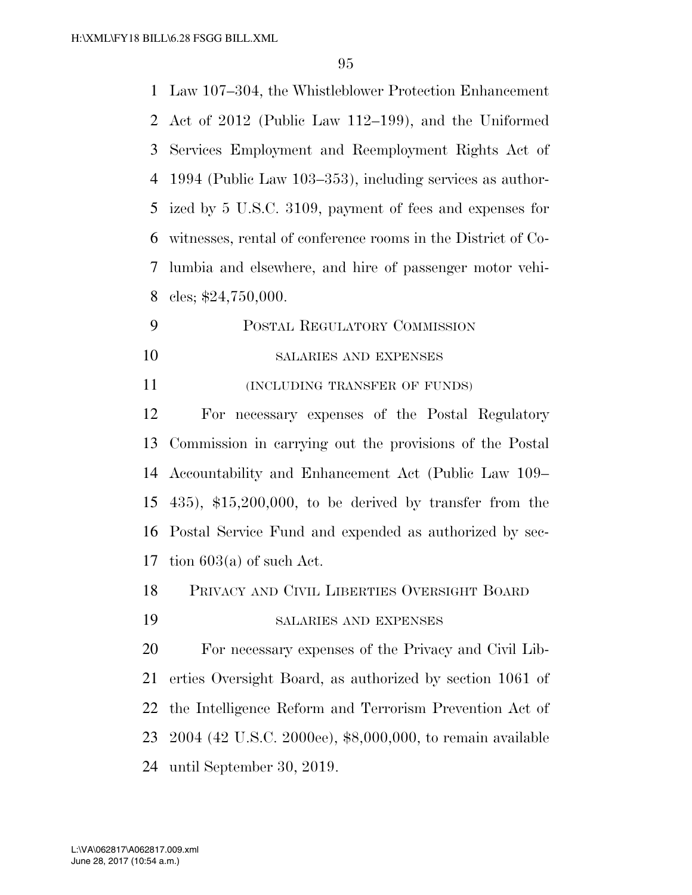Law 107–304, the Whistleblower Protection Enhancement Act of 2012 (Public Law 112–199), and the Uniformed Services Employment and Reemployment Rights Act of 1994 (Public Law 103–353), including services as authorized by 5 U.S.C. 3109, payment of fees and expenses for witnesses, rental of conference rooms in the District of Columbia and elsewhere, and hire of passenger motor vehicles; $24,750,000.

## POSTAL REGULATORY COMMISSION

### SALARIES AND EXPENSES

### (INCLUDING TRANSFER OF FUNDS)

For necessary expenses of the Postal Regulatory Commission in carrying out the provisions of the Postal Accountability and Enhancement Act (Public Law 109–435), $15,200,000, to be derived by transfer from the Postal Service Fund and expended as authorized by section 603(a) of such Act.

## PRIVACY AND CIVIL LIBERTIES OVERSIGHT BOARD

### SALARIES AND EXPENSES

For necessary expenses of the Privacy and Civil Liberties Oversight Board, as authorized by section 1061 of the Intelligence Reform and Terrorism Prevention Act of 2004 (42 U.S.C. 2000ee), $8,000,000, to remain available until September 30, 2019.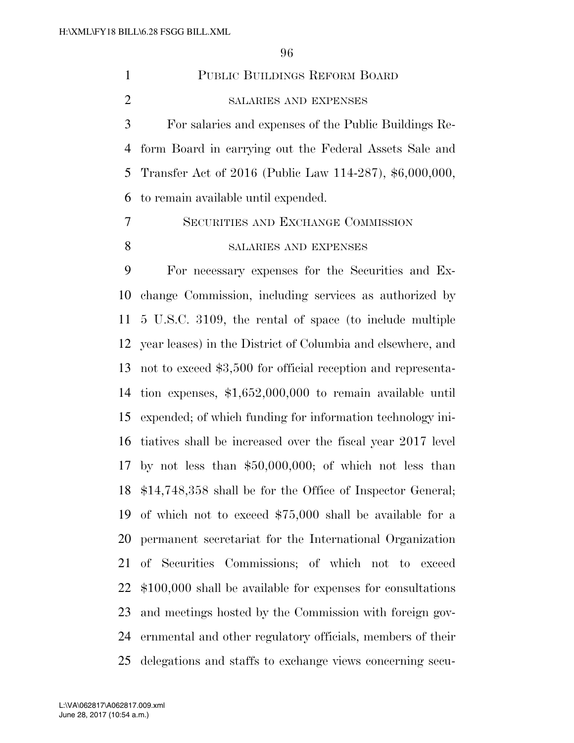## PUBLIC BUILDINGS REFORM BOARD

### SALARIES AND EXPENSES

For salaries and expenses of the Public Buildings Reform Board in carrying out the Federal Assets Sale and Transfer Act of 2016 (Public Law 114-287), $6,000,000, to remain available until expended.

## SECURITIES AND EXCHANGE COMMISSION

### SALARIES AND EXPENSES

For necessary expenses for the Securities and Exchange Commission, including services as authorized by 5 U.S.C. 3109, the rental of space (to include multiple year leases) in the District of Columbia and elsewhere, and not to exceed $3,500 for official reception and representation expenses, $1,652,000,000 to remain available until expended; of which funding for information technology initiatives shall be increased over the fiscal year 2017 level by not less than $50,000,000; of which not less than $14,748,358 shall be for the Office of Inspector General; of which not to exceed $75,000 shall be available for a permanent secretariat for the International Organization of Securities Commissions; of which not to exceed $100,000 shall be available for expenses for consultations and meetings hosted by the Commission with foreign governmental and other regulatory officials, members of their delegations and staffs to exchange views concerning secu-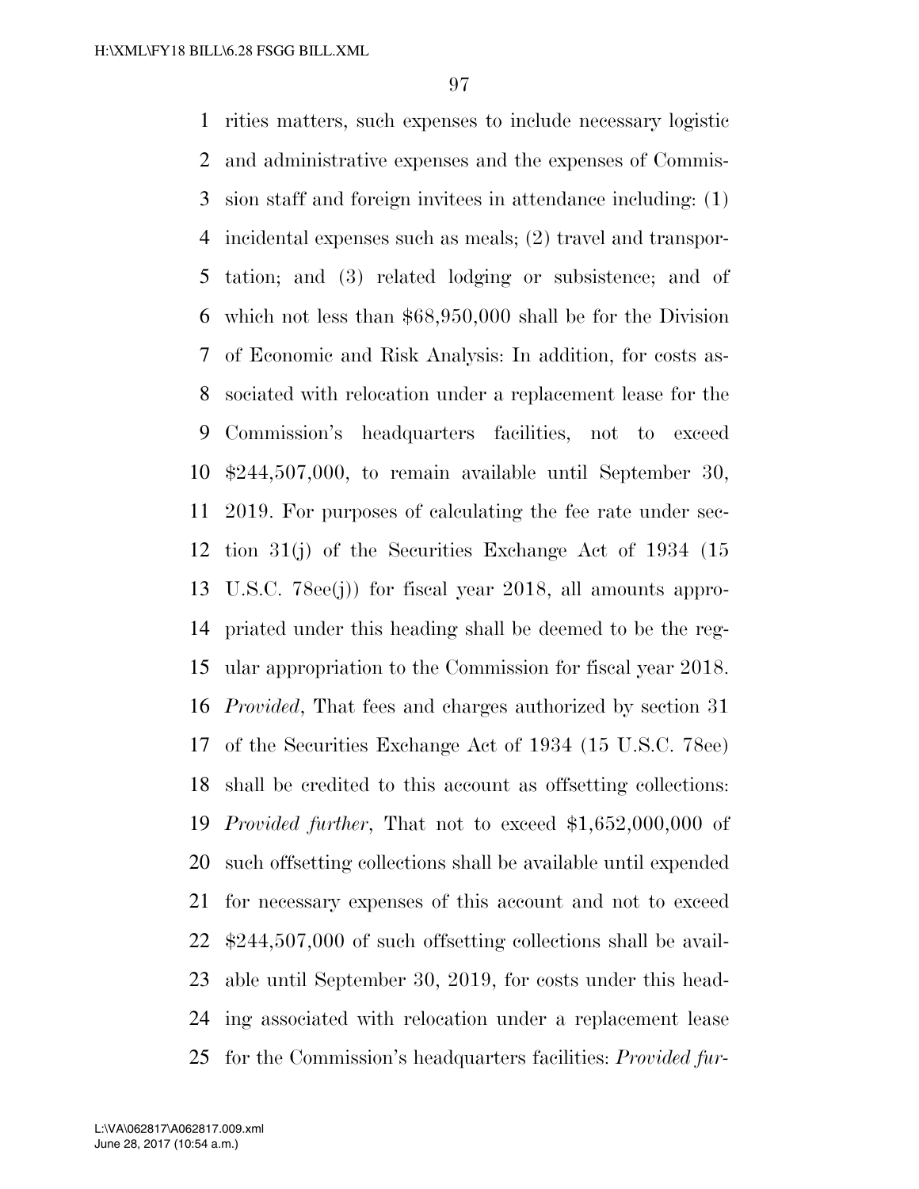rities matters, such expenses to include necessary logistic and administrative expenses and the expenses of Commission staff and foreign invitees in attendance including: (1) incidental expenses such as meals; (2) travel and transportation; and (3) related lodging or subsistence; and of which not less than $68,950,000 shall be for the Division of Economic and Risk Analysis: In addition, for costs associated with relocation under a replacement lease for the Commission's headquarters facilities, not to exceed $244,507,000, to remain available until September 30, 2019. For purposes of calculating the fee rate under section 31(j) of the Securities Exchange Act of 1934 (15 U.S.C. 78ee(j)) for fiscal year 2018, all amounts appropriated under this heading shall be deemed to be the regular appropriation to the Commission for fiscal year 2018. *Provided*, That fees and charges authorized by section 31 of the Securities Exchange Act of 1934 (15 U.S.C. 78ee) shall be credited to this account as offsetting collections: *Provided further*, That not to exceed $1,652,000,000 of such offsetting collections shall be available until expended for necessary expenses of this account and not to exceed $244,507,000 of such offsetting collections shall be available until September 30, 2019, for costs under this heading associated with relocation under a replacement lease for the Commission's headquarters facilities: *Provided fur-*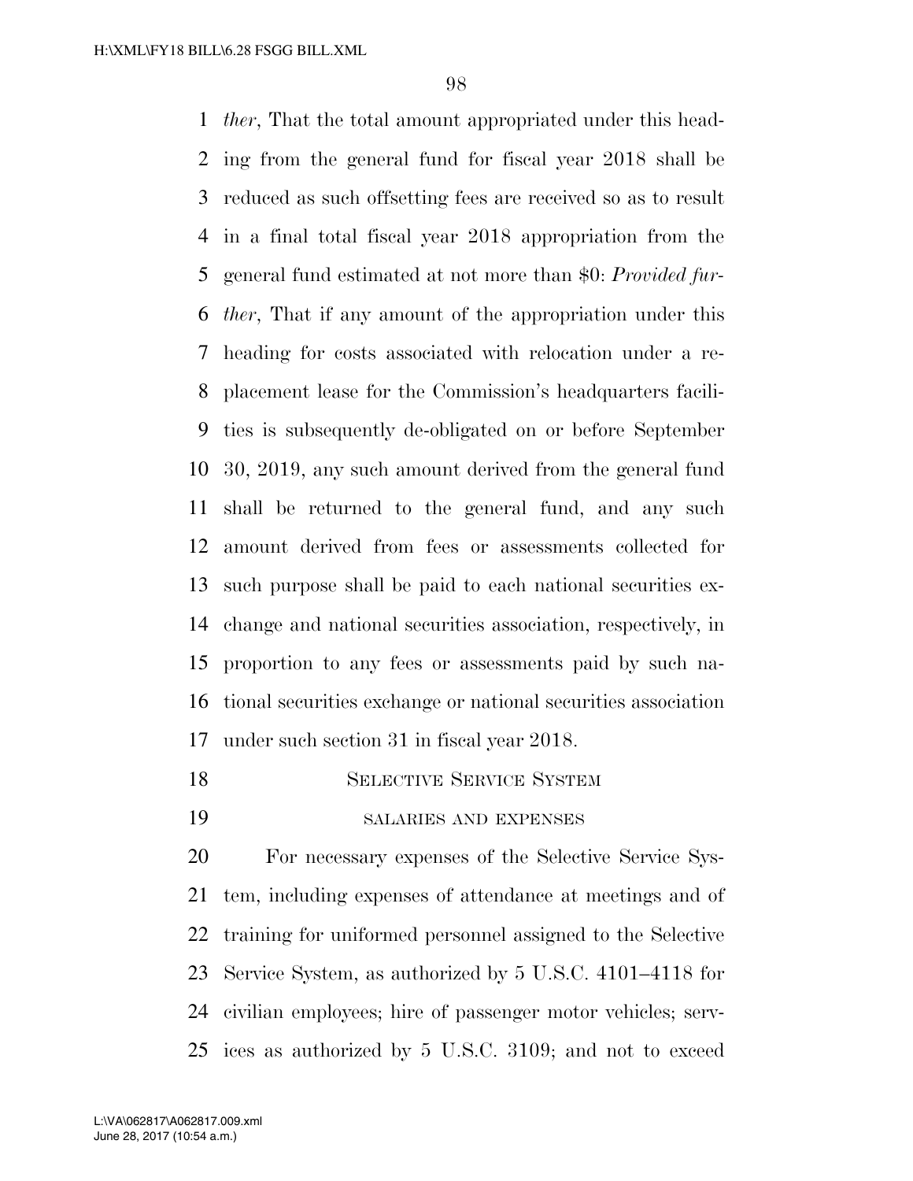*ther*, That the total amount appropriated under this heading from the general fund for fiscal year 2018 shall be reduced as such offsetting fees are received so as to result in a final total fiscal year 2018 appropriation from the general fund estimated at not more than $0: *Provided further*, That if any amount of the appropriation under this heading for costs associated with relocation under a replacement lease for the Commission's headquarters facilities is subsequently de-obligated on or before September 30, 2019, any such amount derived from the general fund shall be returned to the general fund, and any such amount derived from fees or assessments collected for such purpose shall be paid to each national securities exchange and national securities association, respectively, in proportion to any fees or assessments paid by such national securities exchange or national securities association under such section 31 in fiscal year 2018.

## SELECTIVE SERVICE SYSTEM

### SALARIES AND EXPENSES

For necessary expenses of the Selective Service System, including expenses of attendance at meetings and of training for uniformed personnel assigned to the Selective Service System, as authorized by 5 U.S.C. 4101–4118 for civilian employees; hire of passenger motor vehicles; services as authorized by 5 U.S.C. 3109; and not to exceed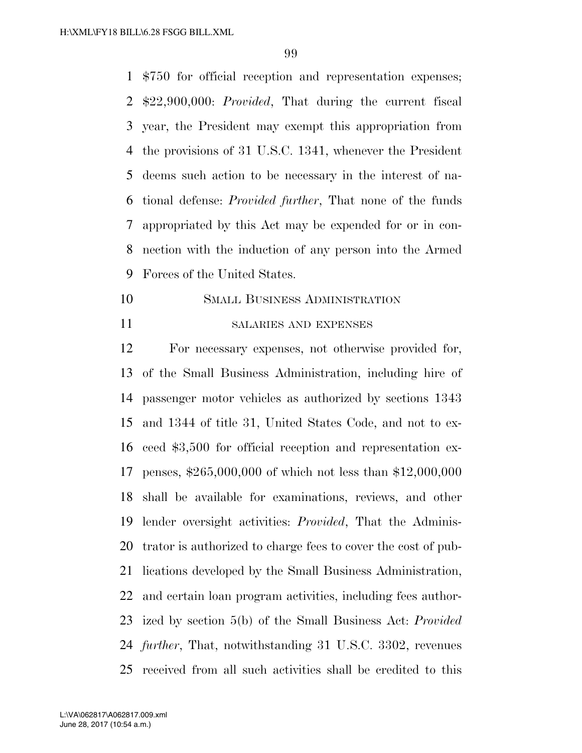$750 for official reception and representation expenses; $22,900,000: *Provided*, That during the current fiscal year, the President may exempt this appropriation from the provisions of 31 U.S.C. 1341, whenever the President deems such action to be necessary in the interest of national defense: *Provided further*, That none of the funds appropriated by this Act may be expended for or in connection with the induction of any person into the Armed Forces of the United States.

## Small Business Administration

### salaries and expenses

For necessary expenses, not otherwise provided for, of the Small Business Administration, including hire of passenger motor vehicles as authorized by sections 1343 and 1344 of title 31, United States Code, and not to exceed $3,500 for official reception and representation expenses, $265,000,000 of which not less than $12,000,000 shall be available for examinations, reviews, and other lender oversight activities: *Provided*, That the Administrator is authorized to charge fees to cover the cost of publications developed by the Small Business Administration, and certain loan program activities, including fees authorized by section 5(b) of the Small Business Act: *Provided further*, That, notwithstanding 31 U.S.C. 3302, revenues received from all such activities shall be credited to this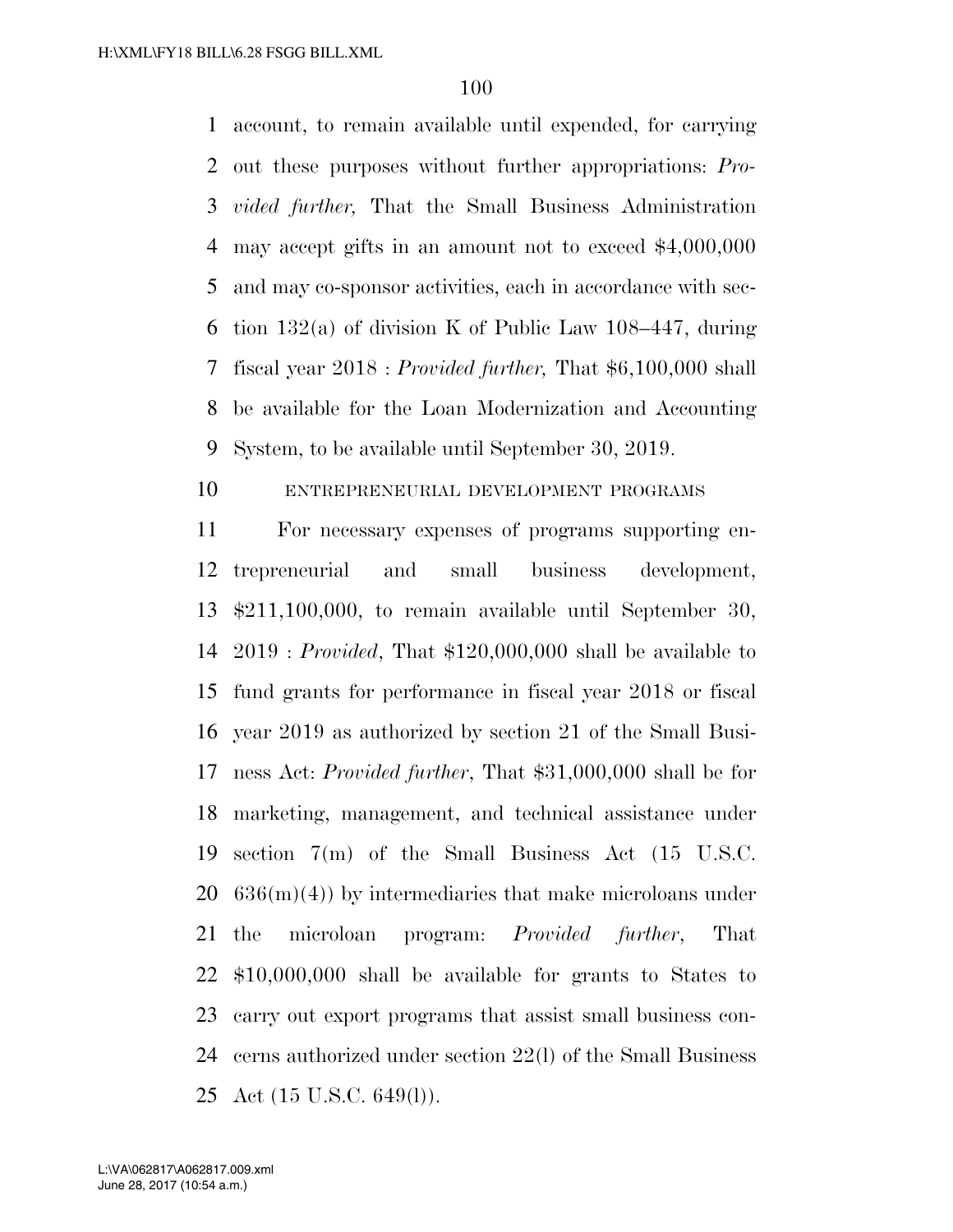account, to remain available until expended, for carrying out these purposes without further appropriations: *Provided further,* That the Small Business Administration may accept gifts in an amount not to exceed $4,000,000 and may co-sponsor activities, each in accordance with section 132(a) of division K of Public Law 108–447, during fiscal year 2018 : *Provided further,* That $6,100,000 shall be available for the Loan Modernization and Accounting System, to be available until September 30, 2019.

ENTREPRENEURIAL DEVELOPMENT PROGRAMS

For necessary expenses of programs supporting entrepreneurial and small business development, $211,100,000, to remain available until September 30, 2019 : *Provided*, That $120,000,000 shall be available to fund grants for performance in fiscal year 2018 or fiscal year 2019 as authorized by section 21 of the Small Business Act: *Provided further*, That $31,000,000 shall be for marketing, management, and technical assistance under section 7(m) of the Small Business Act (15 U.S.C. 636(m)(4)) by intermediaries that make microloans under the microloan program: *Provided further*, That $10,000,000 shall be available for grants to States to carry out export programs that assist small business concerns authorized under section 22(l) of the Small Business Act (15 U.S.C. 649(l)).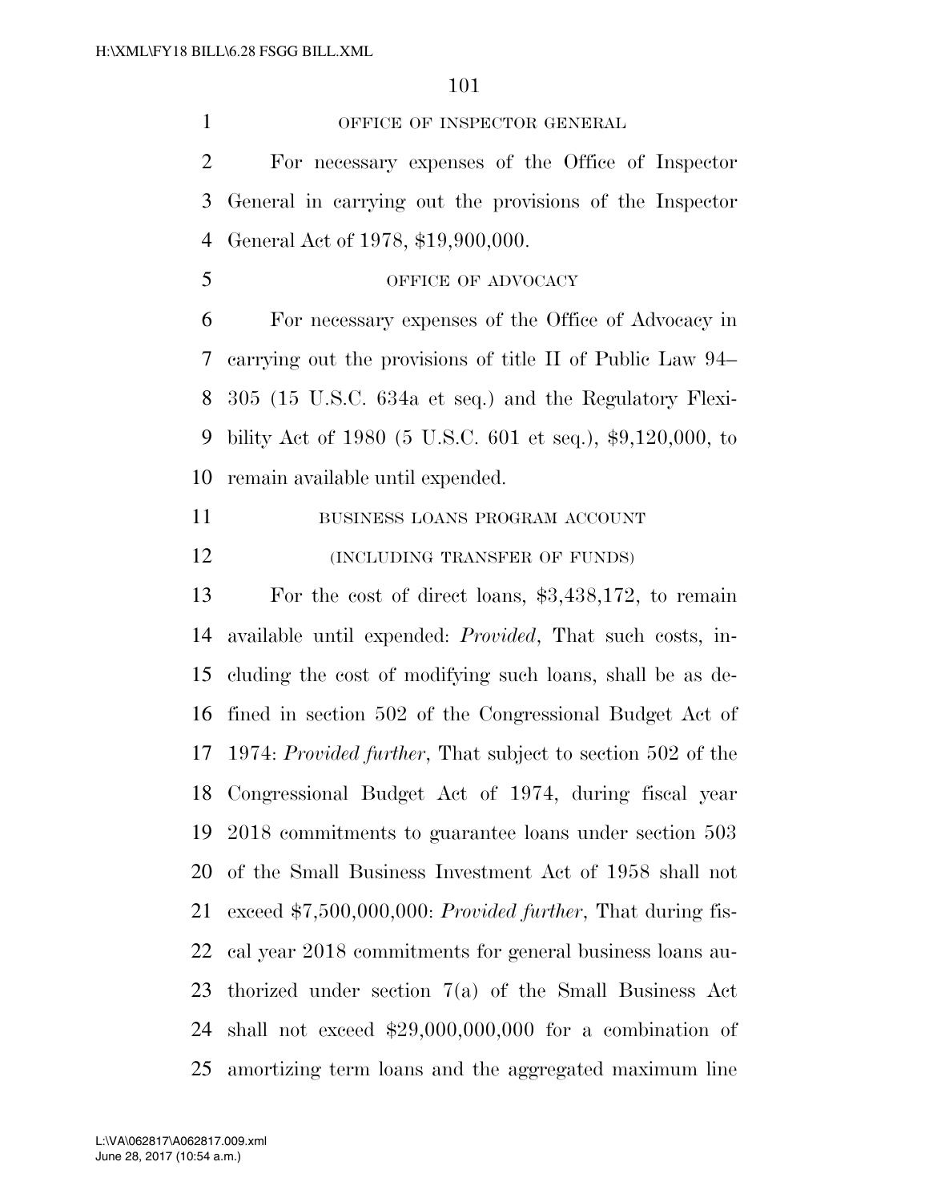OFFICE OF INSPECTOR GENERAL

For necessary expenses of the Office of Inspector General in carrying out the provisions of the Inspector General Act of 1978, $19,900,000.

OFFICE OF ADVOCACY

For necessary expenses of the Office of Advocacy in carrying out the provisions of title II of Public Law 94–305 (15 U.S.C. 634a et seq.) and the Regulatory Flexibility Act of 1980 (5 U.S.C. 601 et seq.), $9,120,000, to remain available until expended.

BUSINESS LOANS PROGRAM ACCOUNT

(INCLUDING TRANSFER OF FUNDS)

For the cost of direct loans, $3,438,172, to remain available until expended: *Provided*, That such costs, including the cost of modifying such loans, shall be as defined in section 502 of the Congressional Budget Act of 1974: *Provided further*, That subject to section 502 of the Congressional Budget Act of 1974, during fiscal year 2018 commitments to guarantee loans under section 503 of the Small Business Investment Act of 1958 shall not exceed $7,500,000,000: *Provided further*, That during fiscal year 2018 commitments for general business loans authorized under section 7(a) of the Small Business Act shall not exceed $29,000,000,000 for a combination of amortizing term loans and the aggregated maximum line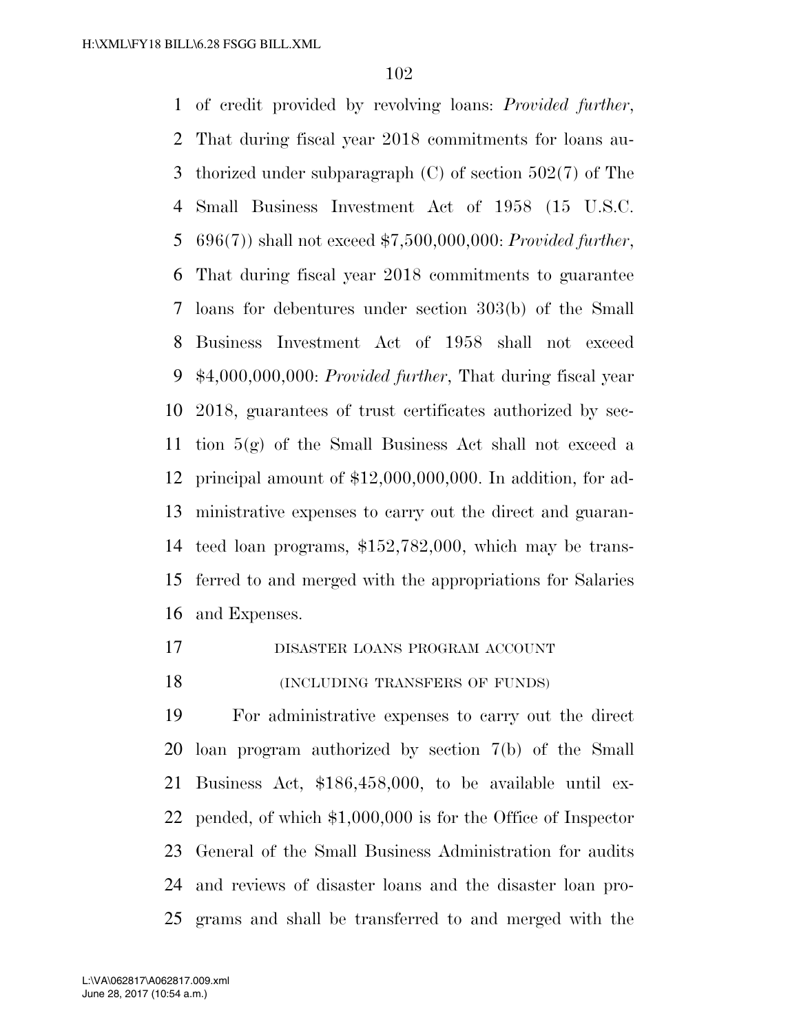of credit provided by revolving loans: *Provided further*, That during fiscal year 2018 commitments for loans authorized under subparagraph (C) of section 502(7) of The Small Business Investment Act of 1958 (15 U.S.C. 696(7)) shall not exceed $7,500,000,000: *Provided further*, That during fiscal year 2018 commitments to guarantee loans for debentures under section 303(b) of the Small Business Investment Act of 1958 shall not exceed $4,000,000,000: *Provided further*, That during fiscal year 2018, guarantees of trust certificates authorized by section 5(g) of the Small Business Act shall not exceed a principal amount of $12,000,000,000. In addition, for administrative expenses to carry out the direct and guaranteed loan programs, $152,782,000, which may be transferred to and merged with the appropriations for Salaries and Expenses.

DISASTER LOANS PROGRAM ACCOUNT

(INCLUDING TRANSFERS OF FUNDS)

For administrative expenses to carry out the direct loan program authorized by section 7(b) of the Small Business Act, $186,458,000, to be available until expended, of which $1,000,000 is for the Office of Inspector General of the Small Business Administration for audits and reviews of disaster loans and the disaster loan programs and shall be transferred to and merged with the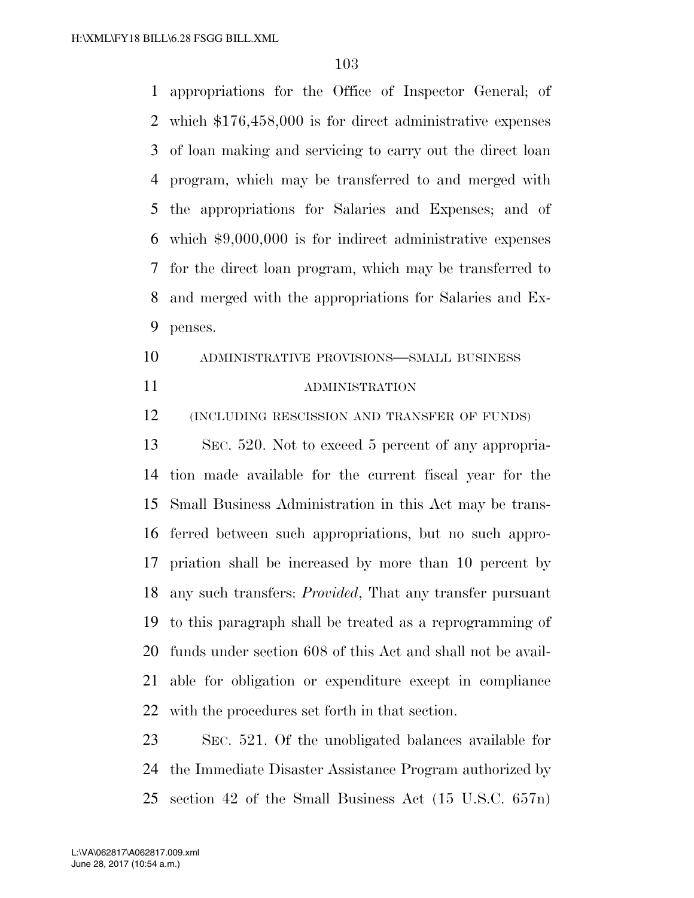appropriations for the Office of Inspector General; of which $176,458,000 is for direct administrative expenses of loan making and servicing to carry out the direct loan program, which may be transferred to and merged with the appropriations for Salaries and Expenses; and of which $9,000,000 is for indirect administrative expenses for the direct loan program, which may be transferred to and merged with the appropriations for Salaries and Expenses.

ADMINISTRATIVE PROVISIONS—SMALL BUSINESS ADMINISTRATION

(INCLUDING RESCISSION AND TRANSFER OF FUNDS)

SEC. 520. Not to exceed 5 percent of any appropriation made available for the current fiscal year for the Small Business Administration in this Act may be transferred between such appropriations, but no such appropriation shall be increased by more than 10 percent by any such transfers: *Provided*, That any transfer pursuant to this paragraph shall be treated as a reprogramming of funds under section 608 of this Act and shall not be available for obligation or expenditure except in compliance with the procedures set forth in that section.

SEC. 521. Of the unobligated balances available for the Immediate Disaster Assistance Program authorized by section 42 of the Small Business Act (15 U.S.C. 657n)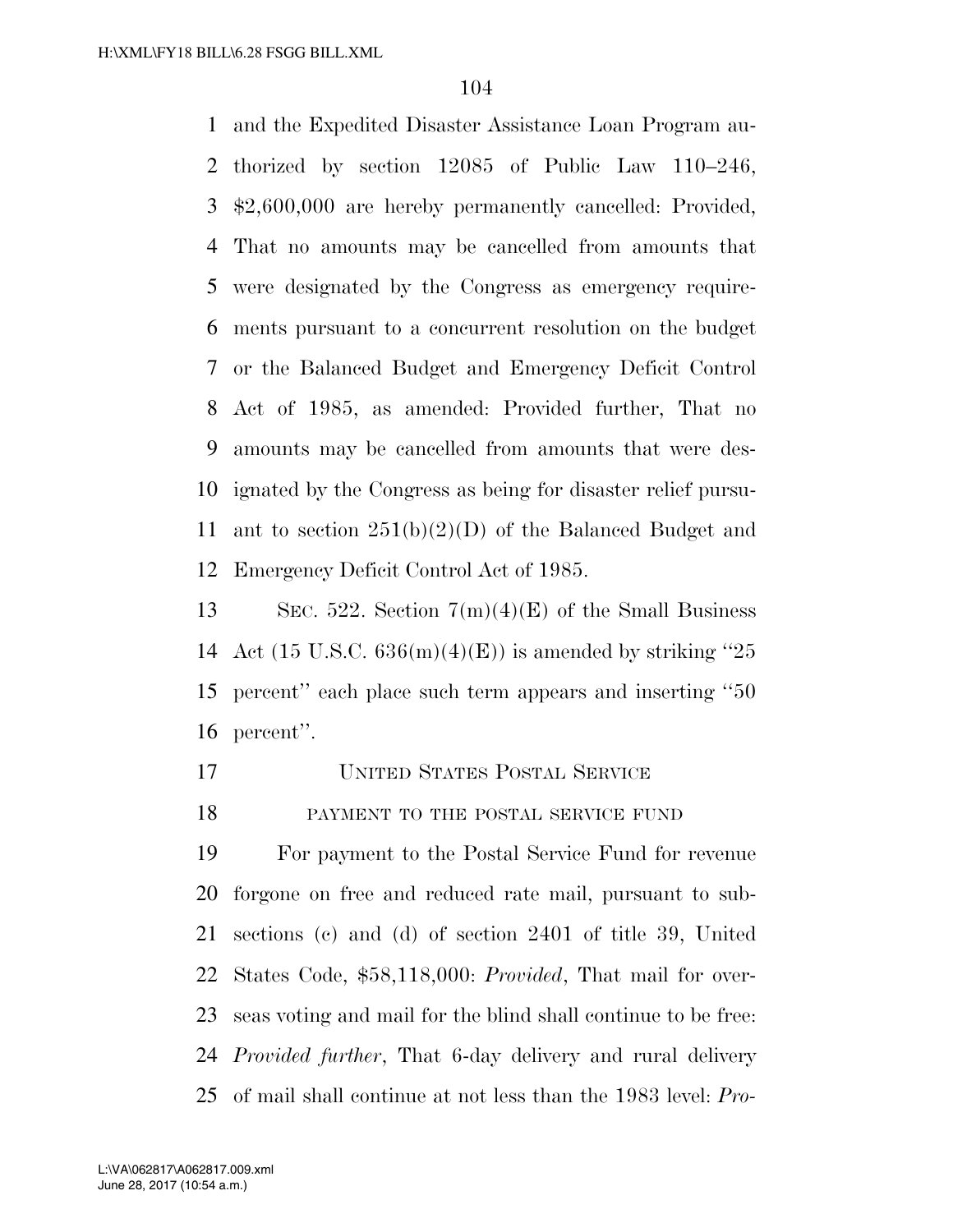and the Expedited Disaster Assistance Loan Program authorized by section 12085 of Public Law 110–246, $2,600,000 are hereby permanently cancelled: Provided, That no amounts may be cancelled from amounts that were designated by the Congress as emergency requirements pursuant to a concurrent resolution on the budget or the Balanced Budget and Emergency Deficit Control Act of 1985, as amended: Provided further, That no amounts may be cancelled from amounts that were designated by the Congress as being for disaster relief pursuant to section 251(b)(2)(D) of the Balanced Budget and Emergency Deficit Control Act of 1985.

SEC. 522. Section 7(m)(4)(E) of the Small Business Act (15 U.S.C. 636(m)(4)(E)) is amended by striking "25 percent" each place such term appears and inserting "50 percent".

UNITED STATES POSTAL SERVICE

PAYMENT TO THE POSTAL SERVICE FUND

For payment to the Postal Service Fund for revenue forgone on free and reduced rate mail, pursuant to subsections (c) and (d) of section 2401 of title 39, United States Code, $58,118,000: *Provided*, That mail for overseas voting and mail for the blind shall continue to be free: *Provided further*, That 6-day delivery and rural delivery of mail shall continue at not less than the 1983 level: *Pro-*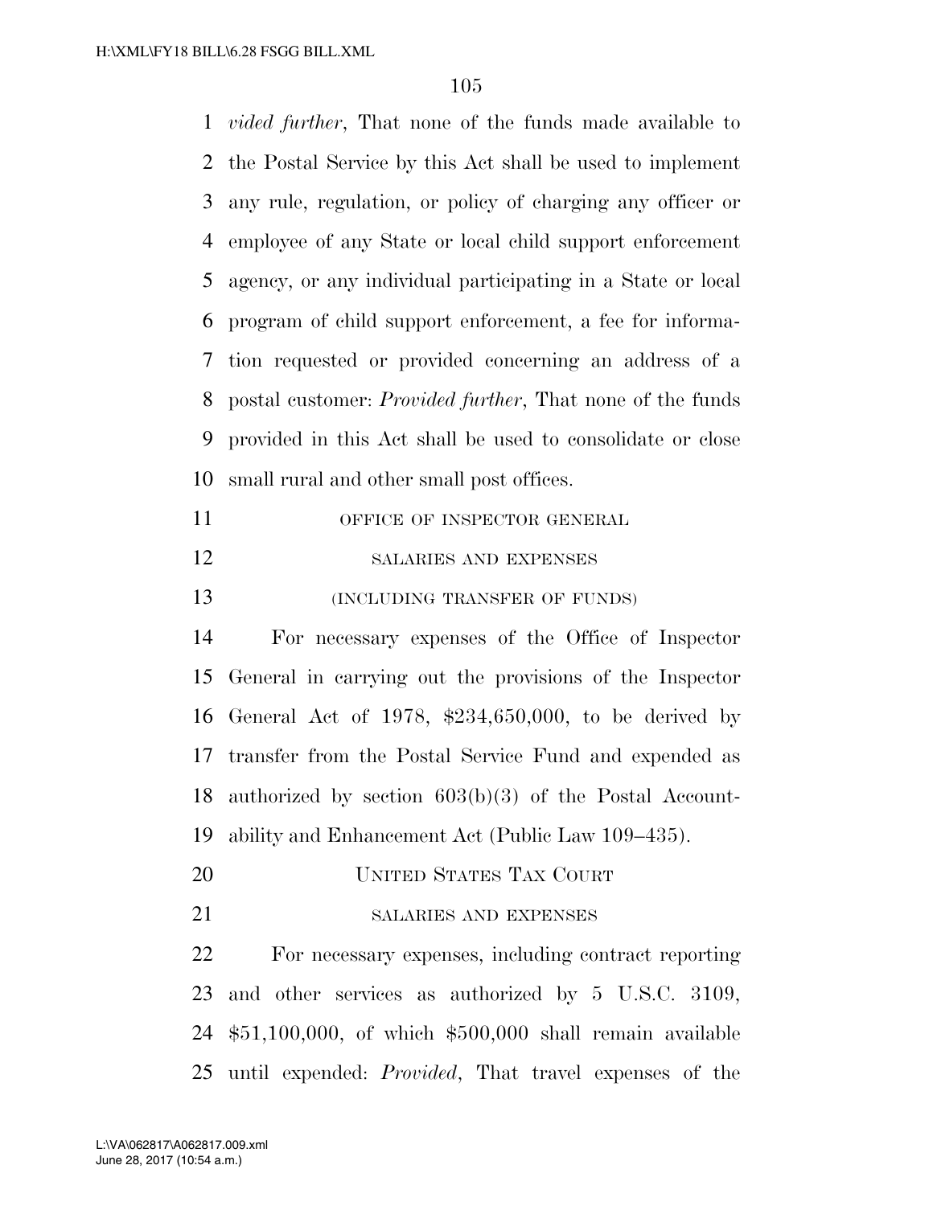*vided further*, That none of the funds made available to the Postal Service by this Act shall be used to implement any rule, regulation, or policy of charging any officer or employee of any State or local child support enforcement agency, or any individual participating in a State or local program of child support enforcement, a fee for information requested or provided concerning an address of a postal customer: *Provided further*, That none of the funds provided in this Act shall be used to consolidate or close small rural and other small post offices.

OFFICE OF INSPECTOR GENERAL

SALARIES AND EXPENSES

(INCLUDING TRANSFER OF FUNDS)

For necessary expenses of the Office of Inspector General in carrying out the provisions of the Inspector General Act of 1978, $234,650,000, to be derived by transfer from the Postal Service Fund and expended as authorized by section 603(b)(3) of the Postal Accountability and Enhancement Act (Public Law 109–435).

UNITED STATES TAX COURT

SALARIES AND EXPENSES

For necessary expenses, including contract reporting and other services as authorized by 5 U.S.C. 3109, $51,100,000, of which $500,000 shall remain available until expended: *Provided*, That travel expenses of the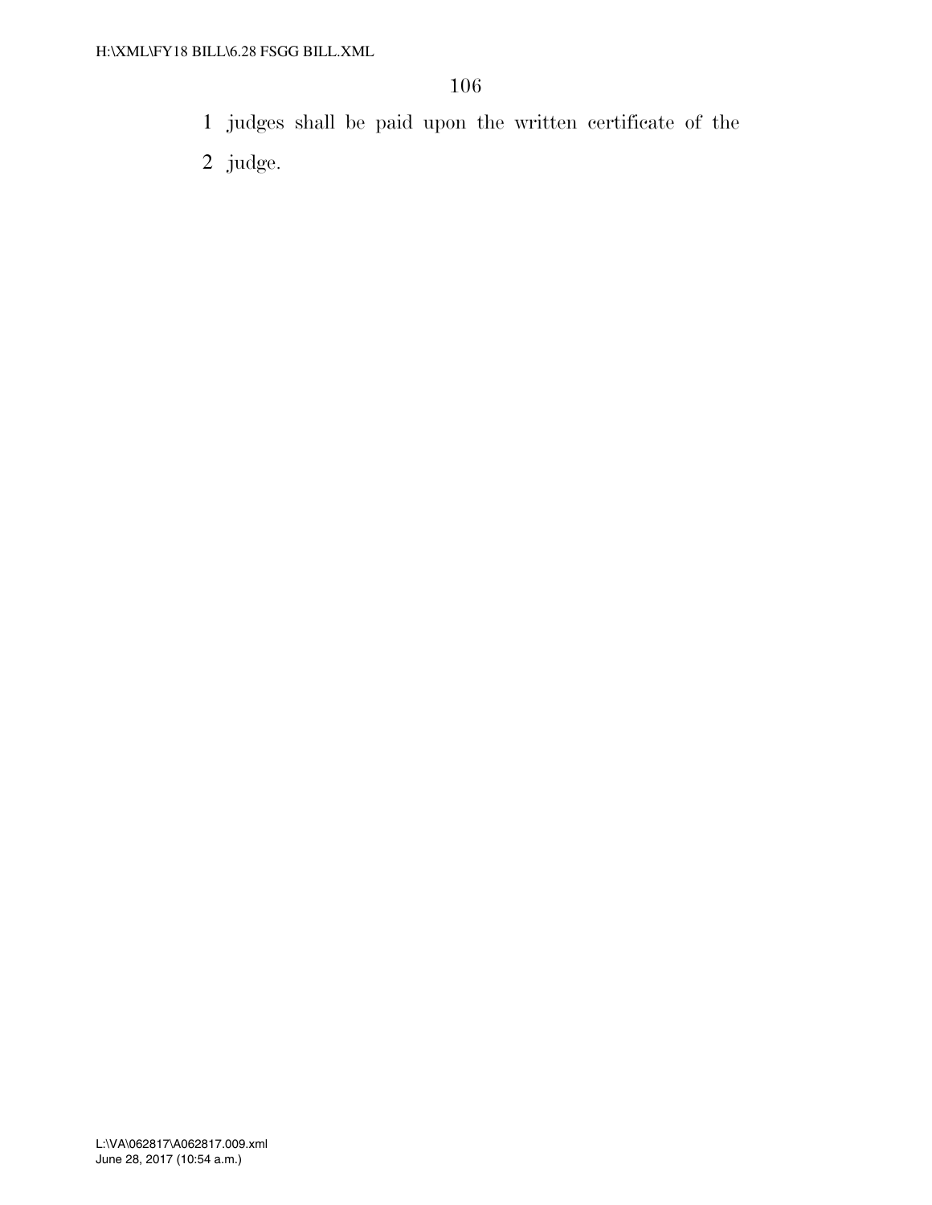judges shall be paid upon the written certificate of the judge.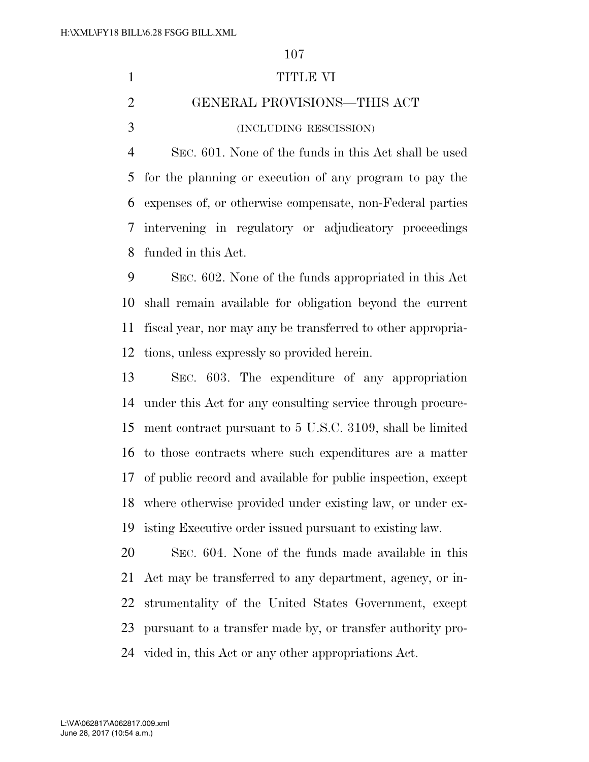# TITLE VI

## GENERAL PROVISIONS—THIS ACT

(INCLUDING RESCISSION)

SEC. 601. None of the funds in this Act shall be used for the planning or execution of any program to pay the expenses of, or otherwise compensate, non-Federal parties intervening in regulatory or adjudicatory proceedings funded in this Act.

SEC. 602. None of the funds appropriated in this Act shall remain available for obligation beyond the current fiscal year, nor may any be transferred to other appropriations, unless expressly so provided herein.

SEC. 603. The expenditure of any appropriation under this Act for any consulting service through procurement contract pursuant to 5 U.S.C. 3109, shall be limited to those contracts where such expenditures are a matter of public record and available for public inspection, except where otherwise provided under existing law, or under existing Executive order issued pursuant to existing law.

SEC. 604. None of the funds made available in this Act may be transferred to any department, agency, or instrumentality of the United States Government, except pursuant to a transfer made by, or transfer authority provided in, this Act or any other appropriations Act.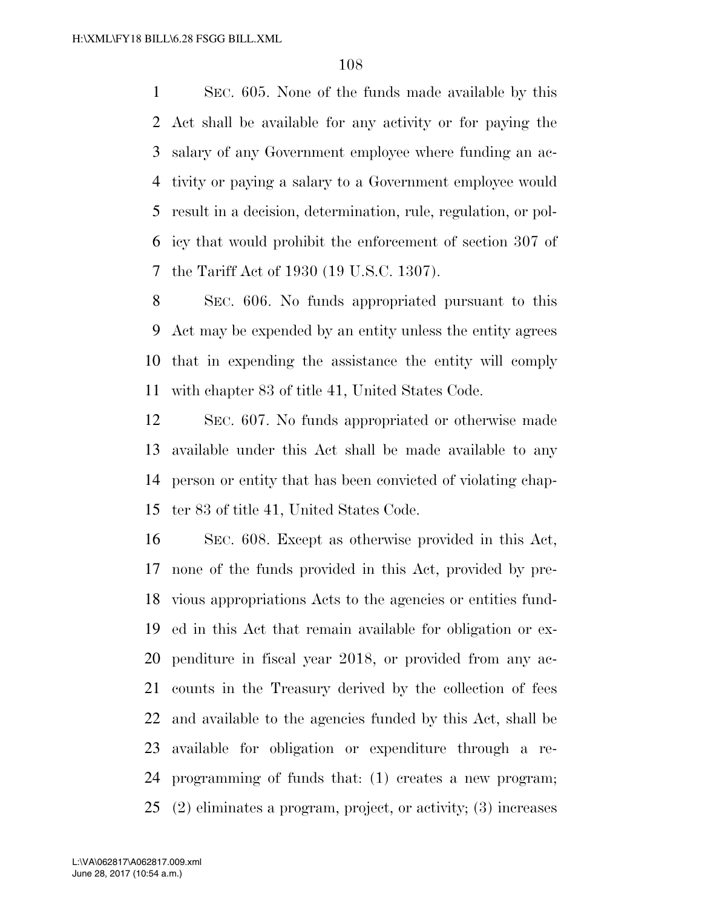SEC. 605. None of the funds made available by this Act shall be available for any activity or for paying the salary of any Government employee where funding an activity or paying a salary to a Government employee would result in a decision, determination, rule, regulation, or policy that would prohibit the enforcement of section 307 of the Tariff Act of 1930 (19 U.S.C. 1307).

SEC. 606. No funds appropriated pursuant to this Act may be expended by an entity unless the entity agrees that in expending the assistance the entity will comply with chapter 83 of title 41, United States Code.

SEC. 607. No funds appropriated or otherwise made available under this Act shall be made available to any person or entity that has been convicted of violating chapter 83 of title 41, United States Code.

SEC. 608. Except as otherwise provided in this Act, none of the funds provided in this Act, provided by previous appropriations Acts to the agencies or entities funded in this Act that remain available for obligation or expenditure in fiscal year 2018, or provided from any accounts in the Treasury derived by the collection of fees and available to the agencies funded by this Act, shall be available for obligation or expenditure through a reprogramming of funds that: (1) creates a new program; (2) eliminates a program, project, or activity; (3) increases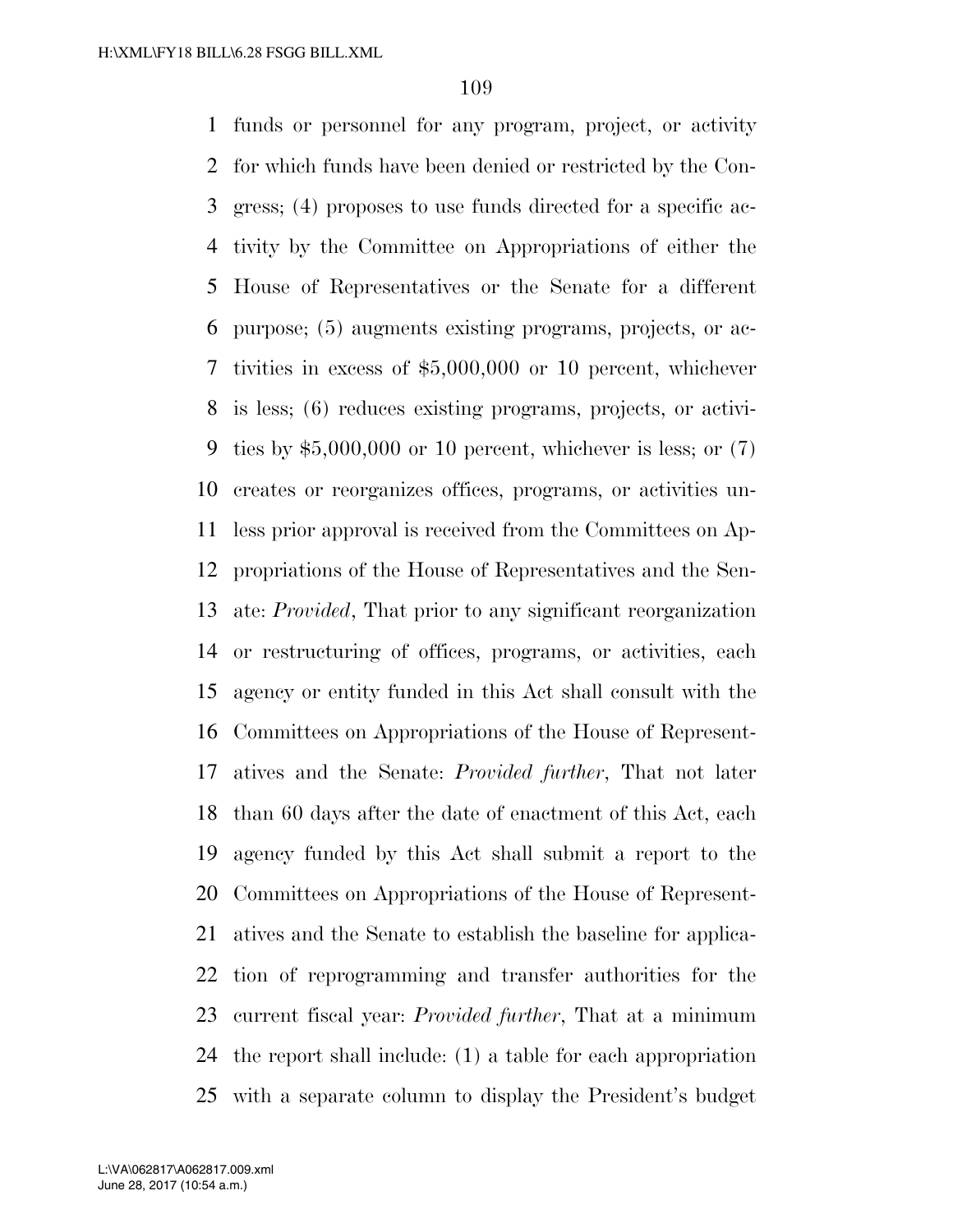funds or personnel for any program, project, or activity for which funds have been denied or restricted by the Congress; (4) proposes to use funds directed for a specific activity by the Committee on Appropriations of either the House of Representatives or the Senate for a different purpose; (5) augments existing programs, projects, or activities in excess of $5,000,000 or 10 percent, whichever is less; (6) reduces existing programs, projects, or activities by $5,000,000 or 10 percent, whichever is less; or (7) creates or reorganizes offices, programs, or activities unless prior approval is received from the Committees on Appropriations of the House of Representatives and the Senate: *Provided*, That prior to any significant reorganization or restructuring of offices, programs, or activities, each agency or entity funded in this Act shall consult with the Committees on Appropriations of the House of Representatives and the Senate: *Provided further*, That not later than 60 days after the date of enactment of this Act, each agency funded by this Act shall submit a report to the Committees on Appropriations of the House of Representatives and the Senate to establish the baseline for application of reprogramming and transfer authorities for the current fiscal year: *Provided further*, That at a minimum the report shall include: (1) a table for each appropriation with a separate column to display the President's budget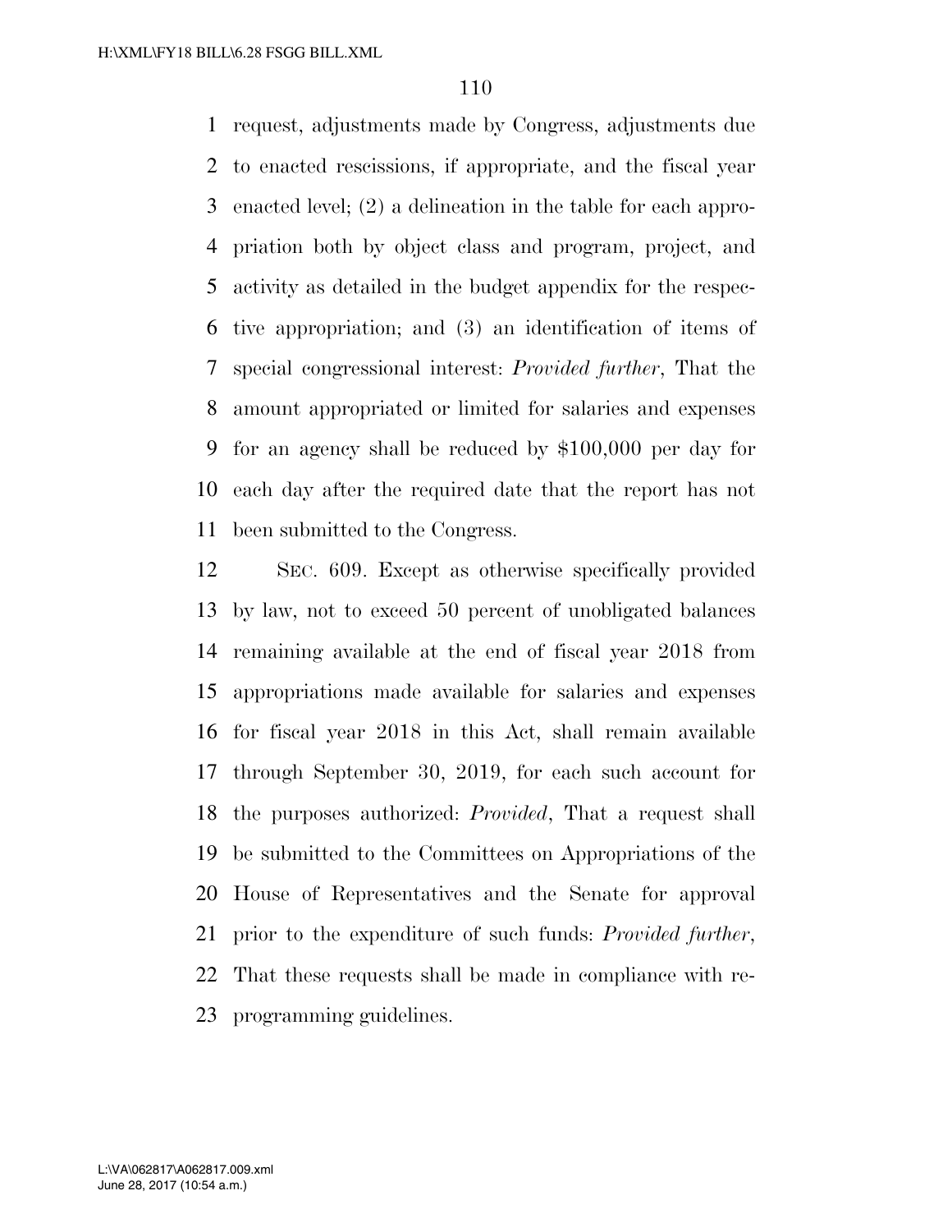request, adjustments made by Congress, adjustments due to enacted rescissions, if appropriate, and the fiscal year enacted level; (2) a delineation in the table for each appropriation both by object class and program, project, and activity as detailed in the budget appendix for the respective appropriation; and (3) an identification of items of special congressional interest: *Provided further*, That the amount appropriated or limited for salaries and expenses for an agency shall be reduced by $100,000 per day for each day after the required date that the report has not been submitted to the Congress.

SEC. 609. Except as otherwise specifically provided by law, not to exceed 50 percent of unobligated balances remaining available at the end of fiscal year 2018 from appropriations made available for salaries and expenses for fiscal year 2018 in this Act, shall remain available through September 30, 2019, for each such account for the purposes authorized: *Provided*, That a request shall be submitted to the Committees on Appropriations of the House of Representatives and the Senate for approval prior to the expenditure of such funds: *Provided further*, That these requests shall be made in compliance with reprogramming guidelines.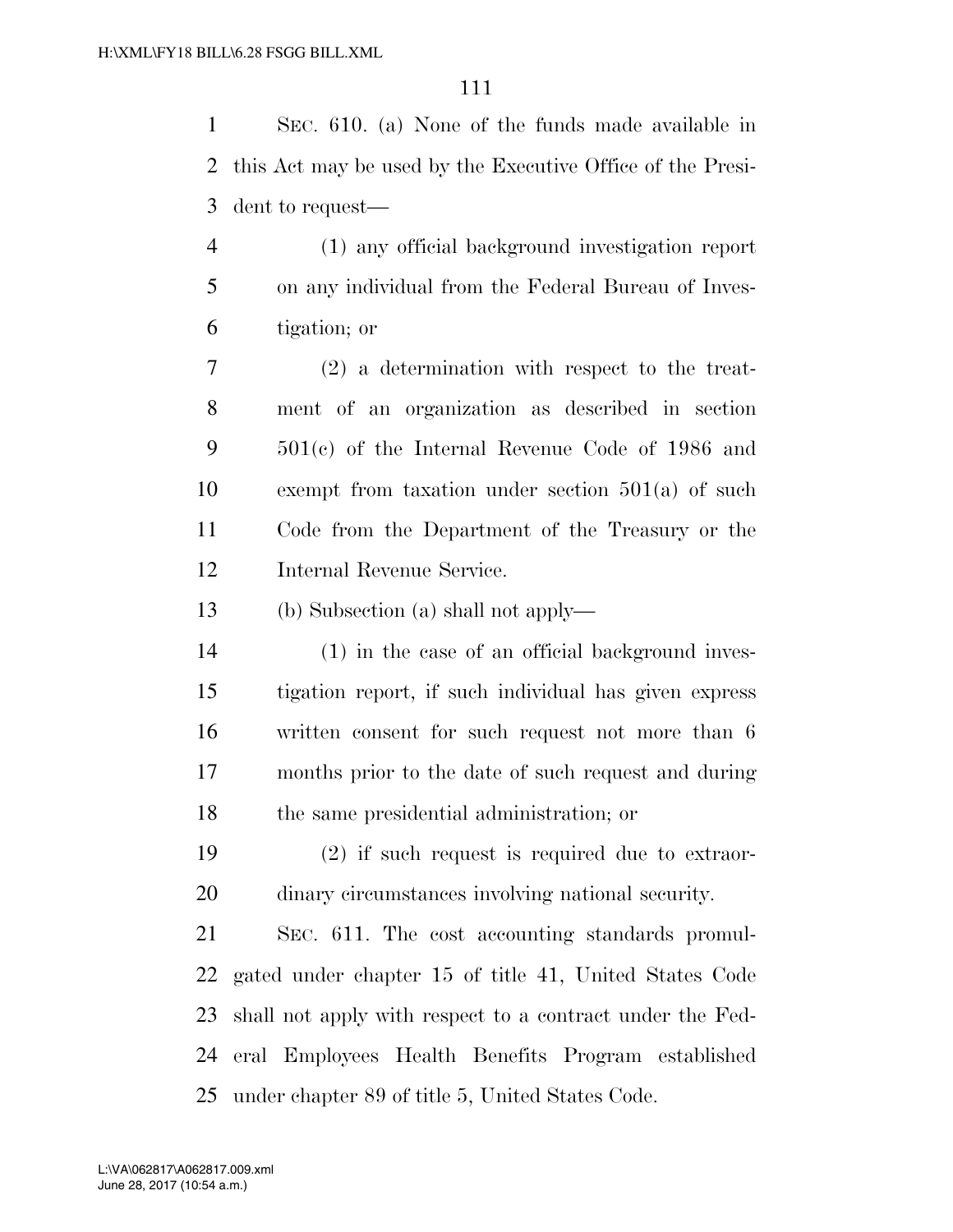SEC. 610. (a) None of the funds made available in this Act may be used by the Executive Office of the President to request—

(1) any official background investigation report on any individual from the Federal Bureau of Investigation; or

(2) a determination with respect to the treatment of an organization as described in section 501(c) of the Internal Revenue Code of 1986 and exempt from taxation under section 501(a) of such Code from the Department of the Treasury or the Internal Revenue Service.

(b) Subsection (a) shall not apply—

(1) in the case of an official background investigation report, if such individual has given express written consent for such request not more than 6 months prior to the date of such request and during the same presidential administration; or

(2) if such request is required due to extraordinary circumstances involving national security.

SEC. 611. The cost accounting standards promulgated under chapter 15 of title 41, United States Code shall not apply with respect to a contract under the Federal Employees Health Benefits Program established under chapter 89 of title 5, United States Code.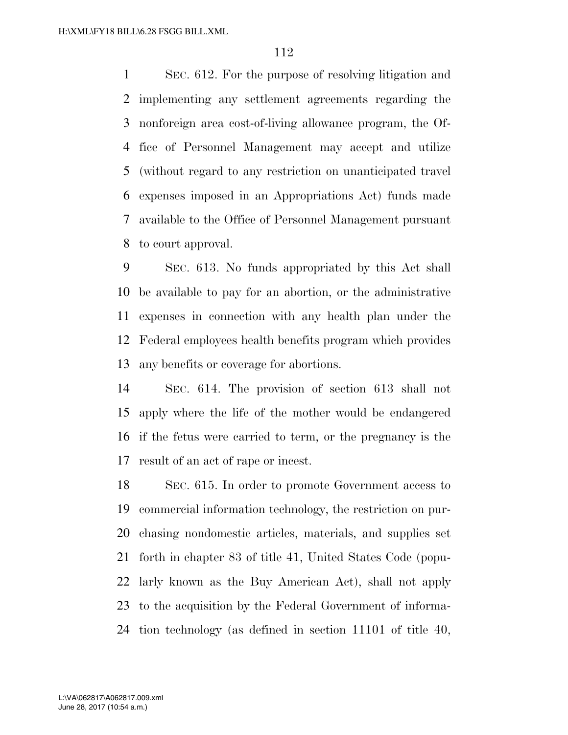SEC. 612. For the purpose of resolving litigation and implementing any settlement agreements regarding the nonforeign area cost-of-living allowance program, the Office of Personnel Management may accept and utilize (without regard to any restriction on unanticipated travel expenses imposed in an Appropriations Act) funds made available to the Office of Personnel Management pursuant to court approval.

SEC. 613. No funds appropriated by this Act shall be available to pay for an abortion, or the administrative expenses in connection with any health plan under the Federal employees health benefits program which provides any benefits or coverage for abortions.

SEC. 614. The provision of section 613 shall not apply where the life of the mother would be endangered if the fetus were carried to term, or the pregnancy is the result of an act of rape or incest.

SEC. 615. In order to promote Government access to commercial information technology, the restriction on purchasing nondomestic articles, materials, and supplies set forth in chapter 83 of title 41, United States Code (popularly known as the Buy American Act), shall not apply to the acquisition by the Federal Government of information technology (as defined in section 11101 of title 40,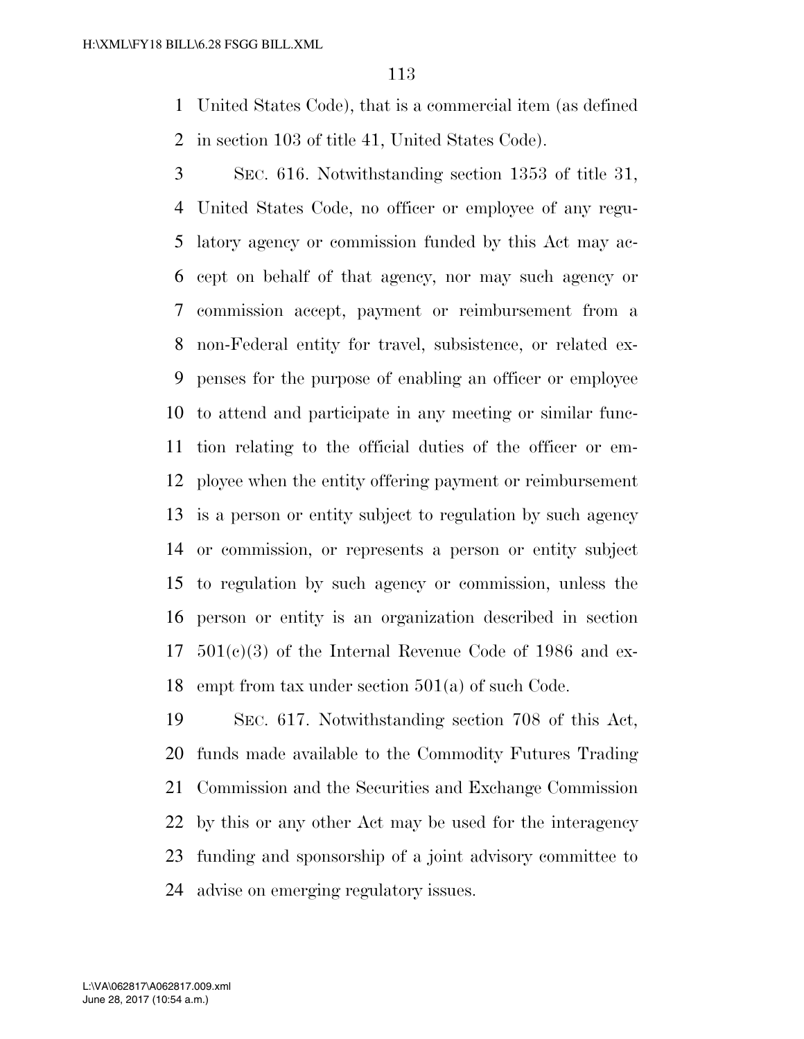United States Code), that is a commercial item (as defined in section 103 of title 41, United States Code).

SEC. 616. Notwithstanding section 1353 of title 31, United States Code, no officer or employee of any regulatory agency or commission funded by this Act may accept on behalf of that agency, nor may such agency or commission accept, payment or reimbursement from a non-Federal entity for travel, subsistence, or related expenses for the purpose of enabling an officer or employee to attend and participate in any meeting or similar function relating to the official duties of the officer or employee when the entity offering payment or reimbursement is a person or entity subject to regulation by such agency or commission, or represents a person or entity subject to regulation by such agency or commission, unless the person or entity is an organization described in section 501(c)(3) of the Internal Revenue Code of 1986 and exempt from tax under section 501(a) of such Code.

SEC. 617. Notwithstanding section 708 of this Act, funds made available to the Commodity Futures Trading Commission and the Securities and Exchange Commission by this or any other Act may be used for the interagency funding and sponsorship of a joint advisory committee to advise on emerging regulatory issues.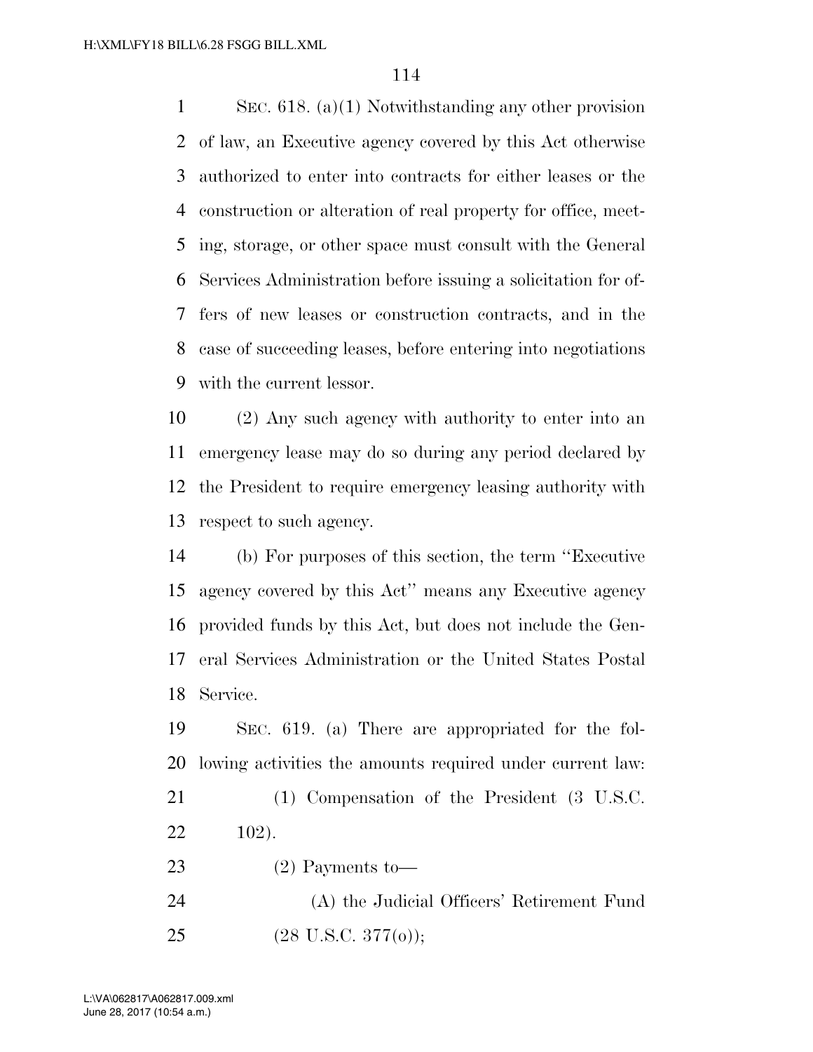SEC. 618. (a)(1) Notwithstanding any other provision of law, an Executive agency covered by this Act otherwise authorized to enter into contracts for either leases or the construction or alteration of real property for office, meeting, storage, or other space must consult with the General Services Administration before issuing a solicitation for offers of new leases or construction contracts, and in the case of succeeding leases, before entering into negotiations with the current lessor.

(2) Any such agency with authority to enter into an emergency lease may do so during any period declared by the President to require emergency leasing authority with respect to such agency.

(b) For purposes of this section, the term ''Executive agency covered by this Act'' means any Executive agency provided funds by this Act, but does not include the General Services Administration or the United States Postal Service.

SEC. 619. (a) There are appropriated for the following activities the amounts required under current law:

(1) Compensation of the President (3 U.S.C. 102).

(2) Payments to—

(A) the Judicial Officers' Retirement Fund (28 U.S.C. 377(o));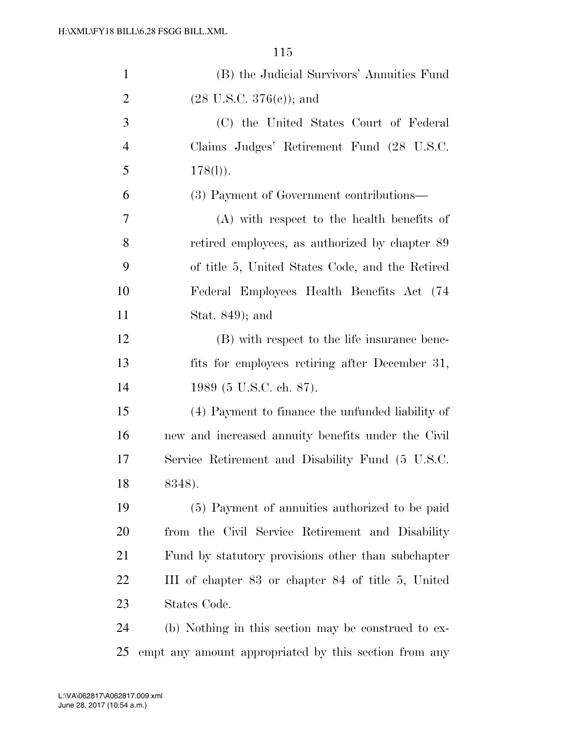(B) the Judicial Survivors' Annuities Fund (28 U.S.C. 376(c)); and

(C) the United States Court of Federal Claims Judges' Retirement Fund (28 U.S.C. 178(l)).

(3) Payment of Government contributions—

(A) with respect to the health benefits of retired employees, as authorized by chapter 89 of title 5, United States Code, and the Retired Federal Employees Health Benefits Act (74 Stat. 849); and

(B) with respect to the life insurance benefits for employees retiring after December 31, 1989 (5 U.S.C. ch. 87).

(4) Payment to finance the unfunded liability of new and increased annuity benefits under the Civil Service Retirement and Disability Fund (5 U.S.C. 8348).

(5) Payment of annuities authorized to be paid from the Civil Service Retirement and Disability Fund by statutory provisions other than subchapter III of chapter 83 or chapter 84 of title 5, United States Code.

(b) Nothing in this section may be construed to exempt any amount appropriated by this section from any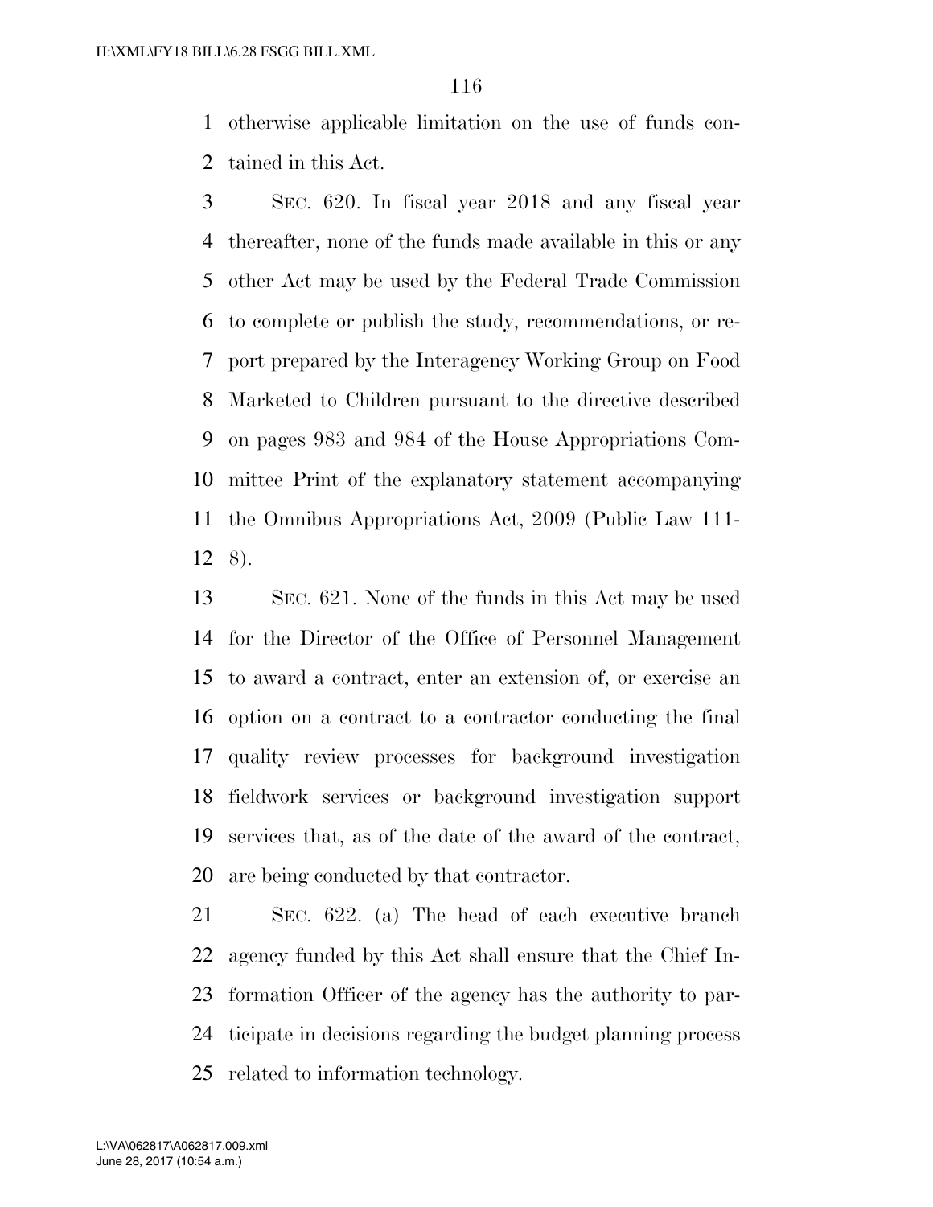otherwise applicable limitation on the use of funds contained in this Act.

SEC. 620. In fiscal year 2018 and any fiscal year thereafter, none of the funds made available in this or any other Act may be used by the Federal Trade Commission to complete or publish the study, recommendations, or report prepared by the Interagency Working Group on Food Marketed to Children pursuant to the directive described on pages 983 and 984 of the House Appropriations Committee Print of the explanatory statement accompanying the Omnibus Appropriations Act, 2009 (Public Law 111-8).

SEC. 621. None of the funds in this Act may be used for the Director of the Office of Personnel Management to award a contract, enter an extension of, or exercise an option on a contract to a contractor conducting the final quality review processes for background investigation fieldwork services or background investigation support services that, as of the date of the award of the contract, are being conducted by that contractor.

SEC. 622. (a) The head of each executive branch agency funded by this Act shall ensure that the Chief Information Officer of the agency has the authority to participate in decisions regarding the budget planning process related to information technology.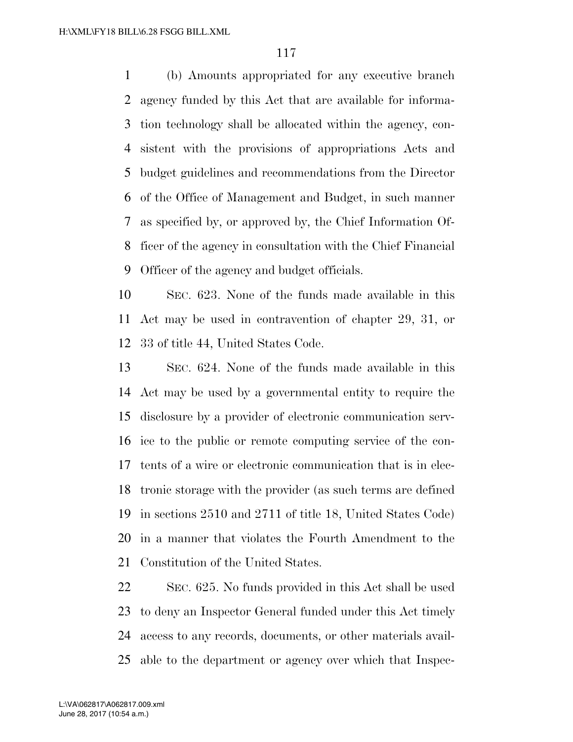(b) Amounts appropriated for any executive branch agency funded by this Act that are available for information technology shall be allocated within the agency, consistent with the provisions of appropriations Acts and budget guidelines and recommendations from the Director of the Office of Management and Budget, in such manner as specified by, or approved by, the Chief Information Officer of the agency in consultation with the Chief Financial Officer of the agency and budget officials.

SEC. 623. None of the funds made available in this Act may be used in contravention of chapter 29, 31, or 33 of title 44, United States Code.

SEC. 624. None of the funds made available in this Act may be used by a governmental entity to require the disclosure by a provider of electronic communication service to the public or remote computing service of the contents of a wire or electronic communication that is in electronic storage with the provider (as such terms are defined in sections 2510 and 2711 of title 18, United States Code) in a manner that violates the Fourth Amendment to the Constitution of the United States.

SEC. 625. No funds provided in this Act shall be used to deny an Inspector General funded under this Act timely access to any records, documents, or other materials available to the department or agency over which that Inspec-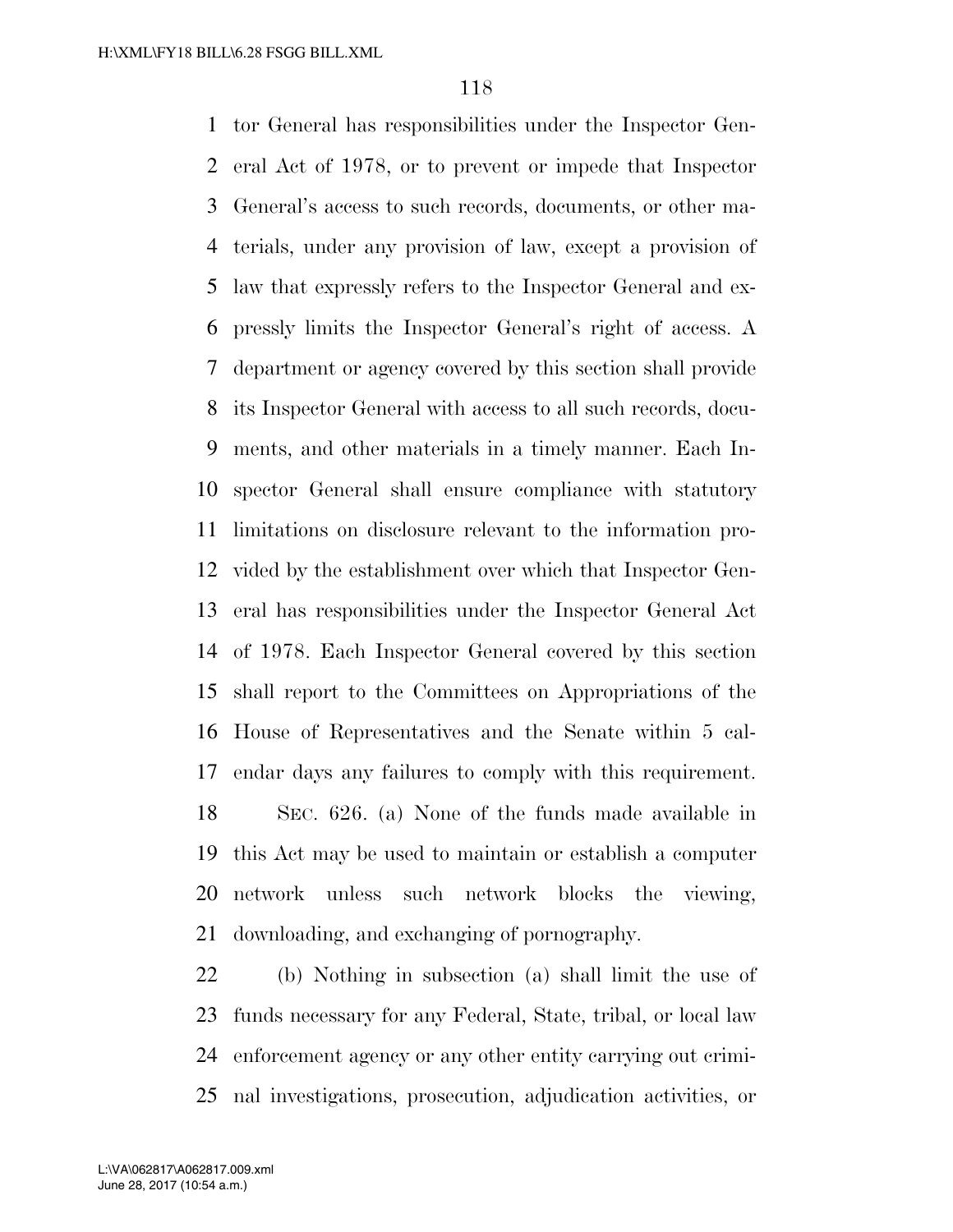tor General has responsibilities under the Inspector General Act of 1978, or to prevent or impede that Inspector General's access to such records, documents, or other materials, under any provision of law, except a provision of law that expressly refers to the Inspector General and expressly limits the Inspector General's right of access. A department or agency covered by this section shall provide its Inspector General with access to all such records, documents, and other materials in a timely manner. Each Inspector General shall ensure compliance with statutory limitations on disclosure relevant to the information provided by the establishment over which that Inspector General has responsibilities under the Inspector General Act of 1978. Each Inspector General covered by this section shall report to the Committees on Appropriations of the House of Representatives and the Senate within 5 calendar days any failures to comply with this requirement.

SEC. 626. (a) None of the funds made available in this Act may be used to maintain or establish a computer network unless such network blocks the viewing, downloading, and exchanging of pornography.

(b) Nothing in subsection (a) shall limit the use of funds necessary for any Federal, State, tribal, or local law enforcement agency or any other entity carrying out criminal investigations, prosecution, adjudication activities, or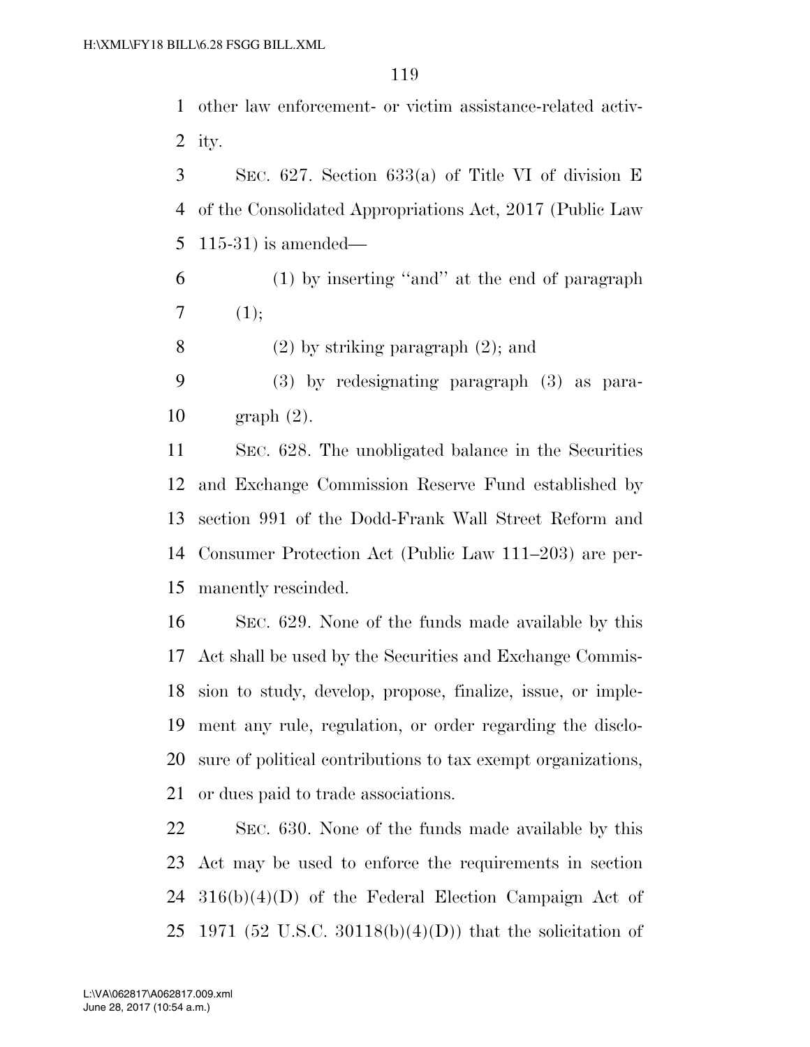other law enforcement- or victim assistance-related activity.

SEC. 627. Section 633(a) of Title VI of division E of the Consolidated Appropriations Act, 2017 (Public Law 115-31) is amended—

(1) by inserting ''and'' at the end of paragraph (1);

(2) by striking paragraph (2); and

(3) by redesignating paragraph (3) as paragraph (2).

SEC. 628. The unobligated balance in the Securities and Exchange Commission Reserve Fund established by section 991 of the Dodd-Frank Wall Street Reform and Consumer Protection Act (Public Law 111–203) are permanently rescinded.

SEC. 629. None of the funds made available by this Act shall be used by the Securities and Exchange Commission to study, develop, propose, finalize, issue, or implement any rule, regulation, or order regarding the disclosure of political contributions to tax exempt organizations, or dues paid to trade associations.

SEC. 630. None of the funds made available by this Act may be used to enforce the requirements in section 316(b)(4)(D) of the Federal Election Campaign Act of 1971 (52 U.S.C. 30118(b)(4)(D)) that the solicitation of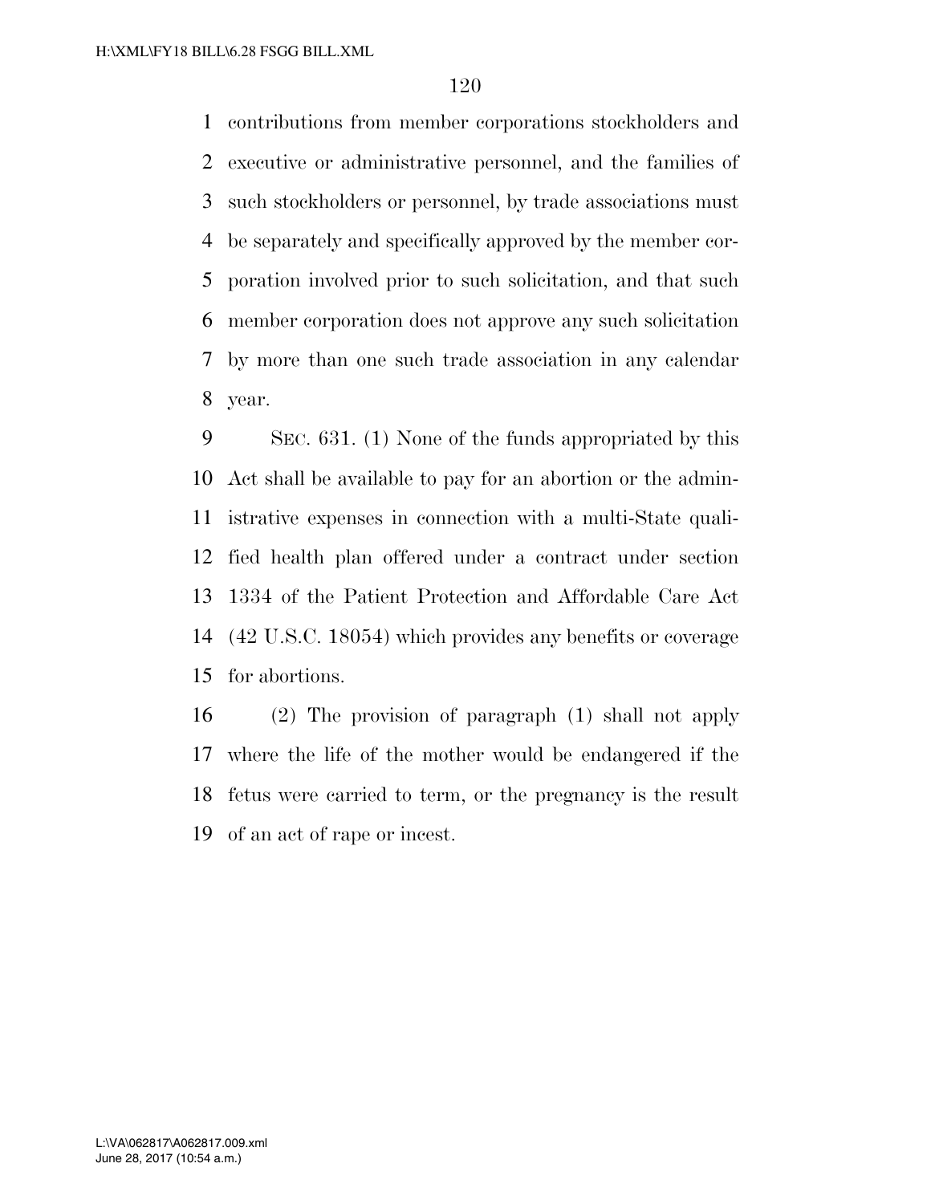contributions from member corporations stockholders and executive or administrative personnel, and the families of such stockholders or personnel, by trade associations must be separately and specifically approved by the member corporation involved prior to such solicitation, and that such member corporation does not approve any such solicitation by more than one such trade association in any calendar year.

SEC. 631. (1) None of the funds appropriated by this Act shall be available to pay for an abortion or the administrative expenses in connection with a multi-State qualified health plan offered under a contract under section 1334 of the Patient Protection and Affordable Care Act (42 U.S.C. 18054) which provides any benefits or coverage for abortions.

(2) The provision of paragraph (1) shall not apply where the life of the mother would be endangered if the fetus were carried to term, or the pregnancy is the result of an act of rape or incest.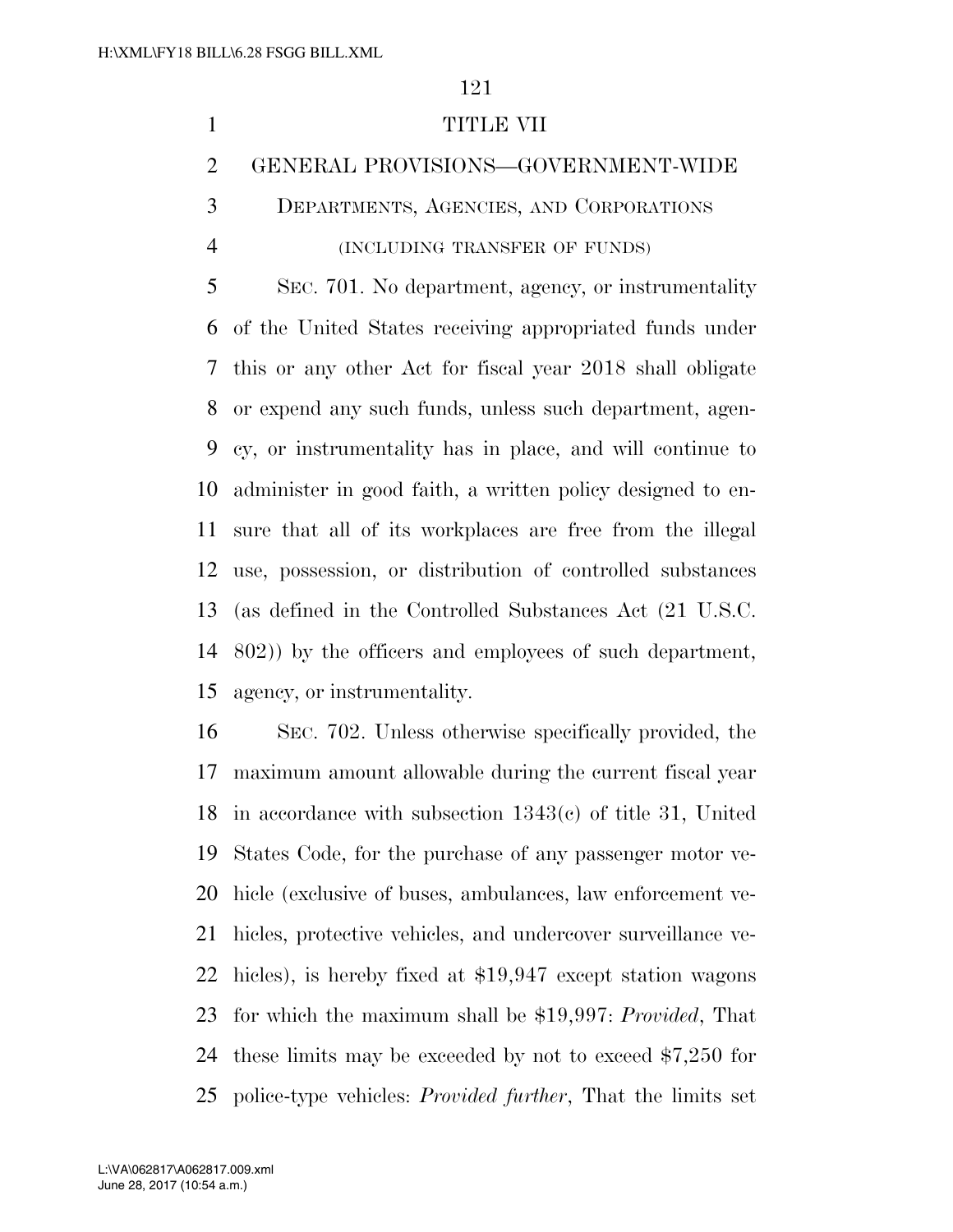# TITLE VII

## GENERAL PROVISIONS—GOVERNMENT-WIDE

### DEPARTMENTS, AGENCIES, AND CORPORATIONS

(INCLUDING TRANSFER OF FUNDS)

SEC. 701. No department, agency, or instrumentality of the United States receiving appropriated funds under this or any other Act for fiscal year 2018 shall obligate or expend any such funds, unless such department, agency, or instrumentality has in place, and will continue to administer in good faith, a written policy designed to ensure that all of its workplaces are free from the illegal use, possession, or distribution of controlled substances (as defined in the Controlled Substances Act (21 U.S.C. 802)) by the officers and employees of such department, agency, or instrumentality.

SEC. 702. Unless otherwise specifically provided, the maximum amount allowable during the current fiscal year in accordance with subsection 1343(c) of title 31, United States Code, for the purchase of any passenger motor vehicle (exclusive of buses, ambulances, law enforcement vehicles, protective vehicles, and undercover surveillance vehicles), is hereby fixed at $19,947 except station wagons for which the maximum shall be $19,997: *Provided*, That these limits may be exceeded by not to exceed $7,250 for police-type vehicles: *Provided further*, That the limits set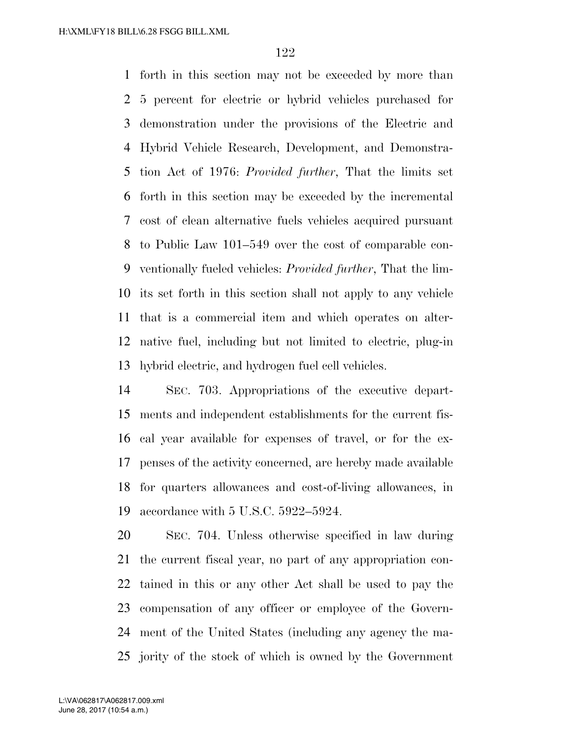forth in this section may not be exceeded by more than 5 percent for electric or hybrid vehicles purchased for demonstration under the provisions of the Electric and Hybrid Vehicle Research, Development, and Demonstration Act of 1976: *Provided further*, That the limits set forth in this section may be exceeded by the incremental cost of clean alternative fuels vehicles acquired pursuant to Public Law 101–549 over the cost of comparable conventionally fueled vehicles: *Provided further*, That the limits set forth in this section shall not apply to any vehicle that is a commercial item and which operates on alternative fuel, including but not limited to electric, plug-in hybrid electric, and hydrogen fuel cell vehicles.

SEC. 703. Appropriations of the executive departments and independent establishments for the current fiscal year available for expenses of travel, or for the expenses of the activity concerned, are hereby made available for quarters allowances and cost-of-living allowances, in accordance with 5 U.S.C. 5922–5924.

SEC. 704. Unless otherwise specified in law during the current fiscal year, no part of any appropriation contained in this or any other Act shall be used to pay the compensation of any officer or employee of the Government of the United States (including any agency the majority of the stock of which is owned by the Government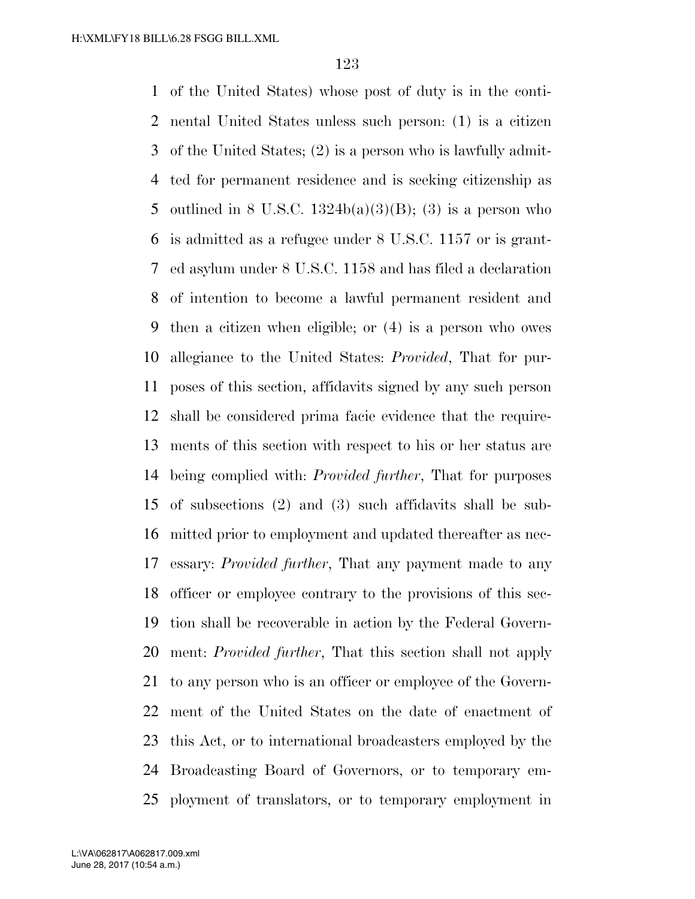of the United States) whose post of duty is in the continental United States unless such person: (1) is a citizen of the United States; (2) is a person who is lawfully admitted for permanent residence and is seeking citizenship as outlined in 8 U.S.C. 1324b(a)(3)(B); (3) is a person who is admitted as a refugee under 8 U.S.C. 1157 or is granted asylum under 8 U.S.C. 1158 and has filed a declaration of intention to become a lawful permanent resident and then a citizen when eligible; or (4) is a person who owes allegiance to the United States: *Provided*, That for purposes of this section, affidavits signed by any such person shall be considered prima facie evidence that the requirements of this section with respect to his or her status are being complied with: *Provided further*, That for purposes of subsections (2) and (3) such affidavits shall be submitted prior to employment and updated thereafter as necessary: *Provided further*, That any payment made to any officer or employee contrary to the provisions of this section shall be recoverable in action by the Federal Government: *Provided further*, That this section shall not apply to any person who is an officer or employee of the Government of the United States on the date of enactment of this Act, or to international broadcasters employed by the Broadcasting Board of Governors, or to temporary employment of translators, or to temporary employment in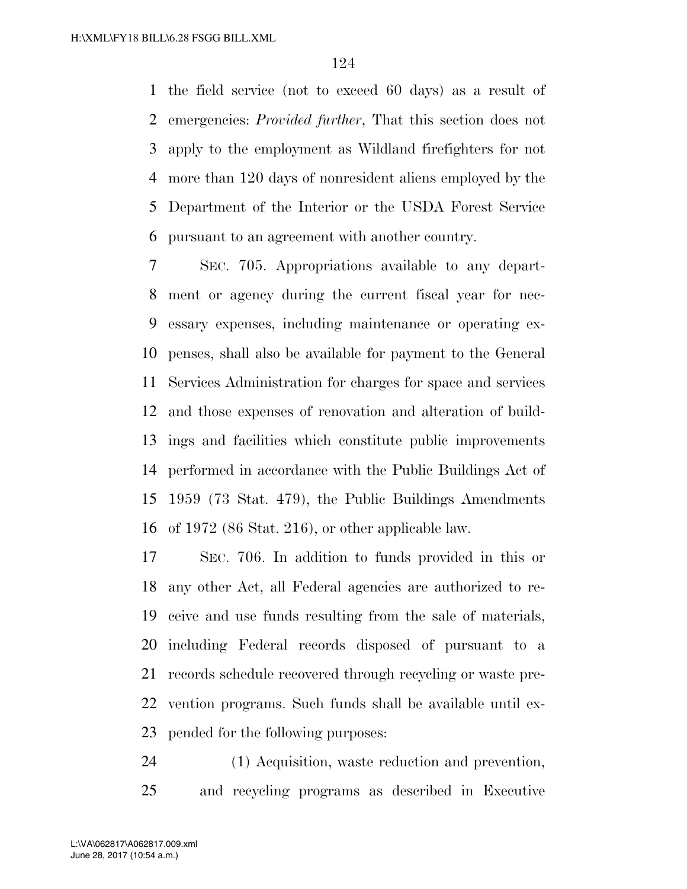the field service (not to exceed 60 days) as a result of emergencies: *Provided further*, That this section does not apply to the employment as Wildland firefighters for not more than 120 days of nonresident aliens employed by the Department of the Interior or the USDA Forest Service pursuant to an agreement with another country.

SEC. 705. Appropriations available to any department or agency during the current fiscal year for necessary expenses, including maintenance or operating expenses, shall also be available for payment to the General Services Administration for charges for space and services and those expenses of renovation and alteration of buildings and facilities which constitute public improvements performed in accordance with the Public Buildings Act of 1959 (73 Stat. 479), the Public Buildings Amendments of 1972 (86 Stat. 216), or other applicable law.

SEC. 706. In addition to funds provided in this or any other Act, all Federal agencies are authorized to receive and use funds resulting from the sale of materials, including Federal records disposed of pursuant to a records schedule recovered through recycling or waste prevention programs. Such funds shall be available until expended for the following purposes:

(1) Acquisition, waste reduction and prevention, and recycling programs as described in Executive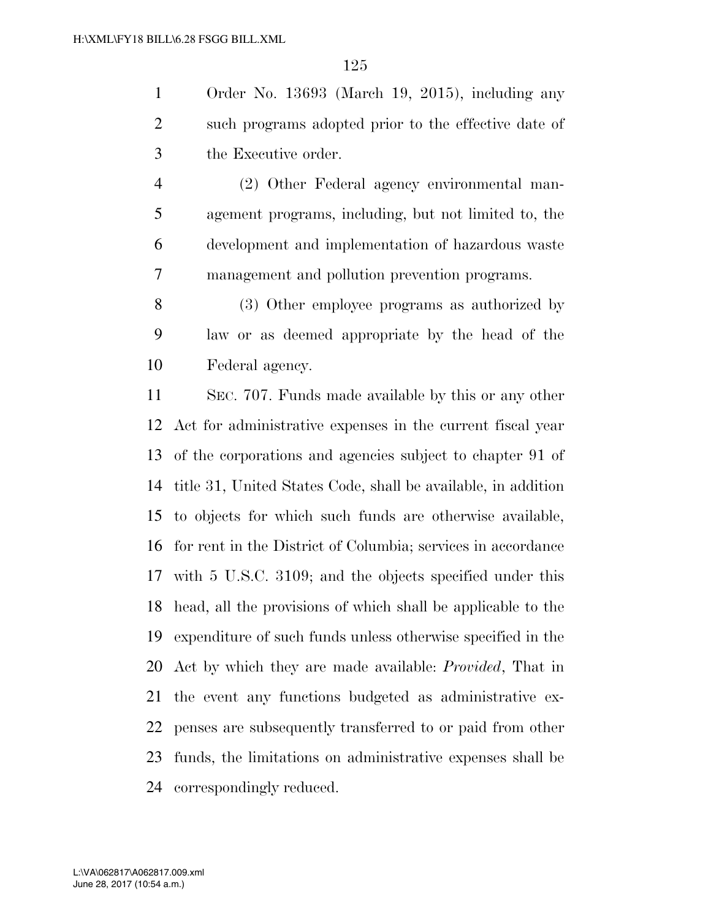Order No. 13693 (March 19, 2015), including any such programs adopted prior to the effective date of the Executive order.

(2) Other Federal agency environmental management programs, including, but not limited to, the development and implementation of hazardous waste management and pollution prevention programs.

(3) Other employee programs as authorized by law or as deemed appropriate by the head of the Federal agency.

SEC. 707. Funds made available by this or any other Act for administrative expenses in the current fiscal year of the corporations and agencies subject to chapter 91 of title 31, United States Code, shall be available, in addition to objects for which such funds are otherwise available, for rent in the District of Columbia; services in accordance with 5 U.S.C. 3109; and the objects specified under this head, all the provisions of which shall be applicable to the expenditure of such funds unless otherwise specified in the Act by which they are made available: *Provided*, That in the event any functions budgeted as administrative expenses are subsequently transferred to or paid from other funds, the limitations on administrative expenses shall be correspondingly reduced.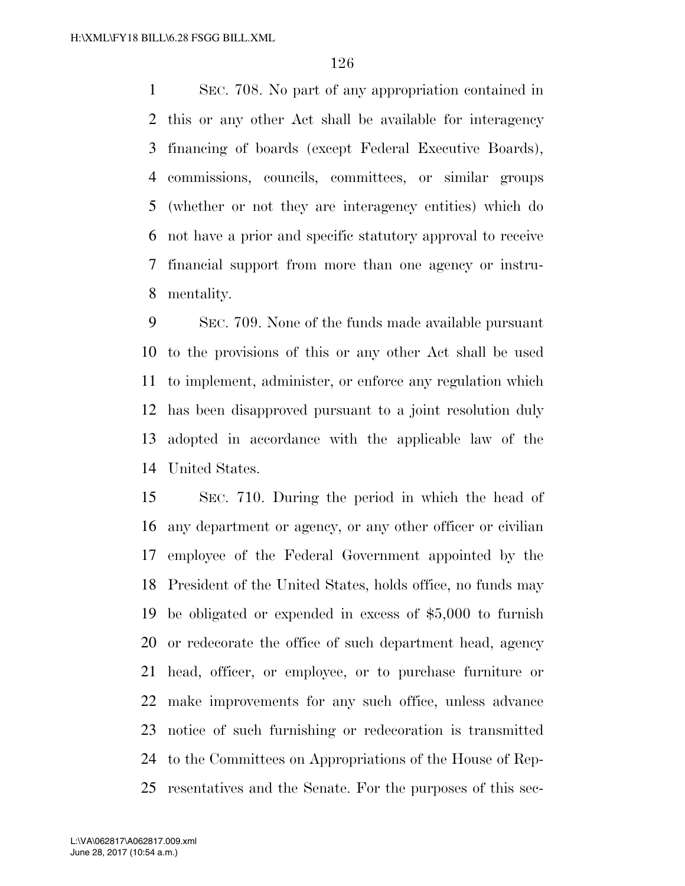SEC. 708. No part of any appropriation contained in this or any other Act shall be available for interagency financing of boards (except Federal Executive Boards), commissions, councils, committees, or similar groups (whether or not they are interagency entities) which do not have a prior and specific statutory approval to receive financial support from more than one agency or instrumentality.

SEC. 709. None of the funds made available pursuant to the provisions of this or any other Act shall be used to implement, administer, or enforce any regulation which has been disapproved pursuant to a joint resolution duly adopted in accordance with the applicable law of the United States.

SEC. 710. During the period in which the head of any department or agency, or any other officer or civilian employee of the Federal Government appointed by the President of the United States, holds office, no funds may be obligated or expended in excess of $5,000 to furnish or redecorate the office of such department head, agency head, officer, or employee, or to purchase furniture or make improvements for any such office, unless advance notice of such furnishing or redecoration is transmitted to the Committees on Appropriations of the House of Representatives and the Senate. For the purposes of this sec-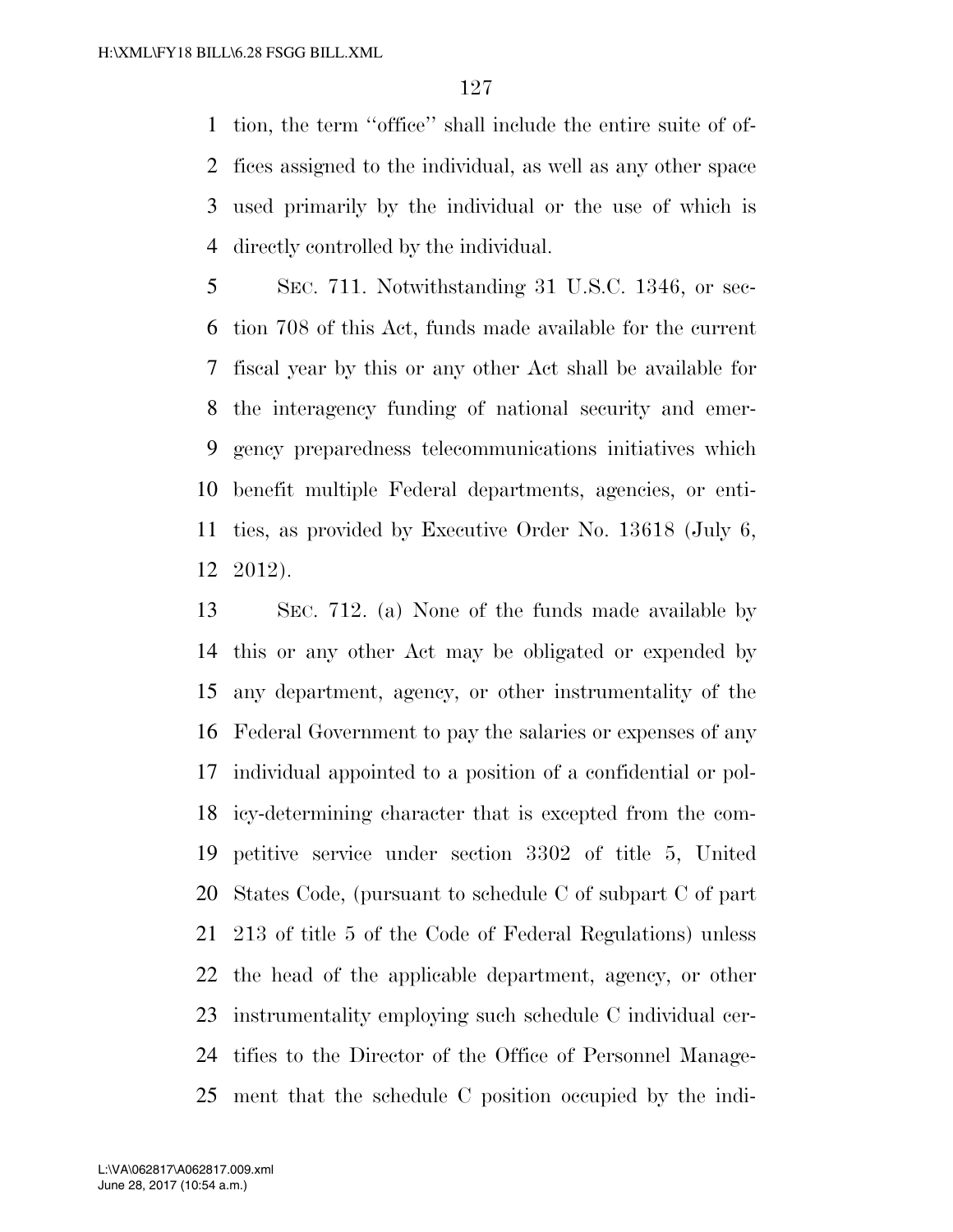tion, the term ''office'' shall include the entire suite of offices assigned to the individual, as well as any other space used primarily by the individual or the use of which is directly controlled by the individual.

SEC. 711. Notwithstanding 31 U.S.C. 1346, or section 708 of this Act, funds made available for the current fiscal year by this or any other Act shall be available for the interagency funding of national security and emergency preparedness telecommunications initiatives which benefit multiple Federal departments, agencies, or entities, as provided by Executive Order No. 13618 (July 6, 2012).

SEC. 712. (a) None of the funds made available by this or any other Act may be obligated or expended by any department, agency, or other instrumentality of the Federal Government to pay the salaries or expenses of any individual appointed to a position of a confidential or policy-determining character that is excepted from the competitive service under section 3302 of title 5, United States Code, (pursuant to schedule C of subpart C of part 213 of title 5 of the Code of Federal Regulations) unless the head of the applicable department, agency, or other instrumentality employing such schedule C individual certifies to the Director of the Office of Personnel Management that the schedule C position occupied by the indi-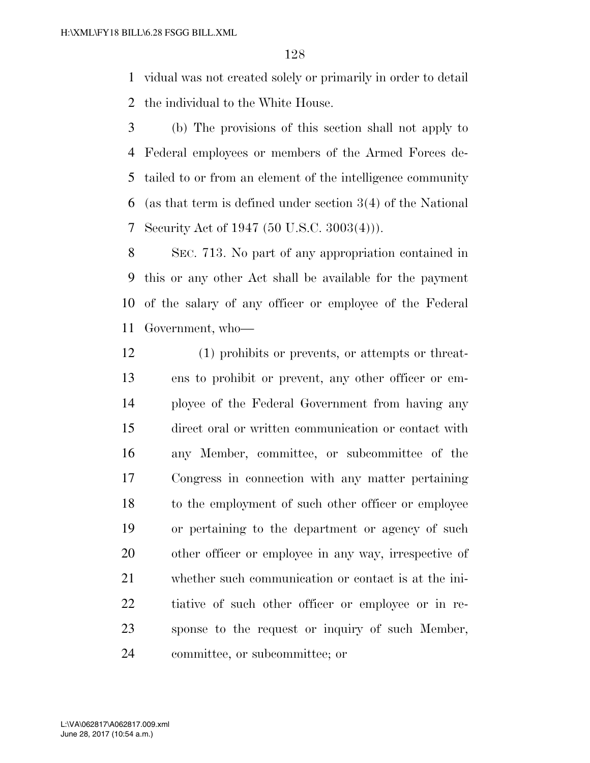vidual was not created solely or primarily in order to detail the individual to the White House.

(b) The provisions of this section shall not apply to Federal employees or members of the Armed Forces detailed to or from an element of the intelligence community (as that term is defined under section 3(4) of the National Security Act of 1947 (50 U.S.C. 3003(4))).

SEC. 713. No part of any appropriation contained in this or any other Act shall be available for the payment of the salary of any officer or employee of the Federal Government, who—

(1) prohibits or prevents, or attempts or threatens to prohibit or prevent, any other officer or employee of the Federal Government from having any direct oral or written communication or contact with any Member, committee, or subcommittee of the Congress in connection with any matter pertaining to the employment of such other officer or employee or pertaining to the department or agency of such other officer or employee in any way, irrespective of whether such communication or contact is at the initiative of such other officer or employee or in response to the request or inquiry of such Member, committee, or subcommittee; or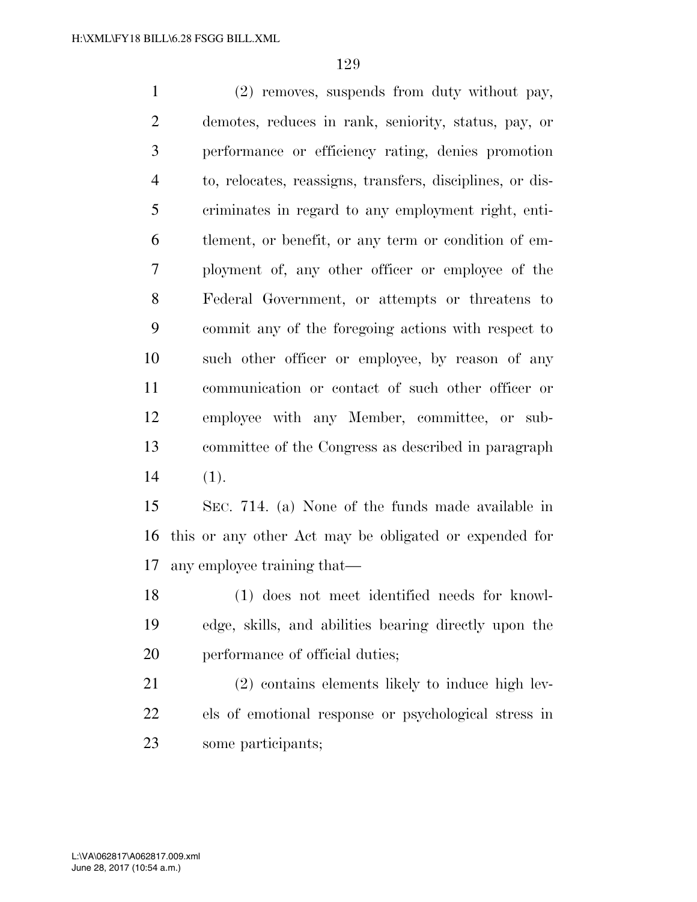(2) removes, suspends from duty without pay, demotes, reduces in rank, seniority, status, pay, or performance or efficiency rating, denies promotion to, relocates, reassigns, transfers, disciplines, or discriminates in regard to any employment right, entitlement, or benefit, or any term or condition of employment of, any other officer or employee of the Federal Government, or attempts or threatens to commit any of the foregoing actions with respect to such other officer or employee, by reason of any communication or contact of such other officer or employee with any Member, committee, or subcommittee of the Congress as described in paragraph (1).

SEC. 714. (a) None of the funds made available in this or any other Act may be obligated or expended for any employee training that—

(1) does not meet identified needs for knowledge, skills, and abilities bearing directly upon the performance of official duties;

(2) contains elements likely to induce high levels of emotional response or psychological stress in some participants;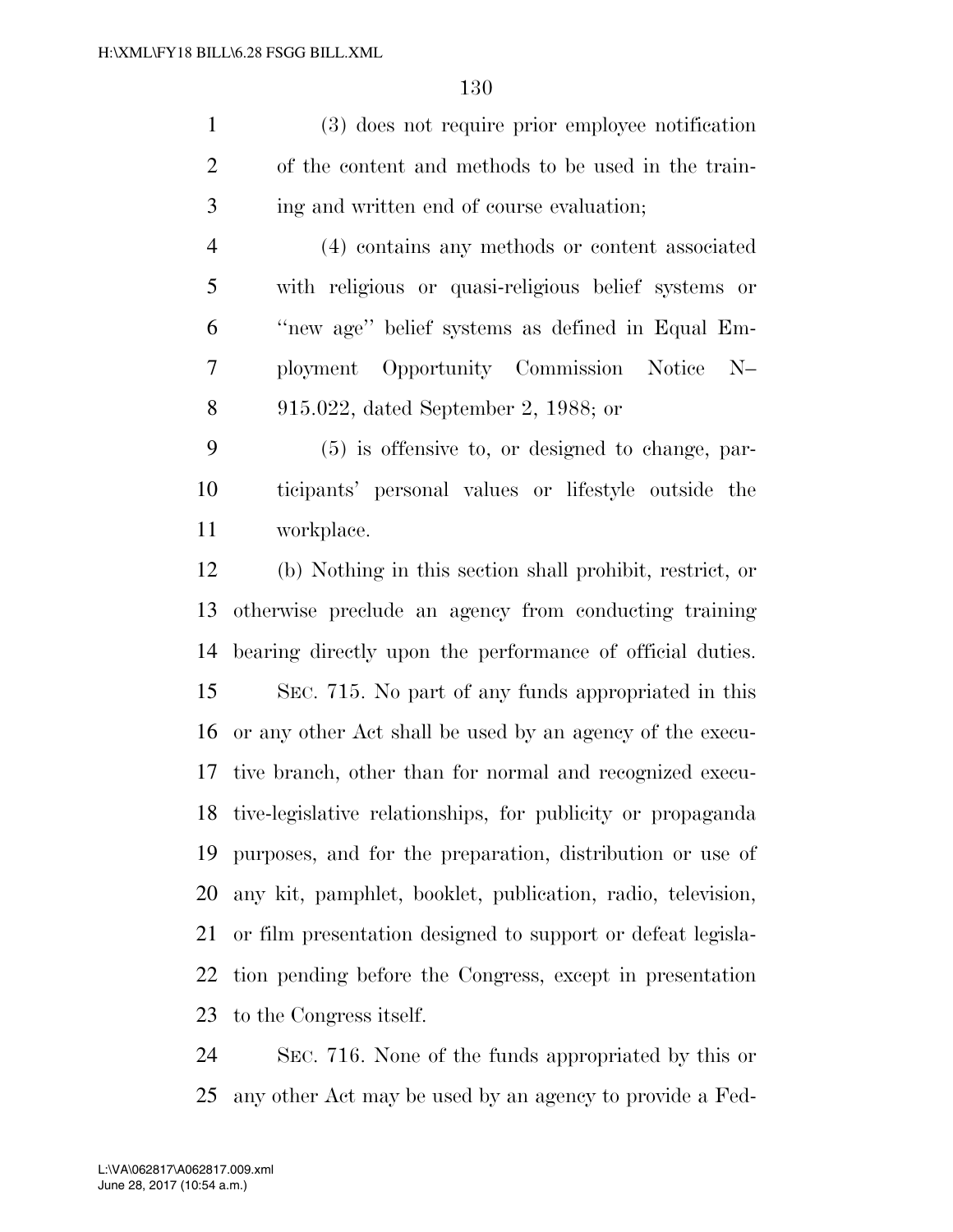(3) does not require prior employee notification of the content and methods to be used in the training and written end of course evaluation;

(4) contains any methods or content associated with religious or quasi-religious belief systems or ''new age'' belief systems as defined in Equal Employment Opportunity Commission Notice N–915.022, dated September 2, 1988; or

(5) is offensive to, or designed to change, participants' personal values or lifestyle outside the workplace.

(b) Nothing in this section shall prohibit, restrict, or otherwise preclude an agency from conducting training bearing directly upon the performance of official duties.

SEC. 715. No part of any funds appropriated in this or any other Act shall be used by an agency of the executive branch, other than for normal and recognized executive-legislative relationships, for publicity or propaganda purposes, and for the preparation, distribution or use of any kit, pamphlet, booklet, publication, radio, television, or film presentation designed to support or defeat legislation pending before the Congress, except in presentation to the Congress itself.

SEC. 716. None of the funds appropriated by this or any other Act may be used by an agency to provide a Fed-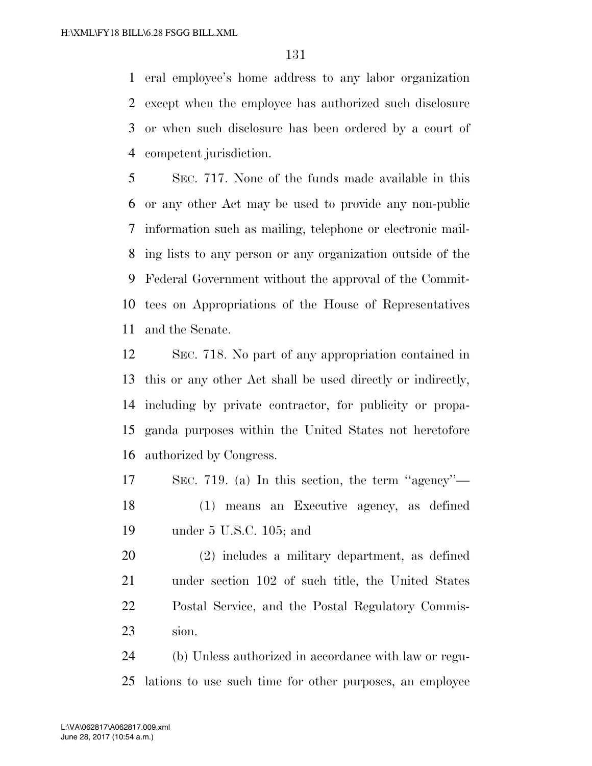eral employee's home address to any labor organization except when the employee has authorized such disclosure or when such disclosure has been ordered by a court of competent jurisdiction.

SEC. 717. None of the funds made available in this or any other Act may be used to provide any non-public information such as mailing, telephone or electronic mailing lists to any person or any organization outside of the Federal Government without the approval of the Committees on Appropriations of the House of Representatives and the Senate.

SEC. 718. No part of any appropriation contained in this or any other Act shall be used directly or indirectly, including by private contractor, for publicity or propaganda purposes within the United States not heretofore authorized by Congress.

SEC. 719. (a) In this section, the term ''agency''—

(1) means an Executive agency, as defined under 5 U.S.C. 105; and

(2) includes a military department, as defined under section 102 of such title, the United States Postal Service, and the Postal Regulatory Commission.

(b) Unless authorized in accordance with law or regulations to use such time for other purposes, an employee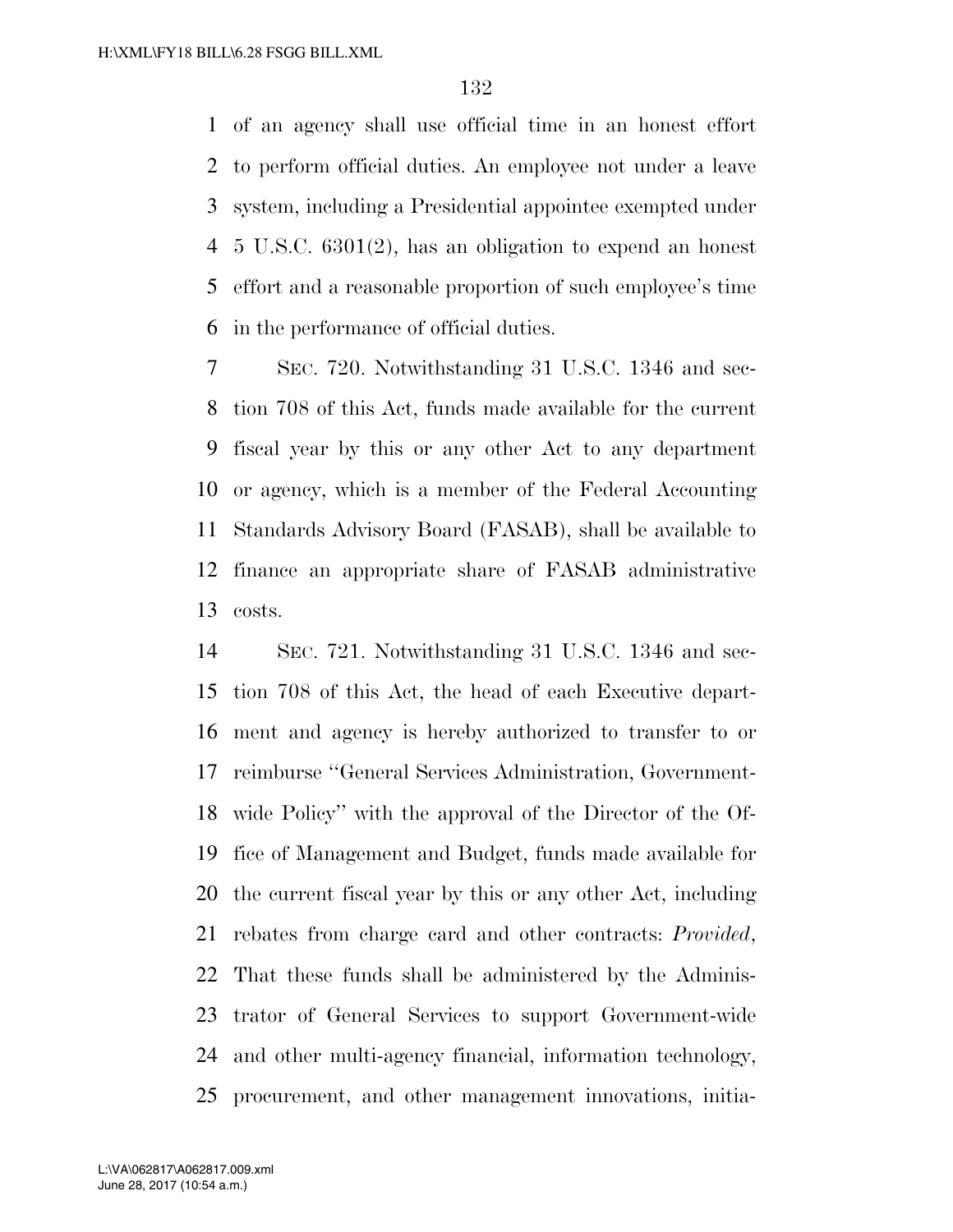of an agency shall use official time in an honest effort to perform official duties. An employee not under a leave system, including a Presidential appointee exempted under 5 U.S.C. 6301(2), has an obligation to expend an honest effort and a reasonable proportion of such employee's time in the performance of official duties.

SEC. 720. Notwithstanding 31 U.S.C. 1346 and section 708 of this Act, funds made available for the current fiscal year by this or any other Act to any department or agency, which is a member of the Federal Accounting Standards Advisory Board (FASAB), shall be available to finance an appropriate share of FASAB administrative costs.

SEC. 721. Notwithstanding 31 U.S.C. 1346 and section 708 of this Act, the head of each Executive department and agency is hereby authorized to transfer to or reimburse ''General Services Administration, Government-wide Policy'' with the approval of the Director of the Office of Management and Budget, funds made available for the current fiscal year by this or any other Act, including rebates from charge card and other contracts: *Provided*, That these funds shall be administered by the Administrator of General Services to support Government-wide and other multi-agency financial, information technology, procurement, and other management innovations, initia-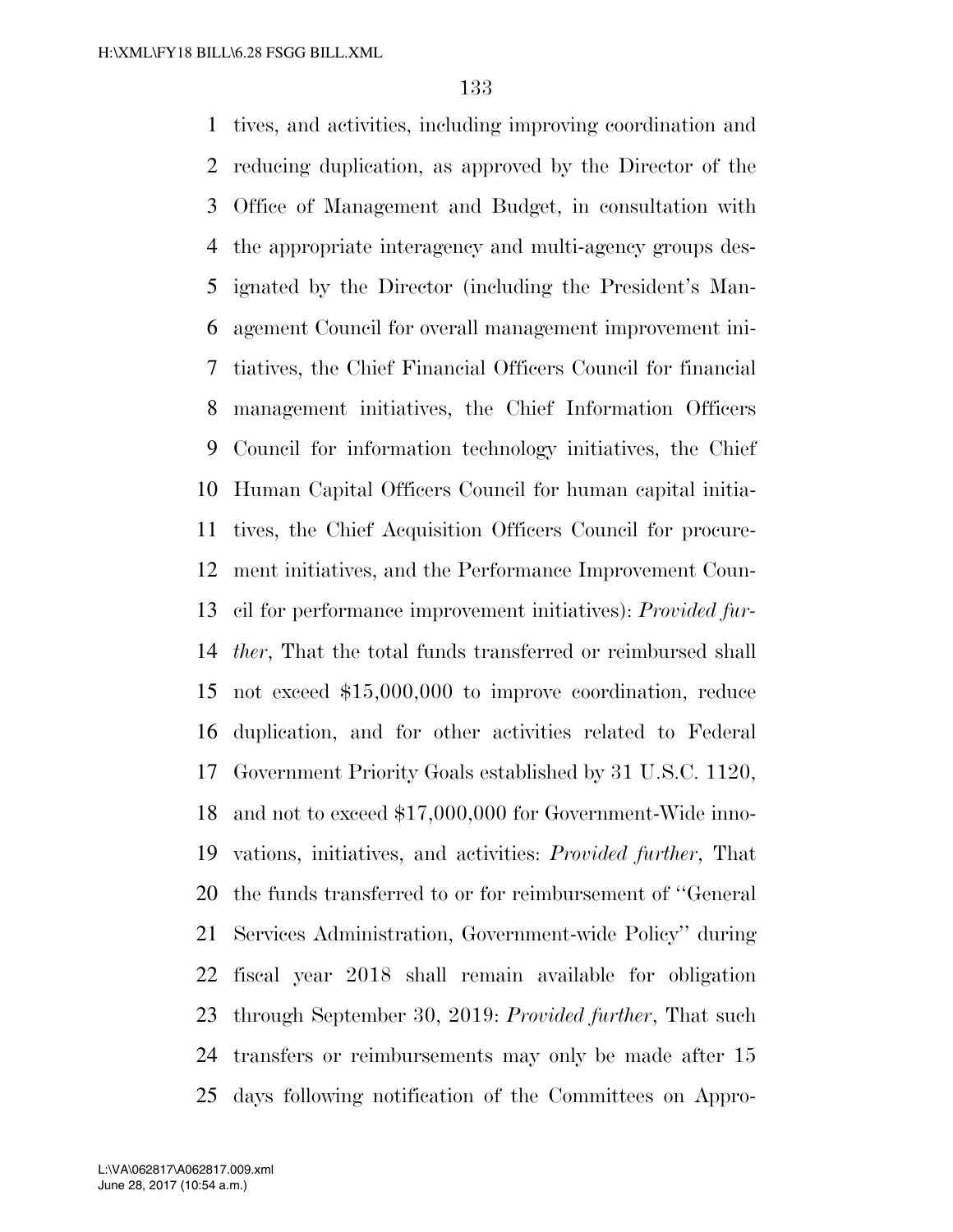tives, and activities, including improving coordination and reducing duplication, as approved by the Director of the Office of Management and Budget, in consultation with the appropriate interagency and multi-agency groups designated by the Director (including the President's Management Council for overall management improvement initiatives, the Chief Financial Officers Council for financial management initiatives, the Chief Information Officers Council for information technology initiatives, the Chief Human Capital Officers Council for human capital initiatives, the Chief Acquisition Officers Council for procurement initiatives, and the Performance Improvement Council for performance improvement initiatives): *Provided further*, That the total funds transferred or reimbursed shall not exceed $15,000,000 to improve coordination, reduce duplication, and for other activities related to Federal Government Priority Goals established by 31 U.S.C. 1120, and not to exceed $17,000,000 for Government-Wide innovations, initiatives, and activities: *Provided further*, That the funds transferred to or for reimbursement of ''General Services Administration, Government-wide Policy'' during fiscal year 2018 shall remain available for obligation through September 30, 2019: *Provided further*, That such transfers or reimbursements may only be made after 15 days following notification of the Committees on Appro-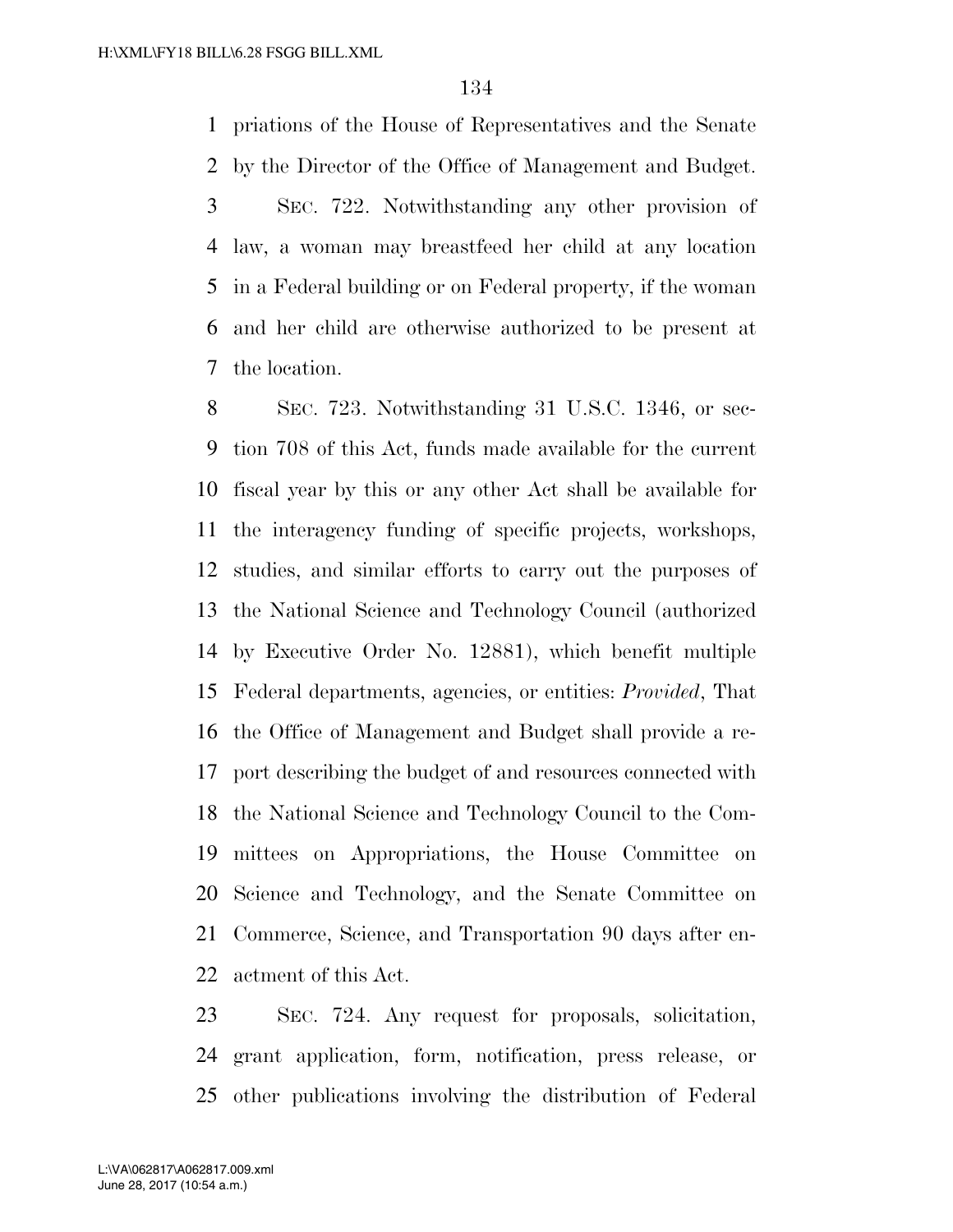priations of the House of Representatives and the Senate by the Director of the Office of Management and Budget.

SEC. 722. Notwithstanding any other provision of law, a woman may breastfeed her child at any location in a Federal building or on Federal property, if the woman and her child are otherwise authorized to be present at the location.

SEC. 723. Notwithstanding 31 U.S.C. 1346, or section 708 of this Act, funds made available for the current fiscal year by this or any other Act shall be available for the interagency funding of specific projects, workshops, studies, and similar efforts to carry out the purposes of the National Science and Technology Council (authorized by Executive Order No. 12881), which benefit multiple Federal departments, agencies, or entities: *Provided*, That the Office of Management and Budget shall provide a report describing the budget of and resources connected with the National Science and Technology Council to the Committees on Appropriations, the House Committee on Science and Technology, and the Senate Committee on Commerce, Science, and Transportation 90 days after enactment of this Act.

SEC. 724. Any request for proposals, solicitation, grant application, form, notification, press release, or other publications involving the distribution of Federal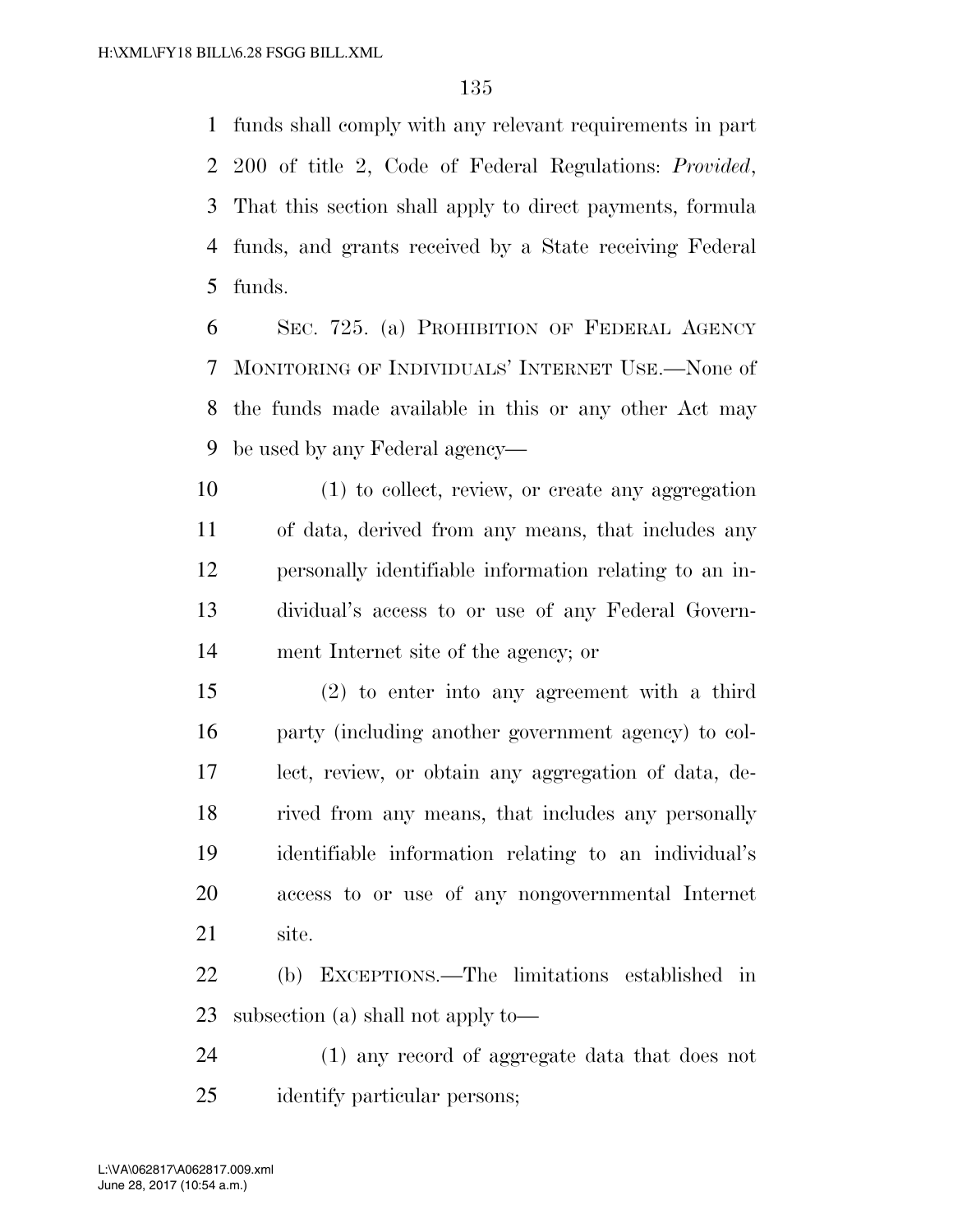funds shall comply with any relevant requirements in part 200 of title 2, Code of Federal Regulations: *Provided*, That this section shall apply to direct payments, formula funds, and grants received by a State receiving Federal funds.

SEC. 725. (a) PROHIBITION OF FEDERAL AGENCY MONITORING OF INDIVIDUALS' INTERNET USE.—None of the funds made available in this or any other Act may be used by any Federal agency—

(1) to collect, review, or create any aggregation of data, derived from any means, that includes any personally identifiable information relating to an individual's access to or use of any Federal Government Internet site of the agency; or

(2) to enter into any agreement with a third party (including another government agency) to collect, review, or obtain any aggregation of data, derived from any means, that includes any personally identifiable information relating to an individual's access to or use of any nongovernmental Internet site.

(b) EXCEPTIONS.—The limitations established in subsection (a) shall not apply to—

(1) any record of aggregate data that does not identify particular persons;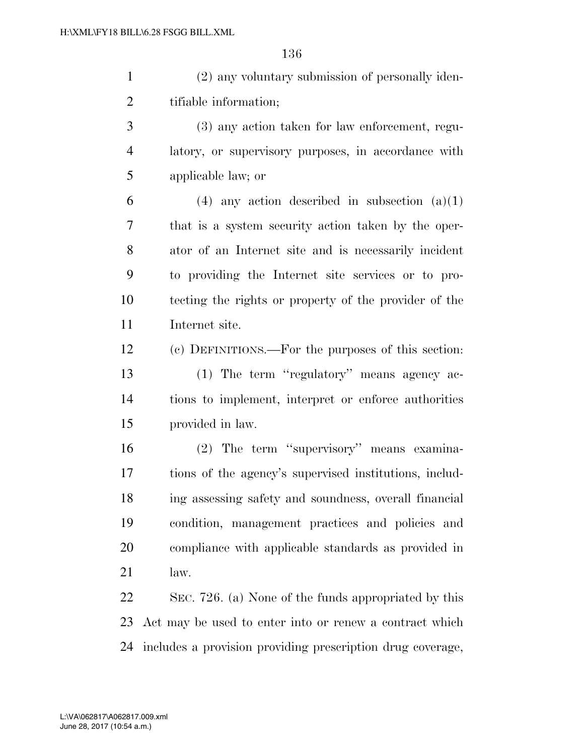(2) any voluntary submission of personally identifiable information;

(3) any action taken for law enforcement, regulatory, or supervisory purposes, in accordance with applicable law; or

(4) any action described in subsection (a)(1) that is a system security action taken by the operator of an Internet site and is necessarily incident to providing the Internet site services or to protecting the rights or property of the provider of the Internet site.

(c) DEFINITIONS.—For the purposes of this section:

(1) The term ''regulatory'' means agency actions to implement, interpret or enforce authorities provided in law.

(2) The term ''supervisory'' means examinations of the agency's supervised institutions, including assessing safety and soundness, overall financial condition, management practices and policies and compliance with applicable standards as provided in law.

SEC. 726. (a) None of the funds appropriated by this Act may be used to enter into or renew a contract which includes a provision providing prescription drug coverage,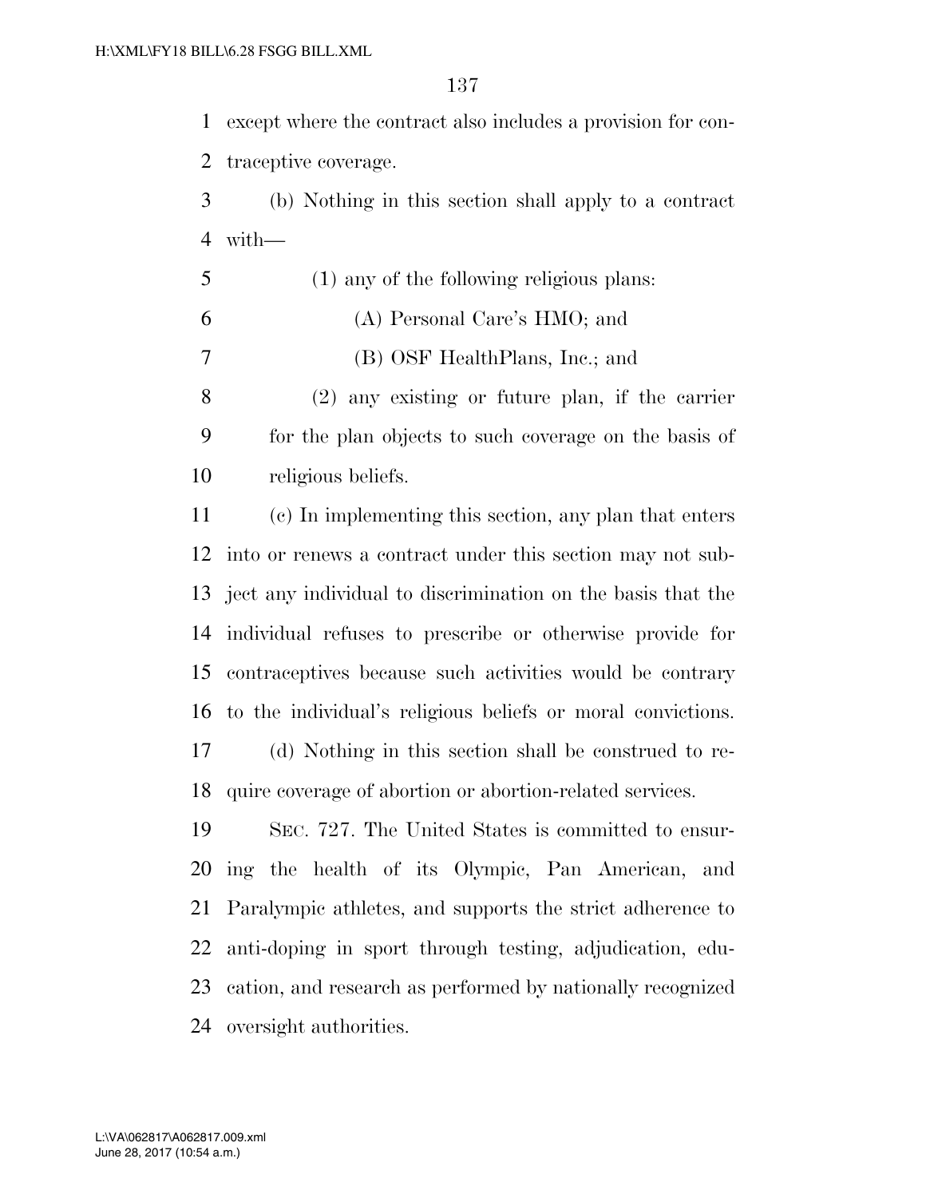except where the contract also includes a provision for contraceptive coverage.

(b) Nothing in this section shall apply to a contract with—

(1) any of the following religious plans:

(A) Personal Care's HMO; and

(B) OSF HealthPlans, Inc.; and

(2) any existing or future plan, if the carrier for the plan objects to such coverage on the basis of religious beliefs.

(c) In implementing this section, any plan that enters into or renews a contract under this section may not subject any individual to discrimination on the basis that the individual refuses to prescribe or otherwise provide for contraceptives because such activities would be contrary to the individual's religious beliefs or moral convictions.

(d) Nothing in this section shall be construed to require coverage of abortion or abortion-related services.

SEC. 727. The United States is committed to ensuring the health of its Olympic, Pan American, and Paralympic athletes, and supports the strict adherence to anti-doping in sport through testing, adjudication, education, and research as performed by nationally recognized oversight authorities.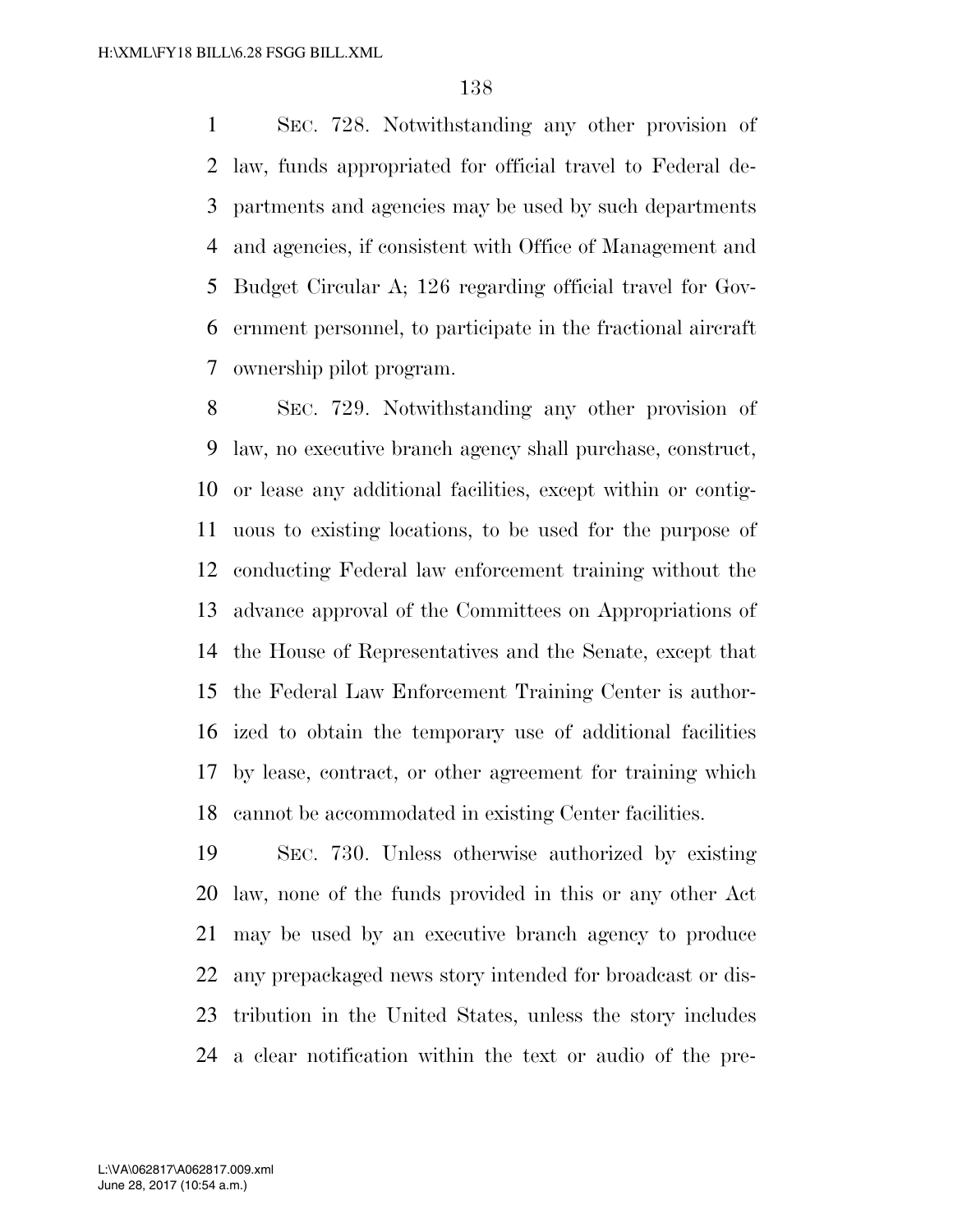SEC. 728. Notwithstanding any other provision of law, funds appropriated for official travel to Federal departments and agencies may be used by such departments and agencies, if consistent with Office of Management and Budget Circular A; 126 regarding official travel for Government personnel, to participate in the fractional aircraft ownership pilot program.

SEC. 729. Notwithstanding any other provision of law, no executive branch agency shall purchase, construct, or lease any additional facilities, except within or contiguous to existing locations, to be used for the purpose of conducting Federal law enforcement training without the advance approval of the Committees on Appropriations of the House of Representatives and the Senate, except that the Federal Law Enforcement Training Center is authorized to obtain the temporary use of additional facilities by lease, contract, or other agreement for training which cannot be accommodated in existing Center facilities.

SEC. 730. Unless otherwise authorized by existing law, none of the funds provided in this or any other Act may be used by an executive branch agency to produce any prepackaged news story intended for broadcast or distribution in the United States, unless the story includes a clear notification within the text or audio of the pre-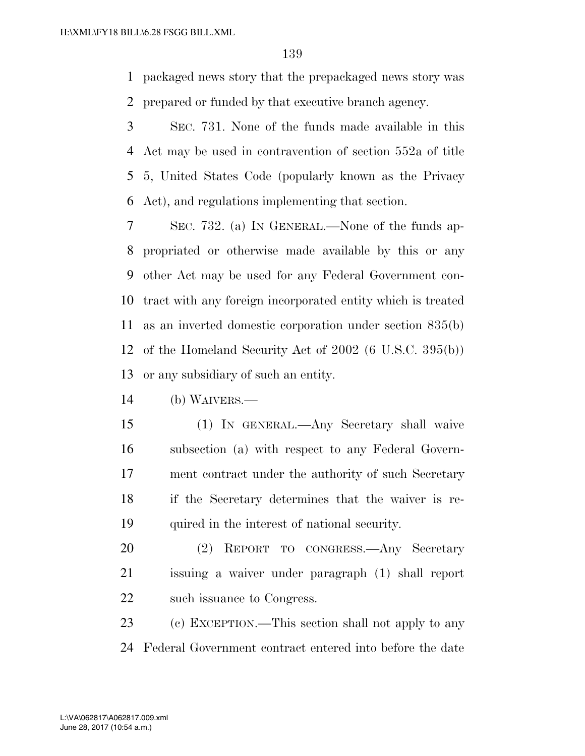packaged news story that the prepackaged news story was prepared or funded by that executive branch agency.

SEC. 731. None of the funds made available in this Act may be used in contravention of section 552a of title 5, United States Code (popularly known as the Privacy Act), and regulations implementing that section.

SEC. 732. (a) IN GENERAL.—None of the funds appropriated or otherwise made available by this or any other Act may be used for any Federal Government contract with any foreign incorporated entity which is treated as an inverted domestic corporation under section 835(b) of the Homeland Security Act of 2002 (6 U.S.C. 395(b)) or any subsidiary of such an entity.

(b) WAIVERS.—

(1) IN GENERAL.—Any Secretary shall waive subsection (a) with respect to any Federal Government contract under the authority of such Secretary if the Secretary determines that the waiver is required in the interest of national security.

(2) REPORT TO CONGRESS.—Any Secretary issuing a waiver under paragraph (1) shall report such issuance to Congress.

(c) EXCEPTION.—This section shall not apply to any Federal Government contract entered into before the date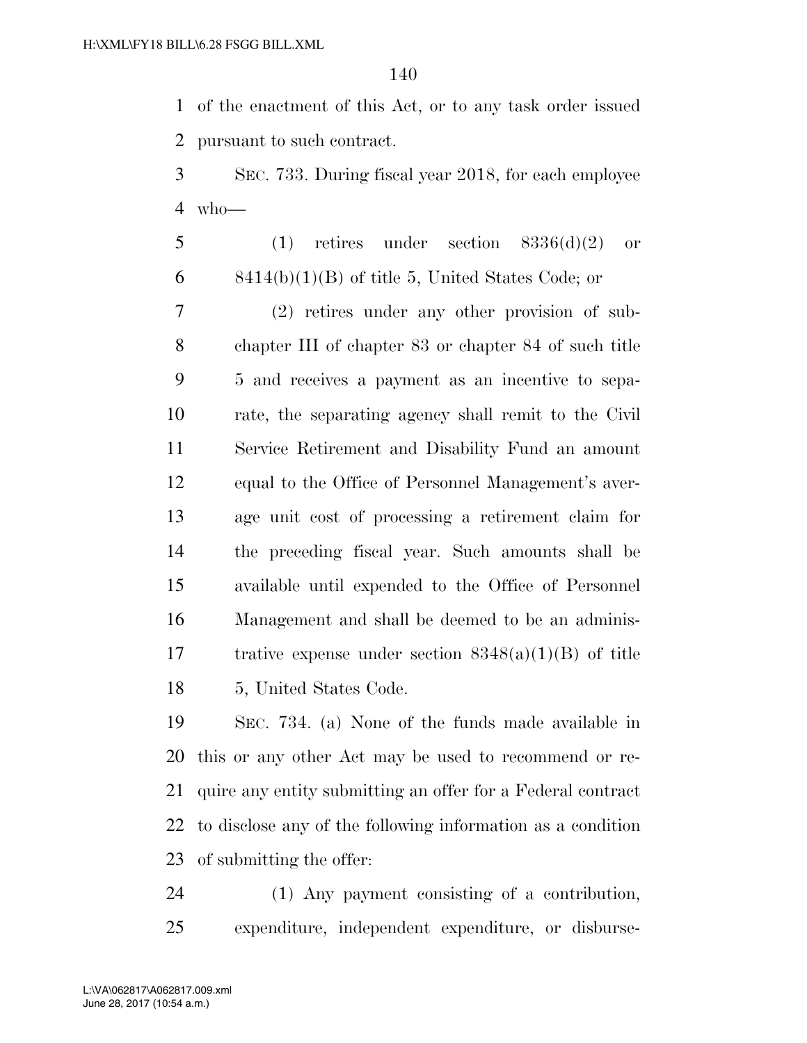of the enactment of this Act, or to any task order issued pursuant to such contract.

SEC. 733. During fiscal year 2018, for each employee who—

(1) retires under section 8336(d)(2) or 8414(b)(1)(B) of title 5, United States Code; or

(2) retires under any other provision of subchapter III of chapter 83 or chapter 84 of such title 5 and receives a payment as an incentive to separate, the separating agency shall remit to the Civil Service Retirement and Disability Fund an amount equal to the Office of Personnel Management's average unit cost of processing a retirement claim for the preceding fiscal year. Such amounts shall be available until expended to the Office of Personnel Management and shall be deemed to be an administrative expense under section 8348(a)(1)(B) of title 5, United States Code.

SEC. 734. (a) None of the funds made available in this or any other Act may be used to recommend or require any entity submitting an offer for a Federal contract to disclose any of the following information as a condition of submitting the offer:

(1) Any payment consisting of a contribution, expenditure, independent expenditure, or disburse-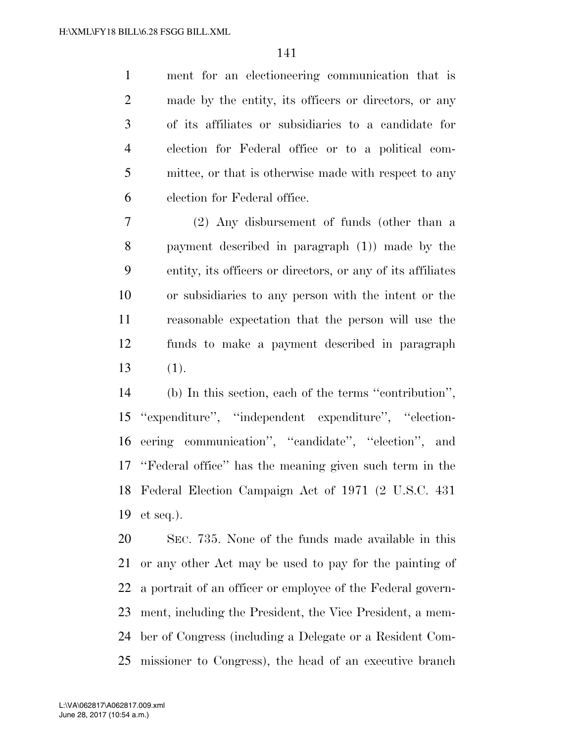ment for an electioneering communication that is made by the entity, its officers or directors, or any of its affiliates or subsidiaries to a candidate for election for Federal office or to a political committee, or that is otherwise made with respect to any election for Federal office.

(2) Any disbursement of funds (other than a payment described in paragraph (1)) made by the entity, its officers or directors, or any of its affiliates or subsidiaries to any person with the intent or the reasonable expectation that the person will use the funds to make a payment described in paragraph (1).

(b) In this section, each of the terms ''contribution'', ''expenditure'', ''independent expenditure'', ''electioneering communication'', ''candidate'', ''election'', and ''Federal office'' has the meaning given such term in the Federal Election Campaign Act of 1971 (2 U.S.C. 431 et seq.).

SEC. 735. None of the funds made available in this or any other Act may be used to pay for the painting of a portrait of an officer or employee of the Federal government, including the President, the Vice President, a member of Congress (including a Delegate or a Resident Commissioner to Congress), the head of an executive branch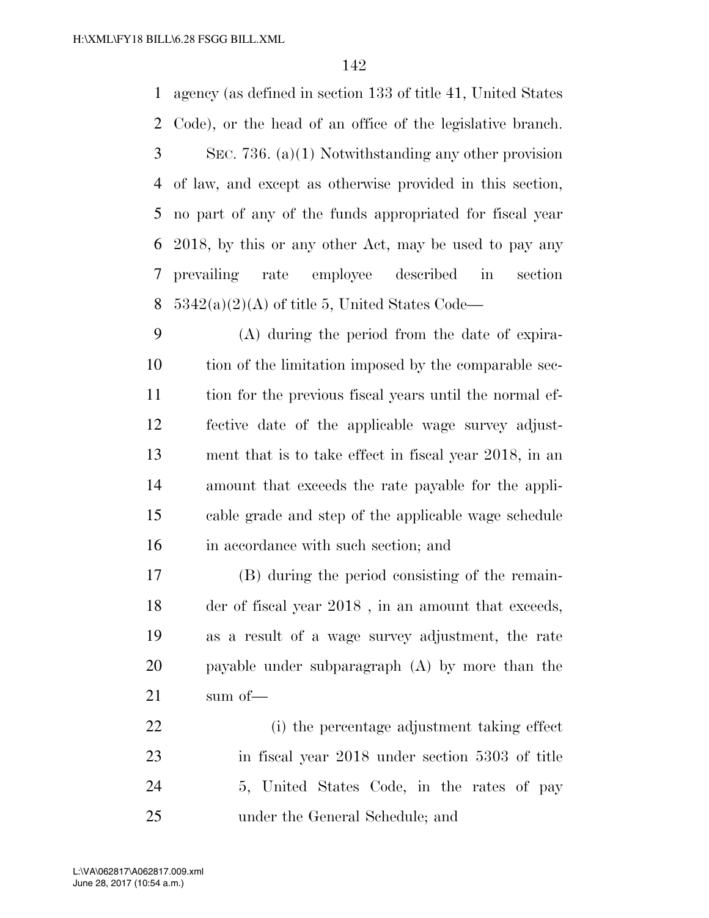agency (as defined in section 133 of title 41, United States Code), or the head of an office of the legislative branch.

SEC. 736. (a)(1) Notwithstanding any other provision of law, and except as otherwise provided in this section, no part of any of the funds appropriated for fiscal year 2018, by this or any other Act, may be used to pay any prevailing rate employee described in section 5342(a)(2)(A) of title 5, United States Code—

(A) during the period from the date of expiration of the limitation imposed by the comparable section for the previous fiscal years until the normal effective date of the applicable wage survey adjustment that is to take effect in fiscal year 2018, in an amount that exceeds the rate payable for the applicable grade and step of the applicable wage schedule in accordance with such section; and

(B) during the period consisting of the remainder of fiscal year 2018 , in an amount that exceeds, as a result of a wage survey adjustment, the rate payable under subparagraph (A) by more than the sum of—

(i) the percentage adjustment taking effect in fiscal year 2018 under section 5303 of title 5, United States Code, in the rates of pay under the General Schedule; and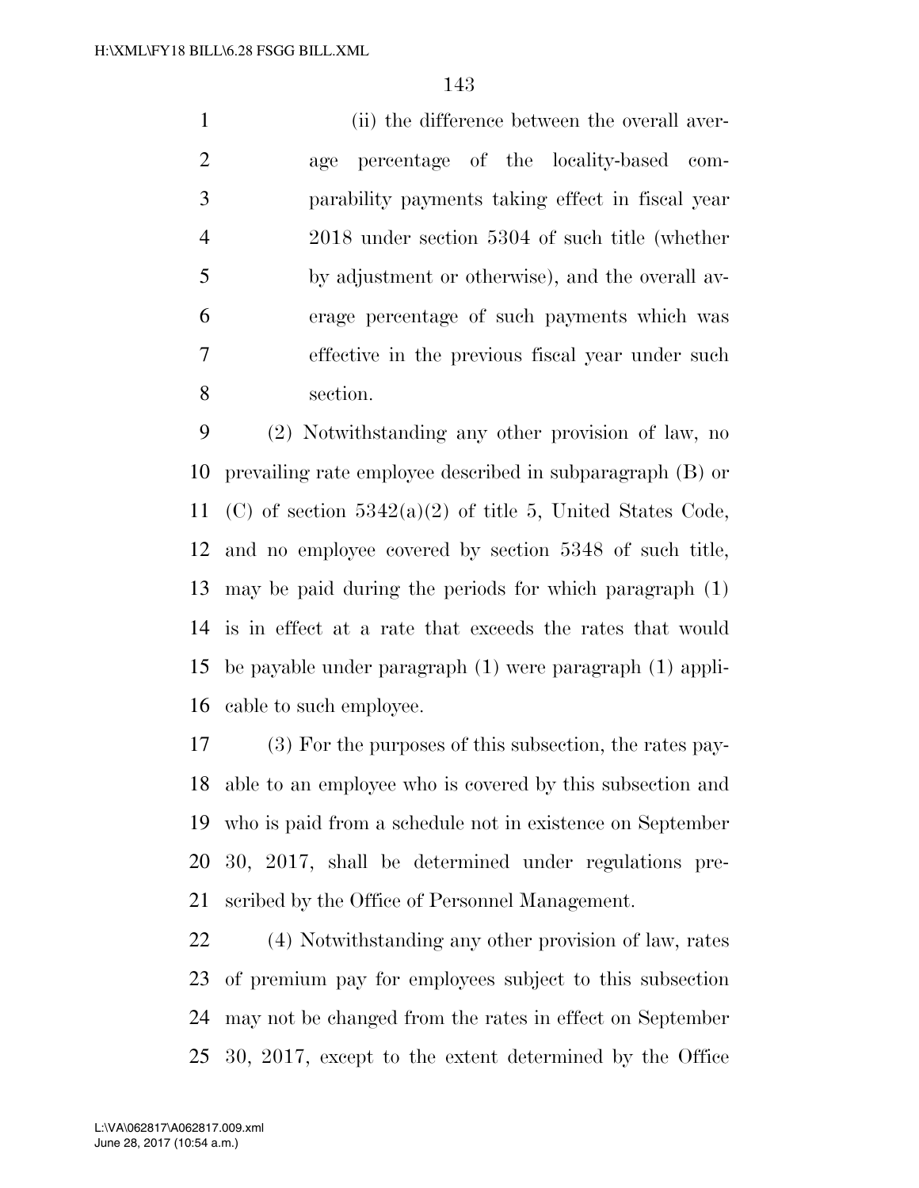(ii) the difference between the overall average percentage of the locality-based comparability payments taking effect in fiscal year 2018 under section 5304 of such title (whether by adjustment or otherwise), and the overall average percentage of such payments which was effective in the previous fiscal year under such section.

(2) Notwithstanding any other provision of law, no prevailing rate employee described in subparagraph (B) or (C) of section 5342(a)(2) of title 5, United States Code, and no employee covered by section 5348 of such title, may be paid during the periods for which paragraph (1) is in effect at a rate that exceeds the rates that would be payable under paragraph (1) were paragraph (1) applicable to such employee.

(3) For the purposes of this subsection, the rates payable to an employee who is covered by this subsection and who is paid from a schedule not in existence on September 30, 2017, shall be determined under regulations prescribed by the Office of Personnel Management.

(4) Notwithstanding any other provision of law, rates of premium pay for employees subject to this subsection may not be changed from the rates in effect on September 30, 2017, except to the extent determined by the Office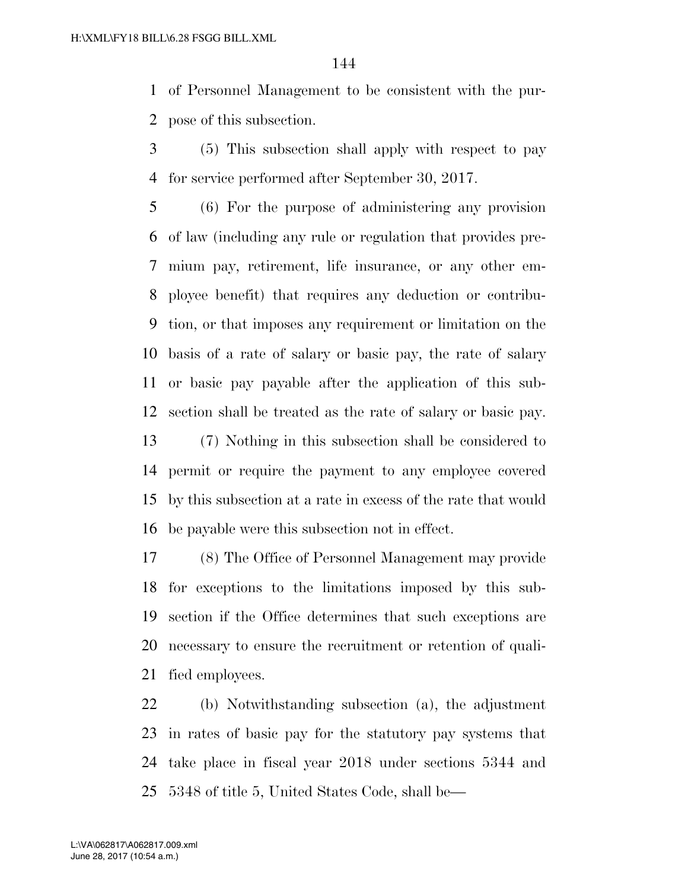of Personnel Management to be consistent with the purpose of this subsection.

(5) This subsection shall apply with respect to pay for service performed after September 30, 2017.

(6) For the purpose of administering any provision of law (including any rule or regulation that provides premium pay, retirement, life insurance, or any other employee benefit) that requires any deduction or contribution, or that imposes any requirement or limitation on the basis of a rate of salary or basic pay, the rate of salary or basic pay payable after the application of this subsection shall be treated as the rate of salary or basic pay.

(7) Nothing in this subsection shall be considered to permit or require the payment to any employee covered by this subsection at a rate in excess of the rate that would be payable were this subsection not in effect.

(8) The Office of Personnel Management may provide for exceptions to the limitations imposed by this subsection if the Office determines that such exceptions are necessary to ensure the recruitment or retention of qualified employees.

(b) Notwithstanding subsection (a), the adjustment in rates of basic pay for the statutory pay systems that take place in fiscal year 2018 under sections 5344 and 5348 of title 5, United States Code, shall be—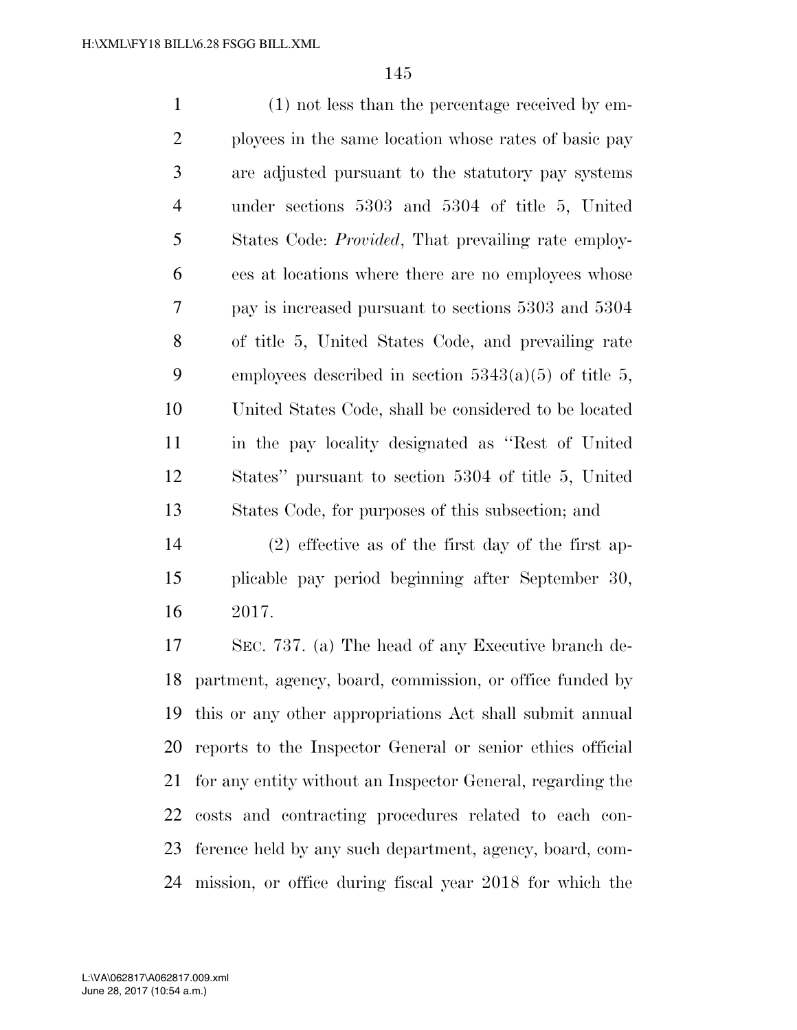(1) not less than the percentage received by employees in the same location whose rates of basic pay are adjusted pursuant to the statutory pay systems under sections 5303 and 5304 of title 5, United States Code: *Provided*, That prevailing rate employees at locations where there are no employees whose pay is increased pursuant to sections 5303 and 5304 of title 5, United States Code, and prevailing rate employees described in section 5343(a)(5) of title 5, United States Code, shall be considered to be located in the pay locality designated as ''Rest of United States'' pursuant to section 5304 of title 5, United States Code, for purposes of this subsection; and

(2) effective as of the first day of the first applicable pay period beginning after September 30, 2017.

SEC. 737. (a) The head of any Executive branch department, agency, board, commission, or office funded by this or any other appropriations Act shall submit annual reports to the Inspector General or senior ethics official for any entity without an Inspector General, regarding the costs and contracting procedures related to each conference held by any such department, agency, board, commission, or office during fiscal year 2018 for which the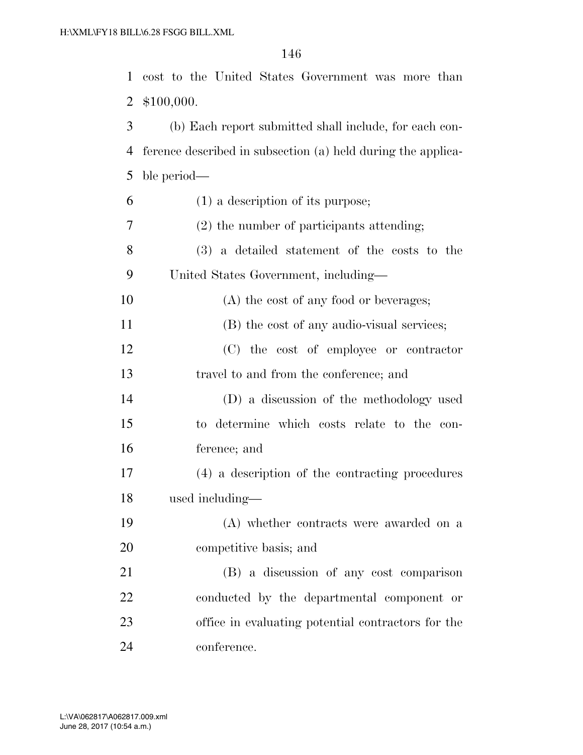cost to the United States Government was more than $100,000.

(b) Each report submitted shall include, for each conference described in subsection (a) held during the applicable period—

(1) a description of its purpose;

(2) the number of participants attending;

(3) a detailed statement of the costs to the United States Government, including—

(A) the cost of any food or beverages;

(B) the cost of any audio-visual services;

(C) the cost of employee or contractor travel to and from the conference; and

(D) a discussion of the methodology used to determine which costs relate to the conference; and

(4) a description of the contracting procedures used including—

(A) whether contracts were awarded on a competitive basis; and

(B) a discussion of any cost comparison conducted by the departmental component or office in evaluating potential contractors for the conference.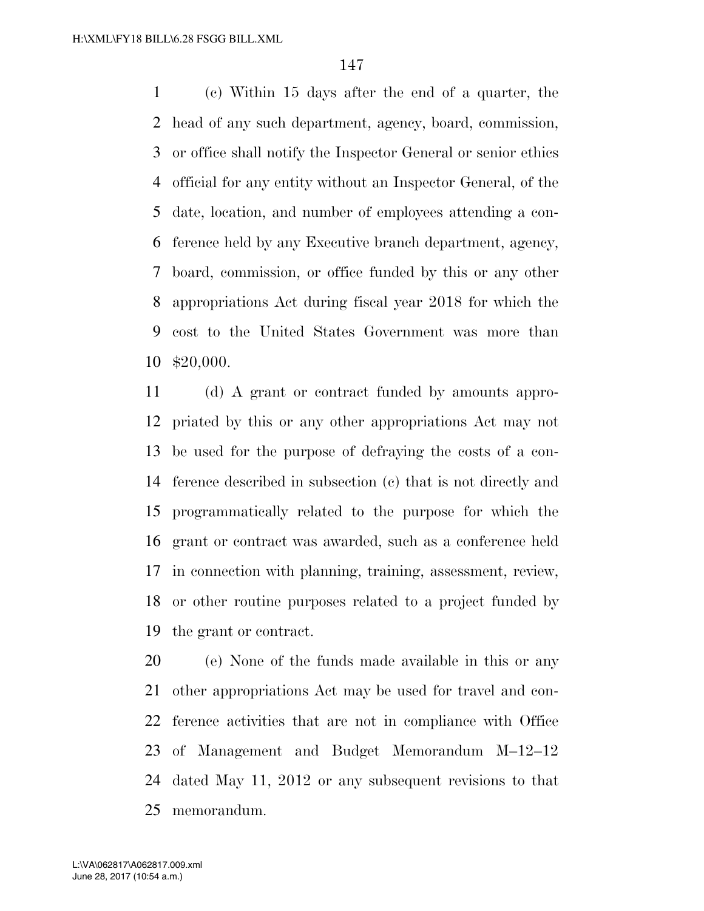(c) Within 15 days after the end of a quarter, the head of any such department, agency, board, commission, or office shall notify the Inspector General or senior ethics official for any entity without an Inspector General, of the date, location, and number of employees attending a conference held by any Executive branch department, agency, board, commission, or office funded by this or any other appropriations Act during fiscal year 2018 for which the cost to the United States Government was more than $20,000.

(d) A grant or contract funded by amounts appropriated by this or any other appropriations Act may not be used for the purpose of defraying the costs of a conference described in subsection (c) that is not directly and programmatically related to the purpose for which the grant or contract was awarded, such as a conference held in connection with planning, training, assessment, review, or other routine purposes related to a project funded by the grant or contract.

(e) None of the funds made available in this or any other appropriations Act may be used for travel and conference activities that are not in compliance with Office of Management and Budget Memorandum M–12–12 dated May 11, 2012 or any subsequent revisions to that memorandum.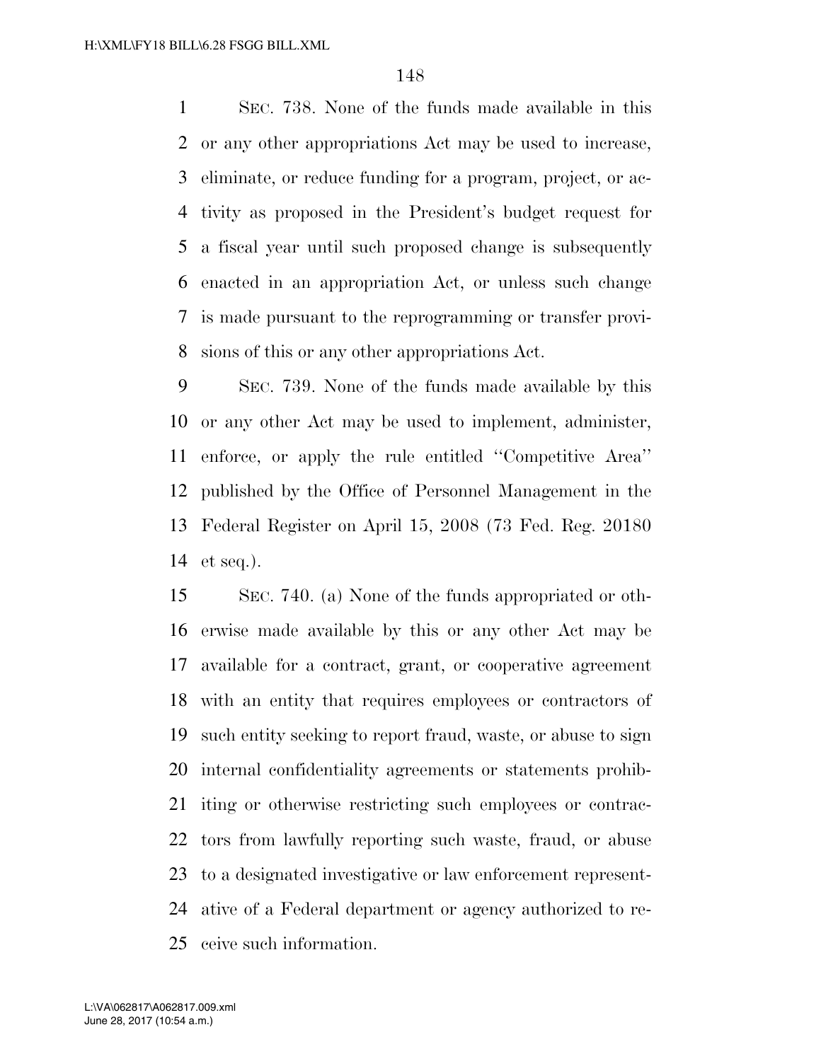SEC. 738. None of the funds made available in this or any other appropriations Act may be used to increase, eliminate, or reduce funding for a program, project, or activity as proposed in the President's budget request for a fiscal year until such proposed change is subsequently enacted in an appropriation Act, or unless such change is made pursuant to the reprogramming or transfer provisions of this or any other appropriations Act.

SEC. 739. None of the funds made available by this or any other Act may be used to implement, administer, enforce, or apply the rule entitled "Competitive Area" published by the Office of Personnel Management in the Federal Register on April 15, 2008 (73 Fed. Reg. 20180 et seq.).

SEC. 740. (a) None of the funds appropriated or otherwise made available by this or any other Act may be available for a contract, grant, or cooperative agreement with an entity that requires employees or contractors of such entity seeking to report fraud, waste, or abuse to sign internal confidentiality agreements or statements prohibiting or otherwise restricting such employees or contractors from lawfully reporting such waste, fraud, or abuse to a designated investigative or law enforcement representative of a Federal department or agency authorized to receive such information.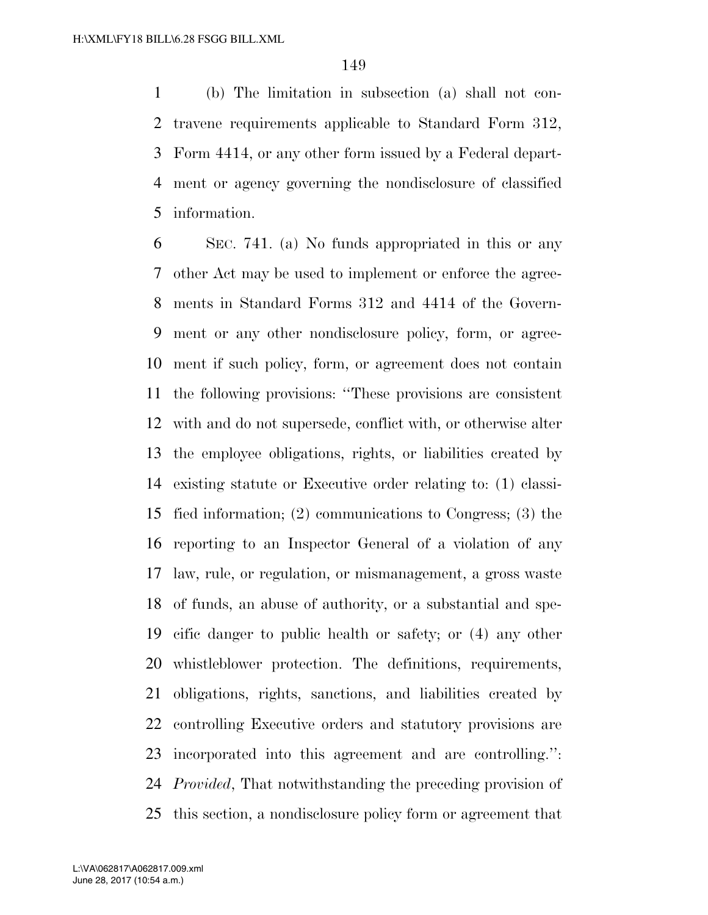(b) The limitation in subsection (a) shall not contravene requirements applicable to Standard Form 312, Form 4414, or any other form issued by a Federal department or agency governing the nondisclosure of classified information.

SEC. 741. (a) No funds appropriated in this or any other Act may be used to implement or enforce the agreements in Standard Forms 312 and 4414 of the Government or any other nondisclosure policy, form, or agreement if such policy, form, or agreement does not contain the following provisions: ''These provisions are consistent with and do not supersede, conflict with, or otherwise alter the employee obligations, rights, or liabilities created by existing statute or Executive order relating to: (1) classified information; (2) communications to Congress; (3) the reporting to an Inspector General of a violation of any law, rule, or regulation, or mismanagement, a gross waste of funds, an abuse of authority, or a substantial and specific danger to public health or safety; or (4) any other whistleblower protection. The definitions, requirements, obligations, rights, sanctions, and liabilities created by controlling Executive orders and statutory provisions are incorporated into this agreement and are controlling.'': *Provided*, That notwithstanding the preceding provision of this section, a nondisclosure policy form or agreement that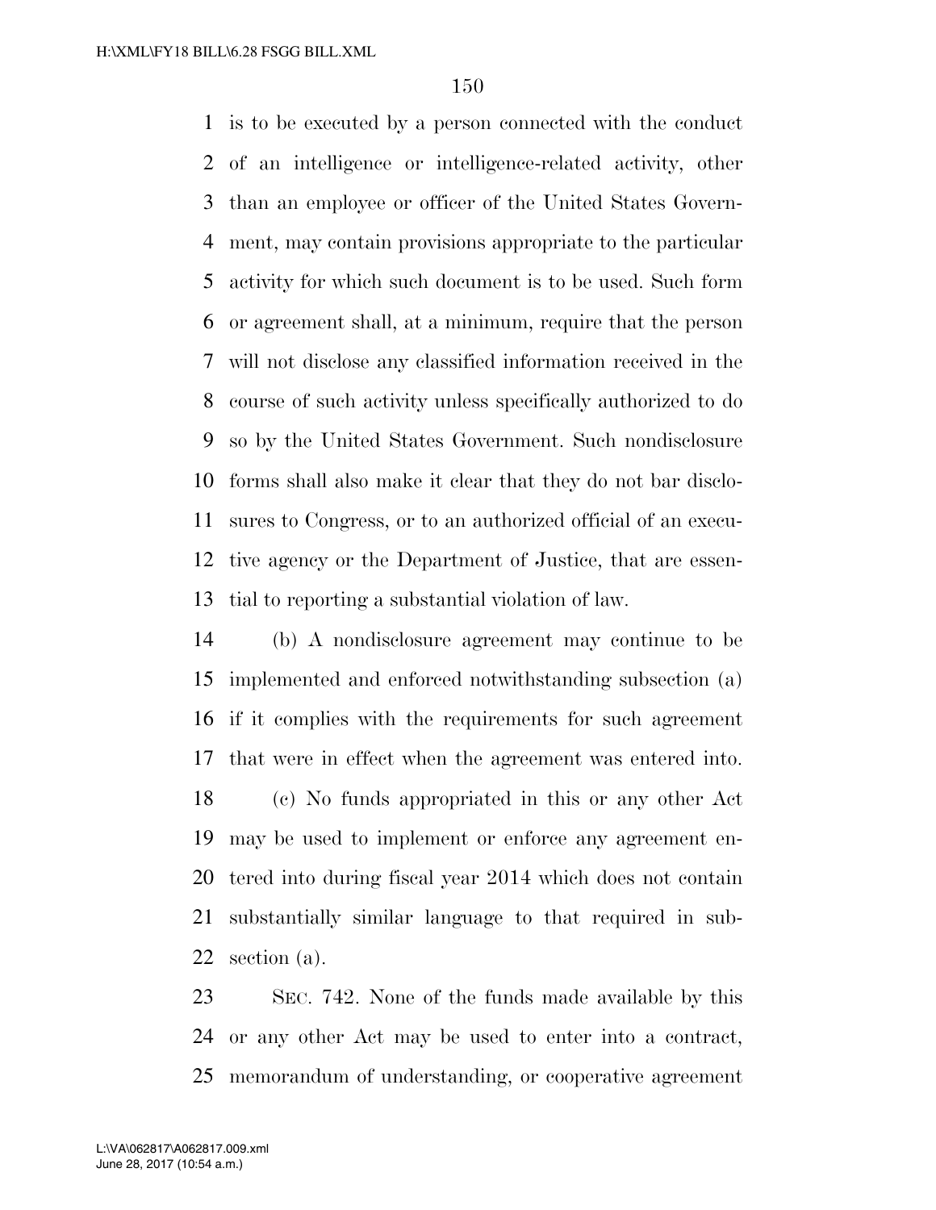is to be executed by a person connected with the conduct of an intelligence or intelligence-related activity, other than an employee or officer of the United States Government, may contain provisions appropriate to the particular activity for which such document is to be used. Such form or agreement shall, at a minimum, require that the person will not disclose any classified information received in the course of such activity unless specifically authorized to do so by the United States Government. Such nondisclosure forms shall also make it clear that they do not bar disclosures to Congress, or to an authorized official of an executive agency or the Department of Justice, that are essential to reporting a substantial violation of law.

(b) A nondisclosure agreement may continue to be implemented and enforced notwithstanding subsection (a) if it complies with the requirements for such agreement that were in effect when the agreement was entered into.

(c) No funds appropriated in this or any other Act may be used to implement or enforce any agreement entered into during fiscal year 2014 which does not contain substantially similar language to that required in subsection (a).

SEC. 742. None of the funds made available by this or any other Act may be used to enter into a contract, memorandum of understanding, or cooperative agreement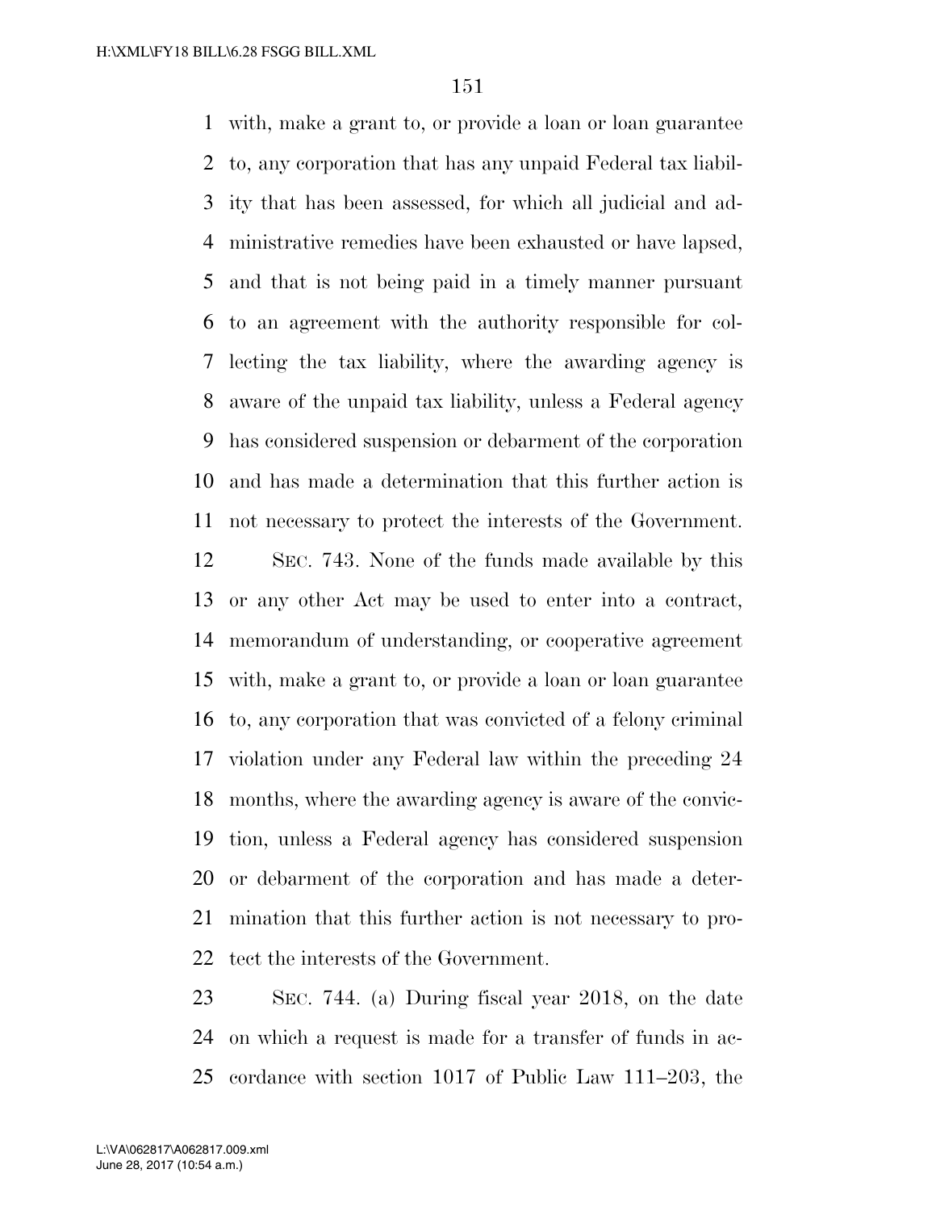with, make a grant to, or provide a loan or loan guarantee to, any corporation that has any unpaid Federal tax liability that has been assessed, for which all judicial and administrative remedies have been exhausted or have lapsed, and that is not being paid in a timely manner pursuant to an agreement with the authority responsible for collecting the tax liability, where the awarding agency is aware of the unpaid tax liability, unless a Federal agency has considered suspension or debarment of the corporation and has made a determination that this further action is not necessary to protect the interests of the Government.

SEC. 743. None of the funds made available by this or any other Act may be used to enter into a contract, memorandum of understanding, or cooperative agreement with, make a grant to, or provide a loan or loan guarantee to, any corporation that was convicted of a felony criminal violation under any Federal law within the preceding 24 months, where the awarding agency is aware of the conviction, unless a Federal agency has considered suspension or debarment of the corporation and has made a determination that this further action is not necessary to protect the interests of the Government.

SEC. 744. (a) During fiscal year 2018, on the date on which a request is made for a transfer of funds in accordance with section 1017 of Public Law 111–203, the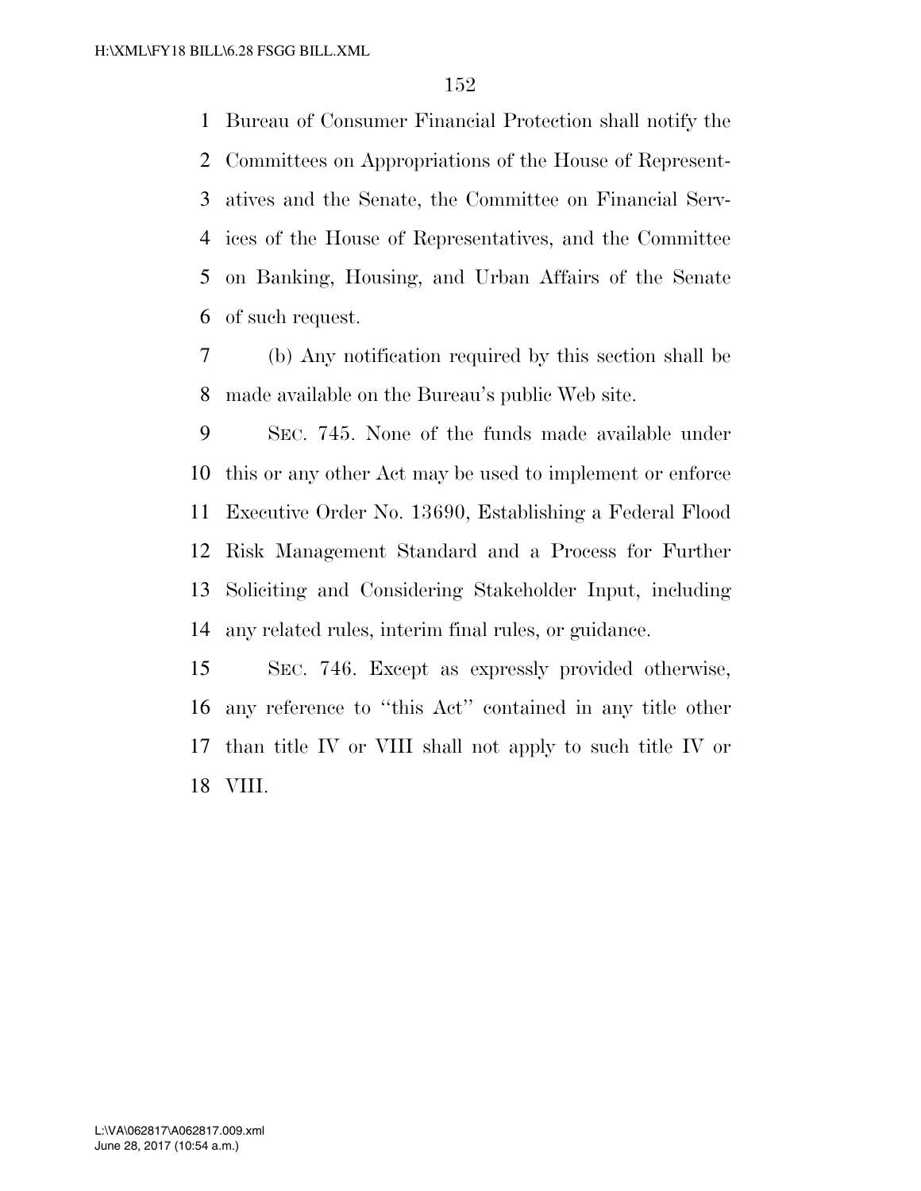Bureau of Consumer Financial Protection shall notify the Committees on Appropriations of the House of Representatives and the Senate, the Committee on Financial Services of the House of Representatives, and the Committee on Banking, Housing, and Urban Affairs of the Senate of such request.

(b) Any notification required by this section shall be made available on the Bureau's public Web site.

SEC. 745. None of the funds made available under this or any other Act may be used to implement or enforce Executive Order No. 13690, Establishing a Federal Flood Risk Management Standard and a Process for Further Soliciting and Considering Stakeholder Input, including any related rules, interim final rules, or guidance.

SEC. 746. Except as expressly provided otherwise, any reference to "this Act" contained in any title other than title IV or VIII shall not apply to such title IV or VIII.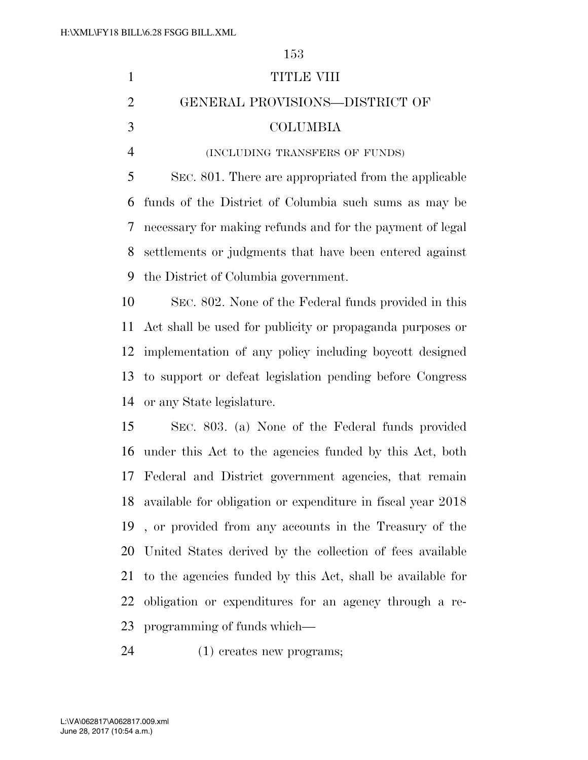# TITLE VIII

## GENERAL PROVISIONS—DISTRICT OF COLUMBIA

(INCLUDING TRANSFERS OF FUNDS)

SEC. 801. There are appropriated from the applicable funds of the District of Columbia such sums as may be necessary for making refunds and for the payment of legal settlements or judgments that have been entered against the District of Columbia government.

SEC. 802. None of the Federal funds provided in this Act shall be used for publicity or propaganda purposes or implementation of any policy including boycott designed to support or defeat legislation pending before Congress or any State legislature.

SEC. 803. (a) None of the Federal funds provided under this Act to the agencies funded by this Act, both Federal and District government agencies, that remain available for obligation or expenditure in fiscal year 2018 , or provided from any accounts in the Treasury of the United States derived by the collection of fees available to the agencies funded by this Act, shall be available for obligation or expenditures for an agency through a reprogramming of funds which—

(1) creates new programs;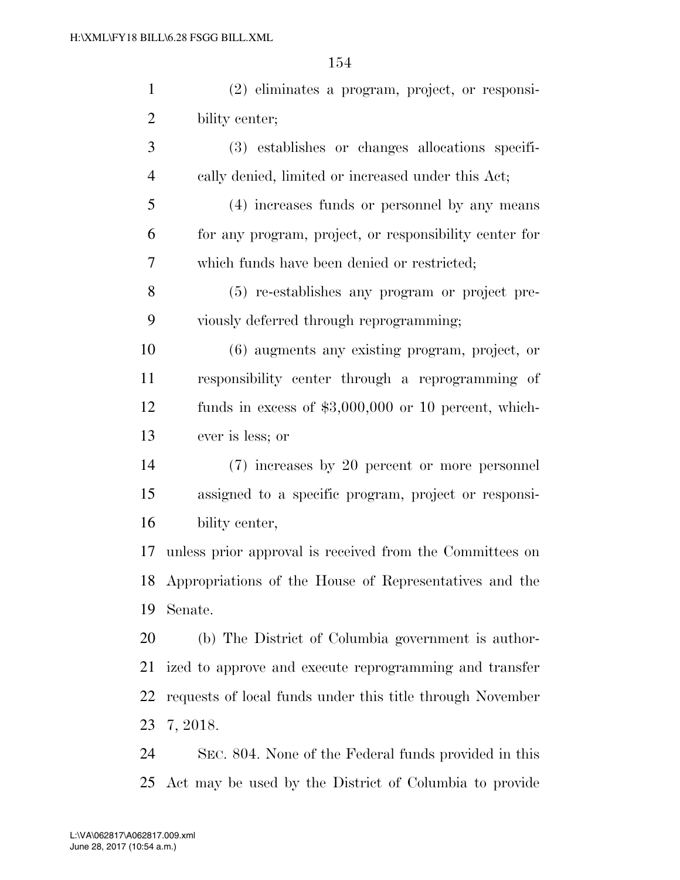(2) eliminates a program, project, or responsibility center;

(3) establishes or changes allocations specifically denied, limited or increased under this Act;

(4) increases funds or personnel by any means for any program, project, or responsibility center for which funds have been denied or restricted;

(5) re-establishes any program or project previously deferred through reprogramming;

(6) augments any existing program, project, or responsibility center through a reprogramming of funds in excess of $3,000,000 or 10 percent, whichever is less; or

(7) increases by 20 percent or more personnel assigned to a specific program, project or responsibility center,

unless prior approval is received from the Committees on Appropriations of the House of Representatives and the Senate.

(b) The District of Columbia government is authorized to approve and execute reprogramming and transfer requests of local funds under this title through November 7, 2018.

SEC. 804. None of the Federal funds provided in this Act may be used by the District of Columbia to provide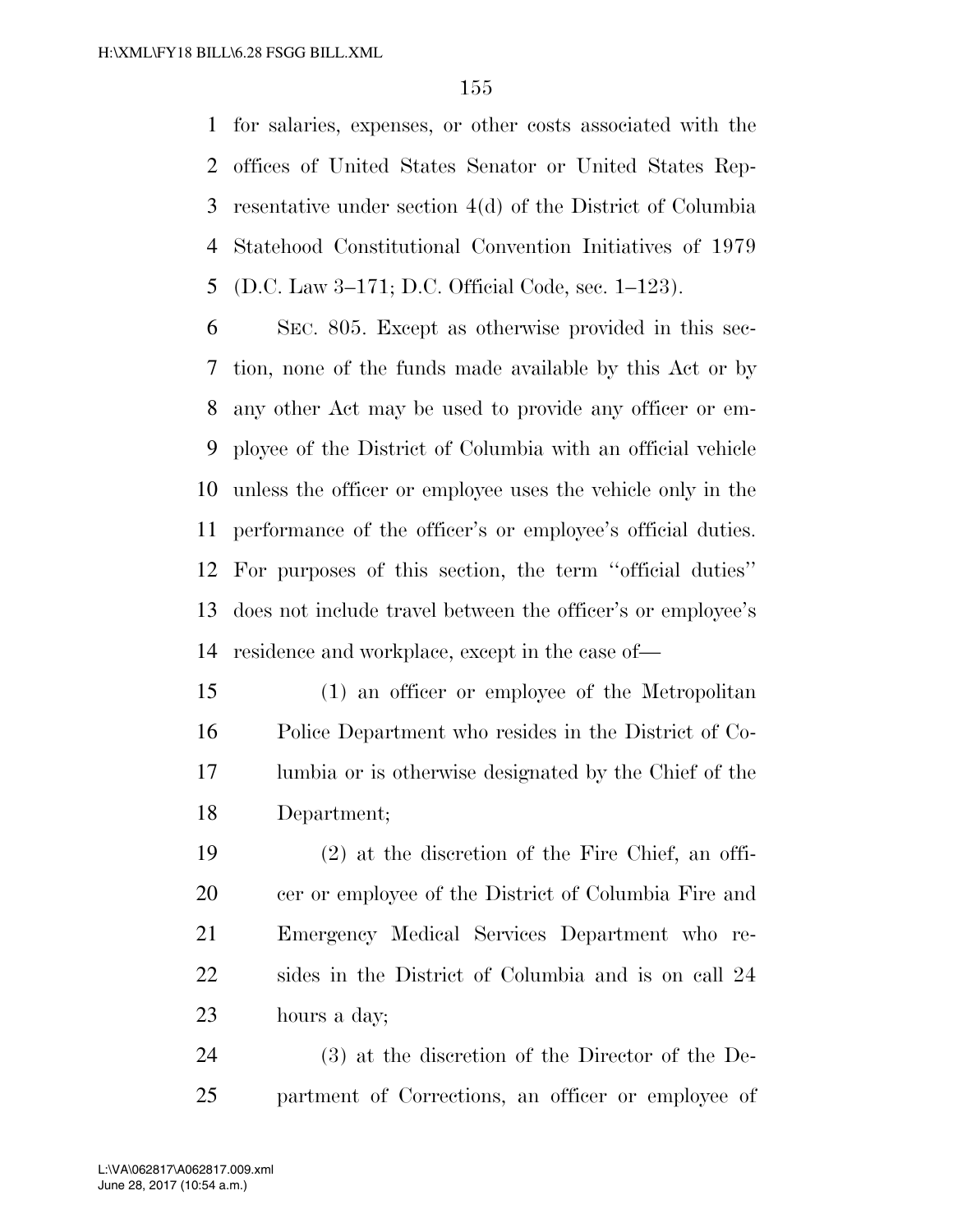for salaries, expenses, or other costs associated with the offices of United States Senator or United States Representative under section 4(d) of the District of Columbia Statehood Constitutional Convention Initiatives of 1979 (D.C. Law 3–171; D.C. Official Code, sec. 1–123).

SEC. 805. Except as otherwise provided in this section, none of the funds made available by this Act or by any other Act may be used to provide any officer or employee of the District of Columbia with an official vehicle unless the officer or employee uses the vehicle only in the performance of the officer's or employee's official duties. For purposes of this section, the term ''official duties'' does not include travel between the officer's or employee's residence and workplace, except in the case of—

(1) an officer or employee of the Metropolitan Police Department who resides in the District of Columbia or is otherwise designated by the Chief of the Department;

(2) at the discretion of the Fire Chief, an officer or employee of the District of Columbia Fire and Emergency Medical Services Department who resides in the District of Columbia and is on call 24 hours a day;

(3) at the discretion of the Director of the Department of Corrections, an officer or employee of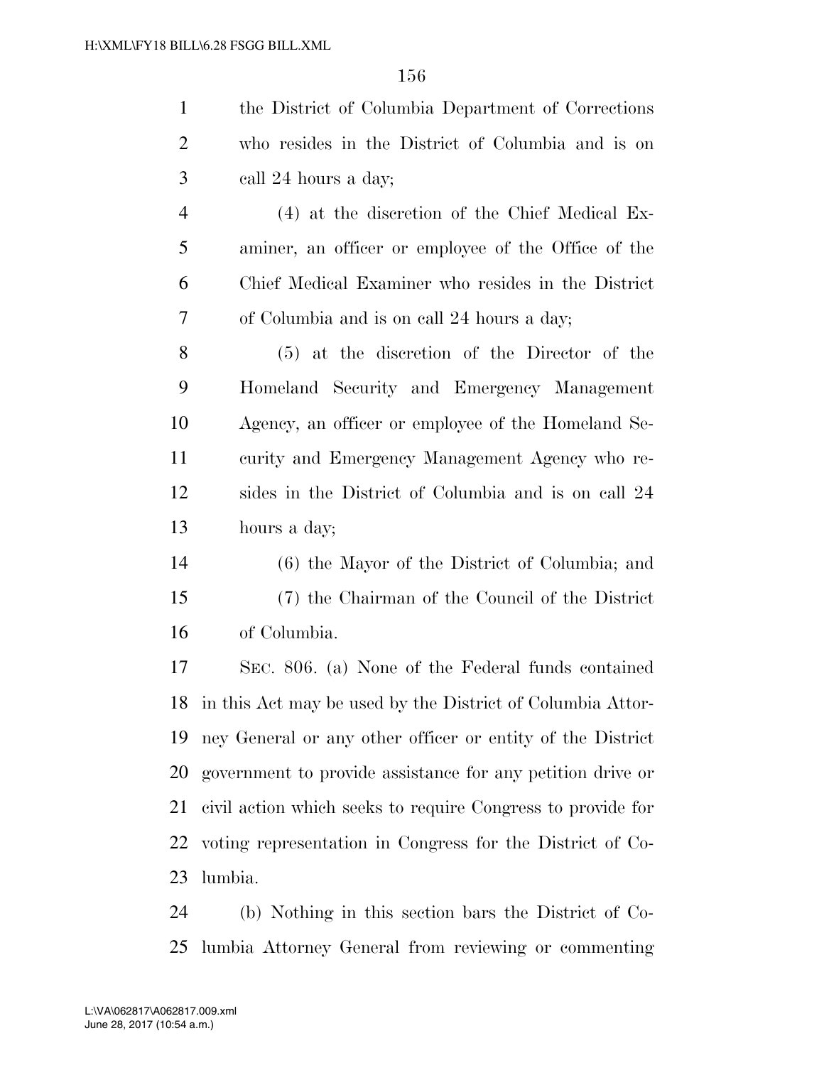the District of Columbia Department of Corrections who resides in the District of Columbia and is on call 24 hours a day;

(4) at the discretion of the Chief Medical Examiner, an officer or employee of the Office of the Chief Medical Examiner who resides in the District of Columbia and is on call 24 hours a day;

(5) at the discretion of the Director of the Homeland Security and Emergency Management Agency, an officer or employee of the Homeland Security and Emergency Management Agency who resides in the District of Columbia and is on call 24 hours a day;

(6) the Mayor of the District of Columbia; and

(7) the Chairman of the Council of the District of Columbia.

SEC. 806. (a) None of the Federal funds contained in this Act may be used by the District of Columbia Attorney General or any other officer or entity of the District government to provide assistance for any petition drive or civil action which seeks to require Congress to provide for voting representation in Congress for the District of Columbia.

(b) Nothing in this section bars the District of Columbia Attorney General from reviewing or commenting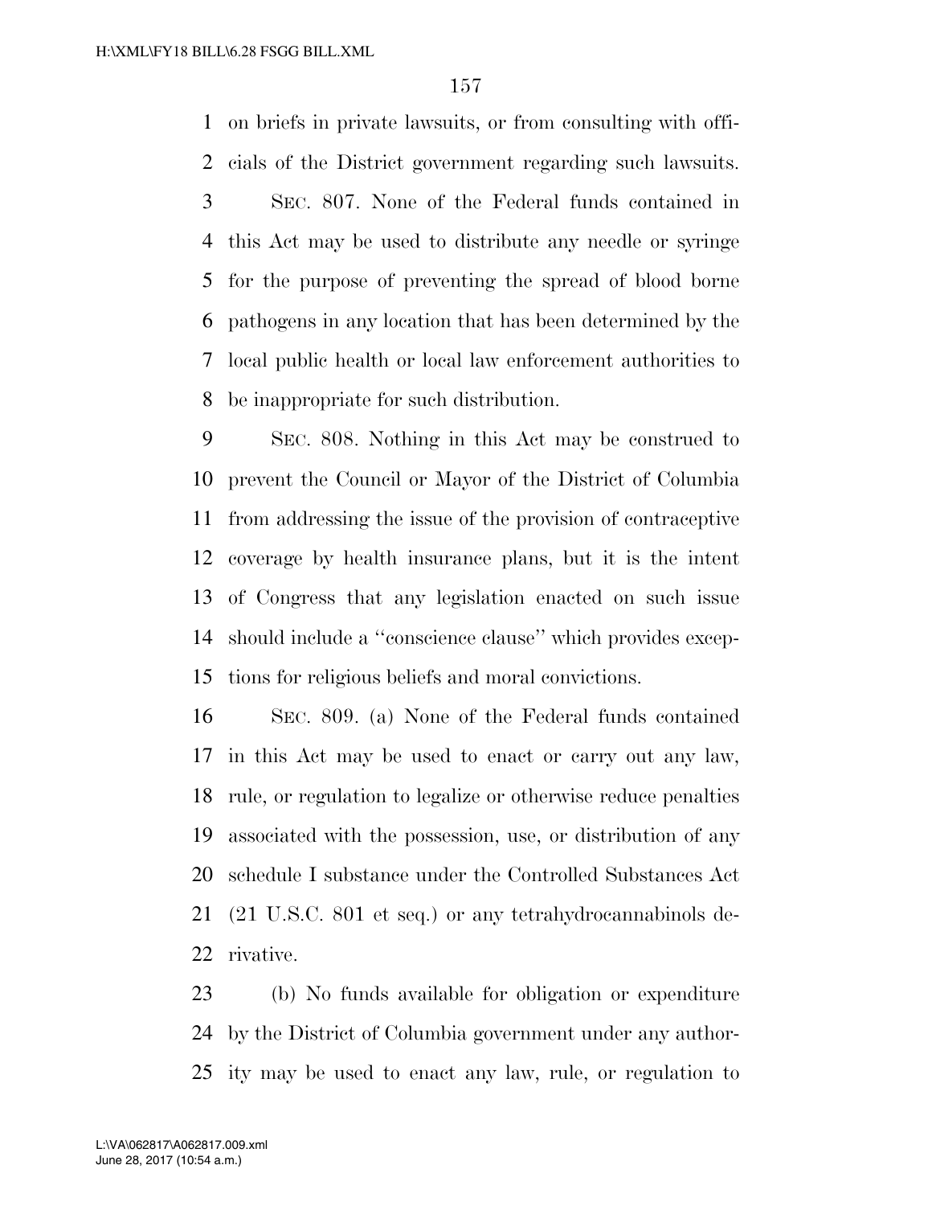on briefs in private lawsuits, or from consulting with officials of the District government regarding such lawsuits.

SEC. 807. None of the Federal funds contained in this Act may be used to distribute any needle or syringe for the purpose of preventing the spread of blood borne pathogens in any location that has been determined by the local public health or local law enforcement authorities to be inappropriate for such distribution.

SEC. 808. Nothing in this Act may be construed to prevent the Council or Mayor of the District of Columbia from addressing the issue of the provision of contraceptive coverage by health insurance plans, but it is the intent of Congress that any legislation enacted on such issue should include a ''conscience clause'' which provides exceptions for religious beliefs and moral convictions.

SEC. 809. (a) None of the Federal funds contained in this Act may be used to enact or carry out any law, rule, or regulation to legalize or otherwise reduce penalties associated with the possession, use, or distribution of any schedule I substance under the Controlled Substances Act (21 U.S.C. 801 et seq.) or any tetrahydrocannabinols derivative.

(b) No funds available for obligation or expenditure by the District of Columbia government under any authority may be used to enact any law, rule, or regulation to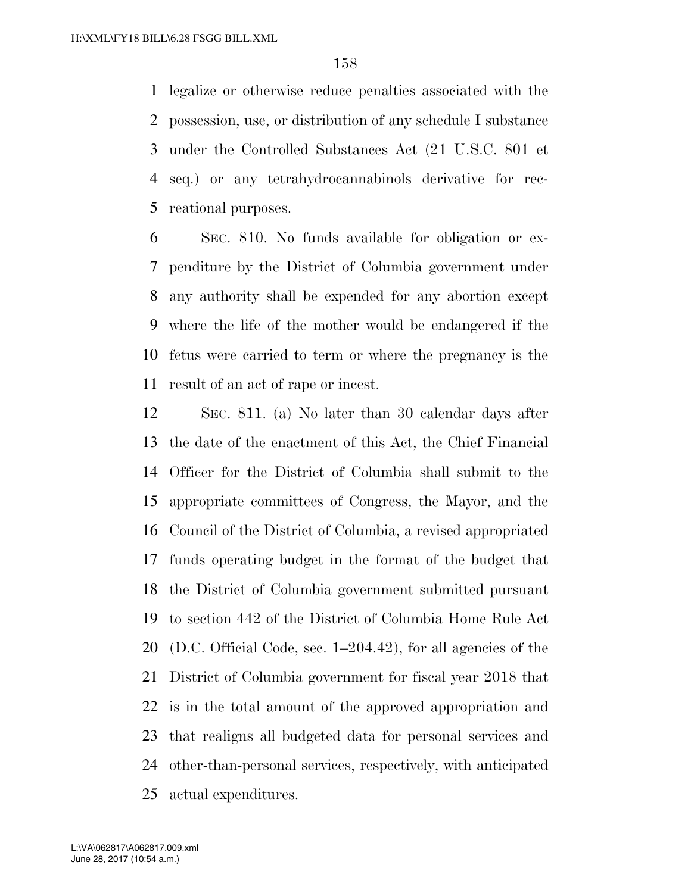legalize or otherwise reduce penalties associated with the possession, use, or distribution of any schedule I substance under the Controlled Substances Act (21 U.S.C. 801 et seq.) or any tetrahydrocannabinols derivative for recreational purposes.

SEC. 810. No funds available for obligation or expenditure by the District of Columbia government under any authority shall be expended for any abortion except where the life of the mother would be endangered if the fetus were carried to term or where the pregnancy is the result of an act of rape or incest.

SEC. 811. (a) No later than 30 calendar days after the date of the enactment of this Act, the Chief Financial Officer for the District of Columbia shall submit to the appropriate committees of Congress, the Mayor, and the Council of the District of Columbia, a revised appropriated funds operating budget in the format of the budget that the District of Columbia government submitted pursuant to section 442 of the District of Columbia Home Rule Act (D.C. Official Code, sec. 1–204.42), for all agencies of the District of Columbia government for fiscal year 2018 that is in the total amount of the approved appropriation and that realigns all budgeted data for personal services and other-than-personal services, respectively, with anticipated actual expenditures.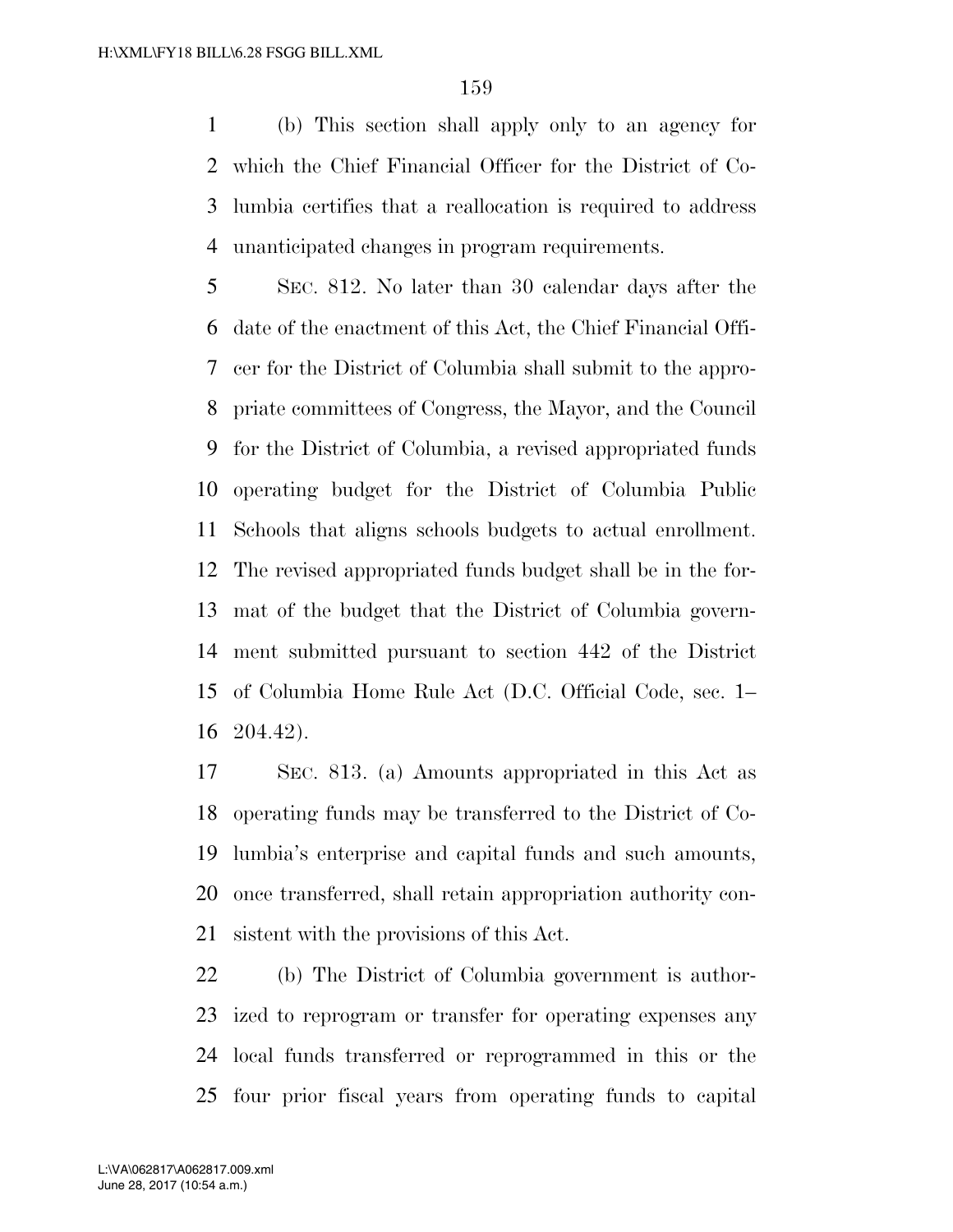(b) This section shall apply only to an agency for which the Chief Financial Officer for the District of Columbia certifies that a reallocation is required to address unanticipated changes in program requirements.

SEC. 812. No later than 30 calendar days after the date of the enactment of this Act, the Chief Financial Officer for the District of Columbia shall submit to the appropriate committees of Congress, the Mayor, and the Council for the District of Columbia, a revised appropriated funds operating budget for the District of Columbia Public Schools that aligns schools budgets to actual enrollment. The revised appropriated funds budget shall be in the format of the budget that the District of Columbia government submitted pursuant to section 442 of the District of Columbia Home Rule Act (D.C. Official Code, sec. 1–204.42).

SEC. 813. (a) Amounts appropriated in this Act as operating funds may be transferred to the District of Columbia's enterprise and capital funds and such amounts, once transferred, shall retain appropriation authority consistent with the provisions of this Act.

(b) The District of Columbia government is authorized to reprogram or transfer for operating expenses any local funds transferred or reprogrammed in this or the four prior fiscal years from operating funds to capital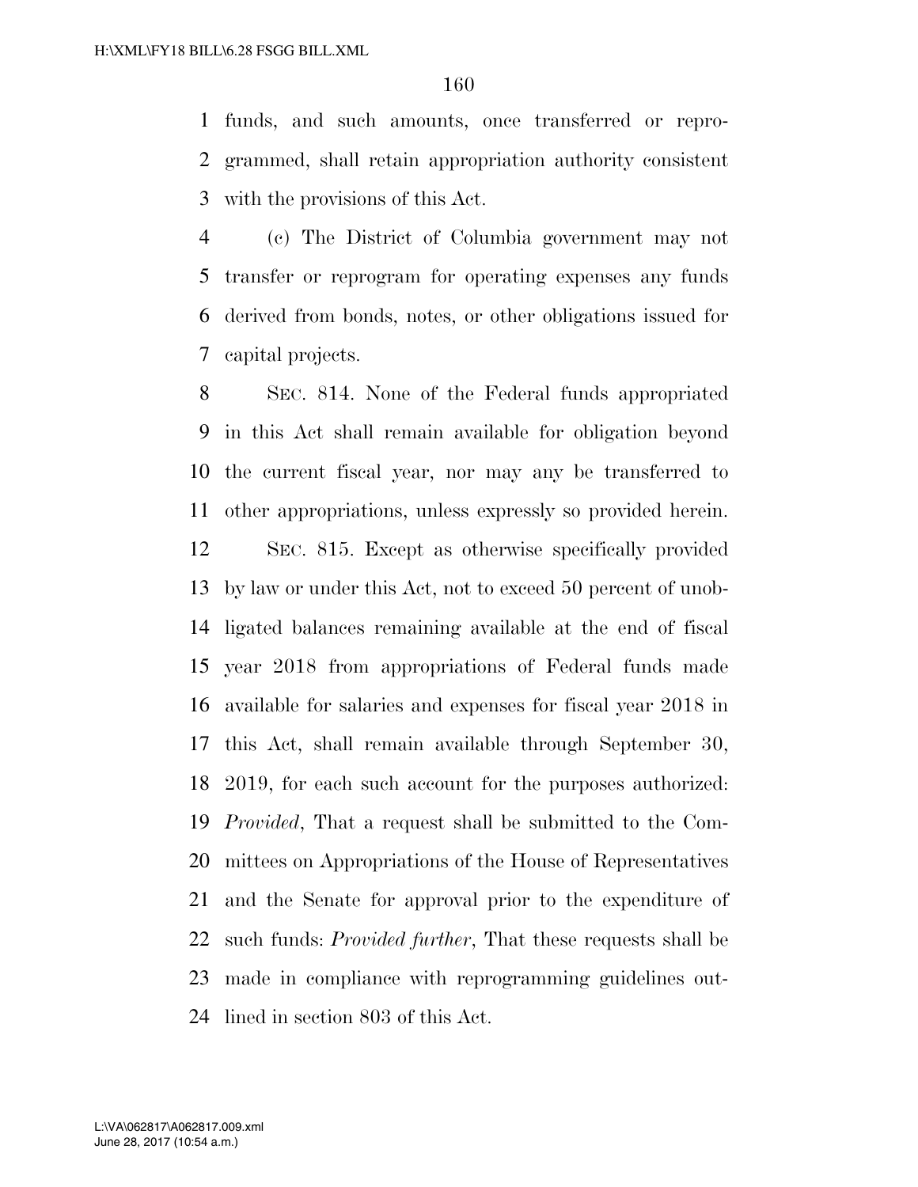funds, and such amounts, once transferred or reprogrammed, shall retain appropriation authority consistent with the provisions of this Act.

(c) The District of Columbia government may not transfer or reprogram for operating expenses any funds derived from bonds, notes, or other obligations issued for capital projects.

SEC. 814. None of the Federal funds appropriated in this Act shall remain available for obligation beyond the current fiscal year, nor may any be transferred to other appropriations, unless expressly so provided herein.

SEC. 815. Except as otherwise specifically provided by law or under this Act, not to exceed 50 percent of unobligated balances remaining available at the end of fiscal year 2018 from appropriations of Federal funds made available for salaries and expenses for fiscal year 2018 in this Act, shall remain available through September 30, 2019, for each such account for the purposes authorized: *Provided*, That a request shall be submitted to the Committees on Appropriations of the House of Representatives and the Senate for approval prior to the expenditure of such funds: *Provided further*, That these requests shall be made in compliance with reprogramming guidelines outlined in section 803 of this Act.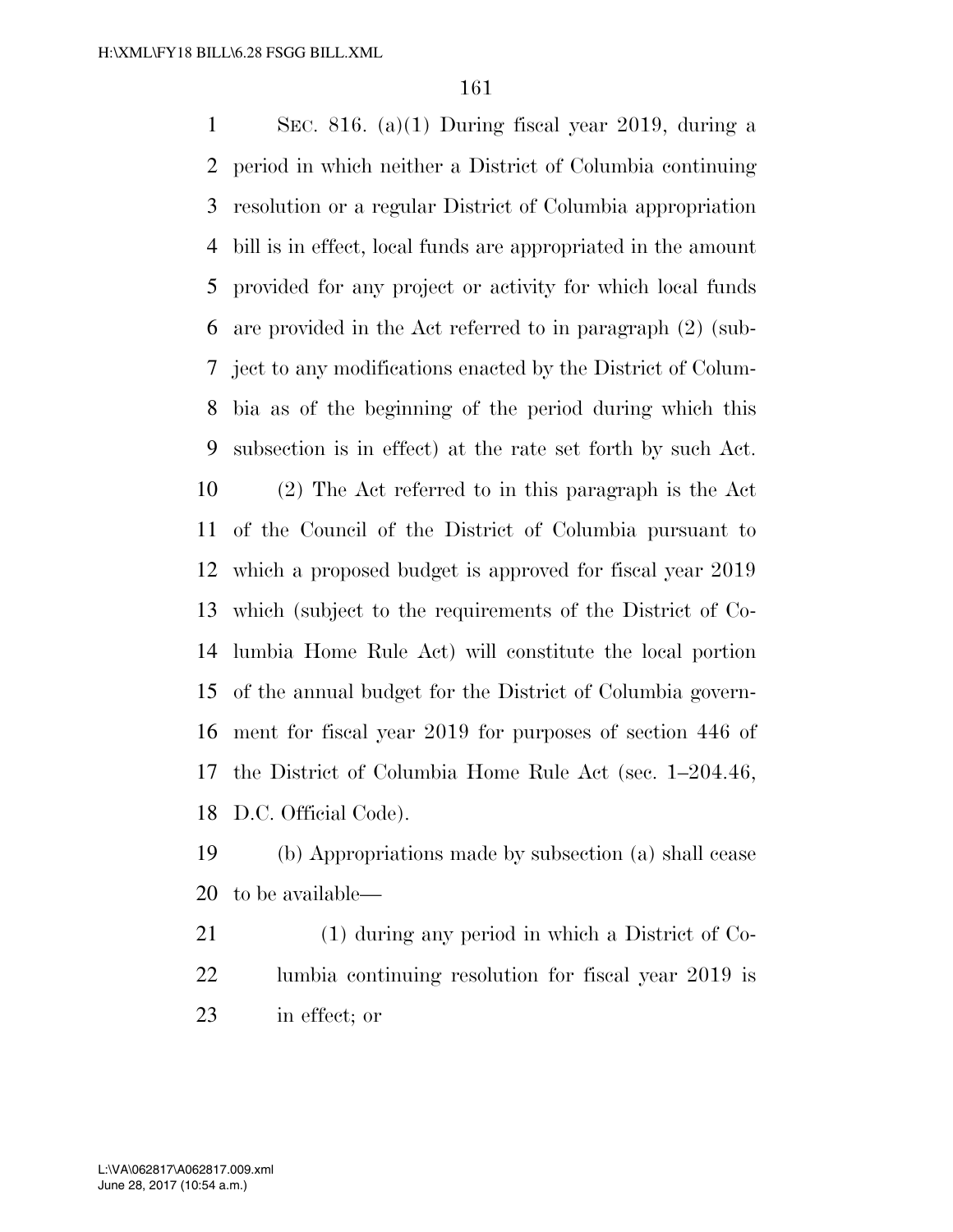SEC. 816. (a)(1) During fiscal year 2019, during a period in which neither a District of Columbia continuing resolution or a regular District of Columbia appropriation bill is in effect, local funds are appropriated in the amount provided for any project or activity for which local funds are provided in the Act referred to in paragraph (2) (subject to any modifications enacted by the District of Columbia as of the beginning of the period during which this subsection is in effect) at the rate set forth by such Act.

(2) The Act referred to in this paragraph is the Act of the Council of the District of Columbia pursuant to which a proposed budget is approved for fiscal year 2019 which (subject to the requirements of the District of Columbia Home Rule Act) will constitute the local portion of the annual budget for the District of Columbia government for fiscal year 2019 for purposes of section 446 of the District of Columbia Home Rule Act (sec. 1–204.46, D.C. Official Code).

(b) Appropriations made by subsection (a) shall cease to be available—

(1) during any period in which a District of Columbia continuing resolution for fiscal year 2019 is in effect; or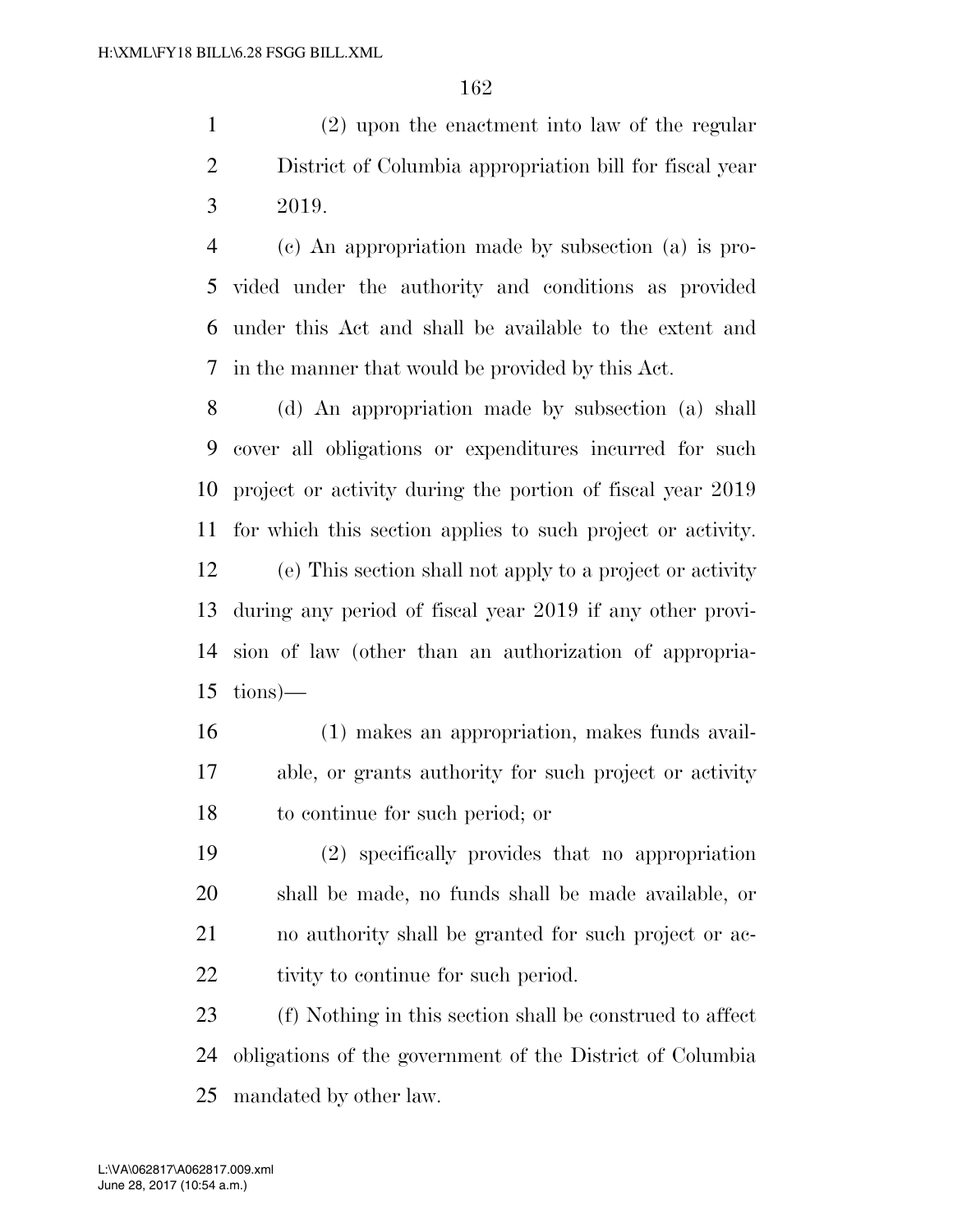(2) upon the enactment into law of the regular District of Columbia appropriation bill for fiscal year 2019.

(c) An appropriation made by subsection (a) is provided under the authority and conditions as provided under this Act and shall be available to the extent and in the manner that would be provided by this Act.

(d) An appropriation made by subsection (a) shall cover all obligations or expenditures incurred for such project or activity during the portion of fiscal year 2019 for which this section applies to such project or activity.

(e) This section shall not apply to a project or activity during any period of fiscal year 2019 if any other provision of law (other than an authorization of appropriations)—

(1) makes an appropriation, makes funds available, or grants authority for such project or activity to continue for such period; or

(2) specifically provides that no appropriation shall be made, no funds shall be made available, or no authority shall be granted for such project or activity to continue for such period.

(f) Nothing in this section shall be construed to affect obligations of the government of the District of Columbia mandated by other law.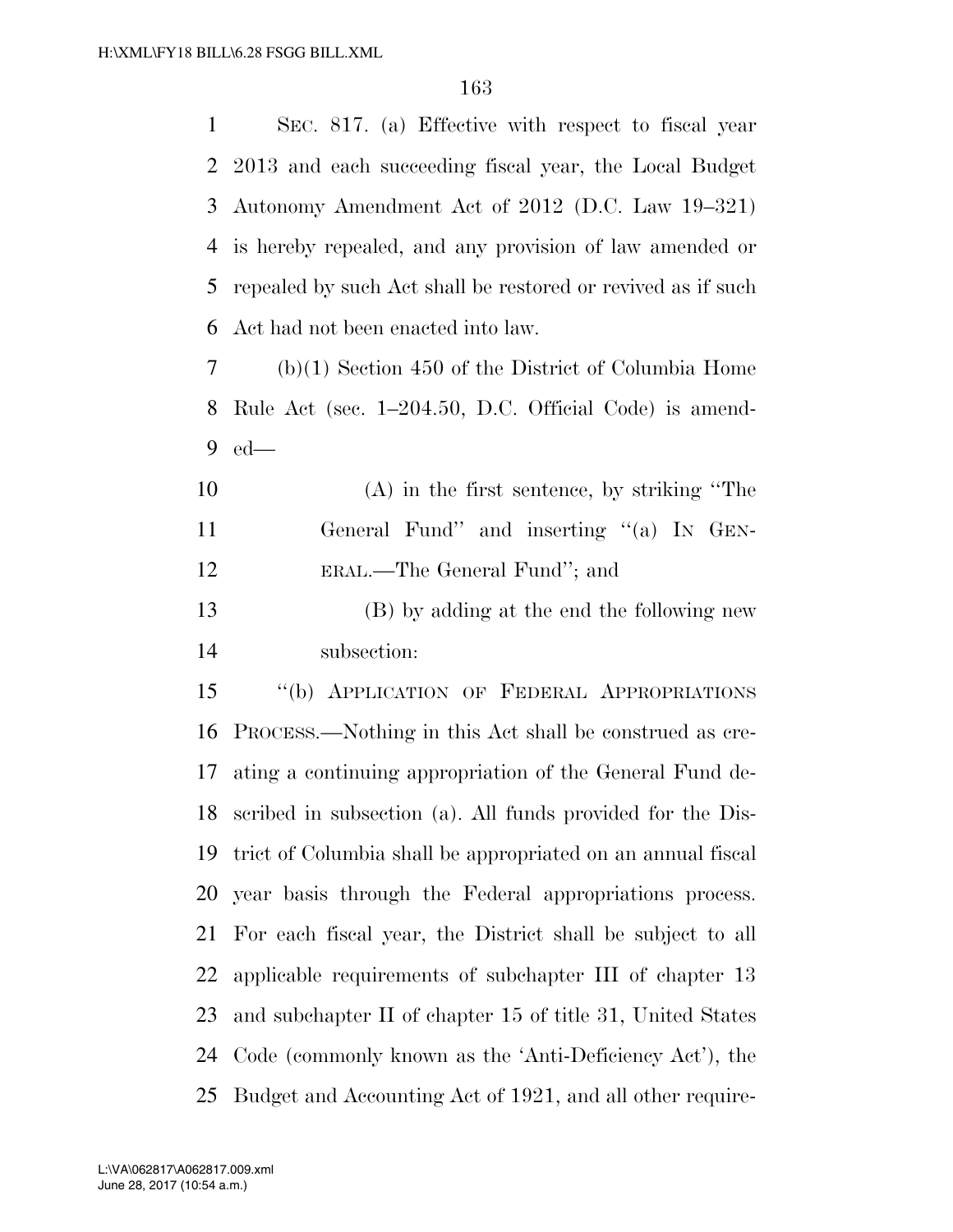SEC. 817. (a) Effective with respect to fiscal year 2013 and each succeeding fiscal year, the Local Budget Autonomy Amendment Act of 2012 (D.C. Law 19–321) is hereby repealed, and any provision of law amended or repealed by such Act shall be restored or revived as if such Act had not been enacted into law.

(b)(1) Section 450 of the District of Columbia Home Rule Act (sec. 1–204.50, D.C. Official Code) is amended—

(A) in the first sentence, by striking "The General Fund" and inserting "(a) IN GENERAL.—The General Fund"; and

(B) by adding at the end the following new subsection:

"(b) APPLICATION OF FEDERAL APPROPRIATIONS PROCESS.—Nothing in this Act shall be construed as creating a continuing appropriation of the General Fund described in subsection (a). All funds provided for the District of Columbia shall be appropriated on an annual fiscal year basis through the Federal appropriations process. For each fiscal year, the District shall be subject to all applicable requirements of subchapter III of chapter 13 and subchapter II of chapter 15 of title 31, United States Code (commonly known as the 'Anti-Deficiency Act'), the Budget and Accounting Act of 1921, and all other require-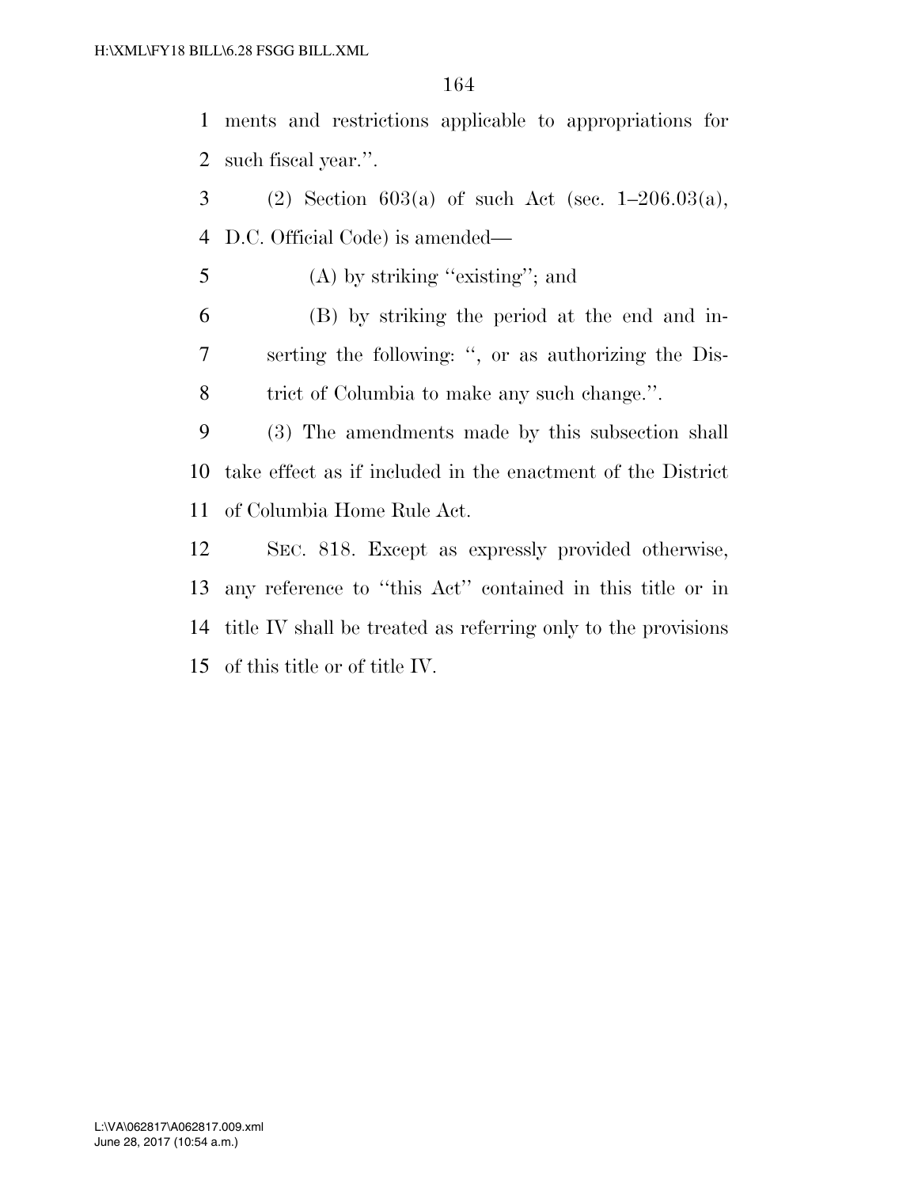ments and restrictions applicable to appropriations for such fiscal year.''.

(2) Section 603(a) of such Act (sec. 1–206.03(a), D.C. Official Code) is amended—

(A) by striking ''existing''; and

(B) by striking the period at the end and inserting the following: '', or as authorizing the District of Columbia to make any such change.''.

(3) The amendments made by this subsection shall take effect as if included in the enactment of the District of Columbia Home Rule Act.

SEC. 818. Except as expressly provided otherwise, any reference to ''this Act'' contained in this title or in title IV shall be treated as referring only to the provisions of this title or of title IV.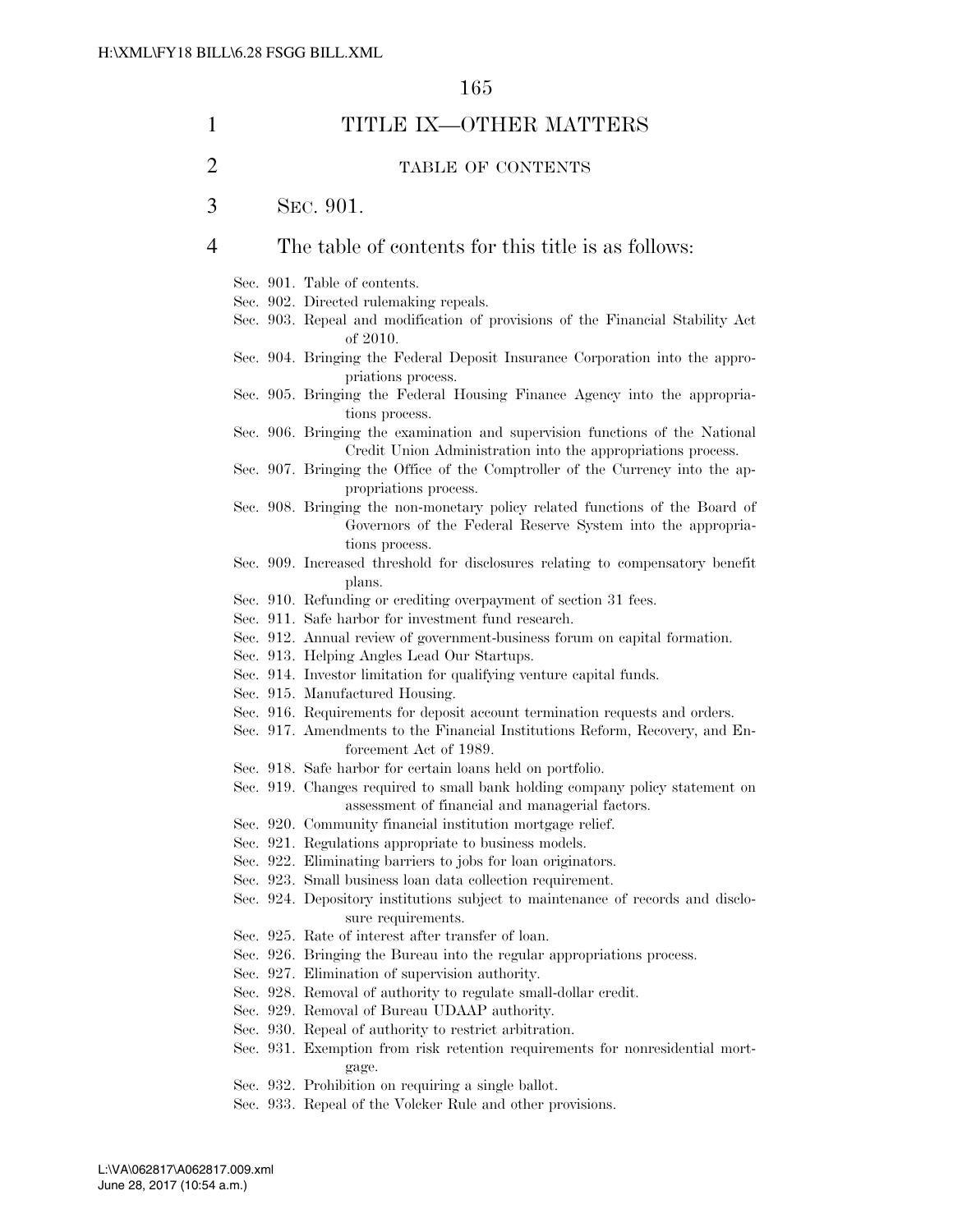# TITLE IX—OTHER MATTERS

## TABLE OF CONTENTS

SEC. 901.

The table of contents for this title is as follows:

Sec. 901. Table of contents.
Sec. 902. Directed rulemaking repeals.
Sec. 903. Repeal and modification of provisions of the Financial Stability Act of 2010.
Sec. 904. Bringing the Federal Deposit Insurance Corporation into the appropriations process.
Sec. 905. Bringing the Federal Housing Finance Agency into the appropriations process.
Sec. 906. Bringing the examination and supervision functions of the National Credit Union Administration into the appropriations process.
Sec. 907. Bringing the Office of the Comptroller of the Currency into the appropriations process.
Sec. 908. Bringing the non-monetary policy related functions of the Board of Governors of the Federal Reserve System into the appropriations process.
Sec. 909. Increased threshold for disclosures relating to compensatory benefit plans.
Sec. 910. Refunding or crediting overpayment of section 31 fees.
Sec. 911. Safe harbor for investment fund research.
Sec. 912. Annual review of government-business forum on capital formation.
Sec. 913. Helping Angles Lead Our Startups.
Sec. 914. Investor limitation for qualifying venture capital funds.
Sec. 915. Manufactured Housing.
Sec. 916. Requirements for deposit account termination requests and orders.
Sec. 917. Amendments to the Financial Institutions Reform, Recovery, and Enforcement Act of 1989.
Sec. 918. Safe harbor for certain loans held on portfolio.
Sec. 919. Changes required to small bank holding company policy statement on assessment of financial and managerial factors.
Sec. 920. Community financial institution mortgage relief.
Sec. 921. Regulations appropriate to business models.
Sec. 922. Eliminating barriers to jobs for loan originators.
Sec. 923. Small business loan data collection requirement.
Sec. 924. Depository institutions subject to maintenance of records and disclosure requirements.
Sec. 925. Rate of interest after transfer of loan.
Sec. 926. Bringing the Bureau into the regular appropriations process.
Sec. 927. Elimination of supervision authority.
Sec. 928. Removal of authority to regulate small-dollar credit.
Sec. 929. Removal of Bureau UDAAP authority.
Sec. 930. Repeal of authority to restrict arbitration.
Sec. 931. Exemption from risk retention requirements for nonresidential mortgage.
Sec. 932. Prohibition on requiring a single ballot.
Sec. 933. Repeal of the Volcker Rule and other provisions.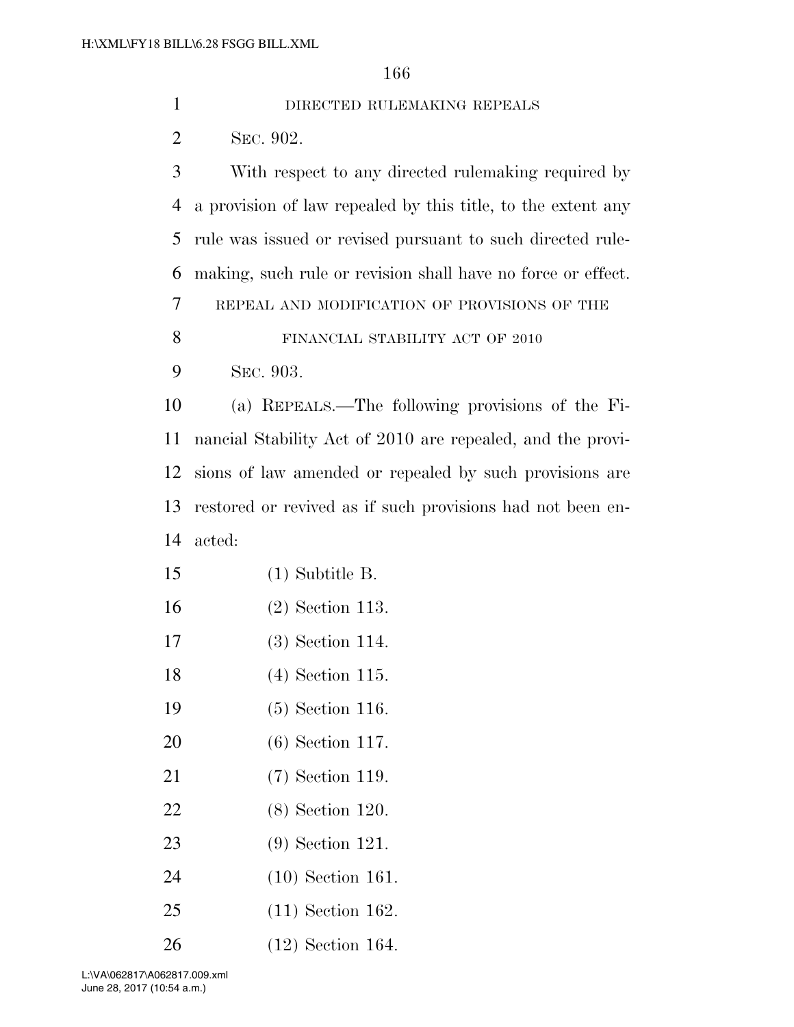DIRECTED RULEMAKING REPEALS

SEC. 902.

With respect to any directed rulemaking required by a provision of law repealed by this title, to the extent any rule was issued or revised pursuant to such directed rulemaking, such rule or revision shall have no force or effect.

REPEAL AND MODIFICATION OF PROVISIONS OF THE FINANCIAL STABILITY ACT OF 2010

SEC. 903.

(a) REPEALS.—The following provisions of the Financial Stability Act of 2010 are repealed, and the provisions of law amended or repealed by such provisions are restored or revived as if such provisions had not been enacted:

(1) Subtitle B.

(2) Section 113.

(3) Section 114.

(4) Section 115.

(5) Section 116.

(6) Section 117.

(7) Section 119.

(8) Section 120.

(9) Section 121.

(10) Section 161.

(11) Section 162.

(12) Section 164.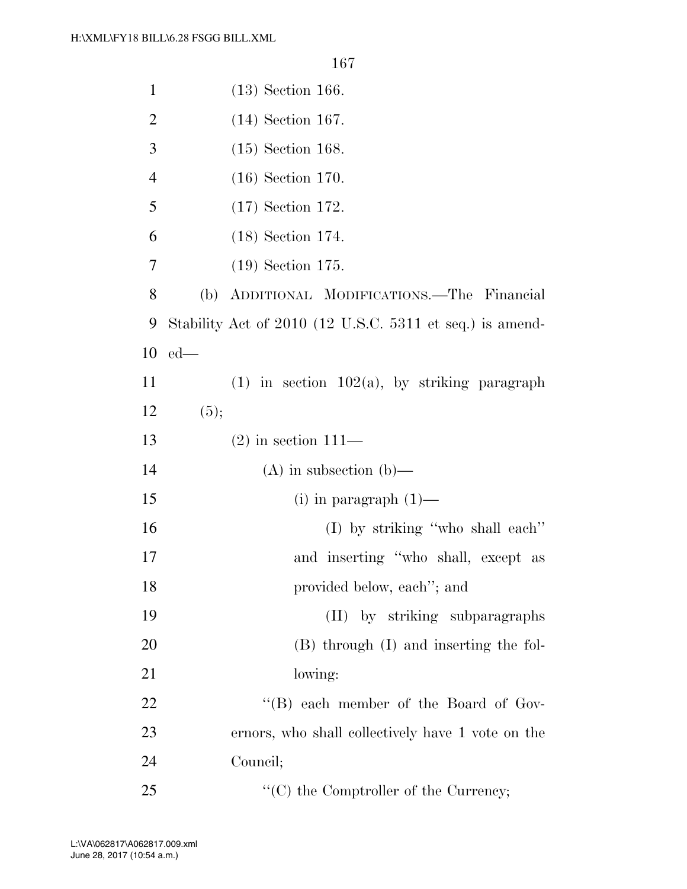(13) Section 166.

(14) Section 167.

(15) Section 168.

(16) Section 170.

(17) Section 172.

(18) Section 174.

(19) Section 175.

(b) ADDITIONAL MODIFICATIONS.—The Financial Stability Act of 2010 (12 U.S.C. 5311 et seq.) is amended—

(1) in section 102(a), by striking paragraph (5);

(2) in section 111—

(A) in subsection (b)—

(i) in paragraph (1)—

(I) by striking ''who shall each'' and inserting ''who shall, except as provided below, each''; and

(II) by striking subparagraphs (B) through (I) and inserting the following:

''(B) each member of the Board of Governors, who shall collectively have 1 vote on the Council;

''(C) the Comptroller of the Currency;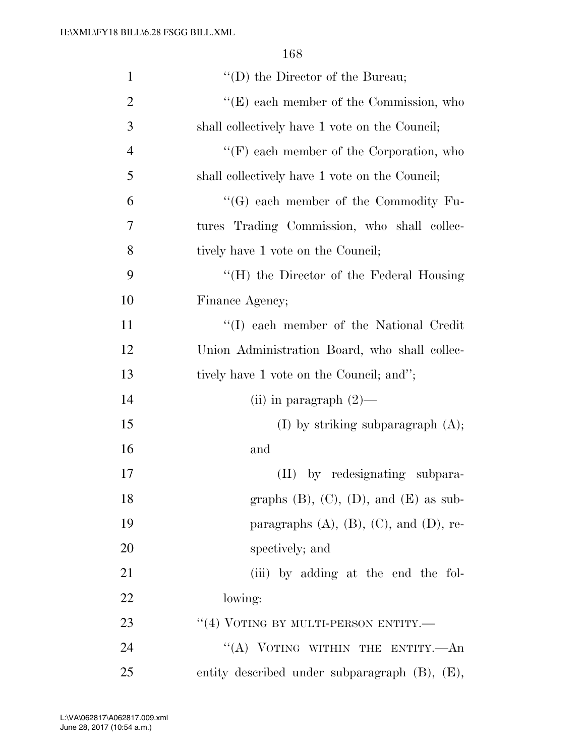''(D) the Director of the Bureau;

''(E) each member of the Commission, who shall collectively have 1 vote on the Council;

''(F) each member of the Corporation, who shall collectively have 1 vote on the Council;

''(G) each member of the Commodity Futures Trading Commission, who shall collectively have 1 vote on the Council;

''(H) the Director of the Federal Housing Finance Agency;

''(I) each member of the National Credit Union Administration Board, who shall collectively have 1 vote on the Council; and'';

(ii) in paragraph (2)—

(I) by striking subparagraph (A); and

(II) by redesignating subparagraphs (B), (C), (D), and (E) as subparagraphs (A), (B), (C), and (D), respectively; and

(iii) by adding at the end the following:

''(4) VOTING BY MULTI-PERSON ENTITY.—

''(A) VOTING WITHIN THE ENTITY.—An entity described under subparagraph (B), (E),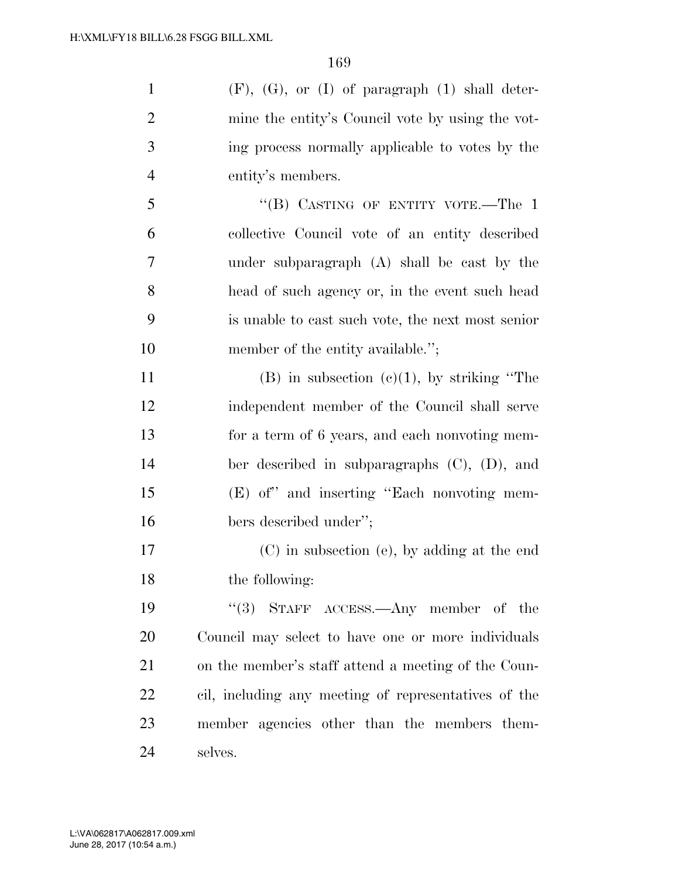(F), (G), or (I) of paragraph (1) shall determine the entity's Council vote by using the voting process normally applicable to votes by the entity's members.

"(B) CASTING OF ENTITY VOTE.—The 1 collective Council vote of an entity described under subparagraph (A) shall be cast by the head of such agency or, in the event such head is unable to cast such vote, the next most senior member of the entity available.";

(B) in subsection (c)(1), by striking "The independent member of the Council shall serve for a term of 6 years, and each nonvoting member described in subparagraphs (C), (D), and (E) of" and inserting "Each nonvoting members described under";

(C) in subsection (e), by adding at the end the following:

"(3) STAFF ACCESS.—Any member of the Council may select to have one or more individuals on the member's staff attend a meeting of the Council, including any meeting of representatives of the member agencies other than the members themselves.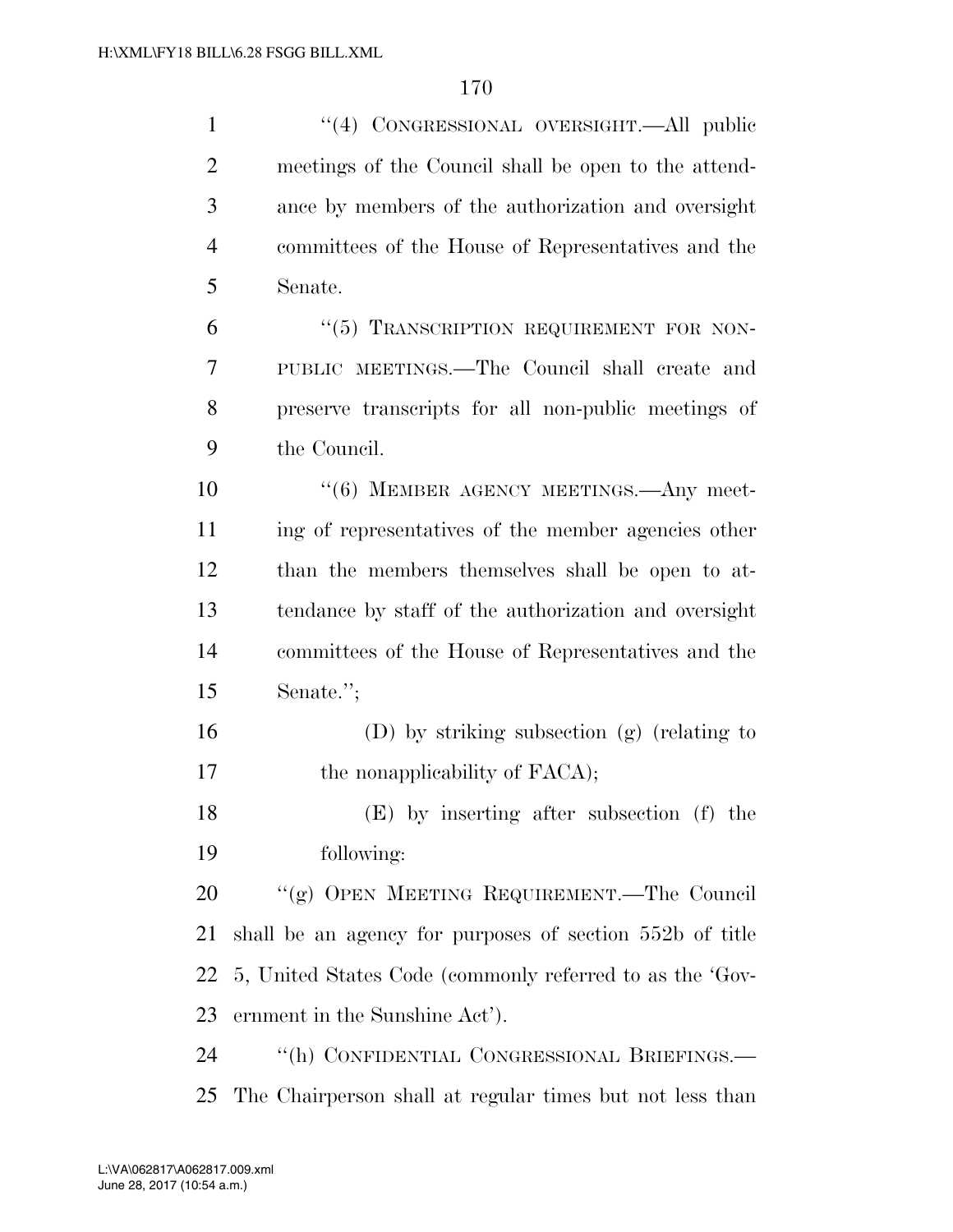"(4) CONGRESSIONAL OVERSIGHT.—All public meetings of the Council shall be open to the attendance by members of the authorization and oversight committees of the House of Representatives and the Senate.

"(5) TRANSCRIPTION REQUIREMENT FOR NON-PUBLIC MEETINGS.—The Council shall create and preserve transcripts for all non-public meetings of the Council.

"(6) MEMBER AGENCY MEETINGS.—Any meeting of representatives of the member agencies other than the members themselves shall be open to attendance by staff of the authorization and oversight committees of the House of Representatives and the Senate.";

(D) by striking subsection (g) (relating to the nonapplicability of FACA);

(E) by inserting after subsection (f) the following:

"(g) OPEN MEETING REQUIREMENT.—The Council shall be an agency for purposes of section 552b of title 5, United States Code (commonly referred to as the 'Government in the Sunshine Act').

"(h) CONFIDENTIAL CONGRESSIONAL BRIEFINGS.—The Chairperson shall at regular times but not less than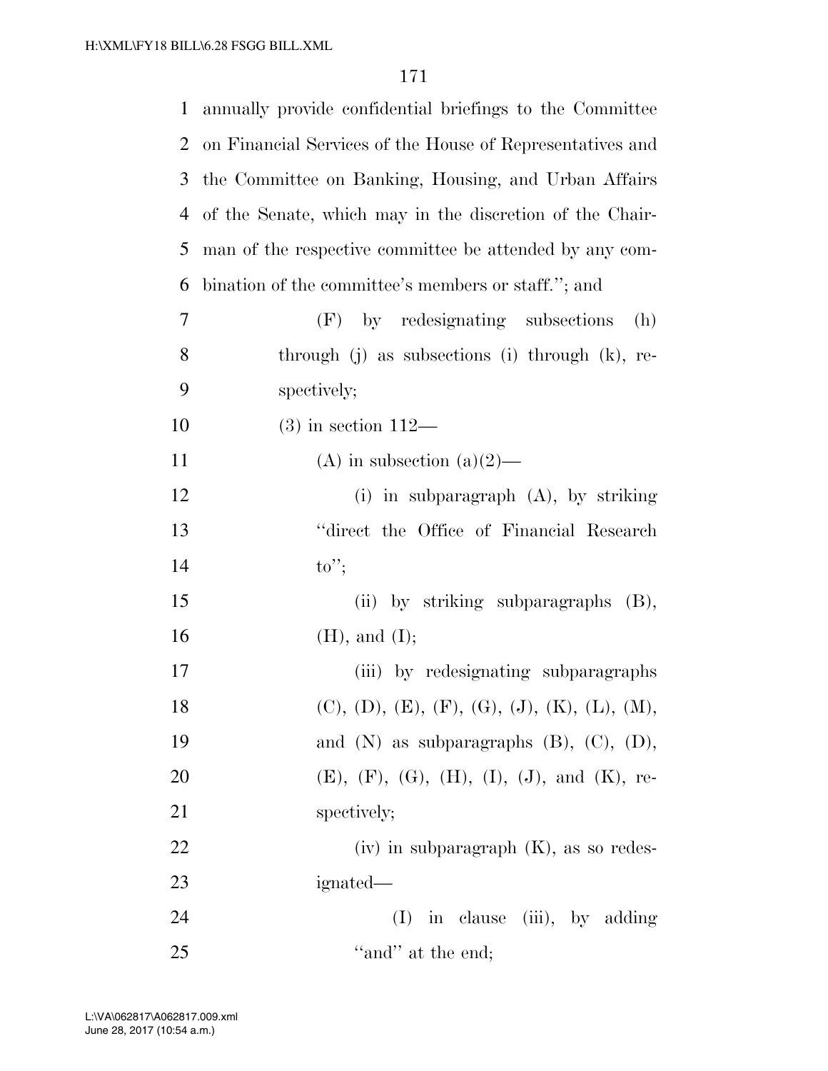annually provide confidential briefings to the Committee on Financial Services of the House of Representatives and the Committee on Banking, Housing, and Urban Affairs of the Senate, which may in the discretion of the Chairman of the respective committee be attended by any combination of the committee's members or staff.''; and

(F) by redesignating subsections (h) through (j) as subsections (i) through (k), respectively;

(3) in section 112—

(A) in subsection (a)(2)—

(i) in subparagraph (A), by striking ''direct the Office of Financial Research to'';

(ii) by striking subparagraphs (B), (H), and (I);

(iii) by redesignating subparagraphs (C), (D), (E), (F), (G), (J), (K), (L), (M), and (N) as subparagraphs (B), (C), (D), (E), (F), (G), (H), (I), (J), and (K), respectively;

(iv) in subparagraph (K), as so redesignated—

(I) in clause (iii), by adding ''and'' at the end;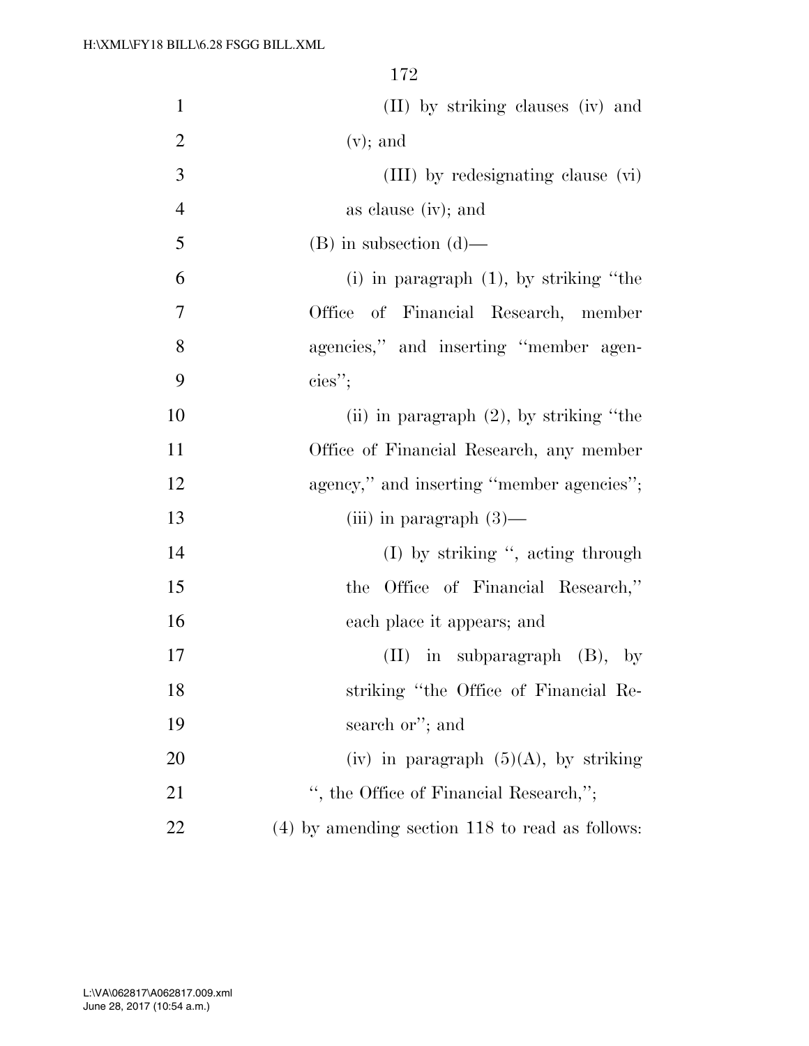(II) by striking clauses (iv) and (v); and

(III) by redesignating clause (vi) as clause (iv); and

(B) in subsection (d)—

(i) in paragraph (1), by striking ''the Office of Financial Research, member agencies,'' and inserting ''member agencies'';

(ii) in paragraph (2), by striking ''the Office of Financial Research, any member agency,'' and inserting ''member agencies'';

(iii) in paragraph (3)—

(I) by striking '', acting through the Office of Financial Research,'' each place it appears; and

(II) in subparagraph (B), by striking ''the Office of Financial Research or''; and

(iv) in paragraph (5)(A), by striking '', the Office of Financial Research,'';

(4) by amending section 118 to read as follows: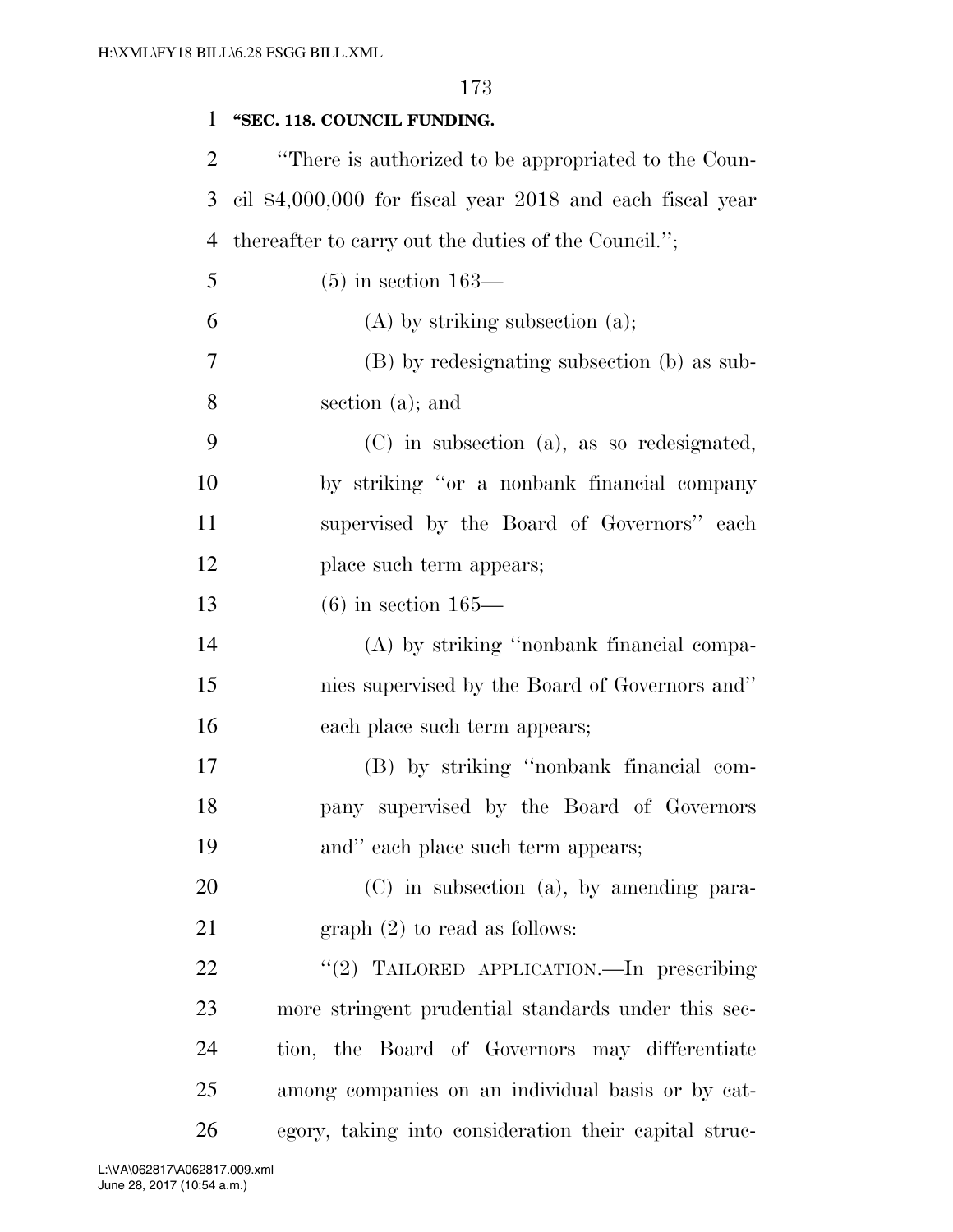**"SEC. 118. COUNCIL FUNDING.**

"There is authorized to be appropriated to the Council $4,000,000 for fiscal year 2018 and each fiscal year thereafter to carry out the duties of the Council.";

(5) in section 163—

(A) by striking subsection (a);

(B) by redesignating subsection (b) as subsection (a); and

(C) in subsection (a), as so redesignated, by striking "or a nonbank financial company supervised by the Board of Governors" each place such term appears;

(6) in section 165—

(A) by striking "nonbank financial companies supervised by the Board of Governors and" each place such term appears;

(B) by striking "nonbank financial company supervised by the Board of Governors and" each place such term appears;

(C) in subsection (a), by amending paragraph (2) to read as follows:

"(2) TAILORED APPLICATION.—In prescribing more stringent prudential standards under this section, the Board of Governors may differentiate among companies on an individual basis or by category, taking into consideration their capital struc-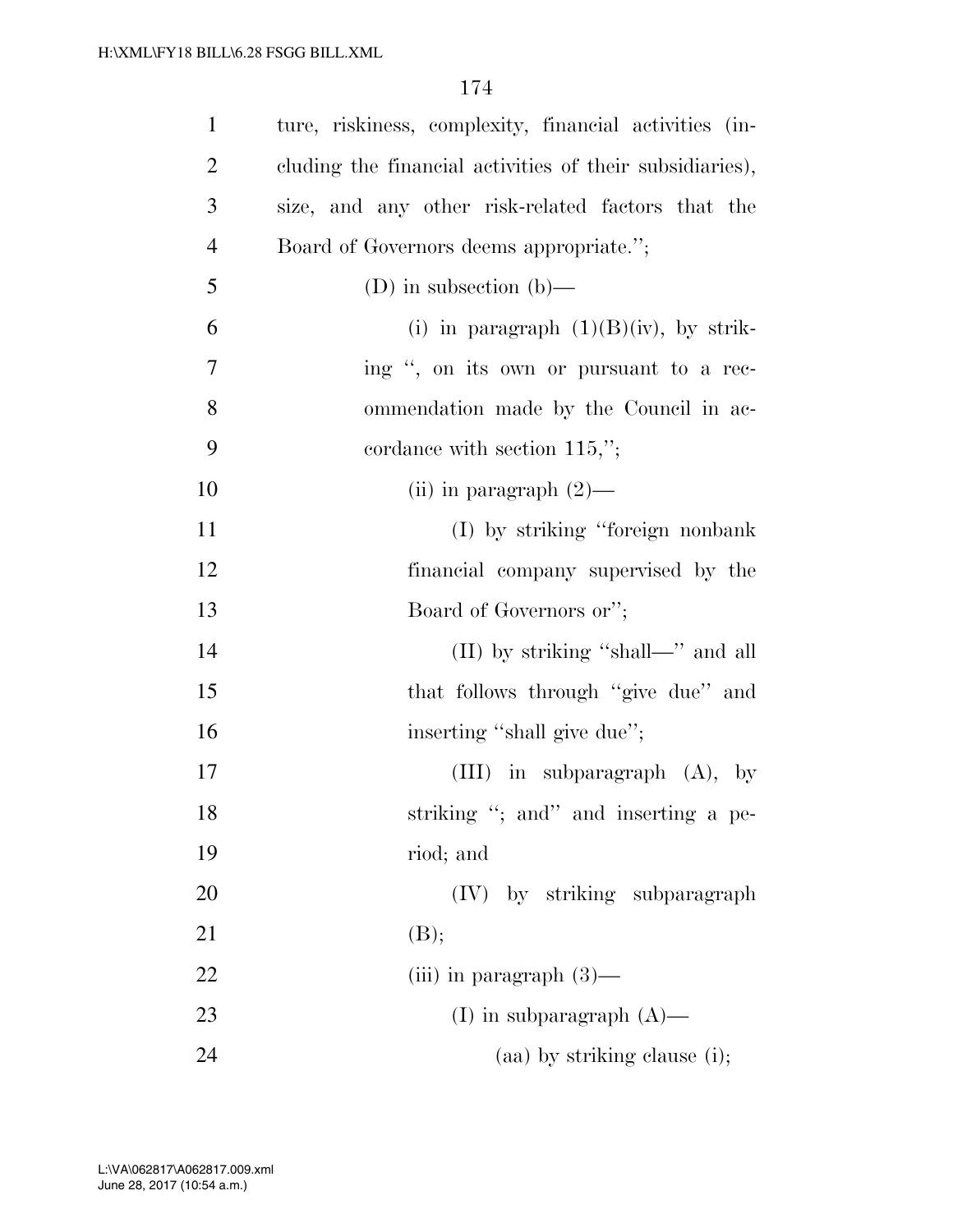ture, riskiness, complexity, financial activities (including the financial activities of their subsidiaries), size, and any other risk-related factors that the Board of Governors deems appropriate.'';

(D) in subsection (b)—

(i) in paragraph (1)(B)(iv), by striking '', on its own or pursuant to a recommendation made by the Council in accordance with section 115,'';

(ii) in paragraph (2)—

(I) by striking ''foreign nonbank financial company supervised by the Board of Governors or'';

(II) by striking ''shall—'' and all that follows through ''give due'' and inserting ''shall give due'';

(III) in subparagraph (A), by striking ''; and'' and inserting a period; and

(IV) by striking subparagraph (B);

(iii) in paragraph (3)—

(I) in subparagraph (A)—

(aa) by striking clause (i);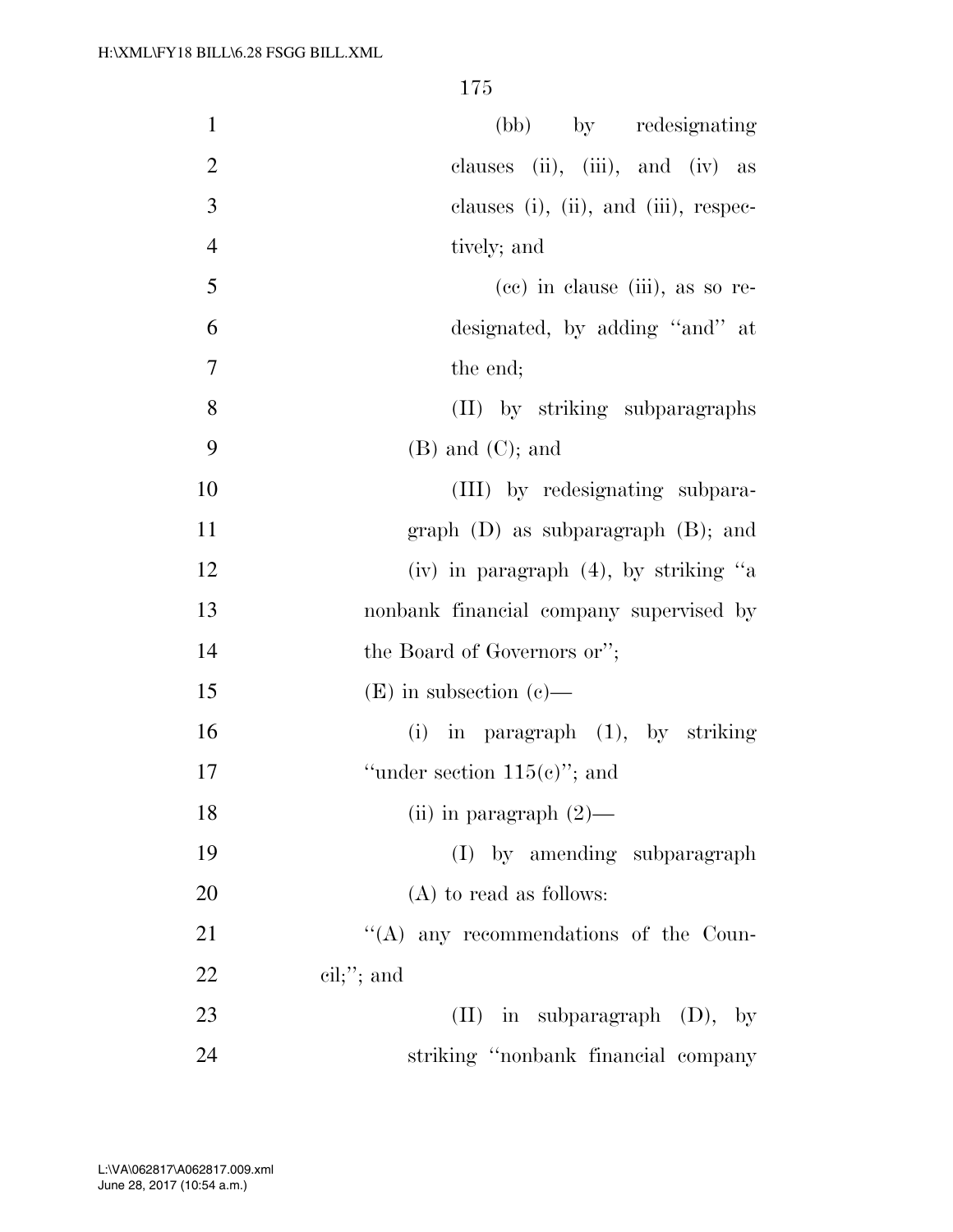(bb) by redesignating clauses (ii), (iii), and (iv) as clauses (i), (ii), and (iii), respectively; and

(cc) in clause (iii), as so redesignated, by adding "and" at the end;

(II) by striking subparagraphs (B) and (C); and

(III) by redesignating subparagraph (D) as subparagraph (B); and

(iv) in paragraph (4), by striking "a nonbank financial company supervised by the Board of Governors or";

(E) in subsection (c)—

(i) in paragraph (1), by striking "under section 115(c)"; and

(ii) in paragraph (2)—

(I) by amending subparagraph (A) to read as follows:

"(A) any recommendations of the Council;"; and

(II) in subparagraph (D), by striking "nonbank financial company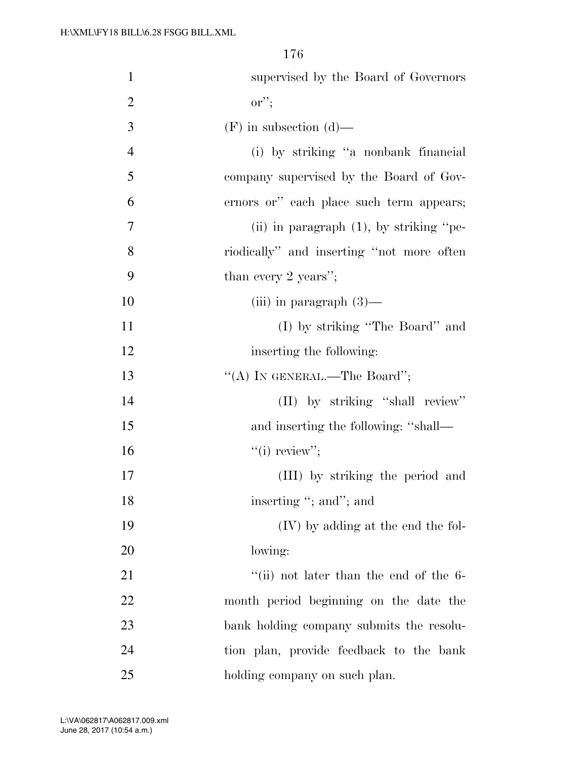supervised by the Board of Governors or'';

(F) in subsection (d)—

(i) by striking ''a nonbank financial company supervised by the Board of Governors or'' each place such term appears;

(ii) in paragraph (1), by striking ''periodically'' and inserting ''not more often than every 2 years'';

(iii) in paragraph (3)—

(I) by striking ''The Board'' and inserting the following:

''(A) IN GENERAL.—The Board'';

(II) by striking ''shall review'' and inserting the following: ''shall—

''(i) review'';

(III) by striking the period and inserting ''; and''; and

(IV) by adding at the end the following:

''(ii) not later than the end of the 6-month period beginning on the date the bank holding company submits the resolution plan, provide feedback to the bank holding company on such plan.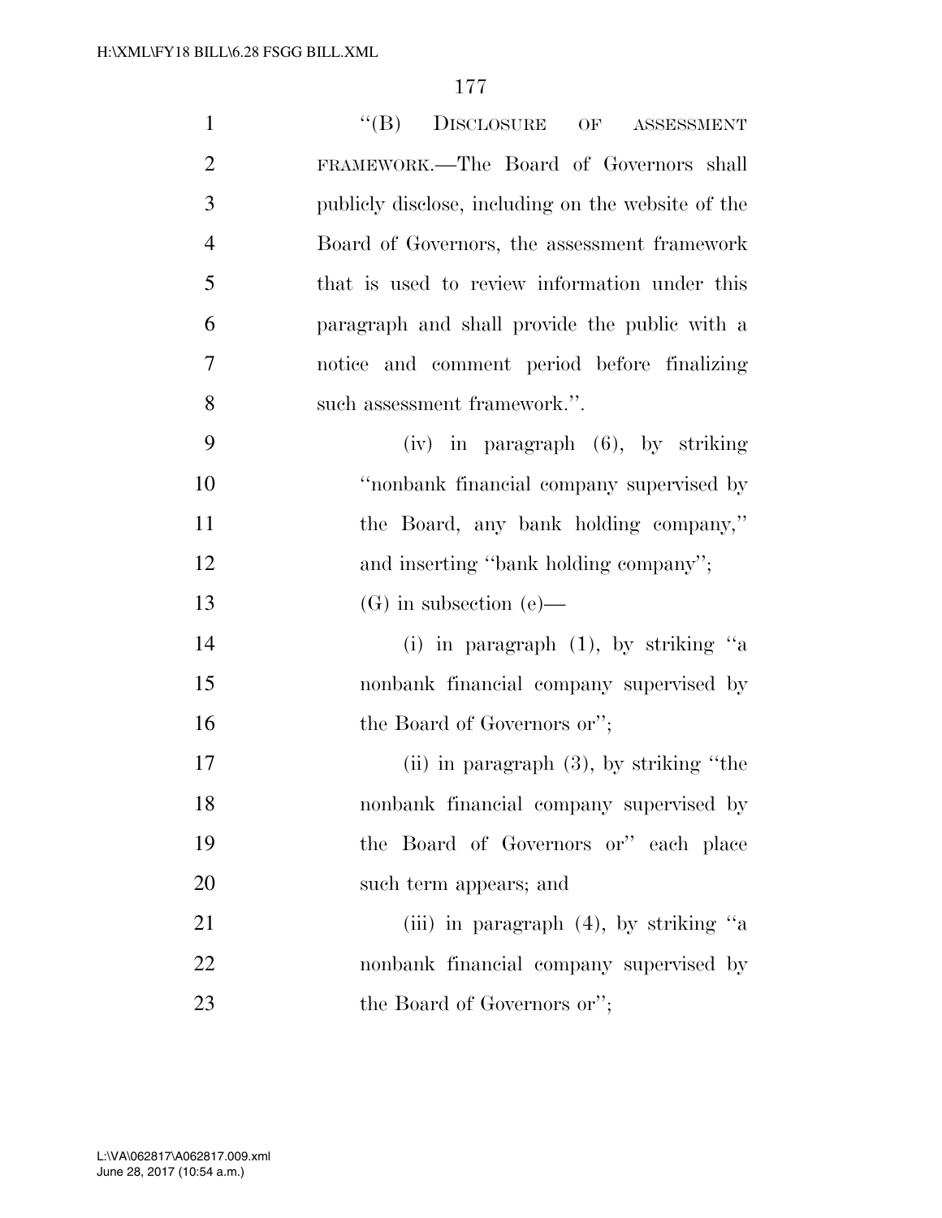''(B) DISCLOSURE OF ASSESSMENT FRAMEWORK.—The Board of Governors shall publicly disclose, including on the website of the Board of Governors, the assessment framework that is used to review information under this paragraph and shall provide the public with a notice and comment period before finalizing such assessment framework.''.

(iv) in paragraph (6), by striking ''nonbank financial company supervised by the Board, any bank holding company,'' and inserting ''bank holding company'';

(G) in subsection (e)—

(i) in paragraph (1), by striking ''a nonbank financial company supervised by the Board of Governors or'';

(ii) in paragraph (3), by striking ''the nonbank financial company supervised by the Board of Governors or'' each place such term appears; and

(iii) in paragraph (4), by striking ''a nonbank financial company supervised by the Board of Governors or'';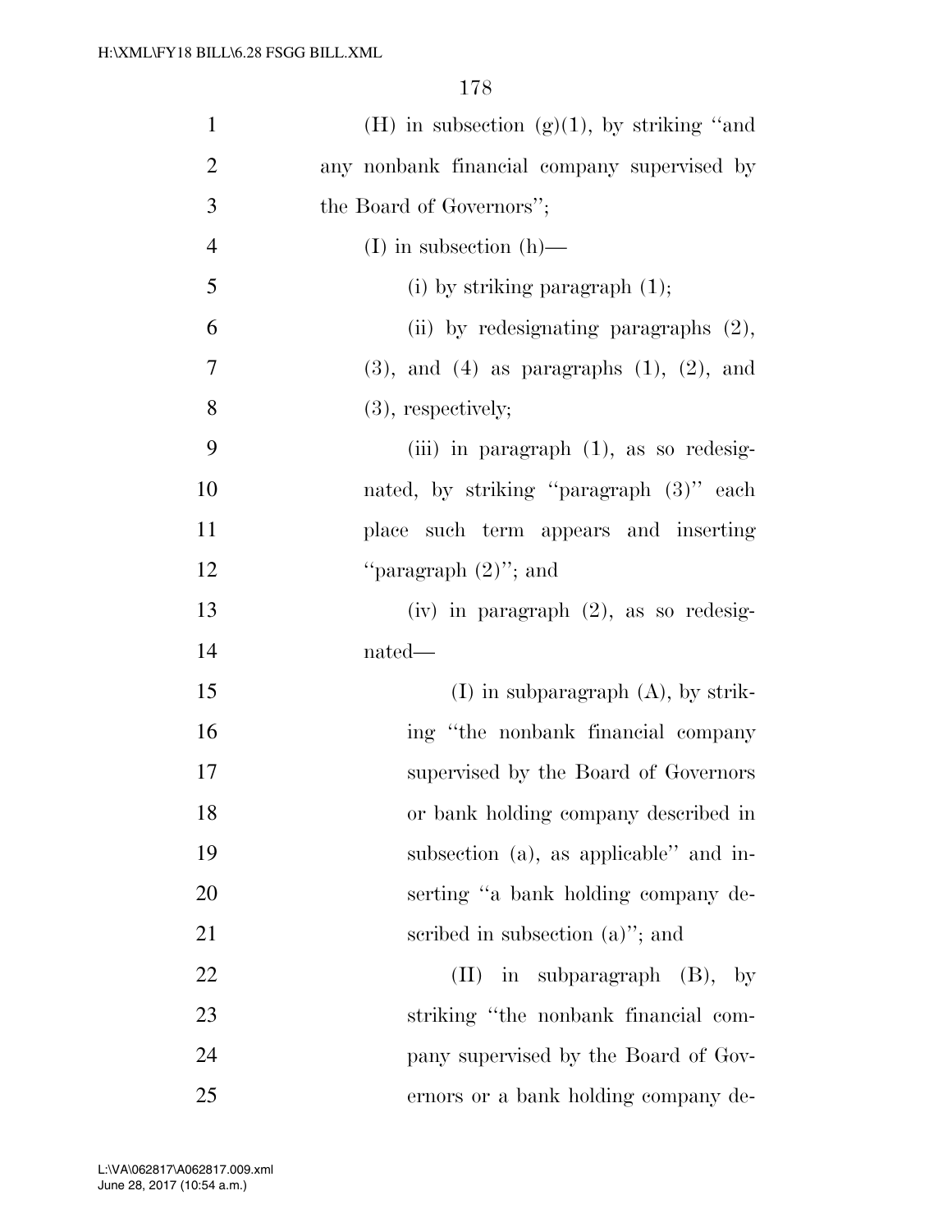(H) in subsection (g)(1), by striking "and any nonbank financial company supervised by the Board of Governors";

(I) in subsection (h)—

(i) by striking paragraph (1);

(ii) by redesignating paragraphs (2), (3), and (4) as paragraphs (1), (2), and (3), respectively;

(iii) in paragraph (1), as so redesignated, by striking "paragraph (3)" each place such term appears and inserting "paragraph (2)"; and

(iv) in paragraph (2), as so redesignated—

(I) in subparagraph (A), by striking "the nonbank financial company supervised by the Board of Governors or bank holding company described in subsection (a), as applicable" and inserting "a bank holding company described in subsection (a)"; and

(II) in subparagraph (B), by striking "the nonbank financial company supervised by the Board of Governors or a bank holding company de-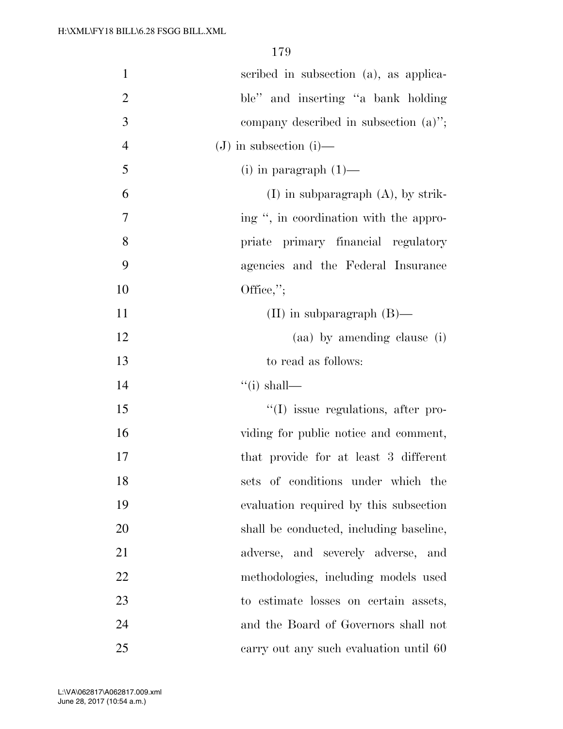scribed in subsection (a), as applicable'' and inserting ''a bank holding company described in subsection (a)'';

(J) in subsection (i)—

(i) in paragraph (1)—

(I) in subparagraph (A), by striking '', in coordination with the appropriate primary financial regulatory agencies and the Federal Insurance Office,'';

(II) in subparagraph (B)—

(aa) by amending clause (i) to read as follows:

''(i) shall—

''(I) issue regulations, after providing for public notice and comment, that provide for at least 3 different sets of conditions under which the evaluation required by this subsection shall be conducted, including baseline, adverse, and severely adverse, and methodologies, including models used to estimate losses on certain assets, and the Board of Governors shall not carry out any such evaluation until 60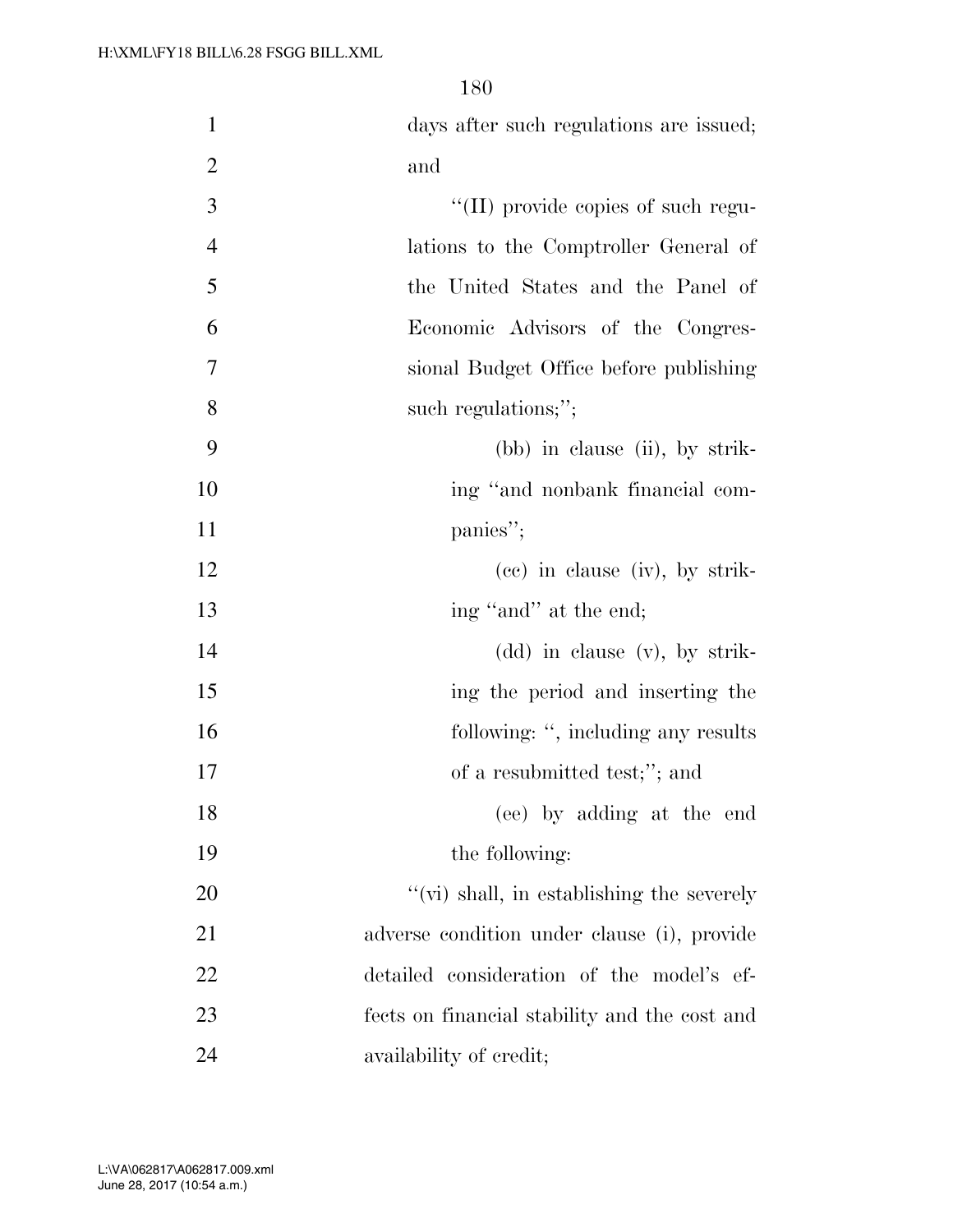days after such regulations are issued; and

''(II) provide copies of such regulations to the Comptroller General of the United States and the Panel of Economic Advisors of the Congressional Budget Office before publishing such regulations;'';

(bb) in clause (ii), by striking ''and nonbank financial companies'';

(cc) in clause (iv), by striking ''and'' at the end;

(dd) in clause (v), by striking the period and inserting the following: '', including any results of a resubmitted test;''; and

(ee) by adding at the end the following:

''(vi) shall, in establishing the severely adverse condition under clause (i), provide detailed consideration of the model's effects on financial stability and the cost and availability of credit;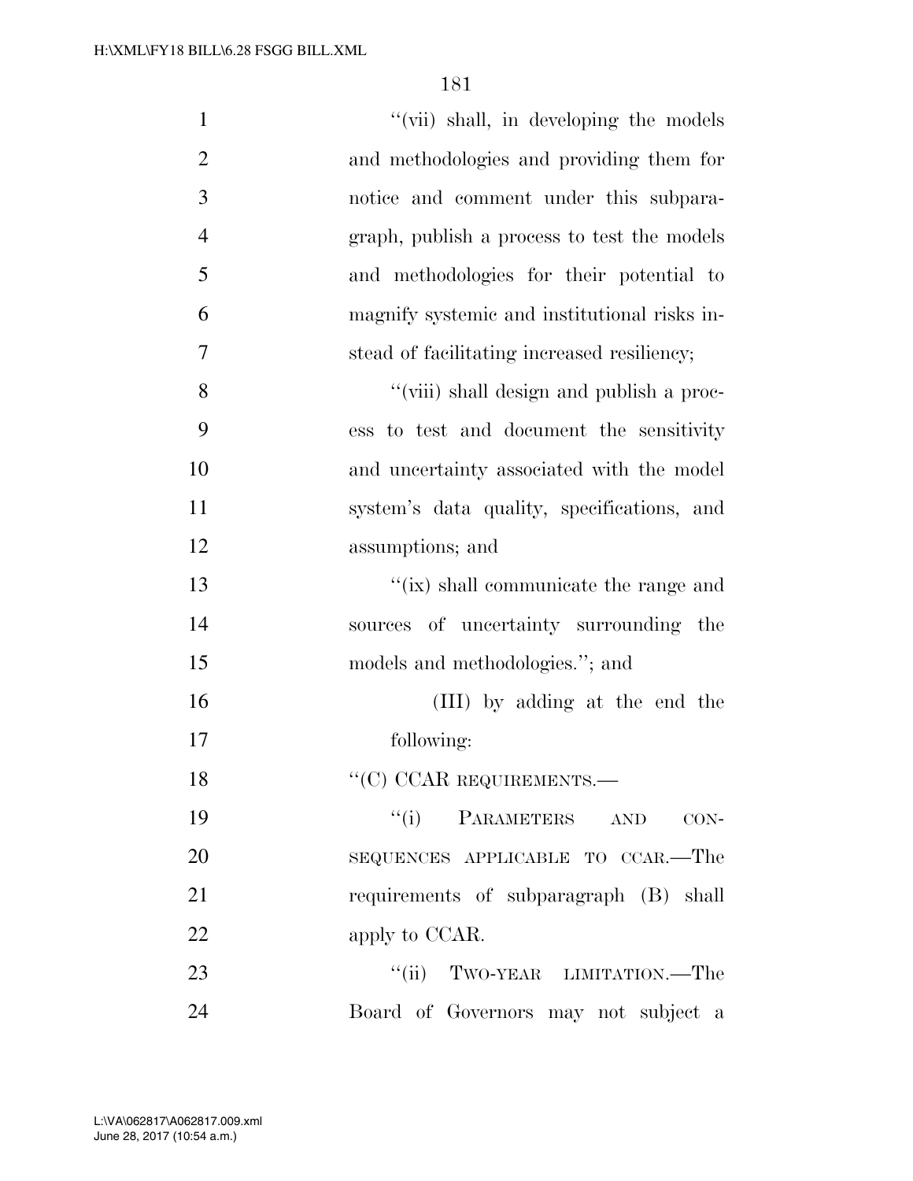''(vii) shall, in developing the models and methodologies and providing them for notice and comment under this subparagraph, publish a process to test the models and methodologies for their potential to magnify systemic and institutional risks instead of facilitating increased resiliency;

''(viii) shall design and publish a process to test and document the sensitivity and uncertainty associated with the model system's data quality, specifications, and assumptions; and

''(ix) shall communicate the range and sources of uncertainty surrounding the models and methodologies.''; and

(III) by adding at the end the following:

''(C) CCAR REQUIREMENTS.—

''(i) PARAMETERS AND CONSEQUENCES APPLICABLE TO CCAR.—The requirements of subparagraph (B) shall apply to CCAR.

''(ii) TWO-YEAR LIMITATION.—The Board of Governors may not subject a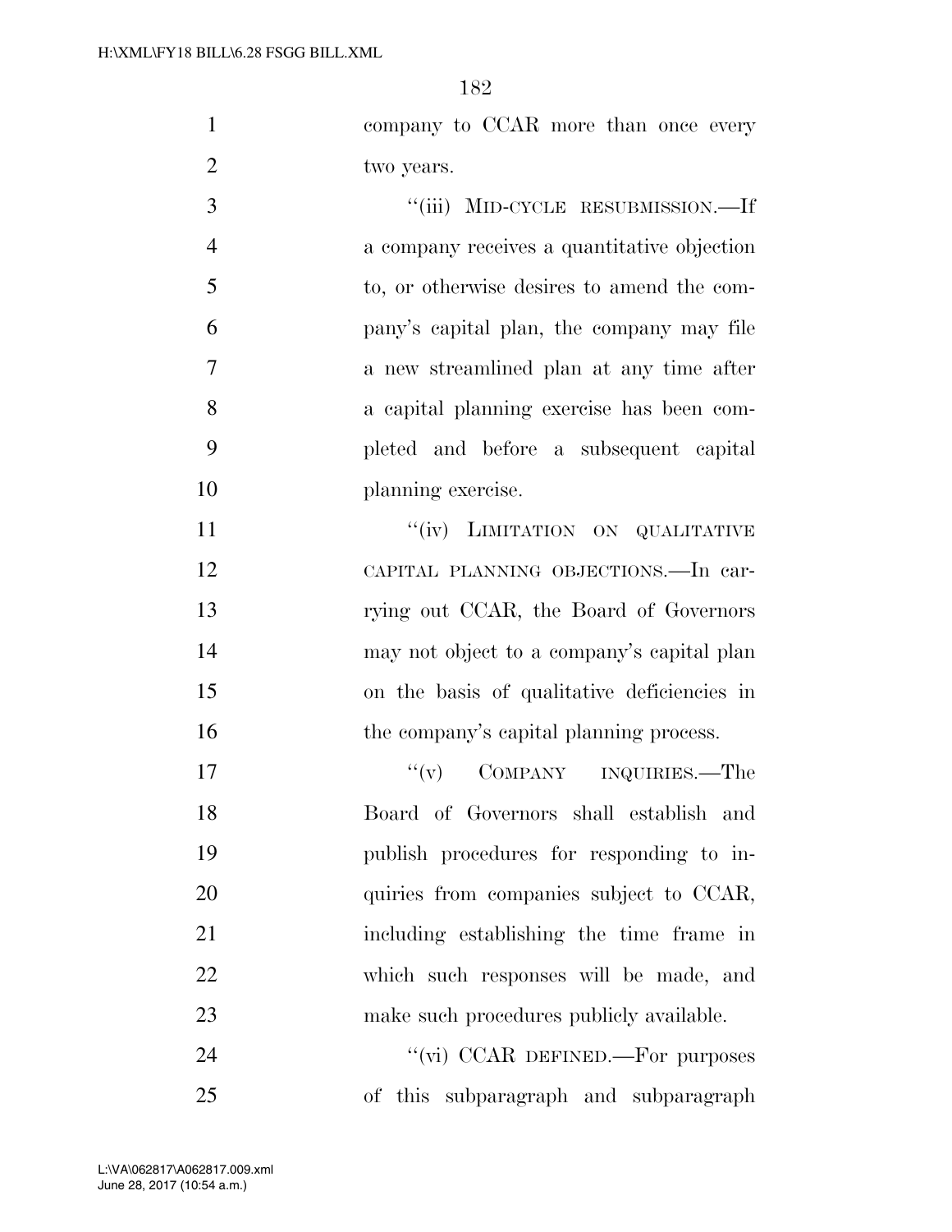company to CCAR more than once every two years.

''(iii) MID-CYCLE RESUBMISSION.—If a company receives a quantitative objection to, or otherwise desires to amend the company's capital plan, the company may file a new streamlined plan at any time after a capital planning exercise has been completed and before a subsequent capital planning exercise.

''(iv) LIMITATION ON QUALITATIVE CAPITAL PLANNING OBJECTIONS.—In carrying out CCAR, the Board of Governors may not object to a company's capital plan on the basis of qualitative deficiencies in the company's capital planning process.

''(v) COMPANY INQUIRIES.—The Board of Governors shall establish and publish procedures for responding to inquiries from companies subject to CCAR, including establishing the time frame in which such responses will be made, and make such procedures publicly available.

''(vi) CCAR DEFINED.—For purposes of this subparagraph and subparagraph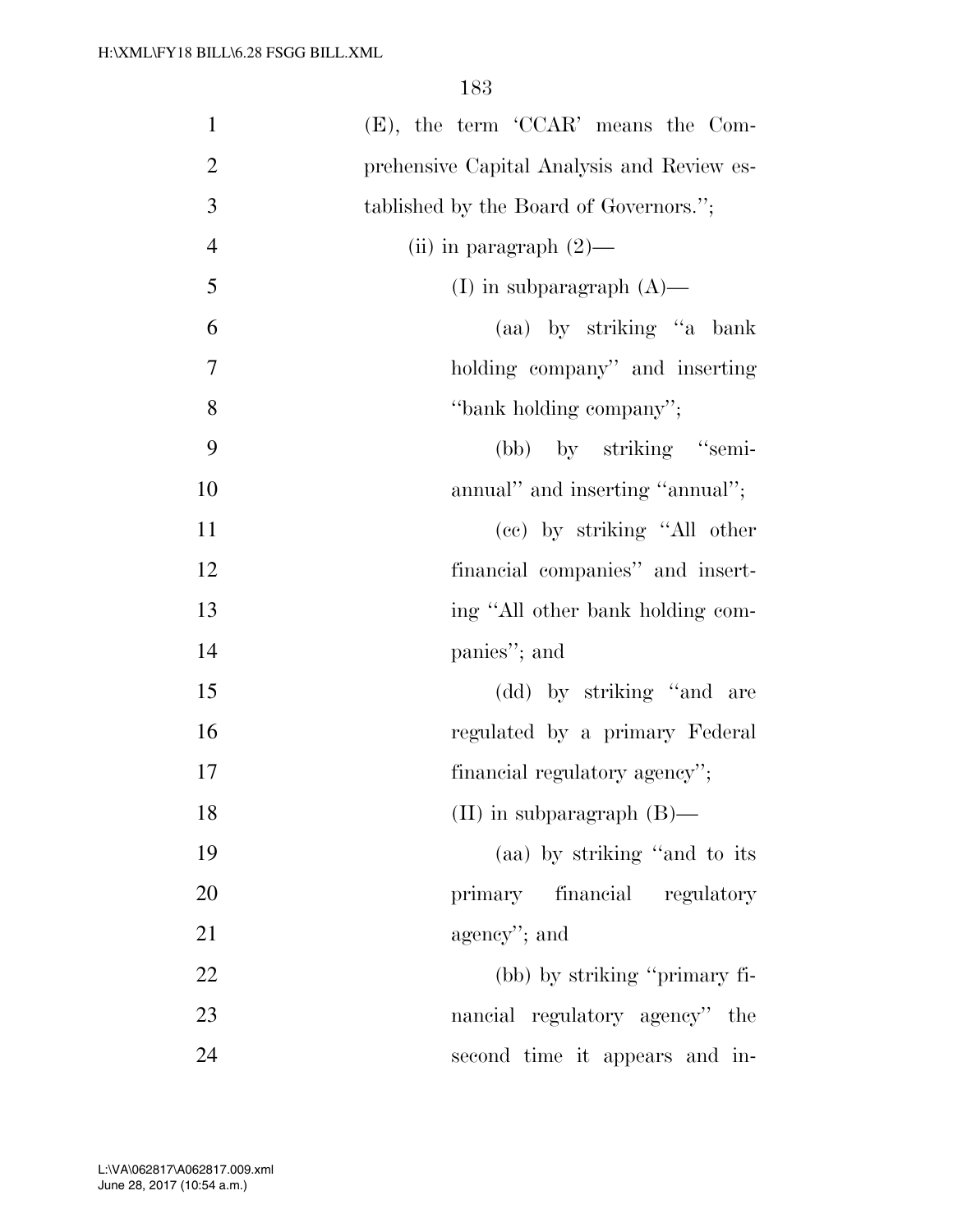(E), the term 'CCAR' means the Comprehensive Capital Analysis and Review established by the Board of Governors.'';

(ii) in paragraph (2)—

(I) in subparagraph (A)—

(aa) by striking ''a bank holding company'' and inserting ''bank holding company'';

(bb) by striking ''semi-annual'' and inserting ''annual'';

(cc) by striking ''All other financial companies'' and inserting ''All other bank holding companies''; and

(dd) by striking ''and are regulated by a primary Federal financial regulatory agency'';

(II) in subparagraph (B)—

(aa) by striking ''and to its primary financial regulatory agency''; and

(bb) by striking ''primary financial regulatory agency'' the second time it appears and in-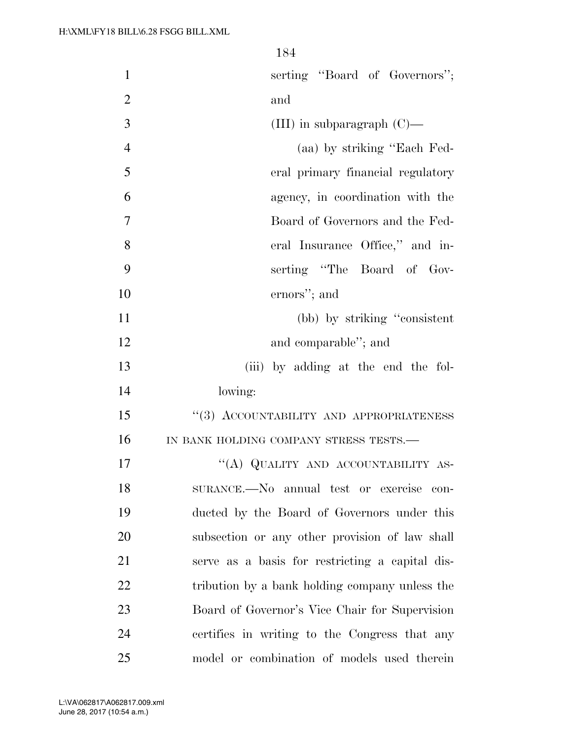serting "Board of Governors"; and

(III) in subparagraph (C)—

(aa) by striking "Each Federal primary financial regulatory agency, in coordination with the Board of Governors and the Federal Insurance Office," and inserting "The Board of Governors"; and

(bb) by striking "consistent and comparable"; and

(iii) by adding at the end the following:

"(3) ACCOUNTABILITY AND APPROPRIATENESS IN BANK HOLDING COMPANY STRESS TESTS.—

"(A) QUALITY AND ACCOUNTABILITY ASSURANCE.—No annual test or exercise conducted by the Board of Governors under this subsection or any other provision of law shall serve as a basis for restricting a capital distribution by a bank holding company unless the Board of Governor's Vice Chair for Supervision certifies in writing to the Congress that any model or combination of models used therein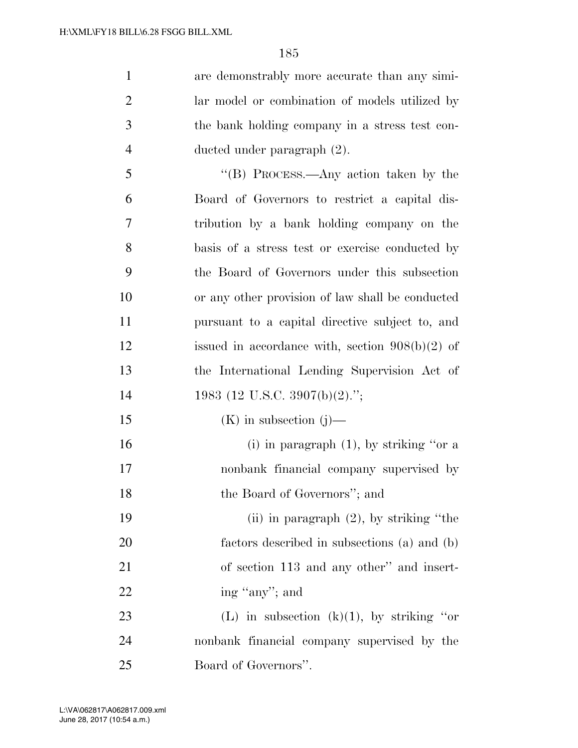are demonstrably more accurate than any similar model or combination of models utilized by the bank holding company in a stress test conducted under paragraph (2).

''(B) PROCESS.—Any action taken by the Board of Governors to restrict a capital distribution by a bank holding company on the basis of a stress test or exercise conducted by the Board of Governors under this subsection or any other provision of law shall be conducted pursuant to a capital directive subject to, and issued in accordance with, section 908(b)(2) of the International Lending Supervision Act of 1983 (12 U.S.C. 3907(b)(2).'';

(K) in subsection (j)—

(i) in paragraph (1), by striking ''or a nonbank financial company supervised by the Board of Governors''; and

(ii) in paragraph (2), by striking ''the factors described in subsections (a) and (b) of section 113 and any other'' and inserting ''any''; and

(L) in subsection (k)(1), by striking ''or nonbank financial company supervised by the Board of Governors''.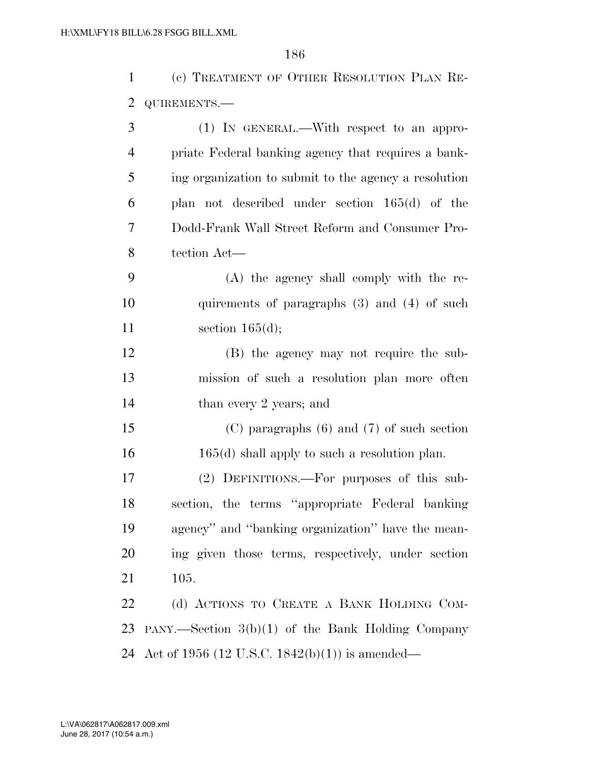(c) TREATMENT OF OTHER RESOLUTION PLAN REQUIREMENTS.—

(1) IN GENERAL.—With respect to an appropriate Federal banking agency that requires a banking organization to submit to the agency a resolution plan not described under section 165(d) of the Dodd-Frank Wall Street Reform and Consumer Protection Act—

(A) the agency shall comply with the requirements of paragraphs (3) and (4) of such section 165(d);

(B) the agency may not require the submission of such a resolution plan more often than every 2 years; and

(C) paragraphs (6) and (7) of such section 165(d) shall apply to such a resolution plan.

(2) DEFINITIONS.—For purposes of this subsection, the terms ''appropriate Federal banking agency'' and ''banking organization'' have the meaning given those terms, respectively, under section 105.

(d) ACTIONS TO CREATE A BANK HOLDING COMPANY.—Section 3(b)(1) of the Bank Holding Company Act of 1956 (12 U.S.C. 1842(b)(1)) is amended—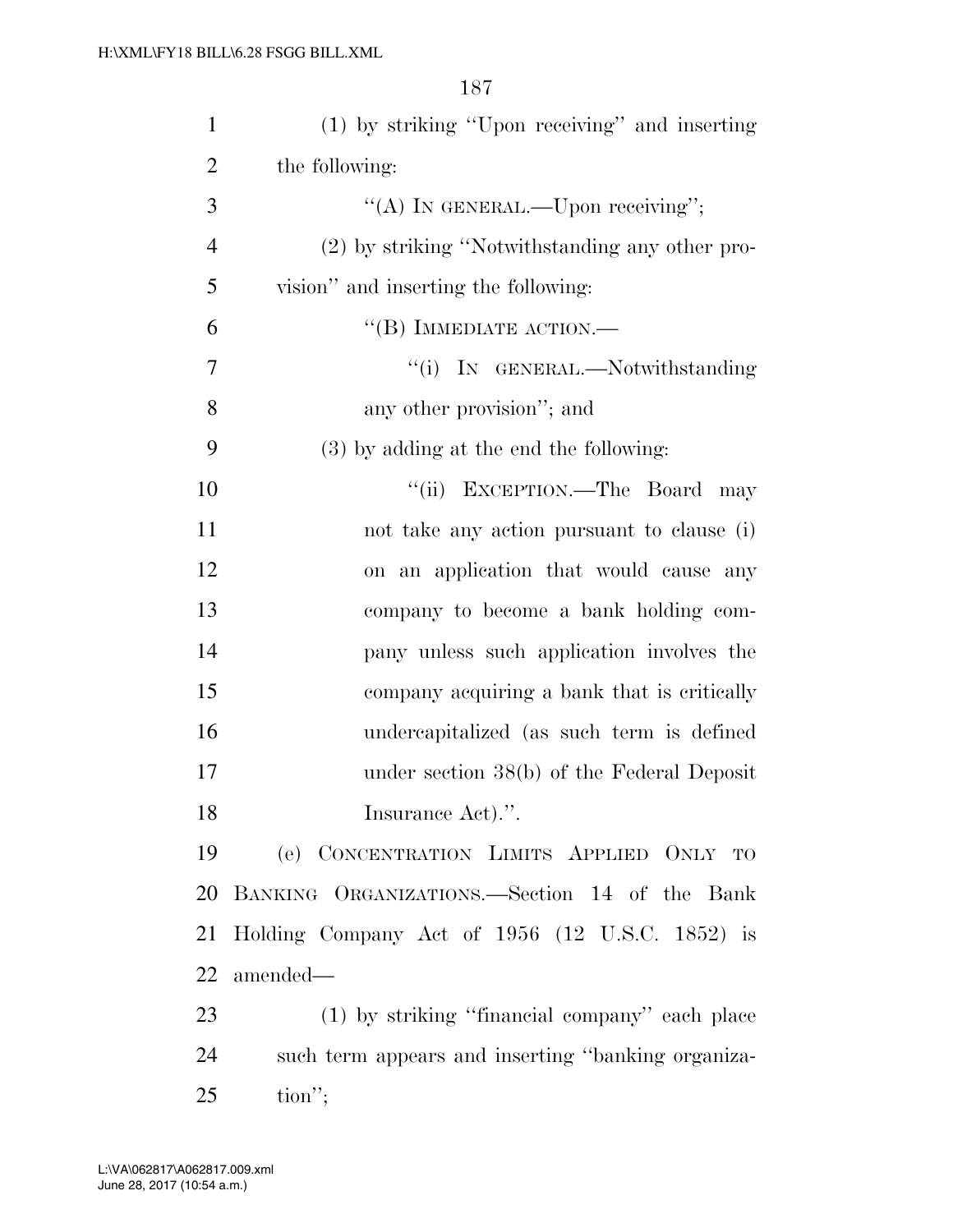(1) by striking ''Upon receiving'' and inserting the following:

''(A) IN GENERAL.—Upon receiving'';

(2) by striking ''Notwithstanding any other provision'' and inserting the following:

''(B) IMMEDIATE ACTION.—

''(i) IN GENERAL.—Notwithstanding any other provision''; and

(3) by adding at the end the following:

''(ii) EXCEPTION.—The Board may not take any action pursuant to clause (i) on an application that would cause any company to become a bank holding company unless such application involves the company acquiring a bank that is critically undercapitalized (as such term is defined under section 38(b) of the Federal Deposit Insurance Act).''.

(e) CONCENTRATION LIMITS APPLIED ONLY TO BANKING ORGANIZATIONS.—Section 14 of the Bank Holding Company Act of 1956 (12 U.S.C. 1852) is amended—

(1) by striking ''financial company'' each place such term appears and inserting ''banking organization'';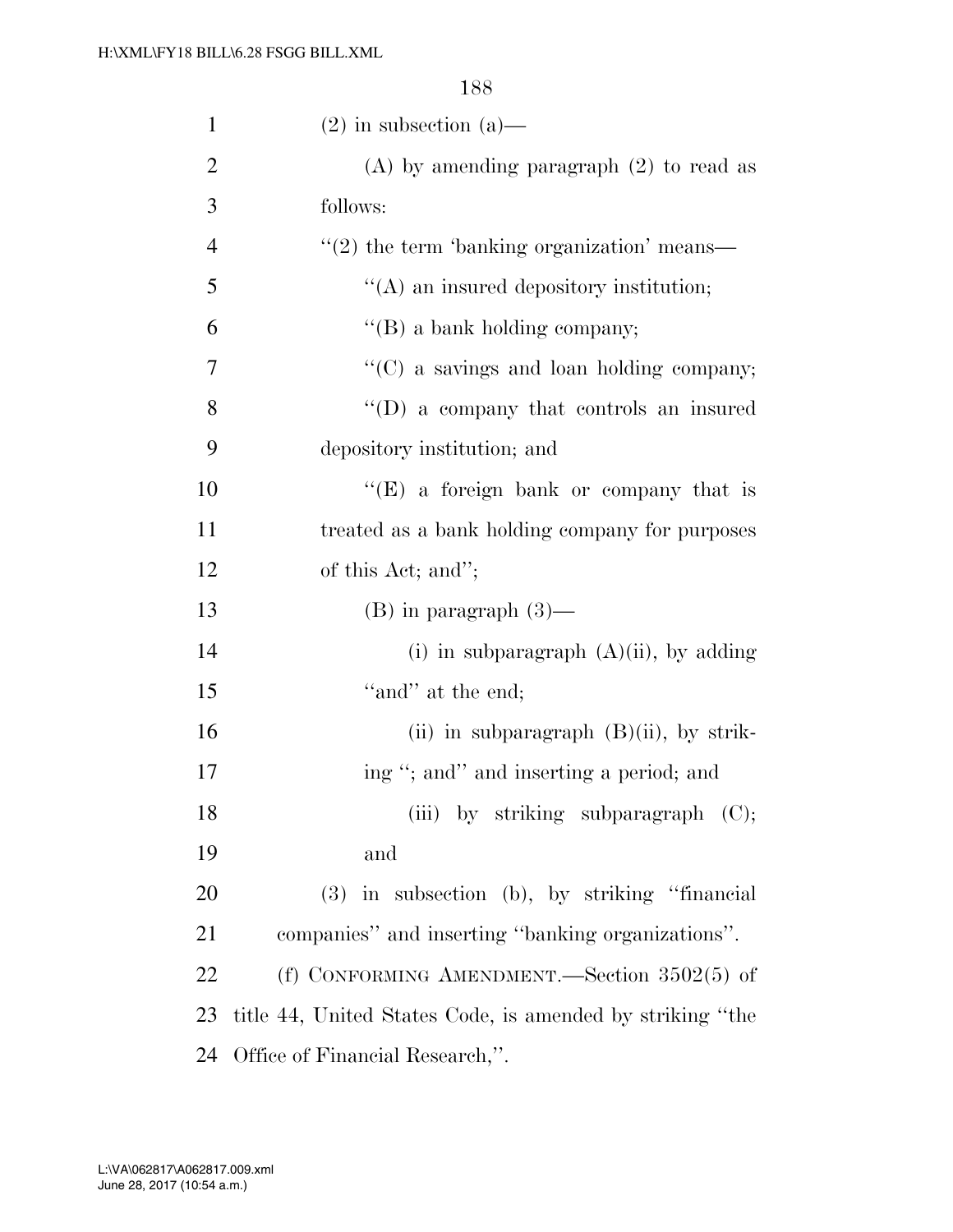(2) in subsection (a)—

(A) by amending paragraph (2) to read as follows:

"(2) the term 'banking organization' means—

"(A) an insured depository institution;

"(B) a bank holding company;

"(C) a savings and loan holding company;

"(D) a company that controls an insured depository institution; and

"(E) a foreign bank or company that is treated as a bank holding company for purposes of this Act; and";

(B) in paragraph (3)—

(i) in subparagraph (A)(ii), by adding "and" at the end;

(ii) in subparagraph (B)(ii), by striking "; and" and inserting a period; and

(iii) by striking subparagraph (C); and

(3) in subsection (b), by striking "financial companies" and inserting "banking organizations".

(f) CONFORMING AMENDMENT.—Section 3502(5) of title 44, United States Code, is amended by striking "the Office of Financial Research,".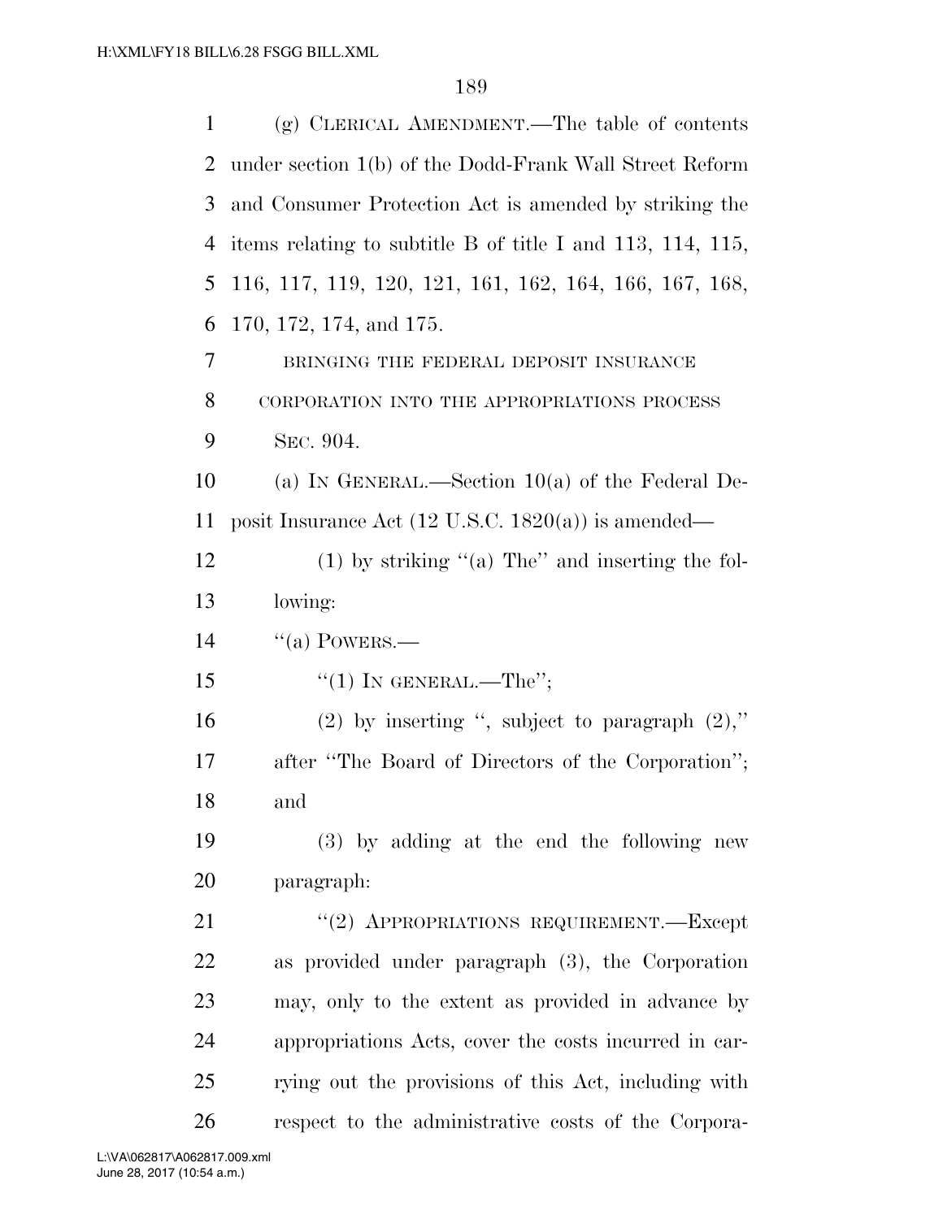(g) CLERICAL AMENDMENT.—The table of contents under section 1(b) of the Dodd-Frank Wall Street Reform and Consumer Protection Act is amended by striking the items relating to subtitle B of title I and 113, 114, 115, 116, 117, 119, 120, 121, 161, 162, 164, 166, 167, 168, 170, 172, 174, and 175.

BRINGING THE FEDERAL DEPOSIT INSURANCE CORPORATION INTO THE APPROPRIATIONS PROCESS

SEC. 904.

(a) IN GENERAL.—Section 10(a) of the Federal Deposit Insurance Act (12 U.S.C. 1820(a)) is amended—

(1) by striking "(a) The" and inserting the following:

"(a) POWERS.—

"(1) IN GENERAL.—The";

(2) by inserting ", subject to paragraph (2)," after "The Board of Directors of the Corporation"; and

(3) by adding at the end the following new paragraph:

"(2) APPROPRIATIONS REQUIREMENT.—Except as provided under paragraph (3), the Corporation may, only to the extent as provided in advance by appropriations Acts, cover the costs incurred in carrying out the provisions of this Act, including with respect to the administrative costs of the Corpora-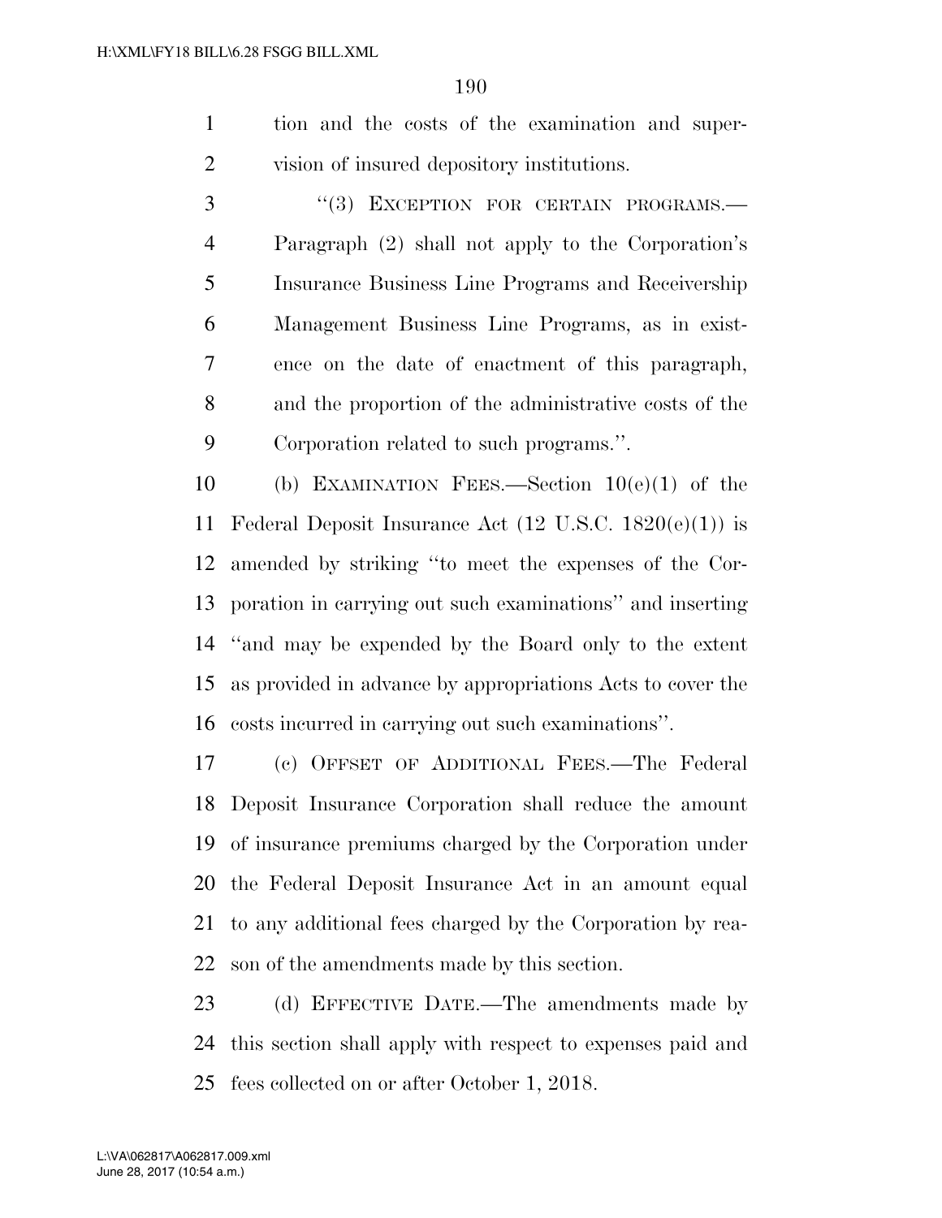tion and the costs of the examination and supervision of insured depository institutions.

"(3) EXCEPTION FOR CERTAIN PROGRAMS.—Paragraph (2) shall not apply to the Corporation's Insurance Business Line Programs and Receivership Management Business Line Programs, as in existence on the date of enactment of this paragraph, and the proportion of the administrative costs of the Corporation related to such programs.".

(b) EXAMINATION FEES.—Section 10(e)(1) of the Federal Deposit Insurance Act (12 U.S.C. 1820(e)(1)) is amended by striking "to meet the expenses of the Corporation in carrying out such examinations" and inserting "and may be expended by the Board only to the extent as provided in advance by appropriations Acts to cover the costs incurred in carrying out such examinations".

(c) OFFSET OF ADDITIONAL FEES.—The Federal Deposit Insurance Corporation shall reduce the amount of insurance premiums charged by the Corporation under the Federal Deposit Insurance Act in an amount equal to any additional fees charged by the Corporation by reason of the amendments made by this section.

(d) EFFECTIVE DATE.—The amendments made by this section shall apply with respect to expenses paid and fees collected on or after October 1, 2018.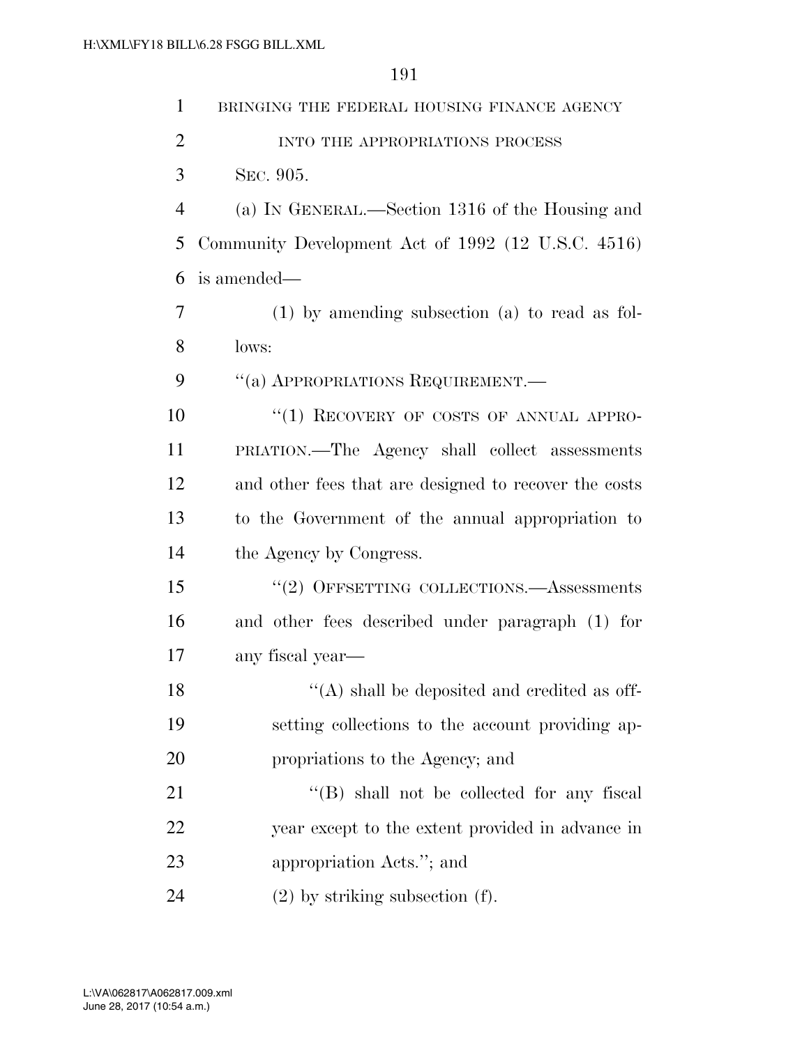BRINGING THE FEDERAL HOUSING FINANCE AGENCY INTO THE APPROPRIATIONS PROCESS

SEC. 905.

(a) IN GENERAL.—Section 1316 of the Housing and Community Development Act of 1992 (12 U.S.C. 4516) is amended—

(1) by amending subsection (a) to read as follows:

"(a) APPROPRIATIONS REQUIREMENT.—

"(1) RECOVERY OF COSTS OF ANNUAL APPROPRIATION.—The Agency shall collect assessments and other fees that are designed to recover the costs to the Government of the annual appropriation to the Agency by Congress.

"(2) OFFSETTING COLLECTIONS.—Assessments and other fees described under paragraph (1) for any fiscal year—

"(A) shall be deposited and credited as offsetting collections to the account providing appropriations to the Agency; and

"(B) shall not be collected for any fiscal year except to the extent provided in advance in appropriation Acts."; and

(2) by striking subsection (f).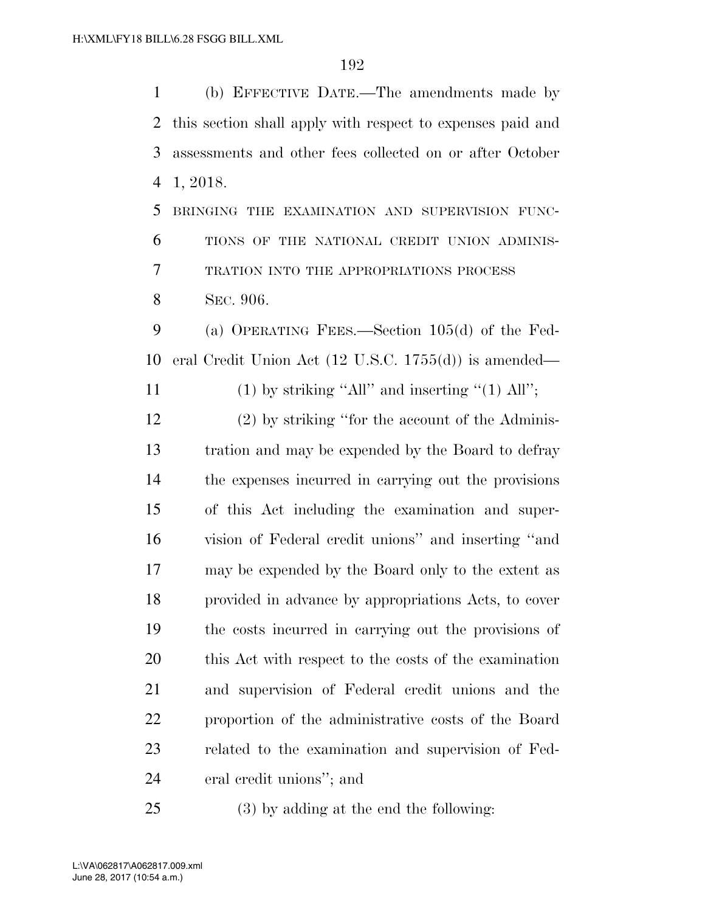(b) EFFECTIVE DATE.—The amendments made by this section shall apply with respect to expenses paid and assessments and other fees collected on or after October 1, 2018.

BRINGING THE EXAMINATION AND SUPERVISION FUNCTIONS OF THE NATIONAL CREDIT UNION ADMINISTRATION INTO THE APPROPRIATIONS PROCESS

SEC. 906.

(a) OPERATING FEES.—Section 105(d) of the Federal Credit Union Act (12 U.S.C. 1755(d)) is amended—

(1) by striking "All" and inserting "(1) All";

(2) by striking "for the account of the Administration and may be expended by the Board to defray the expenses incurred in carrying out the provisions of this Act including the examination and supervision of Federal credit unions" and inserting "and may be expended by the Board only to the extent as provided in advance by appropriations Acts, to cover the costs incurred in carrying out the provisions of this Act with respect to the costs of the examination and supervision of Federal credit unions and the proportion of the administrative costs of the Board related to the examination and supervision of Federal credit unions"; and

(3) by adding at the end the following: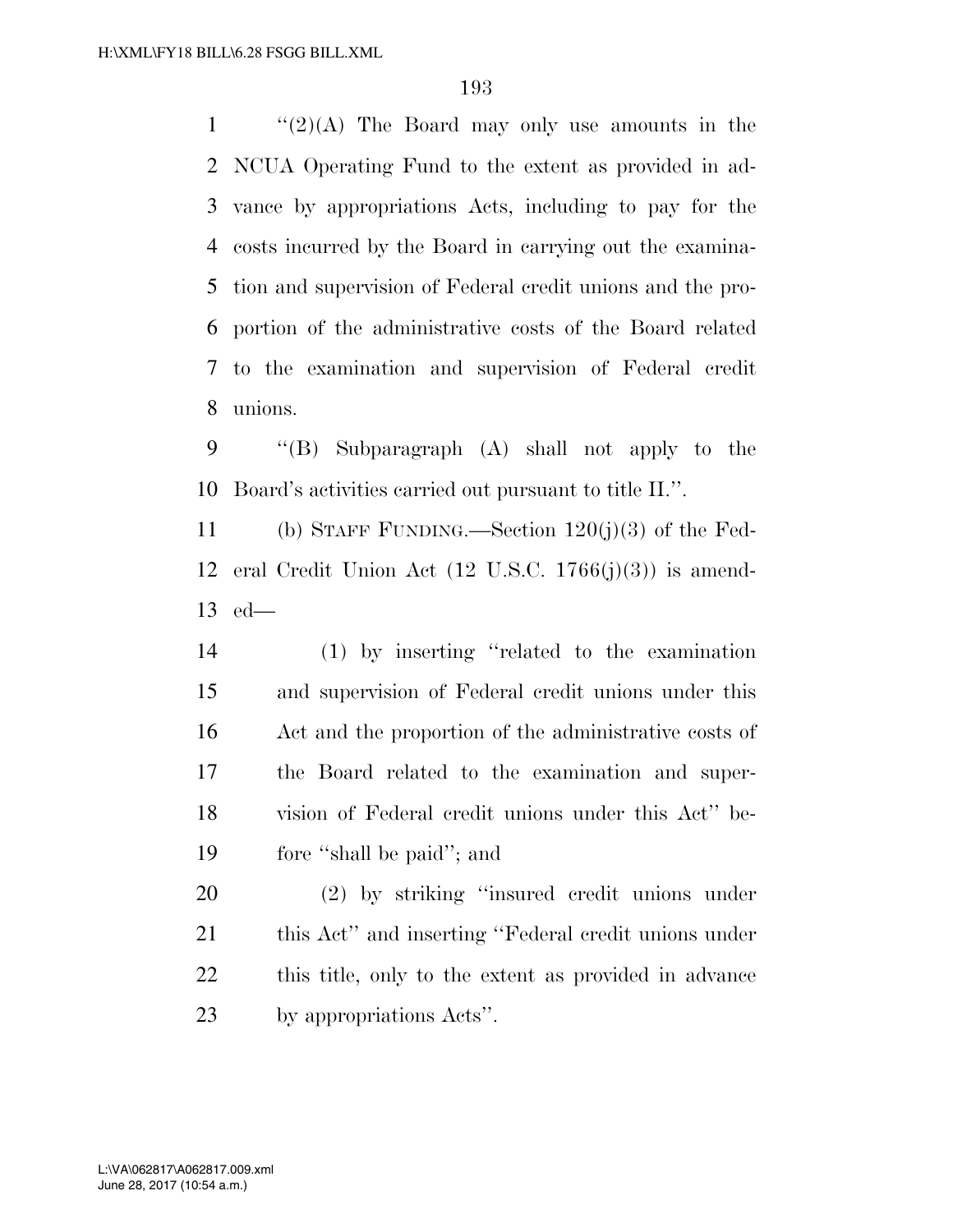"(2)(A) The Board may only use amounts in the NCUA Operating Fund to the extent as provided in advance by appropriations Acts, including to pay for the costs incurred by the Board in carrying out the examination and supervision of Federal credit unions and the proportion of the administrative costs of the Board related to the examination and supervision of Federal credit unions.

"(B) Subparagraph (A) shall not apply to the Board's activities carried out pursuant to title II.".

(b) STAFF FUNDING.—Section 120(j)(3) of the Federal Credit Union Act (12 U.S.C. 1766(j)(3)) is amended—

(1) by inserting "related to the examination and supervision of Federal credit unions under this Act and the proportion of the administrative costs of the Board related to the examination and supervision of Federal credit unions under this Act" before "shall be paid"; and

(2) by striking "insured credit unions under this Act" and inserting "Federal credit unions under this title, only to the extent as provided in advance by appropriations Acts".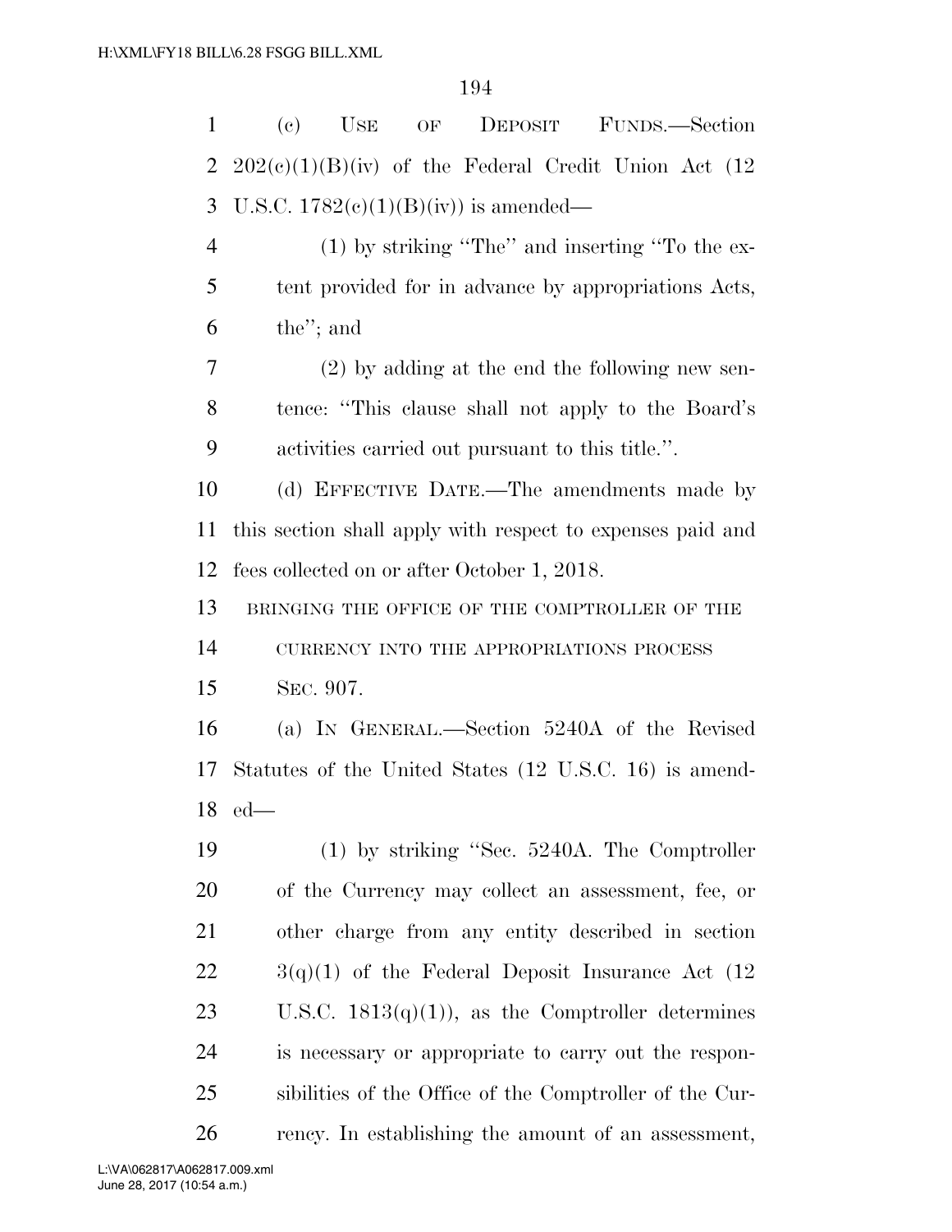(c) USE OF DEPOSIT FUNDS.—Section 202(c)(1)(B)(iv) of the Federal Credit Union Act (12 U.S.C. 1782(c)(1)(B)(iv)) is amended—

(1) by striking "The" and inserting "To the extent provided for in advance by appropriations Acts, the"; and

(2) by adding at the end the following new sentence: "This clause shall not apply to the Board's activities carried out pursuant to this title.".

(d) EFFECTIVE DATE.—The amendments made by this section shall apply with respect to expenses paid and fees collected on or after October 1, 2018.

BRINGING THE OFFICE OF THE COMPTROLLER OF THE CURRENCY INTO THE APPROPRIATIONS PROCESS

SEC. 907.

(a) IN GENERAL.—Section 5240A of the Revised Statutes of the United States (12 U.S.C. 16) is amended—

(1) by striking "Sec. 5240A. The Comptroller of the Currency may collect an assessment, fee, or other charge from any entity described in section 3(q)(1) of the Federal Deposit Insurance Act (12 U.S.C. 1813(q)(1)), as the Comptroller determines is necessary or appropriate to carry out the responsibilities of the Office of the Comptroller of the Currency. In establishing the amount of an assessment,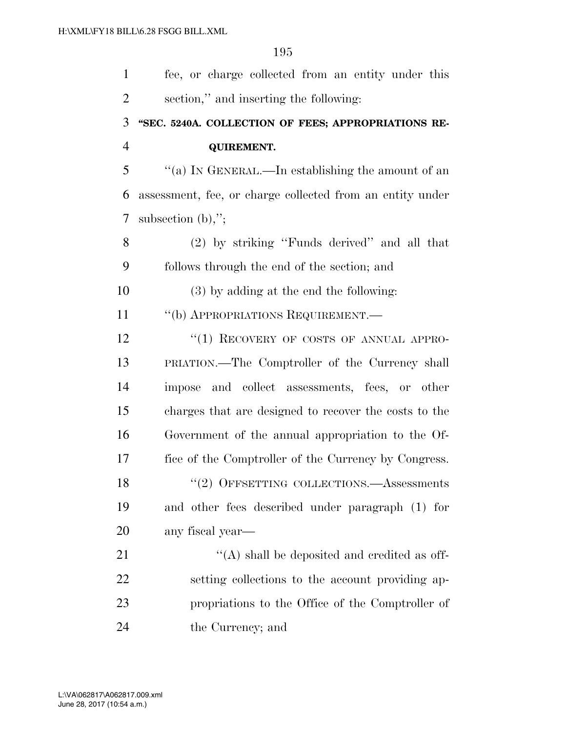fee, or charge collected from an entity under this section,'' and inserting the following:

**"SEC. 5240A. COLLECTION OF FEES; APPROPRIATIONS REQUIREMENT.**

''(a) IN GENERAL.—In establishing the amount of an assessment, fee, or charge collected from an entity under subsection (b),'';

(2) by striking ''Funds derived'' and all that follows through the end of the section; and

(3) by adding at the end the following:

''(b) APPROPRIATIONS REQUIREMENT.—

''(1) RECOVERY OF COSTS OF ANNUAL APPROPRIATION.—The Comptroller of the Currency shall impose and collect assessments, fees, or other charges that are designed to recover the costs to the Government of the annual appropriation to the Office of the Comptroller of the Currency by Congress.

''(2) OFFSETTING COLLECTIONS.—Assessments and other fees described under paragraph (1) for any fiscal year—

''(A) shall be deposited and credited as offsetting collections to the account providing appropriations to the Office of the Comptroller of the Currency; and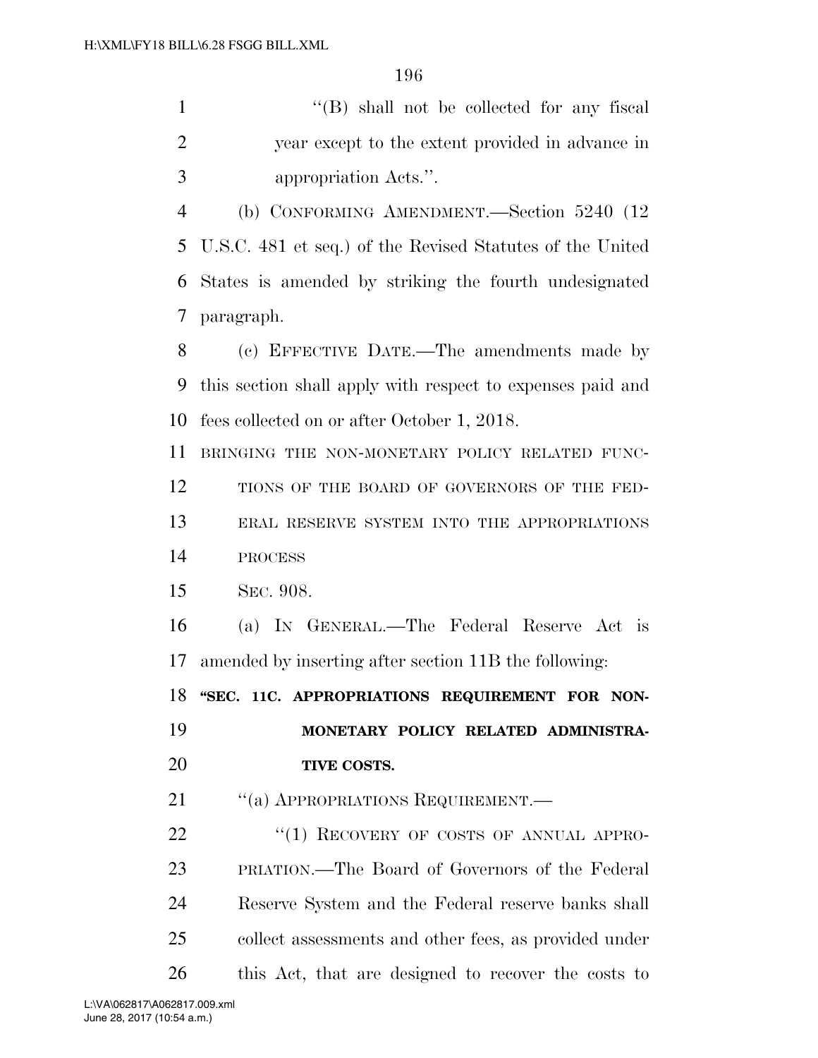"(B) shall not be collected for any fiscal year except to the extent provided in advance in appropriation Acts.".

(b) CONFORMING AMENDMENT.—Section 5240 (12 U.S.C. 481 et seq.) of the Revised Statutes of the United States is amended by striking the fourth undesignated paragraph.

(c) EFFECTIVE DATE.—The amendments made by this section shall apply with respect to expenses paid and fees collected on or after October 1, 2018.

BRINGING THE NON-MONETARY POLICY RELATED FUNCTIONS OF THE BOARD OF GOVERNORS OF THE FEDERAL RESERVE SYSTEM INTO THE APPROPRIATIONS PROCESS

SEC. 908.

(a) IN GENERAL.—The Federal Reserve Act is amended by inserting after section 11B the following:

**"SEC. 11C. APPROPRIATIONS REQUIREMENT FOR NON-MONETARY POLICY RELATED ADMINISTRATIVE COSTS.**

"(a) APPROPRIATIONS REQUIREMENT.—

"(1) RECOVERY OF COSTS OF ANNUAL APPROPRIATION.—The Board of Governors of the Federal Reserve System and the Federal reserve banks shall collect assessments and other fees, as provided under this Act, that are designed to recover the costs to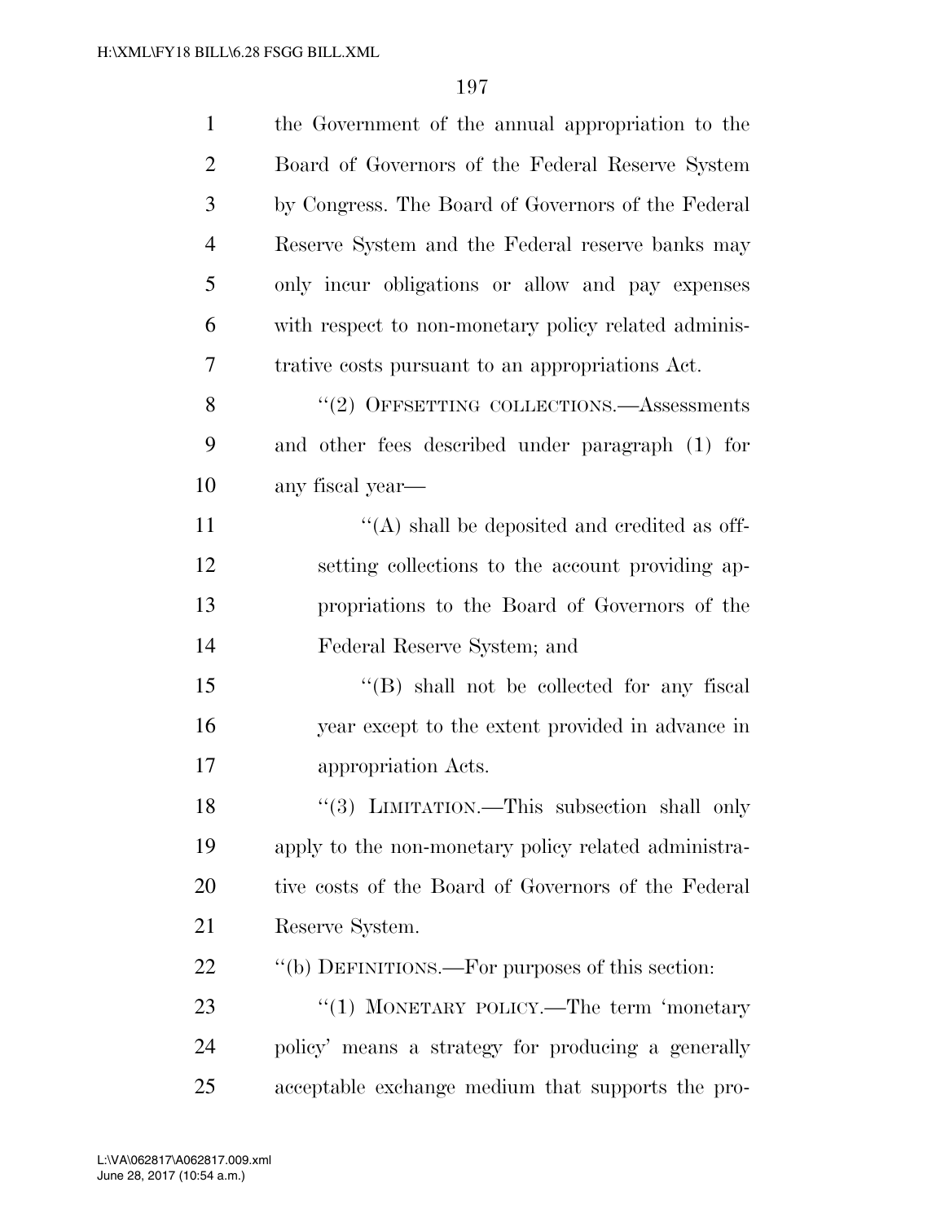the Government of the annual appropriation to the Board of Governors of the Federal Reserve System by Congress. The Board of Governors of the Federal Reserve System and the Federal reserve banks may only incur obligations or allow and pay expenses with respect to non-monetary policy related administrative costs pursuant to an appropriations Act.

"(2) OFFSETTING COLLECTIONS.—Assessments and other fees described under paragraph (1) for any fiscal year—

"(A) shall be deposited and credited as offsetting collections to the account providing appropriations to the Board of Governors of the Federal Reserve System; and

"(B) shall not be collected for any fiscal year except to the extent provided in advance in appropriation Acts.

"(3) LIMITATION.—This subsection shall only apply to the non-monetary policy related administrative costs of the Board of Governors of the Federal Reserve System.

"(b) DEFINITIONS.—For purposes of this section:

"(1) MONETARY POLICY.—The term 'monetary policy' means a strategy for producing a generally acceptable exchange medium that supports the pro-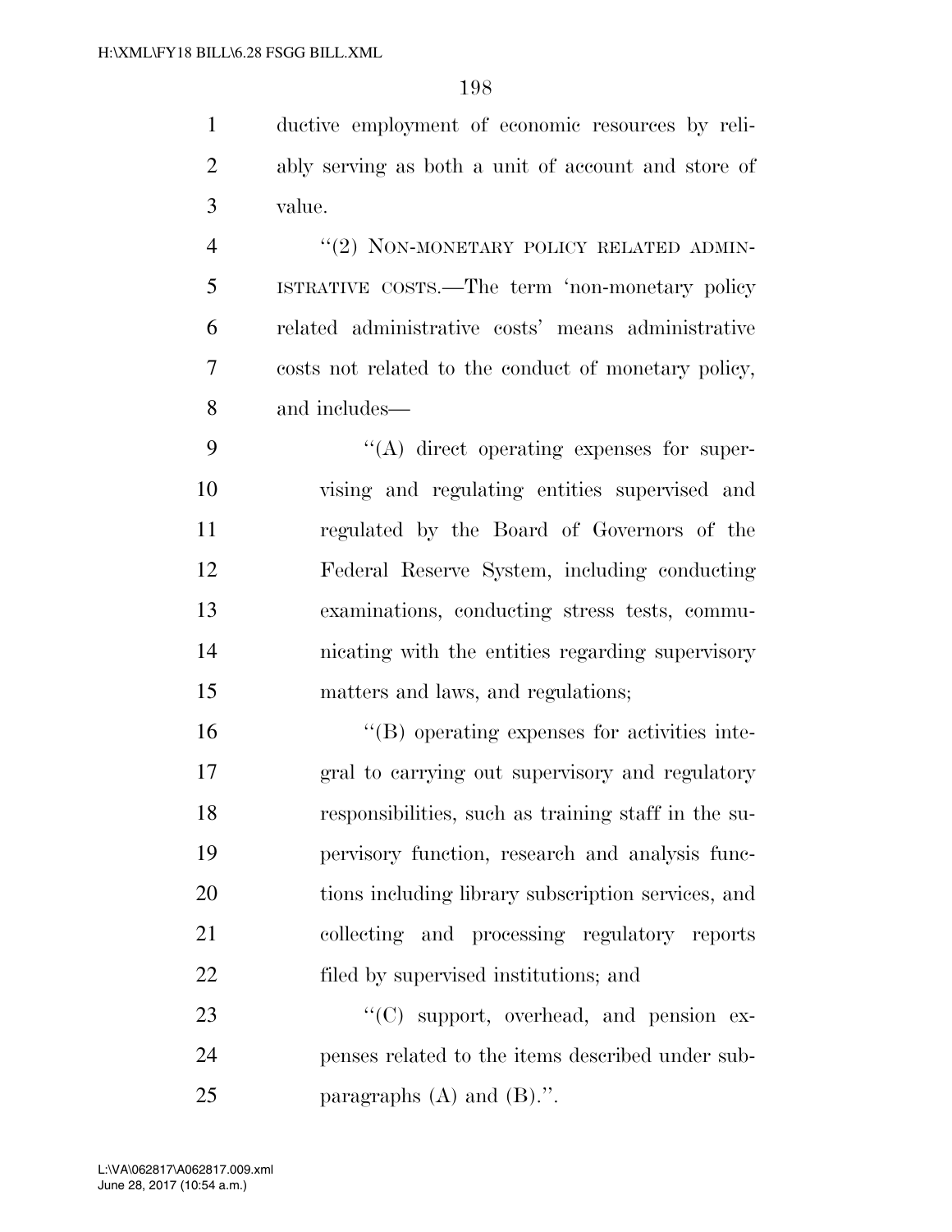ductive employment of economic resources by reliably serving as both a unit of account and store of value.

"(2) NON-MONETARY POLICY RELATED ADMINISTRATIVE COSTS.—The term 'non-monetary policy related administrative costs' means administrative costs not related to the conduct of monetary policy, and includes—

"(A) direct operating expenses for supervising and regulating entities supervised and regulated by the Board of Governors of the Federal Reserve System, including conducting examinations, conducting stress tests, communicating with the entities regarding supervisory matters and laws, and regulations;

"(B) operating expenses for activities integral to carrying out supervisory and regulatory responsibilities, such as training staff in the supervisory function, research and analysis functions including library subscription services, and collecting and processing regulatory reports filed by supervised institutions; and

"(C) support, overhead, and pension expenses related to the items described under subparagraphs (A) and (B).".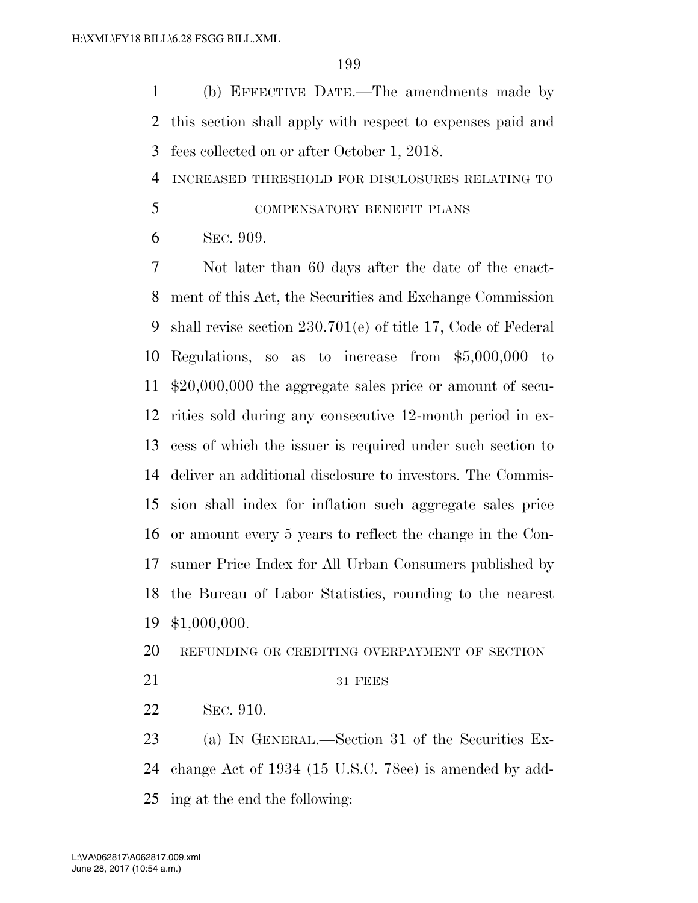(b) EFFECTIVE DATE.—The amendments made by this section shall apply with respect to expenses paid and fees collected on or after October 1, 2018.

INCREASED THRESHOLD FOR DISCLOSURES RELATING TO COMPENSATORY BENEFIT PLANS

SEC. 909.

Not later than 60 days after the date of the enactment of this Act, the Securities and Exchange Commission shall revise section 230.701(e) of title 17, Code of Federal Regulations, so as to increase from $5,000,000 to $20,000,000 the aggregate sales price or amount of securities sold during any consecutive 12-month period in excess of which the issuer is required under such section to deliver an additional disclosure to investors. The Commission shall index for inflation such aggregate sales price or amount every 5 years to reflect the change in the Consumer Price Index for All Urban Consumers published by the Bureau of Labor Statistics, rounding to the nearest $1,000,000.

REFUNDING OR CREDITING OVERPAYMENT OF SECTION 31 FEES

SEC. 910.

(a) IN GENERAL.—Section 31 of the Securities Exchange Act of 1934 (15 U.S.C. 78ee) is amended by adding at the end the following: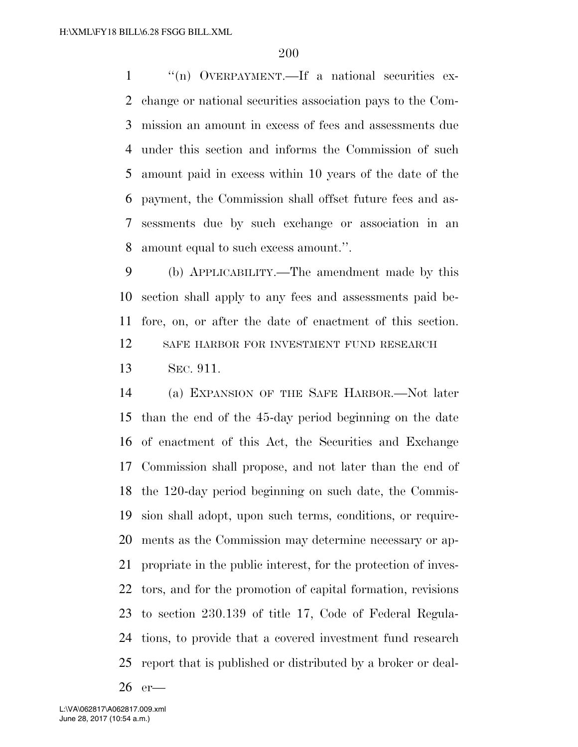''(n) OVERPAYMENT.—If a national securities exchange or national securities association pays to the Commission an amount in excess of fees and assessments due under this section and informs the Commission of such amount paid in excess within 10 years of the date of the payment, the Commission shall offset future fees and assessments due by such exchange or association in an amount equal to such excess amount.''.

(b) APPLICABILITY.—The amendment made by this section shall apply to any fees and assessments paid before, on, or after the date of enactment of this section.

SAFE HARBOR FOR INVESTMENT FUND RESEARCH

SEC. 911.

(a) EXPANSION OF THE SAFE HARBOR.—Not later than the end of the 45-day period beginning on the date of enactment of this Act, the Securities and Exchange Commission shall propose, and not later than the end of the 120-day period beginning on such date, the Commission shall adopt, upon such terms, conditions, or requirements as the Commission may determine necessary or appropriate in the public interest, for the protection of investors, and for the promotion of capital formation, revisions to section 230.139 of title 17, Code of Federal Regulations, to provide that a covered investment fund research report that is published or distributed by a broker or dealer—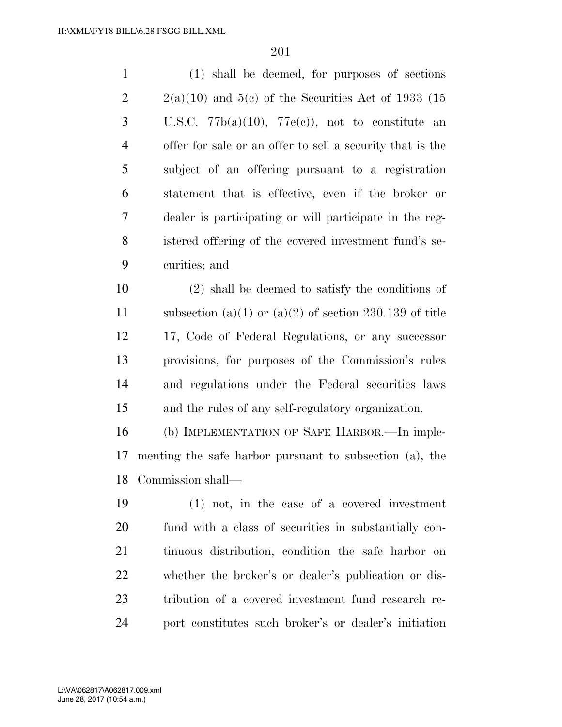(1) shall be deemed, for purposes of sections 2(a)(10) and 5(c) of the Securities Act of 1933 (15 U.S.C. 77b(a)(10), 77e(c)), not to constitute an offer for sale or an offer to sell a security that is the subject of an offering pursuant to a registration statement that is effective, even if the broker or dealer is participating or will participate in the registered offering of the covered investment fund's securities; and

(2) shall be deemed to satisfy the conditions of subsection (a)(1) or (a)(2) of section 230.139 of title 17, Code of Federal Regulations, or any successor provisions, for purposes of the Commission's rules and regulations under the Federal securities laws and the rules of any self-regulatory organization.

(b) IMPLEMENTATION OF SAFE HARBOR.—In implementing the safe harbor pursuant to subsection (a), the Commission shall—

(1) not, in the case of a covered investment fund with a class of securities in substantially continuous distribution, condition the safe harbor on whether the broker's or dealer's publication or distribution of a covered investment fund research report constitutes such broker's or dealer's initiation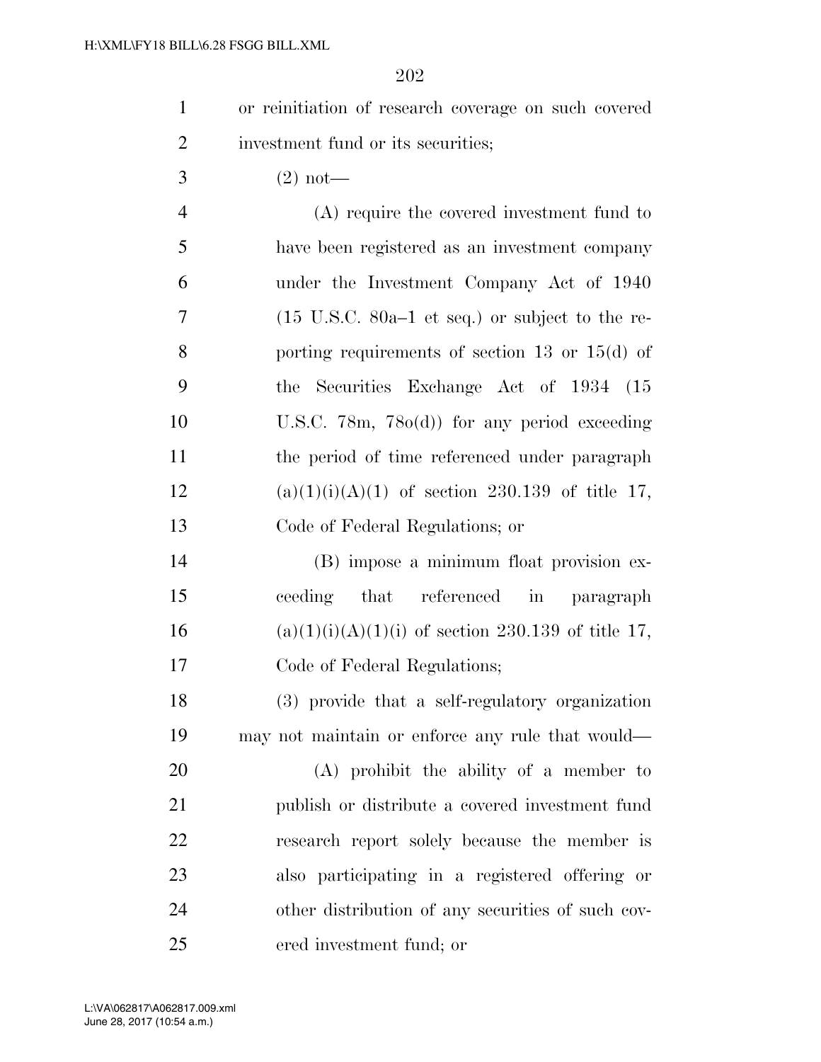or reinitiation of research coverage on such covered investment fund or its securities;

(2) not—

(A) require the covered investment fund to have been registered as an investment company under the Investment Company Act of 1940 (15 U.S.C. 80a–1 et seq.) or subject to the reporting requirements of section 13 or 15(d) of the Securities Exchange Act of 1934 (15 U.S.C. 78m, 78o(d)) for any period exceeding the period of time referenced under paragraph (a)(1)(i)(A)(1) of section 230.139 of title 17, Code of Federal Regulations; or

(B) impose a minimum float provision exceeding that referenced in paragraph (a)(1)(i)(A)(1)(i) of section 230.139 of title 17, Code of Federal Regulations;

(3) provide that a self-regulatory organization may not maintain or enforce any rule that would—

(A) prohibit the ability of a member to publish or distribute a covered investment fund research report solely because the member is also participating in a registered offering or other distribution of any securities of such covered investment fund; or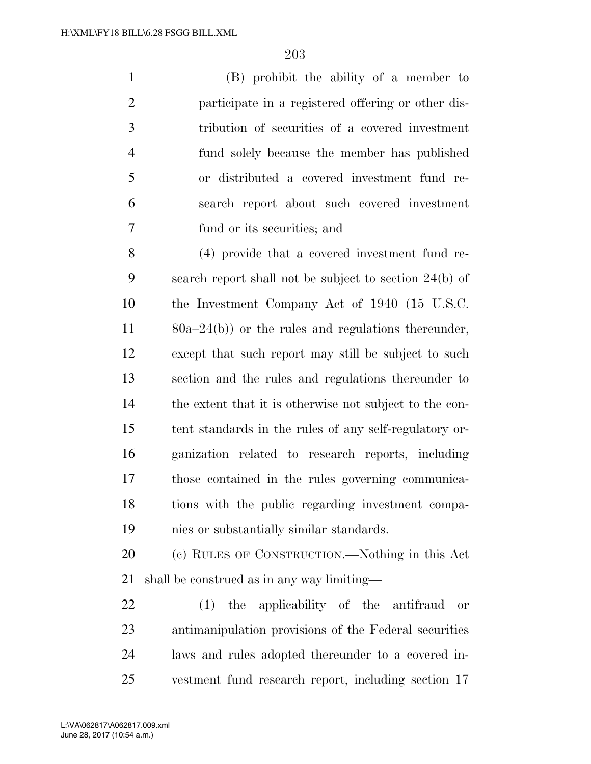(B) prohibit the ability of a member to participate in a registered offering or other distribution of securities of a covered investment fund solely because the member has published or distributed a covered investment fund research report about such covered investment fund or its securities; and

(4) provide that a covered investment fund research report shall not be subject to section 24(b) of the Investment Company Act of 1940 (15 U.S.C. 80a–24(b)) or the rules and regulations thereunder, except that such report may still be subject to such section and the rules and regulations thereunder to the extent that it is otherwise not subject to the content standards in the rules of any self-regulatory organization related to research reports, including those contained in the rules governing communications with the public regarding investment companies or substantially similar standards.

(c) RULES OF CONSTRUCTION.—Nothing in this Act shall be construed as in any way limiting—

(1) the applicability of the antifraud or antimanipulation provisions of the Federal securities laws and rules adopted thereunder to a covered investment fund research report, including section 17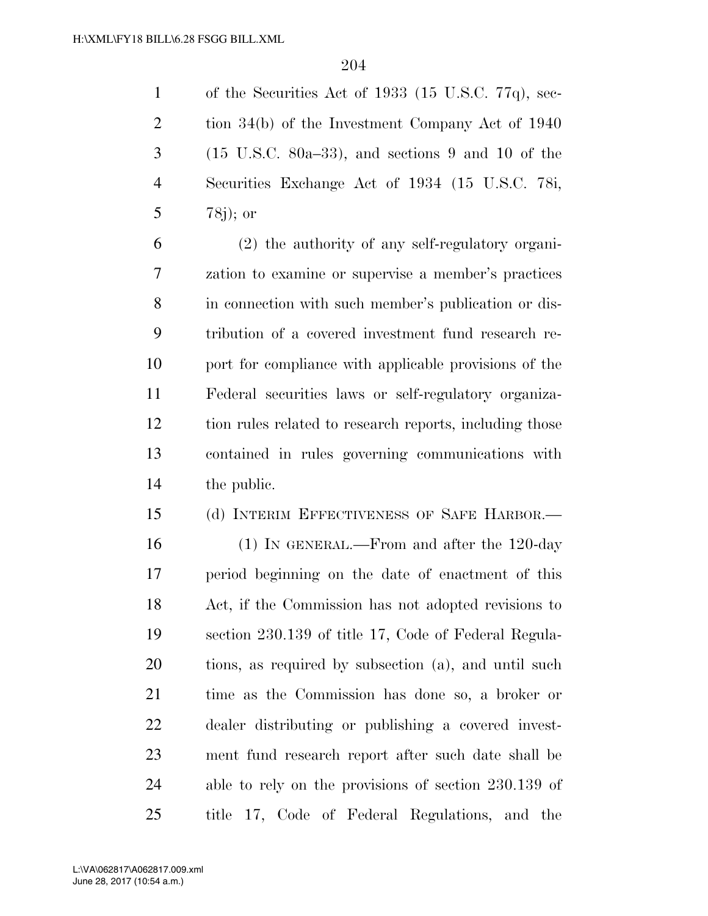of the Securities Act of 1933 (15 U.S.C. 77q), section 34(b) of the Investment Company Act of 1940 (15 U.S.C. 80a–33), and sections 9 and 10 of the Securities Exchange Act of 1934 (15 U.S.C. 78i, 78j); or

(2) the authority of any self-regulatory organization to examine or supervise a member's practices in connection with such member's publication or distribution of a covered investment fund research report for compliance with applicable provisions of the Federal securities laws or self-regulatory organization rules related to research reports, including those contained in rules governing communications with the public.

(d) INTERIM EFFECTIVENESS OF SAFE HARBOR.—

(1) IN GENERAL.—From and after the 120-day period beginning on the date of enactment of this Act, if the Commission has not adopted revisions to section 230.139 of title 17, Code of Federal Regulations, as required by subsection (a), and until such time as the Commission has done so, a broker or dealer distributing or publishing a covered investment fund research report after such date shall be able to rely on the provisions of section 230.139 of title 17, Code of Federal Regulations, and the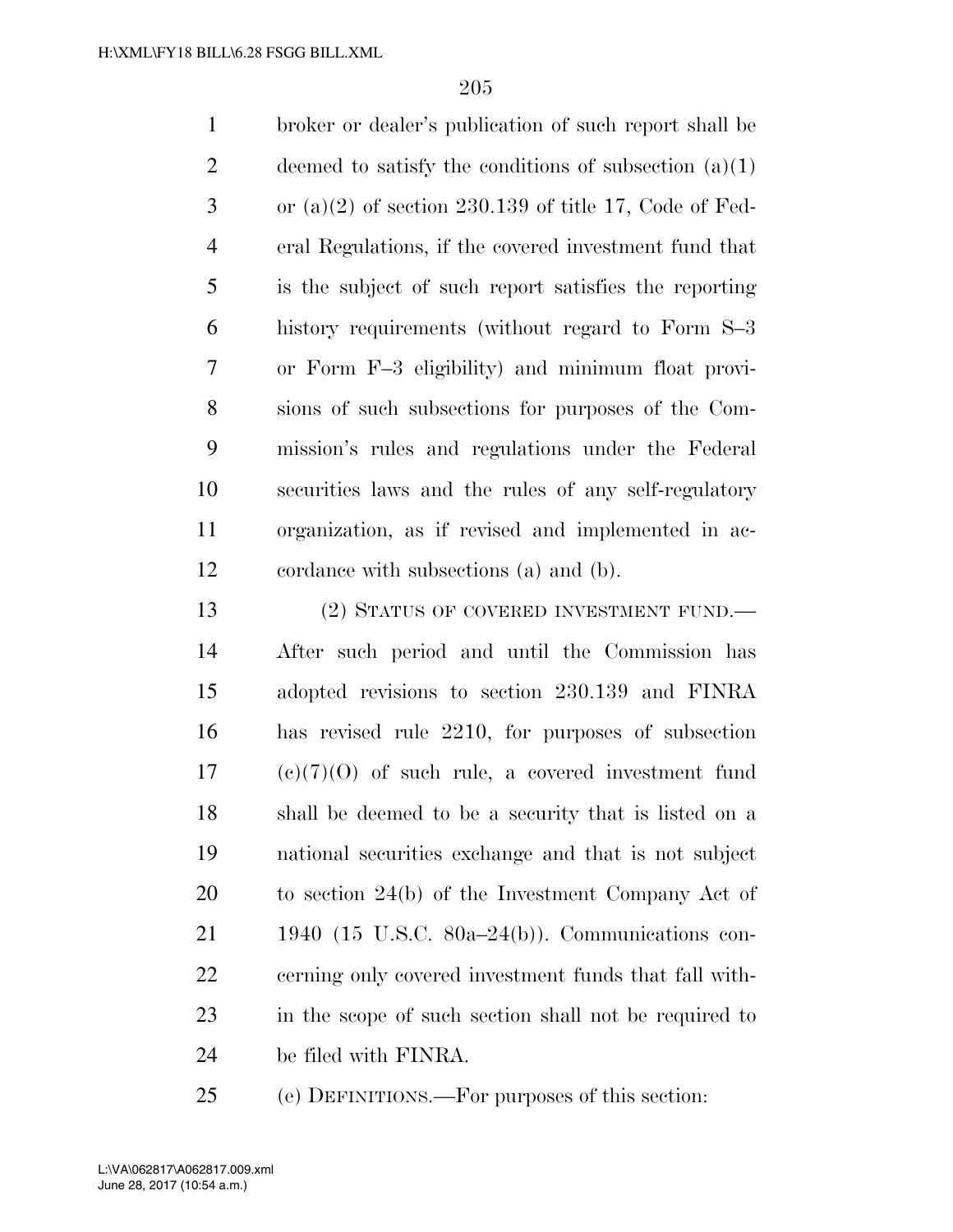broker or dealer's publication of such report shall be deemed to satisfy the conditions of subsection (a)(1) or (a)(2) of section 230.139 of title 17, Code of Federal Regulations, if the covered investment fund that is the subject of such report satisfies the reporting history requirements (without regard to Form S–3 or Form F–3 eligibility) and minimum float provisions of such subsections for purposes of the Commission's rules and regulations under the Federal securities laws and the rules of any self-regulatory organization, as if revised and implemented in accordance with subsections (a) and (b).

(2) STATUS OF COVERED INVESTMENT FUND.—After such period and until the Commission has adopted revisions to section 230.139 and FINRA has revised rule 2210, for purposes of subsection (c)(7)(O) of such rule, a covered investment fund shall be deemed to be a security that is listed on a national securities exchange and that is not subject to section 24(b) of the Investment Company Act of 1940 (15 U.S.C. 80a–24(b)). Communications concerning only covered investment funds that fall within the scope of such section shall not be required to be filed with FINRA.

(e) DEFINITIONS.—For purposes of this section: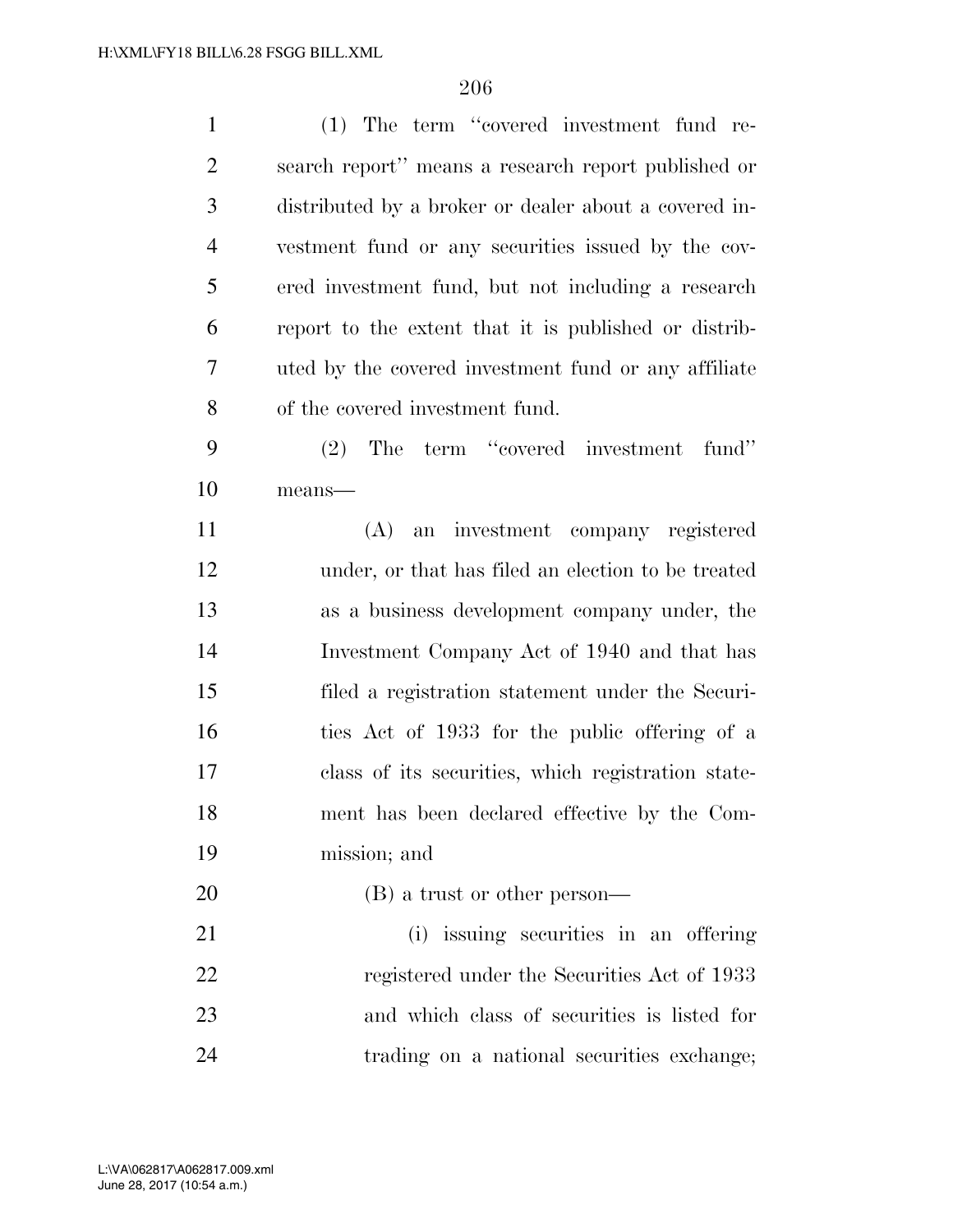(1) The term ''covered investment fund research report'' means a research report published or distributed by a broker or dealer about a covered investment fund or any securities issued by the covered investment fund, but not including a research report to the extent that it is published or distributed by the covered investment fund or any affiliate of the covered investment fund.

(2) The term ''covered investment fund'' means—

(A) an investment company registered under, or that has filed an election to be treated as a business development company under, the Investment Company Act of 1940 and that has filed a registration statement under the Securities Act of 1933 for the public offering of a class of its securities, which registration statement has been declared effective by the Commission; and

(B) a trust or other person—

(i) issuing securities in an offering registered under the Securities Act of 1933 and which class of securities is listed for trading on a national securities exchange;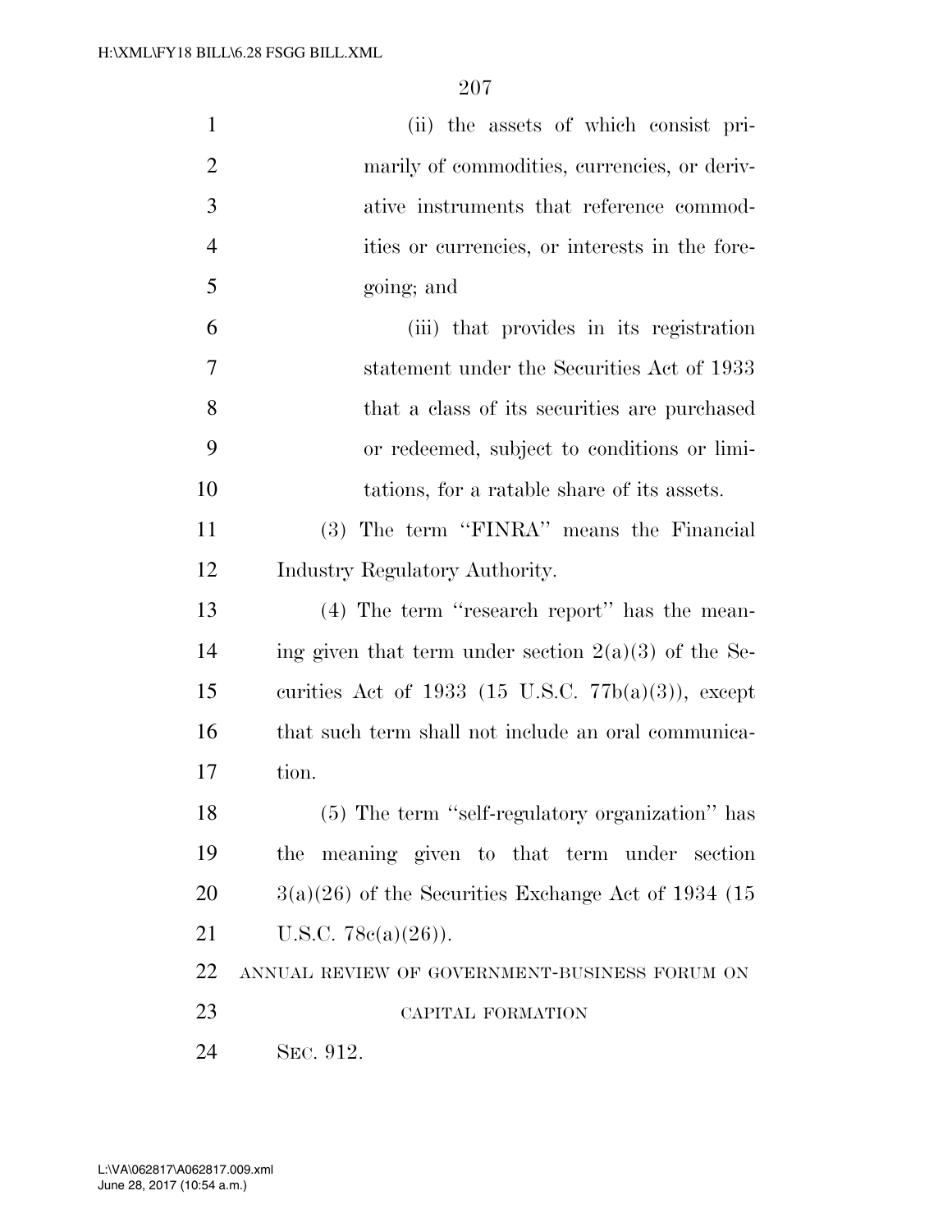(ii) the assets of which consist primarily of commodities, currencies, or derivative instruments that reference commodities or currencies, or interests in the foregoing; and

(iii) that provides in its registration statement under the Securities Act of 1933 that a class of its securities are purchased or redeemed, subject to conditions or limitations, for a ratable share of its assets.

(3) The term "FINRA" means the Financial Industry Regulatory Authority.

(4) The term "research report" has the meaning given that term under section 2(a)(3) of the Securities Act of 1933 (15 U.S.C. 77b(a)(3)), except that such term shall not include an oral communication.

(5) The term "self-regulatory organization" has the meaning given to that term under section 3(a)(26) of the Securities Exchange Act of 1934 (15 U.S.C. 78c(a)(26)).

ANNUAL REVIEW OF GOVERNMENT-BUSINESS FORUM ON CAPITAL FORMATION

SEC. 912.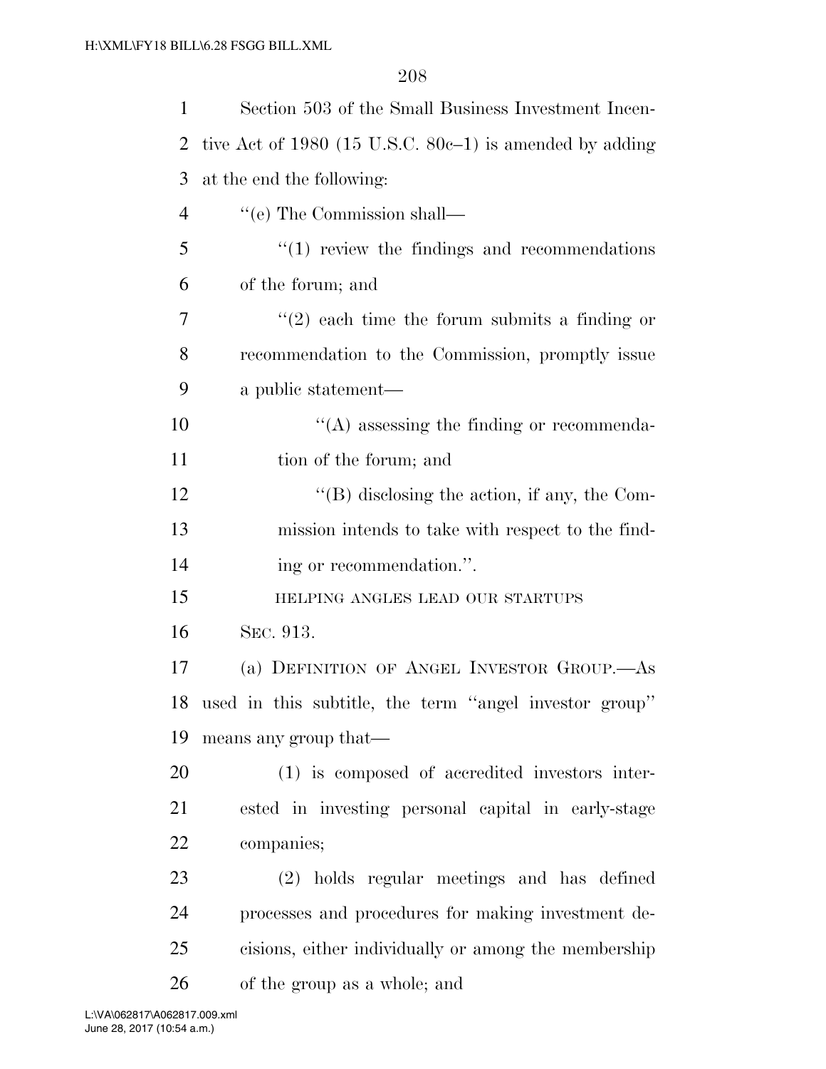Section 503 of the Small Business Investment Incentive Act of 1980 (15 U.S.C. 80c–1) is amended by adding at the end the following:

''(e) The Commission shall—

''(1) review the findings and recommendations of the forum; and

''(2) each time the forum submits a finding or recommendation to the Commission, promptly issue a public statement—

''(A) assessing the finding or recommendation of the forum; and

''(B) disclosing the action, if any, the Commission intends to take with respect to the finding or recommendation.''.

HELPING ANGLES LEAD OUR STARTUPS

SEC. 913.

(a) DEFINITION OF ANGEL INVESTOR GROUP.—As used in this subtitle, the term ''angel investor group'' means any group that—

(1) is composed of accredited investors interested in investing personal capital in early-stage companies;

(2) holds regular meetings and has defined processes and procedures for making investment decisions, either individually or among the membership of the group as a whole; and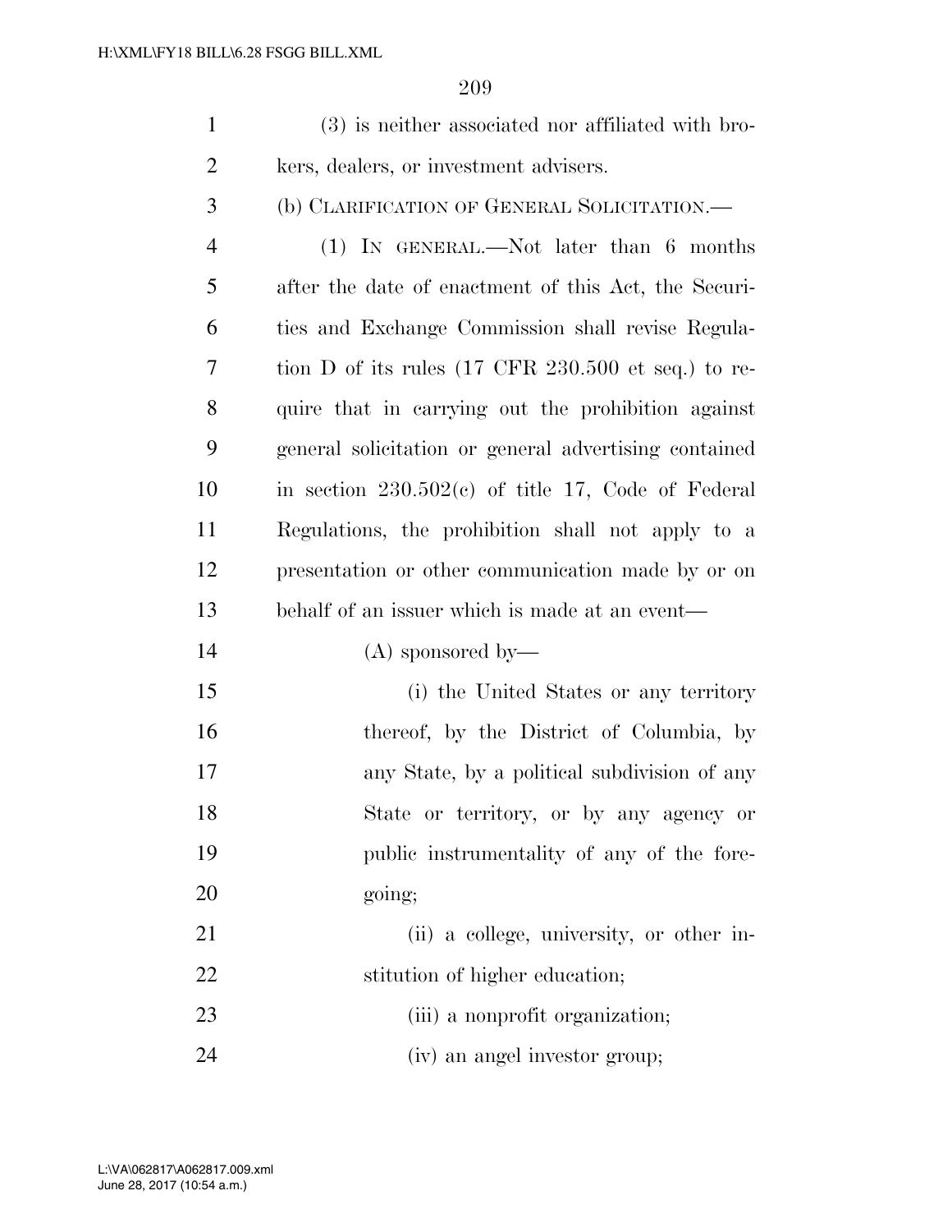(3) is neither associated nor affiliated with brokers, dealers, or investment advisers.

(b) CLARIFICATION OF GENERAL SOLICITATION.—

(1) IN GENERAL.—Not later than 6 months after the date of enactment of this Act, the Securities and Exchange Commission shall revise Regulation D of its rules (17 CFR 230.500 et seq.) to require that in carrying out the prohibition against general solicitation or general advertising contained in section 230.502(c) of title 17, Code of Federal Regulations, the prohibition shall not apply to a presentation or other communication made by or on behalf of an issuer which is made at an event—

(A) sponsored by—

(i) the United States or any territory thereof, by the District of Columbia, by any State, by a political subdivision of any State or territory, or by any agency or public instrumentality of any of the foregoing;

(ii) a college, university, or other institution of higher education;

(iii) a nonprofit organization;

(iv) an angel investor group;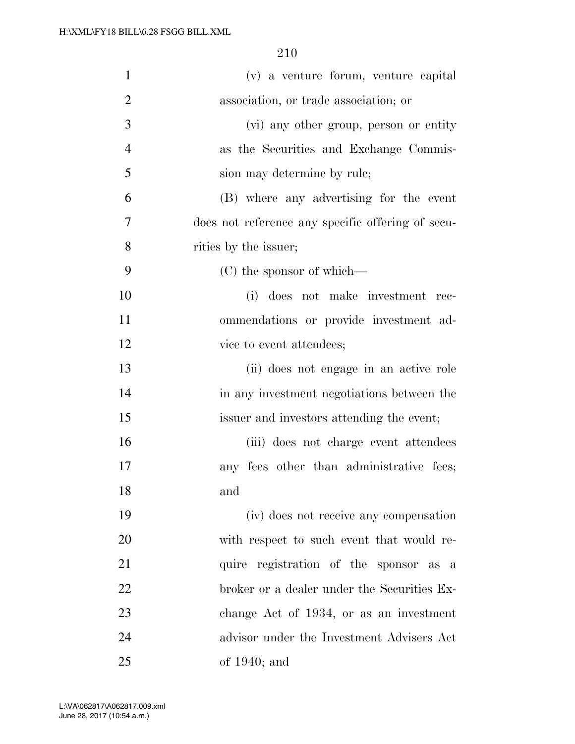(v) a venture forum, venture capital association, or trade association; or

(vi) any other group, person or entity as the Securities and Exchange Commission may determine by rule;

(B) where any advertising for the event does not reference any specific offering of securities by the issuer;

(C) the sponsor of which—

(i) does not make investment recommendations or provide investment advice to event attendees;

(ii) does not engage in an active role in any investment negotiations between the issuer and investors attending the event;

(iii) does not charge event attendees any fees other than administrative fees; and

(iv) does not receive any compensation with respect to such event that would require registration of the sponsor as a broker or a dealer under the Securities Exchange Act of 1934, or as an investment advisor under the Investment Advisers Act of 1940; and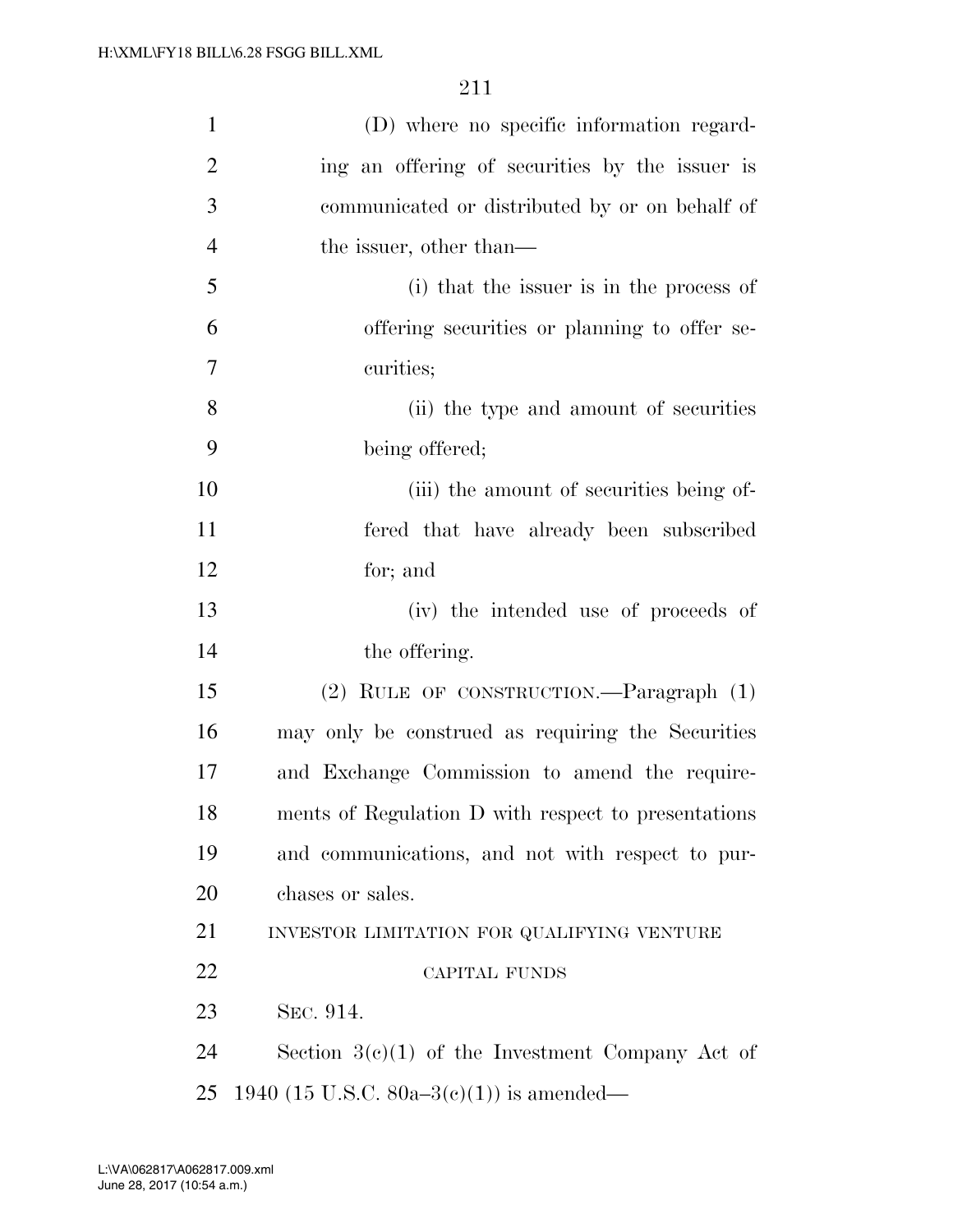(D) where no specific information regarding an offering of securities by the issuer is communicated or distributed by or on behalf of the issuer, other than—

(i) that the issuer is in the process of offering securities or planning to offer securities;

(ii) the type and amount of securities being offered;

(iii) the amount of securities being offered that have already been subscribed for; and

(iv) the intended use of proceeds of the offering.

(2) RULE OF CONSTRUCTION.—Paragraph (1) may only be construed as requiring the Securities and Exchange Commission to amend the requirements of Regulation D with respect to presentations and communications, and not with respect to purchases or sales.

INVESTOR LIMITATION FOR QUALIFYING VENTURE CAPITAL FUNDS

SEC. 914.

Section 3(c)(1) of the Investment Company Act of 1940 (15 U.S.C. 80a–3(c)(1)) is amended—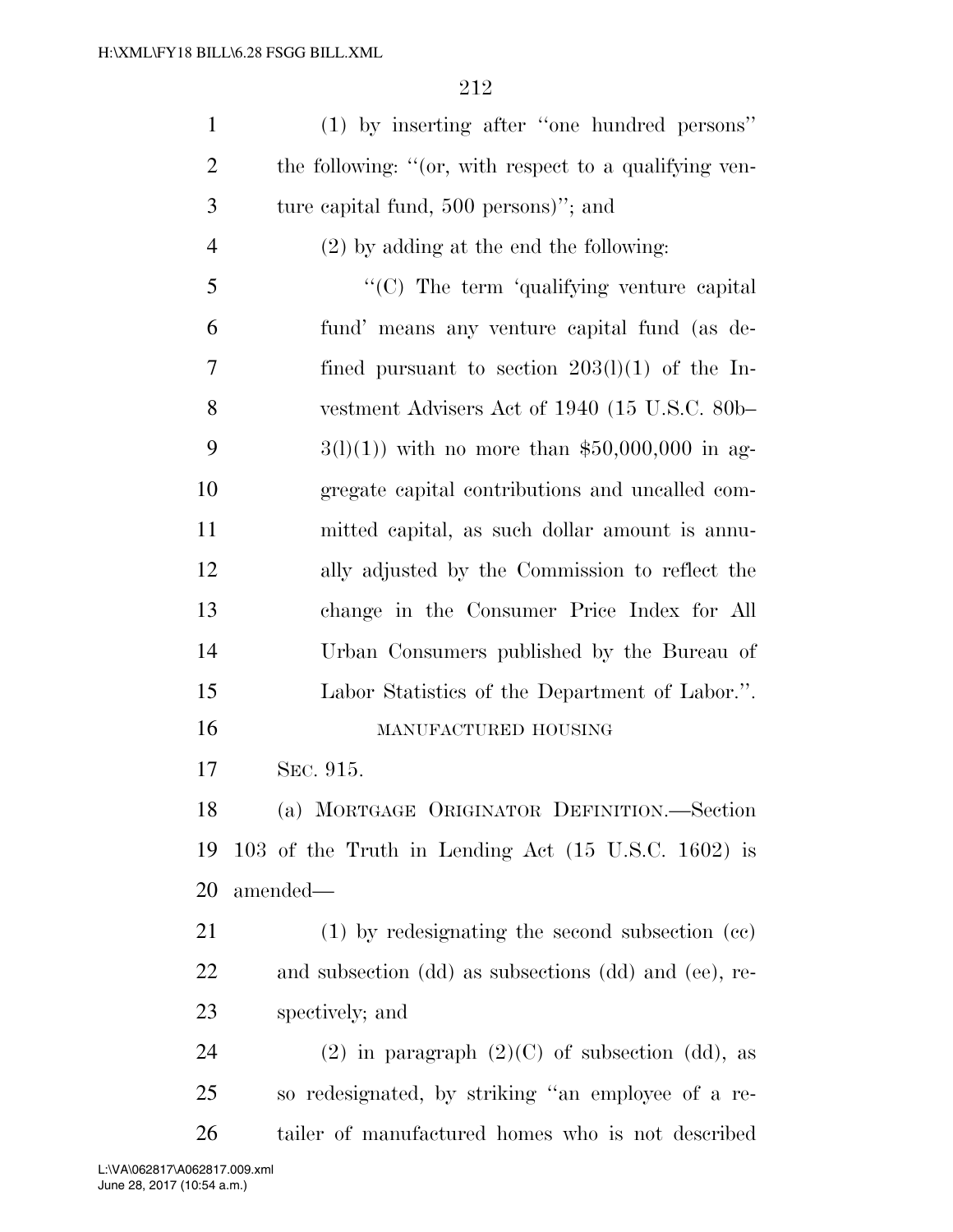(1) by inserting after "one hundred persons" the following: "(or, with respect to a qualifying venture capital fund, 500 persons)"; and

(2) by adding at the end the following:

"(C) The term 'qualifying venture capital fund' means any venture capital fund (as defined pursuant to section 203(l)(1) of the Investment Advisers Act of 1940 (15 U.S.C. 80b–3(l)(1)) with no more than $50,000,000 in aggregate capital contributions and uncalled committed capital, as such dollar amount is annually adjusted by the Commission to reflect the change in the Consumer Price Index for All Urban Consumers published by the Bureau of Labor Statistics of the Department of Labor.".

MANUFACTURED HOUSING

SEC. 915.

(a) MORTGAGE ORIGINATOR DEFINITION.—Section 103 of the Truth in Lending Act (15 U.S.C. 1602) is amended—

(1) by redesignating the second subsection (cc) and subsection (dd) as subsections (dd) and (ee), respectively; and

(2) in paragraph (2)(C) of subsection (dd), as so redesignated, by striking "an employee of a retailer of manufactured homes who is not described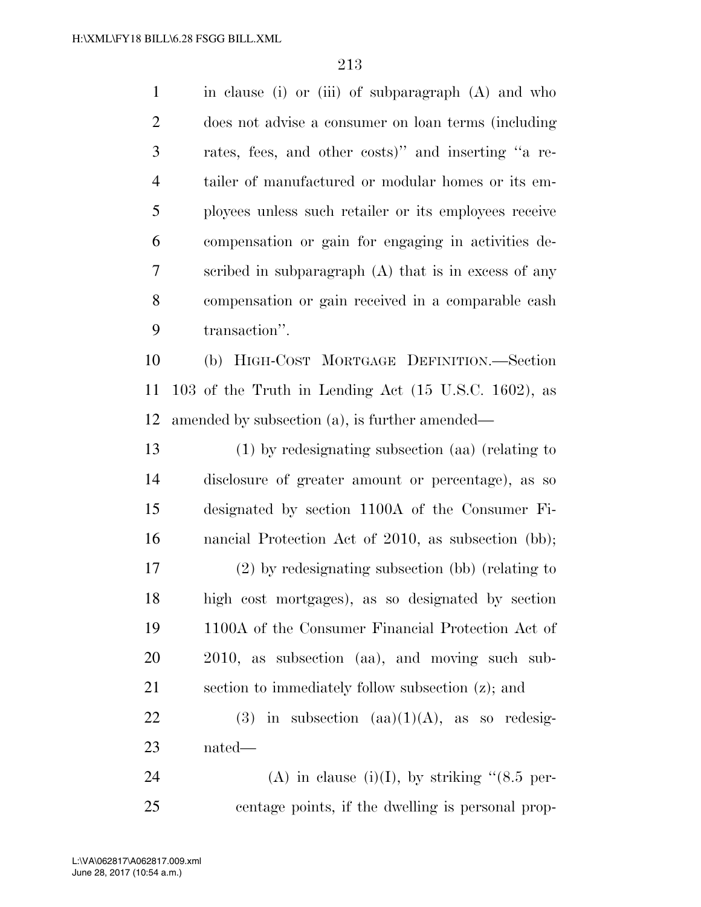in clause (i) or (iii) of subparagraph (A) and who does not advise a consumer on loan terms (including rates, fees, and other costs)'' and inserting ''a retailer of manufactured or modular homes or its employees unless such retailer or its employees receive compensation or gain for engaging in activities described in subparagraph (A) that is in excess of any compensation or gain received in a comparable cash transaction''.

(b) HIGH-COST MORTGAGE DEFINITION.—Section 103 of the Truth in Lending Act (15 U.S.C. 1602), as amended by subsection (a), is further amended—

(1) by redesignating subsection (aa) (relating to disclosure of greater amount or percentage), as so designated by section 1100A of the Consumer Financial Protection Act of 2010, as subsection (bb);

(2) by redesignating subsection (bb) (relating to high cost mortgages), as so designated by section 1100A of the Consumer Financial Protection Act of 2010, as subsection (aa), and moving such subsection to immediately follow subsection (z); and

(3) in subsection (aa)(1)(A), as so redesignated—

(A) in clause (i)(I), by striking ''(8.5 percentage points, if the dwelling is personal prop-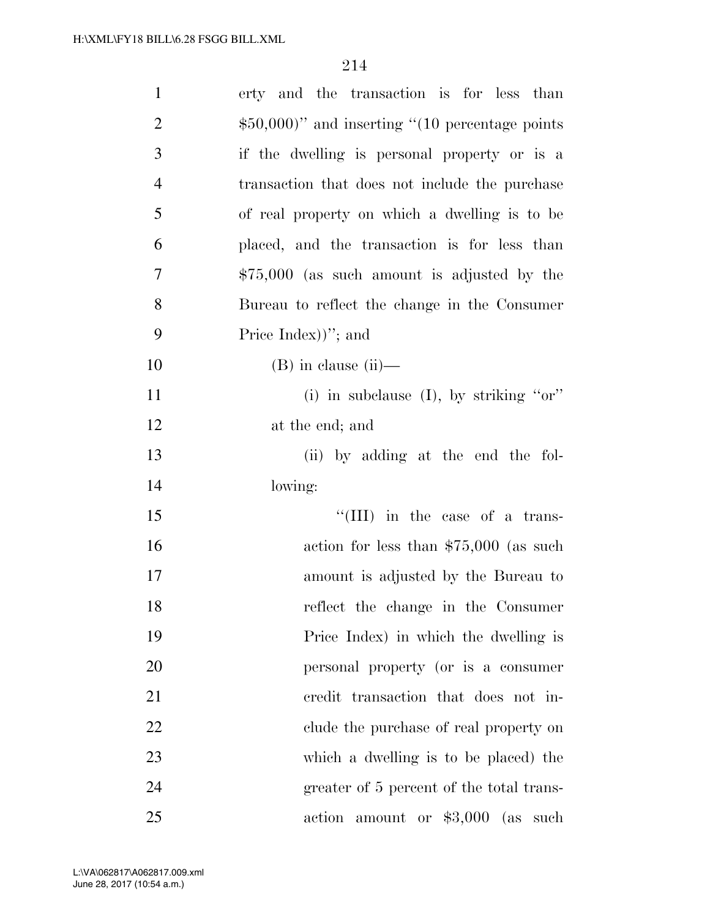erty and the transaction is for less than $50,000)'' and inserting ''(10 percentage points if the dwelling is personal property or is a transaction that does not include the purchase of real property on which a dwelling is to be placed, and the transaction is for less than $75,000 (as such amount is adjusted by the Bureau to reflect the change in the Consumer Price Index))''; and

(B) in clause (ii)—

(i) in subclause (I), by striking ''or'' at the end; and

(ii) by adding at the end the following:

''(III) in the case of a transaction for less than $75,000 (as such amount is adjusted by the Bureau to reflect the change in the Consumer Price Index) in which the dwelling is personal property (or is a consumer credit transaction that does not include the purchase of real property on which a dwelling is to be placed) the greater of 5 percent of the total transaction amount or $3,000 (as such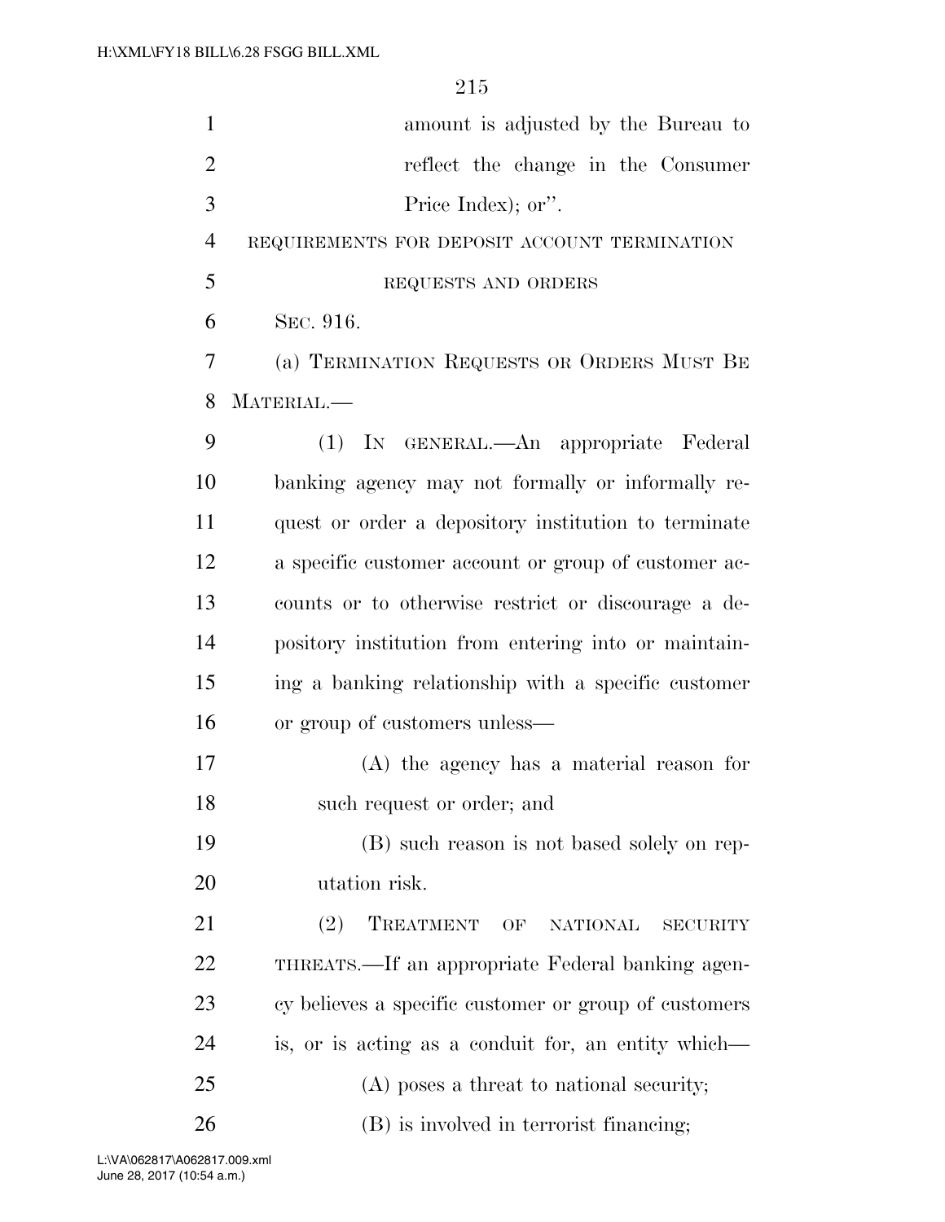amount is adjusted by the Bureau to reflect the change in the Consumer Price Index); or''.

REQUIREMENTS FOR DEPOSIT ACCOUNT TERMINATION REQUESTS AND ORDERS

SEC. 916.

(a) TERMINATION REQUESTS OR ORDERS MUST BE MATERIAL.—

(1) IN GENERAL.—An appropriate Federal banking agency may not formally or informally request or order a depository institution to terminate a specific customer account or group of customer accounts or to otherwise restrict or discourage a depository institution from entering into or maintaining a banking relationship with a specific customer or group of customers unless—

(A) the agency has a material reason for such request or order; and

(B) such reason is not based solely on reputation risk.

(2) TREATMENT OF NATIONAL SECURITY THREATS.—If an appropriate Federal banking agency believes a specific customer or group of customers is, or is acting as a conduit for, an entity which—

(A) poses a threat to national security;

(B) is involved in terrorist financing;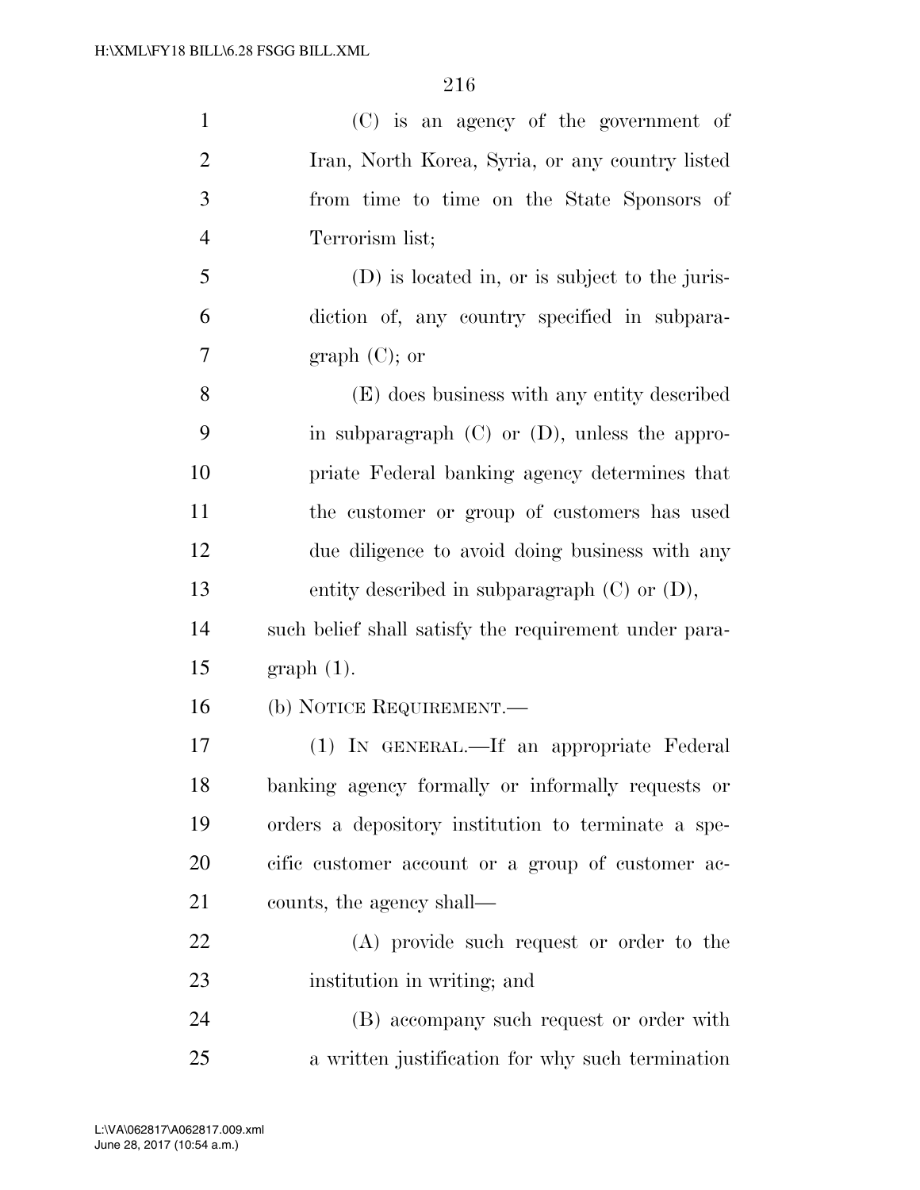(C) is an agency of the government of Iran, North Korea, Syria, or any country listed from time to time on the State Sponsors of Terrorism list;

(D) is located in, or is subject to the jurisdiction of, any country specified in subparagraph (C); or

(E) does business with any entity described in subparagraph (C) or (D), unless the appropriate Federal banking agency determines that the customer or group of customers has used due diligence to avoid doing business with any entity described in subparagraph (C) or (D),

such belief shall satisfy the requirement under paragraph (1).

(b) NOTICE REQUIREMENT.—

(1) IN GENERAL.—If an appropriate Federal banking agency formally or informally requests or orders a depository institution to terminate a specific customer account or a group of customer accounts, the agency shall—

(A) provide such request or order to the institution in writing; and

(B) accompany such request or order with a written justification for why such termination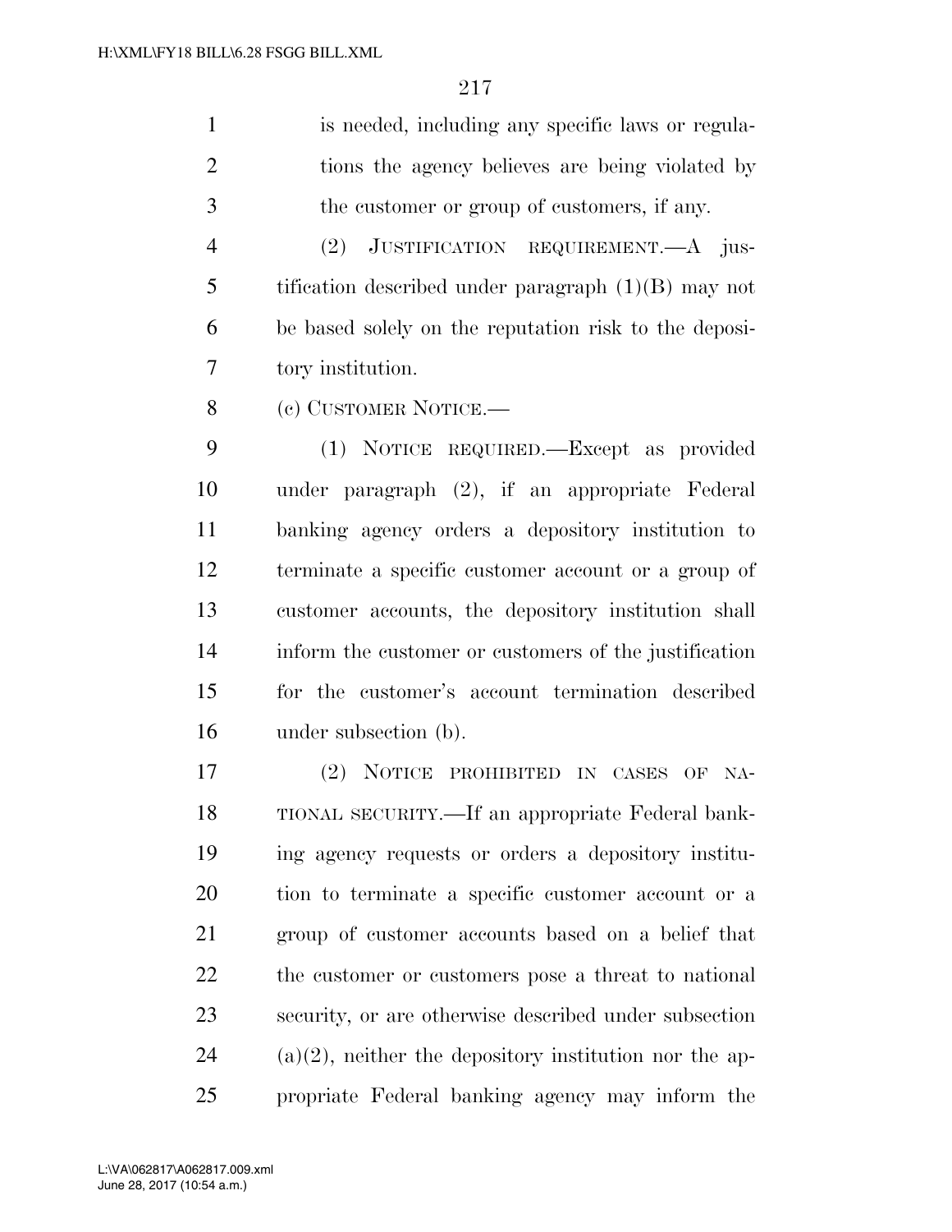is needed, including any specific laws or regulations the agency believes are being violated by the customer or group of customers, if any.

(2) JUSTIFICATION REQUIREMENT.—A justification described under paragraph (1)(B) may not be based solely on the reputation risk to the depository institution.

(c) CUSTOMER NOTICE.—

(1) NOTICE REQUIRED.—Except as provided under paragraph (2), if an appropriate Federal banking agency orders a depository institution to terminate a specific customer account or a group of customer accounts, the depository institution shall inform the customer or customers of the justification for the customer's account termination described under subsection (b).

(2) NOTICE PROHIBITED IN CASES OF NATIONAL SECURITY.—If an appropriate Federal banking agency requests or orders a depository institution to terminate a specific customer account or a group of customer accounts based on a belief that the customer or customers pose a threat to national security, or are otherwise described under subsection (a)(2), neither the depository institution nor the appropriate Federal banking agency may inform the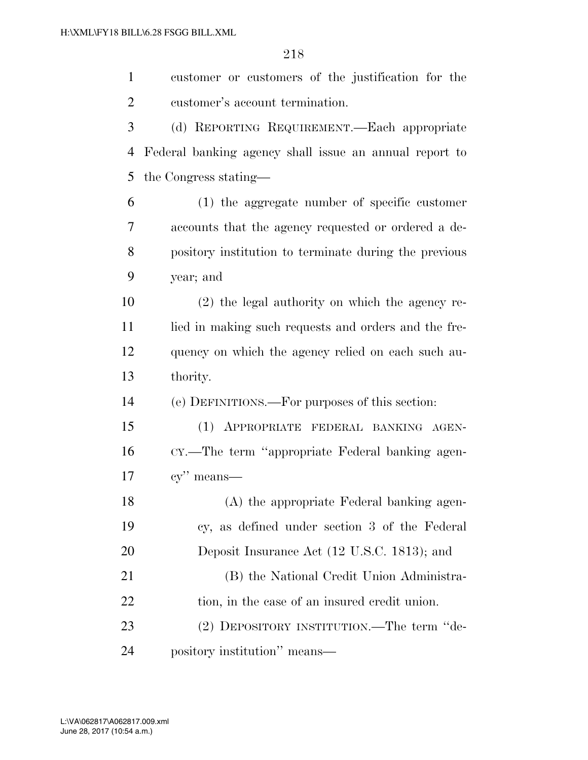customer or customers of the justification for the customer's account termination.

(d) REPORTING REQUIREMENT.—Each appropriate Federal banking agency shall issue an annual report to the Congress stating—

(1) the aggregate number of specific customer accounts that the agency requested or ordered a depository institution to terminate during the previous year; and

(2) the legal authority on which the agency relied in making such requests and orders and the frequency on which the agency relied on each such authority.

(e) DEFINITIONS.—For purposes of this section:

(1) APPROPRIATE FEDERAL BANKING AGENCY.—The term "appropriate Federal banking agency" means—

(A) the appropriate Federal banking agency, as defined under section 3 of the Federal Deposit Insurance Act (12 U.S.C. 1813); and

(B) the National Credit Union Administration, in the case of an insured credit union.

(2) DEPOSITORY INSTITUTION.—The term "depository institution" means—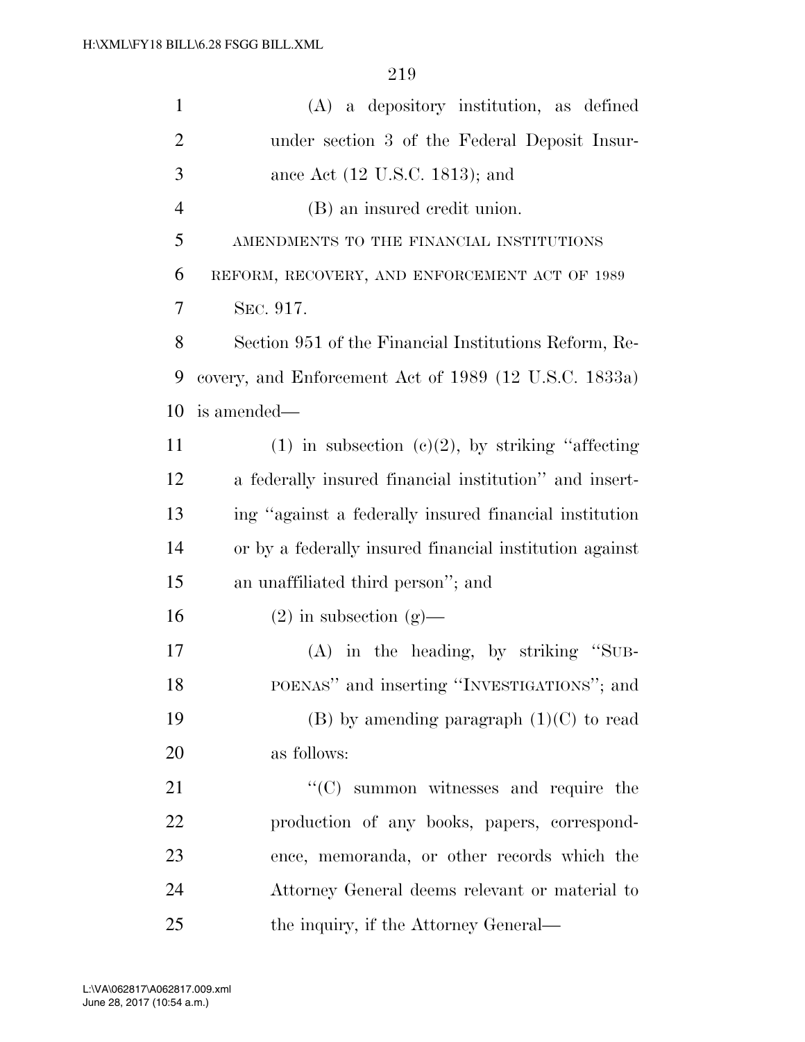(A) a depository institution, as defined under section 3 of the Federal Deposit Insurance Act (12 U.S.C. 1813); and

(B) an insured credit union.

AMENDMENTS TO THE FINANCIAL INSTITUTIONS REFORM, RECOVERY, AND ENFORCEMENT ACT OF 1989

SEC. 917.

Section 951 of the Financial Institutions Reform, Recovery, and Enforcement Act of 1989 (12 U.S.C. 1833a) is amended—

(1) in subsection (c)(2), by striking "affecting a federally insured financial institution" and inserting "against a federally insured financial institution or by a federally insured financial institution against an unaffiliated third person"; and

(2) in subsection (g)—

(A) in the heading, by striking "SUBPOENAS" and inserting "INVESTIGATIONS"; and

(B) by amending paragraph (1)(C) to read as follows:

"(C) summon witnesses and require the production of any books, papers, correspondence, memoranda, or other records which the Attorney General deems relevant or material to the inquiry, if the Attorney General—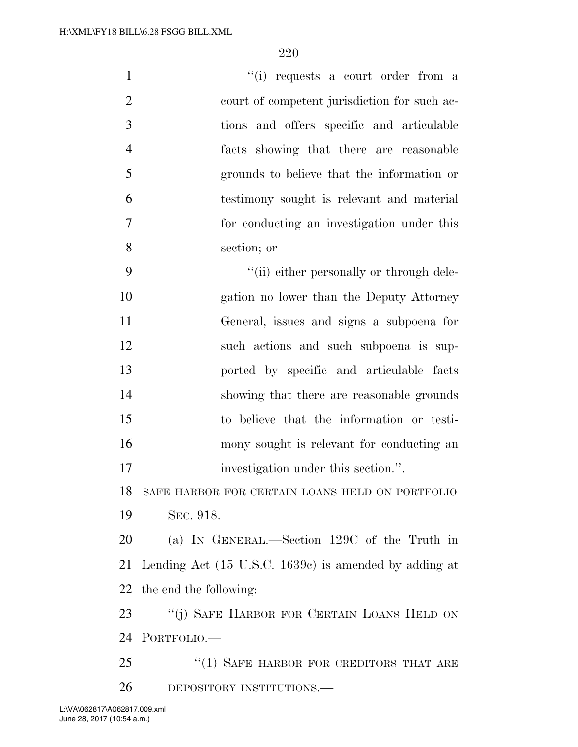"(i) requests a court order from a court of competent jurisdiction for such actions and offers specific and articulable facts showing that there are reasonable grounds to believe that the information or testimony sought is relevant and material for conducting an investigation under this section; or

"(ii) either personally or through delegation no lower than the Deputy Attorney General, issues and signs a subpoena for such actions and such subpoena is supported by specific and articulable facts showing that there are reasonable grounds to believe that the information or testimony sought is relevant for conducting an investigation under this section.".

SAFE HARBOR FOR CERTAIN LOANS HELD ON PORTFOLIO

SEC. 918.

(a) IN GENERAL.—Section 129C of the Truth in Lending Act (15 U.S.C. 1639c) is amended by adding at the end the following:

"(j) SAFE HARBOR FOR CERTAIN LOANS HELD ON PORTFOLIO.—

"(1) SAFE HARBOR FOR CREDITORS THAT ARE DEPOSITORY INSTITUTIONS.—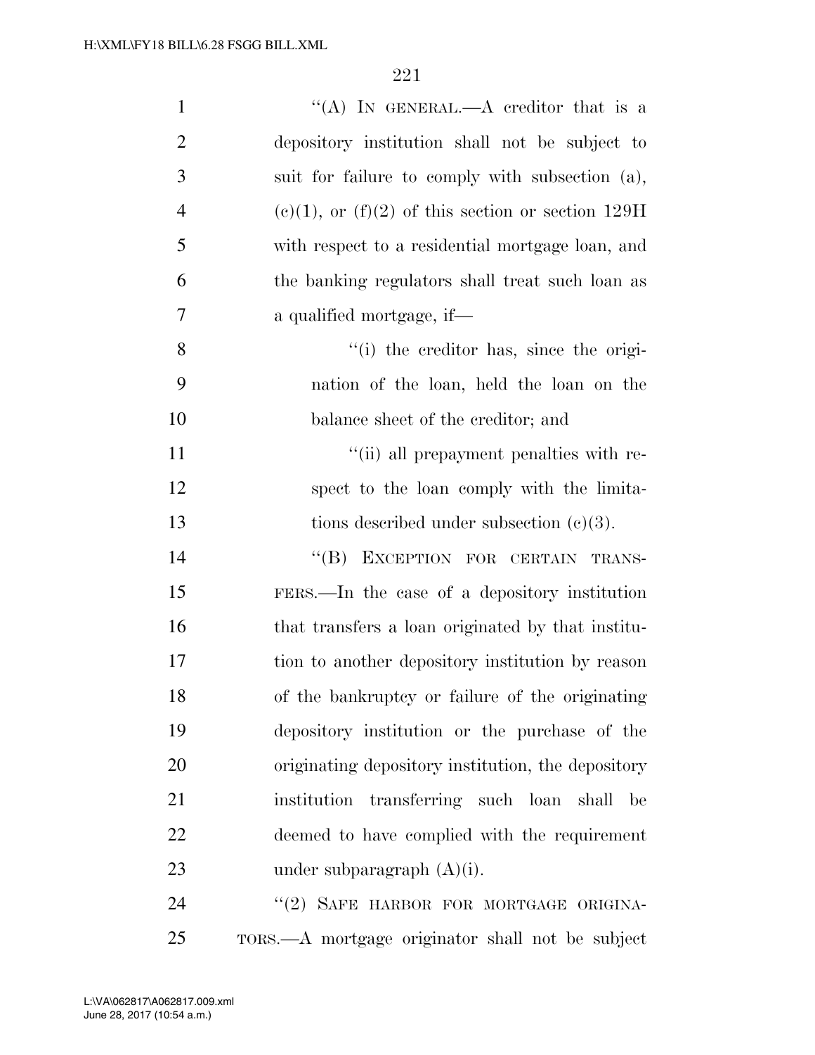"(A) IN GENERAL.—A creditor that is a depository institution shall not be subject to suit for failure to comply with subsection (a), (c)(1), or (f)(2) of this section or section 129H with respect to a residential mortgage loan, and the banking regulators shall treat such loan as a qualified mortgage, if—

"(i) the creditor has, since the origination of the loan, held the loan on the balance sheet of the creditor; and

"(ii) all prepayment penalties with respect to the loan comply with the limitations described under subsection (c)(3).

"(B) EXCEPTION FOR CERTAIN TRANSFERS.—In the case of a depository institution that transfers a loan originated by that institution to another depository institution by reason of the bankruptcy or failure of the originating depository institution or the purchase of the originating depository institution, the depository institution transferring such loan shall be deemed to have complied with the requirement under subparagraph (A)(i).

"(2) SAFE HARBOR FOR MORTGAGE ORIGINATORS.—A mortgage originator shall not be subject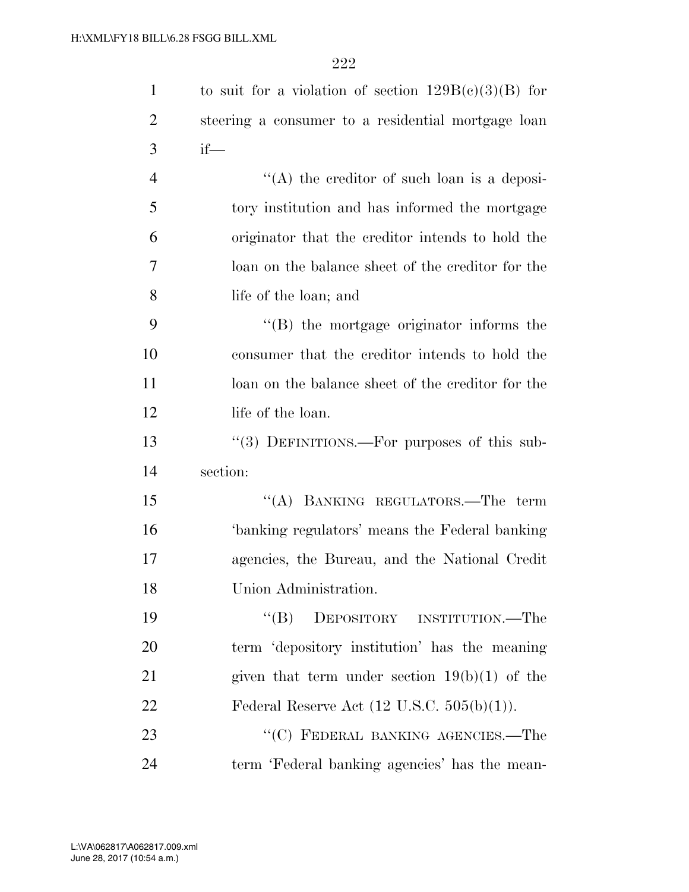to suit for a violation of section 129B(c)(3)(B) for steering a consumer to a residential mortgage loan if—

''(A) the creditor of such loan is a depository institution and has informed the mortgage originator that the creditor intends to hold the loan on the balance sheet of the creditor for the life of the loan; and

''(B) the mortgage originator informs the consumer that the creditor intends to hold the loan on the balance sheet of the creditor for the life of the loan.

''(3) DEFINITIONS.—For purposes of this subsection:

''(A) BANKING REGULATORS.—The term 'banking regulators' means the Federal banking agencies, the Bureau, and the National Credit Union Administration.

''(B) DEPOSITORY INSTITUTION.—The term 'depository institution' has the meaning given that term under section 19(b)(1) of the Federal Reserve Act (12 U.S.C. 505(b)(1)).

''(C) FEDERAL BANKING AGENCIES.—The term 'Federal banking agencies' has the mean-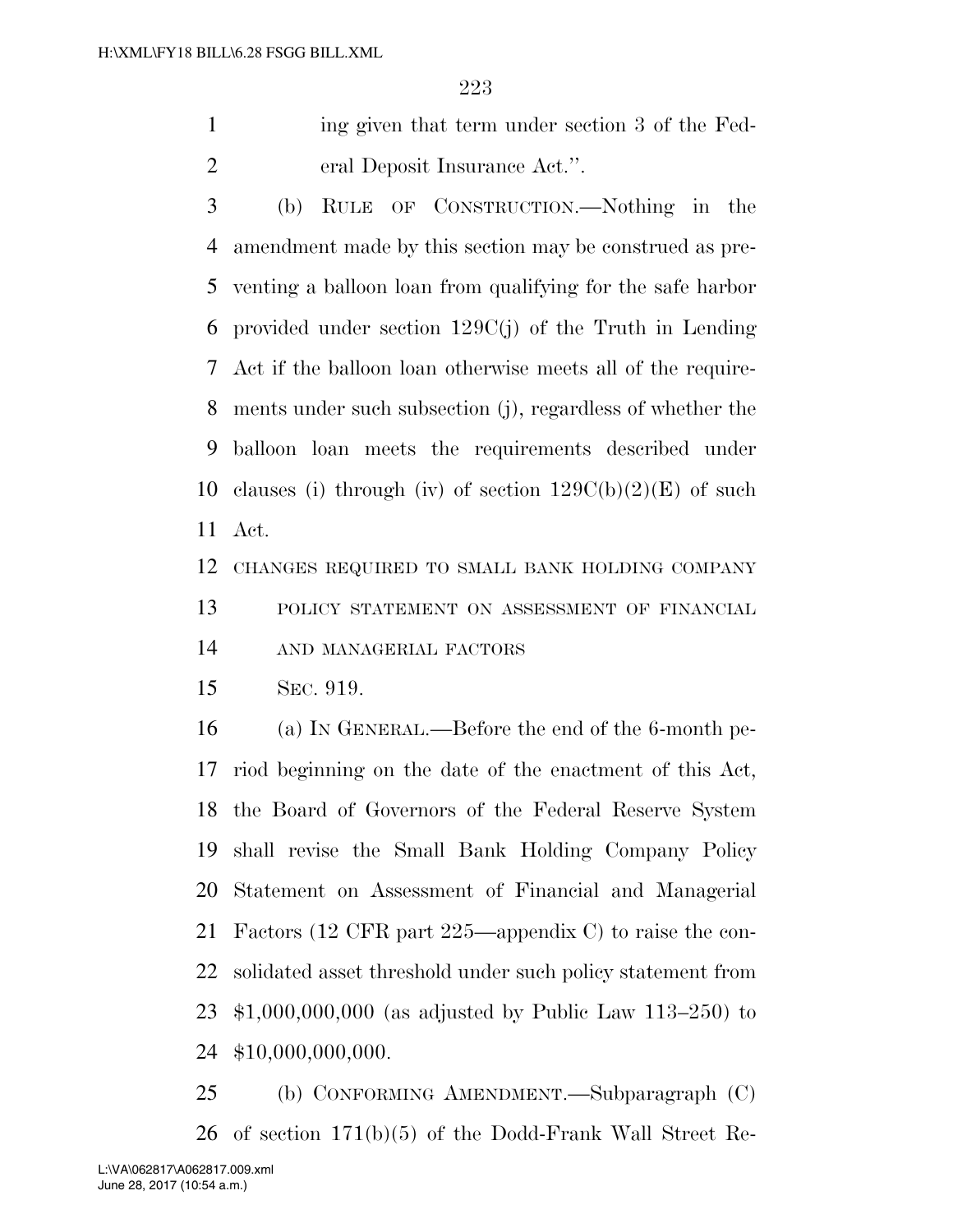ing given that term under section 3 of the Federal Deposit Insurance Act.''.

(b) RULE OF CONSTRUCTION.—Nothing in the amendment made by this section may be construed as preventing a balloon loan from qualifying for the safe harbor provided under section 129C(j) of the Truth in Lending Act if the balloon loan otherwise meets all of the requirements under such subsection (j), regardless of whether the balloon loan meets the requirements described under clauses (i) through (iv) of section 129C(b)(2)(E) of such Act.

CHANGES REQUIRED TO SMALL BANK HOLDING COMPANY POLICY STATEMENT ON ASSESSMENT OF FINANCIAL AND MANAGERIAL FACTORS

SEC. 919.

(a) IN GENERAL.—Before the end of the 6-month period beginning on the date of the enactment of this Act, the Board of Governors of the Federal Reserve System shall revise the Small Bank Holding Company Policy Statement on Assessment of Financial and Managerial Factors (12 CFR part 225—appendix C) to raise the consolidated asset threshold under such policy statement from $1,000,000,000 (as adjusted by Public Law 113–250) to $10,000,000,000.

(b) CONFORMING AMENDMENT.—Subparagraph (C) of section 171(b)(5) of the Dodd-Frank Wall Street Re-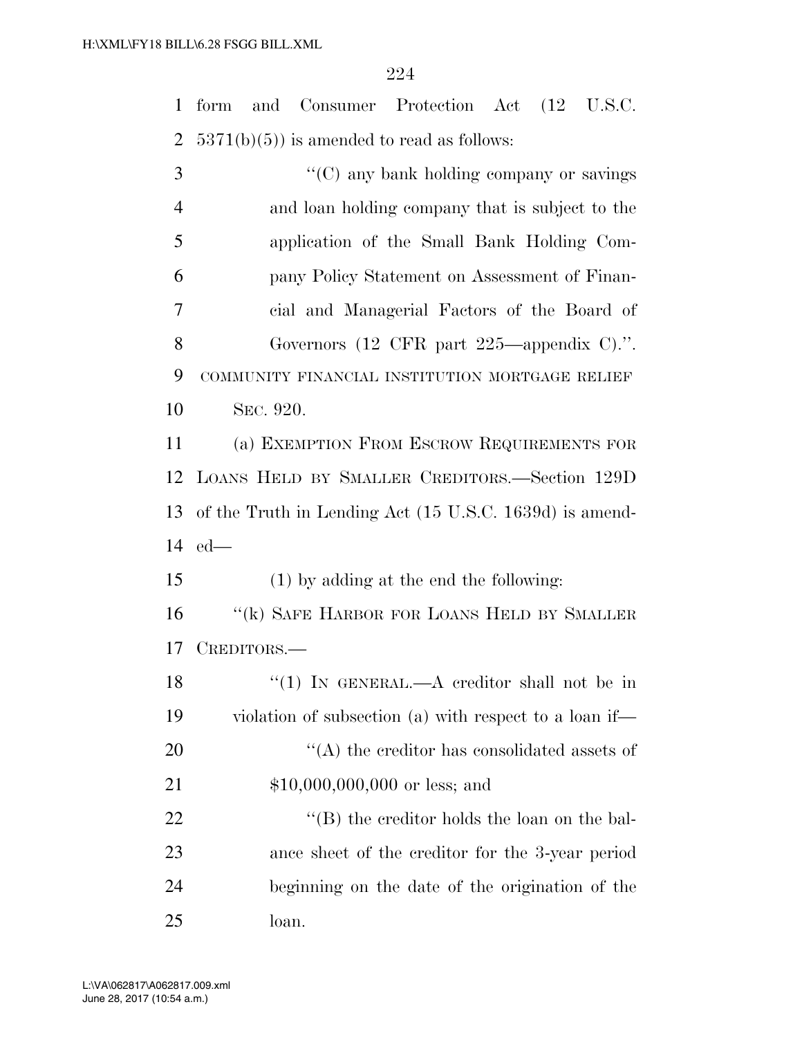form and Consumer Protection Act (12 U.S.C. 5371(b)(5)) is amended to read as follows:

"(C) any bank holding company or savings and loan holding company that is subject to the application of the Small Bank Holding Company Policy Statement on Assessment of Financial and Managerial Factors of the Board of Governors (12 CFR part 225—appendix C).".

COMMUNITY FINANCIAL INSTITUTION MORTGAGE RELIEF

SEC. 920.

(a) EXEMPTION FROM ESCROW REQUIREMENTS FOR LOANS HELD BY SMALLER CREDITORS.—Section 129D of the Truth in Lending Act (15 U.S.C. 1639d) is amended—

(1) by adding at the end the following:

"(k) SAFE HARBOR FOR LOANS HELD BY SMALLER CREDITORS.—

"(1) IN GENERAL.—A creditor shall not be in violation of subsection (a) with respect to a loan if—

"(A) the creditor has consolidated assets of $10,000,000,000 or less; and

"(B) the creditor holds the loan on the balance sheet of the creditor for the 3-year period beginning on the date of the origination of the loan.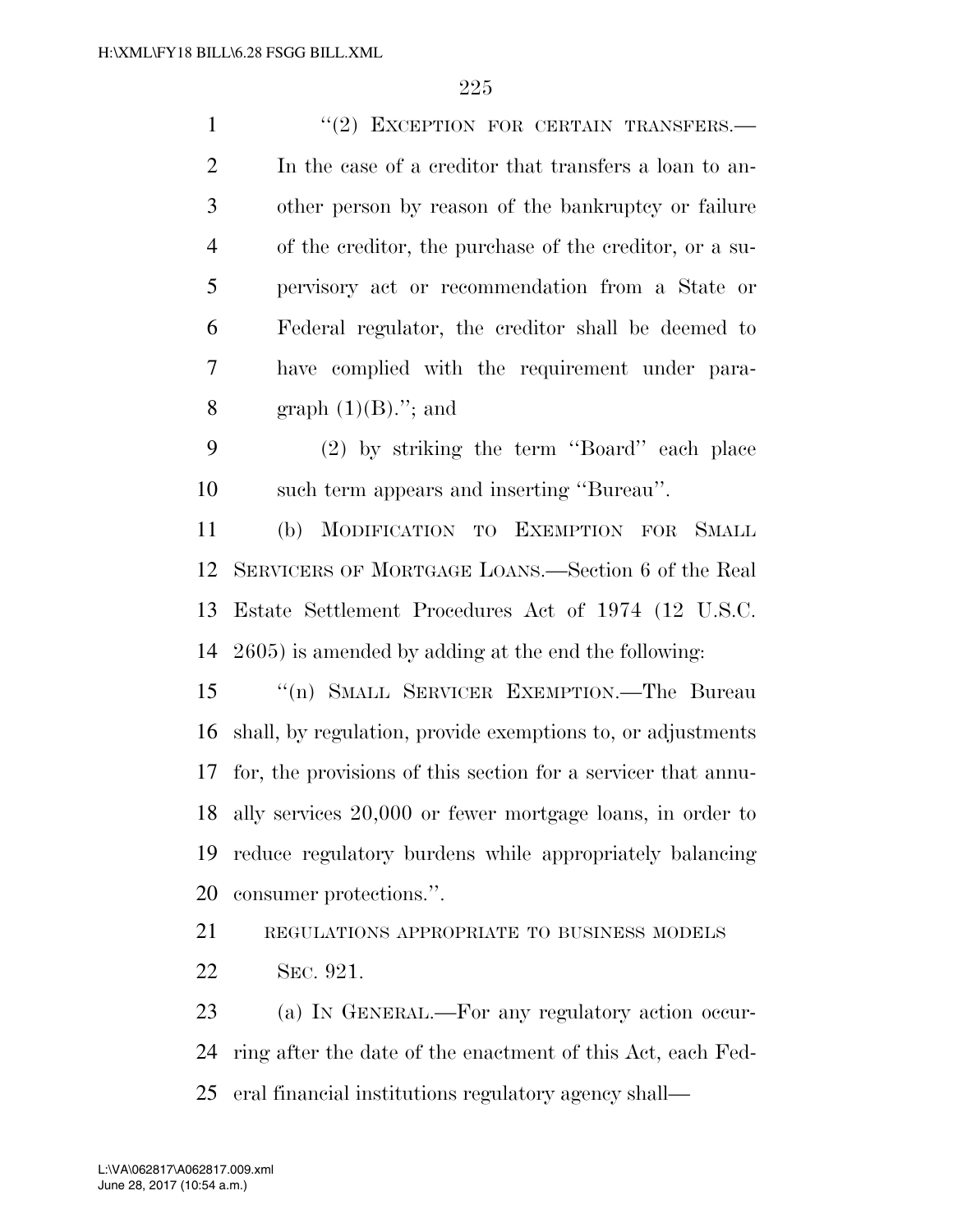"(2) EXCEPTION FOR CERTAIN TRANSFERS.—In the case of a creditor that transfers a loan to another person by reason of the bankruptcy or failure of the creditor, the purchase of the creditor, or a supervisory act or recommendation from a State or Federal regulator, the creditor shall be deemed to have complied with the requirement under paragraph (1)(B)."; and

(2) by striking the term "Board" each place such term appears and inserting "Bureau".

(b) MODIFICATION TO EXEMPTION FOR SMALL SERVICERS OF MORTGAGE LOANS.—Section 6 of the Real Estate Settlement Procedures Act of 1974 (12 U.S.C. 2605) is amended by adding at the end the following:

"(n) SMALL SERVICER EXEMPTION.—The Bureau shall, by regulation, provide exemptions to, or adjustments for, the provisions of this section for a servicer that annually services 20,000 or fewer mortgage loans, in order to reduce regulatory burdens while appropriately balancing consumer protections.".

REGULATIONS APPROPRIATE TO BUSINESS MODELS

SEC. 921.

(a) IN GENERAL.—For any regulatory action occurring after the date of the enactment of this Act, each Federal financial institutions regulatory agency shall—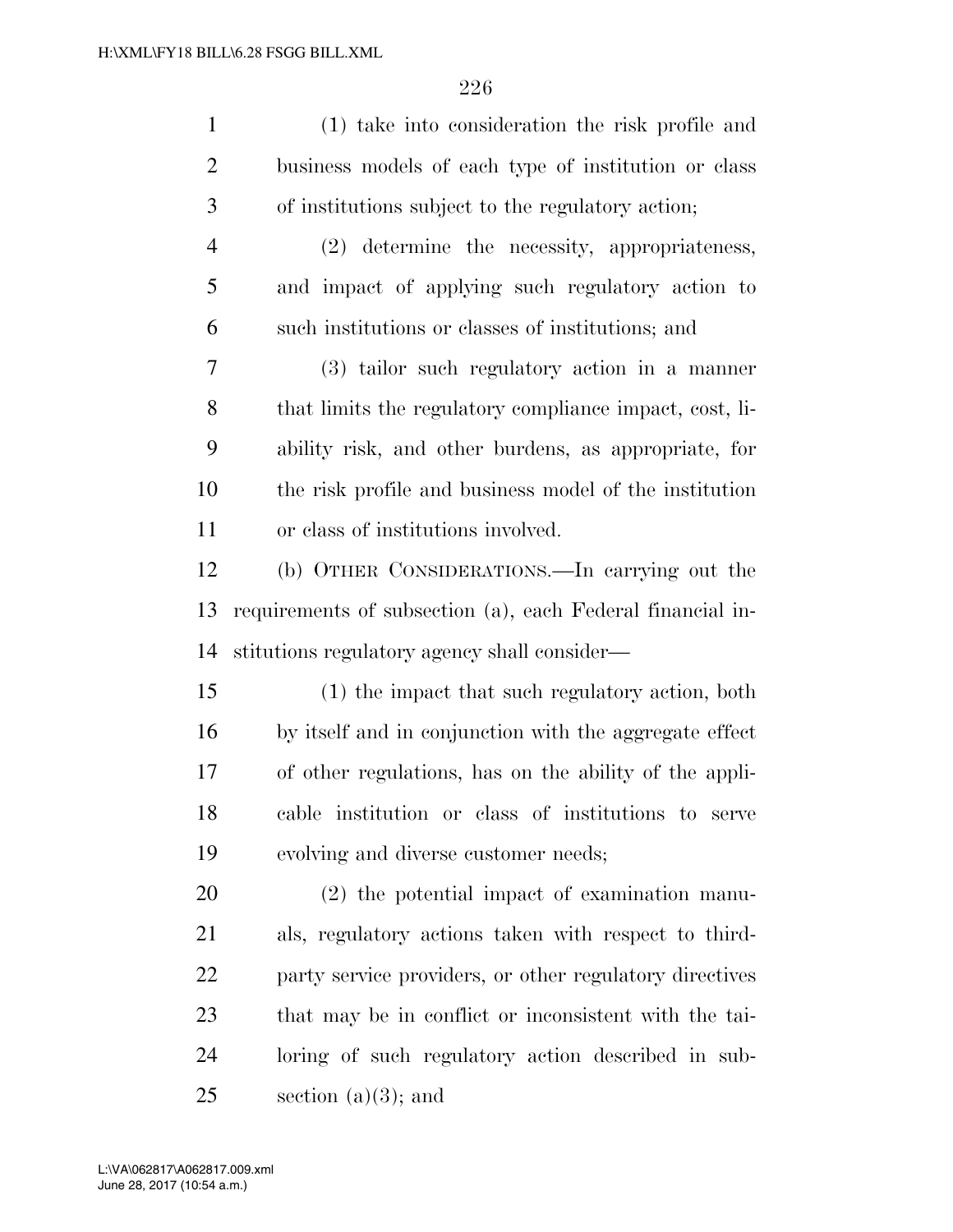(1) take into consideration the risk profile and business models of each type of institution or class of institutions subject to the regulatory action;

(2) determine the necessity, appropriateness, and impact of applying such regulatory action to such institutions or classes of institutions; and

(3) tailor such regulatory action in a manner that limits the regulatory compliance impact, cost, liability risk, and other burdens, as appropriate, for the risk profile and business model of the institution or class of institutions involved.

(b) OTHER CONSIDERATIONS.—In carrying out the requirements of subsection (a), each Federal financial institutions regulatory agency shall consider—

(1) the impact that such regulatory action, both by itself and in conjunction with the aggregate effect of other regulations, has on the ability of the applicable institution or class of institutions to serve evolving and diverse customer needs;

(2) the potential impact of examination manuals, regulatory actions taken with respect to third-party service providers, or other regulatory directives that may be in conflict or inconsistent with the tailoring of such regulatory action described in subsection (a)(3); and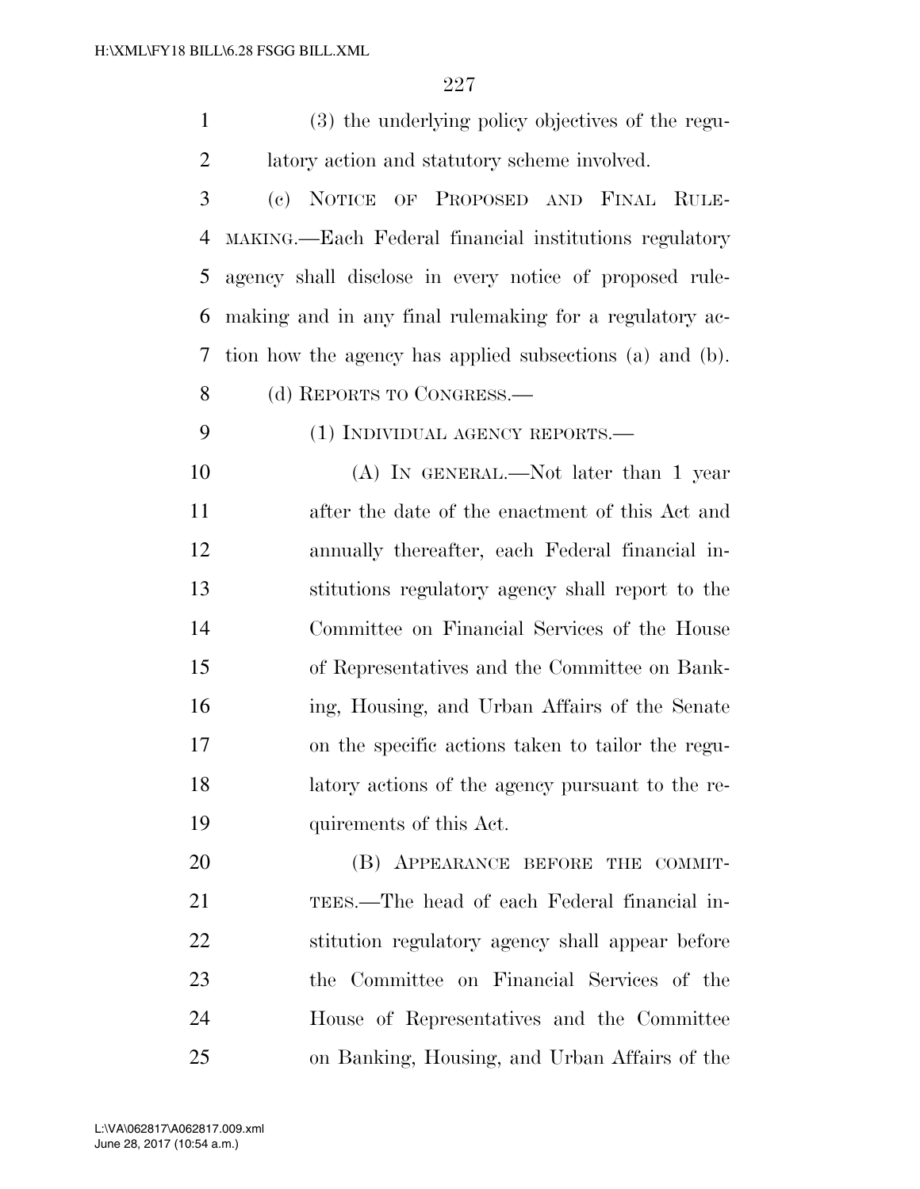(3) the underlying policy objectives of the regulatory action and statutory scheme involved.

(c) NOTICE OF PROPOSED AND FINAL RULEMAKING.—Each Federal financial institutions regulatory agency shall disclose in every notice of proposed rulemaking and in any final rulemaking for a regulatory action how the agency has applied subsections (a) and (b).

(d) REPORTS TO CONGRESS.—

(1) INDIVIDUAL AGENCY REPORTS.—

(A) IN GENERAL.—Not later than 1 year after the date of the enactment of this Act and annually thereafter, each Federal financial institutions regulatory agency shall report to the Committee on Financial Services of the House of Representatives and the Committee on Banking, Housing, and Urban Affairs of the Senate on the specific actions taken to tailor the regulatory actions of the agency pursuant to the requirements of this Act.

(B) APPEARANCE BEFORE THE COMMITTEES.—The head of each Federal financial institution regulatory agency shall appear before the Committee on Financial Services of the House of Representatives and the Committee on Banking, Housing, and Urban Affairs of the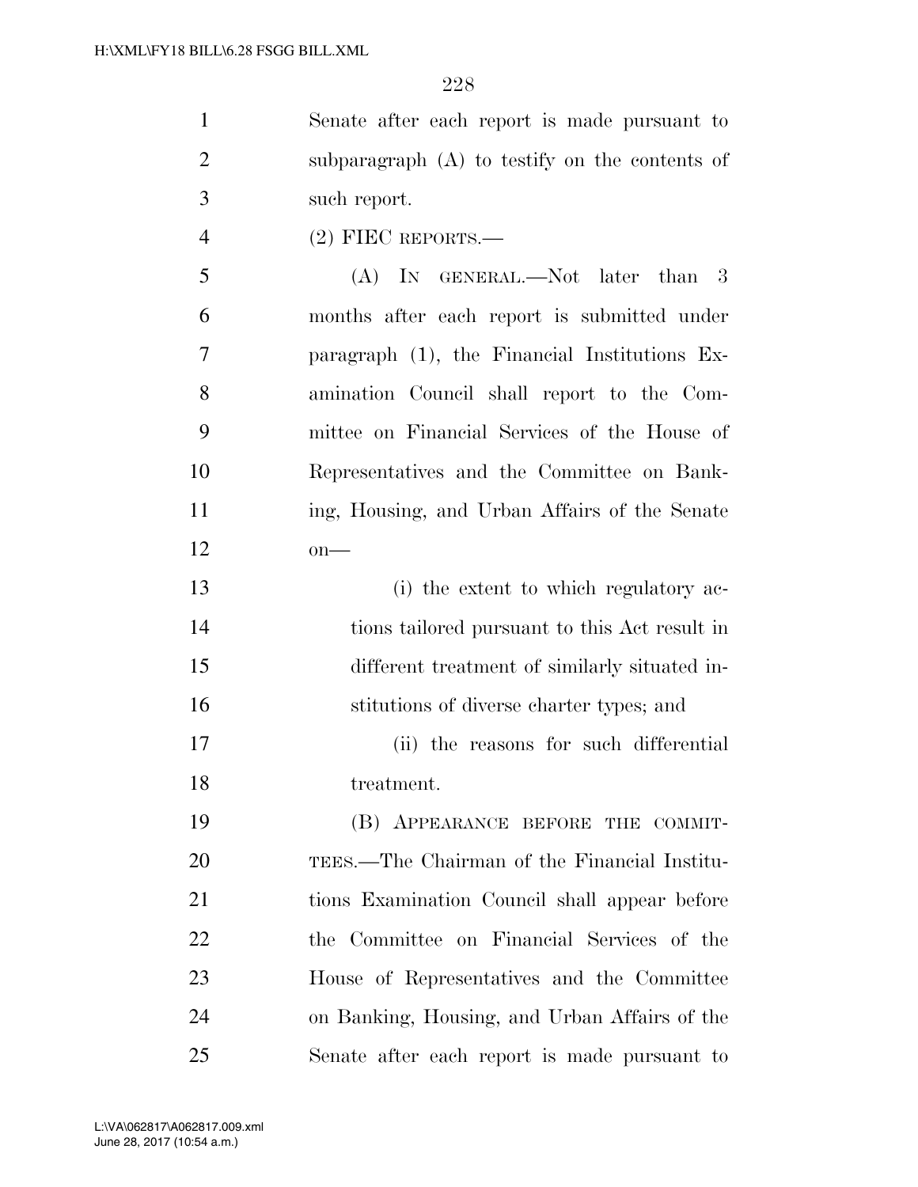Senate after each report is made pursuant to subparagraph (A) to testify on the contents of such report.

(2) FIEC REPORTS.—

(A) IN GENERAL.—Not later than 3 months after each report is submitted under paragraph (1), the Financial Institutions Examination Council shall report to the Committee on Financial Services of the House of Representatives and the Committee on Banking, Housing, and Urban Affairs of the Senate on—

(i) the extent to which regulatory actions tailored pursuant to this Act result in different treatment of similarly situated institutions of diverse charter types; and

(ii) the reasons for such differential treatment.

(B) APPEARANCE BEFORE THE COMMITTEES.—The Chairman of the Financial Institutions Examination Council shall appear before the Committee on Financial Services of the House of Representatives and the Committee on Banking, Housing, and Urban Affairs of the Senate after each report is made pursuant to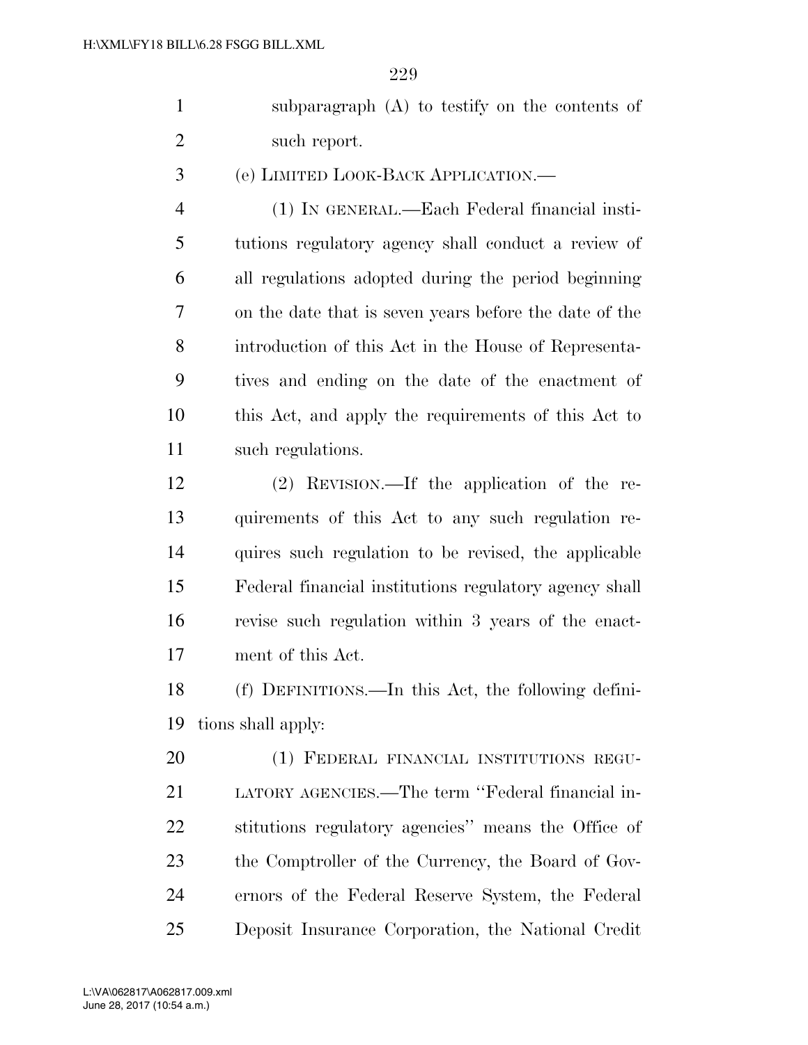subparagraph (A) to testify on the contents of such report.

(e) LIMITED LOOK-BACK APPLICATION.—

(1) IN GENERAL.—Each Federal financial institutions regulatory agency shall conduct a review of all regulations adopted during the period beginning on the date that is seven years before the date of the introduction of this Act in the House of Representatives and ending on the date of the enactment of this Act, and apply the requirements of this Act to such regulations.

(2) REVISION.—If the application of the requirements of this Act to any such regulation requires such regulation to be revised, the applicable Federal financial institutions regulatory agency shall revise such regulation within 3 years of the enactment of this Act.

(f) DEFINITIONS.—In this Act, the following definitions shall apply:

(1) FEDERAL FINANCIAL INSTITUTIONS REGULATORY AGENCIES.—The term ''Federal financial institutions regulatory agencies'' means the Office of the Comptroller of the Currency, the Board of Governors of the Federal Reserve System, the Federal Deposit Insurance Corporation, the National Credit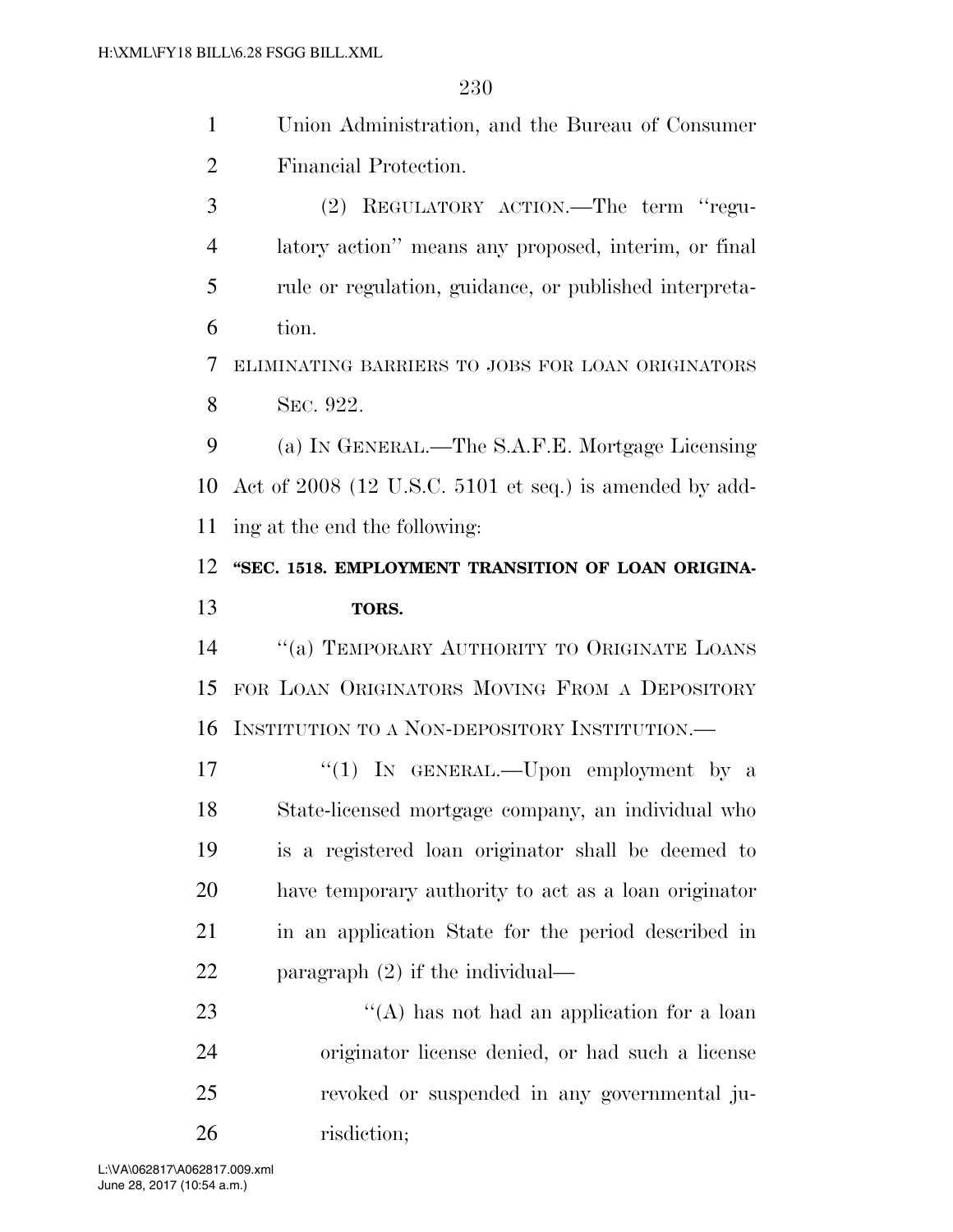Union Administration, and the Bureau of Consumer Financial Protection.

(2) REGULATORY ACTION.—The term ''regulatory action'' means any proposed, interim, or final rule or regulation, guidance, or published interpretation.

ELIMINATING BARRIERS TO JOBS FOR LOAN ORIGINATORS

SEC. 922.

(a) IN GENERAL.—The S.A.F.E. Mortgage Licensing Act of 2008 (12 U.S.C. 5101 et seq.) is amended by adding at the end the following:

**''SEC. 1518. EMPLOYMENT TRANSITION OF LOAN ORIGINATORS.**

''(a) TEMPORARY AUTHORITY TO ORIGINATE LOANS FOR LOAN ORIGINATORS MOVING FROM A DEPOSITORY INSTITUTION TO A NON-DEPOSITORY INSTITUTION.—

''(1) IN GENERAL.—Upon employment by a State-licensed mortgage company, an individual who is a registered loan originator shall be deemed to have temporary authority to act as a loan originator in an application State for the period described in paragraph (2) if the individual—

''(A) has not had an application for a loan originator license denied, or had such a license revoked or suspended in any governmental jurisdiction;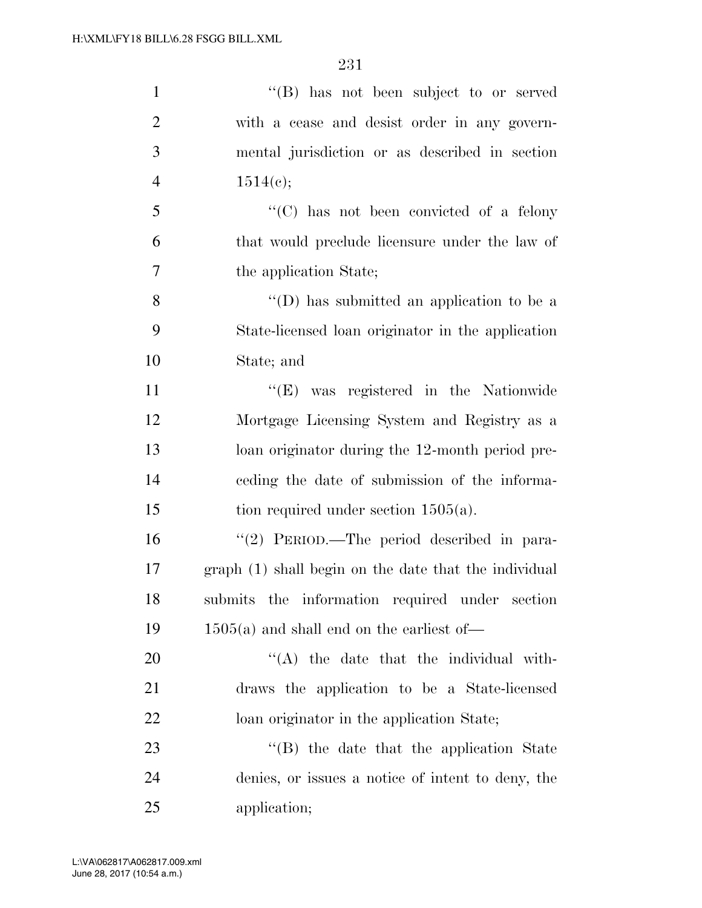''(B) has not been subject to or served with a cease and desist order in any governmental jurisdiction or as described in section 1514(c);

''(C) has not been convicted of a felony that would preclude licensure under the law of the application State;

''(D) has submitted an application to be a State-licensed loan originator in the application State; and

''(E) was registered in the Nationwide Mortgage Licensing System and Registry as a loan originator during the 12-month period preceding the date of submission of the information required under section 1505(a).

''(2) PERIOD.—The period described in paragraph (1) shall begin on the date that the individual submits the information required under section 1505(a) and shall end on the earliest of—

''(A) the date that the individual withdraws the application to be a State-licensed loan originator in the application State;

''(B) the date that the application State denies, or issues a notice of intent to deny, the application;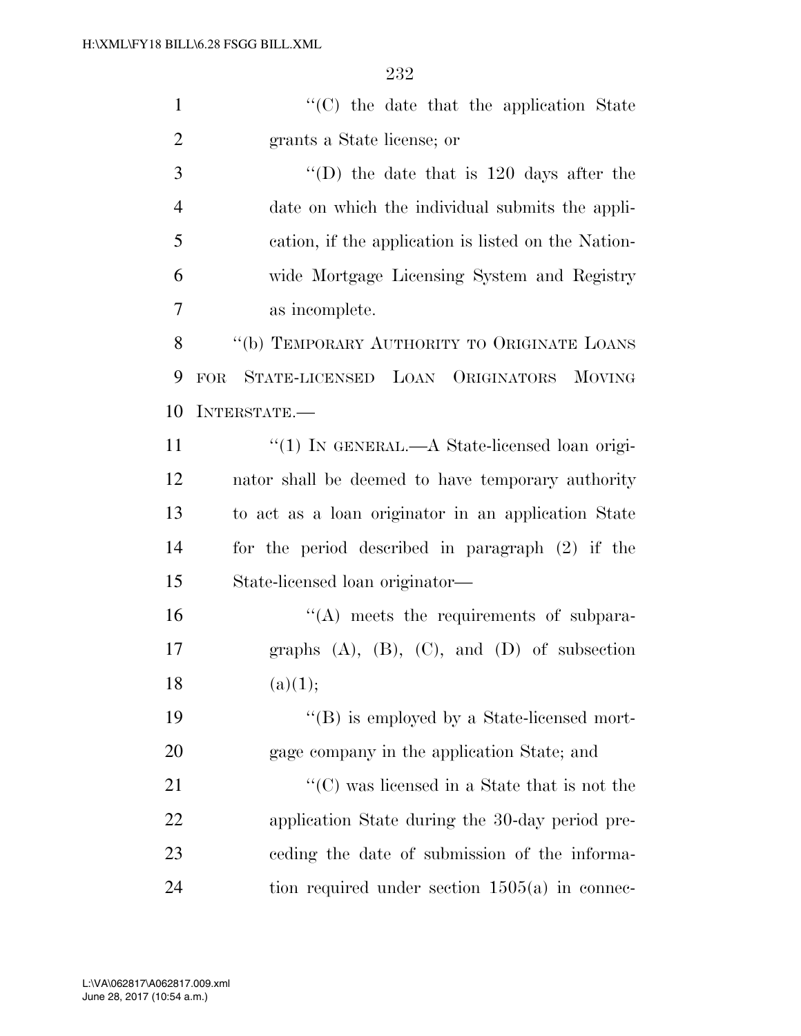''(C) the date that the application State grants a State license; or

''(D) the date that is 120 days after the date on which the individual submits the application, if the application is listed on the Nationwide Mortgage Licensing System and Registry as incomplete.

''(b) TEMPORARY AUTHORITY TO ORIGINATE LOANS FOR STATE-LICENSED LOAN ORIGINATORS MOVING INTERSTATE.—

''(1) IN GENERAL.—A State-licensed loan originator shall be deemed to have temporary authority to act as a loan originator in an application State for the period described in paragraph (2) if the State-licensed loan originator—

''(A) meets the requirements of subparagraphs (A), (B), (C), and (D) of subsection (a)(1);

''(B) is employed by a State-licensed mortgage company in the application State; and

''(C) was licensed in a State that is not the application State during the 30-day period preceding the date of submission of the information required under section 1505(a) in connec-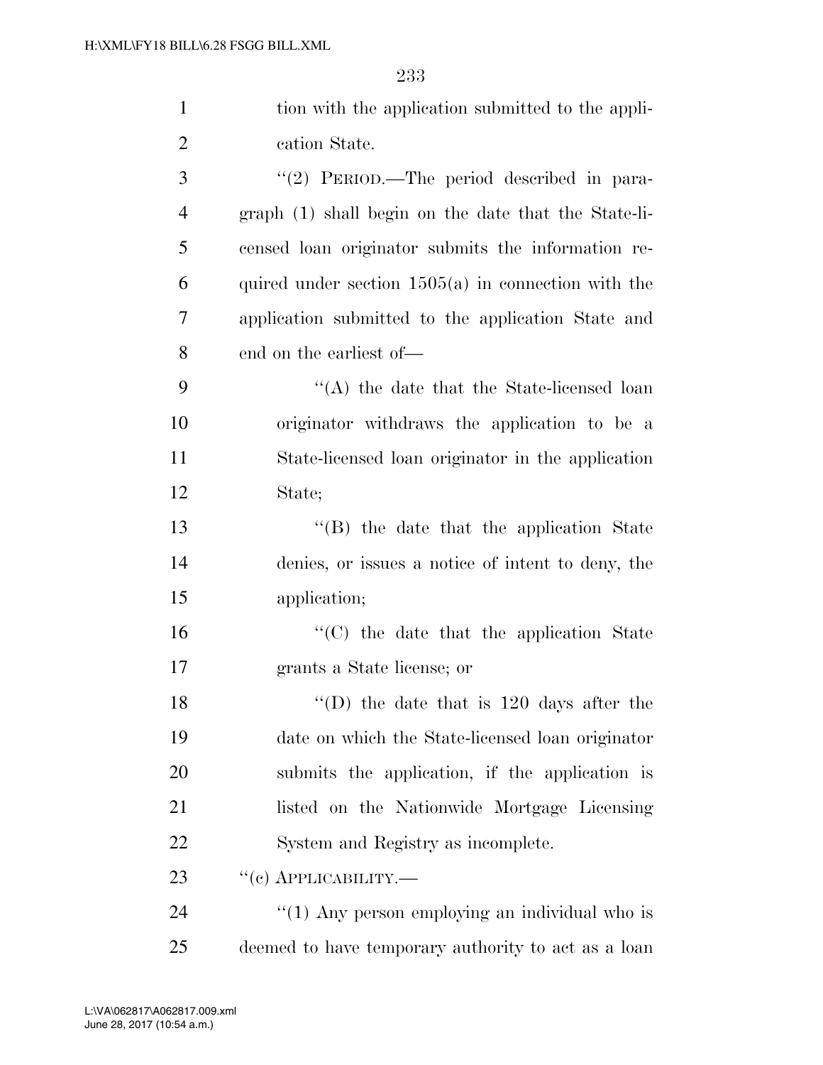tion with the application submitted to the application State.

"(2) PERIOD.—The period described in paragraph (1) shall begin on the date that the State-licensed loan originator submits the information required under section 1505(a) in connection with the application submitted to the application State and end on the earliest of—

"(A) the date that the State-licensed loan originator withdraws the application to be a State-licensed loan originator in the application State;

"(B) the date that the application State denies, or issues a notice of intent to deny, the application;

"(C) the date that the application State grants a State license; or

"(D) the date that is 120 days after the date on which the State-licensed loan originator submits the application, if the application is listed on the Nationwide Mortgage Licensing System and Registry as incomplete.

"(c) APPLICABILITY.—

"(1) Any person employing an individual who is deemed to have temporary authority to act as a loan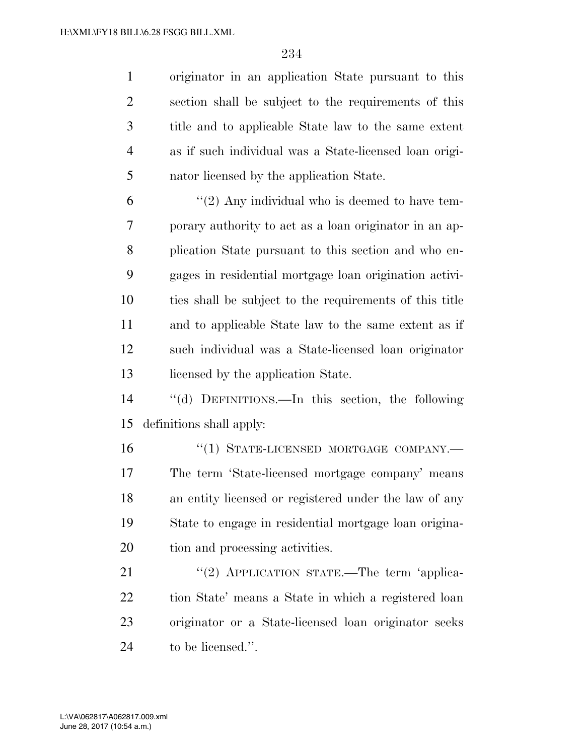originator in an application State pursuant to this section shall be subject to the requirements of this title and to applicable State law to the same extent as if such individual was a State-licensed loan originator licensed by the application State.

"(2) Any individual who is deemed to have temporary authority to act as a loan originator in an application State pursuant to this section and who engages in residential mortgage loan origination activities shall be subject to the requirements of this title and to applicable State law to the same extent as if such individual was a State-licensed loan originator licensed by the application State.

"(d) DEFINITIONS.—In this section, the following definitions shall apply:

"(1) STATE-LICENSED MORTGAGE COMPANY.—The term 'State-licensed mortgage company' means an entity licensed or registered under the law of any State to engage in residential mortgage loan origination and processing activities.

"(2) APPLICATION STATE.—The term 'application State' means a State in which a registered loan originator or a State-licensed loan originator seeks to be licensed.".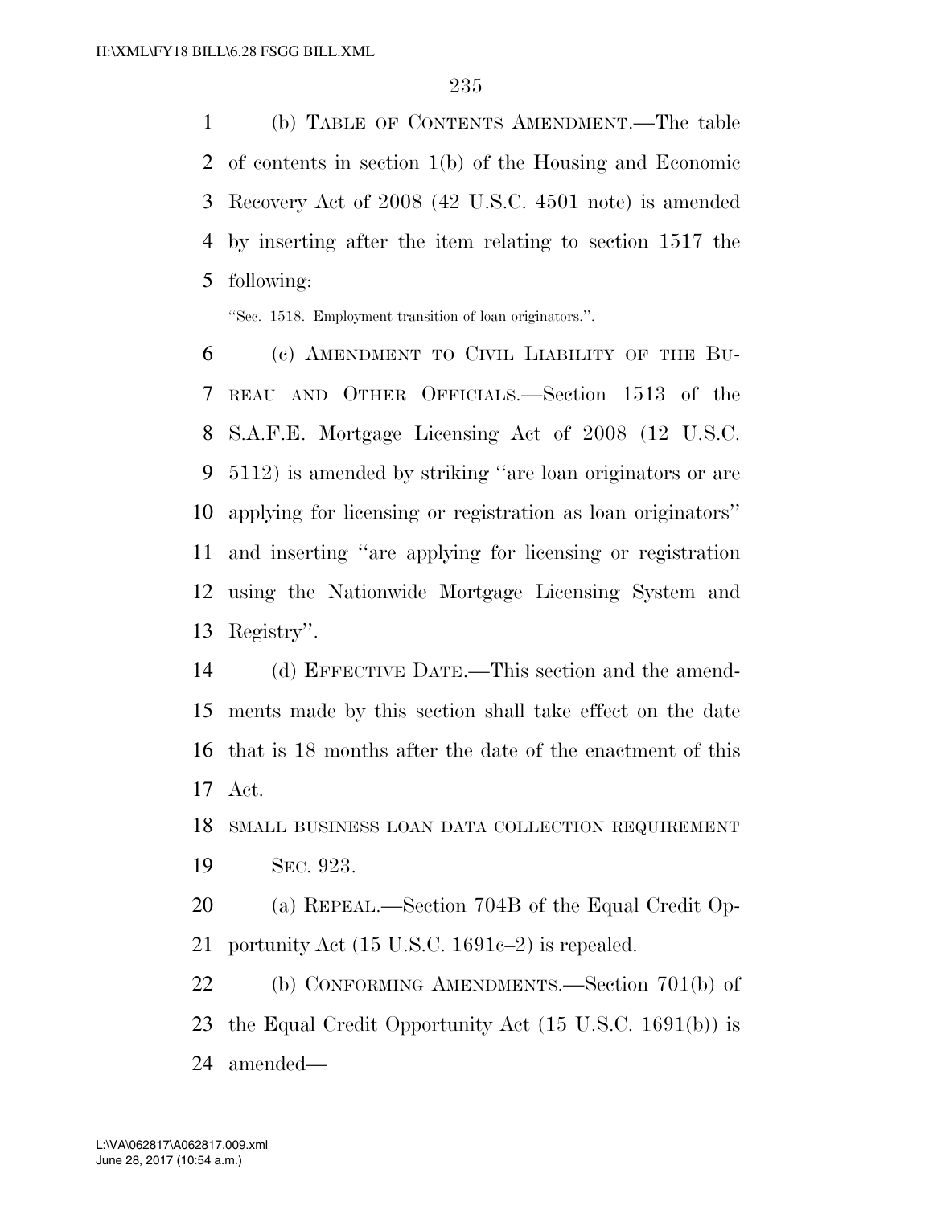(b) TABLE OF CONTENTS AMENDMENT.—The table of contents in section 1(b) of the Housing and Economic Recovery Act of 2008 (42 U.S.C. 4501 note) is amended by inserting after the item relating to section 1517 the following:

''Sec. 1518. Employment transition of loan originators.''.

(c) AMENDMENT TO CIVIL LIABILITY OF THE BUREAU AND OTHER OFFICIALS.—Section 1513 of the S.A.F.E. Mortgage Licensing Act of 2008 (12 U.S.C. 5112) is amended by striking ''are loan originators or are applying for licensing or registration as loan originators'' and inserting ''are applying for licensing or registration using the Nationwide Mortgage Licensing System and Registry''.

(d) EFFECTIVE DATE.—This section and the amendments made by this section shall take effect on the date that is 18 months after the date of the enactment of this Act.

SMALL BUSINESS LOAN DATA COLLECTION REQUIREMENT

SEC. 923.

(a) REPEAL.—Section 704B of the Equal Credit Opportunity Act (15 U.S.C. 1691c–2) is repealed.

(b) CONFORMING AMENDMENTS.—Section 701(b) of the Equal Credit Opportunity Act (15 U.S.C. 1691(b)) is amended—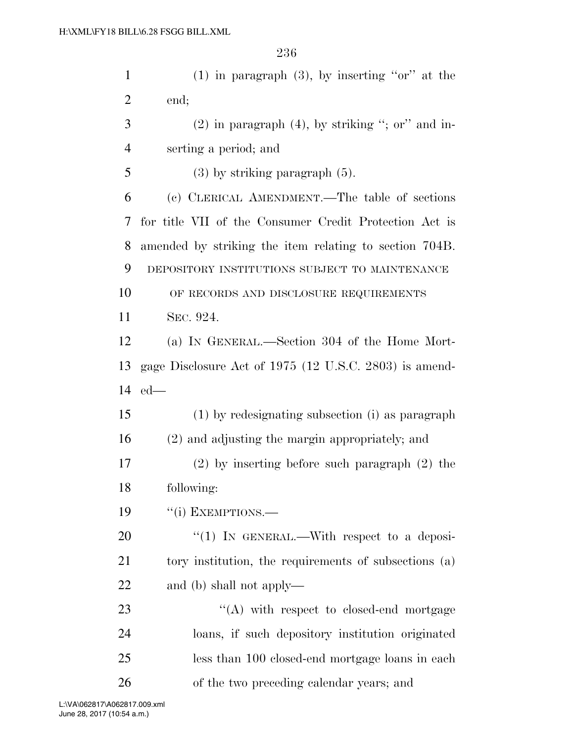(1) in paragraph (3), by inserting "or" at the end;

(2) in paragraph (4), by striking "; or" and inserting a period; and

(3) by striking paragraph (5).

(c) CLERICAL AMENDMENT.—The table of sections for title VII of the Consumer Credit Protection Act is amended by striking the item relating to section 704B.

DEPOSITORY INSTITUTIONS SUBJECT TO MAINTENANCE OF RECORDS AND DISCLOSURE REQUIREMENTS

SEC. 924.

(a) IN GENERAL.—Section 304 of the Home Mortgage Disclosure Act of 1975 (12 U.S.C. 2803) is amended—

(1) by redesignating subsection (i) as paragraph (2) and adjusting the margin appropriately; and

(2) by inserting before such paragraph (2) the following:

"(i) EXEMPTIONS.—

"(1) IN GENERAL.—With respect to a depository institution, the requirements of subsections (a) and (b) shall not apply—

"(A) with respect to closed-end mortgage loans, if such depository institution originated less than 100 closed-end mortgage loans in each of the two preceding calendar years; and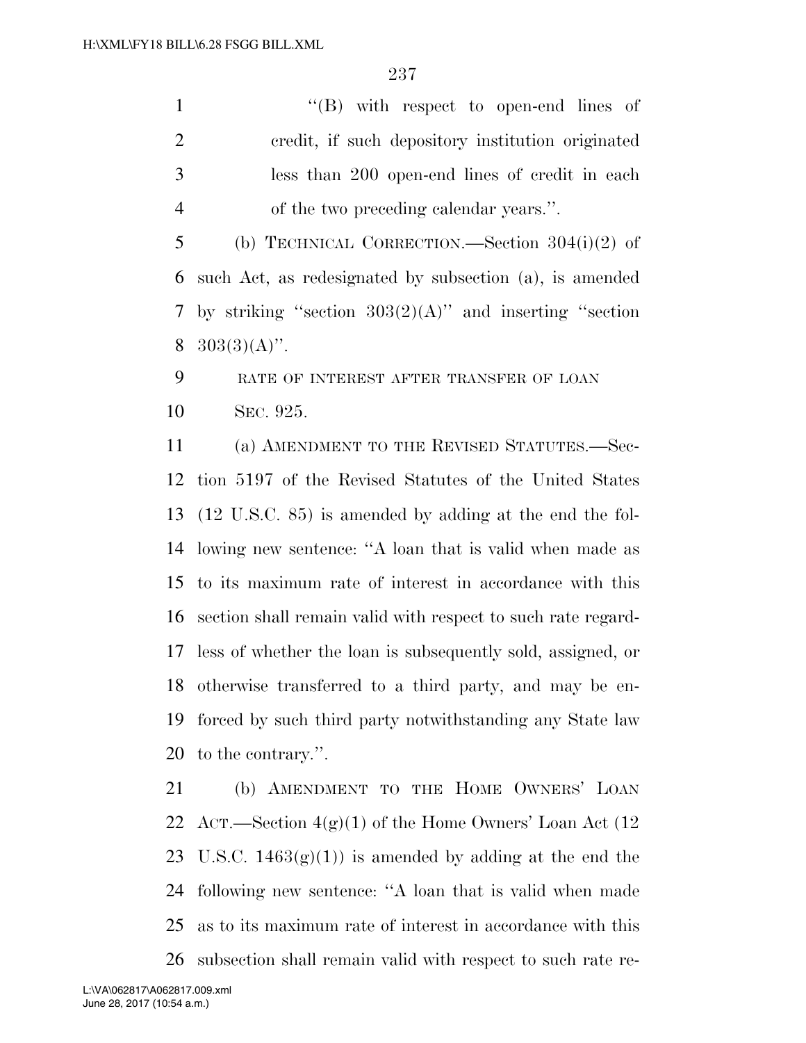"(B) with respect to open-end lines of credit, if such depository institution originated less than 200 open-end lines of credit in each of the two preceding calendar years.".

(b) TECHNICAL CORRECTION.—Section 304(i)(2) of such Act, as redesignated by subsection (a), is amended by striking "section 303(2)(A)" and inserting "section 303(3)(A)".

RATE OF INTEREST AFTER TRANSFER OF LOAN

SEC. 925.

(a) AMENDMENT TO THE REVISED STATUTES.—Section 5197 of the Revised Statutes of the United States (12 U.S.C. 85) is amended by adding at the end the following new sentence: "A loan that is valid when made as to its maximum rate of interest in accordance with this section shall remain valid with respect to such rate regardless of whether the loan is subsequently sold, assigned, or otherwise transferred to a third party, and may be enforced by such third party notwithstanding any State law to the contrary.".

(b) AMENDMENT TO THE HOME OWNERS' LOAN ACT.—Section 4(g)(1) of the Home Owners' Loan Act (12 U.S.C. 1463(g)(1)) is amended by adding at the end the following new sentence: "A loan that is valid when made as to its maximum rate of interest in accordance with this subsection shall remain valid with respect to such rate re-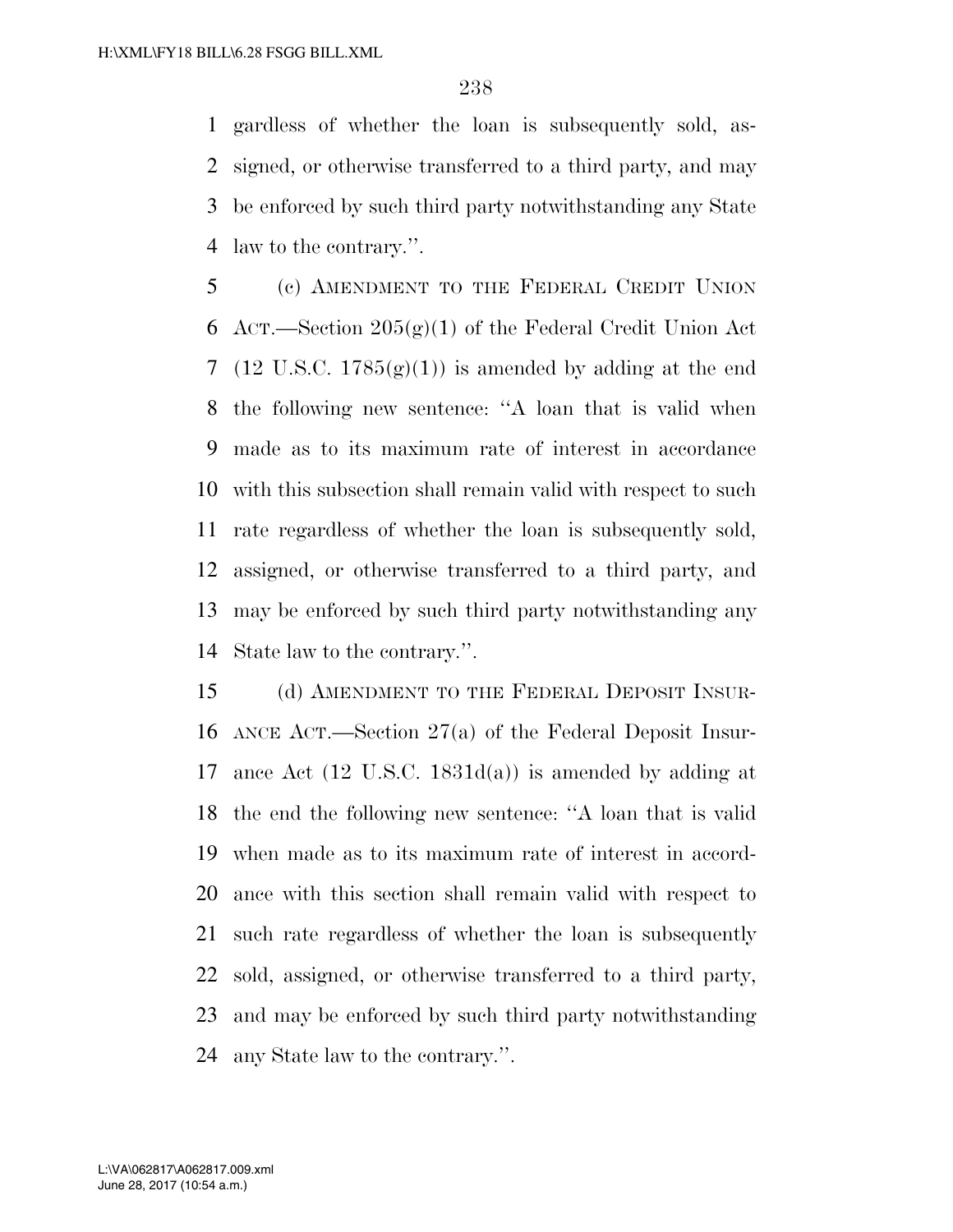gardless of whether the loan is subsequently sold, assigned, or otherwise transferred to a third party, and may be enforced by such third party notwithstanding any State law to the contrary.''.

(c) AMENDMENT TO THE FEDERAL CREDIT UNION ACT.—Section 205(g)(1) of the Federal Credit Union Act (12 U.S.C. 1785(g)(1)) is amended by adding at the end the following new sentence: ''A loan that is valid when made as to its maximum rate of interest in accordance with this subsection shall remain valid with respect to such rate regardless of whether the loan is subsequently sold, assigned, or otherwise transferred to a third party, and may be enforced by such third party notwithstanding any State law to the contrary.''.

(d) AMENDMENT TO THE FEDERAL DEPOSIT INSURANCE ACT.—Section 27(a) of the Federal Deposit Insurance Act (12 U.S.C. 1831d(a)) is amended by adding at the end the following new sentence: ''A loan that is valid when made as to its maximum rate of interest in accordance with this section shall remain valid with respect to such rate regardless of whether the loan is subsequently sold, assigned, or otherwise transferred to a third party, and may be enforced by such third party notwithstanding any State law to the contrary.''.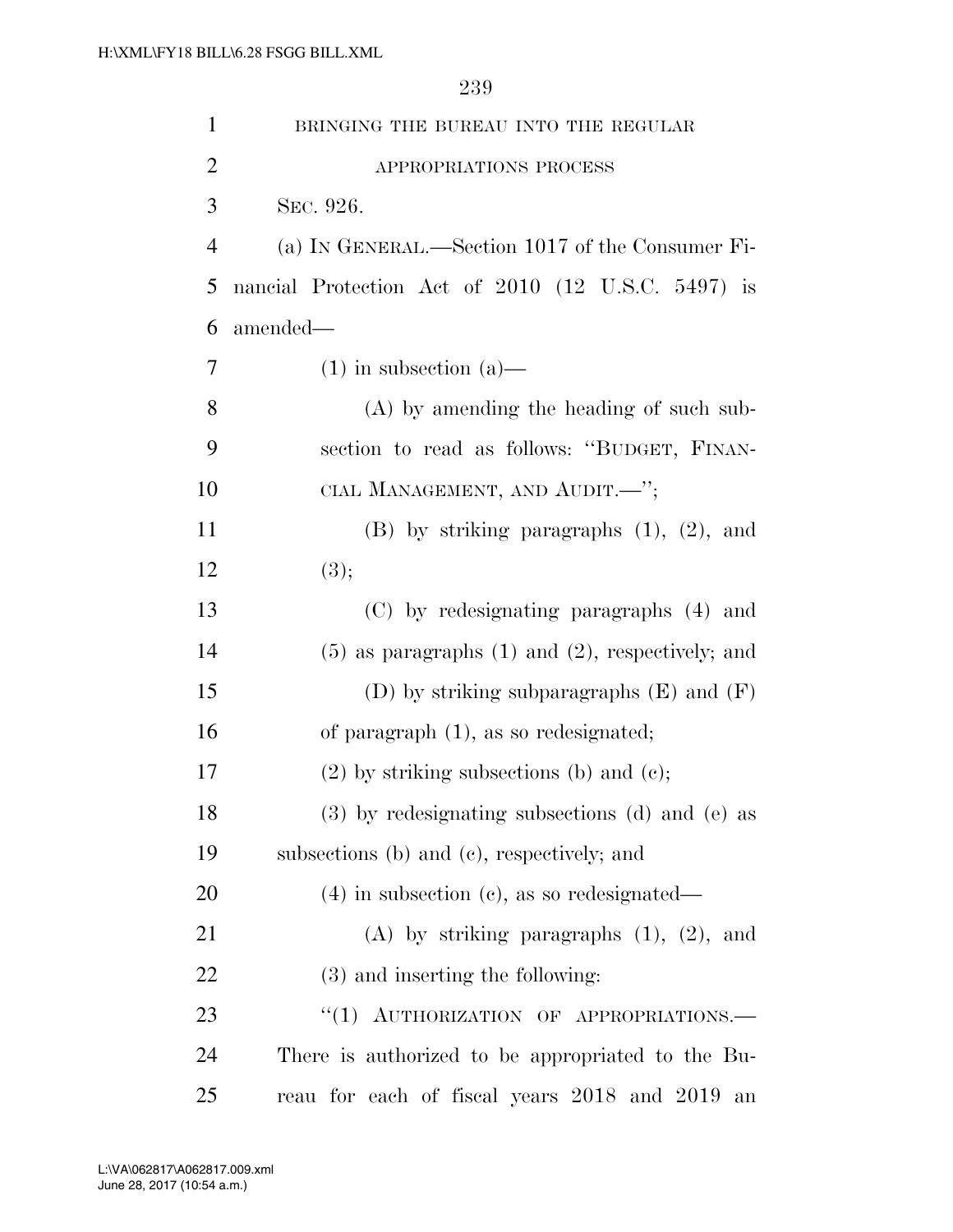BRINGING THE BUREAU INTO THE REGULAR APPROPRIATIONS PROCESS

SEC. 926.

(a) IN GENERAL.—Section 1017 of the Consumer Financial Protection Act of 2010 (12 U.S.C. 5497) is amended—

(1) in subsection (a)—

(A) by amending the heading of such subsection to read as follows: ''BUDGET, FINANCIAL MANAGEMENT, AND AUDIT.—'';

(B) by striking paragraphs (1), (2), and (3);

(C) by redesignating paragraphs (4) and (5) as paragraphs (1) and (2), respectively; and

(D) by striking subparagraphs (E) and (F) of paragraph (1), as so redesignated;

(2) by striking subsections (b) and (c);

(3) by redesignating subsections (d) and (e) as subsections (b) and (c), respectively; and

(4) in subsection (c), as so redesignated—

(A) by striking paragraphs (1), (2), and (3) and inserting the following:

''(1) AUTHORIZATION OF APPROPRIATIONS.—There is authorized to be appropriated to the Bureau for each of fiscal years 2018 and 2019 an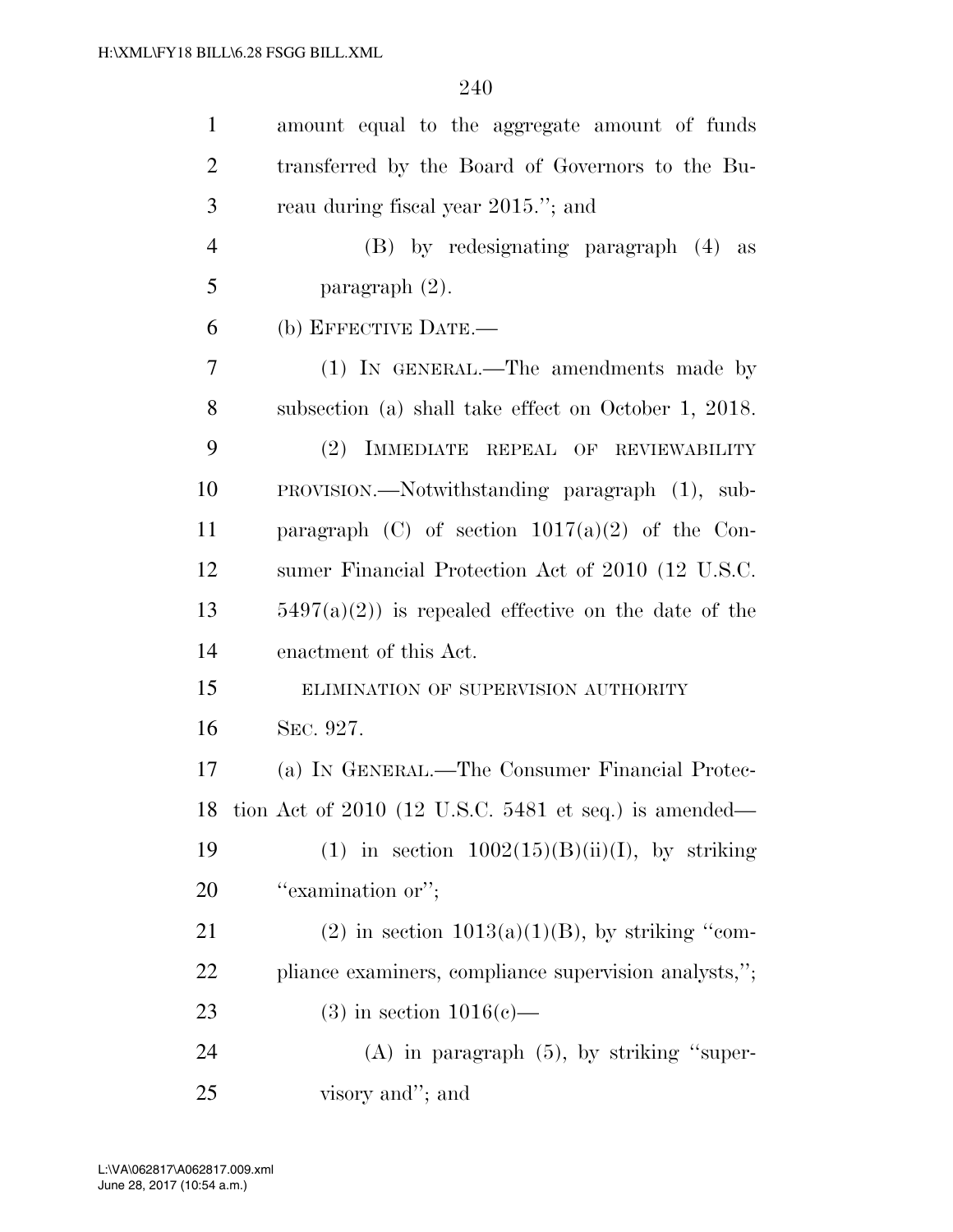amount equal to the aggregate amount of funds transferred by the Board of Governors to the Bureau during fiscal year 2015.''; and

(B) by redesignating paragraph (4) as paragraph (2).

(b) EFFECTIVE DATE.—

(1) IN GENERAL.—The amendments made by subsection (a) shall take effect on October 1, 2018.

(2) IMMEDIATE REPEAL OF REVIEWABILITY PROVISION.—Notwithstanding paragraph (1), subparagraph (C) of section 1017(a)(2) of the Consumer Financial Protection Act of 2010 (12 U.S.C. 5497(a)(2)) is repealed effective on the date of the enactment of this Act.

ELIMINATION OF SUPERVISION AUTHORITY

SEC. 927.

(a) IN GENERAL.—The Consumer Financial Protection Act of 2010 (12 U.S.C. 5481 et seq.) is amended—

(1) in section 1002(15)(B)(ii)(I), by striking ''examination or'';

(2) in section 1013(a)(1)(B), by striking ''compliance examiners, compliance supervision analysts,'';

(3) in section 1016(c)—

(A) in paragraph (5), by striking ''supervisory and''; and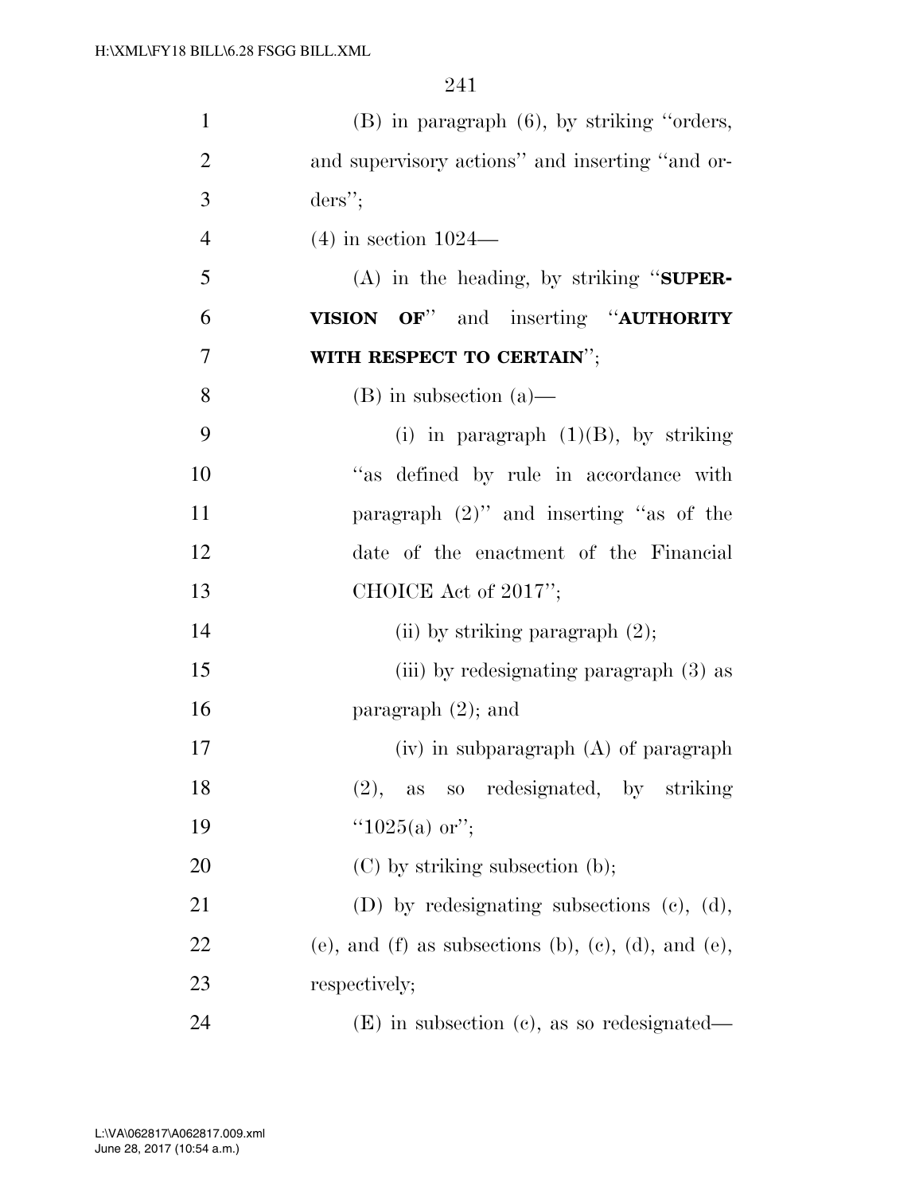(B) in paragraph (6), by striking "orders, and supervisory actions" and inserting "and orders";

(4) in section 1024—

(A) in the heading, by striking "**SUPERVISION OF**" and inserting "**AUTHORITY WITH RESPECT TO CERTAIN**";

(B) in subsection (a)—

(i) in paragraph (1)(B), by striking "as defined by rule in accordance with paragraph (2)" and inserting "as of the date of the enactment of the Financial CHOICE Act of 2017";

(ii) by striking paragraph (2);

(iii) by redesignating paragraph (3) as paragraph (2); and

(iv) in subparagraph (A) of paragraph (2), as so redesignated, by striking "1025(a) or";

(C) by striking subsection (b);

(D) by redesignating subsections (c), (d), (e), and (f) as subsections (b), (c), (d), and (e), respectively;

(E) in subsection (c), as so redesignated—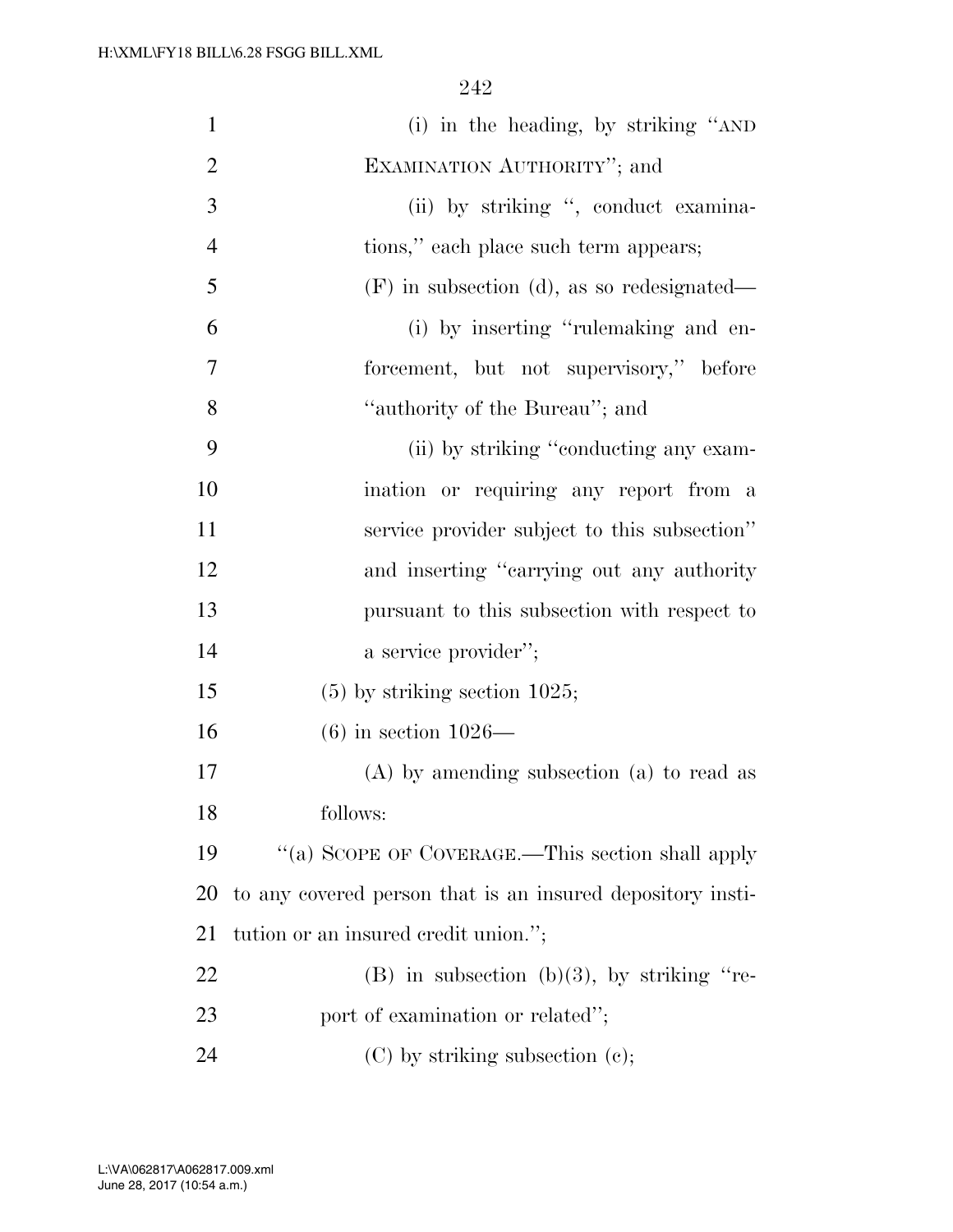(i) in the heading, by striking ''AND EXAMINATION AUTHORITY''; and

(ii) by striking '', conduct examinations,'' each place such term appears;

(F) in subsection (d), as so redesignated—

(i) by inserting ''rulemaking and enforcement, but not supervisory,'' before ''authority of the Bureau''; and

(ii) by striking ''conducting any examination or requiring any report from a service provider subject to this subsection'' and inserting ''carrying out any authority pursuant to this subsection with respect to a service provider'';

(5) by striking section 1025;

(6) in section 1026—

(A) by amending subsection (a) to read as follows:

''(a) SCOPE OF COVERAGE.—This section shall apply to any covered person that is an insured depository institution or an insured credit union.'';

(B) in subsection (b)(3), by striking ''report of examination or related'';

(C) by striking subsection (c);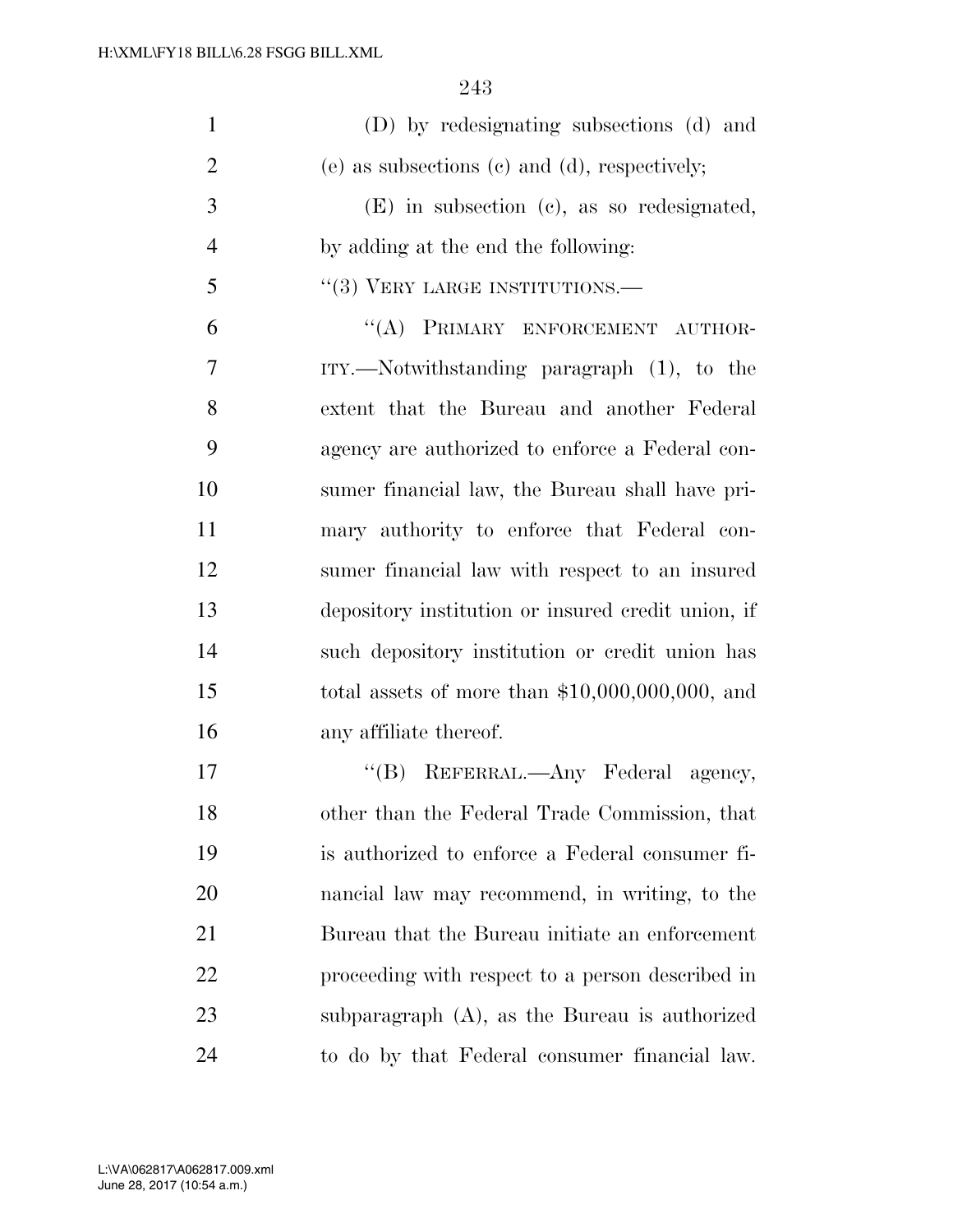(D) by redesignating subsections (d) and (e) as subsections (c) and (d), respectively;

(E) in subsection (c), as so redesignated, by adding at the end the following:

"(3) VERY LARGE INSTITUTIONS.—

"(A) PRIMARY ENFORCEMENT AUTHORITY.—Notwithstanding paragraph (1), to the extent that the Bureau and another Federal agency are authorized to enforce a Federal consumer financial law, the Bureau shall have primary authority to enforce that Federal consumer financial law with respect to an insured depository institution or insured credit union, if such depository institution or credit union has total assets of more than $10,000,000,000, and any affiliate thereof.

"(B) REFERRAL.—Any Federal agency, other than the Federal Trade Commission, that is authorized to enforce a Federal consumer financial law may recommend, in writing, to the Bureau that the Bureau initiate an enforcement proceeding with respect to a person described in subparagraph (A), as the Bureau is authorized to do by that Federal consumer financial law.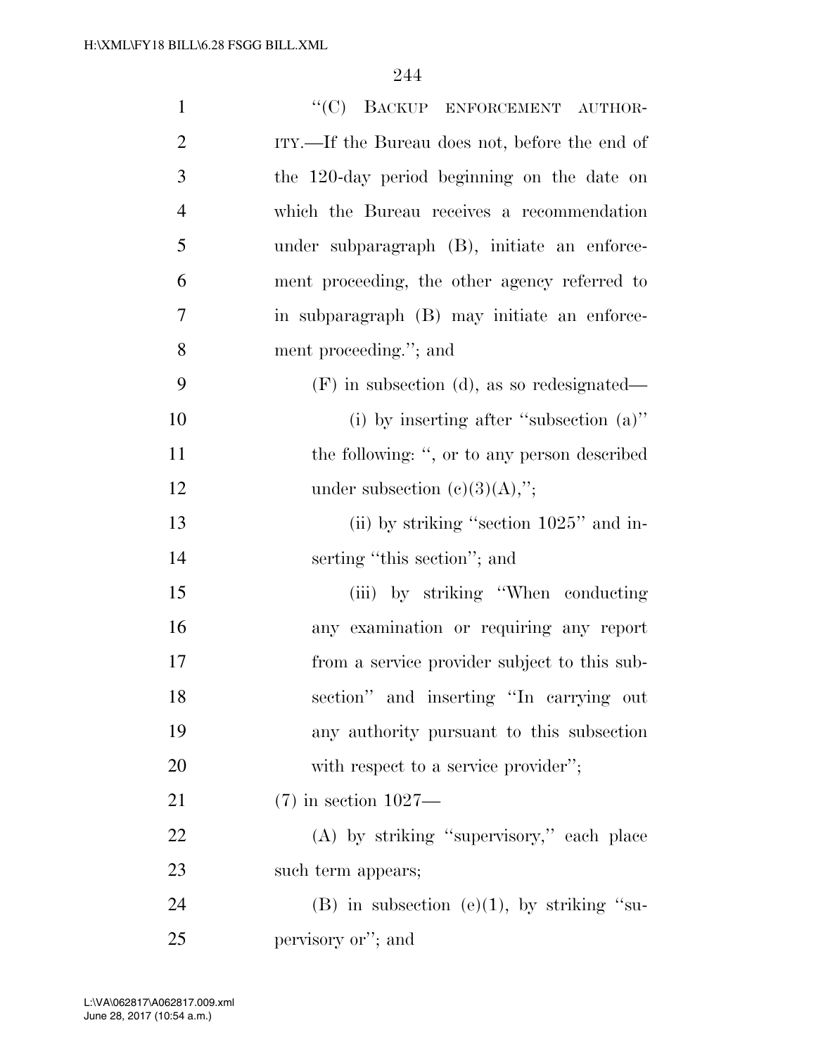"(C) BACKUP ENFORCEMENT AUTHORITY.—If the Bureau does not, before the end of the 120-day period beginning on the date on which the Bureau receives a recommendation under subparagraph (B), initiate an enforcement proceeding, the other agency referred to in subparagraph (B) may initiate an enforcement proceeding."; and

(F) in subsection (d), as so redesignated—

(i) by inserting after "subsection (a)" the following: ", or to any person described under subsection (c)(3)(A),";

(ii) by striking "section 1025" and inserting "this section"; and

(iii) by striking "When conducting any examination or requiring any report from a service provider subject to this subsection" and inserting "In carrying out any authority pursuant to this subsection with respect to a service provider";

(7) in section 1027—

(A) by striking "supervisory," each place such term appears;

(B) in subsection (e)(1), by striking "supervisory or"; and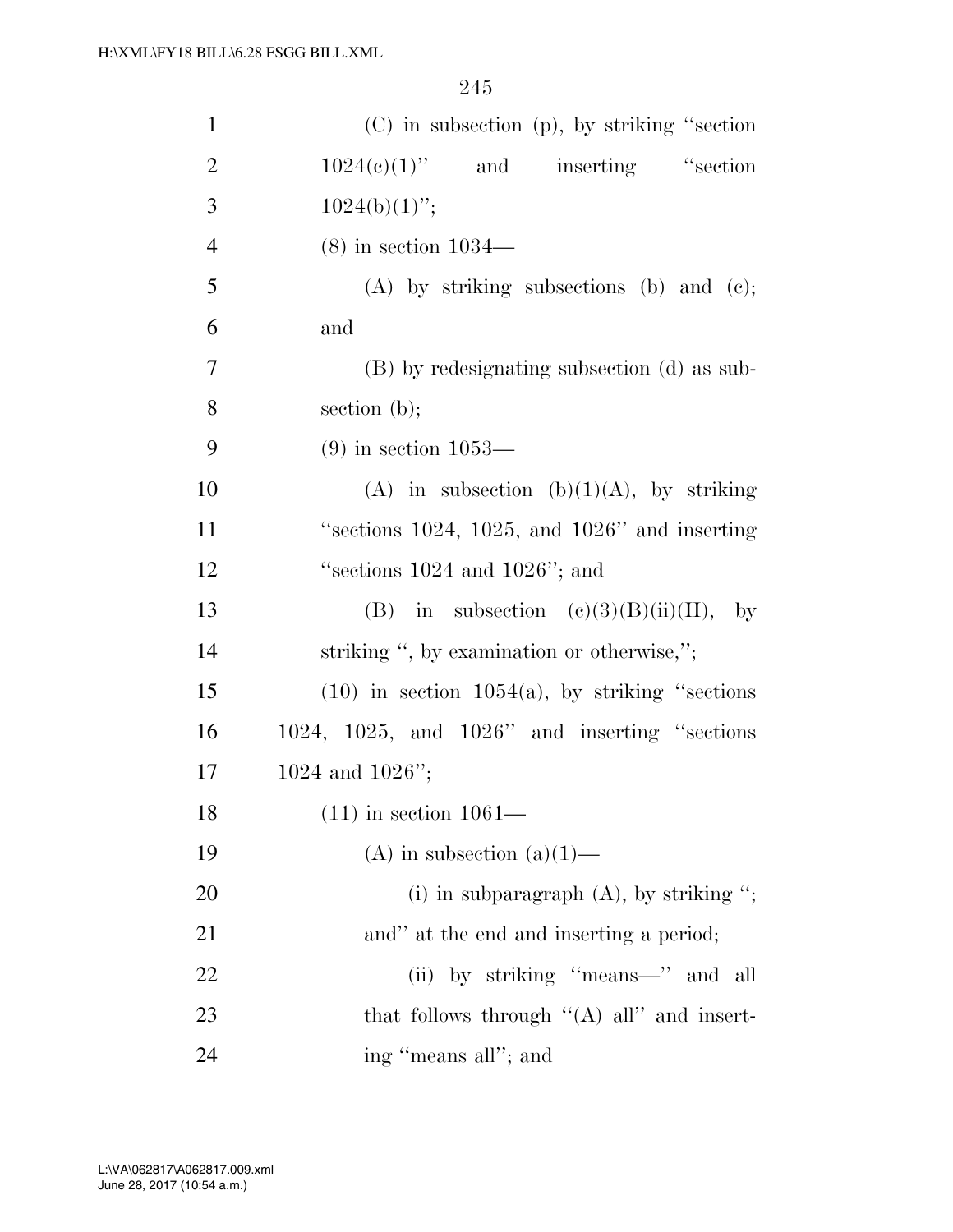(C) in subsection (p), by striking ''section 1024(c)(1)'' and inserting ''section 1024(b)(1)'';

(8) in section 1034—

(A) by striking subsections (b) and (c); and

(B) by redesignating subsection (d) as subsection (b);

(9) in section 1053—

(A) in subsection (b)(1)(A), by striking ''sections 1024, 1025, and 1026'' and inserting ''sections 1024 and 1026''; and

(B) in subsection (c)(3)(B)(ii)(II), by striking '', by examination or otherwise,'';

(10) in section 1054(a), by striking ''sections 1024, 1025, and 1026'' and inserting ''sections 1024 and 1026'';

(11) in section 1061—

(A) in subsection (a)(1)—

(i) in subparagraph (A), by striking ''; and'' at the end and inserting a period;

(ii) by striking ''means—'' and all that follows through ''(A) all'' and inserting ''means all''; and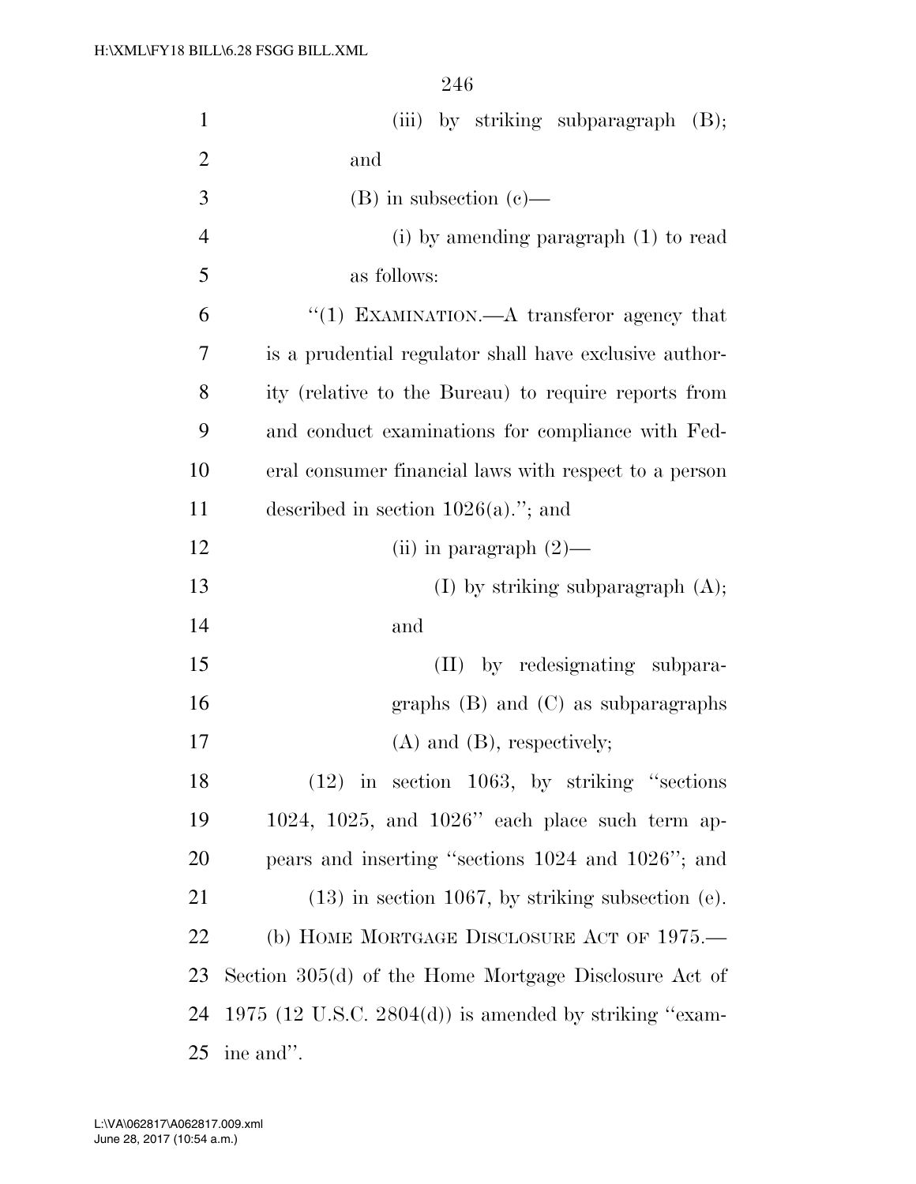(iii) by striking subparagraph (B); and

(B) in subsection (c)—

(i) by amending paragraph (1) to read as follows:

"(1) EXAMINATION.—A transferor agency that is a prudential regulator shall have exclusive authority (relative to the Bureau) to require reports from and conduct examinations for compliance with Federal consumer financial laws with respect to a person described in section 1026(a)."; and

(ii) in paragraph (2)—

(I) by striking subparagraph (A); and

(II) by redesignating subparagraphs (B) and (C) as subparagraphs (A) and (B), respectively;

(12) in section 1063, by striking "sections 1024, 1025, and 1026" each place such term appears and inserting "sections 1024 and 1026"; and

(13) in section 1067, by striking subsection (e).

(b) HOME MORTGAGE DISCLOSURE ACT OF 1975.—Section 305(d) of the Home Mortgage Disclosure Act of 1975 (12 U.S.C. 2804(d)) is amended by striking "examine and".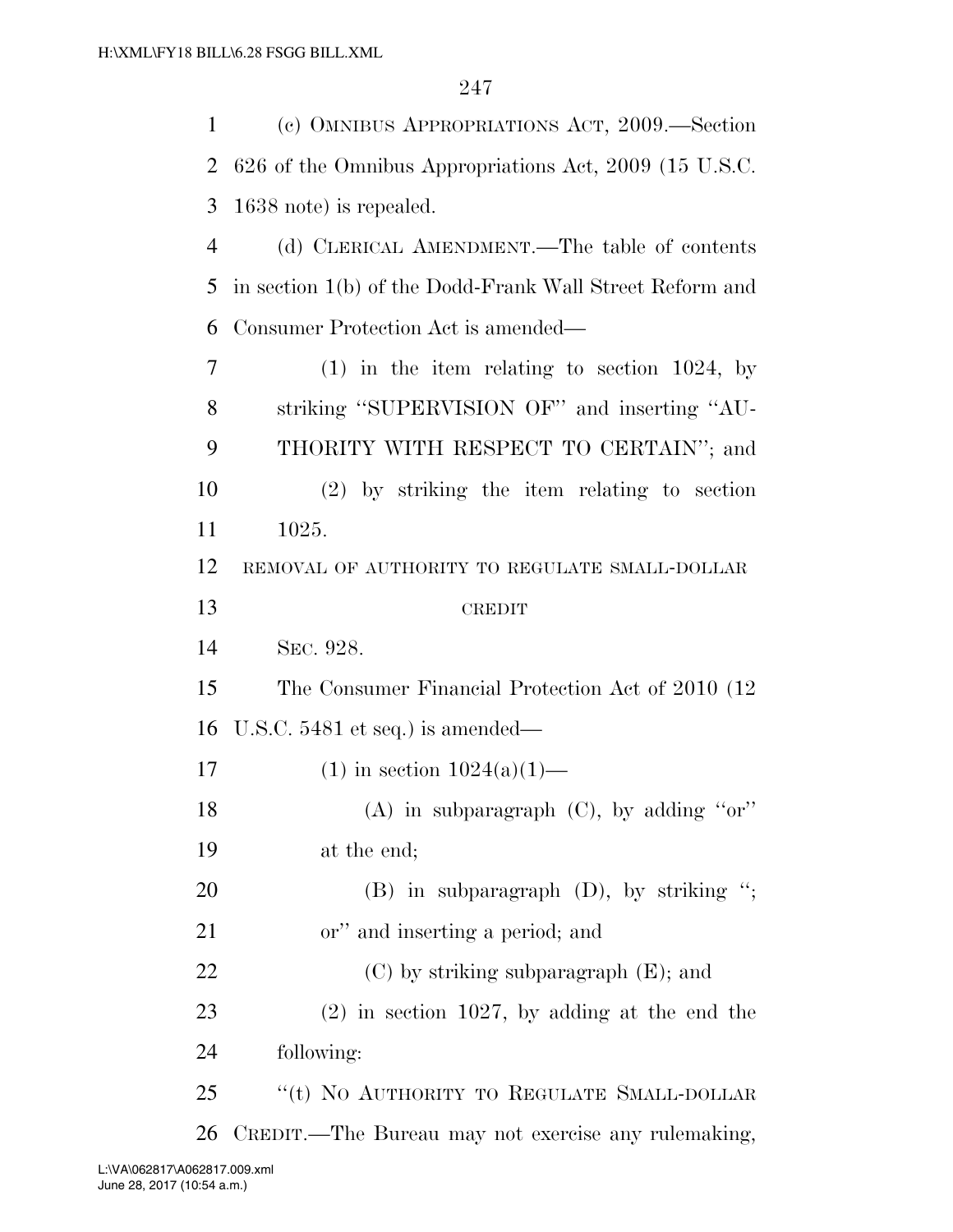(c) OMNIBUS APPROPRIATIONS ACT, 2009.—Section 626 of the Omnibus Appropriations Act, 2009 (15 U.S.C. 1638 note) is repealed.

(d) CLERICAL AMENDMENT.—The table of contents in section 1(b) of the Dodd-Frank Wall Street Reform and Consumer Protection Act is amended—

(1) in the item relating to section 1024, by striking ''SUPERVISION OF'' and inserting ''AUTHORITY WITH RESPECT TO CERTAIN''; and

(2) by striking the item relating to section 1025.

REMOVAL OF AUTHORITY TO REGULATE SMALL-DOLLAR CREDIT

SEC. 928.

The Consumer Financial Protection Act of 2010 (12 U.S.C. 5481 et seq.) is amended—

(1) in section 1024(a)(1)—

(A) in subparagraph (C), by adding ''or'' at the end;

(B) in subparagraph (D), by striking ''; or'' and inserting a period; and

(C) by striking subparagraph (E); and

(2) in section 1027, by adding at the end the following:

''(t) NO AUTHORITY TO REGULATE SMALL-DOLLAR CREDIT.—The Bureau may not exercise any rulemaking,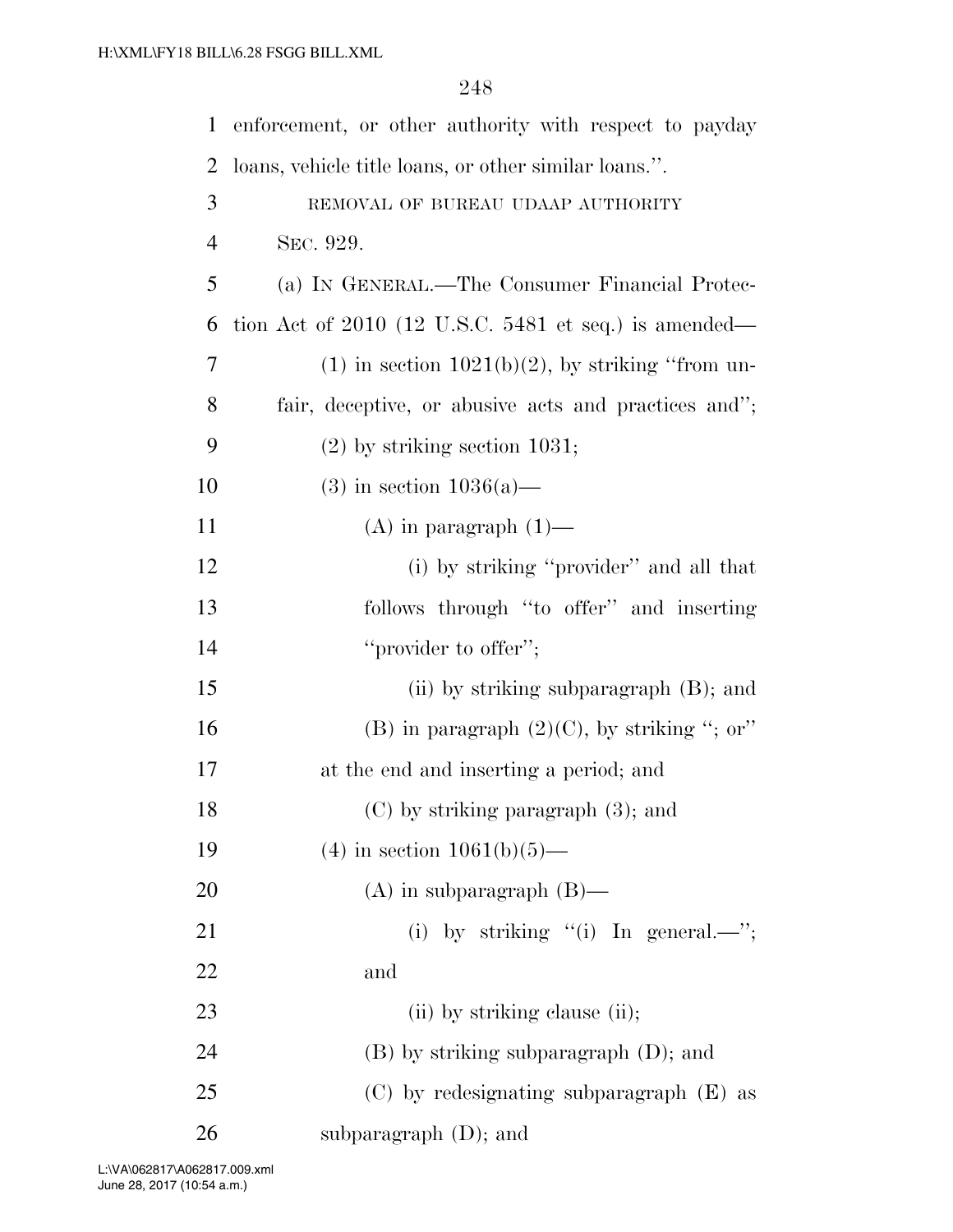enforcement, or other authority with respect to payday loans, vehicle title loans, or other similar loans.''.

REMOVAL OF BUREAU UDAAP AUTHORITY

SEC. 929.

(a) IN GENERAL.—The Consumer Financial Protection Act of 2010 (12 U.S.C. 5481 et seq.) is amended—

(1) in section 1021(b)(2), by striking ''from unfair, deceptive, or abusive acts and practices and'';

(2) by striking section 1031;

(3) in section 1036(a)—

(A) in paragraph (1)—

(i) by striking ''provider'' and all that follows through ''to offer'' and inserting ''provider to offer'';

(ii) by striking subparagraph (B); and

(B) in paragraph (2)(C), by striking ''; or'' at the end and inserting a period; and

(C) by striking paragraph (3); and

(4) in section 1061(b)(5)—

(A) in subparagraph (B)—

(i) by striking ''(i) In general.—''; and

(ii) by striking clause (ii);

(B) by striking subparagraph (D); and

(C) by redesignating subparagraph (E) as subparagraph (D); and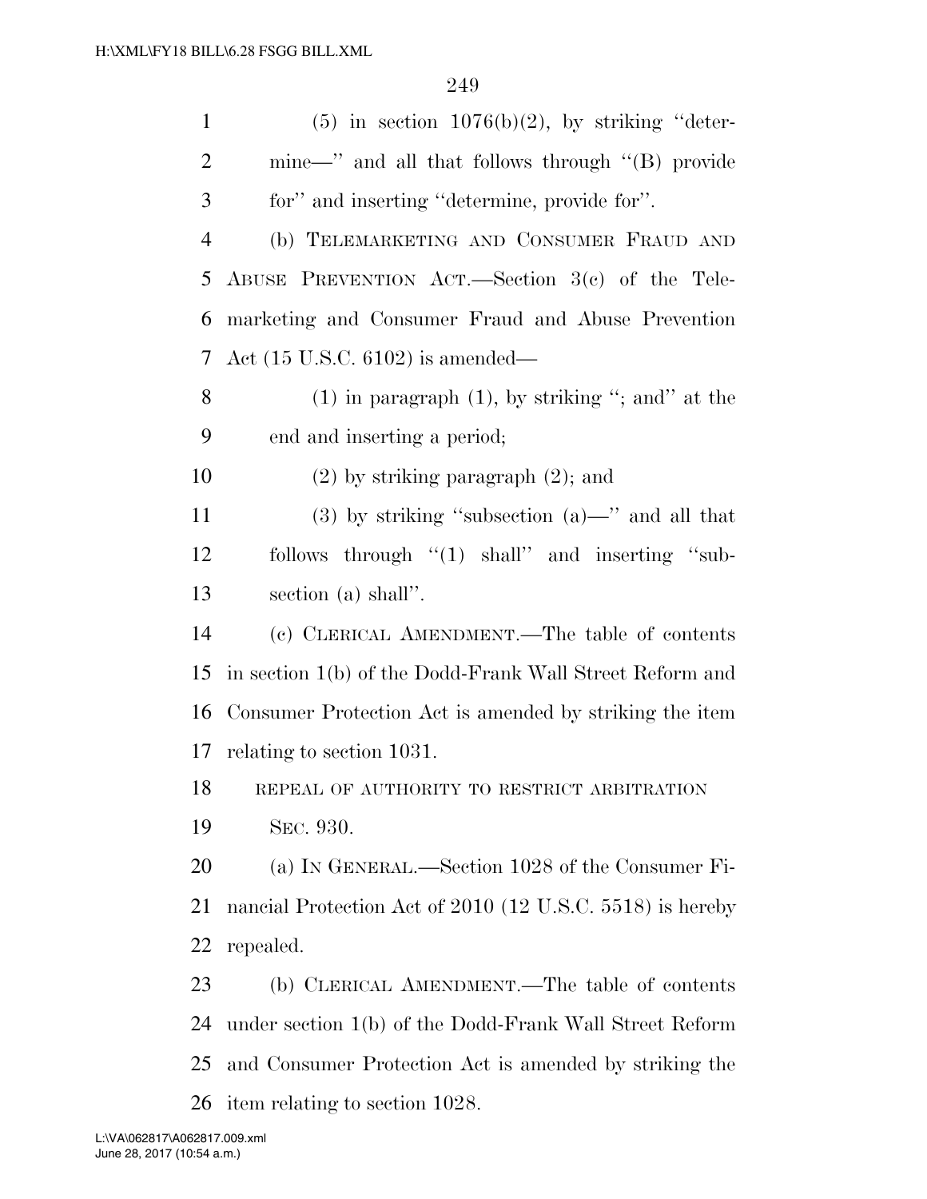(5) in section 1076(b)(2), by striking "determine—" and all that follows through "(B) provide for" and inserting "determine, provide for".

(b) TELEMARKETING AND CONSUMER FRAUD AND ABUSE PREVENTION ACT.—Section 3(c) of the Telemarketing and Consumer Fraud and Abuse Prevention Act (15 U.S.C. 6102) is amended—

(1) in paragraph (1), by striking "; and" at the end and inserting a period;

(2) by striking paragraph (2); and

(3) by striking "subsection (a)—" and all that follows through "(1) shall" and inserting "subsection (a) shall".

(c) CLERICAL AMENDMENT.—The table of contents in section 1(b) of the Dodd-Frank Wall Street Reform and Consumer Protection Act is amended by striking the item relating to section 1031.

REPEAL OF AUTHORITY TO RESTRICT ARBITRATION

SEC. 930.

(a) IN GENERAL.—Section 1028 of the Consumer Financial Protection Act of 2010 (12 U.S.C. 5518) is hereby repealed.

(b) CLERICAL AMENDMENT.—The table of contents under section 1(b) of the Dodd-Frank Wall Street Reform and Consumer Protection Act is amended by striking the item relating to section 1028.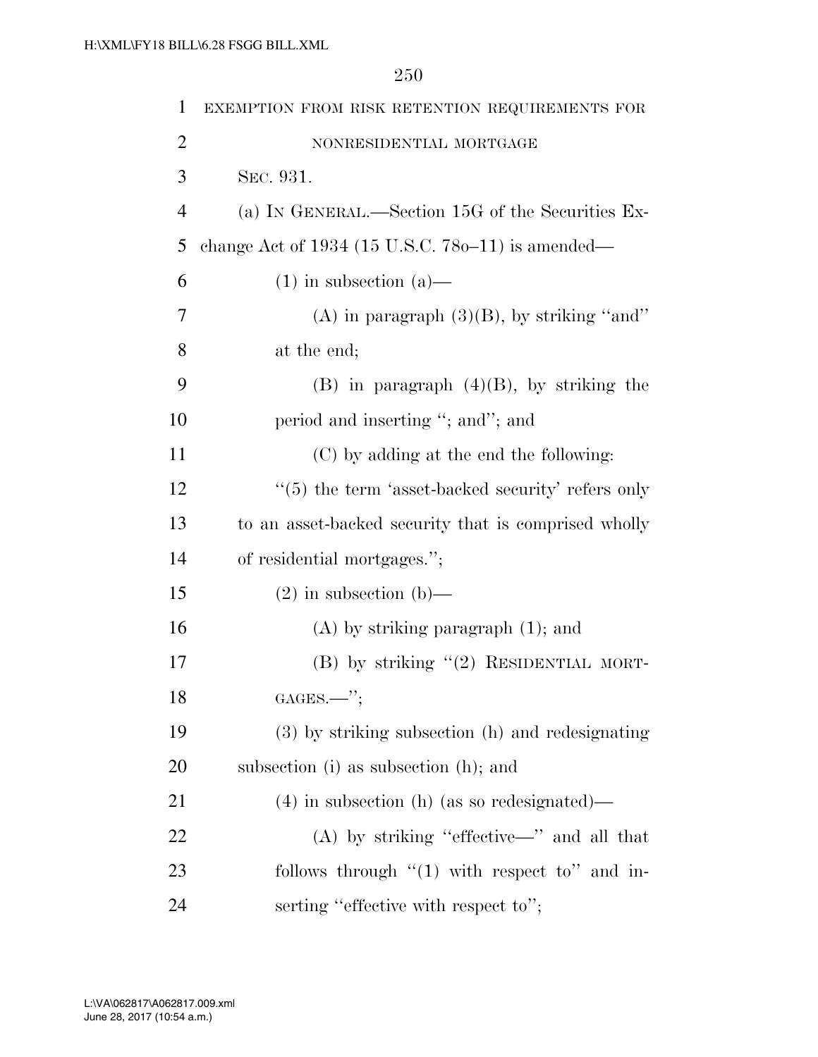EXEMPTION FROM RISK RETENTION REQUIREMENTS FOR NONRESIDENTIAL MORTGAGE

SEC. 931.

(a) IN GENERAL.—Section 15G of the Securities Exchange Act of 1934 (15 U.S.C. 78o–11) is amended—

(1) in subsection (a)—

(A) in paragraph (3)(B), by striking "and" at the end;

(B) in paragraph (4)(B), by striking the period and inserting "; and"; and

(C) by adding at the end the following:

"(5) the term 'asset-backed security' refers only to an asset-backed security that is comprised wholly of residential mortgages.";

(2) in subsection (b)—

(A) by striking paragraph (1); and

(B) by striking "(2) RESIDENTIAL MORTGAGES.—";

(3) by striking subsection (h) and redesignating subsection (i) as subsection (h); and

(4) in subsection (h) (as so redesignated)—

(A) by striking "effective—" and all that follows through "(1) with respect to" and inserting "effective with respect to";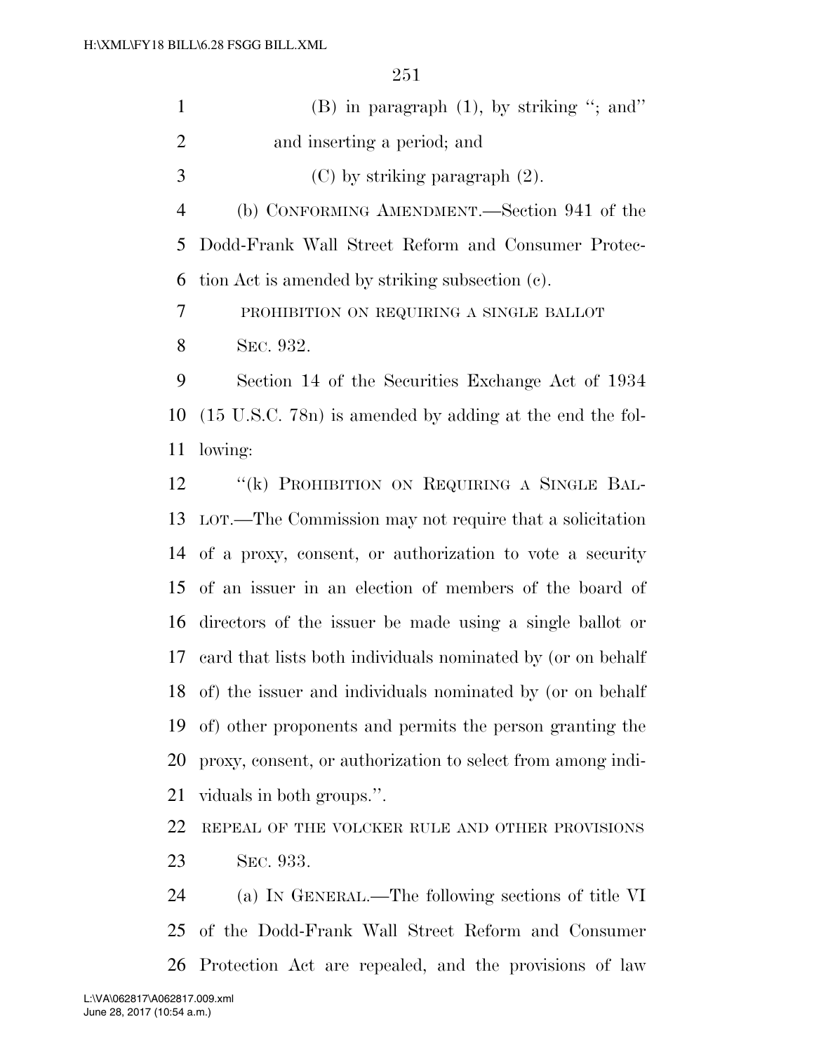(B) in paragraph (1), by striking "; and" and inserting a period; and

(C) by striking paragraph (2).

(b) CONFORMING AMENDMENT.—Section 941 of the Dodd-Frank Wall Street Reform and Consumer Protection Act is amended by striking subsection (c).

PROHIBITION ON REQUIRING A SINGLE BALLOT

SEC. 932.

Section 14 of the Securities Exchange Act of 1934 (15 U.S.C. 78n) is amended by adding at the end the following:

"(k) PROHIBITION ON REQUIRING A SINGLE BALLOT.—The Commission may not require that a solicitation of a proxy, consent, or authorization to vote a security of an issuer in an election of members of the board of directors of the issuer be made using a single ballot or card that lists both individuals nominated by (or on behalf of) the issuer and individuals nominated by (or on behalf of) other proponents and permits the person granting the proxy, consent, or authorization to select from among individuals in both groups.".

REPEAL OF THE VOLCKER RULE AND OTHER PROVISIONS

SEC. 933.

(a) IN GENERAL.—The following sections of title VI of the Dodd-Frank Wall Street Reform and Consumer Protection Act are repealed, and the provisions of law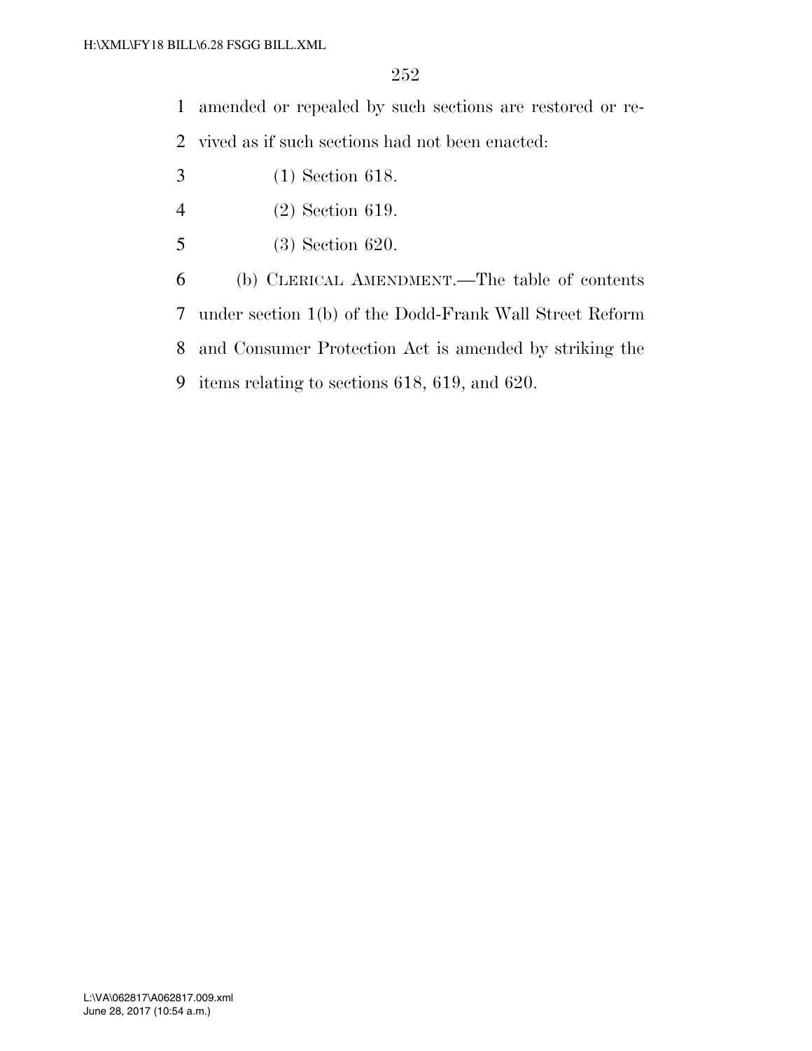amended or repealed by such sections are restored or revived as if such sections had not been enacted:

(1) Section 618.

(2) Section 619.

(3) Section 620.

(b) CLERICAL AMENDMENT.—The table of contents under section 1(b) of the Dodd-Frank Wall Street Reform and Consumer Protection Act is amended by striking the items relating to sections 618, 619, and 620.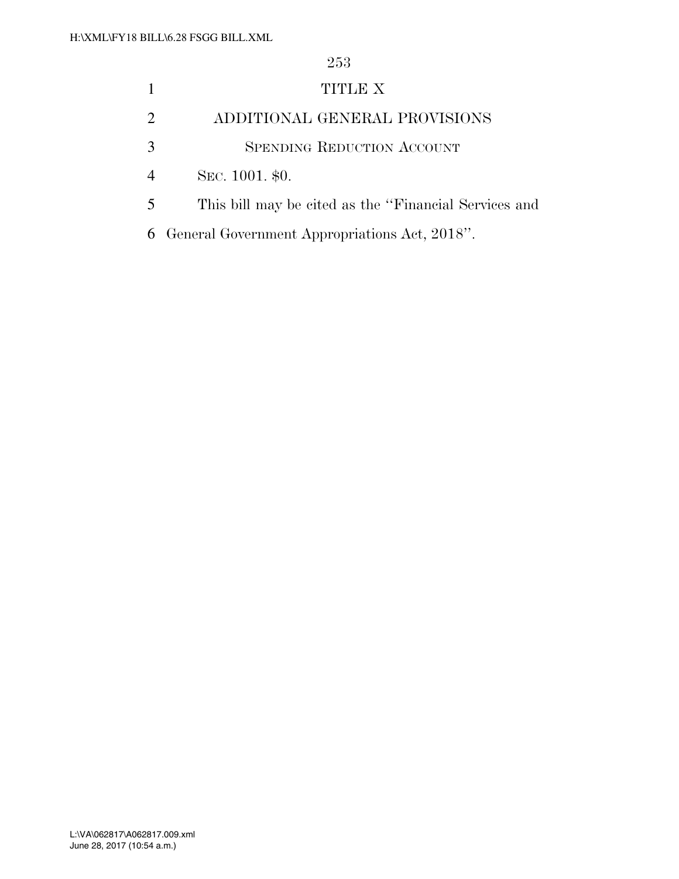# TITLE X

## ADDITIONAL GENERAL PROVISIONS

### Spending Reduction Account

Sec. 1001. $0.

This bill may be cited as the ''Financial Services and General Government Appropriations Act, 2018''.